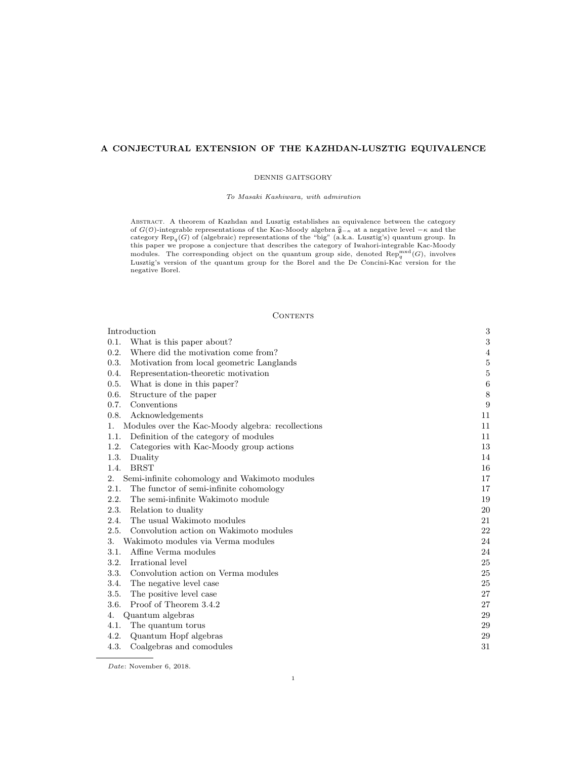# A CONJECTURAL EXTENSION OF THE KAZHDAN-LUSZTIG EQUIVALENCE

DENNIS GAITSGORY

*To Masaki Kashiwara, with admiration*

Abstract. A theorem of Kazhdan and Lusztig establishes an equivalence between the category of $G(\mathcal{O})$-integrable representations of the Kac-Moody algebra $\widehat{\mathfrak{g}}_{-\kappa}$ at a negative level $-\kappa$ and the category $\mathrm{Rep}_q(G)$ of (algebraic) representations of the "big" (a.k.a. Lusztig's) quantum group. In this paper we propose a conjecture that describes the category of Iwahori-integrable Kac-Moody modules. The corresponding object on the quantum group side, denoted $\mathrm{Rep}_q^{\mathrm{mxd}}(G)$, involves Lusztig's version of the quantum group for the Borel and the De Concini-Kac version for the negative Borel.

## Contents

| | |
|---|---|
| Introduction | 3 |
| 0.1. What is this paper about? | 3 |
| 0.2. Where did the motivation come from? | 4 |
| 0.3. Motivation from local geometric Langlands | 5 |
| 0.4. Representation-theoretic motivation | 5 |
| 0.5. What is done in this paper? | 6 |
| 0.6. Structure of the paper | 8 |
| 0.7. Conventions | 9 |
| 0.8. Acknowledgements | 11 |
| 1. Modules over the Kac-Moody algebra: recollections | 11 |
| 1.1. Definition of the category of modules | 11 |
| 1.2. Categories with Kac-Moody group actions | 13 |
| 1.3. Duality | 14 |
| 1.4. BRST | 16 |
| 2. Semi-infinite cohomology and Wakimoto modules | 17 |
| 2.1. The functor of semi-infinite cohomology | 17 |
| 2.2. The semi-infinite Wakimoto module | 19 |
| 2.3. Relation to duality | 20 |
| 2.4. The usual Wakimoto modules | 21 |
| 2.5. Convolution action on Wakimoto modules | 22 |
| 3. Wakimoto modules via Verma modules | 24 |
| 3.1. Affine Verma modules | 24 |
| 3.2. Irrational level | 25 |
| 3.3. Convolution action on Verma modules | 25 |
| 3.4. The negative level case | 25 |
| 3.5. The positive level case | 27 |
| 3.6. Proof of Theorem 3.4.2 | 27 |
| 4. Quantum algebras | 29 |
| 4.1. The quantum torus | 29 |
| 4.2. Quantum Hopf algebras | 29 |
| 4.3. Coalgebras and comodules | 31 |

*Date*: November 6, 2018.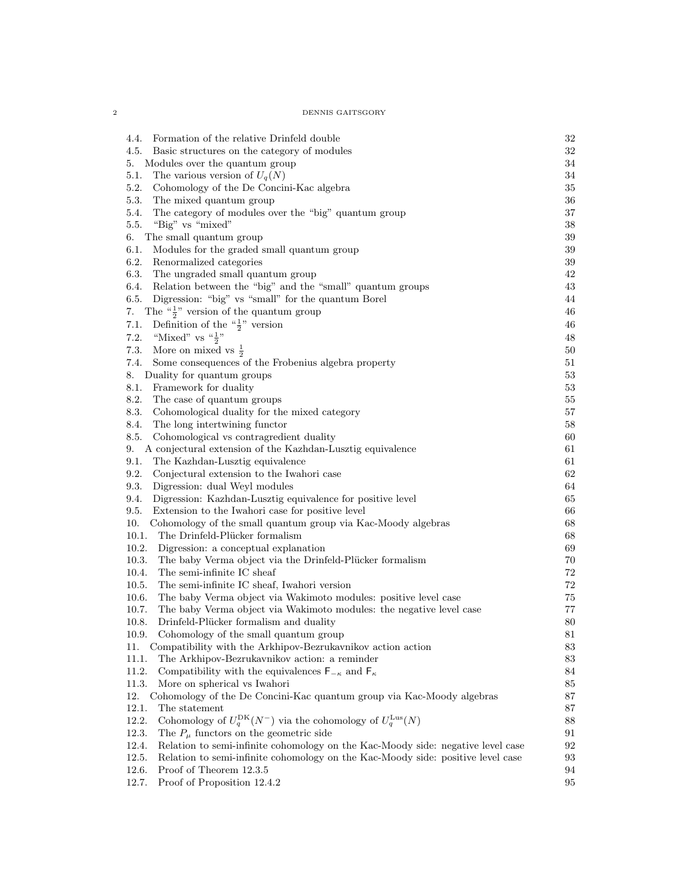4.4. Formation of the relative Drinfeld double 32
4.5. Basic structures on the category of modules 32
5. Modules over the quantum group 34
5.1. The various version of $U_q(N)$ 34
5.2. Cohomology of the De Concini-Kac algebra 35
5.3. The mixed quantum group 36
5.4. The category of modules over the "big" quantum group 37
5.5. "Big" vs "mixed" 38
6. The small quantum group 39
6.1. Modules for the graded small quantum group 39
6.2. Renormalized categories 39
6.3. The ungraded small quantum group 42
6.4. Relation between the "big" and the "small" quantum groups 43
6.5. Digression: "big" vs "small" for the quantum Borel 44
7. The "$\frac{1}{2}$" version of the quantum group 46
7.1. Definition of the "$\frac{1}{2}$" version 46
7.2. "Mixed" vs "$\frac{1}{2}$" 48
7.3. More on mixed vs $\frac{1}{2}$ 50
7.4. Some consequences of the Frobenius algebra property 51
8. Duality for quantum groups 53
8.1. Framework for duality 53
8.2. The case of quantum groups 55
8.3. Cohomological duality for the mixed category 57
8.4. The long intertwining functor 58
8.5. Cohomological vs contragredient duality 60
9. A conjectural extension of the Kazhdan-Lusztig equivalence 61
9.1. The Kazhdan-Lusztig equivalence 61
9.2. Conjectural extension to the Iwahori case 62
9.3. Digression: dual Weyl modules 64
9.4. Digression: Kazhdan-Lusztig equivalence for positive level 65
9.5. Extension to the Iwahori case for positive level 66
10. Cohomology of the small quantum group via Kac-Moody algebras 68
10.1. The Drinfeld-Plücker formalism 68
10.2. Digression: a conceptual explanation 69
10.3. The baby Verma object via the Drinfeld-Plücker formalism 70
10.4. The semi-infinite IC sheaf 72
10.5. The semi-infinite IC sheaf, Iwahori version 72
10.6. The baby Verma object via Wakimoto modules: positive level case 75
10.7. The baby Verma object via Wakimoto modules: the negative level case 77
10.8. Drinfeld-Plücker formalism and duality 80
10.9. Cohomology of the small quantum group 81
11. Compatibility with the Arkhipov-Bezrukavnikov action action 83
11.1. The Arkhipov-Bezrukavnikov action: a reminder 83
11.2. Compatibility with the equivalences $\mathsf{F}_{-\kappa}$ and $\mathsf{F}_{\kappa}$ 84
11.3. More on spherical vs Iwahori 85
12. Cohomology of the De Concini-Kac quantum group via Kac-Moody algebras 87
12.1. The statement 87
12.2. Cohomology of $U_q^{\mathrm{DK}}(N^-)$ via the cohomology of $U_q^{\mathrm{Lus}}(N)$ 88
12.3. The $P_\mu$ functors on the geometric side 91
12.4. Relation to semi-infinite cohomology on the Kac-Moody side: negative level case 92
12.5. Relation to semi-infinite cohomology on the Kac-Moody side: positive level case 93
12.6. Proof of Theorem 12.3.5 94
12.7. Proof of Proposition 12.4.2 95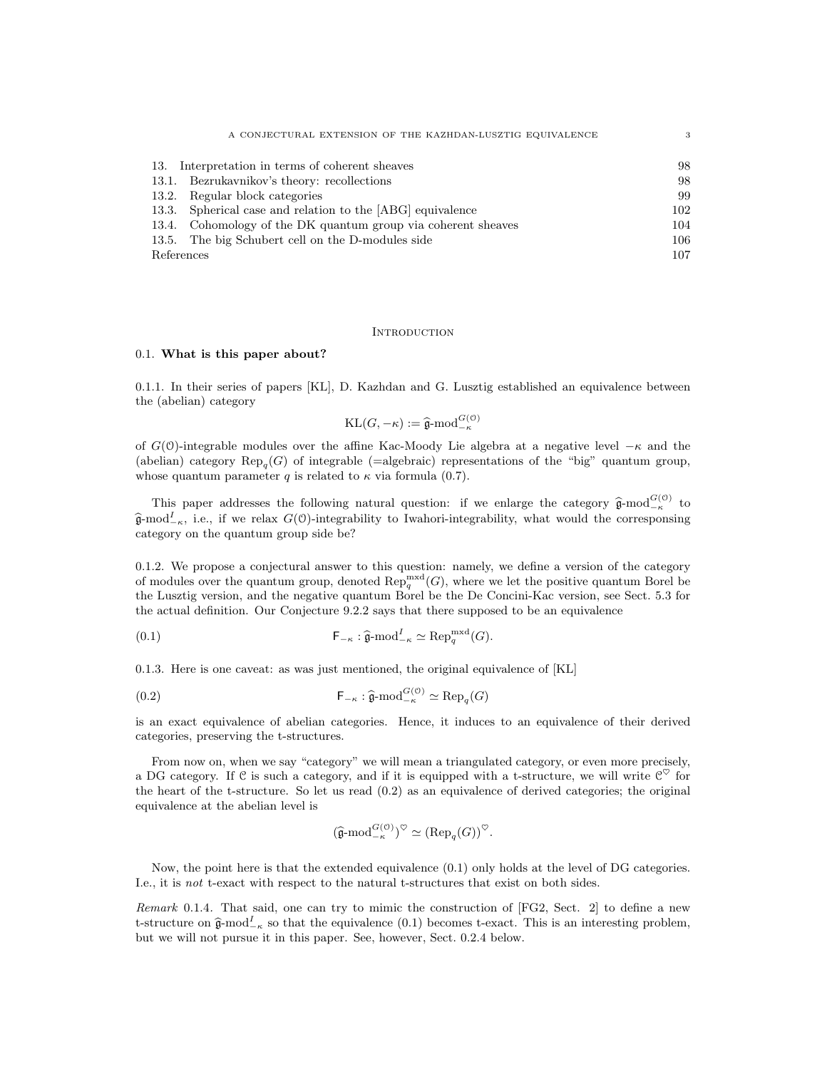| | | |
|---|---|---|
| 13. | Interpretation in terms of coherent sheaves | 98 |
| 13.1. | Bezrukavnikov's theory: recollections | 98 |
| 13.2. | Regular block categories | 99 |
| 13.3. | Spherical case and relation to the [ABG] equivalence | 102 |
| 13.4. | Cohomology of the DK quantum group via coherent sheaves | 104 |
| 13.5. | The big Schubert cell on the D-modules side | 106 |
| References | | 107 |

# Introduction

## 0.1. What is this paper about?

0.1.1. In their series of papers [KL], D. Kazhdan and G. Lusztig established an equivalence between the (abelian) category

$$\mathrm{KL}(G, -\kappa) := \widehat{\mathfrak{g}}\text{-mod}_{-\kappa}^{G(\mathcal{O})}$$

of $G(\mathcal{O})$-integrable modules over the affine Kac-Moody Lie algebra at a negative level $-\kappa$ and the (abelian) category $\mathrm{Rep}_q(G)$ of integrable (=algebraic) representations of the "big" quantum group, whose quantum parameter $q$ is related to $\kappa$ via formula (0.7).

This paper addresses the following natural question: if we enlarge the category $\widehat{\mathfrak{g}}\text{-mod}_{-\kappa}^{G(\mathcal{O})}$ to $\widehat{\mathfrak{g}}\text{-mod}_{-\kappa}^{I}$, i.e., if we relax $G(\mathcal{O})$-integrability to Iwahori-integrability, what would the corresponsing category on the quantum group side be?

0.1.2. We propose a conjectural answer to this question: namely, we define a version of the category of modules over the quantum group, denoted $\mathrm{Rep}_q^{\mathrm{mxd}}(G)$, where we let the positive quantum Borel be the Lusztig version, and the negative quantum Borel be the De Concini-Kac version, see Sect. 5.3 for the actual definition. Our Conjecture 9.2.2 says that there supposed to be an equivalence

$$\mathsf{F}_{-\kappa} : \widehat{\mathfrak{g}}\text{-mod}_{-\kappa}^{I} \simeq \mathrm{Rep}_q^{\mathrm{mxd}}(G). \tag{0.1}$$

0.1.3. Here is one caveat: as was just mentioned, the original equivalence of [KL]

$$\mathsf{F}_{-\kappa} : \widehat{\mathfrak{g}}\text{-mod}_{-\kappa}^{G(\mathcal{O})} \simeq \mathrm{Rep}_q(G) \tag{0.2}$$

is an exact equivalence of abelian categories. Hence, it induces to an equivalence of their derived categories, preserving the t-structures.

From now on, when we say "category" we will mean a triangulated category, or even more precisely, a DG category. If $\mathcal{C}$ is such a category, and if it is equipped with a t-structure, we will write $\mathcal{C}^\heartsuit$ for the heart of the t-structure. So let us read (0.2) as an equivalence of derived categories; the original equivalence at the abelian level is

$$(\widehat{\mathfrak{g}}\text{-mod}_{-\kappa}^{G(\mathcal{O})})^\heartsuit \simeq (\mathrm{Rep}_q(G))^\heartsuit.$$

Now, the point here is that the extended equivalence (0.1) only holds at the level of DG categories. I.e., it is *not* t-exact with respect to the natural t-structures that exist on both sides.

*Remark* 0.1.4. That said, one can try to mimic the construction of [FG2, Sect. 2] to define a new t-structure on $\widehat{\mathfrak{g}}\text{-mod}_{-\kappa}^{I}$ so that the equivalence (0.1) becomes t-exact. This is an interesting problem, but we will not pursue it in this paper. See, however, Sect. 0.2.4 below.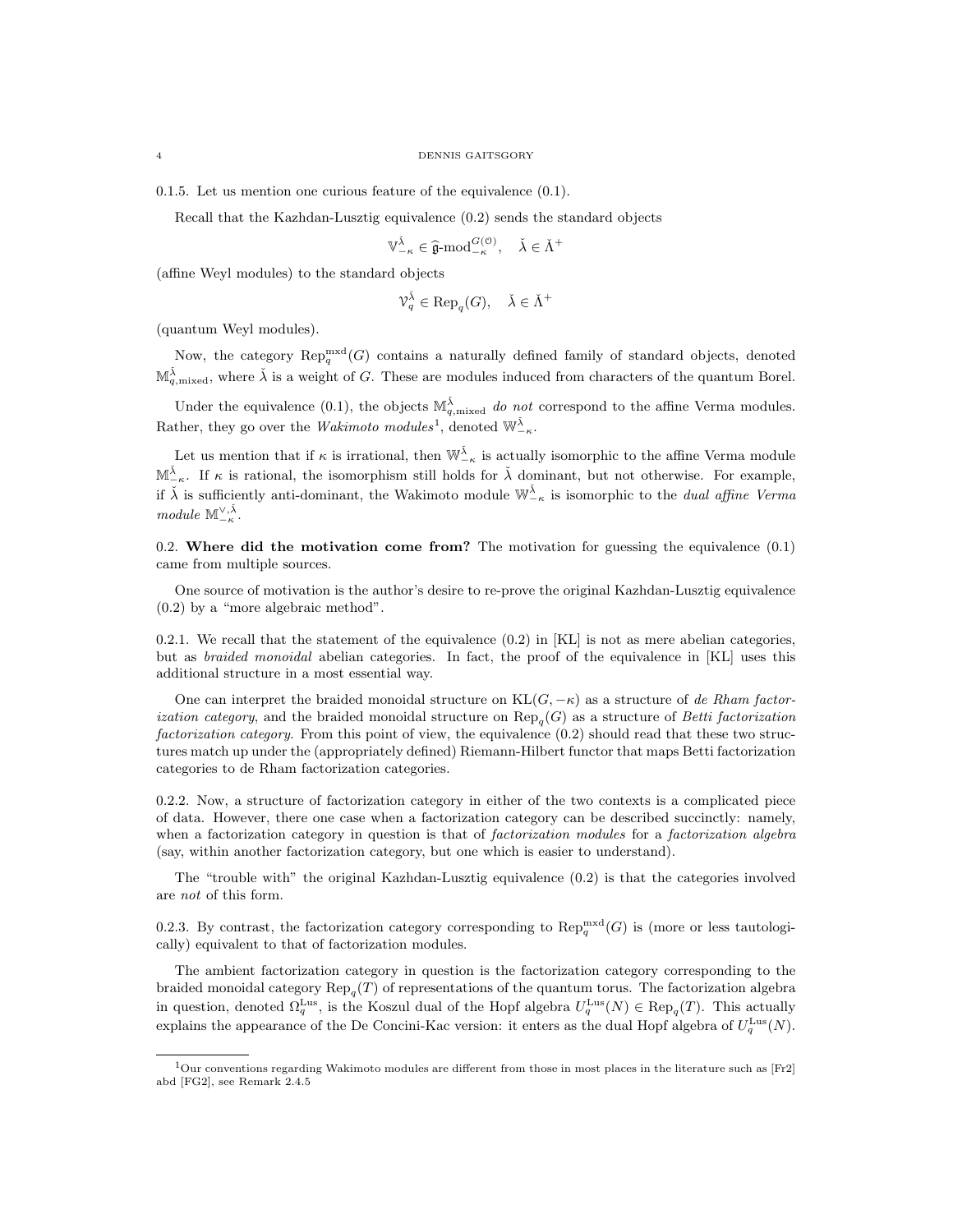0.1.5. Let us mention one curious feature of the equivalence (0.1).

Recall that the Kazhdan-Lusztig equivalence (0.2) sends the standard objects

$$\mathbb{V}^{\check{\lambda}}_{-\kappa} \in \widehat{\mathfrak{g}}\text{-mod}^{G(\mathcal{O})}_{-\kappa}, \quad \check{\lambda} \in \check{\Lambda}^+$$

(affine Weyl modules) to the standard objects

$$\mathcal{V}^{\check{\lambda}}_q \in \operatorname{Rep}_q(G), \quad \check{\lambda} \in \check{\Lambda}^+$$

(quantum Weyl modules).

Now, the category $\operatorname{Rep}^{\text{mxd}}_q(G)$ contains a naturally defined family of standard objects, denoted $\mathbb{M}^{\check{\lambda}}_{q,\text{mixed}}$, where $\check{\lambda}$ is a weight of $G$. These are modules induced from characters of the quantum Borel.

Under the equivalence (0.1), the objects $\mathbb{M}^{\check{\lambda}}_{q,\text{mixed}}$ *do not* correspond to the affine Verma modules. Rather, they go over the *Wakimoto modules*[1], denoted $\mathbb{W}^{\check{\lambda}}_{-\kappa}$.

Let us mention that if $\kappa$ is irrational, then $\mathbb{W}^{\check{\lambda}}_{-\kappa}$ is actually isomorphic to the affine Verma module $\mathbb{M}^{\check{\lambda}}_{-\kappa}$. If $\kappa$ is rational, the isomorphism still holds for $\check{\lambda}$ dominant, but not otherwise. For example, if $\check{\lambda}$ is sufficiently anti-dominant, the Wakimoto module $\mathbb{W}^{\check{\lambda}}_{-\kappa}$ is isomorphic to the *dual affine Verma module* $\mathbb{M}^{\vee,\check{\lambda}}_{-\kappa}$.

0.2. **Where did the motivation come from?** The motivation for guessing the equivalence (0.1) came from multiple sources.

One source of motivation is the author's desire to re-prove the original Kazhdan-Lusztig equivalence (0.2) by a "more algebraic method".

0.2.1. We recall that the statement of the equivalence (0.2) in [KL] is not as mere abelian categories, but as *braided monoidal* abelian categories. In fact, the proof of the equivalence in [KL] uses this additional structure in a most essential way.

One can interpret the braided monoidal structure on $\operatorname{KL}(G, -\kappa)$ as a structure of *de Rham factorization category*, and the braided monoidal structure on $\operatorname{Rep}_q(G)$ as a structure of *Betti factorization factorization category*. From this point of view, the equivalence (0.2) should read that these two structures match up under the (appropriately defined) Riemann-Hilbert functor that maps Betti factorization categories to de Rham factorization categories.

0.2.2. Now, a structure of factorization category in either of the two contexts is a complicated piece of data. However, there one case when a factorization category can be described succinctly: namely, when a factorization category in question is that of *factorization modules* for a *factorization algebra* (say, within another factorization category, but one which is easier to understand).

The "trouble with" the original Kazhdan-Lusztig equivalence (0.2) is that the categories involved are *not* of this form.

0.2.3. By contrast, the factorization category corresponding to $\operatorname{Rep}^{\text{mxd}}_q(G)$ is (more or less tautologically) equivalent to that of factorization modules.

The ambient factorization category in question is the factorization category corresponding to the braided monoidal category $\operatorname{Rep}_q(T)$ of representations of the quantum torus. The factorization algebra in question, denoted $\Omega^{\text{Lus}}_q$, is the Koszul dual of the Hopf algebra $U^{\text{Lus}}_q(N) \in \operatorname{Rep}_q(T)$. This actually explains the appearance of the De Concini-Kac version: it enters as the dual Hopf algebra of $U^{\text{Lus}}_q(N)$.

[1] Our conventions regarding Wakimoto modules are different from those in most places in the literature such as [Fr2] abd [FG2], see Remark 2.4.5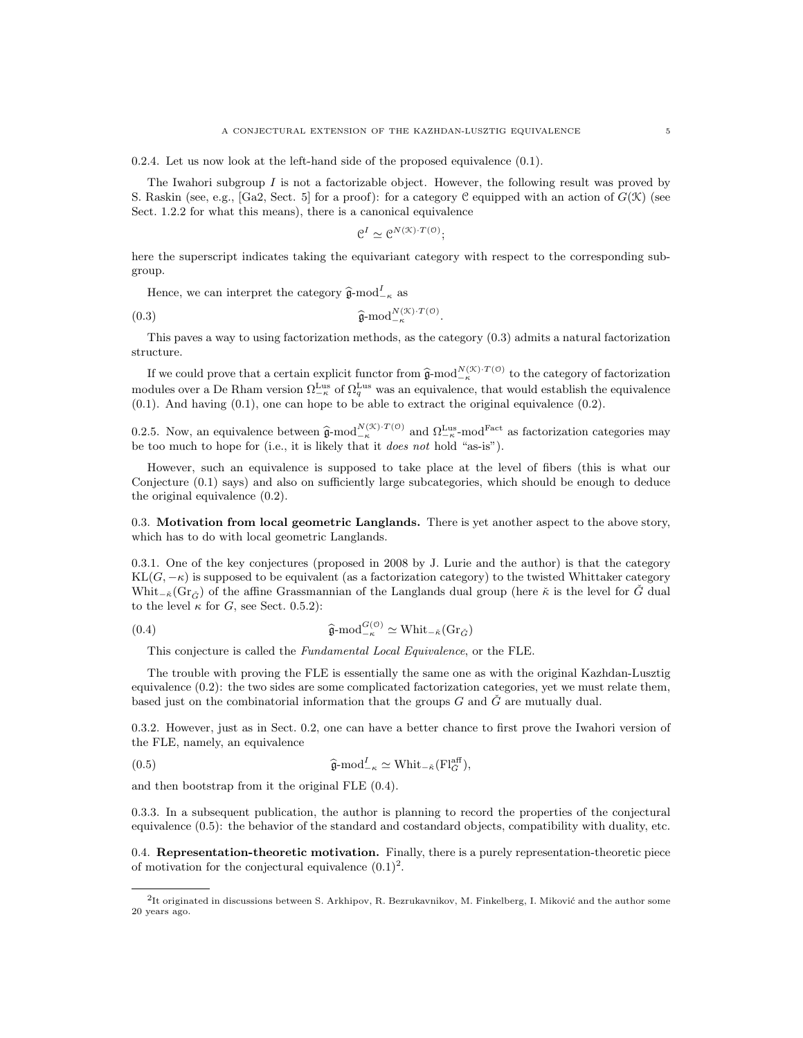0.2.4. Let us now look at the left-hand side of the proposed equivalence (0.1).

The Iwahori subgroup $I$ is not a factorizable object. However, the following result was proved by S. Raskin (see, e.g., [Ga2, Sect. 5] for a proof): for a category $\mathcal{C}$ equipped with an action of $G(\mathcal{K})$ (see Sect. 1.2.2 for what this means), there is a canonical equivalence

$$\mathcal{C}^I \simeq \mathcal{C}^{N(\mathcal{K})\cdot T(\mathcal{O})};$$

here the superscript indicates taking the equivariant category with respect to the corresponding subgroup.

Hence, we can interpret the category $\widehat{\mathfrak{g}}\text{-mod}^I_{-\kappa}$ as

$$\widehat{\mathfrak{g}}\text{-mod}^{N(\mathcal{K})\cdot T(\mathcal{O})}_{-\kappa}. \tag{0.3}$$

This paves a way to using factorization methods, as the category (0.3) admits a natural factorization structure.

If we could prove that a certain explicit functor from $\widehat{\mathfrak{g}}\text{-mod}^{N(\mathcal{K})\cdot T(\mathcal{O})}_{-\kappa}$ to the category of factorization modules over a De Rham version $\Omega^{\text{Lus}}_{-\kappa}$ of $\Omega^{\text{Lus}}_q$ was an equivalence, that would establish the equivalence (0.1). And having (0.1), one can hope to be able to extract the original equivalence (0.2).

0.2.5. Now, an equivalence between $\widehat{\mathfrak{g}}\text{-mod}^{N(\mathcal{K})\cdot T(\mathcal{O})}_{-\kappa}$ and $\Omega^{\text{Lus}}_{-\kappa}\text{-mod}^{\text{Fact}}$ as factorization categories may be too much to hope for (i.e., it is likely that it *does not* hold "as-is").

However, such an equivalence is supposed to take place at the level of fibers (this is what our Conjecture (0.1) says) and also on sufficiently large subcategories, which should be enough to deduce the original equivalence (0.2).

**0.3. Motivation from local geometric Langlands.** There is yet another aspect to the above story, which has to do with local geometric Langlands.

0.3.1. One of the key conjectures (proposed in 2008 by J. Lurie and the author) is that the category $\text{KL}(G, -\kappa)$ is supposed to be equivalent (as a factorization category) to the twisted Whittaker category $\text{Whit}_{-\check{\kappa}}(\text{Gr}_{\check{G}})$ of the affine Grassmannian of the Langlands dual group (here $\check{\kappa}$ is the level for $\check{G}$ dual to the level $\kappa$ for $G$, see Sect. 0.5.2):

$$\widehat{\mathfrak{g}}\text{-mod}^{G(\mathcal{O})}_{-\kappa} \simeq \text{Whit}_{-\check{\kappa}}(\text{Gr}_{\check{G}}) \tag{0.4}$$

This conjecture is called the *Fundamental Local Equivalence*, or the FLE.

The trouble with proving the FLE is essentially the same one as with the original Kazhdan-Lusztig equivalence (0.2): the two sides are some complicated factorization categories, yet we must relate them, based just on the combinatorial information that the groups $G$ and $\check{G}$ are mutually dual.

0.3.2. However, just as in Sect. 0.2, one can have a better chance to first prove the Iwahori version of the FLE, namely, an equivalence

$$\widehat{\mathfrak{g}}\text{-mod}^I_{-\kappa} \simeq \text{Whit}_{-\check{\kappa}}(\text{Fl}^{\text{aff}}_{\check{G}}), \tag{0.5}$$

and then bootstrap from it the original FLE (0.4).

0.3.3. In a subsequent publication, the author is planning to record the properties of the conjectural equivalence (0.5): the behavior of the standard and costandard objects, compatibility with duality, etc.

**0.4. Representation-theoretic motivation.** Finally, there is a purely representation-theoretic piece of motivation for the conjectural equivalence (0.1)[2].

[2] It originated in discussions between S. Arkhipov, R. Bezrukavnikov, M. Finkelberg, I. Mirković and the author some 20 years ago.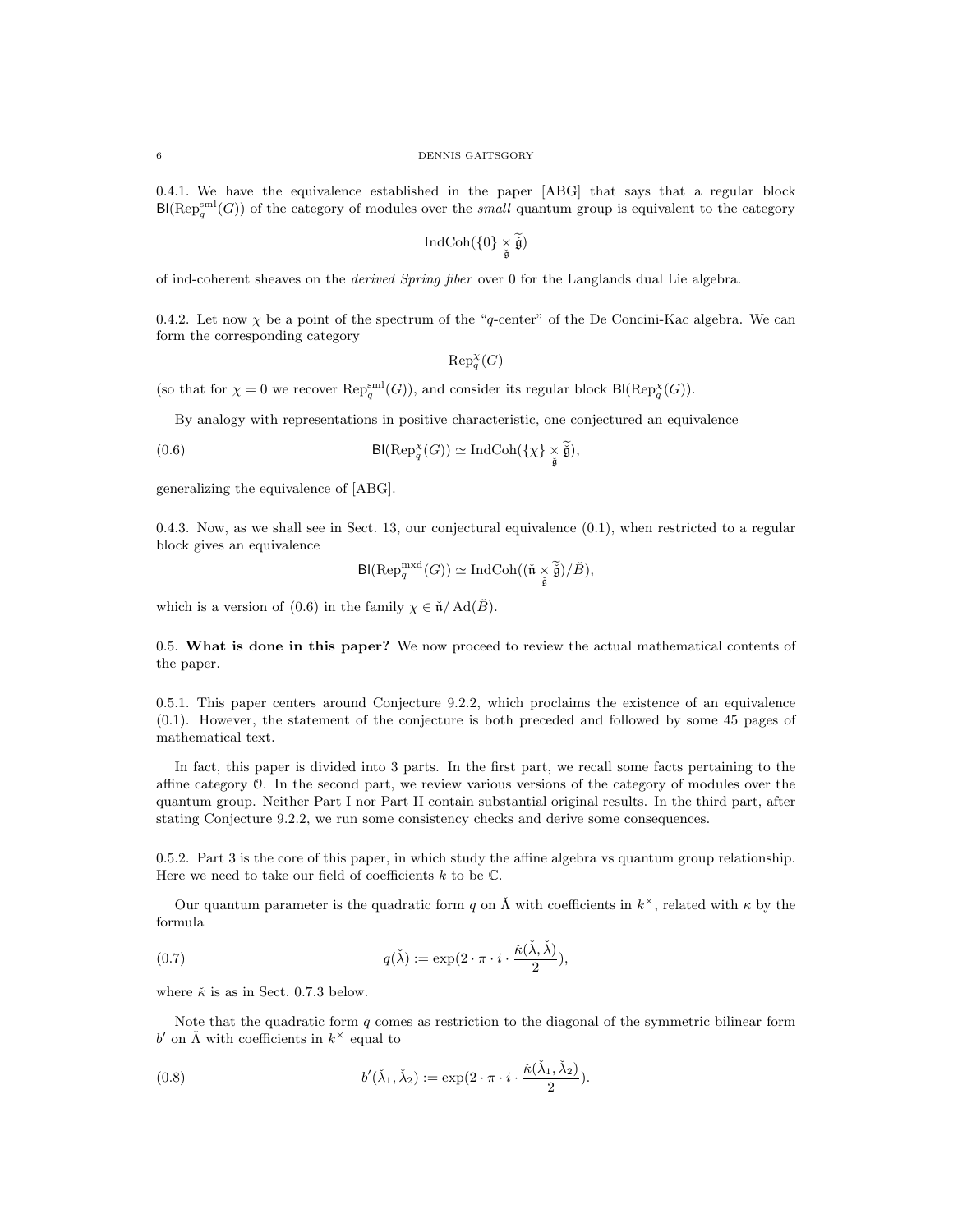0.4.1. We have the equivalence established in the paper [ABG] that says that a regular block $\mathsf{Bl}(\mathrm{Rep}_q^{\mathrm{sml}}(G))$ of the category of modules over the *small* quantum group is equivalent to the category

$$\mathrm{IndCoh}(\{0\} \underset{\check{\mathfrak{g}}}{\times} \widetilde{\check{\mathfrak{g}}})$$

of ind-coherent sheaves on the *derived Spring fiber* over 0 for the Langlands dual Lie algebra.

0.4.2. Let now $\chi$ be a point of the spectrum of the "$q$-center" of the De Concini-Kac algebra. We can form the corresponding category

$$\mathrm{Rep}_q^{\chi}(G)$$

(so that for $\chi = 0$ we recover $\mathrm{Rep}_q^{\mathrm{sml}}(G)$), and consider its regular block $\mathsf{Bl}(\mathrm{Rep}_q^{\chi}(G))$.

By analogy with representations in positive characteristic, one conjectured an equivalence

$$\mathsf{Bl}(\mathrm{Rep}_q^{\chi}(G)) \simeq \mathrm{IndCoh}(\{\chi\} \underset{\check{\mathfrak{g}}}{\times} \widetilde{\check{\mathfrak{g}}}), \tag{0.6}$$

generalizing the equivalence of [ABG].

0.4.3. Now, as we shall see in Sect. 13, our conjectural equivalence (0.1), when restricted to a regular block gives an equivalence

$$\mathsf{Bl}(\mathrm{Rep}_q^{\mathrm{mxd}}(G)) \simeq \mathrm{IndCoh}((\check{\mathfrak{n}} \underset{\check{\mathfrak{g}}}{\times} \widetilde{\check{\mathfrak{g}}})/\check{B}),$$

which is a version of (0.6) in the family $\chi \in \check{\mathfrak{n}}/\operatorname{Ad}(\check{B})$.

## 0.5. What is done in this paper?

We now proceed to review the actual mathematical contents of the paper.

0.5.1. This paper centers around Conjecture 9.2.2, which proclaims the existence of an equivalence (0.1). However, the statement of the conjecture is both preceded and followed by some 45 pages of mathematical text.

In fact, this paper is divided into 3 parts. In the first part, we recall some facts pertaining to the affine category $\mathcal{O}$. In the second part, we review various versions of the category of modules over the quantum group. Neither Part I nor Part II contain substantial original results. In the third part, after stating Conjecture 9.2.2, we run some consistency checks and derive some consequences.

0.5.2. Part 3 is the core of this paper, in which study the affine algebra vs quantum group relationship. Here we need to take our field of coefficients $k$ to be $\mathbb{C}$.

Our quantum parameter is the quadratic form $q$ on $\check{\Lambda}$ with coefficients in $k^{\times}$, related with $\kappa$ by the formula

$$q(\check{\lambda}) := \exp(2 \cdot \pi \cdot i \cdot \frac{\check{\kappa}(\check{\lambda}, \check{\lambda})}{2}), \tag{0.7}$$

where $\check{\kappa}$ is as in Sect. 0.7.3 below.

Note that the quadratic form $q$ comes as restriction to the diagonal of the symmetric bilinear form $b'$ on $\check{\Lambda}$ with coefficients in $k^{\times}$ equal to

$$b'(\check{\lambda}_1, \check{\lambda}_2) := \exp(2 \cdot \pi \cdot i \cdot \frac{\check{\kappa}(\check{\lambda}_1, \check{\lambda}_2)}{2}). \tag{0.8}$$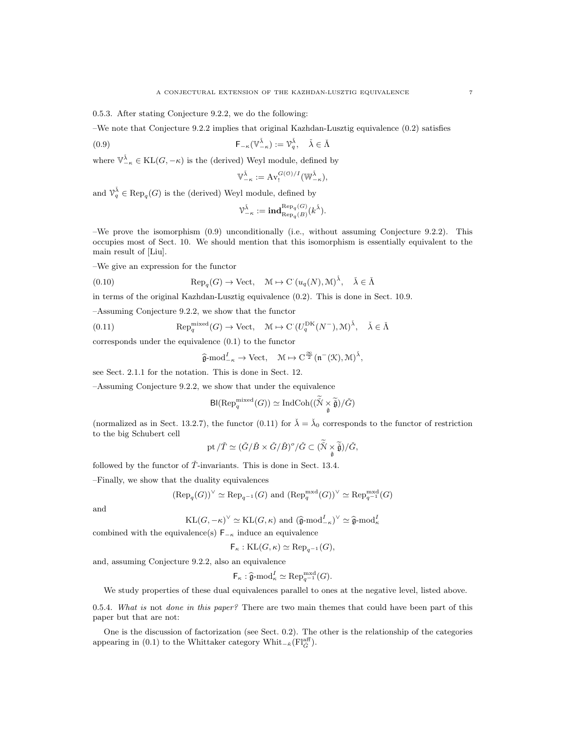0.5.3. After stating Conjecture 9.2.2, we do the following:

–We note that Conjecture 9.2.2 implies that original Kazhdan-Lusztig equivalence (0.2) satisfies

$$\mathsf{F}_{-\kappa}(\mathbb{V}^{\check{\lambda}}_{-\kappa}) := \mathcal{V}^{\check{\lambda}}_q, \quad \check{\lambda} \in \check{\Lambda} \tag{0.9}$$

where $\mathbb{V}^{\check{\lambda}}_{-\kappa} \in \mathrm{KL}(G, -\kappa)$ is the (derived) Weyl module, defined by

$$\mathbb{V}^{\check{\lambda}}_{-\kappa} := \mathrm{Av}_!^{G(\mathcal{O})/I}(\mathbb{W}^{\check{\lambda}}_{-\kappa}),$$

and $\mathcal{V}^{\check{\lambda}}_q \in \mathrm{Rep}_q(G)$ is the (derived) Weyl module, defined by

$$\mathcal{V}^{\check{\lambda}}_{-\kappa} := \mathbf{ind}^{\mathrm{Rep}_q(G)}_{\mathrm{Rep}_q(B)}(k^{\check{\lambda}}).$$

–We prove the isomorphism (0.9) unconditionally (i.e., without assuming Conjecture 9.2.2). This occupies most of Sect. 10. We should mention that this isomorphism is essentially equivalent to the main result of [Liu].

–We give an expression for the functor

$$\mathrm{Rep}_q(G) \to \mathrm{Vect}, \quad \mathcal{M} \mapsto \mathrm{C}^\cdot(u_q(N), \mathcal{M})^{\check{\lambda}}, \quad \check{\lambda} \in \check{\Lambda} \tag{0.10}$$

in terms of the original Kazhdan-Lusztig equivalence (0.2). This is done in Sect. 10.9.

–Assuming Conjecture 9.2.2, we show that the functor

$$\mathrm{Rep}^{\mathrm{mixed}}_q(G) \to \mathrm{Vect}, \quad \mathcal{M} \mapsto \mathrm{C}^\cdot(U^{\mathrm{DK}}_q(N^-), \mathcal{M})^{\check{\lambda}}, \quad \check{\lambda} \in \check{\Lambda} \tag{0.11}$$

corresponds under the equivalence (0.1) to the functor

$$\widehat{\mathfrak{g}}\text{-mod}^I_{-\kappa} \to \mathrm{Vect}, \quad \mathcal{M} \mapsto \mathrm{C}^{\frac{\infty}{2}}(\mathfrak{n}^-(\mathcal{K}), \mathcal{M})^{\check{\lambda}},$$

see Sect. 2.1.1 for the notation. This is done in Sect. 12.

–Assuming Conjecture 9.2.2, we show that under the equivalence

$$\mathsf{Bl}(\mathrm{Rep}^{\mathrm{mixed}}_q(G)) \simeq \mathrm{IndCoh}((\widetilde{\check{\mathcal{N}}} \underset{\check{\mathfrak{g}}}{\times} \widetilde{\check{\mathfrak{g}}})/\check{G})$$

(normalized as in Sect. 13.2.7), the functor (0.11) for $\check{\lambda} = \check{\lambda}_0$ corresponds to the functor of restriction to the big Schubert cell

$$\mathrm{pt}/\check{T} \simeq (\check{G}/\check{B} \times \check{G}/\check{B})^o/\check{G} \subset (\widetilde{\check{\mathcal{N}}} \underset{\check{\mathfrak{g}}}{\times} \widetilde{\check{\mathfrak{g}}})/\check{G},$$

followed by the functor of $\check{T}$-invariants. This is done in Sect. 13.4.

–Finally, we show that the duality equivalences

$$(\mathrm{Rep}_q(G))^\vee \simeq \mathrm{Rep}_{q^{-1}}(G) \text{ and } (\mathrm{Rep}^{\mathrm{mxd}}_q(G))^\vee \simeq \mathrm{Rep}^{\mathrm{mxd}}_{q^{-1}}(G)$$

and

$$\mathrm{KL}(G, -\kappa)^\vee \simeq \mathrm{KL}(G, \kappa) \text{ and } (\widehat{\mathfrak{g}}\text{-mod}^I_{-\kappa})^\vee \simeq \widehat{\mathfrak{g}}\text{-mod}^I_\kappa$$

combined with the equivalence(s) $\mathsf{F}_{-\kappa}$ induce an equivalence

$$\mathsf{F}_\kappa : \mathrm{KL}(G, \kappa) \simeq \mathrm{Rep}_{q^{-1}}(G),$$

and, assuming Conjecture 9.2.2, also an equivalence

$$\mathsf{F}_\kappa : \widehat{\mathfrak{g}}\text{-mod}^I_\kappa \simeq \mathrm{Rep}^{\mathrm{mxd}}_{q^{-1}}(G).$$

We study properties of these dual equivalences parallel to ones at the negative level, listed above.

0.5.4. *What is* not *done in this paper?* There are two main themes that could have been part of this paper but that are not:

One is the discussion of factorization (see Sect. 0.2). The other is the relationship of the categories appearing in (0.1) to the Whittaker category $\mathrm{Whit}_{-\check{\kappa}}(\mathrm{Fl}^{\mathrm{aff}}_{\check{G}})$.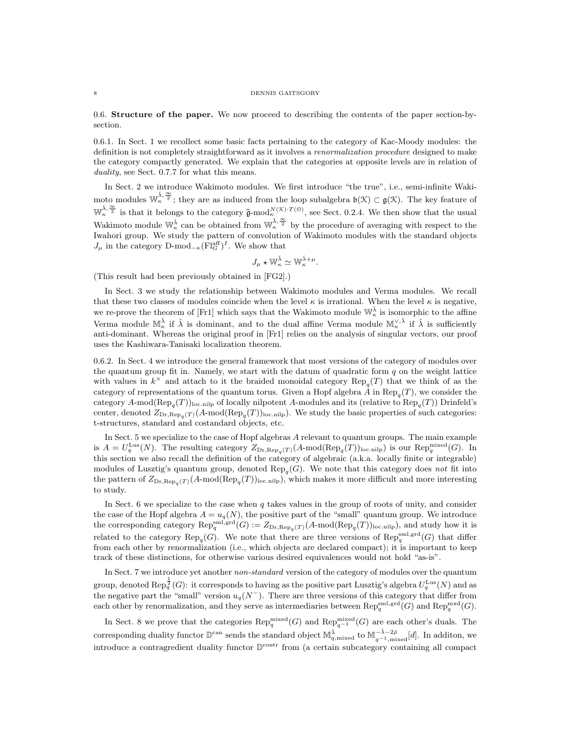0.6. **Structure of the paper.** We now proceed to describing the contents of the paper section-by-section.

0.6.1. In Sect. 1 we recollect some basic facts pertaining to the category of Kac-Moody modules: the definition is not completely straightforward as it involves a *renormalization procedure* designed to make the category compactly generated. We explain that the categories at opposite levels are in relation of *duality*, see Sect. 0.7.7 for what this means.

In Sect. 2 we introduce Wakimoto modules. We first introduce "the true", i.e., semi-infinite Wakimoto modules $\mathbb{W}_\kappa^{\check\lambda,\frac{\infty}{2}}$; they are as induced from the loop subalgebra $\mathfrak{b}(\mathcal{K}) \subset \mathfrak{g}(\mathcal{K})$. The key feature of $\mathbb{W}_\kappa^{\check\lambda,\frac{\infty}{2}}$ is that it belongs to the category $\hat{\mathfrak{g}}\text{-mod}_\kappa^{N(\mathcal{K})\cdot T(\mathcal{O})}$, see Sect. 0.2.4. We then show that the usual Wakimoto module $\mathbb{W}_\kappa^{\check\lambda}$ can be obtained from $\mathbb{W}_\kappa^{\check\lambda,\frac{\infty}{2}}$ by the procedure of averaging with respect to the Iwahori group. We study the pattern of convolution of Wakimoto modules with the standard objects $J_\mu$ in the category $\text{D-mod}_{-\kappa}(\text{Fl}_G^{\text{aff}})^I$. We show that

$$J_\mu \star \mathbb{W}_\kappa^{\check\lambda} \simeq \mathbb{W}_\kappa^{\check\lambda+\mu}.$$

(This result had been previously obtained in [FG2].)

In Sect. 3 we study the relationship between Wakimoto modules and Verma modules. We recall that these two classes of modules coincide when the level $\kappa$ is irrational. When the level $\kappa$ is negative, we re-prove the theorem of [Fr1] which says that the Wakimoto module $\mathbb{W}_\kappa^{\check\lambda}$ is isomorphic to the affine Verma module $\mathbb{M}_\kappa^{\check\lambda}$ if $\check\lambda$ is dominant, and to the dual affine Verma module $\mathbb{M}_\kappa^{\vee,\check\lambda}$ if $\check\lambda$ is sufficiently anti-dominant. Whereas the original proof in [Fr1] relies on the analysis of singular vectors, our proof uses the Kashiwara-Tanisaki localization theorem.

0.6.2. In Sect. 4 we introduce the general framework that most versions of the category of modules over the quantum group fit in. Namely, we start with the datum of quadratic form $q$ on the weight lattice with values in $k^\times$ and attach to it the braided monoidal category $\text{Rep}_q(T)$ that we think of as the category of representations of the quantum torus. Given a Hopf algebra $A$ in $\text{Rep}_q(T)$, we consider the category $A\text{-mod}(\text{Rep}_q(T))_{\text{loc.nilp}}$ of locally nilpotent $A$-modules and its (relative to $\text{Rep}_q(T)$) Drinfeld's center, denoted $Z_{\text{Dr},\text{Rep}_q(T)}(A\text{-mod}(\text{Rep}_q(T))_{\text{loc.nilp}})$. We study the basic properties of such categories: t-structures, standard and costandard objects, etc.

In Sect. 5 we specialize to the case of Hopf algebras $A$ relevant to quantum groups. The main example is $A = U_q^{\text{Lus}}(N)$. The resulting category $Z_{\text{Dr},\text{Rep}_q(T)}(A\text{-mod}(\text{Rep}_q(T))_{\text{loc.nilp}})$ is our $\text{Rep}_q^{\text{mixed}}(G)$. In this section we also recall the definition of the category of algebraic (a.k.a. locally finite or integrable) modules of Lusztig's quantum group, denoted $\text{Rep}_q(G)$. We note that this category does *not* fit into the pattern of $Z_{\text{Dr},\text{Rep}_q(T)}(A\text{-mod}(\text{Rep}_q(T))_{\text{loc.nilp}})$, which makes it more difficult and more interesting to study.

In Sect. 6 we specialize to the case when $q$ takes values in the group of roots of unity, and consider the case of the Hopf algebra $A = u_q(N)$, the positive part of the "small" quantum group. We introduce the corresponding category $\text{Rep}_q^{\text{sml,grd}}(G) := Z_{\text{Dr},\text{Rep}_q(T)}(A\text{-mod}(\text{Rep}_q(T))_{\text{loc.nilp}})$, and study how it is related to the category $\text{Rep}_q(G)$. We note that there are three versions of $\text{Rep}_q^{\text{sml,grd}}(G)$ that differ from each other by renormalization (i.e., which objects are declared compact); it is important to keep track of these distinctions, for otherwise various desired equivalences would not hold "as-is".

In Sect. 7 we introduce yet another *non-standard* version of the category of modules over the quantum group, denoted $\text{Rep}_q^{\frac{1}{2}}(G)$: it corresponds to having as the positive part Lusztig's algebra $U_q^{\text{Lus}}(N)$ and as the negative part the "small" version $u_q(N^-)$. There are three versions of this category that differ from each other by renormalization, and they serve as intermediaries between $\text{Rep}_q^{\text{sml,grd}}(G)$ and $\text{Rep}_q^{\text{mxd}}(G)$.

In Sect. 8 we prove that the categories $\text{Rep}_q^{\text{mixed}}(G)$ and $\text{Rep}_{q^{-1}}^{\text{mixed}}(G)$ are each other's duals. The corresponding duality functor $\mathbb{D}^{\text{can}}$ sends the standard object $\mathbb{M}_{q,\text{mixed}}^{\check\lambda}$ to $\mathbb{M}_{q^{-1},\text{mixed}}^{-\check\lambda-2\check\rho}[d]$. In additon, we introduce a contragredient duality functor $\mathbb{D}^{\text{contr}}$ from (a certain subcategory containing all compact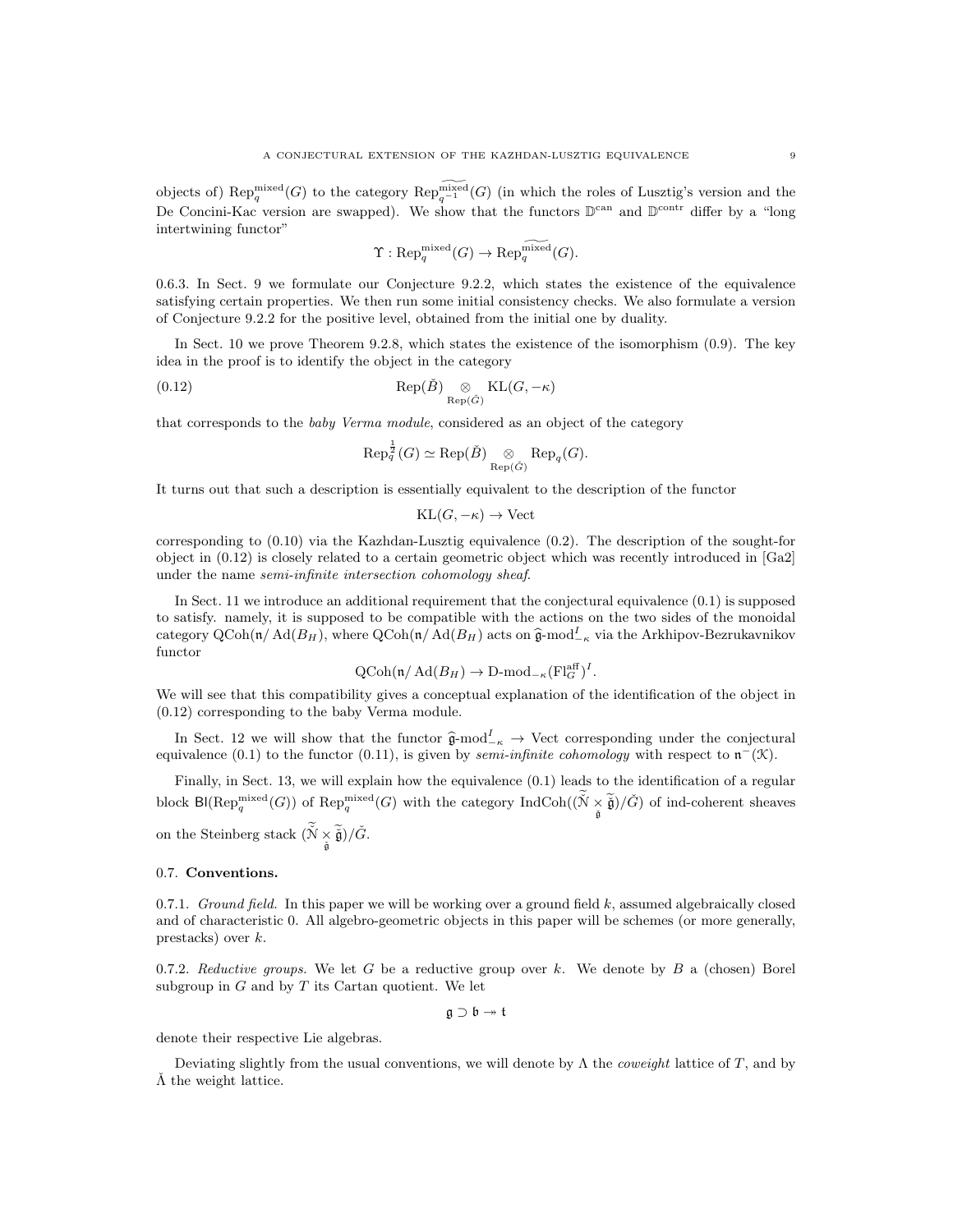objects of) $\mathrm{Rep}_q^{\mathrm{mixed}}(G)$ to the category $\mathrm{Rep}_{q^{-1}}^{\widetilde{\mathrm{mixed}}}(G)$ (in which the roles of Lusztig's version and the De Concini-Kac version are swapped). We show that the functors $\mathbb{D}^{\mathrm{can}}$ and $\mathbb{D}^{\mathrm{contr}}$ differ by a "long intertwining functor"

$$\Upsilon : \mathrm{Rep}_q^{\mathrm{mixed}}(G) \to \mathrm{Rep}_q^{\widetilde{\mathrm{mixed}}}(G).$$

0.6.3. In Sect. 9 we formulate our Conjecture 9.2.2, which states the existence of the equivalence satisfying certain properties. We then run some initial consistency checks. We also formulate a version of Conjecture 9.2.2 for the positive level, obtained from the initial one by duality.

In Sect. 10 we prove Theorem 9.2.8, which states the existence of the isomorphism (0.9). The key idea in the proof is to identify the object in the category

$$\mathrm{Rep}(\check{B}) \underset{\mathrm{Rep}(\check{G})}{\otimes} \mathrm{KL}(G, -\kappa) \tag{0.12}$$

that corresponds to the *baby Verma module*, considered as an object of the category

$$\mathrm{Rep}_q^{\frac{1}{2}}(G) \simeq \mathrm{Rep}(\check{B}) \underset{\mathrm{Rep}(\check{G})}{\otimes} \mathrm{Rep}_q(G).$$

It turns out that such a description is essentially equivalent to the description of the functor

$$\mathrm{KL}(G, -\kappa) \to \mathrm{Vect}$$

corresponding to (0.10) via the Kazhdan-Lusztig equivalence (0.2). The description of the sought-for object in (0.12) is closely related to a certain geometric object which was recently introduced in [Ga2] under the name *semi-infinite intersection cohomology sheaf*.

In Sect. 11 we introduce an additional requirement that the conjectural equivalence (0.1) is supposed to satisfy. namely, it is supposed to be compatible with the actions on the two sides of the monoidal category $\mathrm{QCoh}(\mathfrak{n}/\mathrm{Ad}(B_H))$, where $\mathrm{QCoh}(\mathfrak{n}/\mathrm{Ad}(B_H))$ acts on $\widehat{\mathfrak{g}}\text{-mod}_{-\kappa}^I$ via the Arkhipov-Bezrukavnikov functor

$$\mathrm{QCoh}(\mathfrak{n}/\mathrm{Ad}(B_H)) \to \mathrm{D}\text{-mod}_{-\kappa}(\mathrm{Fl}_G^{\mathrm{aff}})^I.$$

We will see that this compatibility gives a conceptual explanation of the identification of the object in (0.12) corresponding to the baby Verma module.

In Sect. 12 we will show that the functor $\widehat{\mathfrak{g}}\text{-mod}_{-\kappa}^I \to \mathrm{Vect}$ corresponding under the conjectural equivalence (0.1) to the functor (0.11), is given by *semi-infinite cohomology* with respect to $\mathfrak{n}^-(\mathcal{K})$.

Finally, in Sect. 13, we will explain how the equivalence (0.1) leads to the identification of a regular block $\mathsf{Bl}(\mathrm{Rep}_q^{\mathrm{mixed}}(G))$ of $\mathrm{Rep}_q^{\mathrm{mixed}}(G)$ with the category $\mathrm{IndCoh}((\tilde{\check{\mathcal{N}}} \underset{\check{\mathfrak{g}}}{\times} \tilde{\check{\mathfrak{g}}})/\check{G})$ of ind-coherent sheaves on the Steinberg stack $(\tilde{\check{\mathcal{N}}} \underset{\check{\mathfrak{g}}}{\times} \tilde{\check{\mathfrak{g}}})/\check{G}$.

## 0.7. Conventions.

0.7.1. *Ground field.* In this paper we will be working over a ground field $k$, assumed algebraically closed and of characteristic 0. All algebro-geometric objects in this paper will be schemes (or more generally, prestacks) over $k$.

0.7.2. *Reductive groups.* We let $G$ be a reductive group over $k$. We denote by $B$ a (chosen) Borel subgroup in $G$ and by $T$ its Cartan quotient. We let

$$\mathfrak{g} \supset \mathfrak{b} \twoheadrightarrow \mathfrak{t}$$

denote their respective Lie algebras.

Deviating slightly from the usual conventions, we will denote by $\Lambda$ the *coweight* lattice of $T$, and by $\check{\Lambda}$ the weight lattice.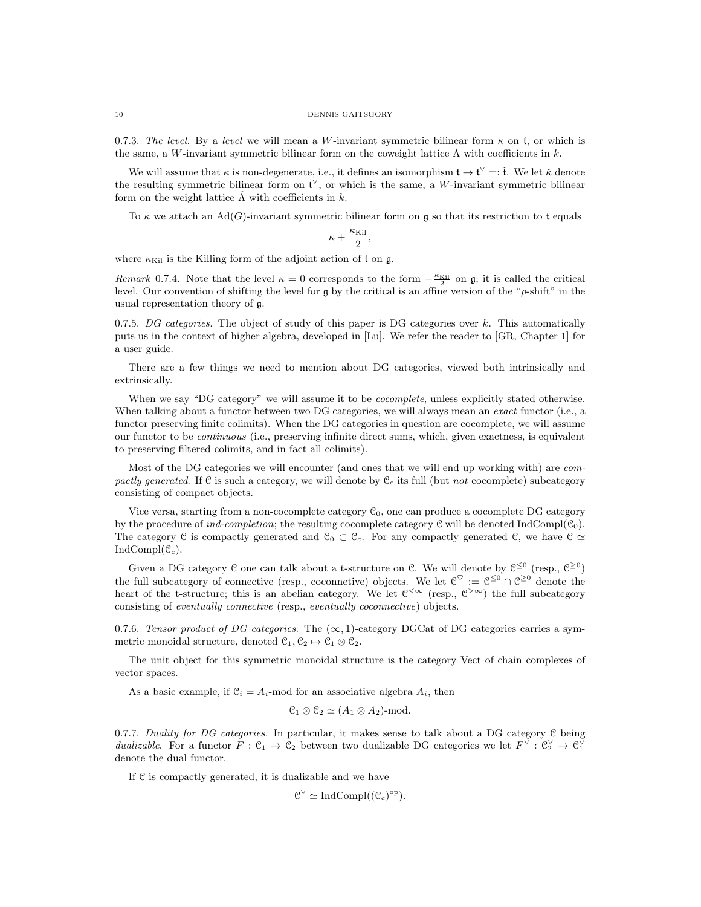0.7.3. *The level.* By a *level* we will mean a $W$-invariant symmetric bilinear form $\kappa$ on $\mathfrak{t}$, or which is the same, a $W$-invariant symmetric bilinear form on the coweight lattice $\Lambda$ with coefficients in $k$.

We will assume that $\kappa$ is non-degenerate, i.e., it defines an isomorphism $\mathfrak{t} \to \mathfrak{t}^\vee =: \check{\mathfrak{t}}$. We let $\check{\kappa}$ denote the resulting symmetric bilinear form on $\mathfrak{t}^\vee$, or which is the same, a $W$-invariant symmetric bilinear form on the weight lattice $\check{\Lambda}$ with coefficients in $k$.

To $\kappa$ we attach an $\mathrm{Ad}(G)$-invariant symmetric bilinear form on $\mathfrak{g}$ so that its restriction to $\mathfrak{t}$ equals

$$\kappa + \frac{\kappa_{\mathrm{Kil}}}{2},$$

where $\kappa_{\mathrm{Kil}}$ is the Killing form of the adjoint action of $\mathfrak{t}$ on $\mathfrak{g}$.

*Remark* 0.7.4. Note that the level $\kappa = 0$ corresponds to the form $-\frac{\kappa_{\mathrm{Kil}}}{2}$ on $\mathfrak{g}$; it is called the critical level. Our convention of shifting the level for $\mathfrak{g}$ by the critical is an affine version of the "$\rho$-shift" in the usual representation theory of $\mathfrak{g}$.

0.7.5. *DG categories.* The object of study of this paper is DG categories over $k$. This automatically puts us in the context of higher algebra, developed in [Lu]. We refer the reader to [GR, Chapter 1] for a user guide.

There are a few things we need to mention about DG categories, viewed both intrinsically and extrinsically.

When we say "DG category" we will assume it to be *cocomplete*, unless explicitly stated otherwise. When talking about a functor between two DG categories, we will always mean an *exact* functor (i.e., a functor preserving finite colimits). When the DG categories in question are cocomplete, we will assume our functor to be *continuous* (i.e., preserving infinite direct sums, which, given exactness, is equivalent to preserving filtered colimits, and in fact all colimits).

Most of the DG categories we will encounter (and ones that we will end up working with) are *compactly generated*. If $\mathcal{C}$ is such a category, we will denote by $\mathcal{C}_c$ its full (but *not* cocomplete) subcategory consisting of compact objects.

Vice versa, starting from a non-cocomplete category $\mathcal{C}_0$, one can produce a cocomplete DG category by the procedure of *ind-completion*; the resulting cocomplete category $\mathcal{C}$ will be denoted $\mathrm{IndCompl}(\mathcal{C}_0)$. The category $\mathcal{C}$ is compactly generated and $\mathcal{C}_0 \subset \mathcal{C}_c$. For any compactly generated $\mathcal{C}$, we have $\mathcal{C} \simeq \mathrm{IndCompl}(\mathcal{C}_c)$.

Given a DG category $\mathcal{C}$ one can talk about a t-structure on $\mathcal{C}$. We will denote by $\mathcal{C}^{\leq 0}$ (resp., $\mathcal{C}^{\geq 0}$) the full subcategory of connective (resp., coconnetive) objects. We let $\mathcal{C}^{\heartsuit} := \mathcal{C}^{\leq 0} \cap \mathcal{C}^{\geq 0}$ denote the heart of the t-structure; this is an abelian category. We let $\mathcal{C}^{<\infty}$ (resp., $\mathcal{C}^{>\infty}$) the full subcategory consisting of *eventually connective* (resp., *eventually coconnective*) objects.

0.7.6. *Tensor product of DG categories.* The $(\infty, 1)$-category DGCat of DG categories carries a symmetric monoidal structure, denoted $\mathcal{C}_1, \mathcal{C}_2 \mapsto \mathcal{C}_1 \otimes \mathcal{C}_2$.

The unit object for this symmetric monoidal structure is the category Vect of chain complexes of vector spaces.

As a basic example, if $\mathcal{C}_i = A_i$-mod for an associative algebra $A_i$, then

$$\mathcal{C}_1 \otimes \mathcal{C}_2 \simeq (A_1 \otimes A_2)\text{-mod}.$$

0.7.7. *Duality for DG categories.* In particular, it makes sense to talk about a DG category $\mathcal{C}$ being *dualizable*. For a functor $F : \mathcal{C}_1 \to \mathcal{C}_2$ between two dualizable DG categories we let $F^\vee : \mathcal{C}_2^\vee \to \mathcal{C}_1^\vee$ denote the dual functor.

If $\mathcal{C}$ is compactly generated, it is dualizable and we have

$$\mathcal{C}^\vee \simeq \mathrm{IndCompl}((\mathcal{C}_c)^{\mathrm{op}}).$$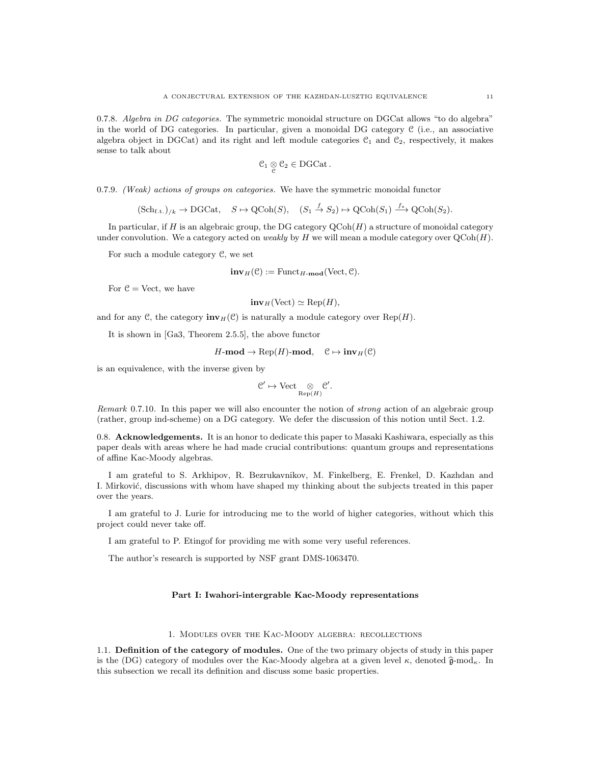0.7.8. *Algebra in DG categories.* The symmetric monoidal structure on DGCat allows "to do algebra" in the world of DG categories. In particular, given a monoidal DG category $\mathcal{C}$ (i.e., an associative algebra object in DGCat) and its right and left module categories $\mathcal{C}_1$ and $\mathcal{C}_2$, respectively, it makes sense to talk about

$$\mathcal{C}_1 \underset{\mathcal{C}}{\otimes} \mathcal{C}_2 \in \mathrm{DGCat}\,.$$

0.7.9. *(Weak) actions of groups on categories.* We have the symmetric monoidal functor

$$(\mathrm{Sch}_{\mathrm{f.t.}})_{/k} \to \mathrm{DGCat}, \quad S \mapsto \mathrm{QCoh}(S), \quad (S_1 \overset{f}{\to} S_2) \mapsto \mathrm{QCoh}(S_1) \overset{f_*}{\longrightarrow} \mathrm{QCoh}(S_2).$$

In particular, if $H$ is an algebraic group, the DG category $\mathrm{QCoh}(H)$ a structure of monoidal category under convolution. We a category acted on *weakly* by $H$ we will mean a module category over $\mathrm{QCoh}(H)$.

For such a module category $\mathcal{C}$, we set

$$\mathbf{inv}_H(\mathcal{C}) := \mathrm{Funct}_{H\text{-}\mathbf{mod}}(\mathrm{Vect}, \mathcal{C}).$$

For $\mathcal{C} = \mathrm{Vect}$, we have

$$\mathbf{inv}_H(\mathrm{Vect}) \simeq \mathrm{Rep}(H),$$

and for any $\mathcal{C}$, the category $\mathbf{inv}_H(\mathcal{C})$ is naturally a module category over $\mathrm{Rep}(H)$.

It is shown in [Ga3, Theorem 2.5.5], the above functor

$$H\text{-}\mathbf{mod} \to \mathrm{Rep}(H)\text{-}\mathbf{mod}, \quad \mathcal{C} \mapsto \mathbf{inv}_H(\mathcal{C})$$

is an equivalence, with the inverse given by

$$\mathcal{C}' \mapsto \mathrm{Vect} \underset{\mathrm{Rep}(H)}{\otimes} \mathcal{C}'.$$

*Remark* 0.7.10. In this paper we will also encounter the notion of *strong* action of an algebraic group (rather, group ind-scheme) on a DG category. We defer the discussion of this notion until Sect. 1.2.

0.8. **Acknowledgements.** It is an honor to dedicate this paper to Masaki Kashiwara, especially as this paper deals with areas where he had made crucial contributions: quantum groups and representations of affine Kac-Moody algebras.

I am grateful to S. Arkhipov, R. Bezrukavnikov, M. Finkelberg, E. Frenkel, D. Kazhdan and I. Mirković, discussions with whom have shaped my thinking about the subjects treated in this paper over the years.

I am grateful to J. Lurie for introducing me to the world of higher categories, without which this project could never take off.

I am grateful to P. Etingof for providing me with some very useful references.

The author's research is supported by NSF grant DMS-1063470.

## Part I: Iwahori-intergrable Kac-Moody representations

### 1. Modules over the Kac-Moody algebra: recollections

1.1. **Definition of the category of modules.** One of the two primary objects of study in this paper is the (DG) category of modules over the Kac-Moody algebra at a given level $\kappa$, denoted $\widehat{\mathfrak{g}}\text{-mod}_\kappa$. In this subsection we recall its definition and discuss some basic properties.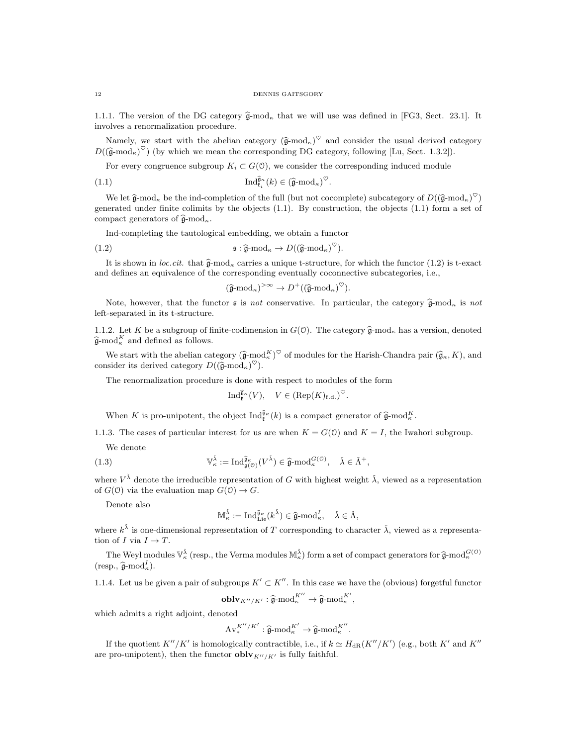1.1.1. The version of the DG category $\widehat{\mathfrak{g}}\text{-mod}_\kappa$ that we will use was defined in [FG3, Sect. 23.1]. It involves a renormalization procedure.

Namely, we start with the abelian category $(\widehat{\mathfrak{g}}\text{-mod}_\kappa)^\heartsuit$ and consider the usual derived category $D((\widehat{\mathfrak{g}}\text{-mod}_\kappa)^\heartsuit)$ (by which we mean the corresponding DG category, following [Lu, Sect. 1.3.2]).

For every congruence subgroup $K_i \subset G(\mathcal{O})$, we consider the corresponding induced module

$$\operatorname{Ind}^{\widehat{\mathfrak{g}}_\kappa}_{\mathfrak{k}_i}(k) \in (\widehat{\mathfrak{g}}\text{-mod}_\kappa)^\heartsuit. \tag{1.1}$$

We let $\widehat{\mathfrak{g}}\text{-mod}_\kappa$ be the ind-completion of the full (but not cocomplete) subcategory of $D((\widehat{\mathfrak{g}}\text{-mod}_\kappa)^\heartsuit)$ generated under finite colimits by the objects (1.1). By construction, the objects (1.1) form a set of compact generators of $\widehat{\mathfrak{g}}\text{-mod}_\kappa$.

Ind-completing the tautological embedding, we obtain a functor

$$\mathfrak{s} : \widehat{\mathfrak{g}}\text{-mod}_\kappa \to D((\widehat{\mathfrak{g}}\text{-mod}_\kappa)^\heartsuit). \tag{1.2}$$

It is shown in *loc.cit.* that $\widehat{\mathfrak{g}}\text{-mod}_\kappa$ carries a unique t-structure, for which the functor (1.2) is t-exact and defines an equivalence of the corresponding eventually coconnective subcategories, i.e.,

$$(\widehat{\mathfrak{g}}\text{-mod}_\kappa)^{>\infty} \to D^+((\widehat{\mathfrak{g}}\text{-mod}_\kappa)^\heartsuit).$$

Note, however, that the functor $\mathfrak{s}$ is *not* conservative. In particular, the category $\widehat{\mathfrak{g}}\text{-mod}_\kappa$ is *not* left-separated in its t-structure.

1.1.2. Let $K$ be a subgroup of finite-codimension in $G(\mathcal{O})$. The category $\widehat{\mathfrak{g}}\text{-mod}_\kappa$ has a version, denoted $\widehat{\mathfrak{g}}\text{-mod}_\kappa^K$ and defined as follows.

We start with the abelian category $(\widehat{\mathfrak{g}}\text{-mod}_\kappa^K)^\heartsuit$ of modules for the Harish-Chandra pair $(\widehat{\mathfrak{g}}_\kappa, K)$, and consider its derived category $D((\widehat{\mathfrak{g}}\text{-mod}_\kappa)^\heartsuit)$.

The renormalization procedure is done with respect to modules of the form

$$\operatorname{Ind}^{\widehat{\mathfrak{g}}_\kappa}_{\mathfrak{k}}(V), \quad V \in (\operatorname{Rep}(K)_{\text{f.d.}})^\heartsuit.$$

When $K$ is pro-unipotent, the object $\operatorname{Ind}^{\widehat{\mathfrak{g}}_\kappa}_{\mathfrak{k}}(k)$ is a compact generator of $\widehat{\mathfrak{g}}\text{-mod}_\kappa^K$.

1.1.3. The cases of particular interest for us are when $K = G(\mathcal{O})$ and $K = I$, the Iwahori subgroup.

We denote

$$\mathbb{V}_\kappa^{\check\lambda} := \operatorname{Ind}^{\widehat{\mathfrak{g}}_\kappa}_{\mathfrak{g}(\mathcal{O})}(V^{\check\lambda}) \in \widehat{\mathfrak{g}}\text{-mod}_\kappa^{G(\mathcal{O})}, \quad \check\lambda \in \check\Lambda^+, \tag{1.3}$$

where $V^{\check\lambda}$ denote the irreducible representation of $G$ with highest weight $\check\lambda$, viewed as a representation of $G(\mathcal{O})$ via the evaluation map $G(\mathcal{O}) \to G$.

Denote also

$$\mathbb{M}_\kappa^{\check\lambda} := \operatorname{Ind}^{\widehat{\mathfrak{g}}_\kappa}_{\operatorname{Lie}}(k^{\check\lambda}) \in \widehat{\mathfrak{g}}\text{-mod}_\kappa^I, \quad \check\lambda \in \check\Lambda,$$

where $k^{\check\lambda}$ is one-dimensional representation of $T$ corresponding to character $\check\lambda$, viewed as a representation of $I$ via $I \to T$.

The Weyl modules $\mathbb{V}_\kappa^{\check\lambda}$ (resp., the Verma modules $\mathbb{M}_\kappa^{\check\lambda}$) form a set of compact generators for $\widehat{\mathfrak{g}}\text{-mod}_\kappa^{G(\mathcal{O})}$ (resp., $\widehat{\mathfrak{g}}\text{-mod}_\kappa^I$).

1.1.4. Let us be given a pair of subgroups $K' \subset K''$. In this case we have the (obvious) forgetful functor

$$\mathbf{oblv}_{K''/K'} : \widehat{\mathfrak{g}}\text{-mod}_\kappa^{K''} \to \widehat{\mathfrak{g}}\text{-mod}_\kappa^{K'},$$

which admits a right adjoint, denoted

$$\operatorname{Av}_*^{K''/K'} : \widehat{\mathfrak{g}}\text{-mod}_\kappa^{K'} \to \widehat{\mathfrak{g}}\text{-mod}_\kappa^{K''}.$$

If the quotient $K''/K'$ is homologically contractible, i.e., if $k \simeq H_{\mathrm{dR}}(K''/K')$ (e.g., both $K'$ and $K''$ are pro-unipotent), then the functor $\mathbf{oblv}_{K''/K'}$ is fully faithful.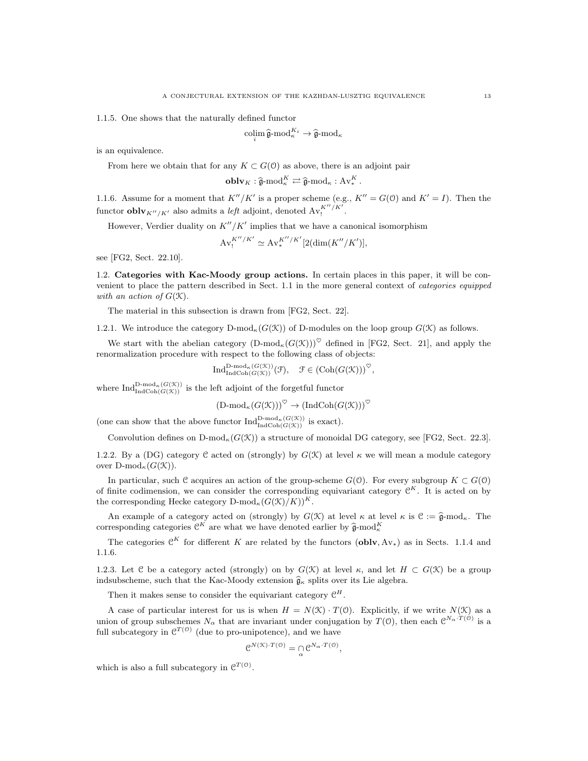1.1.5. One shows that the naturally defined functor

$$\underset{i}{\operatorname{colim}}\, \widehat{\mathfrak{g}}\text{-mod}_\kappa^{K_i} \to \widehat{\mathfrak{g}}\text{-mod}_\kappa$$

is an equivalence.

From here we obtain that for any $K \subset G(\mathcal{O})$ as above, there is an adjoint pair

$$\mathbf{oblv}_K : \widehat{\mathfrak{g}}\text{-mod}_\kappa^K \rightleftarrows \widehat{\mathfrak{g}}\text{-mod}_\kappa : \mathrm{Av}_*^K.$$

1.1.6. Assume for a moment that $K''/K'$ is a proper scheme (e.g., $K'' = G(\mathcal{O})$ and $K' = I$). Then the functor $\mathbf{oblv}_{K''/K'}$ also admits a *left* adjoint, denoted $\mathrm{Av}_!^{K''/K'}$.

However, Verdier duality on $K''/K'$ implies that we have a canonical isomorphism

$$\mathrm{Av}_!^{K''/K'} \simeq \mathrm{Av}_*^{K''/K'}[2(\dim(K''/K')],$$

see [FG2, Sect. 22.10].

## 1.2. Categories with Kac-Moody group actions.

In certain places in this paper, it will be convenient to place the pattern described in Sect. 1.1 in the more general context of *categories equipped with an action of* $G(\mathcal{K})$.

The material in this subsection is drawn from [FG2, Sect. 22].

1.2.1. We introduce the category $\text{D-mod}_\kappa(G(\mathcal{K}))$ of D-modules on the loop group $G(\mathcal{K})$ as follows.

We start with the abelian category $(\text{D-mod}_\kappa(G(\mathcal{K})))^\heartsuit$ defined in [FG2, Sect. 21], and apply the renormalization procedure with respect to the following class of objects:

$$\mathrm{Ind}^{\text{D-mod}_\kappa(G(\mathcal{K}))}_{\mathrm{IndCoh}(G(\mathcal{K}))}(\mathcal{F}), \quad \mathcal{F} \in (\mathrm{Coh}(G(\mathcal{K})))^\heartsuit,$$

where $\mathrm{Ind}^{\text{D-mod}_\kappa(G(\mathcal{K}))}_{\mathrm{IndCoh}(G(\mathcal{K}))}$ is the left adjoint of the forgetful functor

$$(\text{D-mod}_\kappa(G(\mathcal{K})))^\heartsuit \to (\mathrm{IndCoh}(G(\mathcal{K})))^\heartsuit$$

(one can show that the above functor $\mathrm{Ind}^{\text{D-mod}_\kappa(G(\mathcal{K}))}_{\mathrm{IndCoh}(G(\mathcal{K}))}$ is exact).

Convolution defines on $\text{D-mod}_\kappa(G(\mathcal{K}))$ a structure of monoidal DG category, see [FG2, Sect. 22.3].

1.2.2. By a (DG) category $\mathcal{C}$ acted on (strongly) by $G(\mathcal{K})$ at level $\kappa$ we will mean a module category over $\text{D-mod}_\kappa(G(\mathcal{K}))$.

In particular, such $\mathcal{C}$ acquires an action of the group-scheme $G(\mathcal{O})$. For every subgroup $K \subset G(\mathcal{O})$ of finite codimension, we can consider the corresponding equivariant category $\mathcal{C}^K$. It is acted on by the corresponding Hecke category $\text{D-mod}_\kappa(G(\mathcal{K})/K))^K$.

An example of a category acted on (strongly) by $G(\mathcal{K})$ at level $\kappa$ at level $\kappa$ is $\mathcal{C} := \widehat{\mathfrak{g}}\text{-mod}_\kappa$. The corresponding categories $\mathcal{C}^K$ are what we have denoted earlier by $\widehat{\mathfrak{g}}\text{-mod}_\kappa^K$

The categories $\mathcal{C}^K$ for different $K$ are related by the functors $(\mathbf{oblv}, \mathrm{Av}_*)$ as in Sects. 1.1.4 and 1.1.6.

1.2.3. Let $\mathcal{C}$ be a category acted (strongly) on by $G(\mathcal{K})$ at level $\kappa$, and let $H \subset G(\mathcal{K})$ be a group indsubscheme, such that the Kac-Moody extension $\widehat{\mathfrak{g}}_\kappa$ splits over its Lie algebra.

Then it makes sense to consider the equivariant category $\mathcal{C}^H$.

A case of particular interest for us is when $H = N(\mathcal{K}) \cdot T(\mathcal{O})$. Explicitly, if we write $N(\mathcal{K})$ as a union of group subschemes $N_\alpha$ that are invariant under conjugation by $T(\mathcal{O})$, then each $\mathcal{C}^{N_\alpha \cdot T(\mathcal{O})}$ is a full subcategory in $\mathcal{C}^{T(\mathcal{O})}$ (due to pro-unipotence), and we have

$$\mathcal{C}^{N(\mathcal{K})\cdot T(\mathcal{O})} = \underset{\alpha}{\cap}\, \mathcal{C}^{N_\alpha \cdot T(\mathcal{O})},$$

which is also a full subcategory in $\mathcal{C}^{T(\mathcal{O})}$.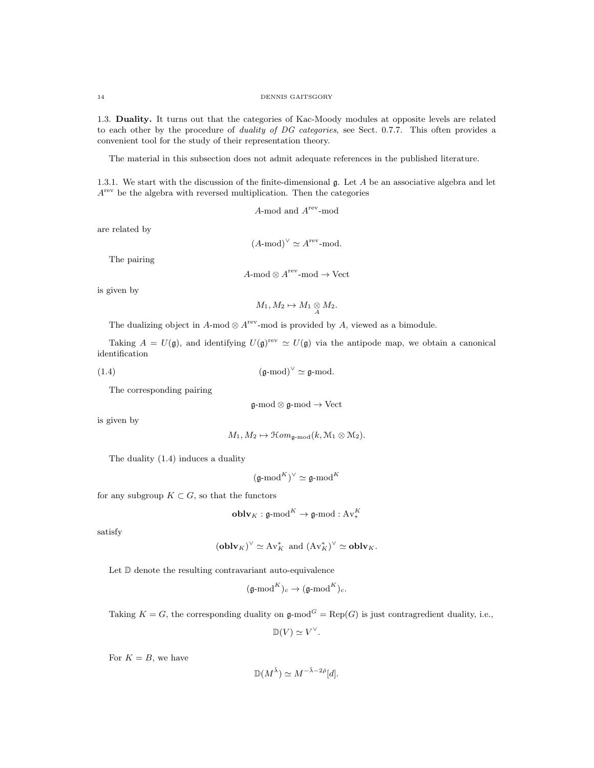1.3. **Duality.** It turns out that the categories of Kac-Moody modules at opposite levels are related to each other by the procedure of *duality of DG categories*, see Sect. 0.7.7. This often provides a convenient tool for the study of their representation theory.

The material in this subsection does not admit adequate references in the published literature.

1.3.1. We start with the discussion of the finite-dimensional $\mathfrak{g}$. Let $A$ be an associative algebra and let $A^{\mathrm{rev}}$ be the algebra with reversed multiplication. Then the categories

$$A\text{-mod and } A^{\mathrm{rev}}\text{-mod}$$

are related by

$$(A\text{-mod})^\vee \simeq A^{\mathrm{rev}}\text{-mod}.$$

The pairing

$$A\text{-mod} \otimes A^{\mathrm{rev}}\text{-mod} \to \mathrm{Vect}$$

is given by

$$M_1, M_2 \mapsto M_1 \underset{A}{\otimes} M_2.$$

The dualizing object in $A\text{-mod} \otimes A^{\mathrm{rev}}\text{-mod}$ is provided by $A$, viewed as a bimodule.

Taking $A = U(\mathfrak{g})$, and identifying $U(\mathfrak{g})^{\mathrm{rev}} \simeq U(\mathfrak{g})$ via the antipode map, we obtain a canonical identification

$$(\mathfrak{g}\text{-mod})^\vee \simeq \mathfrak{g}\text{-mod}. \tag{1.4}$$

The corresponding pairing

$$\mathfrak{g}\text{-mod} \otimes \mathfrak{g}\text{-mod} \to \mathrm{Vect}$$

is given by

$$M_1, M_2 \mapsto \mathcal{H}om_{\mathfrak{g}\text{-mod}}(k, \mathcal{M}_1 \otimes \mathcal{M}_2).$$

The duality (1.4) induces a duality

$$(\mathfrak{g}\text{-mod}^K)^\vee \simeq \mathfrak{g}\text{-mod}^K$$

for any subgroup $K \subset G$, so that the functors

$$\mathbf{oblv}_K : \mathfrak{g}\text{-mod}^K \to \mathfrak{g}\text{-mod} : \mathrm{Av}_*^K$$

satisfy

$$(\mathbf{oblv}_K)^\vee \simeq \mathrm{Av}_K^* \text{ and } (\mathrm{Av}_K^*)^\vee \simeq \mathbf{oblv}_K.$$

Let $\mathbb{D}$ denote the resulting contravariant auto-equivalence

$$(\mathfrak{g}\text{-mod}^K)_c \to (\mathfrak{g}\text{-mod}^K)_c.$$

Taking $K = G$, the corresponding duality on $\mathfrak{g}\text{-mod}^G = \mathrm{Rep}(G)$ is just contragredient duality, i.e.,

$$\mathbb{D}(V) \simeq V^\vee.$$

For $K = B$, we have

$$\mathbb{D}(M^{\check{\lambda}}) \simeq M^{-\check{\lambda}-2\check{\rho}}[d].$$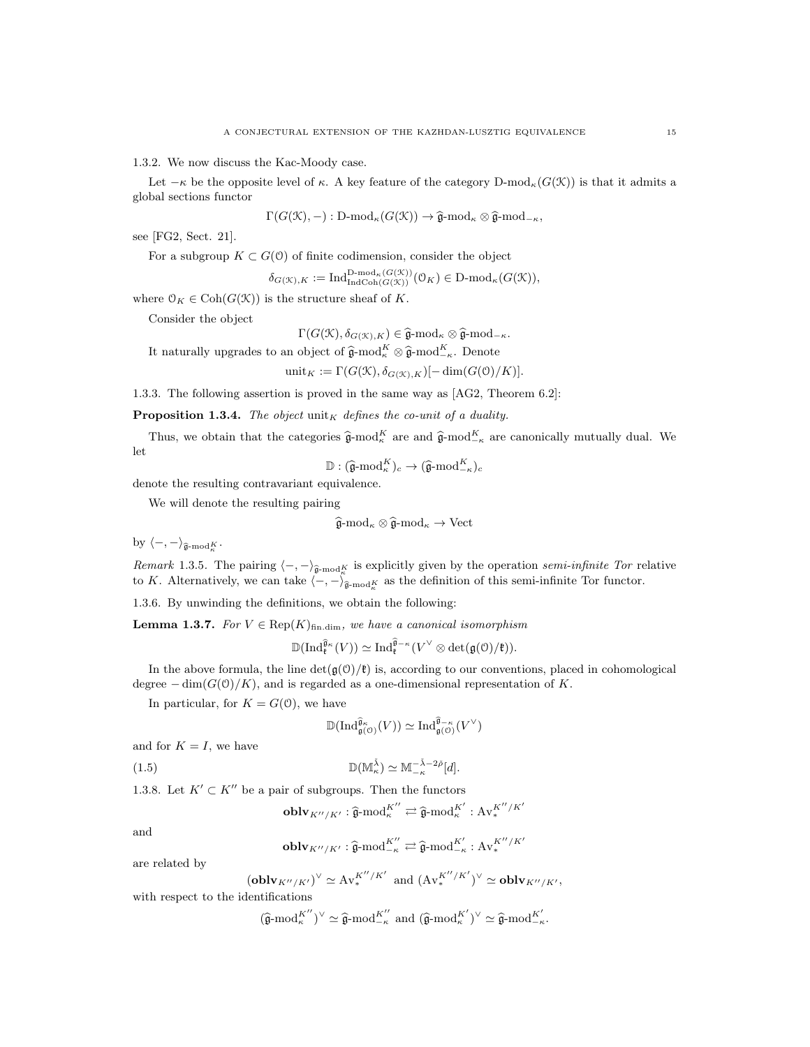1.3.2. We now discuss the Kac-Moody case.

Let $-\kappa$ be the opposite level of $\kappa$. A key feature of the category $\text{D-mod}_\kappa(G(\mathcal{K}))$ is that it admits a global sections functor

$$\Gamma(G(\mathcal{K}), -) : \text{D-mod}_\kappa(G(\mathcal{K})) \to \widehat{\mathfrak{g}}\text{-mod}_\kappa \otimes \widehat{\mathfrak{g}}\text{-mod}_{-\kappa},$$

see [FG2, Sect. 21].

For a subgroup $K \subset G(\mathcal{O})$ of finite codimension, consider the object

$$\delta_{G(\mathcal{K}),K} := \text{Ind}^{\text{D-mod}_\kappa(G(\mathcal{K}))}_{\text{IndCoh}(G(\mathcal{K}))}(\mathcal{O}_K) \in \text{D-mod}_\kappa(G(\mathcal{K})),$$

where $\mathcal{O}_K \in \text{Coh}(G(\mathcal{K}))$ is the structure sheaf of $K$.

Consider the object

$$\Gamma(G(\mathcal{K}), \delta_{G(\mathcal{K}),K}) \in \widehat{\mathfrak{g}}\text{-mod}_\kappa \otimes \widehat{\mathfrak{g}}\text{-mod}_{-\kappa}.$$

It naturally upgrades to an object of $\widehat{\mathfrak{g}}\text{-mod}^K_\kappa \otimes \widehat{\mathfrak{g}}\text{-mod}^K_{-\kappa}$. Denote

$$\text{unit}_K := \Gamma(G(\mathcal{K}), \delta_{G(\mathcal{K}),K})[-\dim(G(\mathcal{O})/K)].$$

1.3.3. The following assertion is proved in the same way as [AG2, Theorem 6.2]:

**Proposition 1.3.4.** *The object* $\text{unit}_K$ *defines the co-unit of a duality.*

Thus, we obtain that the categories $\widehat{\mathfrak{g}}\text{-mod}^K_\kappa$ are and $\widehat{\mathfrak{g}}\text{-mod}^K_{-\kappa}$ are canonically mutually dual. We let

$$\mathbb{D} : (\widehat{\mathfrak{g}}\text{-mod}^K_\kappa)_c \to (\widehat{\mathfrak{g}}\text{-mod}^K_{-\kappa})_c$$

denote the resulting contravariant equivalence.

We will denote the resulting pairing

$$\widehat{\mathfrak{g}}\text{-mod}_\kappa \otimes \widehat{\mathfrak{g}}\text{-mod}_\kappa \to \text{Vect}$$

by $\langle -, - \rangle_{\widehat{\mathfrak{g}}\text{-mod}^K_\kappa}$.

*Remark* 1.3.5. The pairing $\langle -, - \rangle_{\widehat{\mathfrak{g}}\text{-mod}^K_\kappa}$ is explicitly given by the operation *semi-infinite Tor* relative to $K$. Alternatively, we can take $\langle -, - \rangle_{\widehat{\mathfrak{g}}\text{-mod}^K_\kappa}$ as the definition of this semi-infinite Tor functor.

1.3.6. By unwinding the definitions, we obtain the following:

**Lemma 1.3.7.** *For* $V \in \text{Rep}(K)_{\text{fin.dim}}$*, we have a canonical isomorphism*

$$\mathbb{D}(\text{Ind}^{\widehat{\mathfrak{g}}_\kappa}_{\mathfrak{k}}(V)) \simeq \text{Ind}^{\widehat{\mathfrak{g}}_{-\kappa}}_{\mathfrak{k}}(V^\vee \otimes \det(\mathfrak{g}(\mathcal{O})/\mathfrak{k})).$$

In the above formula, the line $\det(\mathfrak{g}(\mathcal{O})/\mathfrak{k})$ is, according to our conventions, placed in cohomological degree $-\dim(G(\mathcal{O})/K)$, and is regarded as a one-dimensional representation of $K$.

In particular, for $K = G(\mathcal{O})$, we have

$$\mathbb{D}(\text{Ind}^{\widehat{\mathfrak{g}}_\kappa}_{\mathfrak{g}(\mathcal{O})}(V)) \simeq \text{Ind}^{\widehat{\mathfrak{g}}_{-\kappa}}_{\mathfrak{g}(\mathcal{O})}(V^\vee)$$

and for $K = I$, we have

$$\mathbb{D}(\mathbb{M}^{\check\lambda}_\kappa) \simeq \mathbb{M}^{-\check\lambda - 2\check\rho}_{-\kappa}[d]. \tag{1.5}$$

1.3.8. Let $K' \subset K''$ be a pair of subgroups. Then the functors

$$\mathbf{oblv}_{K''/K'} : \widehat{\mathfrak{g}}\text{-mod}^{K''}_\kappa \rightleftarrows \widehat{\mathfrak{g}}\text{-mod}^{K'}_\kappa : \text{Av}^{K''/K'}_*$$

and

$$\mathbf{oblv}_{K''/K'} : \widehat{\mathfrak{g}}\text{-mod}^{K''}_{-\kappa} \rightleftarrows \widehat{\mathfrak{g}}\text{-mod}^{K'}_{-\kappa} : \text{Av}^{K''/K'}_*$$

are related by

$$(\mathbf{oblv}_{K''/K'})^\vee \simeq \text{Av}^{K''/K'}_* \text{ and } (\text{Av}^{K''/K'}_*)^\vee \simeq \mathbf{oblv}_{K''/K'},$$

with respect to the identifications

$$(\widehat{\mathfrak{g}}\text{-mod}^{K''}_\kappa)^\vee \simeq \widehat{\mathfrak{g}}\text{-mod}^{K''}_{-\kappa} \text{ and } (\widehat{\mathfrak{g}}\text{-mod}^{K'}_\kappa)^\vee \simeq \widehat{\mathfrak{g}}\text{-mod}^{K'}_{-\kappa}.$$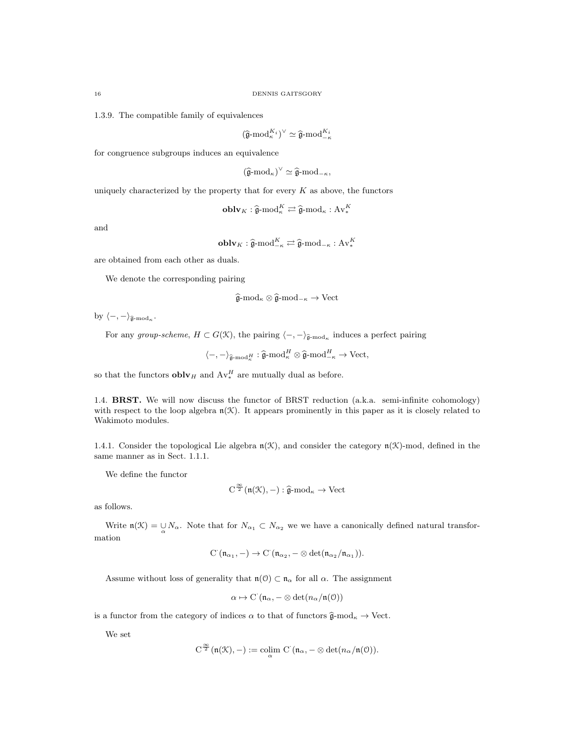1.3.9. The compatible family of equivalences

$$(\widehat{\mathfrak{g}}\text{-mod}_\kappa^{K_i})^\vee \simeq \widehat{\mathfrak{g}}\text{-mod}_{-\kappa}^{K_i}$$

for congruence subgroups induces an equivalence

$$(\widehat{\mathfrak{g}}\text{-mod}_\kappa)^\vee \simeq \widehat{\mathfrak{g}}\text{-mod}_{-\kappa},$$

uniquely characterized by the property that for every $K$ as above, the functors

$$\mathbf{oblv}_K : \widehat{\mathfrak{g}}\text{-mod}_\kappa^K \rightleftarrows \widehat{\mathfrak{g}}\text{-mod}_\kappa : \mathrm{Av}_*^K$$

and

$$\mathbf{oblv}_K : \widehat{\mathfrak{g}}\text{-mod}_{-\kappa}^K \rightleftarrows \widehat{\mathfrak{g}}\text{-mod}_{-\kappa} : \mathrm{Av}_*^K$$

are obtained from each other as duals.

We denote the corresponding pairing

$$\widehat{\mathfrak{g}}\text{-mod}_\kappa \otimes \widehat{\mathfrak{g}}\text{-mod}_{-\kappa} \to \mathrm{Vect}$$

by $\langle -,-\rangle_{\widehat{\mathfrak{g}}\text{-mod}_\kappa}$.

For any *group-scheme*, $H \subset G(\mathcal{K})$, the pairing $\langle -,-\rangle_{\widehat{\mathfrak{g}}\text{-mod}_\kappa}$ induces a perfect pairing

$$\langle -,-\rangle_{\widehat{\mathfrak{g}}\text{-mod}_\kappa^H} : \widehat{\mathfrak{g}}\text{-mod}_\kappa^H \otimes \widehat{\mathfrak{g}}\text{-mod}_{-\kappa}^H \to \mathrm{Vect},$$

so that the functors $\mathbf{oblv}_H$ and $\mathrm{Av}_*^H$ are mutually dual as before.

## 1.4. BRST.

We will now discuss the functor of BRST reduction (a.k.a. semi-infinite cohomology) with respect to the loop algebra $\mathfrak{n}(\mathcal{K})$. It appears prominently in this paper as it is closely related to Wakimoto modules.

1.4.1. Consider the topological Lie algebra $\mathfrak{n}(\mathcal{K})$, and consider the category $\mathfrak{n}(\mathcal{K})$-mod, defined in the same manner as in Sect. 1.1.1.

We define the functor

$$\mathrm{C}^{\frac{\infty}{2}}(\mathfrak{n}(\mathcal{K}),-) : \widehat{\mathfrak{g}}\text{-mod}_\kappa \to \mathrm{Vect}$$

as follows.

Write $\mathfrak{n}(\mathcal{K}) = \underset{\alpha}{\cup} N_\alpha$. Note that for $N_{\alpha_1} \subset N_{\alpha_2}$ we we have a canonically defined natural transformation

$$\mathrm{C}^\cdot(\mathfrak{n}_{\alpha_1},-) \to \mathrm{C}^\cdot(\mathfrak{n}_{\alpha_2}, - \otimes \det(\mathfrak{n}_{\alpha_2}/\mathfrak{n}_{\alpha_1})).$$

Assume without loss of generality that $\mathfrak{n}(\mathcal{O}) \subset \mathfrak{n}_\alpha$ for all $\alpha$. The assignment

$$\alpha \mapsto \mathrm{C}^\cdot(\mathfrak{n}_\alpha, - \otimes \det(n_\alpha/\mathfrak{n}(\mathcal{O}))$$

is a functor from the category of indices $\alpha$ to that of functors $\widehat{\mathfrak{g}}\text{-mod}_\kappa \to \mathrm{Vect}$.

We set

$$\mathrm{C}^{\frac{\infty}{2}}(\mathfrak{n}(\mathcal{K}),-) := \underset{\alpha}{\mathrm{colim}}\ \mathrm{C}^\cdot(\mathfrak{n}_\alpha, - \otimes \det(n_\alpha/\mathfrak{n}(\mathcal{O})).$$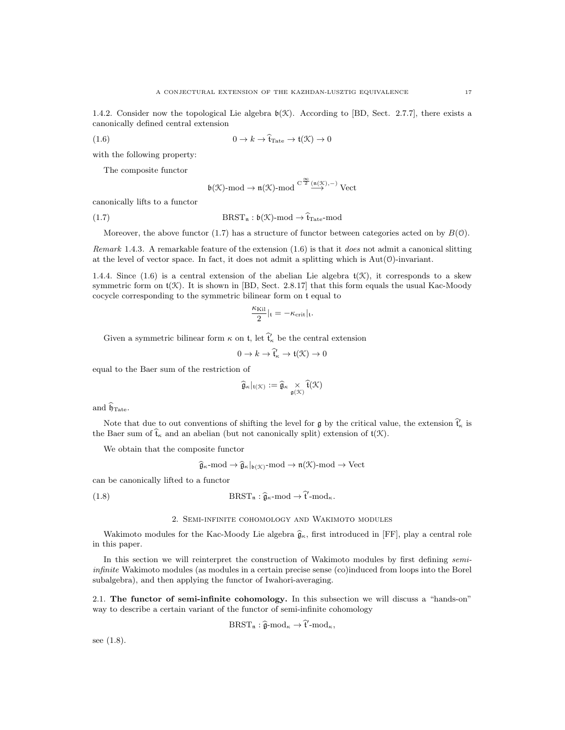1.4.2. Consider now the topological Lie algebra $\mathfrak{b}(\mathcal{K})$. According to [BD, Sect. 2.7.7], there exists a canonically defined central extension

$$0 \to k \to \widehat{\mathfrak{t}}_{\mathrm{Tate}} \to \mathfrak{t}(\mathcal{K}) \to 0 \tag{1.6}$$

with the following property:

The composite functor

$$\mathfrak{b}(\mathcal{K})\text{-mod} \to \mathfrak{n}(\mathcal{K})\text{-mod} \overset{\mathrm{C}^{\frac{\infty}{2}}(\mathfrak{n}(\mathcal{K}),-)}{\longrightarrow} \mathrm{Vect}$$

canonically lifts to a functor

$$\mathrm{BRST}_{\mathfrak{n}} : \mathfrak{b}(\mathcal{K})\text{-mod} \to \widehat{\mathfrak{t}}_{\mathrm{Tate}}\text{-mod} \tag{1.7}$$

Moreover, the above functor (1.7) has a structure of functor between categories acted on by $B(\mathcal{O})$.

*Remark* 1.4.3. A remarkable feature of the extension (1.6) is that it *does* not admit a canonical slitting at the level of vector space. In fact, it does not admit a splitting which is $\mathrm{Aut}(\mathcal{O})$-invariant.

1.4.4. Since (1.6) is a central extension of the abelian Lie algebra $\mathfrak{t}(\mathcal{K})$, it corresponds to a skew symmetric form on $\mathfrak{t}(\mathcal{K})$. It is shown in [BD, Sect. 2.8.17] that this form equals the usual Kac-Moody cocycle corresponding to the symmetric bilinear form on $\mathfrak{t}$ equal to

$$\frac{\kappa_{\mathrm{Kil}}}{2}|_{\mathfrak{t}} = -\kappa_{\mathrm{crit}}|_{\mathfrak{t}}.$$

Given a symmetric bilinear form $\kappa$ on $\mathfrak{t}$, let $\widehat{\mathfrak{t}}'_\kappa$ be the central extension

$$0 \to k \to \widehat{\mathfrak{t}}'_\kappa \to \mathfrak{t}(\mathcal{K}) \to 0$$

equal to the Baer sum of the restriction of

$$\widehat{\mathfrak{g}}_\kappa|_{\mathfrak{t}(\mathcal{K})} := \widehat{\mathfrak{g}}_\kappa \underset{\mathfrak{g}(\mathcal{K})}{\times} \widehat{\mathfrak{t}}(\mathcal{K})$$

and $\widehat{\mathfrak{h}}_{\mathrm{Tate}}$.

Note that due to out conventions of shifting the level for $\mathfrak{g}$ by the critical value, the extension $\widehat{\mathfrak{t}}'_\kappa$ is the Baer sum of $\widehat{\mathfrak{t}}_\kappa$ and an abelian (but not canonically split) extension of $\mathfrak{t}(\mathcal{K})$.

We obtain that the composite functor

$$\widehat{\mathfrak{g}}_\kappa\text{-mod} \to \widehat{\mathfrak{g}}_\kappa|_{\mathfrak{b}(\mathcal{K})}\text{-mod} \to \mathfrak{n}(\mathcal{K})\text{-mod} \to \mathrm{Vect}$$

can be canonically lifted to a functor

$$\mathrm{BRST}_{\mathfrak{n}} : \widehat{\mathfrak{g}}_\kappa\text{-mod} \to \widehat{\mathfrak{t}}'\text{-mod}_\kappa. \tag{1.8}$$

## 2. Semi-infinite cohomology and Wakimoto modules

Wakimoto modules for the Kac-Moody Lie algebra $\widehat{\mathfrak{g}}_\kappa$, first introduced in [FF], play a central role in this paper.

In this section we will reinterpret the construction of Wakimoto modules by first defining *semi-infinite* Wakimoto modules (as modules in a certain precise sense (co)induced from loops into the Borel subalgebra), and then applying the functor of Iwahori-averaging.

### 2.1. The functor of semi-infinite cohomology.

In this subsection we will discuss a "hands-on" way to describe a certain variant of the functor of semi-infinite cohomology

$$\mathrm{BRST}_{\mathfrak{n}} : \widehat{\mathfrak{g}}\text{-mod}_\kappa \to \widehat{\mathfrak{t}}'\text{-mod}_\kappa,$$

see (1.8).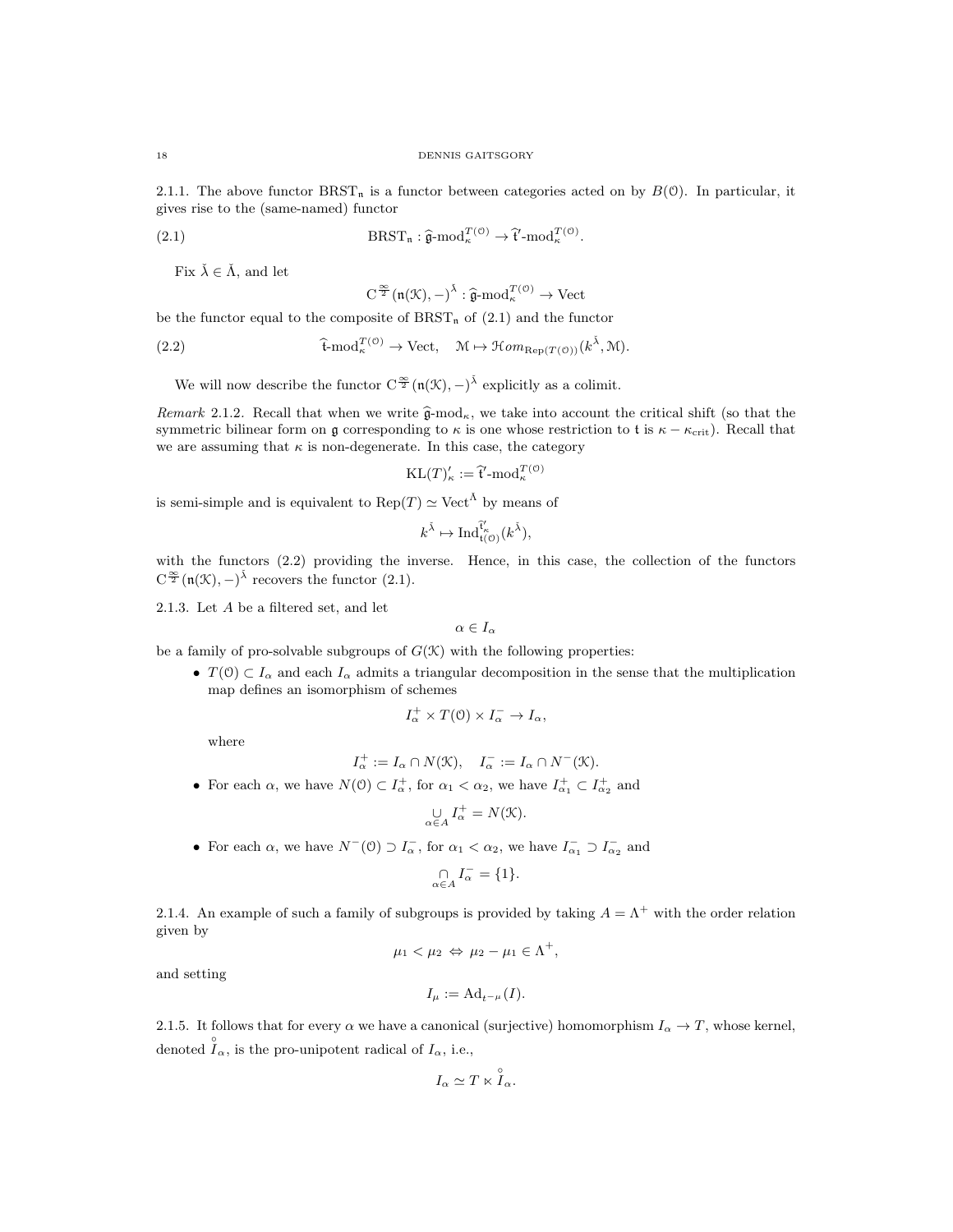2.1.1. The above functor $\mathrm{BRST}_{\mathfrak{n}}$ is a functor between categories acted on by $B(\mathcal{O})$. In particular, it gives rise to the (same-named) functor

$$\mathrm{BRST}_{\mathfrak{n}} : \widehat{\mathfrak{g}}\text{-mod}_\kappa^{T(\mathcal{O})} \to \widehat{\mathfrak{t}}'\text{-mod}_\kappa^{T(\mathcal{O})}. \tag{2.1}$$

Fix $\check{\lambda} \in \check{\Lambda}$, and let

$$\mathrm{C}^{\frac{\infty}{2}}(\mathfrak{n}(\mathcal{K}), -)^{\check{\lambda}} : \widehat{\mathfrak{g}}\text{-mod}_\kappa^{T(\mathcal{O})} \to \mathrm{Vect}$$

be the functor equal to the composite of $\mathrm{BRST}_{\mathfrak{n}}$ of (2.1) and the functor

$$\widehat{\mathfrak{t}}\text{-mod}_\kappa^{T(\mathcal{O})} \to \mathrm{Vect}, \quad \mathcal{M} \mapsto \mathcal{H}om_{\mathrm{Rep}(T(\mathcal{O}))}(k^{\check{\lambda}}, \mathcal{M}). \tag{2.2}$$

We will now describe the functor $\mathrm{C}^{\frac{\infty}{2}}(\mathfrak{n}(\mathcal{K}), -)^{\check{\lambda}}$ explicitly as a colimit.

*Remark* 2.1.2. Recall that when we write $\widehat{\mathfrak{g}}\text{-mod}_\kappa$, we take into account the critical shift (so that the symmetric bilinear form on $\mathfrak{g}$ corresponding to $\kappa$ is one whose restriction to $\mathfrak{t}$ is $\kappa - \kappa_{\mathrm{crit}}$). Recall that we are assuming that $\kappa$ is non-degenerate. In this case, the category

$$\mathrm{KL}(T)'_\kappa := \widehat{\mathfrak{t}}'\text{-mod}_\kappa^{T(\mathcal{O})}$$

is semi-simple and is equivalent to $\mathrm{Rep}(T) \simeq \mathrm{Vect}^{\check{\Lambda}}$ by means of

$$k^{\check{\lambda}} \mapsto \mathrm{Ind}_{\mathfrak{t}(\mathcal{O})}^{\widehat{\mathfrak{t}}'_\kappa}(k^{\check{\lambda}}),$$

with the functors (2.2) providing the inverse. Hence, in this case, the collection of the functors $\mathrm{C}^{\frac{\infty}{2}}(\mathfrak{n}(\mathcal{K}), -)^{\check{\lambda}}$ recovers the functor (2.1).

2.1.3. Let $A$ be a filtered set, and let

$$\alpha \in I_\alpha$$

be a family of pro-solvable subgroups of $G(\mathcal{K})$ with the following properties:

- $T(\mathcal{O}) \subset I_\alpha$ and each $I_\alpha$ admits a triangular decomposition in the sense that the multiplication map defines an isomorphism of schemes

$$I_\alpha^+ \times T(\mathcal{O}) \times I_\alpha^- \to I_\alpha,$$

where

$$I_\alpha^+ := I_\alpha \cap N(\mathcal{K}), \quad I_\alpha^- := I_\alpha \cap N^-(\mathcal{K}).$$

- For each $\alpha$, we have $N(\mathcal{O}) \subset I_\alpha^+$, for $\alpha_1 < \alpha_2$, we have $I_{\alpha_1}^+ \subset I_{\alpha_2}^+$ and

$$\underset{\alpha \in A}{\cup} I_\alpha^+ = N(\mathcal{K}).$$

- For each $\alpha$, we have $N^-(\mathcal{O}) \supset I_\alpha^-$, for $\alpha_1 < \alpha_2$, we have $I_{\alpha_1}^- \supset I_{\alpha_2}^-$ and

$$\underset{\alpha \in A}{\cap} I_\alpha^- = \{1\}.$$

2.1.4. An example of such a family of subgroups is provided by taking $A = \Lambda^+$ with the order relation given by

$$\mu_1 < \mu_2 \Leftrightarrow \mu_2 - \mu_1 \in \Lambda^+,$$

and setting

$$I_\mu := \mathrm{Ad}_{t^{-\mu}}(I).$$

2.1.5. It follows that for every $\alpha$ we have a canonical (surjective) homomorphism $I_\alpha \to T$, whose kernel, denoted $\overset{\circ}{I}_\alpha$, is the pro-unipotent radical of $I_\alpha$, i.e.,

$$I_\alpha \simeq T \ltimes \overset{\circ}{I}_\alpha.$$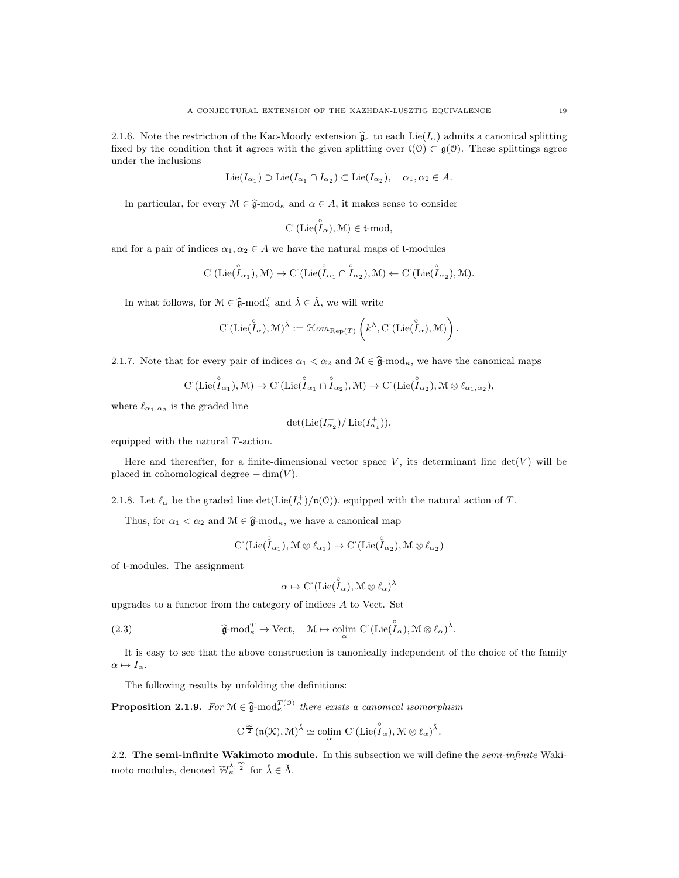2.1.6. Note the restriction of the Kac-Moody extension $\widehat{\mathfrak{g}}_\kappa$ to each $\mathrm{Lie}(I_\alpha)$ admits a canonical splitting fixed by the condition that it agrees with the given splitting over $\mathfrak{t}(\mathcal{O}) \subset \mathfrak{g}(\mathcal{O})$. These splittings agree under the inclusions

$$\mathrm{Lie}(I_{\alpha_1}) \supset \mathrm{Lie}(I_{\alpha_1} \cap I_{\alpha_2}) \subset \mathrm{Lie}(I_{\alpha_2}), \quad \alpha_1, \alpha_2 \in A.$$

In particular, for every $\mathcal{M} \in \widehat{\mathfrak{g}}\text{-mod}_\kappa$ and $\alpha \in A$, it makes sense to consider

$$\mathrm{C}^\cdot(\mathrm{Lie}(\overset{\circ}{I}_\alpha), \mathcal{M}) \in \mathfrak{t}\text{-mod},$$

and for a pair of indices $\alpha_1, \alpha_2 \in A$ we have the natural maps of $\mathfrak{t}$-modules

$$\mathrm{C}^\cdot(\mathrm{Lie}(\overset{\circ}{I}_{\alpha_1}), \mathcal{M}) \to \mathrm{C}^\cdot(\mathrm{Lie}(\overset{\circ}{I}_{\alpha_1} \cap \overset{\circ}{I}_{\alpha_2}), \mathcal{M}) \leftarrow \mathrm{C}^\cdot(\mathrm{Lie}(\overset{\circ}{I}_{\alpha_2}), \mathcal{M}).$$

In what follows, for $\mathcal{M} \in \widehat{\mathfrak{g}}\text{-mod}_\kappa^T$ and $\check{\lambda} \in \check{\Lambda}$, we will write

$$\mathrm{C}^\cdot(\mathrm{Lie}(\overset{\circ}{I}_\alpha), \mathcal{M})^{\check{\lambda}} := \mathcal{H}om_{\mathrm{Rep}(T)}\left(k^{\check{\lambda}}, \mathrm{C}^\cdot(\mathrm{Lie}(\overset{\circ}{I}_\alpha), \mathcal{M})\right).$$

2.1.7. Note that for every pair of indices $\alpha_1 < \alpha_2$ and $\mathcal{M} \in \widehat{\mathfrak{g}}\text{-mod}_\kappa$, we have the canonical maps

$$\mathrm{C}^\cdot(\mathrm{Lie}(\overset{\circ}{I}_{\alpha_1}), \mathcal{M}) \to \mathrm{C}^\cdot(\mathrm{Lie}(\overset{\circ}{I}_{\alpha_1} \cap \overset{\circ}{I}_{\alpha_2}), \mathcal{M}) \to \mathrm{C}^\cdot(\mathrm{Lie}(\overset{\circ}{I}_{\alpha_2}), \mathcal{M} \otimes \ell_{\alpha_1,\alpha_2}),$$

where $\ell_{\alpha_1,\alpha_2}$ is the graded line

$$\det(\mathrm{Lie}(I^+_{\alpha_2})/\,\mathrm{Lie}(I^+_{\alpha_1})),$$

equipped with the natural $T$-action.

Here and thereafter, for a finite-dimensional vector space $V$, its determinant line $\det(V)$ will be placed in cohomological degree $-\dim(V)$.

2.1.8. Let $\ell_\alpha$ be the graded line $\det(\mathrm{Lie}(I^+_\alpha)/\mathfrak{n}(\mathcal{O}))$, equipped with the natural action of $T$.

Thus, for $\alpha_1 < \alpha_2$ and $\mathcal{M} \in \widehat{\mathfrak{g}}\text{-mod}_\kappa$, we have a canonical map

$$\mathrm{C}^\cdot(\mathrm{Lie}(\overset{\circ}{I}_{\alpha_1}), \mathcal{M} \otimes \ell_{\alpha_1}) \to \mathrm{C}^\cdot(\mathrm{Lie}(\overset{\circ}{I}_{\alpha_2}), \mathcal{M} \otimes \ell_{\alpha_2})$$

of $\mathfrak{t}$-modules. The assignment

$$\alpha \mapsto \mathrm{C}^\cdot(\mathrm{Lie}(\overset{\circ}{I}_\alpha), \mathcal{M} \otimes \ell_\alpha)^{\check{\lambda}}$$

upgrades to a functor from the category of indices $A$ to Vect. Set

$$\widehat{\mathfrak{g}}\text{-mod}_\kappa^T \to \mathrm{Vect}, \quad \mathcal{M} \mapsto \underset{\alpha}{\mathrm{colim}}\ \mathrm{C}^\cdot(\mathrm{Lie}(\overset{\circ}{I}_\alpha), \mathcal{M} \otimes \ell_\alpha)^{\check{\lambda}}. \tag{2.3}$$

It is easy to see that the above construction is canonically independent of the choice of the family $\alpha \mapsto I_\alpha$.

The following results by unfolding the definitions:

**Proposition 2.1.9.** *For $\mathcal{M} \in \widehat{\mathfrak{g}}\text{-mod}_\kappa^{T(\mathcal{O})}$ there exists a canonical isomorphism*

$$\mathrm{C}^{\frac{\infty}{2}}(\mathfrak{n}(\mathcal{K}), \mathcal{M})^{\check{\lambda}} \simeq \underset{\alpha}{\mathrm{colim}}\ \mathrm{C}^\cdot(\mathrm{Lie}(\overset{\circ}{I}_\alpha), \mathcal{M} \otimes \ell_\alpha)^{\check{\lambda}}.$$

## 2.2. The semi-infinite Wakimoto module.

In this subsection we will define the *semi-infinite* Wakimoto modules, denoted $\mathbb{W}_\kappa^{\check{\lambda}, \frac{\infty}{2}}$ for $\check{\lambda} \in \check{\Lambda}$.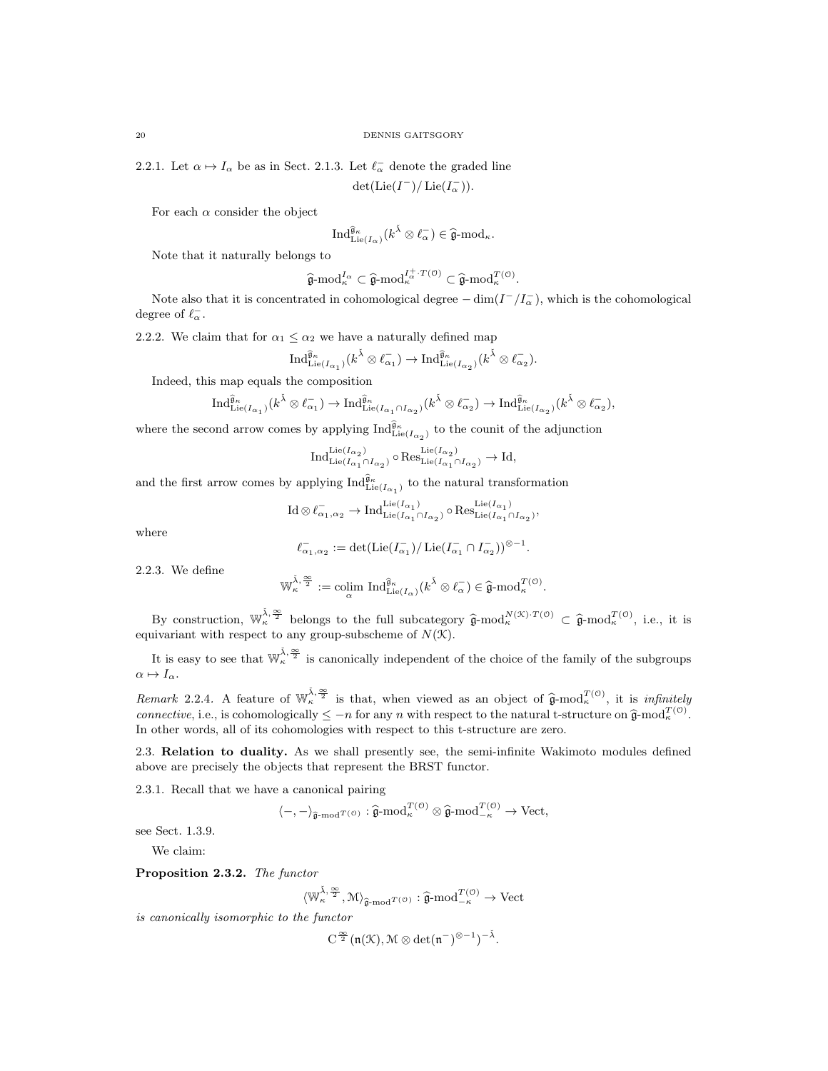2.2.1. Let $\alpha \mapsto I_\alpha$ be as in Sect. 2.1.3. Let $\ell^-_\alpha$ denote the graded line

$$\det(\mathrm{Lie}(I^-)/\,\mathrm{Lie}(I^-_\alpha)).$$

For each $\alpha$ consider the object

$$\mathrm{Ind}^{\widehat{\mathfrak{g}}_\kappa}_{\mathrm{Lie}(I_\alpha)}(k^{\check\lambda}\otimes \ell^-_\alpha)\in \widehat{\mathfrak{g}}\text{-mod}_\kappa.$$

Note that it naturally belongs to

$$\widehat{\mathfrak{g}}\text{-mod}_\kappa^{I_\alpha}\subset \widehat{\mathfrak{g}}\text{-mod}_\kappa^{I^+_\alpha\cdot T(\mathcal{O})}\subset \widehat{\mathfrak{g}}\text{-mod}_\kappa^{T(\mathcal{O})}.$$

Note also that it is concentrated in cohomological degree $-\dim(I^-/I^-_\alpha)$, which is the cohomological degree of $\ell^-_\alpha$.

2.2.2. We claim that for $\alpha_1\leq \alpha_2$ we have a naturally defined map

$$\mathrm{Ind}^{\widehat{\mathfrak{g}}_\kappa}_{\mathrm{Lie}(I_{\alpha_1})}(k^{\check\lambda}\otimes \ell^-_{\alpha_1})\to \mathrm{Ind}^{\widehat{\mathfrak{g}}_\kappa}_{\mathrm{Lie}(I_{\alpha_2})}(k^{\check\lambda}\otimes \ell^-_{\alpha_2}).$$

Indeed, this map equals the composition

$$\mathrm{Ind}^{\widehat{\mathfrak{g}}_\kappa}_{\mathrm{Lie}(I_{\alpha_1})}(k^{\check\lambda}\otimes \ell^-_{\alpha_1})\to \mathrm{Ind}^{\widehat{\mathfrak{g}}_\kappa}_{\mathrm{Lie}(I_{\alpha_1}\cap I_{\alpha_2})}(k^{\check\lambda}\otimes \ell^-_{\alpha_2})\to \mathrm{Ind}^{\widehat{\mathfrak{g}}_\kappa}_{\mathrm{Lie}(I_{\alpha_2})}(k^{\check\lambda}\otimes \ell^-_{\alpha_2}),$$

where the second arrow comes by applying $\mathrm{Ind}^{\widehat{\mathfrak{g}}_\kappa}_{\mathrm{Lie}(I_{\alpha_2})}$ to the counit of the adjunction

$$\mathrm{Ind}^{\mathrm{Lie}(I_{\alpha_2})}_{\mathrm{Lie}(I_{\alpha_1}\cap I_{\alpha_2})}\circ \mathrm{Res}^{\mathrm{Lie}(I_{\alpha_2})}_{\mathrm{Lie}(I_{\alpha_1}\cap I_{\alpha_2})}\to \mathrm{Id},$$

and the first arrow comes by applying $\mathrm{Ind}^{\widehat{\mathfrak{g}}_\kappa}_{\mathrm{Lie}(I_{\alpha_1})}$ to the natural transformation

$$\mathrm{Id}\otimes \ell^-_{\alpha_1,\alpha_2}\to \mathrm{Ind}^{\mathrm{Lie}(I_{\alpha_1})}_{\mathrm{Lie}(I_{\alpha_1}\cap I_{\alpha_2})}\circ \mathrm{Res}^{\mathrm{Lie}(I_{\alpha_1})}_{\mathrm{Lie}(I_{\alpha_1}\cap I_{\alpha_2})},$$

where

$$\ell^-_{\alpha_1,\alpha_2}:=\det(\mathrm{Lie}(I^-_{\alpha_1})/\,\mathrm{Lie}(I^-_{\alpha_1}\cap I^-_{\alpha_2}))^{\otimes -1}.$$

2.2.3. We define

$$\mathbb{W}^{\check\lambda,\frac{\infty}{2}}_\kappa := \underset{\alpha}{\mathrm{colim}}\ \mathrm{Ind}^{\widehat{\mathfrak{g}}_\kappa}_{\mathrm{Lie}(I_\alpha)}(k^{\check\lambda}\otimes \ell^-_\alpha)\in \widehat{\mathfrak{g}}\text{-mod}_\kappa^{T(\mathcal{O})}.$$

By construction, $\mathbb{W}^{\check\lambda,\frac{\infty}{2}}_\kappa$ belongs to the full subcategory $\widehat{\mathfrak{g}}\text{-mod}_\kappa^{N(\mathcal{K})\cdot T(\mathcal{O})}\subset \widehat{\mathfrak{g}}\text{-mod}_\kappa^{T(\mathcal{O})}$, i.e., it is equivariant with respect to any group-subscheme of $N(\mathcal{K})$.

It is easy to see that $\mathbb{W}^{\check\lambda,\frac{\infty}{2}}_\kappa$ is canonically independent of the choice of the family of the subgroups $\alpha\mapsto I_\alpha$.

*Remark* 2.2.4. A feature of $\mathbb{W}^{\check\lambda,\frac{\infty}{2}}_\kappa$ is that, when viewed as an object of $\widehat{\mathfrak{g}}\text{-mod}_\kappa^{T(\mathcal{O})}$, it is *infinitely connective*, i.e., is cohomologically $\leq -n$ for any $n$ with respect to the natural t-structure on $\widehat{\mathfrak{g}}\text{-mod}_\kappa^{T(\mathcal{O})}$. In other words, all of its cohomologies with respect to this t-structure are zero.

2.3. **Relation to duality.** As we shall presently see, the semi-infinite Wakimoto modules defined above are precisely the objects that represent the BRST functor.

2.3.1. Recall that we have a canonical pairing

$$\langle -,-\rangle_{\widehat{\mathfrak{g}}\text{-mod}^{T(\mathcal{O})}}:\widehat{\mathfrak{g}}\text{-mod}_\kappa^{T(\mathcal{O})}\otimes \widehat{\mathfrak{g}}\text{-mod}_{-\kappa}^{T(\mathcal{O})}\to \mathrm{Vect},$$

see Sect. 1.3.9.

We claim:

**Proposition 2.3.2.** *The functor*

$$\langle \mathbb{W}^{\check\lambda,\frac{\infty}{2}}_\kappa,\mathcal{M}\rangle_{\widehat{\mathfrak{g}}\text{-mod}^{T(\mathcal{O})}}:\widehat{\mathfrak{g}}\text{-mod}_{-\kappa}^{T(\mathcal{O})}\to \mathrm{Vect}$$

*is canonically isomorphic to the functor*

$$\mathrm{C}^{\frac{\infty}{2}}(\mathfrak{n}(\mathcal{K}),\mathcal{M}\otimes \det(\mathfrak{n}^-)^{\otimes -1})^{-\check\lambda}.$$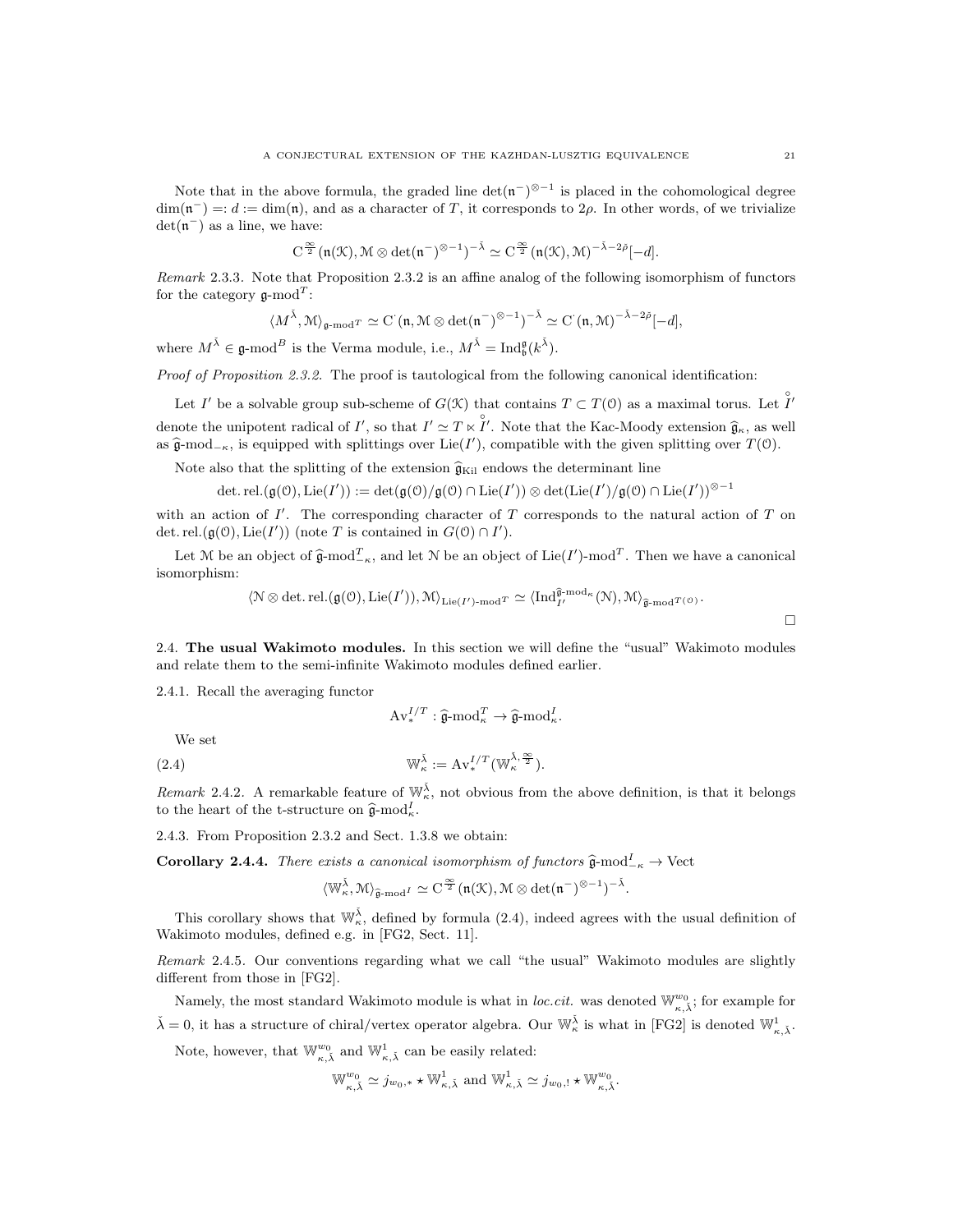Note that in the above formula, the graded line $\det(\mathfrak{n}^-)^{\otimes -1}$ is placed in the cohomological degree $\dim(\mathfrak{n}^-) =: d := \dim(\mathfrak{n})$, and as a character of $T$, it corresponds to $2\rho$. In other words, of we trivialize $\det(\mathfrak{n}^-)$ as a line, we have:

$$\mathrm{C}^{\frac{\infty}{2}}(\mathfrak{n}(\mathcal{K}), \mathcal{M} \otimes \det(\mathfrak{n}^-)^{\otimes -1})^{-\check{\lambda}} \simeq \mathrm{C}^{\frac{\infty}{2}}(\mathfrak{n}(\mathcal{K}), \mathcal{M})^{-\check{\lambda}-2\check{\rho}}[-d].$$

*Remark* 2.3.3. Note that Proposition 2.3.2 is an affine analog of the following isomorphism of functors for the category $\mathfrak{g}\text{-mod}^T$:

$$\langle M^{\check{\lambda}}, \mathcal{M}\rangle_{\mathfrak{g}\text{-mod}^T} \simeq \mathrm{C}^\cdot(\mathfrak{n}, \mathcal{M} \otimes \det(\mathfrak{n}^-)^{\otimes -1})^{-\check{\lambda}} \simeq \mathrm{C}^\cdot(\mathfrak{n}, \mathcal{M})^{-\check{\lambda}-2\check{\rho}}[-d],$$

where $M^{\check{\lambda}} \in \mathfrak{g}\text{-mod}^B$ is the Verma module, i.e., $M^{\check{\lambda}} = \mathrm{Ind}_{\mathfrak{b}}^{\mathfrak{g}}(k^{\check{\lambda}})$.

*Proof of Proposition 2.3.2.* The proof is tautological from the following canonical identification:

Let $I'$ be a solvable group sub-scheme of $G(\mathcal{K})$ that contains $T \subset T(\mathcal{O})$ as a maximal torus. Let $\overset{\circ}{I}{}'$ denote the unipotent radical of $I'$, so that $I' \simeq T \ltimes \overset{\circ}{I}{}'$. Note that the Kac-Moody extension $\widehat{\mathfrak{g}}_\kappa$, as well as $\widehat{\mathfrak{g}}\text{-mod}_{-\kappa}$, is equipped with splittings over $\mathrm{Lie}(I')$, compatible with the given splitting over $T(\mathcal{O})$.

Note also that the splitting of the extension $\widehat{\mathfrak{g}}_{\mathrm{Kil}}$ endows the determinant line

$$\det.\mathrm{rel.}(\mathfrak{g}(\mathcal{O}), \mathrm{Lie}(I')) := \det(\mathfrak{g}(\mathcal{O})/\mathfrak{g}(\mathcal{O}) \cap \mathrm{Lie}(I')) \otimes \det(\mathrm{Lie}(I')/\mathfrak{g}(\mathcal{O}) \cap \mathrm{Lie}(I'))^{\otimes -1}$$

with an action of $I'$. The corresponding character of $T$ corresponds to the natural action of $T$ on $\det.\mathrm{rel.}(\mathfrak{g}(\mathcal{O}), \mathrm{Lie}(I'))$ (note $T$ is contained in $G(\mathcal{O}) \cap I'$).

Let $\mathcal{M}$ be an object of $\widehat{\mathfrak{g}}\text{-mod}^T_{-\kappa}$, and let $\mathcal{N}$ be an object of $\mathrm{Lie}(I')\text{-mod}^T$. Then we have a canonical isomorphism:

$$\langle \mathcal{N} \otimes \det.\mathrm{rel.}(\mathfrak{g}(\mathcal{O}), \mathrm{Lie}(I')), \mathcal{M}\rangle_{\mathrm{Lie}(I')\text{-mod}^T} \simeq \langle \mathrm{Ind}_{I'}^{\widehat{\mathfrak{g}}\text{-mod}_\kappa}(\mathcal{N}), \mathcal{M}\rangle_{\widehat{\mathfrak{g}}\text{-mod}^{T(\mathcal{O})}}.$$

□

## 2.4. The usual Wakimoto modules.

In this section we will define the "usual" Wakimoto modules and relate them to the semi-infinite Wakimoto modules defined earlier.

2.4.1. Recall the averaging functor

$$\mathrm{Av}_*^{I/T} : \widehat{\mathfrak{g}}\text{-mod}_\kappa^T \to \widehat{\mathfrak{g}}\text{-mod}_\kappa^I.$$

We set

$$\mathbb{W}_\kappa^{\check{\lambda}} := \mathrm{Av}_*^{I/T}(\mathbb{W}_\kappa^{\check{\lambda}, \frac{\infty}{2}}). \tag{2.4}$$

*Remark* 2.4.2. A remarkable feature of $\mathbb{W}_\kappa^{\check{\lambda}}$, not obvious from the above definition, is that it belongs to the heart of the t-structure on $\widehat{\mathfrak{g}}\text{-mod}_\kappa^I$.

2.4.3. From Proposition 2.3.2 and Sect. 1.3.8 we obtain:

**Corollary 2.4.4.** *There exists a canonical isomorphism of functors $\widehat{\mathfrak{g}}\text{-mod}_{-\kappa}^I \to \mathrm{Vect}$*

$$\langle \mathbb{W}_\kappa^{\check{\lambda}}, \mathcal{M}\rangle_{\widehat{\mathfrak{g}}\text{-mod}^I} \simeq \mathrm{C}^{\frac{\infty}{2}}(\mathfrak{n}(\mathcal{K}), \mathcal{M} \otimes \det(\mathfrak{n}^-)^{\otimes -1})^{-\check{\lambda}}.$$

This corollary shows that $\mathbb{W}_\kappa^{\check{\lambda}}$, defined by formula (2.4), indeed agrees with the usual definition of Wakimoto modules, defined e.g. in [FG2, Sect. 11].

*Remark* 2.4.5. Our conventions regarding what we call "the usual" Wakimoto modules are slightly different from those in [FG2].

Namely, the most standard Wakimoto module is what in *loc.cit.* was denoted $\mathbb{W}_{\kappa,\check{\lambda}}^{w_0}$; for example for $\check{\lambda} = 0$, it has a structure of chiral/vertex operator algebra. Our $\mathbb{W}_\kappa^{\check{\lambda}}$ is what in [FG2] is denoted $\mathbb{W}_{\kappa,\check{\lambda}}^1$.

Note, however, that $\mathbb{W}_{\kappa,\check{\lambda}}^{w_0}$ and $\mathbb{W}_{\kappa,\check{\lambda}}^1$ can be easily related:

$$\mathbb{W}_{\kappa,\check{\lambda}}^{w_0} \simeq j_{w_0,*} \star \mathbb{W}_{\kappa,\check{\lambda}}^1 \text{ and } \mathbb{W}_{\kappa,\check{\lambda}}^1 \simeq j_{w_0,!} \star \mathbb{W}_{\kappa,\check{\lambda}}^{w_0}.$$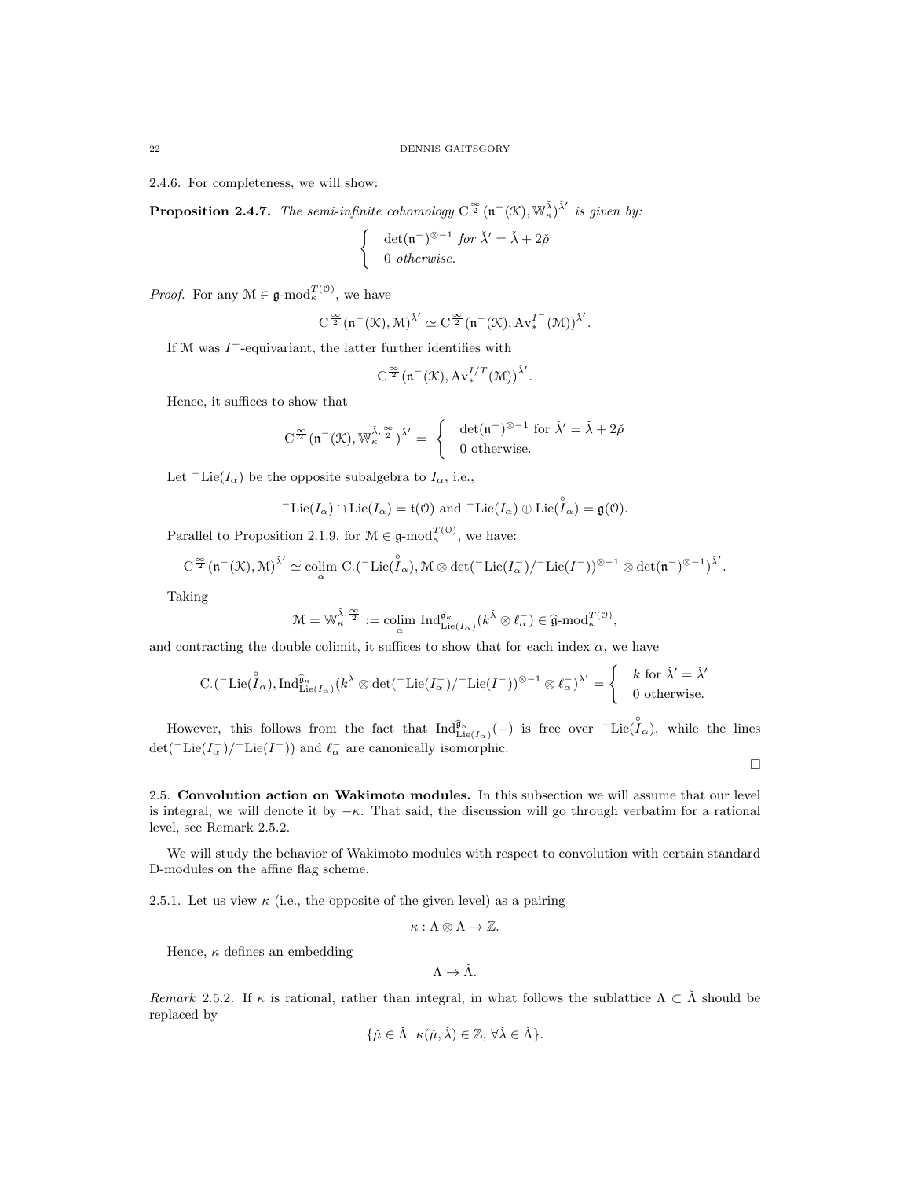2.4.6. For completeness, we will show:

**Proposition 2.4.7.** *The semi-infinite cohomology* $\mathrm{C}^{\frac{\infty}{2}}(\mathfrak{n}^-(\mathcal{K}), \mathbb{W}_\kappa^{\check\lambda})^{\check\lambda'}$ *is given by:*

$$\begin{cases} \det(\mathfrak{n}^-)^{\otimes -1} \text{ for } \check\lambda' = \check\lambda + 2\check\rho \\ 0 \text{ otherwise.} \end{cases}$$

*Proof.* For any $\mathcal{M} \in \mathfrak{g}\text{-mod}_\kappa^{T(\mathcal{O})}$, we have

$$\mathrm{C}^{\frac{\infty}{2}}(\mathfrak{n}^-(\mathcal{K}), \mathcal{M})^{\check\lambda'} \simeq \mathrm{C}^{\frac{\infty}{2}}(\mathfrak{n}^-(\mathcal{K}), \mathrm{Av}_*^{I^-}(\mathcal{M}))^{\check\lambda'}.$$

If $\mathcal{M}$ was $I^+$-equivariant, the latter further identifies with

$$\mathrm{C}^{\frac{\infty}{2}}(\mathfrak{n}^-(\mathcal{K}), \mathrm{Av}_*^{I/T}(\mathcal{M}))^{\check\lambda'}.$$

Hence, it suffices to show that

$$\mathrm{C}^{\frac{\infty}{2}}(\mathfrak{n}^-(\mathcal{K}), \mathbb{W}_\kappa^{\check\lambda, \frac{\infty}{2}})^{\check\lambda'} = \begin{cases} \det(\mathfrak{n}^-)^{\otimes -1} \text{ for } \check\lambda' = \check\lambda + 2\check\rho \\ 0 \text{ otherwise.} \end{cases}$$

Let ${}^-\mathrm{Lie}(I_\alpha)$ be the opposite subalgebra to $I_\alpha$, i.e.,

$${}^-\mathrm{Lie}(I_\alpha) \cap \mathrm{Lie}(I_\alpha) = \mathfrak{t}(\mathcal{O}) \text{ and } {}^-\mathrm{Lie}(I_\alpha) \oplus \mathrm{Lie}(\overset{\circ}{I}_\alpha) = \mathfrak{g}(\mathcal{O}).$$

Parallel to Proposition 2.1.9, for $\mathcal{M} \in \mathfrak{g}\text{-mod}_\kappa^{T(\mathcal{O})}$, we have:

$$\mathrm{C}^{\frac{\infty}{2}}(\mathfrak{n}^-(\mathcal{K}), \mathcal{M})^{\check\lambda'} \simeq \underset{\alpha}{\mathrm{colim}}\ \mathrm{C}_\cdot({}^-\mathrm{Lie}(\overset{\circ}{I}_\alpha), \mathcal{M} \otimes \det({}^-\mathrm{Lie}(I_\alpha^-)/{}^-\mathrm{Lie}(I^-))^{\otimes -1} \otimes \det(\mathfrak{n}^-)^{\otimes -1})^{\check\lambda'}.$$

Taking

$$\mathcal{M} = \mathbb{W}_\kappa^{\check\lambda, \frac{\infty}{2}} := \underset{\alpha}{\mathrm{colim}}\ \mathrm{Ind}_{\mathrm{Lie}(I_\alpha)}^{\widehat{\mathfrak{g}}_\kappa}(k^{\check\lambda} \otimes \ell_\alpha^-) \in \widehat{\mathfrak{g}}\text{-mod}_\kappa^{T(\mathcal{O})},$$

and contracting the double colimit, it suffices to show that for each index $\alpha$, we have

$$\mathrm{C}_\cdot({}^-\mathrm{Lie}(\overset{\circ}{I}_\alpha), \mathrm{Ind}_{\mathrm{Lie}(I_\alpha)}^{\widehat{\mathfrak{g}}_\kappa}(k^{\check\lambda} \otimes \det({}^-\mathrm{Lie}(I_\alpha^-)/{}^-\mathrm{Lie}(I^-))^{\otimes -1} \otimes \ell_\alpha^-)^{\check\lambda'} = \begin{cases} k \text{ for } \check\lambda' = \check\lambda' \\ 0 \text{ otherwise.} \end{cases}$$

However, this follows from the fact that $\mathrm{Ind}_{\mathrm{Lie}(I_\alpha)}^{\widehat{\mathfrak{g}}_\kappa}(-)$ is free over ${}^-\mathrm{Lie}(\overset{\circ}{I}_\alpha)$, while the lines $\det({}^-\mathrm{Lie}(I_\alpha^-)/{}^-\mathrm{Lie}(I^-))$ and $\ell_\alpha^-$ are canonically isomorphic.

□

## 2.5. Convolution action on Wakimoto modules.

In this subsection we will assume that our level is integral; we will denote it by $-\kappa$. That said, the discussion will go through verbatim for a rational level, see Remark 2.5.2.

We will study the behavior of Wakimoto modules with respect to convolution with certain standard D-modules on the affine flag scheme.

2.5.1. Let us view $\kappa$ (i.e., the opposite of the given level) as a pairing

$$\kappa : \Lambda \otimes \Lambda \to \mathbb{Z}.$$

Hence, $\kappa$ defines an embedding

$$\Lambda \to \check\Lambda.$$

*Remark* 2.5.2. If $\kappa$ is rational, rather than integral, in what follows the sublattice $\Lambda \subset \check\Lambda$ should be replaced by

$$\{\check\mu \in \check\Lambda \,|\, \kappa(\check\mu, \check\lambda) \in \mathbb{Z},\ \forall \check\lambda \in \check\Lambda\}.$$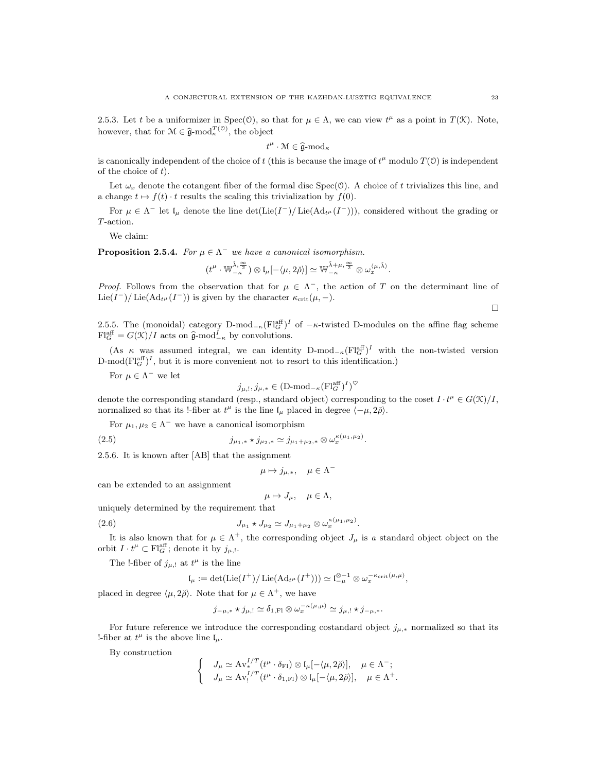2.5.3. Let $t$ be a uniformizer in $\operatorname{Spec}(\mathcal{O})$, so that for $\mu \in \Lambda$, we can view $t^\mu$ as a point in $T(\mathcal{K})$. Note, however, that for $\mathcal{M} \in \widehat{\mathfrak{g}}\text{-mod}_\kappa^{T(\mathcal{O})}$, the object

$$t^\mu \cdot \mathcal{M} \in \widehat{\mathfrak{g}}\text{-mod}_\kappa$$

is canonically independent of the choice of $t$ (this is because the image of $t^\mu$ modulo $T(\mathcal{O})$ is independent of the choice of $t$).

Let $\omega_x$ denote the cotangent fiber of the formal disc $\operatorname{Spec}(\mathcal{O})$. A choice of $t$ trivializes this line, and a change $t \mapsto f(t) \cdot t$ results the scaling this trivialization by $f(0)$.

For $\mu \in \Lambda^-$ let $\mathfrak{l}_\mu$ denote the line $\det(\operatorname{Lie}(I^-)/\operatorname{Lie}(\operatorname{Ad}_{t^\mu}(I^-)))$, considered without the grading or $T$-action.

We claim:

**Proposition 2.5.4.** *For $\mu \in \Lambda^-$ we have a canonical isomorphism.*

$$(t^\mu \cdot \mathbb{W}_{-\kappa}^{\check{\lambda}, \frac{\infty}{2}}) \otimes \mathfrak{l}_\mu[-\langle \mu, 2\check{\rho}\rangle] \simeq \mathbb{W}_{-\kappa}^{\check{\lambda}+\mu, \frac{\infty}{2}} \otimes \omega_x^{\langle \mu, \check{\lambda}\rangle}.$$

*Proof.* Follows from the observation that for $\mu \in \Lambda^-$, the action of $T$ on the determinant line of $\operatorname{Lie}(I^-)/\operatorname{Lie}(\operatorname{Ad}_{t^\mu}(I^-))$ is given by the character $\kappa_{\operatorname{crit}}(\mu, -)$.

□

2.5.5. The (monoidal) category $\operatorname{D-mod}_{-\kappa}(\operatorname{Fl}_G^{\operatorname{aff}})^I$ of $-\kappa$-twisted D-modules on the affine flag scheme $\operatorname{Fl}_G^{\operatorname{aff}} = G(\mathcal{K})/I$ acts on $\widehat{\mathfrak{g}}\text{-mod}_{-\kappa}^I$ by convolutions.

(As $\kappa$ was assumed integral, we can identity $\operatorname{D-mod}_{-\kappa}(\operatorname{Fl}_G^{\operatorname{aff}})^I$ with the non-twisted version $\operatorname{D-mod}(\operatorname{Fl}_G^{\operatorname{aff}})^I$, but it is more convenient not to resort to this identification.)

For $\mu \in \Lambda^-$ we let

$$j_{\mu,!}, j_{\mu,*} \in (\operatorname{D-mod}_{-\kappa}(\operatorname{Fl}_G^{\operatorname{aff}})^I)^\heartsuit$$

denote the corresponding standard (resp., standard object) corresponding to the coset $I \cdot t^\mu \in G(\mathcal{K})/I$, normalized so that its !-fiber at $t^\mu$ is the line $\mathfrak{l}_\mu$ placed in degree $\langle -\mu, 2\check{\rho}\rangle$.

For $\mu_1, \mu_2 \in \Lambda^-$ we have a canonical isomorphism

$$j_{\mu_1,*} \star j_{\mu_2,*} \simeq j_{\mu_1+\mu_2,*} \otimes \omega_x^{\kappa(\mu_1,\mu_2)}. \tag{2.5}$$

2.5.6. It is known after [AB] that the assignment

$$\mu \mapsto j_{\mu,*}, \quad \mu \in \Lambda^-$$

can be extended to an assignment

$$\mu \mapsto J_\mu, \quad \mu \in \Lambda,$$

uniquely determined by the requirement that

$$J_{\mu_1} \star J_{\mu_2} \simeq J_{\mu_1+\mu_2} \otimes \omega_x^{\kappa(\mu_1,\mu_2)}. \tag{2.6}$$

It is also known that for $\mu \in \Lambda^+$, the corresponding object $J_\mu$ is *a* standard object object on the orbit $I \cdot t^\mu \subset \operatorname{Fl}_G^{\operatorname{aff}}$; denote it by $j_{\mu,!}$.

The !-fiber of $j_{\mu,!}$ at $t^\mu$ is the line

$$\mathfrak{l}_\mu := \det(\operatorname{Lie}(I^+)/\operatorname{Lie}(\operatorname{Ad}_{t^\mu}(I^+))) \simeq \mathfrak{l}_{-\mu}^{\otimes -1} \otimes \omega_x^{-\kappa_{\operatorname{crit}}(\mu,\mu)},$$

placed in degree $\langle \mu, 2\check{\rho}\rangle$. Note that for $\mu \in \Lambda^+$, we have

$$j_{-\mu,*} \star j_{\mu,!} \simeq \delta_{1,\operatorname{Fl}} \otimes \omega_x^{-\kappa(\mu,\mu)} \simeq j_{\mu,!} \star j_{-\mu,*}.$$

For future reference we introduce the corresponding costandard object $j_{\mu,*}$ normalized so that its !-fiber at $t^\mu$ is the above line $\mathfrak{l}_\mu$.

By construction

$$\begin{cases} J_\mu \simeq \operatorname{Av}_*^{I/T}(t^\mu \cdot \delta_{\operatorname{Fl}}) \otimes \mathfrak{l}_\mu[-\langle \mu, 2\check{\rho}\rangle], & \mu \in \Lambda^-; \\ J_\mu \simeq \operatorname{Av}_!^{I/T}(t^\mu \cdot \delta_{1,\operatorname{Fl}}) \otimes \mathfrak{l}_\mu[-\langle \mu, 2\check{\rho}\rangle], & \mu \in \Lambda^+. \end{cases}$$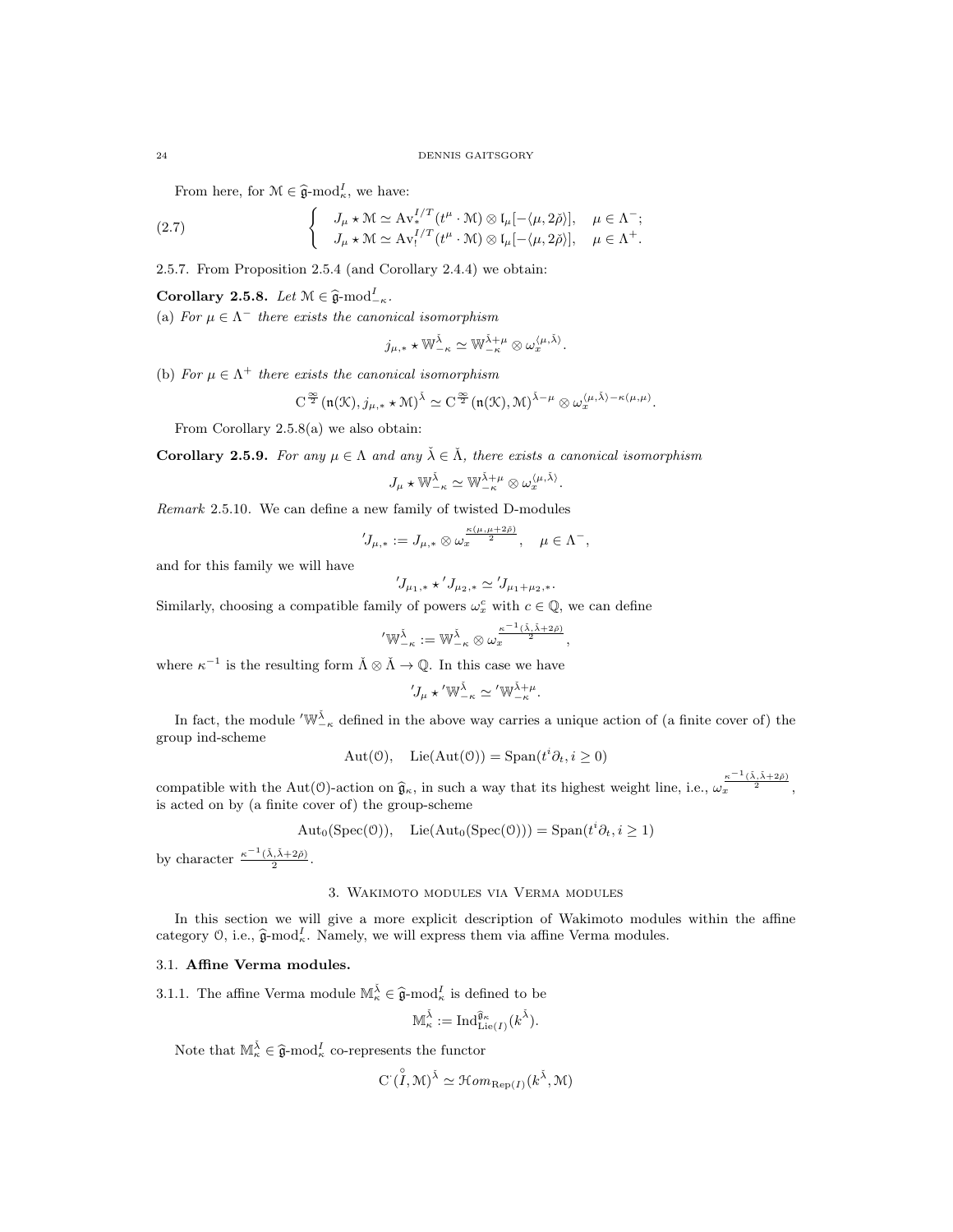From here, for $\mathcal{M} \in \widehat{\mathfrak{g}}\text{-mod}^I_\kappa$, we have:

$$\begin{cases} J_\mu \star \mathcal{M} \simeq \mathrm{Av}^{I/T}_*(t^\mu \cdot \mathcal{M}) \otimes \mathfrak{l}_\mu[-\langle \mu, 2\check{\rho}\rangle], & \mu \in \Lambda^-; \\ J_\mu \star \mathcal{M} \simeq \mathrm{Av}^{I/T}_!(t^\mu \cdot \mathcal{M}) \otimes \mathfrak{l}_\mu[-\langle \mu, 2\check{\rho}\rangle], & \mu \in \Lambda^+. \end{cases} \tag{2.7}$$

2.5.7. From Proposition 2.5.4 (and Corollary 2.4.4) we obtain:

**Corollary 2.5.8.** *Let $\mathcal{M} \in \widehat{\mathfrak{g}}\text{-mod}^I_{-\kappa}$.*

(a) *For $\mu \in \Lambda^-$ there exists the canonical isomorphism*

$$j_{\mu,*} \star \mathbb{W}^{\check{\lambda}}_{-\kappa} \simeq \mathbb{W}^{\check{\lambda}+\mu}_{-\kappa} \otimes \omega_x^{\langle \mu, \check{\lambda}\rangle}.$$

(b) *For $\mu \in \Lambda^+$ there exists the canonical isomorphism*

$$\mathrm{C}^{\frac{\infty}{2}}(\mathfrak{n}(\mathcal{K}), j_{\mu,*} \star \mathcal{M})^{\check{\lambda}} \simeq \mathrm{C}^{\frac{\infty}{2}}(\mathfrak{n}(\mathcal{K}), \mathcal{M})^{\check{\lambda}-\mu} \otimes \omega_x^{\langle \mu, \check{\lambda}\rangle - \kappa(\mu,\mu)}.$$

From Corollary 2.5.8(a) we also obtain:

**Corollary 2.5.9.** *For any $\mu \in \Lambda$ and any $\check{\lambda} \in \check{\Lambda}$, there exists a canonical isomorphism*

$$J_\mu \star \mathbb{W}^{\check{\lambda}}_{-\kappa} \simeq \mathbb{W}^{\check{\lambda}+\mu}_{-\kappa} \otimes \omega_x^{\langle \mu, \check{\lambda}\rangle}.$$

*Remark* 2.5.10. We can define a new family of twisted D-modules

$$'J_{\mu,*} := J_{\mu,*} \otimes \omega_x^{\frac{\kappa(\mu,\mu+2\check{\rho})}{2}}, \quad \mu \in \Lambda^-,$$

and for this family we will have

$$'J_{\mu_1,*} \star {'J_{\mu_2,*}} \simeq {'J_{\mu_1+\mu_2,*}}.$$

Similarly, choosing a compatible family of powers $\omega_x^c$ with $c \in \mathbb{Q}$, we can define

$$'\mathbb{W}^{\check{\lambda}}_{-\kappa} := \mathbb{W}^{\check{\lambda}}_{-\kappa} \otimes \omega_x^{\frac{\kappa^{-1}(\check{\lambda},\check{\lambda}+2\check{\rho})}{2}},$$

where $\kappa^{-1}$ is the resulting form $\check{\Lambda} \otimes \check{\Lambda} \to \mathbb{Q}$. In this case we have

$$'J_\mu \star {'\mathbb{W}^{\check{\lambda}}_{-\kappa}} \simeq {'\mathbb{W}^{\check{\lambda}+\mu}_{-\kappa}}.$$

In fact, the module $'\mathbb{W}^{\check{\lambda}}_{-\kappa}$ defined in the above way carries a unique action of (a finite cover of) the group ind-scheme

$$\mathrm{Aut}(\mathcal{O}), \quad \mathrm{Lie}(\mathrm{Aut}(\mathcal{O})) = \mathrm{Span}(t^i\partial_t, i \geq 0)$$

compatible with the $\mathrm{Aut}(\mathcal{O})$-action on $\widehat{\mathfrak{g}}_\kappa$, in such a way that its highest weight line, i.e., $\omega_x^{\frac{\kappa^{-1}(\check{\lambda},\check{\lambda}+2\check{\rho})}{2}}$, is acted on by (a finite cover of) the group-scheme

$$\mathrm{Aut}_0(\mathrm{Spec}(\mathcal{O})), \quad \mathrm{Lie}(\mathrm{Aut}_0(\mathrm{Spec}(\mathcal{O}))) = \mathrm{Span}(t^i\partial_t, i \geq 1)$$

by character $\frac{\kappa^{-1}(\check{\lambda},\check{\lambda}+2\check{\rho})}{2}$.

## 3. Wakimoto modules via Verma modules

In this section we will give a more explicit description of Wakimoto modules within the affine category $\mathcal{O}$, i.e., $\widehat{\mathfrak{g}}\text{-mod}^I_\kappa$. Namely, we will express them via affine Verma modules.

### 3.1. Affine Verma modules.

3.1.1. The affine Verma module $\mathbb{M}^{\check{\lambda}}_\kappa \in \widehat{\mathfrak{g}}\text{-mod}^I_\kappa$ is defined to be

$$\mathbb{M}^{\check{\lambda}}_\kappa := \mathrm{Ind}^{\widehat{\mathfrak{g}}_\kappa}_{\mathrm{Lie}(I)}(k^{\check{\lambda}}).$$

Note that $\mathbb{M}^{\check{\lambda}}_\kappa \in \widehat{\mathfrak{g}}\text{-mod}^I_\kappa$ co-represents the functor

$$\mathrm{C}^\cdot(\overset{\circ}{I}, \mathcal{M})^{\check{\lambda}} \simeq \mathcal{H}om_{\mathrm{Rep}(I)}(k^{\check{\lambda}}, \mathcal{M})$$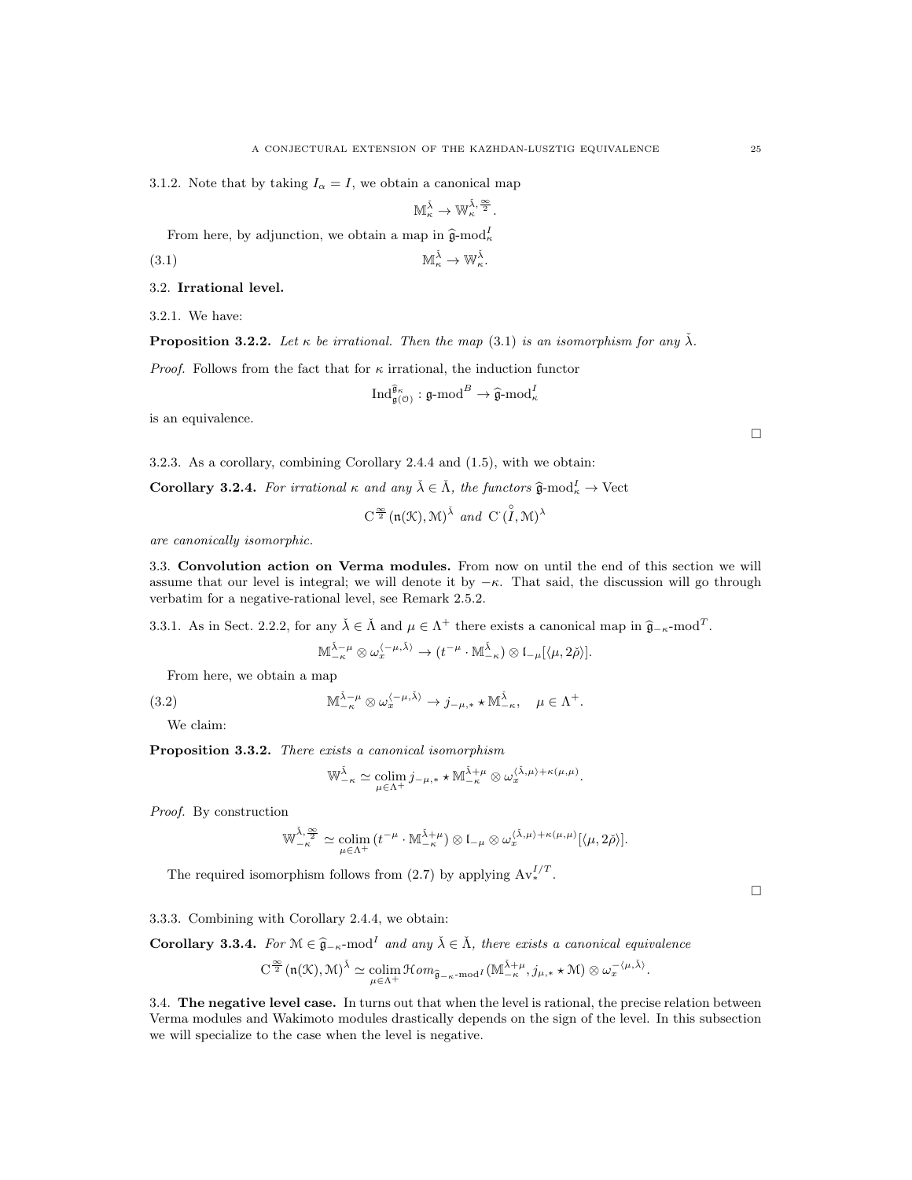3.1.2. Note that by taking $I_\alpha = I$, we obtain a canonical map

$$\mathbb{M}_\kappa^{\check\lambda} \to \mathbb{W}_\kappa^{\check\lambda,\frac{\infty}{2}}.$$

From here, by adjunction, we obtain a map in $\widehat{\mathfrak{g}}\text{-mod}_\kappa^I$

$$\mathbb{M}_\kappa^{\check\lambda} \to \mathbb{W}_\kappa^{\check\lambda}. \tag{3.1}$$

## 3.2. Irrational level.

3.2.1. We have:

**Proposition 3.2.2.** *Let $\kappa$ be irrational. Then the map (3.1) is an isomorphism for any $\check\lambda$.*

*Proof.* Follows from the fact that for $\kappa$ irrational, the induction functor

$$\mathrm{Ind}_{\mathfrak{g}(\mathcal{O})}^{\widehat{\mathfrak{g}}_\kappa} : \mathfrak{g}\text{-mod}^B \to \widehat{\mathfrak{g}}\text{-mod}_\kappa^I$$

is an equivalence.

□

3.2.3. As a corollary, combining Corollary 2.4.4 and (1.5), with we obtain:

**Corollary 3.2.4.** *For irrational $\kappa$ and any $\check\lambda \in \check\Lambda$, the functors $\widehat{\mathfrak{g}}\text{-mod}_\kappa^I \to \mathrm{Vect}$*

$$\mathrm{C}^{\frac{\infty}{2}}(\mathfrak{n}(\mathcal{K}), \mathcal{M})^{\check\lambda} \text{ and } \mathrm{C}^\cdot(\overset{\circ}{I}, \mathcal{M})^{\lambda}$$

*are canonically isomorphic.*

## 3.3. Convolution action on Verma modules.

From now on until the end of this section we will assume that our level is integral; we will denote it by $-\kappa$. That said, the discussion will go through verbatim for a negative-rational level, see Remark 2.5.2.

3.3.1. As in Sect. 2.2.2, for any $\check\lambda \in \check\Lambda$ and $\mu \in \Lambda^+$ there exists a canonical map in $\widehat{\mathfrak{g}}_{-\kappa}\text{-mod}^T$.

$$\mathbb{M}_{-\kappa}^{\check\lambda-\mu} \otimes \omega_x^{\langle -\mu,\check\lambda\rangle} \to (t^{-\mu} \cdot \mathbb{M}_{-\kappa}^{\check\lambda}) \otimes \mathfrak{l}_{-\mu}[\langle \mu, 2\check\rho\rangle].$$

From here, we obtain a map

$$\mathbb{M}_{-\kappa}^{\check\lambda-\mu} \otimes \omega_x^{\langle -\mu,\check\lambda\rangle} \to j_{-\mu,*} \star \mathbb{M}_{-\kappa}^{\check\lambda}, \quad \mu \in \Lambda^+. \tag{3.2}$$

We claim:

**Proposition 3.3.2.** *There exists a canonical isomorphism*

$$\mathbb{W}_{-\kappa}^{\check\lambda} \simeq \underset{\mu \in \Lambda^+}{\mathrm{colim}}\, j_{-\mu,*} \star \mathbb{M}_{-\kappa}^{\check\lambda+\mu} \otimes \omega_x^{\langle \check\lambda,\mu\rangle + \kappa(\mu,\mu)}.$$

*Proof.* By construction

$$\mathbb{W}_{-\kappa}^{\check\lambda,\frac{\infty}{2}} \simeq \underset{\mu \in \Lambda^+}{\mathrm{colim}}\, (t^{-\mu} \cdot \mathbb{M}_{-\kappa}^{\check\lambda+\mu}) \otimes \mathfrak{l}_{-\mu} \otimes \omega_x^{\langle \check\lambda,\mu\rangle + \kappa(\mu,\mu)}[\langle \mu, 2\check\rho\rangle].$$

The required isomorphism follows from (2.7) by applying $\mathrm{Av}_*^{I/T}$.

□

3.3.3. Combining with Corollary 2.4.4, we obtain:

**Corollary 3.3.4.** *For $\mathcal{M} \in \widehat{\mathfrak{g}}_{-\kappa}\text{-mod}^I$ and any $\check\lambda \in \check\Lambda$, there exists a canonical equivalence*

$$\mathrm{C}^{\frac{\infty}{2}}(\mathfrak{n}(\mathcal{K}), \mathcal{M})^{\check\lambda} \simeq \underset{\mu \in \Lambda^+}{\mathrm{colim}}\, \mathcal{H}om_{\widehat{\mathfrak{g}}_{-\kappa}\text{-mod}^I}(\mathbb{M}_{-\kappa}^{\check\lambda+\mu}, j_{\mu,*} \star \mathcal{M}) \otimes \omega_x^{-\langle \mu,\check\lambda\rangle}.$$

## 3.4. The negative level case.

In turns out that when the level is rational, the precise relation between Verma modules and Wakimoto modules drastically depends on the sign of the level. In this subsection we will specialize to the case when the level is negative.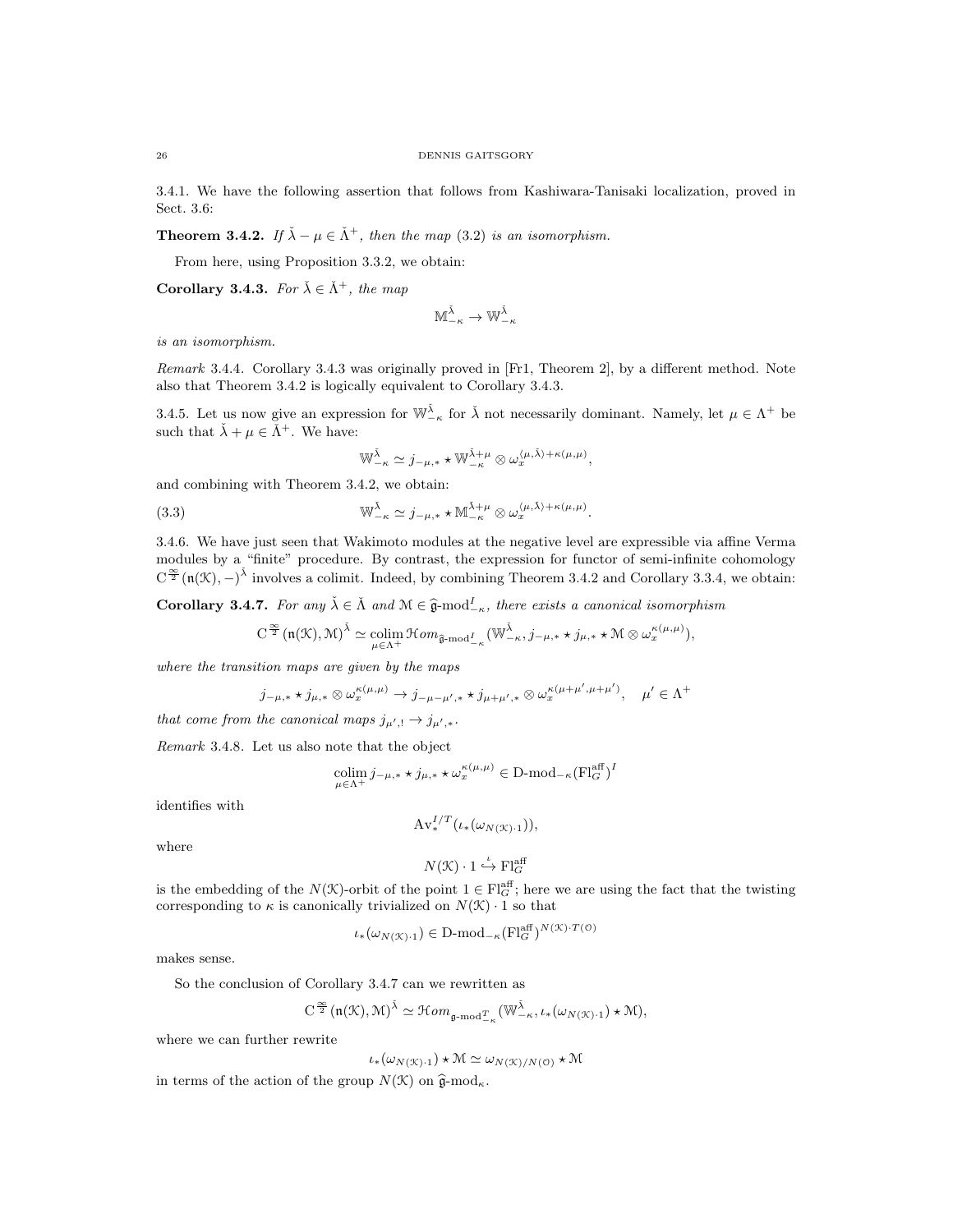3.4.1. We have the following assertion that follows from Kashiwara-Tanisaki localization, proved in Sect. 3.6:

**Theorem 3.4.2.** *If $\check{\lambda} - \mu \in \check{\Lambda}^+$, then the map (3.2) is an isomorphism.*

From here, using Proposition 3.3.2, we obtain:

**Corollary 3.4.3.** *For $\check{\lambda} \in \check{\Lambda}^+$, the map*

$$\mathbb{M}^{\check{\lambda}}_{-\kappa} \to \mathbb{W}^{\check{\lambda}}_{-\kappa}$$

*is an isomorphism.*

*Remark* 3.4.4. Corollary 3.4.3 was originally proved in [Fr1, Theorem 2], by a different method. Note also that Theorem 3.4.2 is logically equivalent to Corollary 3.4.3.

3.4.5. Let us now give an expression for $\mathbb{W}^{\check{\lambda}}_{-\kappa}$ for $\check{\lambda}$ not necessarily dominant. Namely, let $\mu \in \Lambda^+$ be such that $\check{\lambda} + \mu \in \check{\Lambda}^+$. We have:

$$\mathbb{W}^{\check{\lambda}}_{-\kappa} \simeq j_{-\mu,*} \star \mathbb{W}^{\check{\lambda}+\mu}_{-\kappa} \otimes \omega_x^{\langle \mu, \check{\lambda}\rangle + \kappa(\mu,\mu)},$$

and combining with Theorem 3.4.2, we obtain:

$$\mathbb{W}^{\check{\lambda}}_{-\kappa} \simeq j_{-\mu,*} \star \mathbb{M}^{\check{\lambda}+\mu}_{-\kappa} \otimes \omega_x^{\langle \mu, \check{\lambda}\rangle + \kappa(\mu,\mu)}. \tag{3.3}$$

3.4.6. We have just seen that Wakimoto modules at the negative level are expressible via affine Verma modules by a "finite" procedure. By contrast, the expression for functor of semi-infinite cohomology $\mathrm{C}^{\frac{\infty}{2}}(\mathfrak{n}(\mathcal{K}), -)^{\check{\lambda}}$ involves a colimit. Indeed, by combining Theorem 3.4.2 and Corollary 3.3.4, we obtain:

**Corollary 3.4.7.** *For any $\check{\lambda} \in \check{\Lambda}$ and $\mathcal{M} \in \widehat{\mathfrak{g}}\text{-mod}^I_{-\kappa}$, there exists a canonical isomorphism*

$$\mathrm{C}^{\frac{\infty}{2}}(\mathfrak{n}(\mathcal{K}), \mathcal{M})^{\check{\lambda}} \simeq \underset{\mu \in \Lambda^+}{\mathrm{colim}}\, \mathcal{H}om_{\widehat{\mathfrak{g}}\text{-mod}^I_{-\kappa}}(\mathbb{W}^{\check{\lambda}}_{-\kappa}, j_{-\mu,*} \star j_{\mu,*} \star \mathcal{M} \otimes \omega_x^{\kappa(\mu,\mu)}),$$

*where the transition maps are given by the maps*

$$j_{-\mu,*} \star j_{\mu,*} \otimes \omega_x^{\kappa(\mu,\mu)} \to j_{-\mu-\mu',*} \star j_{\mu+\mu',*} \otimes \omega_x^{\kappa(\mu+\mu',\mu+\mu')}, \quad \mu' \in \Lambda^+$$

*that come from the canonical maps $j_{\mu',!} \to j_{\mu',*}$.*

*Remark* 3.4.8. Let us also note that the object

$$\underset{\mu \in \Lambda^+}{\mathrm{colim}}\, j_{-\mu,*} \star j_{\mu,*} \star \omega_x^{\kappa(\mu,\mu)} \in \text{D-mod}_{-\kappa}(\mathrm{Fl}^{\mathrm{aff}}_G)^I$$

identifies with

$$\mathrm{Av}^{I/T}_*(\iota_*(\omega_{N(\mathcal{K})\cdot 1})),$$

where

$$N(\mathcal{K}) \cdot 1 \overset{\iota}{\hookrightarrow} \mathrm{Fl}^{\mathrm{aff}}_G$$

is the embedding of the $N(\mathcal{K})$-orbit of the point $1 \in \mathrm{Fl}^{\mathrm{aff}}_G$; here we are using the fact that the twisting corresponding to $\kappa$ is canonically trivialized on $N(\mathcal{K}) \cdot 1$ so that

$$\iota_*(\omega_{N(\mathcal{K})\cdot 1}) \in \text{D-mod}_{-\kappa}(\mathrm{Fl}^{\mathrm{aff}}_G)^{N(\mathcal{K})\cdot T(\mathcal{O})}$$

makes sense.

So the conclusion of Corollary 3.4.7 can we rewritten as

$$\mathrm{C}^{\frac{\infty}{2}}(\mathfrak{n}(\mathcal{K}), \mathcal{M})^{\check{\lambda}} \simeq \mathcal{H}om_{\mathfrak{g}\text{-mod}^T_{-\kappa}}(\mathbb{W}^{\check{\lambda}}_{-\kappa}, \iota_*(\omega_{N(\mathcal{K})\cdot 1}) \star \mathcal{M}),$$

where we can further rewrite

$$\iota_*(\omega_{N(\mathcal{K})\cdot 1}) \star \mathcal{M} \simeq \omega_{N(\mathcal{K})/N(\mathcal{O})} \star \mathcal{M}$$

in terms of the action of the group $N(\mathcal{K})$ on $\widehat{\mathfrak{g}}\text{-mod}_\kappa$.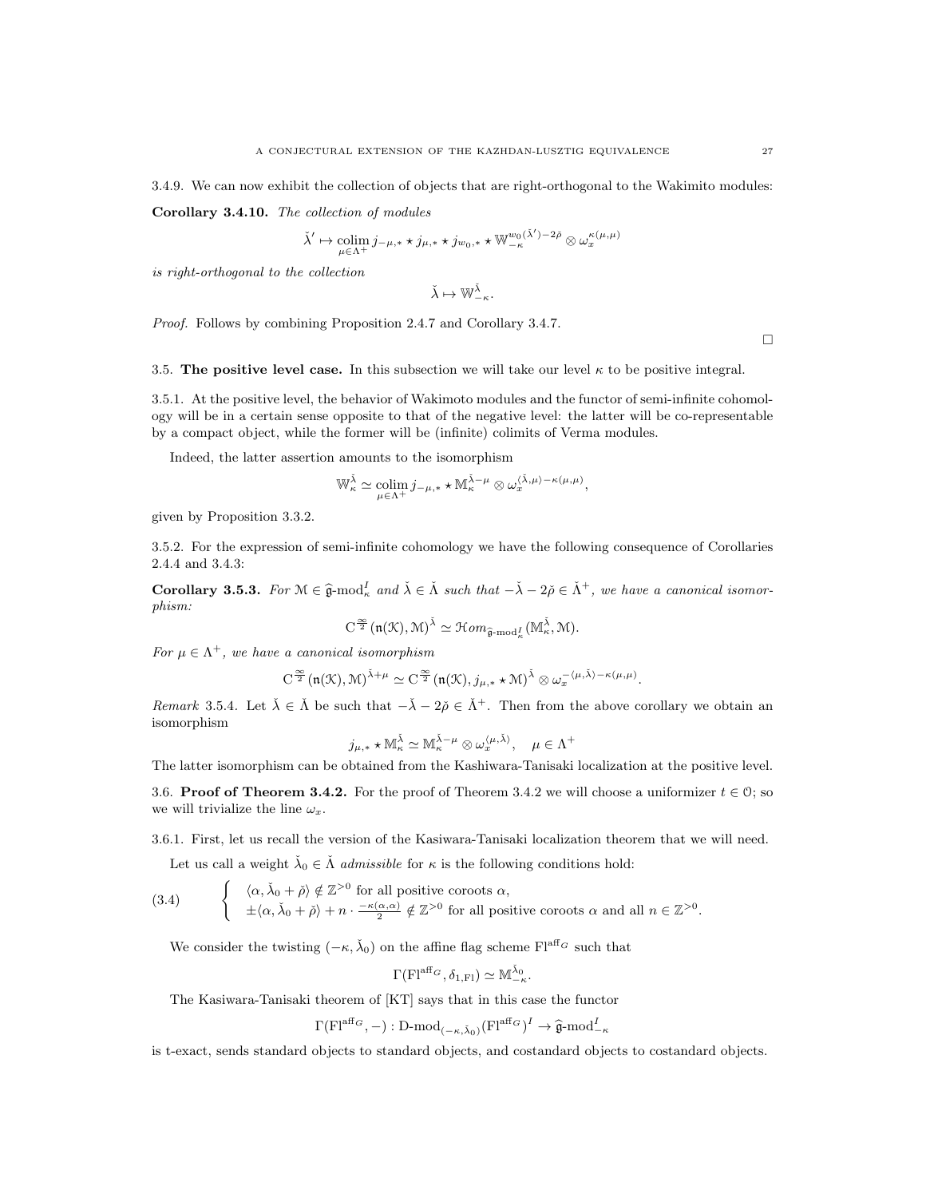3.4.9. We can now exhibit the collection of objects that are right-orthogonal to the Wakimito modules:

**Corollary 3.4.10.** *The collection of modules*

$$\check{\lambda}' \mapsto \underset{\mu\in\Lambda^+}{\operatorname{colim}}\, j_{-\mu,*} \star j_{\mu,*} \star j_{w_0,*} \star \mathbb{W}_{-\kappa}^{w_0(\check{\lambda}')-2\check{\rho}} \otimes \omega_x^{\kappa(\mu,\mu)}$$

*is right-orthogonal to the collection*

$$\check{\lambda} \mapsto \mathbb{W}_{-\kappa}^{\check{\lambda}}.$$

*Proof.* Follows by combining Proposition 2.4.7 and Corollary 3.4.7.

□

3.5. **The positive level case.** In this subsection we will take our level $\kappa$ to be positive integral.

3.5.1. At the positive level, the behavior of Wakimoto modules and the functor of semi-infinite cohomology will be in a certain sense opposite to that of the negative level: the latter will be co-representable by a compact object, while the former will be (infinite) colimits of Verma modules.

Indeed, the latter assertion amounts to the isomorphism

$$\mathbb{W}_{\kappa}^{\check{\lambda}} \simeq \underset{\mu\in\Lambda^+}{\operatorname{colim}}\, j_{-\mu,*} \star \mathbb{M}_{\kappa}^{\check{\lambda}-\mu} \otimes \omega_x^{\langle\check{\lambda},\mu\rangle-\kappa(\mu,\mu)},$$

given by Proposition 3.3.2.

3.5.2. For the expression of semi-infinite cohomology we have the following consequence of Corollaries 2.4.4 and 3.4.3:

**Corollary 3.5.3.** *For $\mathcal{M} \in \widehat{\mathfrak{g}}\text{-mod}_{\kappa}^{I}$ and $\check{\lambda} \in \check{\Lambda}$ such that $-\check{\lambda} - 2\check{\rho} \in \check{\Lambda}^+$, we have a canonical isomorphism:*

$$\mathrm{C}^{\frac{\infty}{2}}(\mathfrak{n}(\mathcal{K}), \mathcal{M})^{\check{\lambda}} \simeq \mathcal{H}om_{\widehat{\mathfrak{g}}\text{-mod}_{\kappa}^{I}}(\mathbb{M}_{\kappa}^{\check{\lambda}}, \mathcal{M}).$$

*For $\mu \in \Lambda^+$, we have a canonical isomorphism*

$$\mathrm{C}^{\frac{\infty}{2}}(\mathfrak{n}(\mathcal{K}), \mathcal{M})^{\check{\lambda}+\mu} \simeq \mathrm{C}^{\frac{\infty}{2}}(\mathfrak{n}(\mathcal{K}), j_{\mu,*} \star \mathcal{M})^{\check{\lambda}} \otimes \omega_x^{-\langle\mu,\check{\lambda}\rangle-\kappa(\mu,\mu)}.$$

*Remark* 3.5.4. Let $\check{\lambda} \in \check{\Lambda}$ be such that $-\check{\lambda} - 2\check{\rho} \in \check{\Lambda}^+$. Then from the above corollary we obtain an isomorphism

$$j_{\mu,*} \star \mathbb{M}_{\kappa}^{\check{\lambda}} \simeq \mathbb{M}_{\kappa}^{\check{\lambda}-\mu} \otimes \omega_x^{\langle\mu,\check{\lambda}\rangle}, \quad \mu \in \Lambda^+$$

The latter isomorphism can be obtained from the Kashiwara-Tanisaki localization at the positive level.

3.6. **Proof of Theorem 3.4.2.** For the proof of Theorem 3.4.2 we will choose a uniformizer $t \in \mathcal{O}$; so we will trivialize the line $\omega_x$.

3.6.1. First, let us recall the version of the Kasiwara-Tanisaki localization theorem that we will need.

Let us call a weight $\check{\lambda}_0 \in \check{\Lambda}$ *admissible* for $\kappa$ is the following conditions hold:

$$\tag{3.4} \begin{cases} \langle\alpha, \check{\lambda}_0 + \check{\rho}\rangle \notin \mathbb{Z}^{>0} \text{ for all positive coroots } \alpha, \\ \pm\langle\alpha, \check{\lambda}_0 + \check{\rho}\rangle + n \cdot \frac{-\kappa(\alpha,\alpha)}{2} \notin \mathbb{Z}^{>0} \text{ for all positive coroots } \alpha \text{ and all } n \in \mathbb{Z}^{>0}. \end{cases}$$

We consider the twisting $(-\kappa, \check{\lambda}_0)$ on the affine flag scheme $\mathrm{Fl}^{\mathrm{aff}_G}$ such that

$$\Gamma(\mathrm{Fl}^{\mathrm{aff}_G}, \delta_{1,\mathrm{Fl}}) \simeq \mathbb{M}_{-\kappa}^{\check{\lambda}_0}.$$

The Kasiwara-Tanisaki theorem of [KT] says that in this case the functor

$$\Gamma(\mathrm{Fl}^{\mathrm{aff}_G}, -) : \text{D-mod}_{(-\kappa,\check{\lambda}_0)}(\mathrm{Fl}^{\mathrm{aff}_G})^I \to \widehat{\mathfrak{g}}\text{-mod}_{-\kappa}^{I}$$

is t-exact, sends standard objects to standard objects, and costandard objects to costandard objects.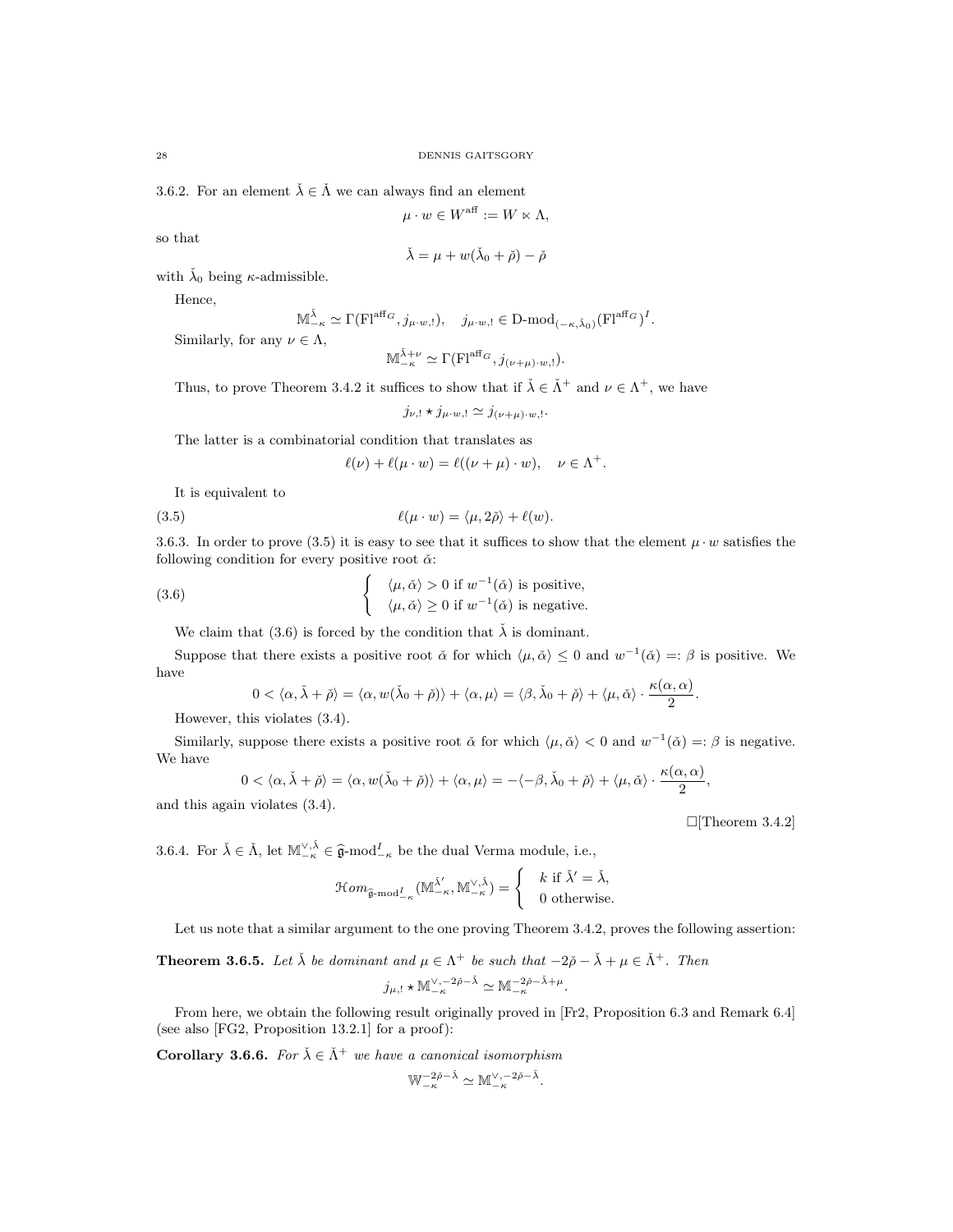3.6.2. For an element $\check{\lambda} \in \check{\Lambda}$ we can always find an element

$$\mu \cdot w \in W^{\mathrm{aff}} := W \ltimes \Lambda,$$

so that

$$\check{\lambda} = \mu + w(\check{\lambda}_0 + \check{\rho}) - \check{\rho}$$

with $\check{\lambda}_0$ being $\kappa$-admissible.

Hence,

$$\mathbb{M}^{\check{\lambda}}_{-\kappa} \simeq \Gamma(\mathrm{Fl}^{\mathrm{aff}_G}, j_{\mu\cdot w,!}), \quad j_{\mu\cdot w,!} \in \text{D-mod}_{(-\kappa,\check{\lambda}_0)}(\mathrm{Fl}^{\mathrm{aff}_G})^I.$$

Similarly, for any $\nu \in \Lambda$,

$$\mathbb{M}^{\check{\lambda}+\nu}_{-\kappa} \simeq \Gamma(\mathrm{Fl}^{\mathrm{aff}_G}, j_{(\nu+\mu)\cdot w,!}).$$

Thus, to prove Theorem 3.4.2 it suffices to show that if $\check{\lambda} \in \check{\Lambda}^+$ and $\nu \in \Lambda^+$, we have

$$j_{\nu,!} \star j_{\mu\cdot w,!} \simeq j_{(\nu+\mu)\cdot w,!}.$$

The latter is a combinatorial condition that translates as

$$\ell(\nu) + \ell(\mu \cdot w) = \ell((\nu+\mu)\cdot w), \quad \nu \in \Lambda^+.$$

It is equivalent to

$$\ell(\mu \cdot w) = \langle \mu, 2\check{\rho}\rangle + \ell(w). \tag{3.5}$$

3.6.3. In order to prove (3.5) it is easy to see that it suffices to show that the element $\mu \cdot w$ satisfies the following condition for every positive root $\check{\alpha}$:

$$\begin{cases} \langle \mu, \check{\alpha}\rangle > 0 \text{ if } w^{-1}(\check{\alpha}) \text{ is positive,} \\ \langle \mu, \check{\alpha}\rangle \geq 0 \text{ if } w^{-1}(\check{\alpha}) \text{ is negative.} \end{cases} \tag{3.6}$$

We claim that (3.6) is forced by the condition that $\check{\lambda}$ is dominant.

Suppose that there exists a positive root $\check{\alpha}$ for which $\langle \mu, \check{\alpha}\rangle \leq 0$ and $w^{-1}(\check{\alpha}) =: \beta$ is positive. We have

$$0 < \langle \alpha, \check{\lambda} + \check{\rho}\rangle = \langle \alpha, w(\check{\lambda}_0 + \check{\rho})\rangle + \langle \alpha, \mu\rangle = \langle \beta, \check{\lambda}_0 + \check{\rho}\rangle + \langle \mu, \check{\alpha}\rangle \cdot \frac{\kappa(\alpha,\alpha)}{2}.$$

However, this violates (3.4).

Similarly, suppose there exists a positive root $\check{\alpha}$ for which $\langle \mu, \check{\alpha}\rangle < 0$ and $w^{-1}(\check{\alpha}) =: \beta$ is negative. We have

$$0 < \langle \alpha, \check{\lambda} + \check{\rho}\rangle = \langle \alpha, w(\check{\lambda}_0 + \check{\rho})\rangle + \langle \alpha, \mu\rangle = -\langle -\beta, \check{\lambda}_0 + \check{\rho}\rangle + \langle \mu, \check{\alpha}\rangle \cdot \frac{\kappa(\alpha,\alpha)}{2},$$

and this again violates (3.4).

□[Theorem 3.4.2]

3.6.4. For $\check{\lambda} \in \check{\Lambda}$, let $\mathbb{M}^{\vee,\check{\lambda}}_{-\kappa} \in \widehat{\mathfrak{g}}\text{-mod}^I_{-\kappa}$ be the dual Verma module, i.e.,

$$\mathcal{H}om_{\widehat{\mathfrak{g}}\text{-mod}^I_{-\kappa}}(\mathbb{M}^{\check{\lambda}'}_{-\kappa}, \mathbb{M}^{\vee,\check{\lambda}}_{-\kappa}) = \begin{cases} k \text{ if } \check{\lambda}' = \check{\lambda}, \\ 0 \text{ otherwise.} \end{cases}$$

Let us note that a similar argument to the one proving Theorem 3.4.2, proves the following assertion:

**Theorem 3.6.5.** *Let $\check{\lambda}$ be dominant and $\mu \in \Lambda^+$ be such that $-2\check{\rho} - \check{\lambda} + \mu \in \check{\Lambda}^+$. Then*

$$j_{\mu,!} \star \mathbb{M}^{\vee,-2\check{\rho}-\check{\lambda}}_{-\kappa} \simeq \mathbb{M}^{-2\check{\rho}-\check{\lambda}+\mu}_{-\kappa}.$$

From here, we obtain the following result originally proved in [Fr2, Proposition 6.3 and Remark 6.4] (see also [FG2, Proposition 13.2.1] for a proof):

**Corollary 3.6.6.** *For $\check{\lambda} \in \check{\Lambda}^+$ we have a canonical isomorphism*

$$\mathbb{W}^{-2\check{\rho}-\check{\lambda}}_{-\kappa} \simeq \mathbb{M}^{\vee,-2\check{\rho}-\check{\lambda}}_{-\kappa}.$$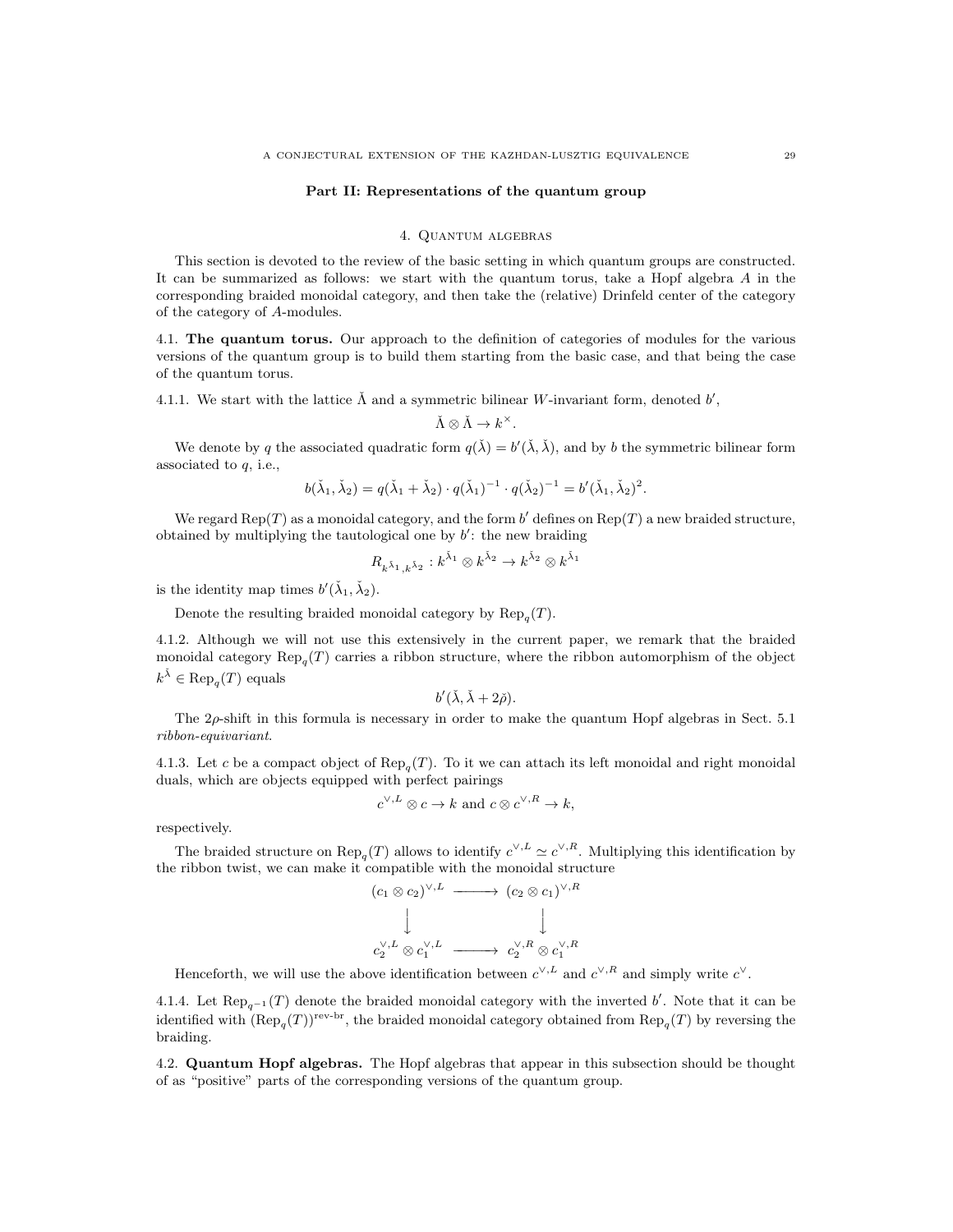## Part II: Representations of the quantum group

### 4. Quantum algebras

This section is devoted to the review of the basic setting in which quantum groups are constructed. It can be summarized as follows: we start with the quantum torus, take a Hopf algebra $A$ in the corresponding braided monoidal category, and then take the (relative) Drinfeld center of the category of the category of $A$-modules.

**4.1. The quantum torus.** Our approach to the definition of categories of modules for the various versions of the quantum group is to build them starting from the basic case, and that being the case of the quantum torus.

4.1.1. We start with the lattice $\check{\Lambda}$ and a symmetric bilinear $W$-invariant form, denoted $b'$,

$$\check{\Lambda} \otimes \check{\Lambda} \to k^\times.$$

We denote by $q$ the associated quadratic form $q(\check{\lambda}) = b'(\check{\lambda}, \check{\lambda})$, and by $b$ the symmetric bilinear form associated to $q$, i.e.,

$$b(\check{\lambda}_1, \check{\lambda}_2) = q(\check{\lambda}_1 + \check{\lambda}_2) \cdot q(\check{\lambda}_1)^{-1} \cdot q(\check{\lambda}_2)^{-1} = b'(\check{\lambda}_1, \check{\lambda}_2)^2.$$

We regard $\operatorname{Rep}(T)$ as a monoidal category, and the form $b'$ defines on $\operatorname{Rep}(T)$ a new braided structure, obtained by multiplying the tautological one by $b'$: the new braiding

$$R_{k^{\check{\lambda}_1}, k^{\check{\lambda}_2}} : k^{\check{\lambda}_1} \otimes k^{\check{\lambda}_2} \to k^{\check{\lambda}_2} \otimes k^{\check{\lambda}_1}$$

is the identity map times $b'(\check{\lambda}_1, \check{\lambda}_2)$.

Denote the resulting braided monoidal category by $\operatorname{Rep}_q(T)$.

4.1.2. Although we will not use this extensively in the current paper, we remark that the braided monoidal category $\operatorname{Rep}_q(T)$ carries a ribbon structure, where the ribbon automorphism of the object $k^{\check{\lambda}} \in \operatorname{Rep}_q(T)$ equals

$$b'(\check{\lambda}, \check{\lambda} + 2\check{\rho}).$$

The $2\rho$-shift in this formula is necessary in order to make the quantum Hopf algebras in Sect. 5.1 *ribbon-equivariant*.

4.1.3. Let $c$ be a compact object of $\operatorname{Rep}_q(T)$. To it we can attach its left monoidal and right monoidal duals, which are objects equipped with perfect pairings

$$c^{\vee,L} \otimes c \to k \text{ and } c \otimes c^{\vee,R} \to k,$$

respectively.

The braided structure on $\operatorname{Rep}_q(T)$ allows to identify $c^{\vee,L} \simeq c^{\vee,R}$. Multiplying this identification by the ribbon twist, we can make it compatible with the monoidal structure

$$\begin{array}{ccc} (c_1 \otimes c_2)^{\vee,L} & \longrightarrow & (c_2 \otimes c_1)^{\vee,R} \\ \downarrow & & \downarrow \\ c_2^{\vee,L} \otimes c_1^{\vee,L} & \longrightarrow & c_2^{\vee,R} \otimes c_1^{\vee,R} \end{array}$$

Henceforth, we will use the above identification between $c^{\vee,L}$ and $c^{\vee,R}$ and simply write $c^\vee$.

4.1.4. Let $\operatorname{Rep}_{q^{-1}}(T)$ denote the braided monoidal category with the inverted $b'$. Note that it can be identified with $(\operatorname{Rep}_q(T))^{\text{rev-br}}$, the braided monoidal category obtained from $\operatorname{Rep}_q(T)$ by reversing the braiding.

**4.2. Quantum Hopf algebras.** The Hopf algebras that appear in this subsection should be thought of as "positive" parts of the corresponding versions of the quantum group.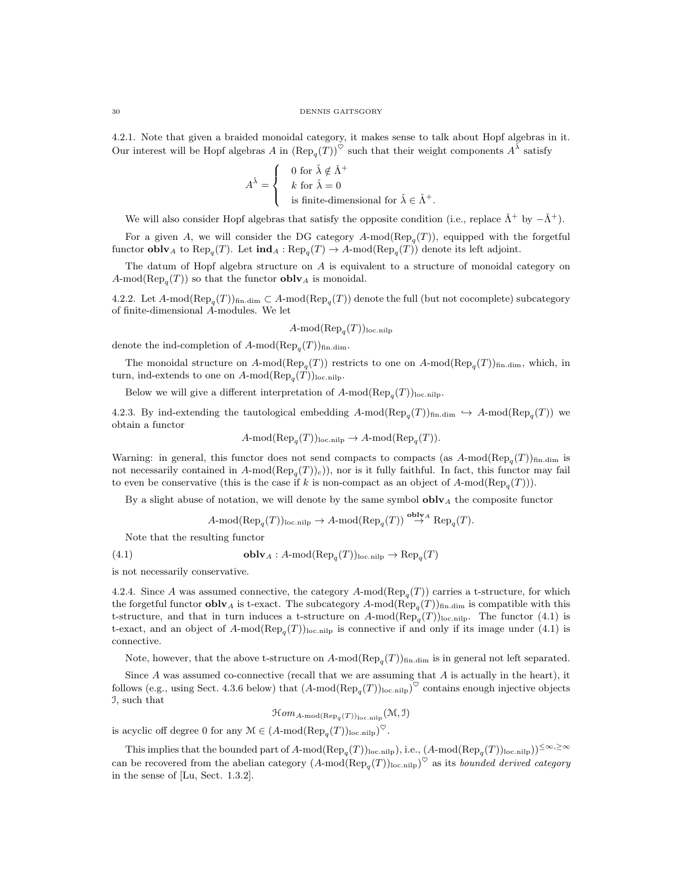4.2.1. Note that given a braided monoidal category, it makes sense to talk about Hopf algebras in it. Our interest will be Hopf algebras $A$ in $(\operatorname{Rep}_q(T))^\heartsuit$ such that their weight components $A^{\check\lambda}$ satisfy

$$A^{\check\lambda} = \begin{cases} 0 \text{ for } \check\lambda \notin \check\Lambda^+ \\ k \text{ for } \check\lambda = 0 \\ \text{is finite-dimensional for } \check\lambda \in \check\Lambda^+. \end{cases}$$

We will also consider Hopf algebras that satisfy the opposite condition (i.e., replace $\check\Lambda^+$ by $-\check\Lambda^+$).

For a given $A$, we will consider the DG category $A\text{-mod}(\operatorname{Rep}_q(T))$, equipped with the forgetful functor $\mathbf{oblv}_A$ to $\operatorname{Rep}_q(T)$. Let $\mathbf{ind}_A : \operatorname{Rep}_q(T) \to A\text{-mod}(\operatorname{Rep}_q(T))$ denote its left adjoint.

The datum of Hopf algebra structure on $A$ is equivalent to a structure of monoidal category on $A\text{-mod}(\operatorname{Rep}_q(T))$ so that the functor $\mathbf{oblv}_A$ is monoidal.

4.2.2. Let $A\text{-mod}(\operatorname{Rep}_q(T))_{\text{fin.dim}} \subset A\text{-mod}(\operatorname{Rep}_q(T))$ denote the full (but not cocomplete) subcategory of finite-dimensional $A$-modules. We let

$$A\text{-mod}(\operatorname{Rep}_q(T))_{\text{loc.nilp}}$$

denote the ind-completion of $A\text{-mod}(\operatorname{Rep}_q(T))_{\text{fin.dim}}$.

The monoidal structure on $A\text{-mod}(\operatorname{Rep}_q(T))$ restricts to one on $A\text{-mod}(\operatorname{Rep}_q(T))_{\text{fin.dim}}$, which, in turn, ind-extends to one on $A\text{-mod}(\operatorname{Rep}_q(T))_{\text{loc.nilp}}$.

Below we will give a different interpretation of $A\text{-mod}(\operatorname{Rep}_q(T))_{\text{loc.nilp}}$.

4.2.3. By ind-extending the tautological embedding $A\text{-mod}(\operatorname{Rep}_q(T))_{\text{fin.dim}} \hookrightarrow A\text{-mod}(\operatorname{Rep}_q(T))$ we obtain a functor

$$A\text{-mod}(\operatorname{Rep}_q(T))_{\text{loc.nilp}} \to A\text{-mod}(\operatorname{Rep}_q(T)).$$

Warning: in general, this functor does not send compacts to compacts (as $A\text{-mod}(\operatorname{Rep}_q(T))_{\text{fin.dim}}$ is not necessarily contained in $A\text{-mod}(\operatorname{Rep}_q(T))_c)$), nor is it fully faithful. In fact, this functor may fail to even be conservative (this is the case if $k$ is non-compact as an object of $A\text{-mod}(\operatorname{Rep}_q(T))$).

By a slight abuse of notation, we will denote by the same symbol $\mathbf{oblv}_A$ the composite functor

$$A\text{-mod}(\operatorname{Rep}_q(T))_{\text{loc.nilp}} \to A\text{-mod}(\operatorname{Rep}_q(T)) \overset{\mathbf{oblv}_A}{\to} \operatorname{Rep}_q(T).$$

Note that the resulting functor

$$\mathbf{oblv}_A : A\text{-mod}(\operatorname{Rep}_q(T))_{\text{loc.nilp}} \to \operatorname{Rep}_q(T) \tag{4.1}$$

is not necessarily conservative.

4.2.4. Since $A$ was assumed connective, the category $A\text{-mod}(\operatorname{Rep}_q(T))$ carries a t-structure, for which the forgetful functor $\mathbf{oblv}_A$ is t-exact. The subcategory $A\text{-mod}(\operatorname{Rep}_q(T))_{\text{fin.dim}}$ is compatible with this t-structure, and that in turn induces a t-structure on $A\text{-mod}(\operatorname{Rep}_q(T))_{\text{loc.nilp}}$. The functor (4.1) is t-exact, and an object of $A\text{-mod}(\operatorname{Rep}_q(T))_{\text{loc.nilp}}$ is connective if and only if its image under (4.1) is connective.

Note, however, that the above t-structure on $A\text{-mod}(\operatorname{Rep}_q(T))_{\text{fin.dim}}$ is in general not left separated.

Since $A$ was assumed co-connective (recall that we are assuming that $A$ is actually in the heart), it follows (e.g., using Sect. 4.3.6 below) that $(A\text{-mod}(\operatorname{Rep}_q(T))_{\text{loc.nilp}})^\heartsuit$ contains enough injective objects $\mathcal{I}$, such that

$$\mathcal{H}om_{A\text{-mod}(\operatorname{Rep}_q(T))_{\text{loc.nilp}}}(\mathcal{M}, \mathcal{I})$$

is acyclic off degree 0 for any $\mathcal{M} \in (A\text{-mod}(\operatorname{Rep}_q(T))_{\text{loc.nilp}})^\heartsuit$.

This implies that the bounded part of $A\text{-mod}(\operatorname{Rep}_q(T))_{\text{loc.nilp}})$, i.e., $(A\text{-mod}(\operatorname{Rep}_q(T))_{\text{loc.nilp}}))^{\leq\infty,\geq\infty}$ can be recovered from the abelian category $(A\text{-mod}(\operatorname{Rep}_q(T))_{\text{loc.nilp}})^\heartsuit$ as its *bounded derived category* in the sense of [Lu, Sect. 1.3.2].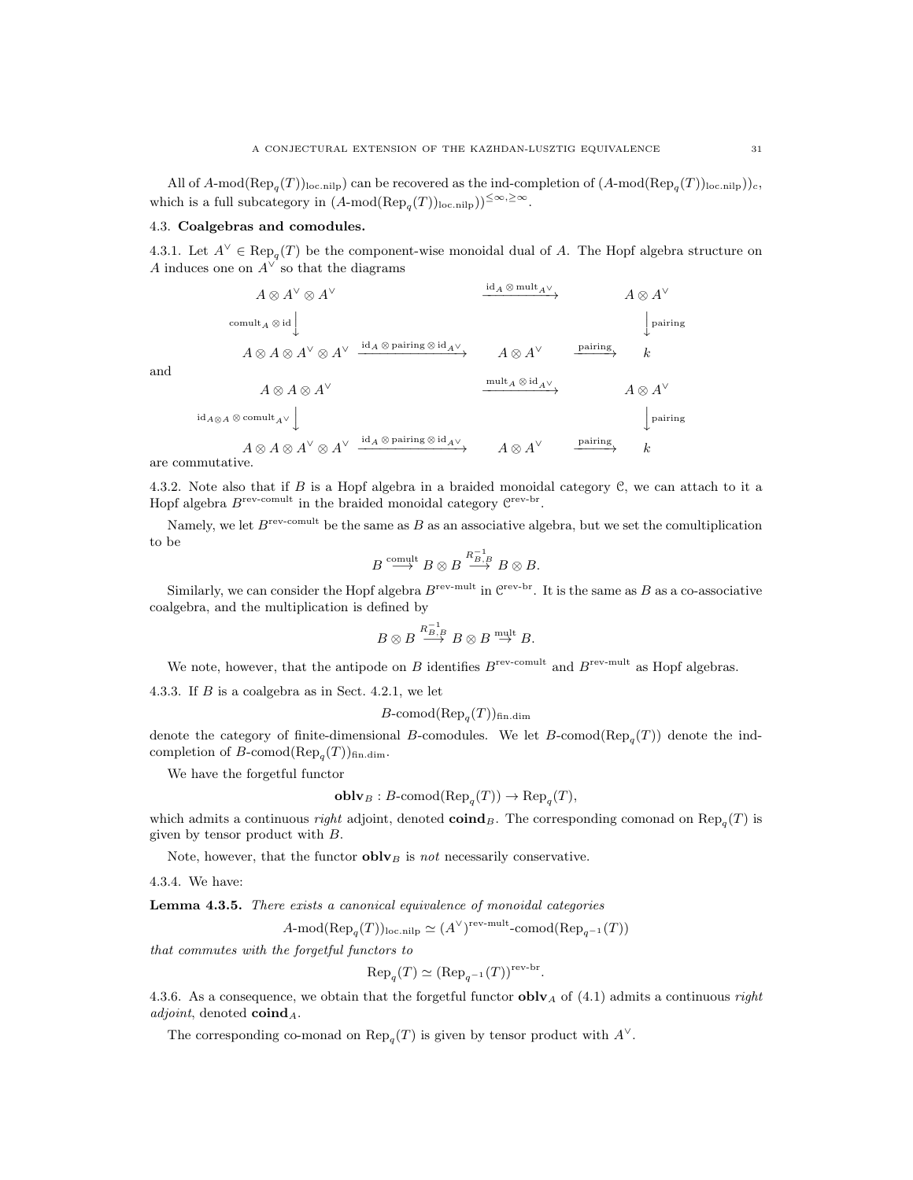All of $A\text{-mod}(\text{Rep}_q(T))_{\text{loc.nilp}}$ can be recovered as the ind-completion of $(A\text{-mod}(\text{Rep}_q(T))_{\text{loc.nilp}})_c$, which is a full subcategory in $(A\text{-mod}(\text{Rep}_q(T))_{\text{loc.nilp}})^{\leq\infty,\geq\infty}$.

### 4.3. Coalgebras and comodules.

4.3.1. Let $A^\vee \in \text{Rep}_q(T)$ be the component-wise monoidal dual of $A$. The Hopf algebra structure on $A$ induces one on $A^\vee$ so that the diagrams

$$
\begin{array}{ccccc}
A \otimes A^\vee \otimes A^\vee & & \xrightarrow{\text{id}_A \otimes \text{mult}_{A^\vee}} & & A \otimes A^\vee \\
\Big\downarrow {\scriptstyle \text{comult}_A \otimes \text{id}} & & & & \Big\downarrow {\scriptstyle \text{pairing}} \\
A \otimes A \otimes A^\vee \otimes A^\vee & \xrightarrow{\text{id}_A \otimes \text{pairing} \otimes \text{id}_{A^\vee}} & A \otimes A^\vee & \xrightarrow{\text{pairing}} & k
\end{array}
$$

and

$$
\begin{array}{ccccc}
A \otimes A \otimes A^\vee & & \xrightarrow{\text{mult}_A \otimes \text{id}_{A^\vee}} & & A \otimes A^\vee \\
\Big\downarrow {\scriptstyle \text{id}_{A\otimes A} \otimes \text{comult}_{A^\vee}} & & & & \Big\downarrow {\scriptstyle \text{pairing}} \\
A \otimes A \otimes A^\vee \otimes A^\vee & \xrightarrow{\text{id}_A \otimes \text{pairing} \otimes \text{id}_{A^\vee}} & A \otimes A^\vee & \xrightarrow{\text{pairing}} & k
\end{array}
$$

are commutative.

4.3.2. Note also that if $B$ is a Hopf algebra in a braided monoidal category $\mathcal{C}$, we can attach to it a Hopf algebra $B^{\text{rev-comult}}$ in the braided monoidal category $\mathcal{C}^{\text{rev-br}}$.

Namely, we let $B^{\text{rev-comult}}$ be the same as $B$ as an associative algebra, but we set the comultiplication to be

$$B \overset{\text{comult}}{\longrightarrow} B \otimes B \overset{R^{-1}_{B,B}}{\longrightarrow} B \otimes B.$$

Similarly, we can consider the Hopf algebra $B^{\text{rev-mult}}$ in $\mathcal{C}^{\text{rev-br}}$. It is the same as $B$ as a co-associative coalgebra, and the multiplication is defined by

$$B \otimes B \overset{R^{-1}_{B,B}}{\longrightarrow} B \otimes B \overset{\text{mult}}{\to} B.$$

We note, however, that the antipode on $B$ identifies $B^{\text{rev-comult}}$ and $B^{\text{rev-mult}}$ as Hopf algebras.

4.3.3. If $B$ is a coalgebra as in Sect. 4.2.1, we let

$$B\text{-comod}(\text{Rep}_q(T))_{\text{fin.dim}}$$

denote the category of finite-dimensional $B$-comodules. We let $B\text{-comod}(\text{Rep}_q(T))$ denote the ind-completion of $B\text{-comod}(\text{Rep}_q(T))_{\text{fin.dim}}$.

We have the forgetful functor

$$\mathbf{oblv}_B : B\text{-comod}(\text{Rep}_q(T)) \to \text{Rep}_q(T),$$

which admits a continuous *right* adjoint, denoted $\mathbf{coind}_B$. The corresponding comonad on $\text{Rep}_q(T)$ is given by tensor product with $B$.

Note, however, that the functor $\mathbf{oblv}_B$ is *not* necessarily conservative.

4.3.4. We have:

**Lemma 4.3.5.** *There exists a canonical equivalence of monoidal categories*

$$A\text{-mod}(\text{Rep}_q(T))_{\text{loc.nilp}} \simeq (A^\vee)^{\text{rev-mult}}\text{-comod}(\text{Rep}_{q^{-1}}(T))$$

*that commutes with the forgetful functors to*

$$\text{Rep}_q(T) \simeq (\text{Rep}_{q^{-1}}(T))^{\text{rev-br}}.$$

4.3.6. As a consequence, we obtain that the forgetful functor $\mathbf{oblv}_A$ of (4.1) admits a continuous *right adjoint*, denoted $\mathbf{coind}_A$.

The corresponding co-monad on $\text{Rep}_q(T)$ is given by tensor product with $A^\vee$.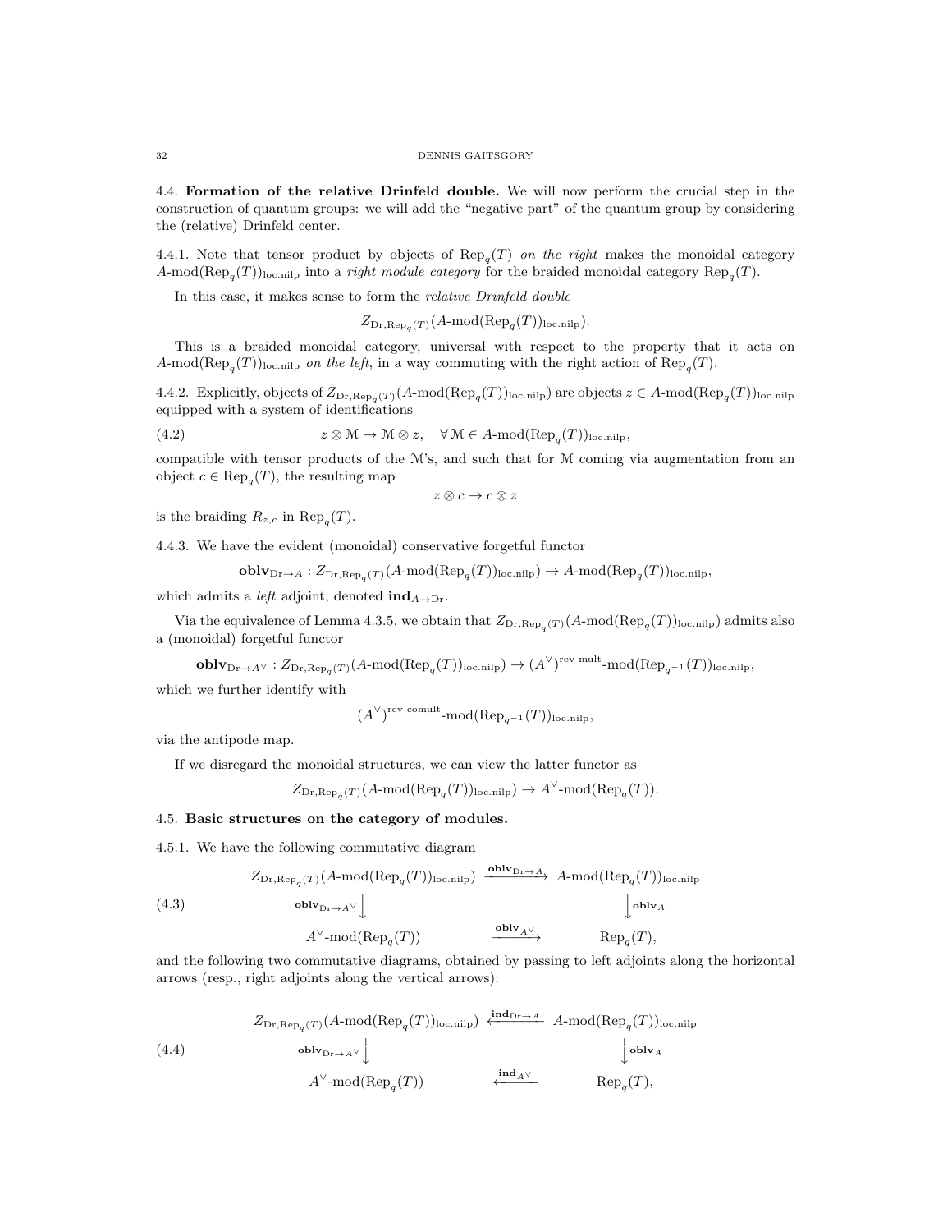### 4.4. Formation of the relative Drinfeld double.

We will now perform the crucial step in the construction of quantum groups: we will add the "negative part" of the quantum group by considering the (relative) Drinfeld center.

4.4.1. Note that tensor product by objects of $\mathrm{Rep}_q(T)$ *on the right* makes the monoidal category $A\text{-mod}(\mathrm{Rep}_q(T))_{\mathrm{loc.nilp}}$ into a *right module category* for the braided monoidal category $\mathrm{Rep}_q(T)$.

In this case, it makes sense to form the *relative Drinfeld double*

$$Z_{\mathrm{Dr},\mathrm{Rep}_q(T)}(A\text{-mod}(\mathrm{Rep}_q(T))_{\mathrm{loc.nilp}}).$$

This is a braided monoidal category, universal with respect to the property that it acts on $A\text{-mod}(\mathrm{Rep}_q(T))_{\mathrm{loc.nilp}}$ *on the left*, in a way commuting with the right action of $\mathrm{Rep}_q(T)$.

4.4.2. Explicitly, objects of $Z_{\mathrm{Dr},\mathrm{Rep}_q(T)}(A\text{-mod}(\mathrm{Rep}_q(T))_{\mathrm{loc.nilp}})$ are objects $z \in A\text{-mod}(\mathrm{Rep}_q(T))_{\mathrm{loc.nilp}}$ equipped with a system of identifications

$$z \otimes \mathcal{M} \to \mathcal{M} \otimes z, \quad \forall \mathcal{M} \in A\text{-mod}(\mathrm{Rep}_q(T))_{\mathrm{loc.nilp}}, \tag{4.2}$$

compatible with tensor products of the $\mathcal{M}$'s, and such that for $\mathcal{M}$ coming via augmentation from an object $c \in \mathrm{Rep}_q(T)$, the resulting map

$$z \otimes c \to c \otimes z$$

is the braiding $R_{z,c}$ in $\mathrm{Rep}_q(T)$.

4.4.3. We have the evident (monoidal) conservative forgetful functor

$$\mathbf{oblv}_{\mathrm{Dr}\to A} : Z_{\mathrm{Dr},\mathrm{Rep}_q(T)}(A\text{-mod}(\mathrm{Rep}_q(T))_{\mathrm{loc.nilp}}) \to A\text{-mod}(\mathrm{Rep}_q(T))_{\mathrm{loc.nilp}},$$

which admits a *left* adjoint, denoted $\mathbf{ind}_{A\to\mathrm{Dr}}$.

Via the equivalence of Lemma 4.3.5, we obtain that $Z_{\mathrm{Dr},\mathrm{Rep}_q(T)}(A\text{-mod}(\mathrm{Rep}_q(T))_{\mathrm{loc.nilp}})$ admits also a (monoidal) forgetful functor

$$\mathbf{oblv}_{\mathrm{Dr}\to A^\vee} : Z_{\mathrm{Dr},\mathrm{Rep}_q(T)}(A\text{-mod}(\mathrm{Rep}_q(T))_{\mathrm{loc.nilp}}) \to (A^\vee)^{\text{rev-mult}}\text{-mod}(\mathrm{Rep}_{q^{-1}}(T))_{\mathrm{loc.nilp}},$$

which we further identify with

$$(A^\vee)^{\text{rev-comult}}\text{-mod}(\mathrm{Rep}_{q^{-1}}(T))_{\mathrm{loc.nilp}},$$

via the antipode map.

If we disregard the monoidal structures, we can view the latter functor as

$$Z_{\mathrm{Dr},\mathrm{Rep}_q(T)}(A\text{-mod}(\mathrm{Rep}_q(T))_{\mathrm{loc.nilp}}) \to A^\vee\text{-mod}(\mathrm{Rep}_q(T)).$$

### 4.5. Basic structures on the category of modules.

4.5.1. We have the following commutative diagram

$$\begin{array}{ccc} Z_{\mathrm{Dr},\mathrm{Rep}_q(T)}(A\text{-mod}(\mathrm{Rep}_q(T))_{\mathrm{loc.nilp}}) & \xrightarrow{\mathbf{oblv}_{\mathrm{Dr}\to A}} & A\text{-mod}(\mathrm{Rep}_q(T))_{\mathrm{loc.nilp}} \\ {\scriptstyle \mathbf{oblv}_{\mathrm{Dr}\to A^\vee}}\downarrow & & \downarrow{\scriptstyle \mathbf{oblv}_A} \\ A^\vee\text{-mod}(\mathrm{Rep}_q(T)) & \xrightarrow{\mathbf{oblv}_{A^\vee}} & \mathrm{Rep}_q(T), \end{array} \tag{4.3}$$

and the following two commutative diagrams, obtained by passing to left adjoints along the horizontal arrows (resp., right adjoints along the vertical arrows):

$$\begin{array}{ccc} Z_{\mathrm{Dr},\mathrm{Rep}_q(T)}(A\text{-mod}(\mathrm{Rep}_q(T))_{\mathrm{loc.nilp}}) & \xleftarrow{\mathbf{ind}_{\mathrm{Dr}\to A}} & A\text{-mod}(\mathrm{Rep}_q(T))_{\mathrm{loc.nilp}} \\ {\scriptstyle \mathbf{oblv}_{\mathrm{Dr}\to A^\vee}}\downarrow & & \downarrow{\scriptstyle \mathbf{oblv}_A} \\ A^\vee\text{-mod}(\mathrm{Rep}_q(T)) & \xleftarrow{\mathbf{ind}_{A^\vee}} & \mathrm{Rep}_q(T), \end{array} \tag{4.4}$$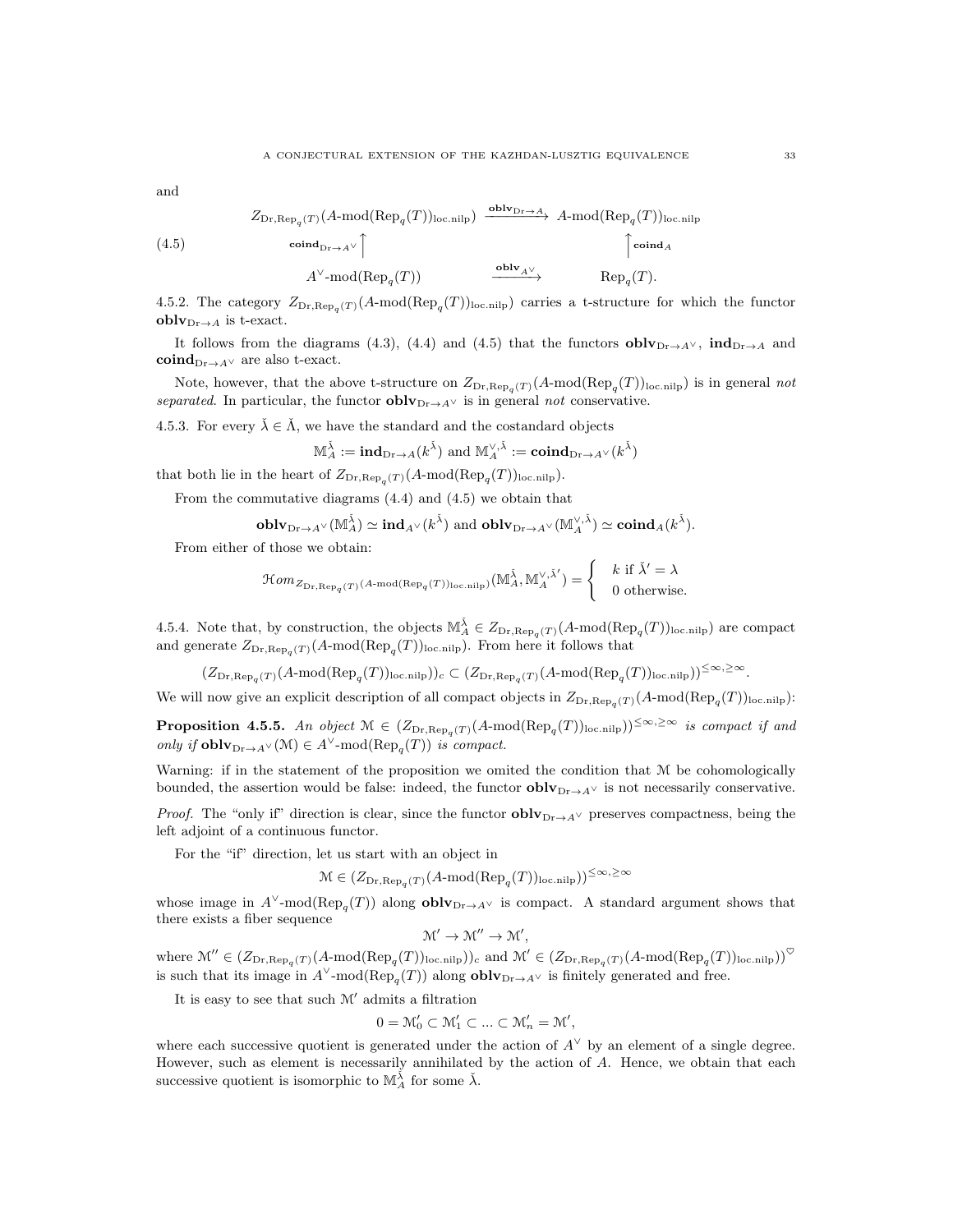and

$$
\begin{array}{ccc}
Z_{\mathrm{Dr},\mathrm{Rep}_q(T)}(A\text{-mod}(\mathrm{Rep}_q(T))_{\mathrm{loc.nilp}}) & \xrightarrow{\mathbf{oblv}_{\mathrm{Dr}\to A}} & A\text{-mod}(\mathrm{Rep}_q(T))_{\mathrm{loc.nilp}} \\
\uparrow \mathbf{coind}_{\mathrm{Dr}\to A^\vee} & & \uparrow \mathbf{coind}_A \\
A^\vee\text{-mod}(\mathrm{Rep}_q(T)) & \xrightarrow{\mathbf{oblv}_{A^\vee}} & \mathrm{Rep}_q(T).
\end{array}
\tag{4.5}
$$

4.5.2. The category $Z_{\mathrm{Dr},\mathrm{Rep}_q(T)}(A\text{-mod}(\mathrm{Rep}_q(T))_{\mathrm{loc.nilp}})$ carries a t-structure for which the functor $\mathbf{oblv}_{\mathrm{Dr}\to A}$ is t-exact.

It follows from the diagrams (4.3), (4.4) and (4.5) that the functors $\mathbf{oblv}_{\mathrm{Dr}\to A^\vee}$, $\mathbf{ind}_{\mathrm{Dr}\to A}$ and $\mathbf{coind}_{\mathrm{Dr}\to A^\vee}$ are also t-exact.

Note, however, that the above t-structure on $Z_{\mathrm{Dr},\mathrm{Rep}_q(T)}(A\text{-mod}(\mathrm{Rep}_q(T))_{\mathrm{loc.nilp}})$ is in general *not separated*. In particular, the functor $\mathbf{oblv}_{\mathrm{Dr}\to A^\vee}$ is in general *not* conservative.

4.5.3. For every $\check{\lambda}\in\check{\Lambda}$, we have the standard and the costandard objects

$$
\mathbb{M}_A^{\check{\lambda}} := \mathbf{ind}_{\mathrm{Dr}\to A}(k^{\check{\lambda}}) \text{ and } \mathbb{M}_A^{\vee,\check{\lambda}} := \mathbf{coind}_{\mathrm{Dr}\to A^\vee}(k^{\check{\lambda}})
$$

that both lie in the heart of $Z_{\mathrm{Dr},\mathrm{Rep}_q(T)}(A\text{-mod}(\mathrm{Rep}_q(T))_{\mathrm{loc.nilp}})$.

From the commutative diagrams (4.4) and (4.5) we obtain that

$$
\mathbf{oblv}_{\mathrm{Dr}\to A^\vee}(\mathbb{M}_A^{\check{\lambda}}) \simeq \mathbf{ind}_{A^\vee}(k^{\check{\lambda}}) \text{ and } \mathbf{oblv}_{\mathrm{Dr}\to A^\vee}(\mathbb{M}_A^{\vee,\check{\lambda}}) \simeq \mathbf{coind}_A(k^{\check{\lambda}}).
$$

From either of those we obtain:

$$
\mathcal{H}om_{Z_{\mathrm{Dr},\mathrm{Rep}_q(T)}(A\text{-mod}(\mathrm{Rep}_q(T))_{\mathrm{loc.nilp}})}(\mathbb{M}_A^{\check{\lambda}}, \mathbb{M}_A^{\vee,\check{\lambda}'}) = \begin{cases} k \text{ if } \check{\lambda}' = \lambda \\ 0 \text{ otherwise.} \end{cases}
$$

4.5.4. Note that, by construction, the objects $\mathbb{M}_A^{\check{\lambda}} \in Z_{\mathrm{Dr},\mathrm{Rep}_q(T)}(A\text{-mod}(\mathrm{Rep}_q(T))_{\mathrm{loc.nilp}})$ are compact and generate $Z_{\mathrm{Dr},\mathrm{Rep}_q(T)}(A\text{-mod}(\mathrm{Rep}_q(T))_{\mathrm{loc.nilp}})$. From here it follows that

$$
(Z_{\mathrm{Dr},\mathrm{Rep}_q(T)}(A\text{-mod}(\mathrm{Rep}_q(T))_{\mathrm{loc.nilp}}))_c \subset (Z_{\mathrm{Dr},\mathrm{Rep}_q(T)}(A\text{-mod}(\mathrm{Rep}_q(T))_{\mathrm{loc.nilp}}))^{\leq\infty,\geq\infty}.
$$

We will now give an explicit description of all compact objects in $Z_{\mathrm{Dr},\mathrm{Rep}_q(T)}(A\text{-mod}(\mathrm{Rep}_q(T))_{\mathrm{loc.nilp}})$:

**Proposition 4.5.5.** *An object* $\mathcal{M} \in (Z_{\mathrm{Dr},\mathrm{Rep}_q(T)}(A\text{-mod}(\mathrm{Rep}_q(T))_{\mathrm{loc.nilp}}))^{\leq\infty,\geq\infty}$ *is compact if and only if* $\mathbf{oblv}_{\mathrm{Dr}\to A^\vee}(\mathcal{M}) \in A^\vee\text{-mod}(\mathrm{Rep}_q(T))$ *is compact.*

Warning: if in the statement of the proposition we omited the condition that $\mathcal{M}$ be cohomologically bounded, the assertion would be false: indeed, the functor $\mathbf{oblv}_{\mathrm{Dr}\to A^\vee}$ is not necessarily conservative.

*Proof.* The "only if" direction is clear, since the functor $\mathbf{oblv}_{\mathrm{Dr}\to A^\vee}$ preserves compactness, being the left adjoint of a continuous functor.

For the "if" direction, let us start with an object in

$$
\mathcal{M} \in (Z_{\mathrm{Dr},\mathrm{Rep}_q(T)}(A\text{-mod}(\mathrm{Rep}_q(T))_{\mathrm{loc.nilp}}))^{\leq\infty,\geq\infty}
$$

whose image in $A^\vee\text{-mod}(\mathrm{Rep}_q(T))$ along $\mathbf{oblv}_{\mathrm{Dr}\to A^\vee}$ is compact. A standard argument shows that there exists a fiber sequence

$$
\mathcal{M}' \to \mathcal{M}'' \to \mathcal{M}',
$$

where $\mathcal{M}'' \in (Z_{\mathrm{Dr},\mathrm{Rep}_q(T)}(A\text{-mod}(\mathrm{Rep}_q(T))_{\mathrm{loc.nilp}}))_c$ and $\mathcal{M}' \in (Z_{\mathrm{Dr},\mathrm{Rep}_q(T)}(A\text{-mod}(\mathrm{Rep}_q(T))_{\mathrm{loc.nilp}}))^\heartsuit$ is such that its image in $A^\vee\text{-mod}(\mathrm{Rep}_q(T))$ along $\mathbf{oblv}_{\mathrm{Dr}\to A^\vee}$ is finitely generated and free.

It is easy to see that such $\mathcal{M}'$ admits a filtration

$$
0 = \mathcal{M}'_0 \subset \mathcal{M}'_1 \subset ... \subset \mathcal{M}'_n = \mathcal{M}',
$$

where each successive quotient is generated under the action of $A^\vee$ by an element of a single degree. However, such as element is necessarily annihilated by the action of $A$. Hence, we obtain that each successive quotient is isomorphic to $\mathbb{M}_A^{\check{\lambda}}$ for some $\check{\lambda}$.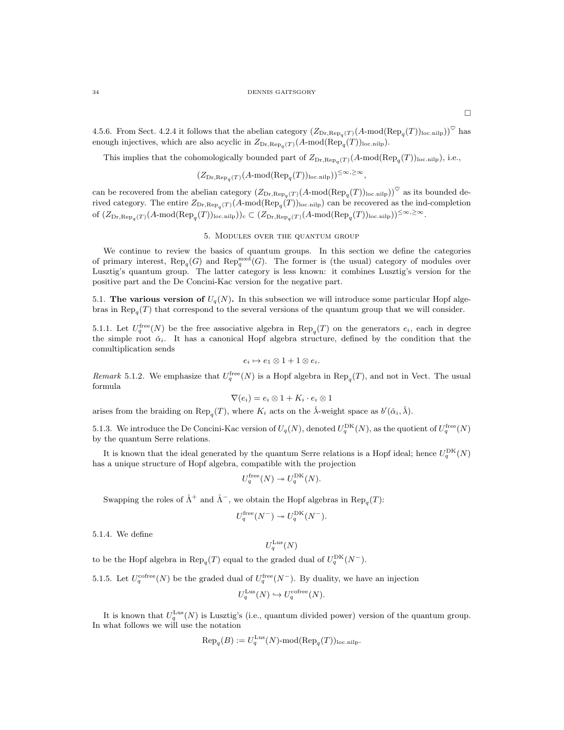□

4.5.6. From Sect. 4.2.4 it follows that the abelian category $(Z_{\mathrm{Dr},\mathrm{Rep}_q(T)}(A\text{-mod}(\mathrm{Rep}_q(T))_{\mathrm{loc.nilp}}))^{\heartsuit}$ has enough injectives, which are also acyclic in $Z_{\mathrm{Dr},\mathrm{Rep}_q(T)}(A\text{-mod}(\mathrm{Rep}_q(T))_{\mathrm{loc.nilp}})$.

This implies that the cohomologically bounded part of $Z_{\mathrm{Dr},\mathrm{Rep}_q(T)}(A\text{-mod}(\mathrm{Rep}_q(T))_{\mathrm{loc.nilp}})$, i.e.,

$$(Z_{\mathrm{Dr},\mathrm{Rep}_q(T)}(A\text{-mod}(\mathrm{Rep}_q(T))_{\mathrm{loc.nilp}}))^{\leq\infty,\geq\infty},$$

can be recovered from the abelian category $(Z_{\mathrm{Dr},\mathrm{Rep}_q(T)}(A\text{-mod}(\mathrm{Rep}_q(T))_{\mathrm{loc.nilp}}))^{\heartsuit}$ as its bounded derived category. The entire $Z_{\mathrm{Dr},\mathrm{Rep}_q(T)}(A\text{-mod}(\mathrm{Rep}_q(T))_{\mathrm{loc.nilp}})$ can be recovered as the ind-completion of $(Z_{\mathrm{Dr},\mathrm{Rep}_q(T)}(A\text{-mod}(\mathrm{Rep}_q(T))_{\mathrm{loc.nilp}}))_c \subset (Z_{\mathrm{Dr},\mathrm{Rep}_q(T)}(A\text{-mod}(\mathrm{Rep}_q(T))_{\mathrm{loc.nilp}}))^{\leq\infty,\geq\infty}$.

## 5. Modules over the quantum group

We continue to review the basics of quantum groups. In this section we define the categories of primary interest, $\mathrm{Rep}_q(G)$ and $\mathrm{Rep}_q^{\mathrm{mxd}}(G)$. The former is (the usual) category of modules over Lusztig's quantum group. The latter category is less known: it combines Lusztig's version for the positive part and the De Concini-Kac version for the negative part.

### 5.1. The various version of $U_q(N)$.

In this subsection we will introduce some particular Hopf algebras in $\mathrm{Rep}_q(T)$ that correspond to the several versions of the quantum group that we will consider.

5.1.1. Let $U_q^{\mathrm{free}}(N)$ be the free associative algebra in $\mathrm{Rep}_q(T)$ on the generators $e_i$, each in degree the simple root $\check{\alpha}_i$. It has a canonical Hopf algebra structure, defined by the condition that the comultiplication sends

$$e_i \mapsto e_1 \otimes 1 + 1 \otimes e_i.$$

*Remark* 5.1.2. We emphasize that $U_q^{\mathrm{free}}(N)$ is a Hopf algebra in $\mathrm{Rep}_q(T)$, and not in Vect. The usual formula

$$\nabla(e_i) = e_i \otimes 1 + K_i \cdot e_i \otimes 1$$

arises from the braiding on $\mathrm{Rep}_q(T)$, where $K_i$ acts on the $\check{\lambda}$-weight space as $b'(\check{\alpha}_i, \check{\lambda})$.

5.1.3. We introduce the De Concini-Kac version of $U_q(N)$, denoted $U_q^{\mathrm{DK}}(N)$, as the quotient of $U_q^{\mathrm{free}}(N)$ by the quantum Serre relations.

It is known that the ideal generated by the quantum Serre relations is a Hopf ideal; hence $U_q^{\mathrm{DK}}(N)$ has a unique structure of Hopf algebra, compatible with the projection

$$U_q^{\mathrm{free}}(N) \twoheadrightarrow U_q^{\mathrm{DK}}(N).$$

Swapping the roles of $\check{\Lambda}^+$ and $\check{\Lambda}^-$, we obtain the Hopf algebras in $\mathrm{Rep}_q(T)$:

$$U_q^{\mathrm{free}}(N^-) \twoheadrightarrow U_q^{\mathrm{DK}}(N^-).$$

5.1.4. We define

$$U_q^{\mathrm{Lus}}(N)$$

to be the Hopf algebra in $\mathrm{Rep}_q(T)$ equal to the graded dual of $U_q^{\mathrm{DK}}(N^-)$.

5.1.5. Let $U_q^{\mathrm{cofree}}(N)$ be the graded dual of $U_q^{\mathrm{free}}(N^-)$. By duality, we have an injection

$$U_q^{\mathrm{Lus}}(N) \hookrightarrow U_q^{\mathrm{cofree}}(N).$$

It is known that $U_q^{\mathrm{Lus}}(N)$ is Lusztig's (i.e., quantum divided power) version of the quantum group. In what follows we will use the notation

$$\mathrm{Rep}_q(B) := U_q^{\mathrm{Lus}}(N)\text{-mod}(\mathrm{Rep}_q(T))_{\mathrm{loc.nilp}}.$$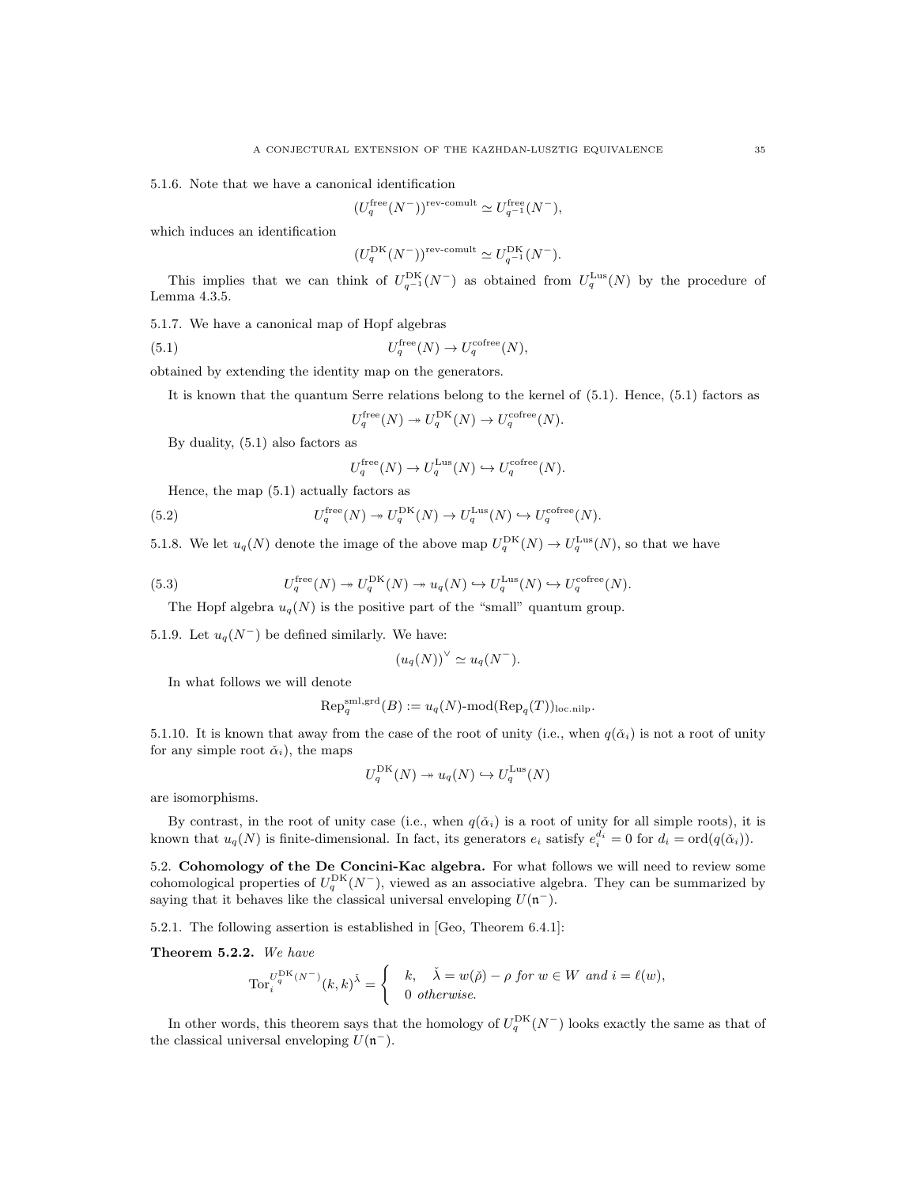5.1.6. Note that we have a canonical identification

$$(U_q^{\text{free}}(N^-))^{\text{rev-comult}} \simeq U_{q^{-1}}^{\text{free}}(N^-),$$

which induces an identification

$$(U_q^{\text{DK}}(N^-))^{\text{rev-comult}} \simeq U_{q^{-1}}^{\text{DK}}(N^-).$$

This implies that we can think of $U_{q^{-1}}^{\text{DK}}(N^-)$ as obtained from $U_q^{\text{Lus}}(N)$ by the procedure of Lemma 4.3.5.

5.1.7. We have a canonical map of Hopf algebras

$$U_q^{\text{free}}(N) \to U_q^{\text{cofree}}(N), \tag{5.1}$$

obtained by extending the identity map on the generators.

It is known that the quantum Serre relations belong to the kernel of (5.1). Hence, (5.1) factors as

$$U_q^{\text{free}}(N) \twoheadrightarrow U_q^{\text{DK}}(N) \to U_q^{\text{cofree}}(N).$$

By duality, (5.1) also factors as

$$U_q^{\text{free}}(N) \to U_q^{\text{Lus}}(N) \hookrightarrow U_q^{\text{cofree}}(N).$$

Hence, the map (5.1) actually factors as

$$U_q^{\text{free}}(N) \twoheadrightarrow U_q^{\text{DK}}(N) \to U_q^{\text{Lus}}(N) \hookrightarrow U_q^{\text{cofree}}(N). \tag{5.2}$$

5.1.8. We let $u_q(N)$ denote the image of the above map $U_q^{\text{DK}}(N) \to U_q^{\text{Lus}}(N)$, so that we have

$$U_q^{\text{free}}(N) \twoheadrightarrow U_q^{\text{DK}}(N) \twoheadrightarrow u_q(N) \hookrightarrow U_q^{\text{Lus}}(N) \hookrightarrow U_q^{\text{cofree}}(N). \tag{5.3}$$

The Hopf algebra $u_q(N)$ is the positive part of the "small" quantum group.

5.1.9. Let $u_q(N^-)$ be defined similarly. We have:

$$(u_q(N))^\vee \simeq u_q(N^-).$$

In what follows we will denote

$$\text{Rep}_q^{\text{sml,grd}}(B) := u_q(N)\text{-mod}(\text{Rep}_q(T))_{\text{loc.nilp}}.$$

5.1.10. It is known that away from the case of the root of unity (i.e., when $q(\check{\alpha}_i)$ is not a root of unity for any simple root $\check{\alpha}_i$), the maps

$$U_q^{\text{DK}}(N) \twoheadrightarrow u_q(N) \hookrightarrow U_q^{\text{Lus}}(N)$$

are isomorphisms.

By contrast, in the root of unity case (i.e., when $q(\check{\alpha}_i)$ is a root of unity for all simple roots), it is known that $u_q(N)$ is finite-dimensional. In fact, its generators $e_i$ satisfy $e_i^{d_i} = 0$ for $d_i = \text{ord}(q(\check{\alpha}_i))$.

## 5.2. Cohomology of the De Concini-Kac algebra.

For what follows we will need to review some cohomological properties of $U_q^{\text{DK}}(N^-)$, viewed as an associative algebra. They can be summarized by saying that it behaves like the classical universal enveloping $U(\mathfrak{n}^-)$.

5.2.1. The following assertion is established in [Geo, Theorem 6.4.1]:

**Theorem 5.2.2.** *We have*

$$\text{Tor}_i^{U_q^{\text{DK}}(N^-)}(k,k)^{\check{\lambda}} = \begin{cases} k, & \check{\lambda} = w(\check{\rho}) - \rho \text{ for } w \in W \text{ and } i = \ell(w), \\ 0 & \text{otherwise.} \end{cases}$$

In other words, this theorem says that the homology of $U_q^{\text{DK}}(N^-)$ looks exactly the same as that of the classical universal enveloping $U(\mathfrak{n}^-)$.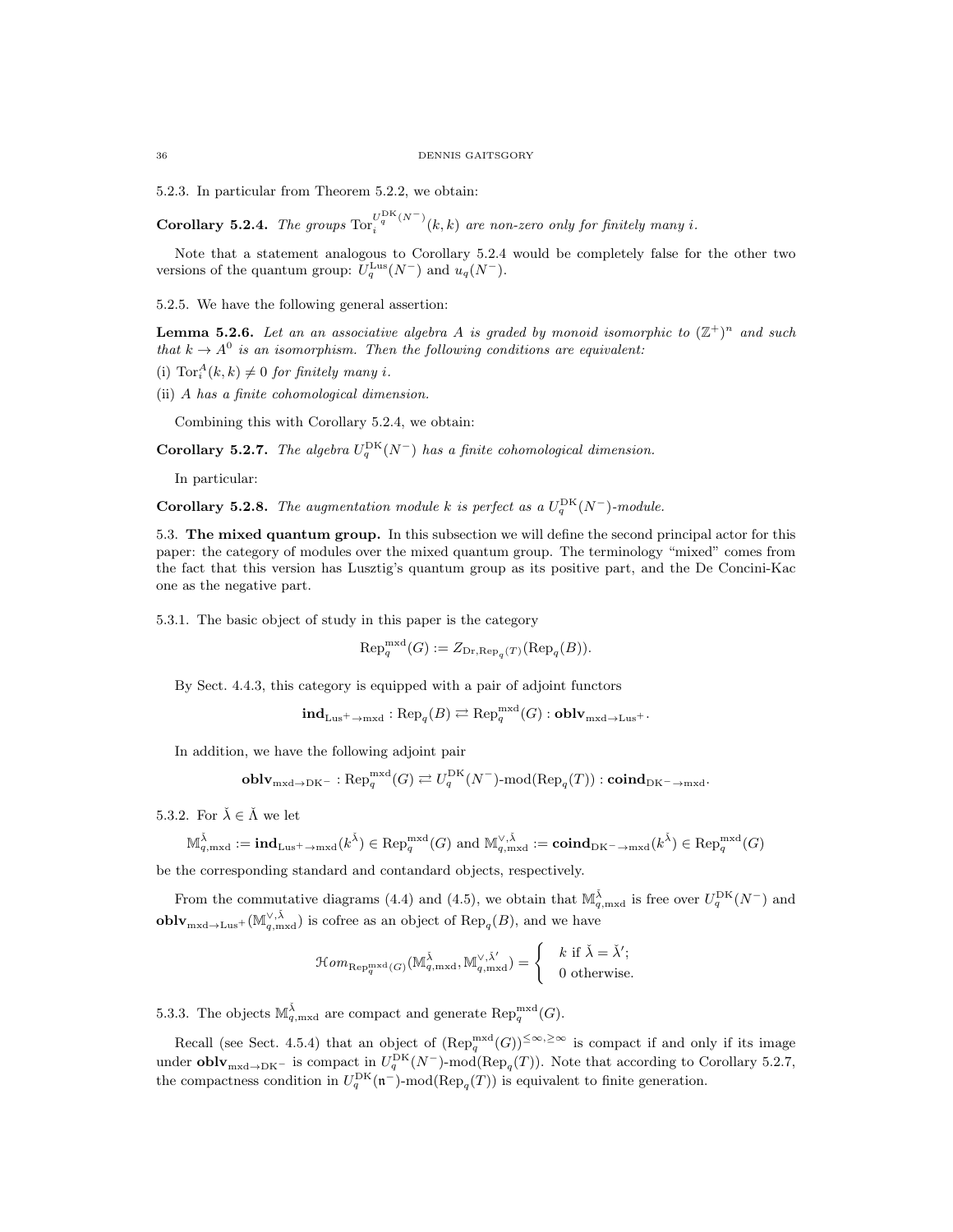5.2.3. In particular from Theorem 5.2.2, we obtain:

**Corollary 5.2.4.** *The groups* $\mathrm{Tor}_i^{U_q^{\mathrm{DK}}(N^-)}(k,k)$ *are non-zero only for finitely many* $i$.

Note that a statement analogous to Corollary 5.2.4 would be completely false for the other two versions of the quantum group: $U_q^{\mathrm{Lus}}(N^-)$ and $u_q(N^-)$.

5.2.5. We have the following general assertion:

**Lemma 5.2.6.** *Let an an associative algebra* $A$ *is graded by monoid isomorphic to* $(\mathbb{Z}^+)^n$ *and such that* $k \to A^0$ *is an isomorphism. Then the following conditions are equivalent:*

(i) $\mathrm{Tor}_i^A(k,k) \neq 0$ *for finitely many* $i$.

(ii) $A$ *has a finite cohomological dimension.*

Combining this with Corollary 5.2.4, we obtain:

**Corollary 5.2.7.** *The algebra* $U_q^{\mathrm{DK}}(N^-)$ *has a finite cohomological dimension.*

In particular:

**Corollary 5.2.8.** *The augmentation module* $k$ *is perfect as a* $U_q^{\mathrm{DK}}(N^-)$*-module.*

## 5.3. The mixed quantum group.

In this subsection we will define the second principal actor for this paper: the category of modules over the mixed quantum group. The terminology "mixed" comes from the fact that this version has Lusztig's quantum group as its positive part, and the De Concini-Kac one as the negative part.

5.3.1. The basic object of study in this paper is the category

$$\mathrm{Rep}_q^{\mathrm{mxd}}(G) := Z_{\mathrm{Dr},\mathrm{Rep}_q(T)}(\mathrm{Rep}_q(B)).$$

By Sect. 4.4.3, this category is equipped with a pair of adjoint functors

$$\mathbf{ind}_{\mathrm{Lus}^+\to\mathrm{mxd}} : \mathrm{Rep}_q(B) \rightleftarrows \mathrm{Rep}_q^{\mathrm{mxd}}(G) : \mathbf{oblv}_{\mathrm{mxd}\to\mathrm{Lus}^+}.$$

In addition, we have the following adjoint pair

$$\mathbf{oblv}_{\mathrm{mxd}\to\mathrm{DK}^-} : \mathrm{Rep}_q^{\mathrm{mxd}}(G) \rightleftarrows U_q^{\mathrm{DK}}(N^-)\text{-mod}(\mathrm{Rep}_q(T)) : \mathbf{coind}_{\mathrm{DK}^-\to\mathrm{mxd}}.$$

5.3.2. For $\check{\lambda} \in \check{\Lambda}$ we let

$$\mathbb{M}_{q,\mathrm{mxd}}^{\check{\lambda}} := \mathbf{ind}_{\mathrm{Lus}^+\to\mathrm{mxd}}(k^{\check{\lambda}}) \in \mathrm{Rep}_q^{\mathrm{mxd}}(G) \text{ and } \mathbb{M}_{q,\mathrm{mxd}}^{\vee,\check{\lambda}} := \mathbf{coind}_{\mathrm{DK}^-\to\mathrm{mxd}}(k^{\check{\lambda}}) \in \mathrm{Rep}_q^{\mathrm{mxd}}(G)$$

be the corresponding standard and contandard objects, respectively.

From the commutative diagrams (4.4) and (4.5), we obtain that $\mathbb{M}_{q,\mathrm{mxd}}^{\check{\lambda}}$ is free over $U_q^{\mathrm{DK}}(N^-)$ and $\mathbf{oblv}_{\mathrm{mxd}\to\mathrm{Lus}^+}(\mathbb{M}_{q,\mathrm{mxd}}^{\vee,\check{\lambda}})$ is cofree as an object of $\mathrm{Rep}_q(B)$, and we have

$$\mathcal{H}om_{\mathrm{Rep}_q^{\mathrm{mxd}}(G)}(\mathbb{M}_{q,\mathrm{mxd}}^{\check{\lambda}}, \mathbb{M}_{q,\mathrm{mxd}}^{\vee,\check{\lambda}'}) = \begin{cases} k \text{ if } \check{\lambda} = \check{\lambda}'; \\ 0 \text{ otherwise.} \end{cases}$$

5.3.3. The objects $\mathbb{M}_{q,\mathrm{mxd}}^{\check{\lambda}}$ are compact and generate $\mathrm{Rep}_q^{\mathrm{mxd}}(G)$.

Recall (see Sect. 4.5.4) that an object of $(\mathrm{Rep}_q^{\mathrm{mxd}}(G))^{\leq\infty,\geq\infty}$ is compact if and only if its image under $\mathbf{oblv}_{\mathrm{mxd}\to\mathrm{DK}^-}$ is compact in $U_q^{\mathrm{DK}}(N^-)\text{-mod}(\mathrm{Rep}_q(T))$. Note that according to Corollary 5.2.7, the compactness condition in $U_q^{\mathrm{DK}}(\mathfrak{n}^-)\text{-mod}(\mathrm{Rep}_q(T))$ is equivalent to finite generation.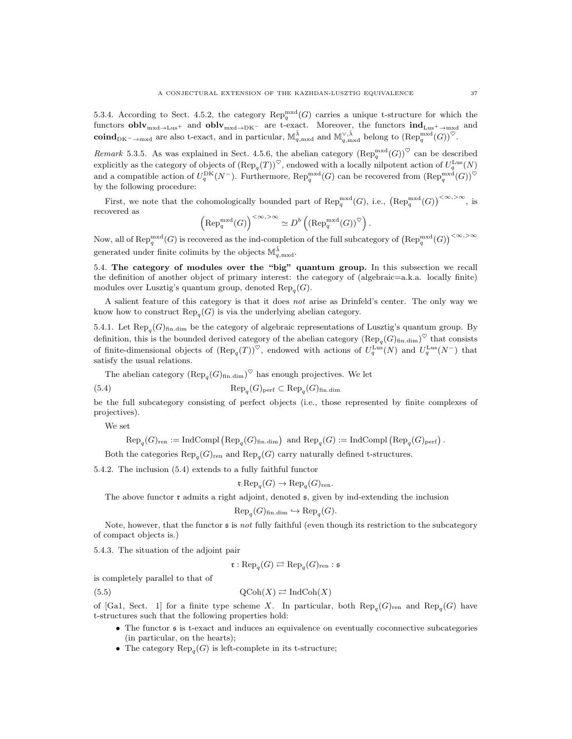5.3.4. According to Sect. 4.5.2, the category $\mathrm{Rep}_q^{\mathrm{mxd}}(G)$ carries a unique t-structure for which the functors $\mathbf{oblv}_{\mathrm{mxd}\to\mathrm{Lus}^+}$ and $\mathbf{oblv}_{\mathrm{mxd}\to\mathrm{DK}^-}$ are t-exact. Moreover, the functors $\mathbf{ind}_{\mathrm{Lus}^+\to\mathrm{mxd}}$ and $\mathbf{coind}_{\mathrm{DK}^-\to\mathrm{mxd}}$ are also t-exact, and in particular, $\mathbb{M}_{q,\mathrm{mxd}}^{\check{\lambda}}$ and $\mathbb{M}_{q,\mathrm{mxd}}^{\vee,\check{\lambda}}$ belong to $(\mathrm{Rep}_q^{\mathrm{mxd}}(G))^{\heartsuit}$.

*Remark* 5.3.5. As was explained in Sect. 4.5.6, the abelian category $(\mathrm{Rep}_q^{\mathrm{mxd}}(G))^{\heartsuit}$ can be described explicitly as the category of objects of $(\mathrm{Rep}_q(T))^{\heartsuit}$, endowed with a locally nilpotent action of $U_q^{\mathrm{Lus}}(N)$ and a compatible action of $U_q^{\mathrm{DK}}(N^-)$. Furthermore, $\mathrm{Rep}_q^{\mathrm{mxd}}(G)$ can be recovered from $(\mathrm{Rep}_q^{\mathrm{mxd}}(G))^{\heartsuit}$ by the following procedure:

First, we note that the cohomologically bounded part of $\mathrm{Rep}_q^{\mathrm{mxd}}(G)$, i.e., $\left(\mathrm{Rep}_q^{\mathrm{mxd}}(G)\right)^{<\infty,>\infty}$, is recovered as

$$\left(\mathrm{Rep}_q^{\mathrm{mxd}}(G)\right)^{<\infty,>\infty} \simeq D^b\left((\mathrm{Rep}_q^{\mathrm{mxd}}(G))^{\heartsuit}\right).$$

Now, all of $\mathrm{Rep}_q^{\mathrm{mxd}}(G)$ is recovered as the ind-completion of the full subcategory of $\left(\mathrm{Rep}_q^{\mathrm{mxd}}(G)\right)^{<\infty,>\infty}$ generated under finite colimits by the objects $\mathbb{M}_{q,\mathrm{mxd}}^{\check{\lambda}}$.

5.4. **The category of modules over the "big" quantum group.** In this subsection we recall the definition of another object of primary interest: the category of (algebraic=a.k.a. locally finite) modules over Lusztig's quantum group, denoted $\mathrm{Rep}_q(G)$.

A salient feature of this category is that it does *not* arise as Drinfeld's center. The only way we know how to construct $\mathrm{Rep}_q(G)$ is via the underlying abelian category.

5.4.1. Let $\mathrm{Rep}_q(G)_{\mathrm{fin.dim}}$ be the category of algebraic representations of Lusztig's quantum group. By definition, this is the bounded derived category of the abelian category $(\mathrm{Rep}_q(G)_{\mathrm{fin.dim}})^{\heartsuit}$ that consists of finite-dimensional objects of $(\mathrm{Rep}_q(T))^{\heartsuit}$, endowed with actions of $U_q^{\mathrm{Lus}}(N)$ and $U_q^{\mathrm{Lus}}(N^-)$ that satisfy the usual relations.

The abelian category $(\mathrm{Rep}_q(G)_{\mathrm{fin.dim}})^{\heartsuit}$ has enough projectives. We let

$$\mathrm{Rep}_q(G)_{\mathrm{perf}} \subset \mathrm{Rep}_q(G)_{\mathrm{fin.dim}} \tag{5.4}$$

be the full subcategory consisting of perfect objects (i.e., those represented by finite complexes of projectives).

We set

$$\mathrm{Rep}_q(G)_{\mathrm{ren}} := \mathrm{IndCompl}\left(\mathrm{Rep}_q(G)_{\mathrm{fin.dim}}\right) \text{ and } \mathrm{Rep}_q(G) := \mathrm{IndCompl}\left(\mathrm{Rep}_q(G)_{\mathrm{perf}}\right).$$

Both the categories $\mathrm{Rep}_q(G)_{\mathrm{ren}}$ and $\mathrm{Rep}_q(G)$ carry naturally defined t-structures.

5.4.2. The inclusion (5.4) extends to a fully faithful functor

$$\mathfrak{r}: \mathrm{Rep}_q(G) \to \mathrm{Rep}_q(G)_{\mathrm{ren}}.$$

The above functor $\mathfrak{r}$ admits a right adjoint, denoted $\mathfrak{s}$, given by ind-extending the inclusion

$$\mathrm{Rep}_q(G)_{\mathrm{fin.dim}} \hookrightarrow \mathrm{Rep}_q(G).$$

Note, however, that the functor $\mathfrak{s}$ is *not* fully faithful (even though its restriction to the subcategory of compact objects is.)

5.4.3. The situation of the adjoint pair

$$\mathfrak{r} : \mathrm{Rep}_q(G) \rightleftarrows \mathrm{Rep}_q(G)_{\mathrm{ren}} : \mathfrak{s}$$

is completely parallel to that of

$$\mathrm{QCoh}(X) \rightleftarrows \mathrm{IndCoh}(X) \tag{5.5}$$

of [Ga1, Sect. 1] for a finite type scheme $X$. In particular, both $\mathrm{Rep}_q(G)_{\mathrm{ren}}$ and $\mathrm{Rep}_q(G)$ have t-structures such that the following properties hold:

- The functor $\mathfrak{s}$ is t-exact and induces an equivalence on eventually coconnective subcategories (in particular, on the hearts);
- The category $\mathrm{Rep}_q(G)$ is left-complete in its t-structure;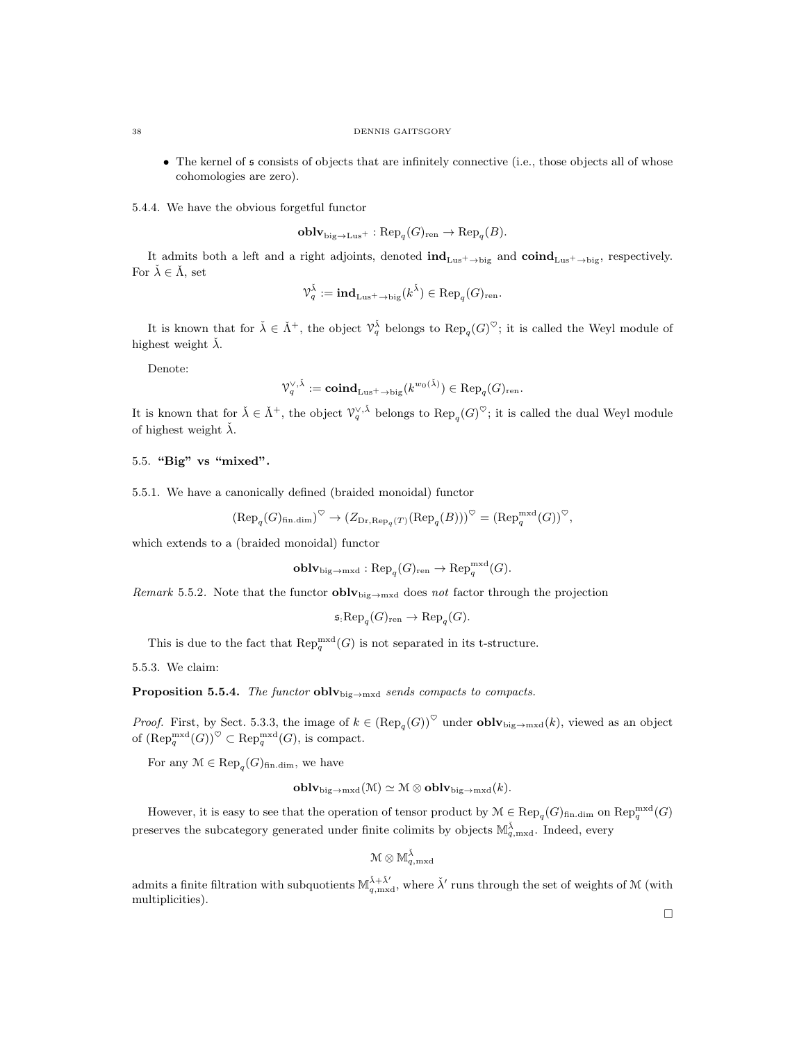- The kernel of $\mathfrak{s}$ consists of objects that are infinitely connective (i.e., those objects all of whose cohomologies are zero).

5.4.4. We have the obvious forgetful functor

$$\mathbf{oblv}_{\mathrm{big}\to\mathrm{Lus}^+} : \mathrm{Rep}_q(G)_{\mathrm{ren}} \to \mathrm{Rep}_q(B).$$

It admits both a left and a right adjoints, denoted $\mathbf{ind}_{\mathrm{Lus}^+\to\mathrm{big}}$ and $\mathbf{coind}_{\mathrm{Lus}^+\to\mathrm{big}}$, respectively. For $\check{\lambda} \in \check{\Lambda}$, set

$$\mathcal{V}_q^{\check{\lambda}} := \mathbf{ind}_{\mathrm{Lus}^+\to\mathrm{big}}(k^{\check{\lambda}}) \in \mathrm{Rep}_q(G)_{\mathrm{ren}}.$$

It is known that for $\check{\lambda} \in \check{\Lambda}^+$, the object $\mathcal{V}_q^{\check{\lambda}}$ belongs to $\mathrm{Rep}_q(G)^{\heartsuit}$; it is called the Weyl module of highest weight $\check{\lambda}$.

Denote:

$$\mathcal{V}_q^{\vee,\check{\lambda}} := \mathbf{coind}_{\mathrm{Lus}^+\to\mathrm{big}}(k^{w_0(\check{\lambda})}) \in \mathrm{Rep}_q(G)_{\mathrm{ren}}.$$

It is known that for $\check{\lambda} \in \check{\Lambda}^+$, the object $\mathcal{V}_q^{\vee,\check{\lambda}}$ belongs to $\mathrm{Rep}_q(G)^{\heartsuit}$; it is called the dual Weyl module of highest weight $\check{\lambda}$.

## 5.5. "Big" vs "mixed".

5.5.1. We have a canonically defined (braided monoidal) functor

$$(\mathrm{Rep}_q(G)_{\mathrm{fin.dim}})^{\heartsuit} \to (Z_{\mathrm{Dr},\mathrm{Rep}_q(T)}(\mathrm{Rep}_q(B)))^{\heartsuit} = (\mathrm{Rep}_q^{\mathrm{mxd}}(G))^{\heartsuit},$$

which extends to a (braided monoidal) functor

$$\mathbf{oblv}_{\mathrm{big}\to\mathrm{mxd}} : \mathrm{Rep}_q(G)_{\mathrm{ren}} \to \mathrm{Rep}_q^{\mathrm{mxd}}(G).$$

*Remark* 5.5.2. Note that the functor $\mathbf{oblv}_{\mathrm{big}\to\mathrm{mxd}}$ does *not* factor through the projection

$$\mathfrak{s}.\mathrm{Rep}_q(G)_{\mathrm{ren}} \to \mathrm{Rep}_q(G).$$

This is due to the fact that $\mathrm{Rep}_q^{\mathrm{mxd}}(G)$ is not separated in its t-structure.

5.5.3. We claim:

**Proposition 5.5.4.** *The functor* $\mathbf{oblv}_{\mathrm{big}\to\mathrm{mxd}}$ *sends compacts to compacts.*

*Proof.* First, by Sect. 5.3.3, the image of $k \in (\mathrm{Rep}_q(G))^{\heartsuit}$ under $\mathbf{oblv}_{\mathrm{big}\to\mathrm{mxd}}(k)$, viewed as an object of $(\mathrm{Rep}_q^{\mathrm{mxd}}(G))^{\heartsuit} \subset \mathrm{Rep}_q^{\mathrm{mxd}}(G)$, is compact.

For any $\mathcal{M} \in \mathrm{Rep}_q(G)_{\mathrm{fin.dim}}$, we have

$$\mathbf{oblv}_{\mathrm{big}\to\mathrm{mxd}}(\mathcal{M}) \simeq \mathcal{M} \otimes \mathbf{oblv}_{\mathrm{big}\to\mathrm{mxd}}(k).$$

However, it is easy to see that the operation of tensor product by $\mathcal{M} \in \mathrm{Rep}_q(G)_{\mathrm{fin.dim}}$ on $\mathrm{Rep}_q^{\mathrm{mxd}}(G)$ preserves the subcategory generated under finite colimits by objects $\mathbb{M}_{q,\mathrm{mxd}}^{\check{\lambda}}$. Indeed, every

$$\mathcal{M} \otimes \mathbb{M}_{q,\mathrm{mxd}}^{\check{\lambda}}$$

admits a finite filtration with subquotients $\mathbb{M}_{q,\mathrm{mxd}}^{\check{\lambda}+\check{\lambda}'}$, where $\check{\lambda}'$ runs through the set of weights of $\mathcal{M}$ (with multiplicities).

□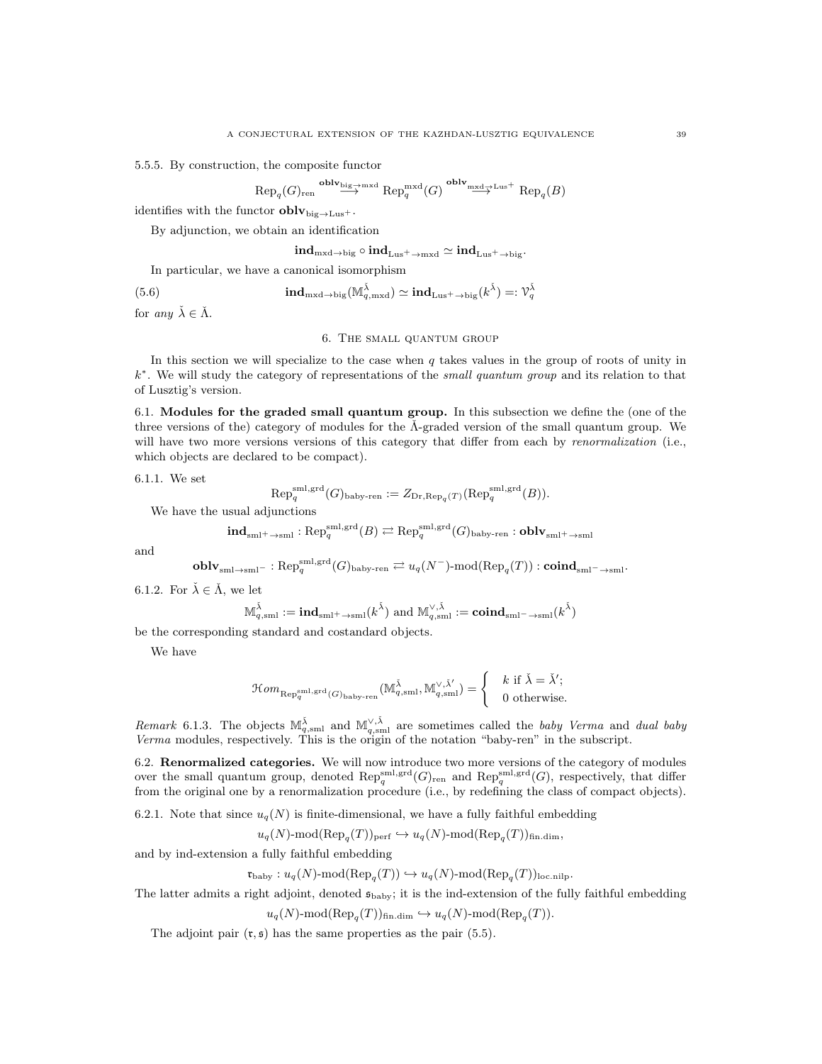5.5.5. By construction, the composite functor

$$\operatorname{Rep}_q(G)_{\rm ren} \overset{\mathbf{oblv}_{\rm big\to mxd}}{\longrightarrow} \operatorname{Rep}_q^{\rm mxd}(G) \overset{\mathbf{oblv}_{\rm mxd\to Lus^+}}{\longrightarrow} \operatorname{Rep}_q(B)$$

identifies with the functor $\mathbf{oblv}_{\rm big\to Lus^+}$.

By adjunction, we obtain an identification

$$\mathbf{ind}_{\rm mxd\to big} \circ \mathbf{ind}_{\rm Lus^+\to mxd} \simeq \mathbf{ind}_{\rm Lus^+\to big}.$$

In particular, we have a canonical isomorphism

$$\mathbf{ind}_{\rm mxd\to big}(\mathbb{M}^{\check\lambda}_{q,\rm mxd}) \simeq \mathbf{ind}_{\rm Lus^+\to big}(k^{\check\lambda}) =: \mathcal{V}^{\check\lambda}_q \tag{5.6}$$

for *any* $\check\lambda \in \check\Lambda$.

## 6. The small quantum group

In this section we will specialize to the case when $q$ takes values in the group of roots of unity in $k^*$. We will study the category of representations of the *small quantum group* and its relation to that of Lusztig's version.

### 6.1. Modules for the graded small quantum group.

In this subsection we define the (one of the three versions of the) category of modules for the $\check\Lambda$-graded version of the small quantum group. We will have two more versions versions of this category that differ from each by *renormalization* (i.e., which objects are declared to be compact).

6.1.1. We set

$$\operatorname{Rep}_q^{\rm sml,grd}(G)_{\rm baby\text{-}ren} := Z_{{\rm Dr},\operatorname{Rep}_q(T)}(\operatorname{Rep}_q^{\rm sml,grd}(B)).$$

We have the usual adjunctions

$$\mathbf{ind}_{\rm sml^+\to sml} : \operatorname{Rep}_q^{\rm sml,grd}(B) \rightleftarrows \operatorname{Rep}_q^{\rm sml,grd}(G)_{\rm baby\text{-}ren} : \mathbf{oblv}_{\rm sml^+\to sml}$$

and

$$\mathbf{oblv}_{\rm sml\to sml^-} : \operatorname{Rep}_q^{\rm sml,grd}(G)_{\rm baby\text{-}ren} \rightleftarrows u_q(N^-)\text{-mod}(\operatorname{Rep}_q(T)) : \mathbf{coind}_{\rm sml^-\to sml}.$$

6.1.2. For $\check\lambda \in \check\Lambda$, we let

$$\mathbb{M}^{\check\lambda}_{q,\rm sml} := \mathbf{ind}_{\rm sml^+\to sml}(k^{\check\lambda}) \text{ and } \mathbb{M}^{\vee,\check\lambda}_{q,\rm sml} := \mathbf{coind}_{\rm sml^-\to sml}(k^{\check\lambda})$$

be the corresponding standard and costandard objects.

We have

$$\mathcal{H}om_{\operatorname{Rep}_q^{\rm sml,grd}(G)_{\rm baby\text{-}ren}}(\mathbb{M}^{\check\lambda}_{q,\rm sml}, \mathbb{M}^{\vee,\check\lambda'}_{q,\rm sml}) = \begin{cases} k \text{ if } \check\lambda = \check\lambda'; \\ 0 \text{ otherwise.} \end{cases}$$

*Remark* 6.1.3. The objects $\mathbb{M}^{\check\lambda}_{q,\rm sml}$ and $\mathbb{M}^{\vee,\check\lambda}_{q,\rm sml}$ are sometimes called the *baby Verma* and *dual baby Verma* modules, respectively. This is the origin of the notation "baby-ren" in the subscript.

### 6.2. Renormalized categories.

We will now introduce two more versions of the category of modules over the small quantum group, denoted $\operatorname{Rep}_q^{\rm sml,grd}(G)_{\rm ren}$ and $\operatorname{Rep}_q^{\rm sml,grd}(G)$, respectively, that differ from the original one by a renormalization procedure (i.e., by redefining the class of compact objects).

6.2.1. Note that since $u_q(N)$ is finite-dimensional, we have a fully faithful embedding

$$u_q(N)\text{-mod}(\operatorname{Rep}_q(T))_{\rm perf} \hookrightarrow u_q(N)\text{-mod}(\operatorname{Rep}_q(T))_{\rm fin.dim},$$

and by ind-extension a fully faithful embedding

$$\mathfrak{r}_{\rm baby} : u_q(N)\text{-mod}(\operatorname{Rep}_q(T)) \hookrightarrow u_q(N)\text{-mod}(\operatorname{Rep}_q(T))_{\rm loc.nilp}.$$

The latter admits a right adjoint, denoted $\mathfrak{s}_{\rm baby}$; it is the ind-extension of the fully faithful embedding

$$u_q(N)\text{-mod}(\operatorname{Rep}_q(T))_{\rm fin.dim} \hookrightarrow u_q(N)\text{-mod}(\operatorname{Rep}_q(T)).$$

The adjoint pair $(\mathfrak{r}, \mathfrak{s})$ has the same properties as the pair (5.5).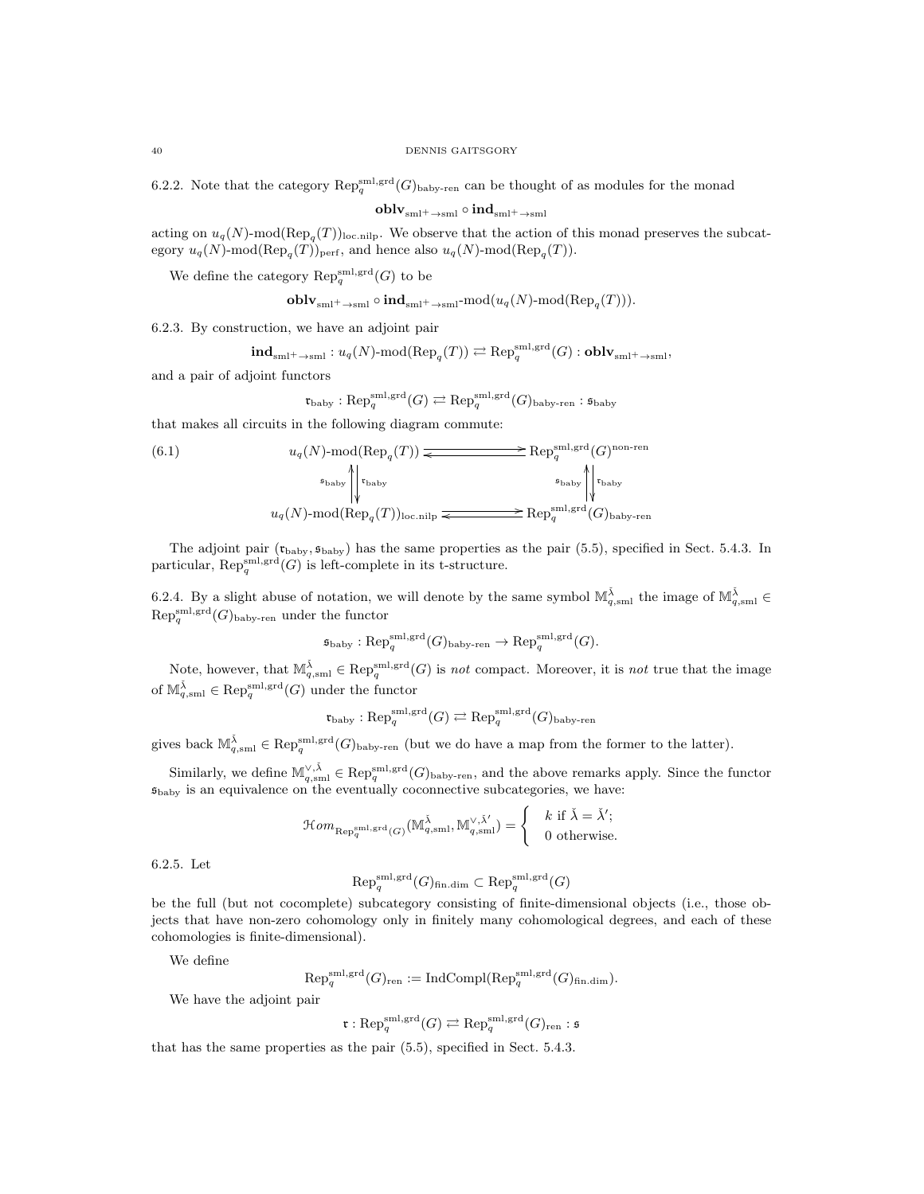6.2.2. Note that the category $\mathrm{Rep}_q^{\mathrm{sml,grd}}(G)_{\mathrm{baby\text{-}ren}}$ can be thought of as modules for the monad

$$\mathbf{oblv}_{\mathrm{sml+}\to\mathrm{sml}} \circ \mathbf{ind}_{\mathrm{sml+}\to\mathrm{sml}}$$

acting on $u_q(N)\text{-mod}(\mathrm{Rep}_q(T))_{\mathrm{loc.nilp}}$. We observe that the action of this monad preserves the subcategory $u_q(N)\text{-mod}(\mathrm{Rep}_q(T))_{\mathrm{perf}}$, and hence also $u_q(N)\text{-mod}(\mathrm{Rep}_q(T))$.

We define the category $\mathrm{Rep}_q^{\mathrm{sml,grd}}(G)$ to be

$$\mathbf{oblv}_{\mathrm{sml+}\to\mathrm{sml}} \circ \mathbf{ind}_{\mathrm{sml+}\to\mathrm{sml}}\text{-mod}(u_q(N)\text{-mod}(\mathrm{Rep}_q(T))).$$

6.2.3. By construction, we have an adjoint pair

$$\mathbf{ind}_{\mathrm{sml+}\to\mathrm{sml}} : u_q(N)\text{-mod}(\mathrm{Rep}_q(T)) \rightleftarrows \mathrm{Rep}_q^{\mathrm{sml,grd}}(G) : \mathbf{oblv}_{\mathrm{sml+}\to\mathrm{sml}},$$

and a pair of adjoint functors

$$\mathfrak{r}_{\mathrm{baby}} : \mathrm{Rep}_q^{\mathrm{sml,grd}}(G) \rightleftarrows \mathrm{Rep}_q^{\mathrm{sml,grd}}(G)_{\mathrm{baby\text{-}ren}} : \mathfrak{s}_{\mathrm{baby}}$$

that makes all circuits in the following diagram commute:

$$(6.1) \qquad \begin{array}{ccc} u_q(N)\text{-mod}(\mathrm{Rep}_q(T)) & \rightleftarrows & \mathrm{Rep}_q^{\mathrm{sml,grd}}(G)^{\mathrm{non\text{-}ren}} \\ {\scriptstyle \mathfrak{s}_{\mathrm{baby}}}\uparrow\downarrow{\scriptstyle \mathfrak{r}_{\mathrm{baby}}} & & {\scriptstyle \mathfrak{s}_{\mathrm{baby}}}\uparrow\downarrow{\scriptstyle \mathfrak{r}_{\mathrm{baby}}} \\ u_q(N)\text{-mod}(\mathrm{Rep}_q(T))_{\mathrm{loc.nilp}} & \rightleftarrows & \mathrm{Rep}_q^{\mathrm{sml,grd}}(G)_{\mathrm{baby\text{-}ren}} \end{array}$$

The adjoint pair $(\mathfrak{r}_{\mathrm{baby}}, \mathfrak{s}_{\mathrm{baby}})$ has the same properties as the pair (5.5), specified in Sect. 5.4.3. In particular, $\mathrm{Rep}_q^{\mathrm{sml,grd}}(G)$ is left-complete in its t-structure.

6.2.4. By a slight abuse of notation, we will denote by the same symbol $\mathbb{M}_{q,\mathrm{sml}}^{\check{\lambda}}$ the image of $\mathbb{M}_{q,\mathrm{sml}}^{\check{\lambda}} \in \mathrm{Rep}_q^{\mathrm{sml,grd}}(G)_{\mathrm{baby\text{-}ren}}$ under the functor

$$\mathfrak{s}_{\mathrm{baby}} : \mathrm{Rep}_q^{\mathrm{sml,grd}}(G)_{\mathrm{baby\text{-}ren}} \to \mathrm{Rep}_q^{\mathrm{sml,grd}}(G).$$

Note, however, that $\mathbb{M}_{q,\mathrm{sml}}^{\check{\lambda}} \in \mathrm{Rep}_q^{\mathrm{sml,grd}}(G)$ is *not* compact. Moreover, it is *not* true that the image of $\mathbb{M}_{q,\mathrm{sml}}^{\check{\lambda}} \in \mathrm{Rep}_q^{\mathrm{sml,grd}}(G)$ under the functor

$$\mathfrak{r}_{\mathrm{baby}} : \mathrm{Rep}_q^{\mathrm{sml,grd}}(G) \rightleftarrows \mathrm{Rep}_q^{\mathrm{sml,grd}}(G)_{\mathrm{baby\text{-}ren}}$$

gives back $\mathbb{M}_{q,\mathrm{sml}}^{\check{\lambda}} \in \mathrm{Rep}_q^{\mathrm{sml,grd}}(G)_{\mathrm{baby\text{-}ren}}$ (but we do have a map from the former to the latter).

Similarly, we define $\mathbb{M}_{q,\mathrm{sml}}^{\vee,\check{\lambda}} \in \mathrm{Rep}_q^{\mathrm{sml,grd}}(G)_{\mathrm{baby\text{-}ren}}$, and the above remarks apply. Since the functor $\mathfrak{s}_{\mathrm{baby}}$ is an equivalence on the eventually coconnective subcategories, we have:

$$\mathcal{H}om_{\mathrm{Rep}_q^{\mathrm{sml,grd}}(G)}(\mathbb{M}_{q,\mathrm{sml}}^{\check{\lambda}}, \mathbb{M}_{q,\mathrm{sml}}^{\vee,\check{\lambda}'}) = \begin{cases} k \text{ if } \check{\lambda} = \check{\lambda}'; \\ 0 \text{ otherwise.} \end{cases}$$

6.2.5. Let

$$\mathrm{Rep}_q^{\mathrm{sml,grd}}(G)_{\mathrm{fin.dim}} \subset \mathrm{Rep}_q^{\mathrm{sml,grd}}(G)$$

be the full (but not cocomplete) subcategory consisting of finite-dimensional objects (i.e., those objects that have non-zero cohomology only in finitely many cohomological degrees, and each of these cohomologies is finite-dimensional).

We define

$$\mathrm{Rep}_q^{\mathrm{sml,grd}}(G)_{\mathrm{ren}} := \mathrm{IndCompl}(\mathrm{Rep}_q^{\mathrm{sml,grd}}(G)_{\mathrm{fin.dim}}).$$

We have the adjoint pair

$$\mathfrak{r} : \mathrm{Rep}_q^{\mathrm{sml,grd}}(G) \rightleftarrows \mathrm{Rep}_q^{\mathrm{sml,grd}}(G)_{\mathrm{ren}} : \mathfrak{s}$$

that has the same properties as the pair (5.5), specified in Sect. 5.4.3.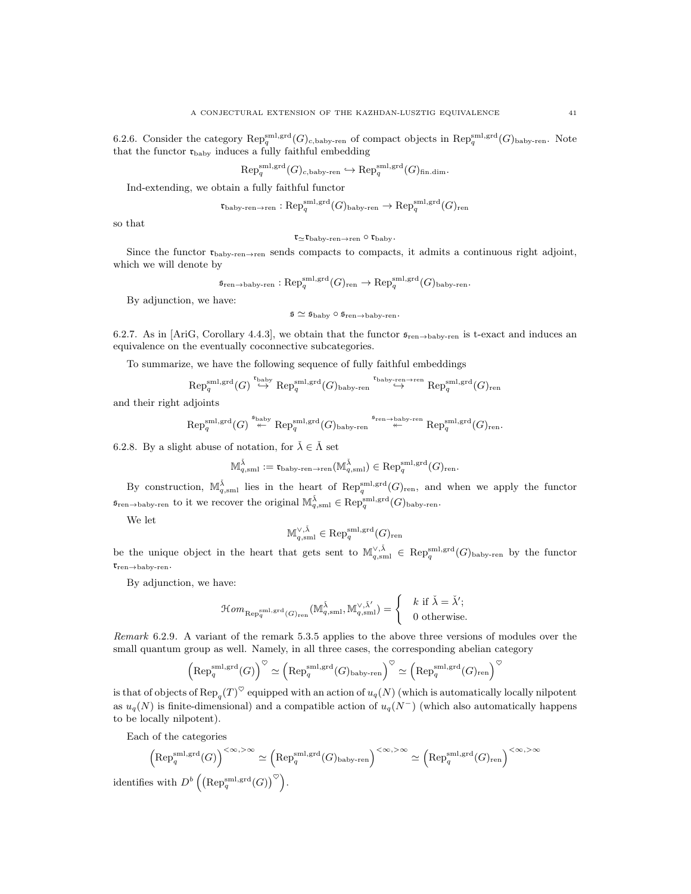6.2.6. Consider the category $\mathrm{Rep}_q^{\mathrm{sml,grd}}(G)_{c,\mathrm{baby\text{-}ren}}$ of compact objects in $\mathrm{Rep}_q^{\mathrm{sml,grd}}(G)_{\mathrm{baby\text{-}ren}}$. Note that the functor $\mathfrak{r}_{\mathrm{baby}}$ induces a fully faithful embedding

$$\mathrm{Rep}_q^{\mathrm{sml,grd}}(G)_{c,\mathrm{baby\text{-}ren}} \hookrightarrow \mathrm{Rep}_q^{\mathrm{sml,grd}}(G)_{\mathrm{fin.dim}}.$$

Ind-extending, we obtain a fully faithful functor

$$\mathfrak{r}_{\mathrm{baby\text{-}ren}\to\mathrm{ren}} : \mathrm{Rep}_q^{\mathrm{sml,grd}}(G)_{\mathrm{baby\text{-}ren}} \to \mathrm{Rep}_q^{\mathrm{sml,grd}}(G)_{\mathrm{ren}}$$

so that

$$\mathfrak{r} \simeq \mathfrak{r}_{\mathrm{baby\text{-}ren}\to\mathrm{ren}} \circ \mathfrak{r}_{\mathrm{baby}}.$$

Since the functor $\mathfrak{r}_{\mathrm{baby\text{-}ren}\to\mathrm{ren}}$ sends compacts to compacts, it admits a continuous right adjoint, which we will denote by

$$\mathfrak{s}_{\mathrm{ren}\to\mathrm{baby\text{-}ren}} : \mathrm{Rep}_q^{\mathrm{sml,grd}}(G)_{\mathrm{ren}} \to \mathrm{Rep}_q^{\mathrm{sml,grd}}(G)_{\mathrm{baby\text{-}ren}}.$$

By adjunction, we have:

$$\mathfrak{s} \simeq \mathfrak{s}_{\mathrm{baby}} \circ \mathfrak{s}_{\mathrm{ren}\to\mathrm{baby\text{-}ren}}.$$

6.2.7. As in [AriG, Corollary 4.4.3], we obtain that the functor $\mathfrak{s}_{\mathrm{ren}\to\mathrm{baby\text{-}ren}}$ is t-exact and induces an equivalence on the eventually coconnective subcategories.

To summarize, we have the following sequence of fully faithful embeddings

$$\mathrm{Rep}_q^{\mathrm{sml,grd}}(G) \overset{\mathfrak{r}_{\mathrm{baby}}}{\hookrightarrow} \mathrm{Rep}_q^{\mathrm{sml,grd}}(G)_{\mathrm{baby\text{-}ren}} \overset{\mathfrak{r}_{\mathrm{baby\text{-}ren}\to\mathrm{ren}}}{\hookrightarrow} \mathrm{Rep}_q^{\mathrm{sml,grd}}(G)_{\mathrm{ren}}$$

and their right adjoints

$$\mathrm{Rep}_q^{\mathrm{sml,grd}}(G) \overset{\mathfrak{s}_{\mathrm{baby}}}{\leftarrow} \mathrm{Rep}_q^{\mathrm{sml,grd}}(G)_{\mathrm{baby\text{-}ren}} \overset{\mathfrak{s}_{\mathrm{ren}\to\mathrm{baby\text{-}ren}}}{\leftarrow} \mathrm{Rep}_q^{\mathrm{sml,grd}}(G)_{\mathrm{ren}}.$$

6.2.8. By a slight abuse of notation, for $\check{\lambda} \in \check{\Lambda}$ set

$$\mathbb{M}_{q,\mathrm{sml}}^{\check{\lambda}} := \mathfrak{r}_{\mathrm{baby\text{-}ren}\to\mathrm{ren}}(\mathbb{M}_{q,\mathrm{sml}}^{\check{\lambda}}) \in \mathrm{Rep}_q^{\mathrm{sml,grd}}(G)_{\mathrm{ren}}.$$

By construction, $\mathbb{M}_{q,\mathrm{sml}}^{\check{\lambda}}$ lies in the heart of $\mathrm{Rep}_q^{\mathrm{sml,grd}}(G)_{\mathrm{ren}}$, and when we apply the functor $\mathfrak{s}_{\mathrm{ren}\to\mathrm{baby\text{-}ren}}$ to it we recover the original $\mathbb{M}_{q,\mathrm{sml}}^{\check{\lambda}} \in \mathrm{Rep}_q^{\mathrm{sml,grd}}(G)_{\mathrm{baby\text{-}ren}}$.

We let

$$\mathbb{M}_{q,\mathrm{sml}}^{\vee,\check{\lambda}} \in \mathrm{Rep}_q^{\mathrm{sml,grd}}(G)_{\mathrm{ren}}$$

be the unique object in the heart that gets sent to $\mathbb{M}_{q,\mathrm{sml}}^{\vee,\check{\lambda}} \in \mathrm{Rep}_q^{\mathrm{sml,grd}}(G)_{\mathrm{baby\text{-}ren}}$ by the functor $\mathfrak{r}_{\mathrm{ren}\to\mathrm{baby\text{-}ren}}$.

By adjunction, we have:

$$\mathcal{H}om_{\mathrm{Rep}_q^{\mathrm{sml,grd}}(G)_{\mathrm{ren}}}(\mathbb{M}_{q,\mathrm{sml}}^{\check{\lambda}}, \mathbb{M}_{q,\mathrm{sml}}^{\vee,\check{\lambda}'}) = \begin{cases} k \text{ if } \check{\lambda} = \check{\lambda}'; \\ 0 \text{ otherwise.} \end{cases}$$

*Remark* 6.2.9. A variant of the remark 5.3.5 applies to the above three versions of modules over the small quantum group as well. Namely, in all three cases, the corresponding abelian category

$$\left(\mathrm{Rep}_q^{\mathrm{sml,grd}}(G)\right)^{\heartsuit} \simeq \left(\mathrm{Rep}_q^{\mathrm{sml,grd}}(G)_{\mathrm{baby\text{-}ren}}\right)^{\heartsuit} \simeq \left(\mathrm{Rep}_q^{\mathrm{sml,grd}}(G)_{\mathrm{ren}}\right)^{\heartsuit}$$

is that of objects of $\mathrm{Rep}_q(T)^{\heartsuit}$ equipped with an action of $u_q(N)$ (which is automatically locally nilpotent as $u_q(N)$ is finite-dimensional) and a compatible action of $u_q(N^-)$ (which also automatically happens to be locally nilpotent).

Each of the categories

$$\left(\mathrm{Rep}_q^{\mathrm{sml,grd}}(G)\right)^{<\infty,>\infty} \simeq \left(\mathrm{Rep}_q^{\mathrm{sml,grd}}(G)_{\mathrm{baby\text{-}ren}}\right)^{<\infty,>\infty} \simeq \left(\mathrm{Rep}_q^{\mathrm{sml,grd}}(G)_{\mathrm{ren}}\right)^{<\infty,>\infty}$$

identifies with $D^b\left(\left(\mathrm{Rep}_q^{\mathrm{sml,grd}}(G)\right)^{\heartsuit}\right)$.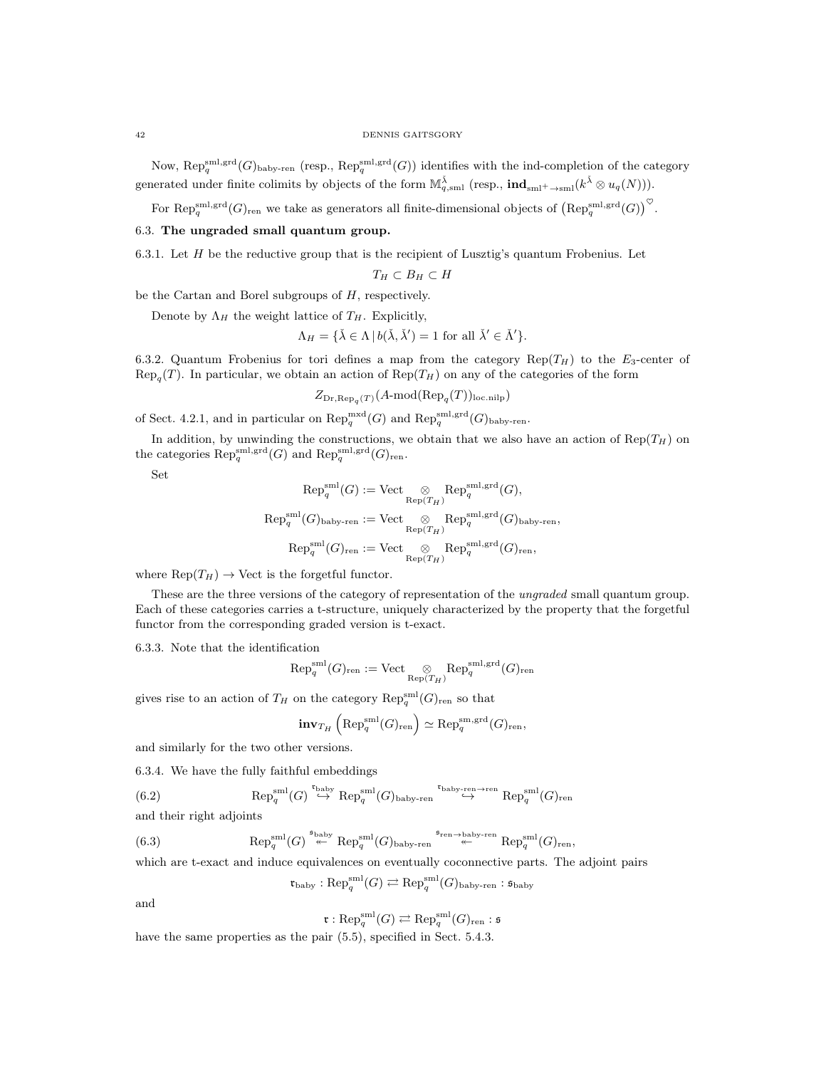Now, $\mathrm{Rep}_q^{\mathrm{sml,grd}}(G)_{\mathrm{baby\text{-}ren}}$ (resp., $\mathrm{Rep}_q^{\mathrm{sml,grd}}(G)$) identifies with the ind-completion of the category generated under finite colimits by objects of the form $\mathbb{M}^{\check{\lambda}}_{q,\mathrm{sml}}$ (resp., $\mathbf{ind}_{\mathrm{sml}^+\to\mathrm{sml}}(k^{\check{\lambda}}\otimes u_q(N))$).

For $\mathrm{Rep}_q^{\mathrm{sml,grd}}(G)_{\mathrm{ren}}$ we take as generators all finite-dimensional objects of $\left(\mathrm{Rep}_q^{\mathrm{sml,grd}}(G)\right)^{\heartsuit}$.

## 6.3. The ungraded small quantum group.

6.3.1. Let $H$ be the reductive group that is the recipient of Lusztig's quantum Frobenius. Let

$$T_H \subset B_H \subset H$$

be the Cartan and Borel subgroups of $H$, respectively.

Denote by $\Lambda_H$ the weight lattice of $T_H$. Explicitly,

$$\Lambda_H = \{\check{\lambda}\in\Lambda \,|\, b(\check{\lambda},\check{\lambda}') = 1 \text{ for all } \check{\lambda}'\in\check{\Lambda}'\}.$$

6.3.2. Quantum Frobenius for tori defines a map from the category $\mathrm{Rep}(T_H)$ to the $E_3$-center of $\mathrm{Rep}_q(T)$. In particular, we obtain an action of $\mathrm{Rep}(T_H)$ on any of the categories of the form

$$Z_{\mathrm{Dr},\mathrm{Rep}_q(T)}(A\text{-mod}(\mathrm{Rep}_q(T))_{\mathrm{loc.nilp}})$$

of Sect. 4.2.1, and in particular on $\mathrm{Rep}_q^{\mathrm{mxd}}(G)$ and $\mathrm{Rep}_q^{\mathrm{sml,grd}}(G)_{\mathrm{baby\text{-}ren}}$.

In addition, by unwinding the constructions, we obtain that we also have an action of $\mathrm{Rep}(T_H)$ on the categories $\mathrm{Rep}_q^{\mathrm{sml,grd}}(G)$ and $\mathrm{Rep}_q^{\mathrm{sml,grd}}(G)_{\mathrm{ren}}$.

Set

$$\mathrm{Rep}_q^{\mathrm{sml}}(G) := \mathrm{Vect} \underset{\mathrm{Rep}(T_H)}{\otimes} \mathrm{Rep}_q^{\mathrm{sml,grd}}(G),$$

$$\mathrm{Rep}_q^{\mathrm{sml}}(G)_{\mathrm{baby\text{-}ren}} := \mathrm{Vect} \underset{\mathrm{Rep}(T_H)}{\otimes} \mathrm{Rep}_q^{\mathrm{sml,grd}}(G)_{\mathrm{baby\text{-}ren}},$$

$$\mathrm{Rep}_q^{\mathrm{sml}}(G)_{\mathrm{ren}} := \mathrm{Vect} \underset{\mathrm{Rep}(T_H)}{\otimes} \mathrm{Rep}_q^{\mathrm{sml,grd}}(G)_{\mathrm{ren}},$$

where $\mathrm{Rep}(T_H)\to\mathrm{Vect}$ is the forgetful functor.

These are the three versions of the category of representation of the *ungraded* small quantum group. Each of these categories carries a t-structure, uniquely characterized by the property that the forgetful functor from the corresponding graded version is t-exact.

6.3.3. Note that the identification

$$\mathrm{Rep}_q^{\mathrm{sml}}(G)_{\mathrm{ren}} := \mathrm{Vect} \underset{\mathrm{Rep}(T_H)}{\otimes} \mathrm{Rep}_q^{\mathrm{sml,grd}}(G)_{\mathrm{ren}}$$

gives rise to an action of $T_H$ on the category $\mathrm{Rep}_q^{\mathrm{sml}}(G)_{\mathrm{ren}}$ so that

$$\mathbf{inv}_{T_H}\left(\mathrm{Rep}_q^{\mathrm{sml}}(G)_{\mathrm{ren}}\right) \simeq \mathrm{Rep}_q^{\mathrm{sm,grd}}(G)_{\mathrm{ren}},$$

and similarly for the two other versions.

6.3.4. We have the fully faithful embeddings

$$\mathrm{Rep}_q^{\mathrm{sml}}(G) \overset{\mathfrak{r}_{\mathrm{baby}}}{\hookrightarrow} \mathrm{Rep}_q^{\mathrm{sml}}(G)_{\mathrm{baby\text{-}ren}} \overset{\mathfrak{r}_{\mathrm{baby\text{-}ren}\to\mathrm{ren}}}{\hookrightarrow} \mathrm{Rep}_q^{\mathrm{sml}}(G)_{\mathrm{ren}} \tag{6.2}$$

and their right adjoints

$$\mathrm{Rep}_q^{\mathrm{sml}}(G) \overset{\mathfrak{s}_{\mathrm{baby}}}{\twoheadleftarrow} \mathrm{Rep}_q^{\mathrm{sml}}(G)_{\mathrm{baby\text{-}ren}} \overset{\mathfrak{s}_{\mathrm{ren}\to\mathrm{baby\text{-}ren}}}{\twoheadleftarrow} \mathrm{Rep}_q^{\mathrm{sml}}(G)_{\mathrm{ren}}, \tag{6.3}$$

which are t-exact and induce equivalences on eventually coconnective parts. The adjoint pairs

$$\mathfrak{r}_{\mathrm{baby}} : \mathrm{Rep}_q^{\mathrm{sml}}(G) \rightleftarrows \mathrm{Rep}_q^{\mathrm{sml}}(G)_{\mathrm{baby\text{-}ren}} : \mathfrak{s}_{\mathrm{baby}}$$

and

$$\mathfrak{r} : \mathrm{Rep}_q^{\mathrm{sml}}(G) \rightleftarrows \mathrm{Rep}_q^{\mathrm{sml}}(G)_{\mathrm{ren}} : \mathfrak{s}$$

have the same properties as the pair (5.5), specified in Sect. 5.4.3.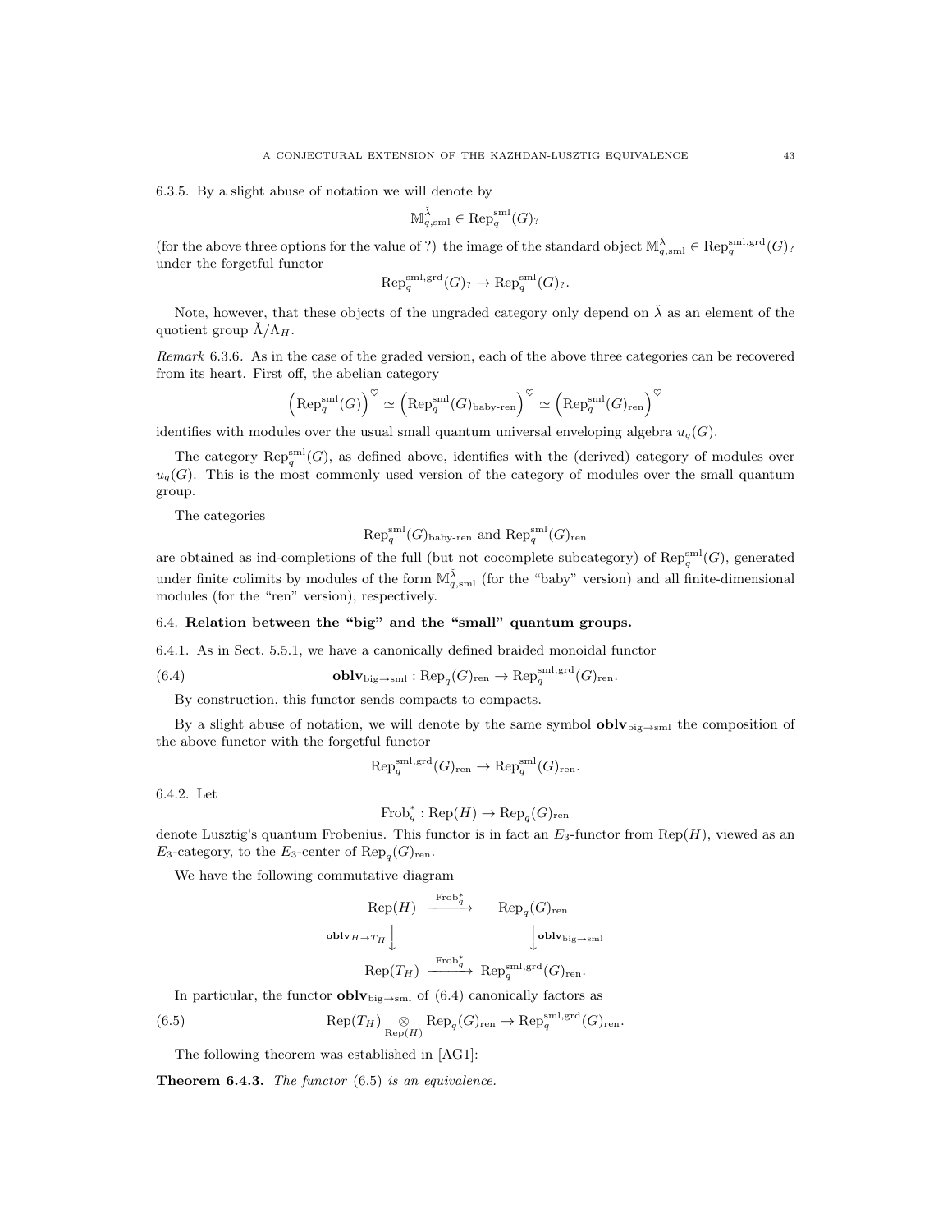6.3.5. By a slight abuse of notation we will denote by

$$\mathbb{M}^{\check{\lambda}}_{q,\mathrm{sml}} \in \mathrm{Rep}_q^{\mathrm{sml}}(G)_?$$

(for the above three options for the value of ?) the image of the standard object $\mathbb{M}^{\check{\lambda}}_{q,\mathrm{sml}} \in \mathrm{Rep}_q^{\mathrm{sml,grd}}(G)_?$ under the forgetful functor

$$\mathrm{Rep}_q^{\mathrm{sml,grd}}(G)_? \to \mathrm{Rep}_q^{\mathrm{sml}}(G)_?.$$

Note, however, that these objects of the ungraded category only depend on $\check{\lambda}$ as an element of the quotient group $\check{\Lambda}/\Lambda_H$.

*Remark* 6.3.6. As in the case of the graded version, each of the above three categories can be recovered from its heart. First off, the abelian category

$$\left(\mathrm{Rep}_q^{\mathrm{sml}}(G)\right)^{\heartsuit} \simeq \left(\mathrm{Rep}_q^{\mathrm{sml}}(G)_{\text{baby-ren}}\right)^{\heartsuit} \simeq \left(\mathrm{Rep}_q^{\mathrm{sml}}(G)_{\mathrm{ren}}\right)^{\heartsuit}$$

identifies with modules over the usual small quantum universal enveloping algebra $u_q(G)$.

The category $\mathrm{Rep}_q^{\mathrm{sml}}(G)$, as defined above, identifies with the (derived) category of modules over $u_q(G)$. This is the most commonly used version of the category of modules over the small quantum group.

The categories

$$\mathrm{Rep}_q^{\mathrm{sml}}(G)_{\text{baby-ren}} \text{ and } \mathrm{Rep}_q^{\mathrm{sml}}(G)_{\mathrm{ren}}$$

are obtained as ind-completions of the full (but not cocomplete subcategory) of $\mathrm{Rep}_q^{\mathrm{sml}}(G)$, generated under finite colimits by modules of the form $\mathbb{M}^{\check{\lambda}}_{q,\mathrm{sml}}$ (for the "baby" version) and all finite-dimensional modules (for the "ren" version), respectively.

## 6.4. Relation between the "big" and the "small" quantum groups.

6.4.1. As in Sect. 5.5.1, we have a canonically defined braided monoidal functor

$$\mathbf{oblv}_{\mathrm{big}\to\mathrm{sml}} : \mathrm{Rep}_q(G)_{\mathrm{ren}} \to \mathrm{Rep}_q^{\mathrm{sml,grd}}(G)_{\mathrm{ren}}. \tag{6.4}$$

By construction, this functor sends compacts to compacts.

By a slight abuse of notation, we will denote by the same symbol $\mathbf{oblv}_{\mathrm{big}\to\mathrm{sml}}$ the composition of the above functor with the forgetful functor

$$\mathrm{Rep}_q^{\mathrm{sml,grd}}(G)_{\mathrm{ren}} \to \mathrm{Rep}_q^{\mathrm{sml}}(G)_{\mathrm{ren}}.$$

6.4.2. Let

$$\mathrm{Frob}_q^* : \mathrm{Rep}(H) \to \mathrm{Rep}_q(G)_{\mathrm{ren}}$$

denote Lusztig's quantum Frobenius. This functor is in fact an $E_3$-functor from $\mathrm{Rep}(H)$, viewed as an $E_3$-category, to the $E_3$-center of $\mathrm{Rep}_q(G)_{\mathrm{ren}}$.

We have the following commutative diagram

$$\begin{array}{ccc}
\mathrm{Rep}(H) & \xrightarrow{\mathrm{Frob}_q^*} & \mathrm{Rep}_q(G)_{\mathrm{ren}} \\
{\scriptstyle \mathbf{oblv}_{H\to T_H}}\downarrow & & \downarrow{\scriptstyle \mathbf{oblv}_{\mathrm{big}\to\mathrm{sml}}} \\
\mathrm{Rep}(T_H) & \xrightarrow{\mathrm{Frob}_q^*} & \mathrm{Rep}_q^{\mathrm{sml,grd}}(G)_{\mathrm{ren}}.
\end{array}$$

In particular, the functor $\mathbf{oblv}_{\mathrm{big}\to\mathrm{sml}}$ of (6.4) canonically factors as

$$\mathrm{Rep}(T_H) \underset{\mathrm{Rep}(H)}{\otimes} \mathrm{Rep}_q(G)_{\mathrm{ren}} \to \mathrm{Rep}_q^{\mathrm{sml,grd}}(G)_{\mathrm{ren}}. \tag{6.5}$$

The following theorem was established in [AG1]:

**Theorem 6.4.3.** *The functor* (6.5) *is an equivalence.*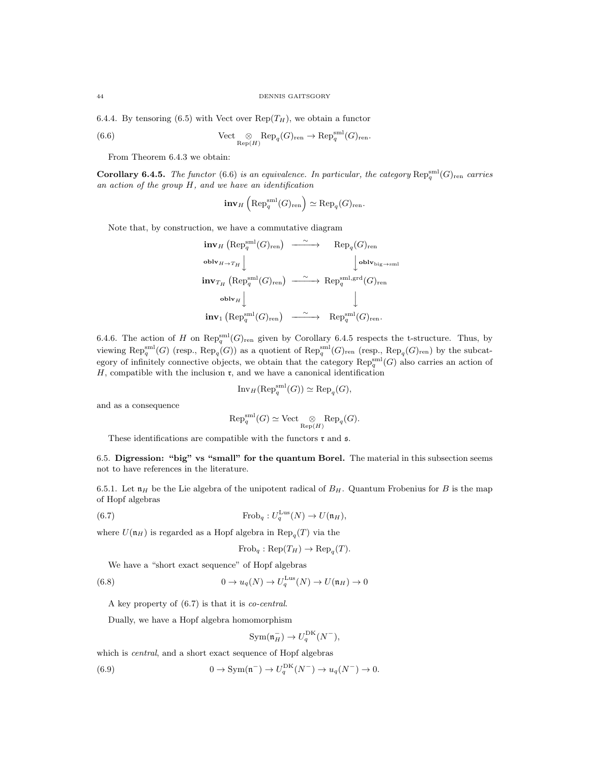6.4.4. By tensoring (6.5) with Vect over $\mathrm{Rep}(T_H)$, we obtain a functor

$$\mathrm{Vect} \underset{\mathrm{Rep}(H)}{\otimes} \mathrm{Rep}_q(G)_{\mathrm{ren}} \to \mathrm{Rep}_q^{\mathrm{sml}}(G)_{\mathrm{ren}}. \tag{6.6}$$

From Theorem 6.4.3 we obtain:

**Corollary 6.4.5.** *The functor* (6.6) *is an equivalence. In particular, the category* $\mathrm{Rep}_q^{\mathrm{sml}}(G)_{\mathrm{ren}}$ *carries an action of the group* $H$*, and we have an identification*

$$\mathbf{inv}_H\left(\mathrm{Rep}_q^{\mathrm{sml}}(G)_{\mathrm{ren}}\right) \simeq \mathrm{Rep}_q(G)_{\mathrm{ren}}.$$

Note that, by construction, we have a commutative diagram

$$\begin{array}{ccc}
\mathbf{inv}_H\left(\mathrm{Rep}_q^{\mathrm{sml}}(G)_{\mathrm{ren}}\right) & \xrightarrow{\sim} & \mathrm{Rep}_q(G)_{\mathrm{ren}} \\
{\scriptstyle \mathbf{oblv}_{H\to T_H}}\big\downarrow & & \big\downarrow{\scriptstyle \mathbf{oblv}_{\mathrm{big}\to\mathrm{sml}}} \\
\mathbf{inv}_{T_H}\left(\mathrm{Rep}_q^{\mathrm{sml}}(G)_{\mathrm{ren}}\right) & \xrightarrow{\sim} & \mathrm{Rep}_q^{\mathrm{sml,grd}}(G)_{\mathrm{ren}} \\
{\scriptstyle \mathbf{oblv}_{H}}\big\downarrow & & \big\downarrow \\
\mathbf{inv}_1\left(\mathrm{Rep}_q^{\mathrm{sml}}(G)_{\mathrm{ren}}\right) & \xrightarrow{\sim} & \mathrm{Rep}_q^{\mathrm{sml}}(G)_{\mathrm{ren}}.
\end{array}$$

6.4.6. The action of $H$ on $\mathrm{Rep}_q^{\mathrm{sml}}(G)_{\mathrm{ren}}$ given by Corollary 6.4.5 respects the t-structure. Thus, by viewing $\mathrm{Rep}_q^{\mathrm{sml}}(G)$ (resp., $\mathrm{Rep}_q(G)$) as a quotient of $\mathrm{Rep}_q^{\mathrm{sml}}(G)_{\mathrm{ren}}$ (resp., $\mathrm{Rep}_q(G)_{\mathrm{ren}}$) by the subcategory of infinitely connective objects, we obtain that the category $\mathrm{Rep}_q^{\mathrm{sml}}(G)$ also carries an action of $H$, compatible with the inclusion $\mathfrak{r}$, and we have a canonical identification

$$\mathrm{Inv}_H(\mathrm{Rep}_q^{\mathrm{sml}}(G)) \simeq \mathrm{Rep}_q(G),$$

and as a consequence

$$\mathrm{Rep}_q^{\mathrm{sml}}(G) \simeq \mathrm{Vect} \underset{\mathrm{Rep}(H)}{\otimes} \mathrm{Rep}_q(G).$$

These identifications are compatible with the functors $\mathfrak{r}$ and $\mathfrak{s}$.

## 6.5. Digression: "big" vs "small" for the quantum Borel.

The material in this subsection seems not to have references in the literature.

6.5.1. Let $\mathfrak{n}_H$ be the Lie algebra of the unipotent radical of $B_H$. Quantum Frobenius for $B$ is the map of Hopf algebras

$$\mathrm{Frob}_q : U_q^{\mathrm{Lus}}(N) \to U(\mathfrak{n}_H), \tag{6.7}$$

where $U(\mathfrak{n}_H)$ is regarded as a Hopf algebra in $\mathrm{Rep}_q(T)$ via the

$$\mathrm{Frob}_q : \mathrm{Rep}(T_H) \to \mathrm{Rep}_q(T).$$

We have a "short exact sequence" of Hopf algebras

$$0 \to u_q(N) \to U_q^{\mathrm{Lus}}(N) \to U(\mathfrak{n}_H) \to 0 \tag{6.8}$$

A key property of (6.7) is that it is *co-central*.

Dually, we have a Hopf algebra homomorphism

$$\mathrm{Sym}(\mathfrak{n}_H^-) \to U_q^{\mathrm{DK}}(N^-),$$

which is *central*, and a short exact sequence of Hopf algebras

$$0 \to \mathrm{Sym}(\mathfrak{n}^-) \to U_q^{\mathrm{DK}}(N^-) \to u_q(N^-) \to 0. \tag{6.9}$$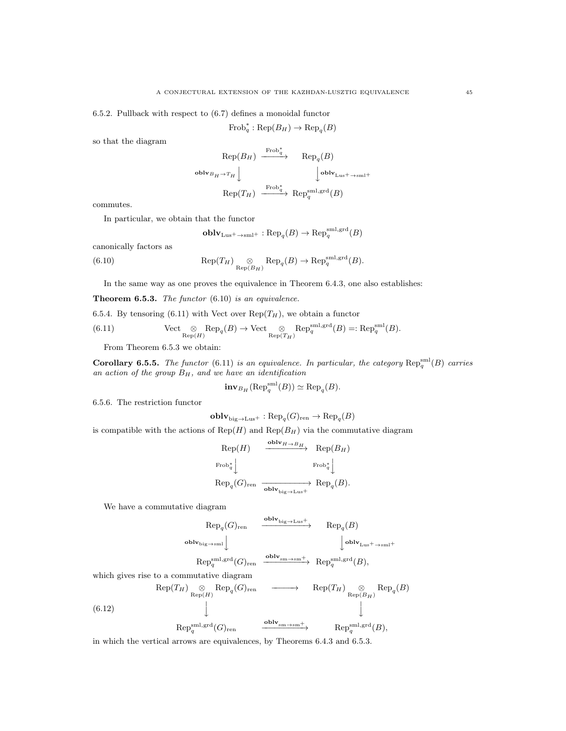6.5.2. Pullback with respect to (6.7) defines a monoidal functor

$$\mathrm{Frob}_q^* : \mathrm{Rep}(B_H) \to \mathrm{Rep}_q(B)$$

so that the diagram

$$\begin{array}{ccc} \mathrm{Rep}(B_H) & \xrightarrow{\mathrm{Frob}_q^*} & \mathrm{Rep}_q(B) \\ {\scriptstyle \mathbf{oblv}_{B_H \to T_H}} \big\downarrow & & \big\downarrow {\scriptstyle \mathbf{oblv}_{\mathrm{Lus}^+ \to \mathrm{sml}^+}} \\ \mathrm{Rep}(T_H) & \xrightarrow{\mathrm{Frob}_q^*} & \mathrm{Rep}_q^{\mathrm{sml,grd}}(B) \end{array}$$

commutes.

In particular, we obtain that the functor

$$\mathbf{oblv}_{\mathrm{Lus}^+ \to \mathrm{sml}^+} : \mathrm{Rep}_q(B) \to \mathrm{Rep}_q^{\mathrm{sml,grd}}(B)$$

canonically factors as

$$\mathrm{Rep}(T_H) \underset{\mathrm{Rep}(B_H)}{\otimes} \mathrm{Rep}_q(B) \to \mathrm{Rep}_q^{\mathrm{sml,grd}}(B). \tag{6.10}$$

In the same way as one proves the equivalence in Theorem 6.4.3, one also establishes:

**Theorem 6.5.3.** *The functor* (6.10) *is an equivalence.*

6.5.4. By tensoring (6.11) with Vect over $\mathrm{Rep}(T_H)$, we obtain a functor

$$\mathrm{Vect} \underset{\mathrm{Rep}(H)}{\otimes} \mathrm{Rep}_q(B) \to \mathrm{Vect} \underset{\mathrm{Rep}(T_H)}{\otimes} \mathrm{Rep}_q^{\mathrm{sml,grd}}(B) =: \mathrm{Rep}_q^{\mathrm{sml}}(B). \tag{6.11}$$

From Theorem 6.5.3 we obtain:

**Corollary 6.5.5.** *The functor* (6.11) *is an equivalence. In particular, the category* $\mathrm{Rep}_q^{\mathrm{sml}}(B)$ *carries an action of the group* $B_H$*, and we have an identification*

$$\mathbf{inv}_{B_H}(\mathrm{Rep}_q^{\mathrm{sml}}(B)) \simeq \mathrm{Rep}_q(B).$$

6.5.6. The restriction functor

$$\mathbf{oblv}_{\mathrm{big} \to \mathrm{Lus}^+} : \mathrm{Rep}_q(G)_{\mathrm{ren}} \to \mathrm{Rep}_q(B)$$

is compatible with the actions of $\mathrm{Rep}(H)$ and $\mathrm{Rep}(B_H)$ via the commutative diagram

$$\begin{array}{ccc} \mathrm{Rep}(H) & \xrightarrow{\mathbf{oblv}_{H \to B_H}} & \mathrm{Rep}(B_H) \\ {\scriptstyle \mathrm{Frob}_q^*} \big\downarrow & & \big\downarrow {\scriptstyle \mathrm{Frob}_q^*} \\ \mathrm{Rep}_q(G)_{\mathrm{ren}} & \xrightarrow[\mathbf{oblv}_{\mathrm{big} \to \mathrm{Lus}^+}]{} & \mathrm{Rep}_q(B). \end{array}$$

We have a commutative diagram

$$\begin{array}{ccc} \mathrm{Rep}_q(G)_{\mathrm{ren}} & \xrightarrow{\mathbf{oblv}_{\mathrm{big} \to \mathrm{Lus}^+}} & \mathrm{Rep}_q(B) \\ {\scriptstyle \mathbf{oblv}_{\mathrm{big} \to \mathrm{sml}}} \big\downarrow & & \big\downarrow {\scriptstyle \mathbf{oblv}_{\mathrm{Lus}^+ \to \mathrm{sml}^+}} \\ \mathrm{Rep}_q^{\mathrm{sml,grd}}(G)_{\mathrm{ren}} & \xrightarrow{\mathbf{oblv}_{\mathrm{sm} \to \mathrm{sm}^+}} & \mathrm{Rep}_q^{\mathrm{sml,grd}}(B), \end{array}$$

which gives rise to a commutative diagram

$$\begin{array}{ccc} \mathrm{Rep}(T_H) \underset{\mathrm{Rep}(H)}{\otimes} \mathrm{Rep}_q(G)_{\mathrm{ren}} & \longrightarrow & \mathrm{Rep}(T_H) \underset{\mathrm{Rep}(B_H)}{\otimes} \mathrm{Rep}_q(B) \\ \big\downarrow & & \big\downarrow \\ \mathrm{Rep}_q^{\mathrm{sml,grd}}(G)_{\mathrm{ren}} & \xrightarrow{\mathbf{oblv}_{\mathrm{sm} \to \mathrm{sm}^+}} & \mathrm{Rep}_q^{\mathrm{sml,grd}}(B), \end{array} \tag{6.12}$$

in which the vertical arrows are equivalences, by Theorems 6.4.3 and 6.5.3.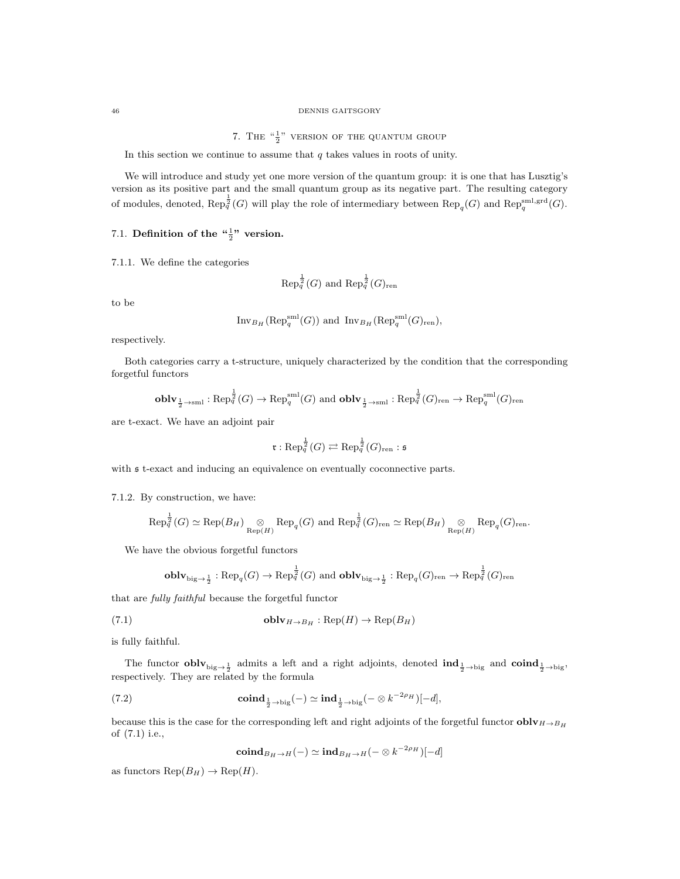## 7. The "$\frac{1}{2}$" version of the quantum group

In this section we continue to assume that $q$ takes values in roots of unity.

We will introduce and study yet one more version of the quantum group: it is one that has Lusztig's version as its positive part and the small quantum group as its negative part. The resulting category of modules, denoted, $\mathrm{Rep}_q^{\frac{1}{2}}(G)$ will play the role of intermediary between $\mathrm{Rep}_q(G)$ and $\mathrm{Rep}_q^{\mathrm{sml,grd}}(G)$.

### 7.1. Definition of the "$\frac{1}{2}$" version.

7.1.1. We define the categories

$$\mathrm{Rep}_q^{\frac{1}{2}}(G) \text{ and } \mathrm{Rep}_q^{\frac{1}{2}}(G)_{\mathrm{ren}}$$

to be

$$\mathrm{Inv}_{B_H}(\mathrm{Rep}_q^{\mathrm{sml}}(G)) \text{ and } \mathrm{Inv}_{B_H}(\mathrm{Rep}_q^{\mathrm{sml}}(G)_{\mathrm{ren}}),$$

respectively.

Both categories carry a t-structure, uniquely characterized by the condition that the corresponding forgetful functors

$$\mathbf{oblv}_{\frac{1}{2}\to\mathrm{sml}} : \mathrm{Rep}_q^{\frac{1}{2}}(G) \to \mathrm{Rep}_q^{\mathrm{sml}}(G) \text{ and } \mathbf{oblv}_{\frac{1}{2}\to\mathrm{sml}} : \mathrm{Rep}_q^{\frac{1}{2}}(G)_{\mathrm{ren}} \to \mathrm{Rep}_q^{\mathrm{sml}}(G)_{\mathrm{ren}}$$

are t-exact. We have an adjoint pair

$$\mathfrak{r} : \mathrm{Rep}_q^{\frac{1}{2}}(G) \rightleftarrows \mathrm{Rep}_q^{\frac{1}{2}}(G)_{\mathrm{ren}} : \mathfrak{s}$$

with $\mathfrak{s}$ t-exact and inducing an equivalence on eventually coconnective parts.

7.1.2. By construction, we have:

$$\mathrm{Rep}_q^{\frac{1}{2}}(G) \simeq \mathrm{Rep}(B_H) \underset{\mathrm{Rep}(H)}{\otimes} \mathrm{Rep}_q(G) \text{ and } \mathrm{Rep}_q^{\frac{1}{2}}(G)_{\mathrm{ren}} \simeq \mathrm{Rep}(B_H) \underset{\mathrm{Rep}(H)}{\otimes} \mathrm{Rep}_q(G)_{\mathrm{ren}}.$$

We have the obvious forgetful functors

$$\mathbf{oblv}_{\mathrm{big}\to\frac{1}{2}} : \mathrm{Rep}_q(G) \to \mathrm{Rep}_q^{\frac{1}{2}}(G) \text{ and } \mathbf{oblv}_{\mathrm{big}\to\frac{1}{2}} : \mathrm{Rep}_q(G)_{\mathrm{ren}} \to \mathrm{Rep}_q^{\frac{1}{2}}(G)_{\mathrm{ren}}$$

that are *fully faithful* because the forgetful functor

$$\mathbf{oblv}_{H\to B_H} : \mathrm{Rep}(H) \to \mathrm{Rep}(B_H) \tag{7.1}$$

is fully faithful.

The functor $\mathbf{oblv}_{\mathrm{big}\to\frac{1}{2}}$ admits a left and a right adjoints, denoted $\mathbf{ind}_{\frac{1}{2}\to\mathrm{big}}$ and $\mathbf{coind}_{\frac{1}{2}\to\mathrm{big}}$, respectively. They are related by the formula

$$\mathbf{coind}_{\frac{1}{2}\to\mathrm{big}}(-) \simeq \mathbf{ind}_{\frac{1}{2}\to\mathrm{big}}(- \otimes k^{-2\rho_H})[-d], \tag{7.2}$$

because this is the case for the corresponding left and right adjoints of the forgetful functor $\mathbf{oblv}_{H\to B_H}$ of (7.1) i.e.,

$$\mathbf{coind}_{B_H\to H}(-) \simeq \mathbf{ind}_{B_H\to H}(- \otimes k^{-2\rho_H})[-d]$$

as functors $\mathrm{Rep}(B_H) \to \mathrm{Rep}(H)$.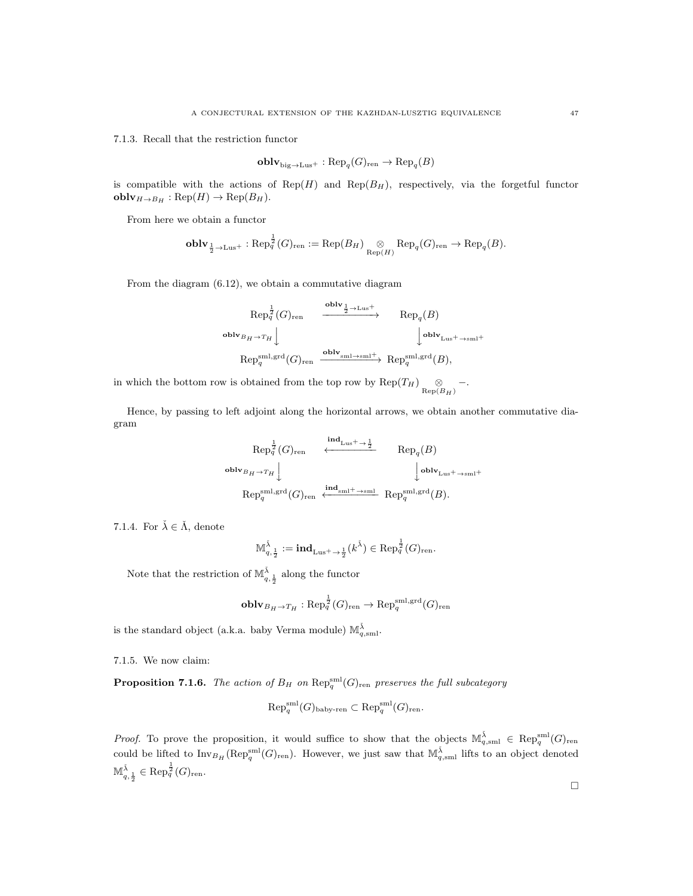7.1.3. Recall that the restriction functor

$$\mathbf{oblv}_{\mathrm{big}\to\mathrm{Lus}^+} : \mathrm{Rep}_q(G)_{\mathrm{ren}} \to \mathrm{Rep}_q(B)$$

is compatible with the actions of $\mathrm{Rep}(H)$ and $\mathrm{Rep}(B_H)$, respectively, via the forgetful functor $\mathbf{oblv}_{H\to B_H} : \mathrm{Rep}(H) \to \mathrm{Rep}(B_H)$.

From here we obtain a functor

$$\mathbf{oblv}_{\frac{1}{2}\to\mathrm{Lus}^+} : \mathrm{Rep}_q^{\frac{1}{2}}(G)_{\mathrm{ren}} := \mathrm{Rep}(B_H) \underset{\mathrm{Rep}(H)}{\otimes} \mathrm{Rep}_q(G)_{\mathrm{ren}} \to \mathrm{Rep}_q(B).$$

From the diagram (6.12), we obtain a commutative diagram

$$\begin{array}{ccc}
\mathrm{Rep}_q^{\frac{1}{2}}(G)_{\mathrm{ren}} & \xrightarrow{\mathbf{oblv}_{\frac{1}{2}\to\mathrm{Lus}^+}} & \mathrm{Rep}_q(B) \\
{\scriptstyle \mathbf{oblv}_{B_H\to T_H}}\downarrow & & \downarrow{\scriptstyle \mathbf{oblv}_{\mathrm{Lus}^+\to\mathrm{sml}^+}} \\
\mathrm{Rep}_q^{\mathrm{sml,grd}}(G)_{\mathrm{ren}} & \xrightarrow{\mathbf{oblv}_{\mathrm{sml}\to\mathrm{sml}^+}} & \mathrm{Rep}_q^{\mathrm{sml,grd}}(B),
\end{array}$$

in which the bottom row is obtained from the top row by $\mathrm{Rep}(T_H) \underset{\mathrm{Rep}(B_H)}{\otimes} -$.

Hence, by passing to left adjoint along the horizontal arrows, we obtain another commutative diagram

$$\begin{array}{ccc}
\mathrm{Rep}_q^{\frac{1}{2}}(G)_{\mathrm{ren}} & \xleftarrow{\mathbf{ind}_{\mathrm{Lus}^+\to\frac{1}{2}}} & \mathrm{Rep}_q(B) \\
{\scriptstyle \mathbf{oblv}_{B_H\to T_H}}\downarrow & & \downarrow{\scriptstyle \mathbf{oblv}_{\mathrm{Lus}^+\to\mathrm{sml}^+}} \\
\mathrm{Rep}_q^{\mathrm{sml,grd}}(G)_{\mathrm{ren}} & \xleftarrow{\mathbf{ind}_{\mathrm{sml}^+\to\mathrm{sml}}} & \mathrm{Rep}_q^{\mathrm{sml,grd}}(B).
\end{array}$$

7.1.4. For $\check{\lambda} \in \check{\Lambda}$, denote

$$\mathbb{M}_{q,\frac{1}{2}}^{\check{\lambda}} := \mathbf{ind}_{\mathrm{Lus}^+\to\frac{1}{2}}(k^{\check{\lambda}}) \in \mathrm{Rep}_q^{\frac{1}{2}}(G)_{\mathrm{ren}}.$$

Note that the restriction of $\mathbb{M}_{q,\frac{1}{2}}^{\check{\lambda}}$ along the functor

$$\mathbf{oblv}_{B_H\to T_H} : \mathrm{Rep}_q^{\frac{1}{2}}(G)_{\mathrm{ren}} \to \mathrm{Rep}_q^{\mathrm{sml,grd}}(G)_{\mathrm{ren}}$$

is the standard object (a.k.a. baby Verma module) $\mathbb{M}_{q,\mathrm{sml}}^{\check{\lambda}}$.

7.1.5. We now claim:

**Proposition 7.1.6.** *The action of $B_H$ on $\mathrm{Rep}_q^{\mathrm{sml}}(G)_{\mathrm{ren}}$ preserves the full subcategory*

$$\mathrm{Rep}_q^{\mathrm{sml}}(G)_{\text{baby-ren}} \subset \mathrm{Rep}_q^{\mathrm{sml}}(G)_{\mathrm{ren}}.$$

*Proof.* To prove the proposition, it would suffice to show that the objects $\mathbb{M}_{q,\mathrm{sml}}^{\check{\lambda}} \in \mathrm{Rep}_q^{\mathrm{sml}}(G)_{\mathrm{ren}}$ could be lifted to $\mathrm{Inv}_{B_H}(\mathrm{Rep}_q^{\mathrm{sml}}(G)_{\mathrm{ren}})$. However, we just saw that $\mathbb{M}_{q,\mathrm{sml}}^{\check{\lambda}}$ lifts to an object denoted $\mathbb{M}_{q,\frac{1}{2}}^{\check{\lambda}} \in \mathrm{Rep}_q^{\frac{1}{2}}(G)_{\mathrm{ren}}$.

□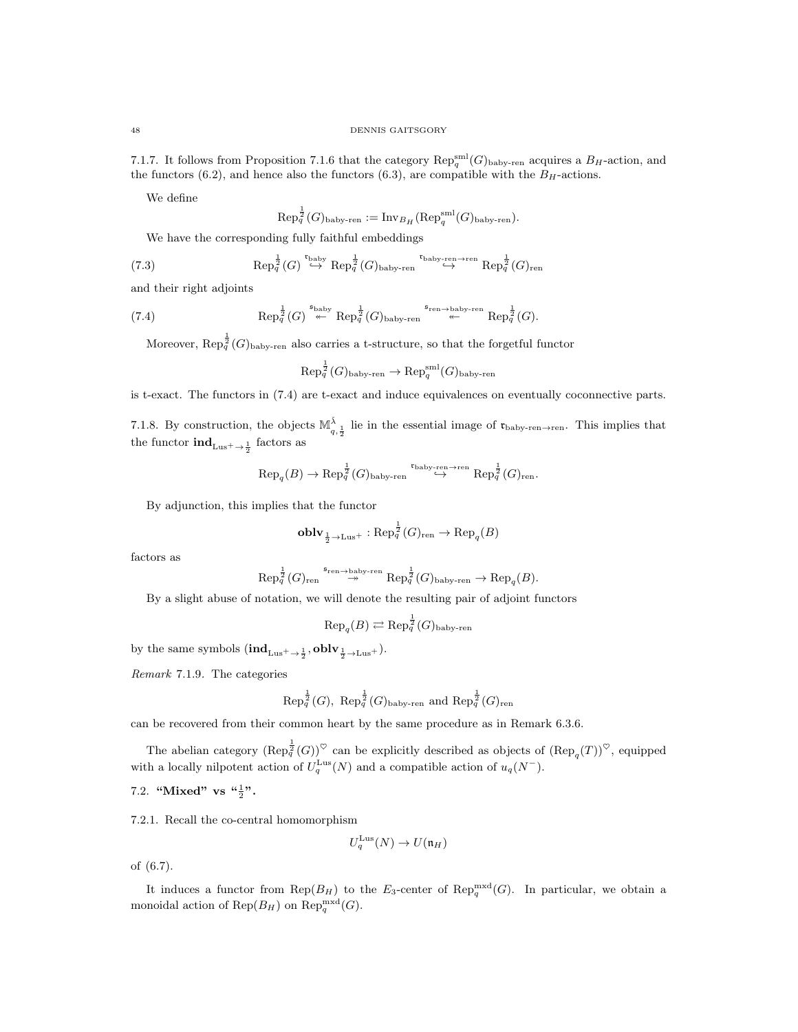7.1.7. It follows from Proposition 7.1.6 that the category $\operatorname{Rep}_q^{\mathrm{sml}}(G)_{\text{baby-ren}}$ acquires a $B_H$-action, and the functors (6.2), and hence also the functors (6.3), are compatible with the $B_H$-actions.

We define

$$\operatorname{Rep}_q^{\frac{1}{2}}(G)_{\text{baby-ren}} := \operatorname{Inv}_{B_H}(\operatorname{Rep}_q^{\mathrm{sml}}(G)_{\text{baby-ren}}).$$

We have the corresponding fully faithful embeddings

$$\operatorname{Rep}_q^{\frac{1}{2}}(G) \overset{\mathfrak{r}_{\text{baby}}}{\hookrightarrow} \operatorname{Rep}_q^{\frac{1}{2}}(G)_{\text{baby-ren}} \overset{\mathfrak{r}_{\text{baby-ren}\to\text{ren}}}{\hookrightarrow} \operatorname{Rep}_q^{\frac{1}{2}}(G)_{\text{ren}} \tag{7.3}$$

and their right adjoints

$$\operatorname{Rep}_q^{\frac{1}{2}}(G) \overset{\mathfrak{s}_{\text{baby}}}{\twoheadleftarrow} \operatorname{Rep}_q^{\frac{1}{2}}(G)_{\text{baby-ren}} \overset{\mathfrak{s}_{\text{ren}\to\text{baby-ren}}}{\twoheadleftarrow} \operatorname{Rep}_q^{\frac{1}{2}}(G). \tag{7.4}$$

Moreover, $\operatorname{Rep}_q^{\frac{1}{2}}(G)_{\text{baby-ren}}$ also carries a t-structure, so that the forgetful functor

$$\operatorname{Rep}_q^{\frac{1}{2}}(G)_{\text{baby-ren}} \to \operatorname{Rep}_q^{\mathrm{sml}}(G)_{\text{baby-ren}}$$

is t-exact. The functors in (7.4) are t-exact and induce equivalences on eventually coconnective parts.

7.1.8. By construction, the objects $\mathbb{M}^{\tilde{\lambda}}_{q,\frac{1}{2}}$ lie in the essential image of $\mathfrak{r}_{\text{baby-ren}\to\text{ren}}$. This implies that the functor $\mathbf{ind}_{\mathrm{Lus}^+\to\frac{1}{2}}$ factors as

$$\operatorname{Rep}_q(B) \to \operatorname{Rep}_q^{\frac{1}{2}}(G)_{\text{baby-ren}} \overset{\mathfrak{r}_{\text{baby-ren}\to\text{ren}}}{\hookrightarrow} \operatorname{Rep}_q^{\frac{1}{2}}(G)_{\text{ren}}.$$

By adjunction, this implies that the functor

$$\mathbf{oblv}_{\frac{1}{2}\to\mathrm{Lus}^+} : \operatorname{Rep}_q^{\frac{1}{2}}(G)_{\text{ren}} \to \operatorname{Rep}_q(B)$$

factors as

$$\operatorname{Rep}_q^{\frac{1}{2}}(G)_{\text{ren}} \overset{\mathfrak{s}_{\text{ren}\to\text{baby-ren}}}{\twoheadrightarrow} \operatorname{Rep}_q^{\frac{1}{2}}(G)_{\text{baby-ren}} \to \operatorname{Rep}_q(B).$$

By a slight abuse of notation, we will denote the resulting pair of adjoint functors

$$\operatorname{Rep}_q(B) \rightleftarrows \operatorname{Rep}_q^{\frac{1}{2}}(G)_{\text{baby-ren}}$$

by the same symbols $(\mathbf{ind}_{\mathrm{Lus}^+\to\frac{1}{2}}, \mathbf{oblv}_{\frac{1}{2}\to\mathrm{Lus}^+})$.

*Remark* 7.1.9. The categories

$$\operatorname{Rep}_q^{\frac{1}{2}}(G),\ \operatorname{Rep}_q^{\frac{1}{2}}(G)_{\text{baby-ren}} \text{ and } \operatorname{Rep}_q^{\frac{1}{2}}(G)_{\text{ren}}$$

can be recovered from their common heart by the same procedure as in Remark 6.3.6.

The abelian category $(\operatorname{Rep}_q^{\frac{1}{2}}(G))^{\heartsuit}$ can be explicitly described as objects of $(\operatorname{Rep}_q(T))^{\heartsuit}$, equipped with a locally nilpotent action of $U_q^{\mathrm{Lus}}(N)$ and a compatible action of $u_q(N^-)$.

## 7.2. "Mixed" vs "$\frac{1}{2}$".

7.2.1. Recall the co-central homomorphism

$$U_q^{\mathrm{Lus}}(N) \to U(\mathfrak{n}_H)$$

of (6.7).

It induces a functor from $\operatorname{Rep}(B_H)$ to the $E_3$-center of $\operatorname{Rep}_q^{\mathrm{mxd}}(G)$. In particular, we obtain a monoidal action of $\operatorname{Rep}(B_H)$ on $\operatorname{Rep}_q^{\mathrm{mxd}}(G)$.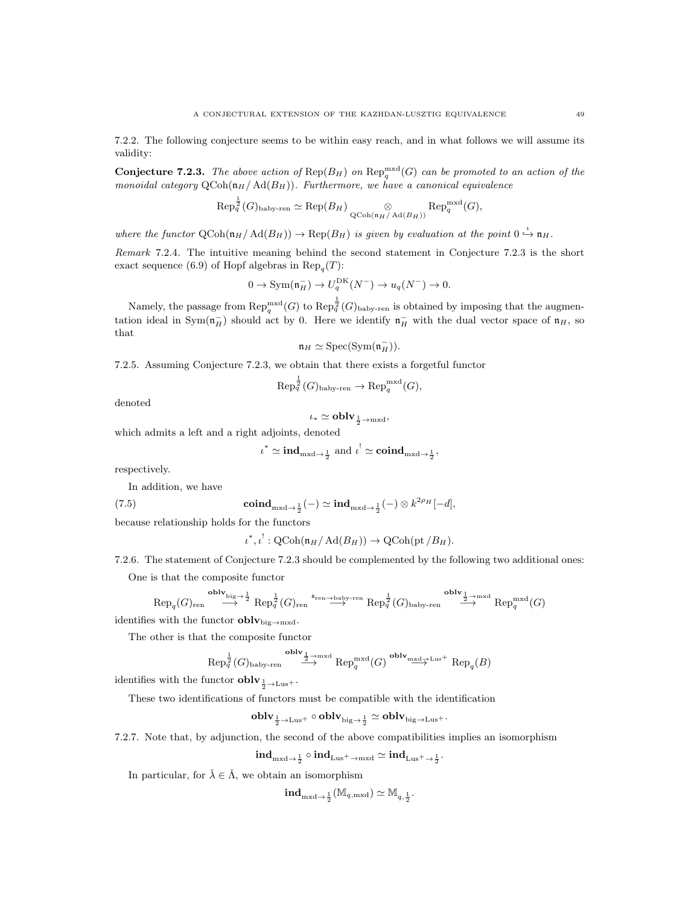7.2.2. The following conjecture seems to be within easy reach, and in what follows we will assume its validity:

**Conjecture 7.2.3.** *The above action of* $\mathrm{Rep}(B_H)$ *on* $\mathrm{Rep}_q^{\mathrm{mxd}}(G)$ *can be promoted to an action of the monoidal category* $\mathrm{QCoh}(\mathfrak{n}_H/\mathrm{Ad}(B_H))$*. Furthermore, we have a canonical equivalence*

$$\mathrm{Rep}_q^{\frac{1}{2}}(G)_{\text{baby-ren}} \simeq \mathrm{Rep}(B_H) \underset{\mathrm{QCoh}(\mathfrak{n}_H/\mathrm{Ad}(B_H))}{\otimes} \mathrm{Rep}_q^{\mathrm{mxd}}(G),$$

*where the functor* $\mathrm{QCoh}(\mathfrak{n}_H/\mathrm{Ad}(B_H)) \to \mathrm{Rep}(B_H)$ *is given by evaluation at the point* $0 \overset{\iota}{\hookrightarrow} \mathfrak{n}_H$*.*

*Remark* 7.2.4. The intuitive meaning behind the second statement in Conjecture 7.2.3 is the short exact sequence (6.9) of Hopf algebras in $\mathrm{Rep}_q(T)$:

$$0 \to \mathrm{Sym}(\mathfrak{n}_H^-) \to U_q^{\mathrm{DK}}(N^-) \to u_q(N^-) \to 0.$$

Namely, the passage from $\mathrm{Rep}_q^{\mathrm{mxd}}(G)$ to $\mathrm{Rep}_q^{\frac{1}{2}}(G)_{\text{baby-ren}}$ is obtained by imposing that the augmentation ideal in $\mathrm{Sym}(\mathfrak{n}_H^-)$ should act by 0. Here we identify $\mathfrak{n}_H^-$ with the dual vector space of $\mathfrak{n}_H$, so that

$$\mathfrak{n}_H \simeq \mathrm{Spec}(\mathrm{Sym}(\mathfrak{n}_H^-)).$$

7.2.5. Assuming Conjecture 7.2.3, we obtain that there exists a forgetful functor

$$\mathrm{Rep}_q^{\frac{1}{2}}(G)_{\text{baby-ren}} \to \mathrm{Rep}_q^{\mathrm{mxd}}(G),$$

denoted

$$\iota_* \simeq \mathbf{oblv}_{\frac{1}{2}\to\mathrm{mxd}},$$

which admits a left and a right adjoints, denoted

$$\iota^* \simeq \mathbf{ind}_{\mathrm{mxd}\to\frac{1}{2}} \text{ and } \iota^! \simeq \mathbf{coind}_{\mathrm{mxd}\to\frac{1}{2}},$$

respectively.

In addition, we have

$$\mathbf{coind}_{\mathrm{mxd}\to\frac{1}{2}}(-) \simeq \mathbf{ind}_{\mathrm{mxd}\to\frac{1}{2}}(-) \otimes k^{2\rho_H}[-d], \tag{7.5}$$

because relationship holds for the functors

$$\iota^*, \iota^! : \mathrm{QCoh}(\mathfrak{n}_H/\mathrm{Ad}(B_H)) \to \mathrm{QCoh}(\mathrm{pt}/B_H).$$

7.2.6. The statement of Conjecture 7.2.3 should be complemented by the following two additional ones:

One is that the composite functor

$$\mathrm{Rep}_q(G)_{\mathrm{ren}} \overset{\mathbf{oblv}_{\mathrm{big}\to\frac{1}{2}}}{\longrightarrow} \mathrm{Rep}_q^{\frac{1}{2}}(G)_{\mathrm{ren}} \overset{\mathfrak{s}_{\mathrm{ren}\to\text{baby-ren}}}{\longrightarrow} \mathrm{Rep}_q^{\frac{1}{2}}(G)_{\text{baby-ren}} \overset{\mathbf{oblv}_{\frac{1}{2}\to\mathrm{mxd}}}{\longrightarrow} \mathrm{Rep}_q^{\mathrm{mxd}}(G)$$

identifies with the functor $\mathbf{oblv}_{\mathrm{big}\to\mathrm{mxd}}$.

The other is that the composite functor

$$\mathrm{Rep}_q^{\frac{1}{2}}(G)_{\text{baby-ren}} \overset{\mathbf{oblv}_{\frac{1}{2}\to\mathrm{mxd}}}{\longrightarrow} \mathrm{Rep}_q^{\mathrm{mxd}}(G) \overset{\mathbf{oblv}_{\mathrm{mxd}\to\mathrm{Lus}^+}}{\longrightarrow} \mathrm{Rep}_q(B)$$

identifies with the functor $\mathbf{oblv}_{\frac{1}{2}\to\mathrm{Lus}^+}$.

These two identifications of functors must be compatible with the identification

$$\mathbf{oblv}_{\frac{1}{2}\to\mathrm{Lus}^+} \circ \mathbf{oblv}_{\mathrm{big}\to\frac{1}{2}} \simeq \mathbf{oblv}_{\mathrm{big}\to\mathrm{Lus}^+}.$$

7.2.7. Note that, by adjunction, the second of the above compatibilities implies an isomorphism

$$\mathbf{ind}_{\mathrm{mxd}\to\frac{1}{2}} \circ \mathbf{ind}_{\mathrm{Lus}^+\to\mathrm{mxd}} \simeq \mathbf{ind}_{\mathrm{Lus}^+\to\frac{1}{2}}.$$

In particular, for $\check{\lambda} \in \check{\Lambda}$, we obtain an isomorphism

$$\mathbf{ind}_{\mathrm{mxd}\to\frac{1}{2}}(\mathbb{M}_{q,\mathrm{mxd}}) \simeq \mathbb{M}_{q,\frac{1}{2}}.$$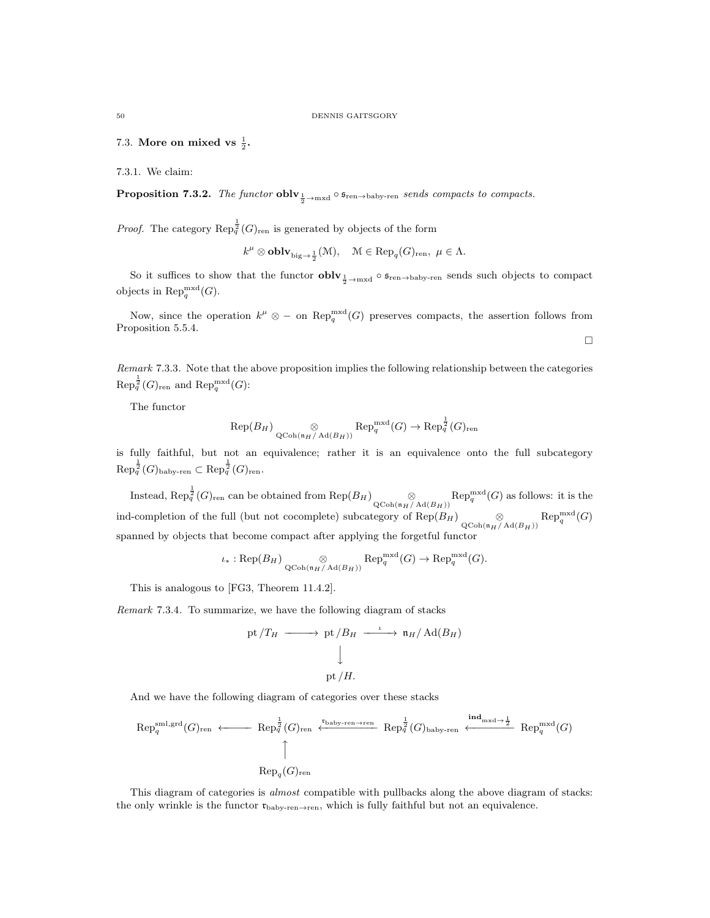### 7.3. More on mixed vs $\frac{1}{2}$.

7.3.1. We claim:

**Proposition 7.3.2.** *The functor $\mathbf{oblv}_{\frac{1}{2}\to \text{mxd}} \circ \mathfrak{s}_{\text{ren}\to\text{baby-ren}}$ sends compacts to compacts.*

*Proof.* The category $\text{Rep}_q^{\frac{1}{2}}(G)_{\text{ren}}$ is generated by objects of the form

$$k^\mu \otimes \mathbf{oblv}_{\text{big}\to\frac{1}{2}}(\mathcal{M}), \quad \mathcal{M} \in \text{Rep}_q(G)_{\text{ren}},\ \mu \in \Lambda.$$

So it suffices to show that the functor $\mathbf{oblv}_{\frac{1}{2}\to \text{mxd}} \circ \mathfrak{s}_{\text{ren}\to\text{baby-ren}}$ sends such objects to compact objects in $\text{Rep}_q^{\text{mxd}}(G)$.

Now, since the operation $k^\mu \otimes -$ on $\text{Rep}_q^{\text{mxd}}(G)$ preserves compacts, the assertion follows from Proposition 5.5.4.

□

*Remark* 7.3.3. Note that the above proposition implies the following relationship between the categories $\text{Rep}_q^{\frac{1}{2}}(G)_{\text{ren}}$ and $\text{Rep}_q^{\text{mxd}}(G)$:

The functor

$$\text{Rep}(B_H) \underset{\text{QCoh}(\mathfrak{n}_H/\operatorname{Ad}(B_H))}{\otimes} \text{Rep}_q^{\text{mxd}}(G) \to \text{Rep}_q^{\frac{1}{2}}(G)_{\text{ren}}$$

is fully faithful, but not an equivalence; rather it is an equivalence onto the full subcategory $\text{Rep}_q^{\frac{1}{2}}(G)_{\text{baby-ren}} \subset \text{Rep}_q^{\frac{1}{2}}(G)_{\text{ren}}$.

Instead, $\text{Rep}_q^{\frac{1}{2}}(G)_{\text{ren}}$ can be obtained from $\text{Rep}(B_H) \underset{\text{QCoh}(\mathfrak{n}_H/\operatorname{Ad}(B_H))}{\otimes} \text{Rep}_q^{\text{mxd}}(G)$ as follows: it is the ind-completion of the full (but not cocomplete) subcategory of $\text{Rep}(B_H) \underset{\text{QCoh}(\mathfrak{n}_H/\operatorname{Ad}(B_H))}{\otimes} \text{Rep}_q^{\text{mxd}}(G)$ spanned by objects that become compact after applying the forgetful functor

$$\iota_* : \text{Rep}(B_H) \underset{\text{QCoh}(\mathfrak{n}_H/\operatorname{Ad}(B_H))}{\otimes} \text{Rep}_q^{\text{mxd}}(G) \to \text{Rep}_q^{\text{mxd}}(G).$$

This is analogous to [FG3, Theorem 11.4.2].

*Remark* 7.3.4. To summarize, we have the following diagram of stacks

$$\begin{array}{ccccc} \text{pt}/T_H & \longrightarrow & \text{pt}/B_H & \xrightarrow{\iota} & \mathfrak{n}_H/\operatorname{Ad}(B_H) \\ & & \downarrow & & \\ & & \text{pt}/H. & & \end{array}$$

And we have the following diagram of categories over these stacks

$$\begin{array}{ccccccc} \text{Rep}_q^{\text{sml,grd}}(G)_{\text{ren}} & \longleftarrow & \text{Rep}_q^{\frac{1}{2}}(G)_{\text{ren}} & \xleftarrow{\mathfrak{r}_{\text{baby-ren}\to\text{ren}}} & \text{Rep}_q^{\frac{1}{2}}(G)_{\text{baby-ren}} & \xleftarrow{\mathbf{ind}_{\text{mxd}\to\frac{1}{2}}} & \text{Rep}_q^{\text{mxd}}(G) \\ & & \uparrow & & & & \\ & & \text{Rep}_q(G)_{\text{ren}} & & & & \end{array}$$

This diagram of categories is *almost* compatible with pullbacks along the above diagram of stacks: the only wrinkle is the functor $\mathfrak{r}_{\text{baby-ren}\to\text{ren}}$, which is fully faithful but not an equivalence.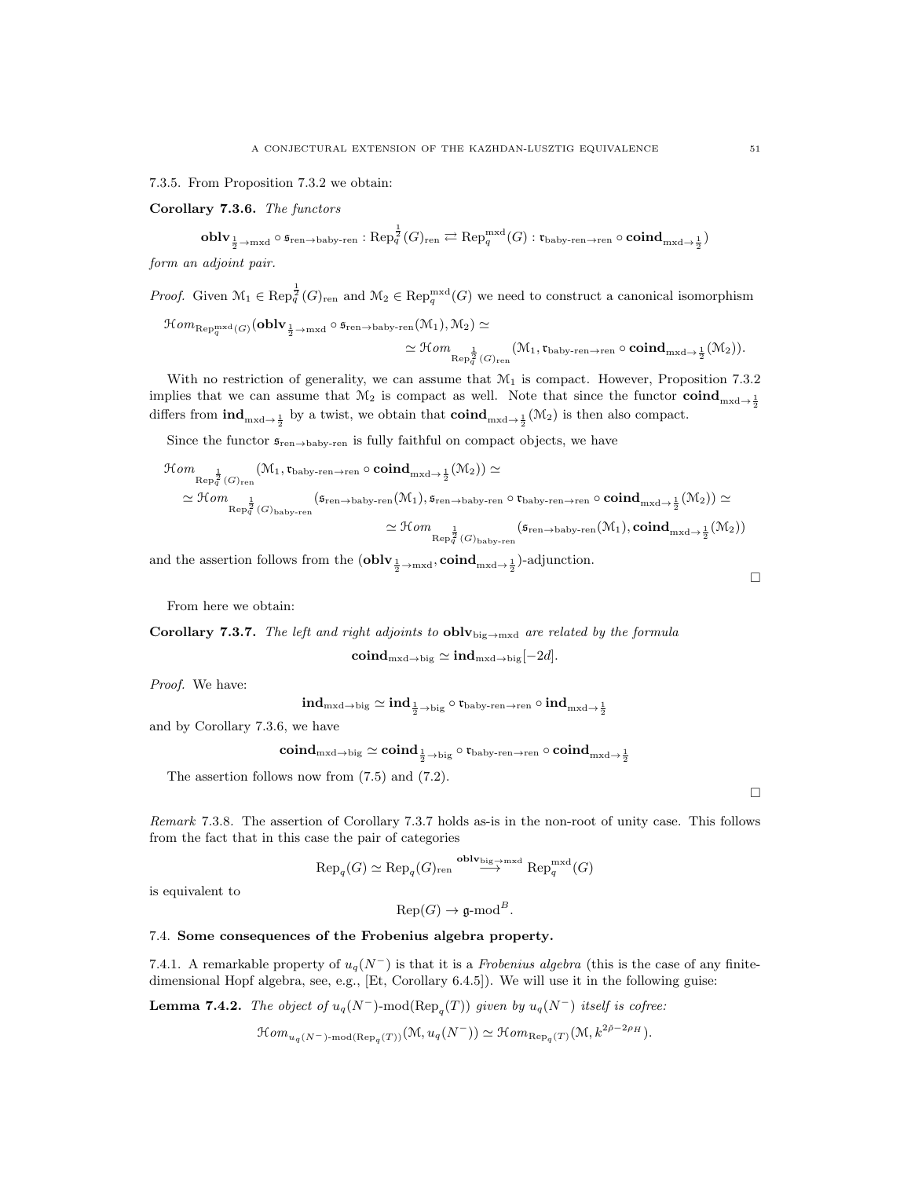7.3.5. From Proposition 7.3.2 we obtain:

**Corollary 7.3.6.** *The functors*

$$\mathbf{oblv}_{\frac{1}{2}\to\mathrm{mxd}} \circ \mathfrak{s}_{\mathrm{ren}\to\mathrm{baby\text{-}ren}} : \mathrm{Rep}_q^{\frac{1}{2}}(G)_{\mathrm{ren}} \rightleftarrows \mathrm{Rep}_q^{\mathrm{mxd}}(G) : \mathfrak{r}_{\mathrm{baby\text{-}ren}\to\mathrm{ren}} \circ \mathbf{coind}_{\mathrm{mxd}\to\frac{1}{2}})$$

*form an adjoint pair.*

*Proof.* Given $\mathcal{M}_1 \in \mathrm{Rep}_q^{\frac{1}{2}}(G)_{\mathrm{ren}}$ and $\mathcal{M}_2 \in \mathrm{Rep}_q^{\mathrm{mxd}}(G)$ we need to construct a canonical isomorphism

$$\mathcal{H}om_{\mathrm{Rep}_q^{\mathrm{mxd}}(G)}(\mathbf{oblv}_{\frac{1}{2}\to\mathrm{mxd}} \circ \mathfrak{s}_{\mathrm{ren}\to\mathrm{baby\text{-}ren}}(\mathcal{M}_1), \mathcal{M}_2) \simeq$$
$$\simeq \mathcal{H}om_{\mathrm{Rep}_q^{\frac{1}{2}}(G)_{\mathrm{ren}}}(\mathcal{M}_1, \mathfrak{r}_{\mathrm{baby\text{-}ren}\to\mathrm{ren}} \circ \mathbf{coind}_{\mathrm{mxd}\to\frac{1}{2}}(\mathcal{M}_2)).$$

With no restriction of generality, we can assume that $\mathcal{M}_1$ is compact. However, Proposition 7.3.2 implies that we can assume that $\mathcal{M}_2$ is compact as well. Note that since the functor $\mathbf{coind}_{\mathrm{mxd}\to\frac{1}{2}}$ differs from $\mathbf{ind}_{\mathrm{mxd}\to\frac{1}{2}}$ by a twist, we obtain that $\mathbf{coind}_{\mathrm{mxd}\to\frac{1}{2}}(\mathcal{M}_2)$ is then also compact.

Since the functor $\mathfrak{s}_{\mathrm{ren}\to\mathrm{baby\text{-}ren}}$ is fully faithful on compact objects, we have

$$\mathcal{H}om_{\mathrm{Rep}_q^{\frac{1}{2}}(G)_{\mathrm{ren}}}(\mathcal{M}_1, \mathfrak{r}_{\mathrm{baby\text{-}ren}\to\mathrm{ren}} \circ \mathbf{coind}_{\mathrm{mxd}\to\frac{1}{2}}(\mathcal{M}_2)) \simeq$$
$$\simeq \mathcal{H}om_{\mathrm{Rep}_q^{\frac{1}{2}}(G)_{\mathrm{baby\text{-}ren}}}(\mathfrak{s}_{\mathrm{ren}\to\mathrm{baby\text{-}ren}}(\mathcal{M}_1), \mathfrak{s}_{\mathrm{ren}\to\mathrm{baby\text{-}ren}} \circ \mathfrak{r}_{\mathrm{baby\text{-}ren}\to\mathrm{ren}} \circ \mathbf{coind}_{\mathrm{mxd}\to\frac{1}{2}}(\mathcal{M}_2)) \simeq$$
$$\simeq \mathcal{H}om_{\mathrm{Rep}_q^{\frac{1}{2}}(G)_{\mathrm{baby\text{-}ren}}}(\mathfrak{s}_{\mathrm{ren}\to\mathrm{baby\text{-}ren}}(\mathcal{M}_1), \mathbf{coind}_{\mathrm{mxd}\to\frac{1}{2}}(\mathcal{M}_2))$$

and the assertion follows from the $(\mathbf{oblv}_{\frac{1}{2}\to\mathrm{mxd}}, \mathbf{coind}_{\mathrm{mxd}\to\frac{1}{2}})$-adjunction. □

From here we obtain:

**Corollary 7.3.7.** *The left and right adjoints to $\mathbf{oblv}_{\mathrm{big}\to\mathrm{mxd}}$ are related by the formula*

$$\mathbf{coind}_{\mathrm{mxd}\to\mathrm{big}} \simeq \mathbf{ind}_{\mathrm{mxd}\to\mathrm{big}}[-2d].$$

*Proof.* We have:

$$\mathbf{ind}_{\mathrm{mxd}\to\mathrm{big}} \simeq \mathbf{ind}_{\frac{1}{2}\to\mathrm{big}} \circ \mathfrak{r}_{\mathrm{baby\text{-}ren}\to\mathrm{ren}} \circ \mathbf{ind}_{\mathrm{mxd}\to\frac{1}{2}}$$

and by Corollary 7.3.6, we have

$$\mathbf{coind}_{\mathrm{mxd}\to\mathrm{big}} \simeq \mathbf{coind}_{\frac{1}{2}\to\mathrm{big}} \circ \mathfrak{r}_{\mathrm{baby\text{-}ren}\to\mathrm{ren}} \circ \mathbf{coind}_{\mathrm{mxd}\to\frac{1}{2}}$$

The assertion follows now from (7.5) and (7.2). □

*Remark* 7.3.8. The assertion of Corollary 7.3.7 holds as-is in the non-root of unity case. This follows from the fact that in this case the pair of categories

$$\mathrm{Rep}_q(G) \simeq \mathrm{Rep}_q(G)_{\mathrm{ren}} \overset{\mathbf{oblv}_{\mathrm{big}\to\mathrm{mxd}}}{\longrightarrow} \mathrm{Rep}_q^{\mathrm{mxd}}(G)$$

is equivalent to

$$\mathrm{Rep}(G) \to \mathfrak{g}\text{-mod}^B.$$

## 7.4. Some consequences of the Frobenius algebra property.

7.4.1. A remarkable property of $u_q(N^-)$ is that it is a *Frobenius algebra* (this is the case of any finite-dimensional Hopf algebra, see, e.g., [Et, Corollary 6.4.5]). We will use it in the following guise:

**Lemma 7.4.2.** *The object of $u_q(N^-)$-mod$(\mathrm{Rep}_q(T))$ given by $u_q(N^-)$ itself is cofree:*

$$\mathcal{H}om_{u_q(N^-)\text{-mod}(\mathrm{Rep}_q(T))}(\mathcal{M}, u_q(N^-)) \simeq \mathcal{H}om_{\mathrm{Rep}_q(T)}(\mathcal{M}, k^{2\check{\rho}-2\rho_H}).$$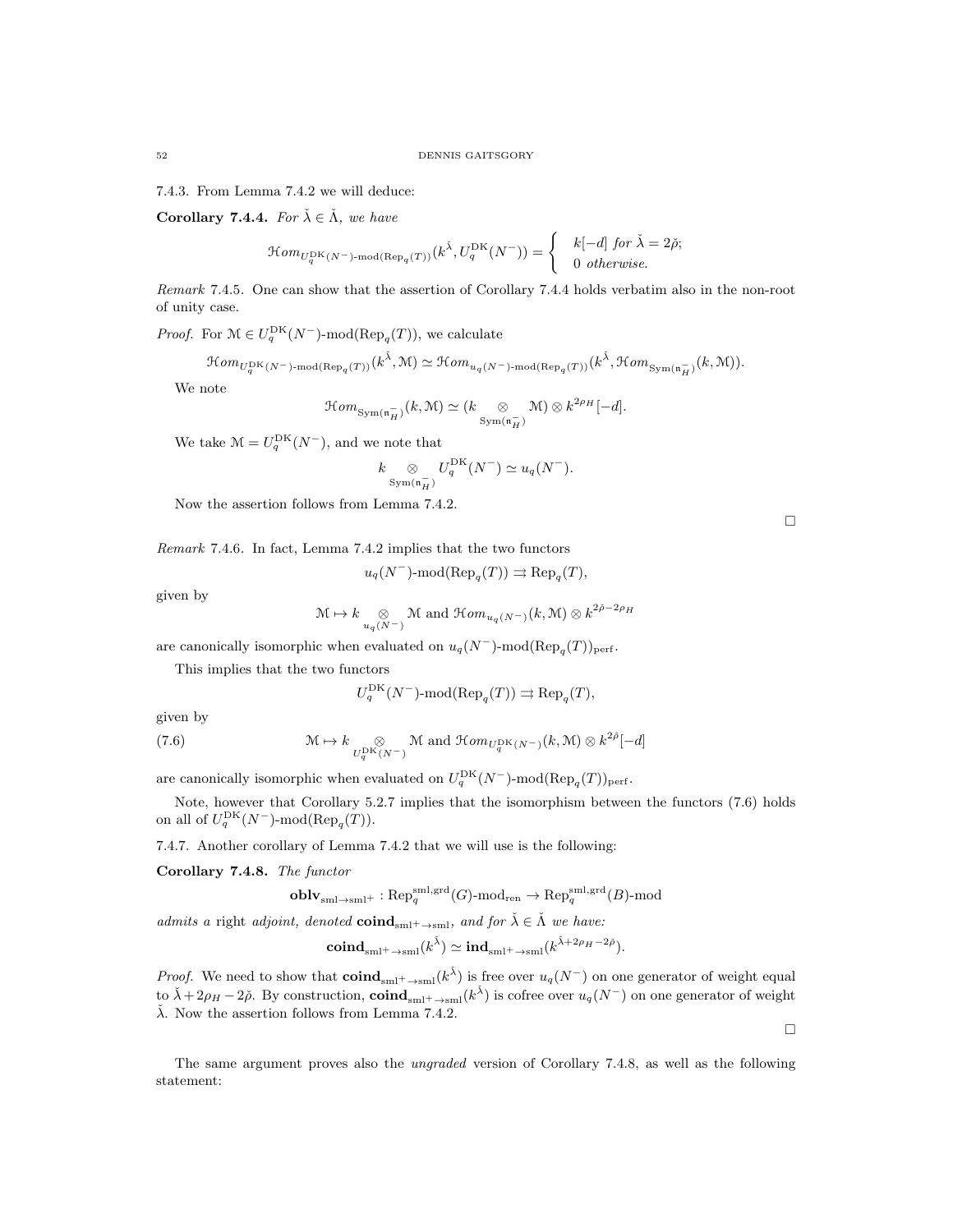7.4.3. From Lemma 7.4.2 we will deduce:

**Corollary 7.4.4.** *For $\check{\lambda} \in \check{\Lambda}$, we have*

$$\mathcal{H}om_{U_q^{\mathrm{DK}}(N^-)\text{-mod}(\mathrm{Rep}_q(T))}(k^{\check{\lambda}}, U_q^{\mathrm{DK}}(N^-)) = \begin{cases} k[-d] \text{ for } \check{\lambda} = 2\check{\rho}; \\ 0 \text{ otherwise.} \end{cases}$$

*Remark* 7.4.5. One can show that the assertion of Corollary 7.4.4 holds verbatim also in the non-root of unity case.

*Proof.* For $\mathcal{M} \in U_q^{\mathrm{DK}}(N^-)\text{-mod}(\mathrm{Rep}_q(T))$, we calculate

$$\mathcal{H}om_{U_q^{\mathrm{DK}}(N^-)\text{-mod}(\mathrm{Rep}_q(T))}(k^{\check{\lambda}}, \mathcal{M}) \simeq \mathcal{H}om_{u_q(N^-)\text{-mod}(\mathrm{Rep}_q(T))}(k^{\check{\lambda}}, \mathcal{H}om_{\mathrm{Sym}(\mathfrak{n}_H^-)}(k, \mathcal{M})).$$

We note

$$\mathcal{H}om_{\mathrm{Sym}(\mathfrak{n}_H^-)}(k, \mathcal{M}) \simeq (k \underset{\mathrm{Sym}(\mathfrak{n}_H^-)}{\otimes} \mathcal{M}) \otimes k^{2\rho_H}[-d].$$

We take $\mathcal{M} = U_q^{\mathrm{DK}}(N^-)$, and we note that

$$k \underset{\mathrm{Sym}(\mathfrak{n}_H^-)}{\otimes} U_q^{\mathrm{DK}}(N^-) \simeq u_q(N^-).$$

Now the assertion follows from Lemma 7.4.2.

□

*Remark* 7.4.6. In fact, Lemma 7.4.2 implies that the two functors

$$u_q(N^-)\text{-mod}(\mathrm{Rep}_q(T)) \rightrightarrows \mathrm{Rep}_q(T),$$

given by

$$\mathcal{M} \mapsto k \underset{u_q(N^-)}{\otimes} \mathcal{M} \text{ and } \mathcal{H}om_{u_q(N^-)}(k, \mathcal{M}) \otimes k^{2\check{\rho}-2\rho_H}$$

are canonically isomorphic when evaluated on $u_q(N^-)\text{-mod}(\mathrm{Rep}_q(T))_{\mathrm{perf}}$.

This implies that the two functors

$$U_q^{\mathrm{DK}}(N^-)\text{-mod}(\mathrm{Rep}_q(T)) \rightrightarrows \mathrm{Rep}_q(T),$$

given by

$$\mathcal{M} \mapsto k \underset{U_q^{\mathrm{DK}}(N^-)}{\otimes} \mathcal{M} \text{ and } \mathcal{H}om_{U_q^{\mathrm{DK}}(N^-)}(k, \mathcal{M}) \otimes k^{2\check{\rho}}[-d] \tag{7.6}$$

are canonically isomorphic when evaluated on $U_q^{\mathrm{DK}}(N^-)\text{-mod}(\mathrm{Rep}_q(T))_{\mathrm{perf}}$.

Note, however that Corollary 5.2.7 implies that the isomorphism between the functors (7.6) holds on all of $U_q^{\mathrm{DK}}(N^-)\text{-mod}(\mathrm{Rep}_q(T))$.

7.4.7. Another corollary of Lemma 7.4.2 that we will use is the following:

**Corollary 7.4.8.** *The functor*

$$\mathbf{oblv}_{\mathrm{sml}\to\mathrm{sml}^+} : \mathrm{Rep}_q^{\mathrm{sml,grd}}(G)\text{-mod}_{\mathrm{ren}} \to \mathrm{Rep}_q^{\mathrm{sml,grd}}(B)\text{-mod}$$

*admits a* right *adjoint, denoted $\mathbf{coind}_{\mathrm{sml}^+\to\mathrm{sml}}$, and for $\check{\lambda} \in \check{\Lambda}$ we have:*

$$\mathbf{coind}_{\mathrm{sml}^+\to\mathrm{sml}}(k^{\check{\lambda}}) \simeq \mathbf{ind}_{\mathrm{sml}^+\to\mathrm{sml}}(k^{\check{\lambda}+2\rho_H-2\check{\rho}}).$$

*Proof.* We need to show that $\mathbf{coind}_{\mathrm{sml}^+\to\mathrm{sml}}(k^{\check{\lambda}})$ is free over $u_q(N^-)$ on one generator of weight equal to $\check{\lambda}+2\rho_H-2\check{\rho}$. By construction, $\mathbf{coind}_{\mathrm{sml}^+\to\mathrm{sml}}(k^{\check{\lambda}})$ is cofree over $u_q(N^-)$ on one generator of weight $\check{\lambda}$. Now the assertion follows from Lemma 7.4.2.

□

The same argument proves also the *ungraded* version of Corollary 7.4.8, as well as the following statement: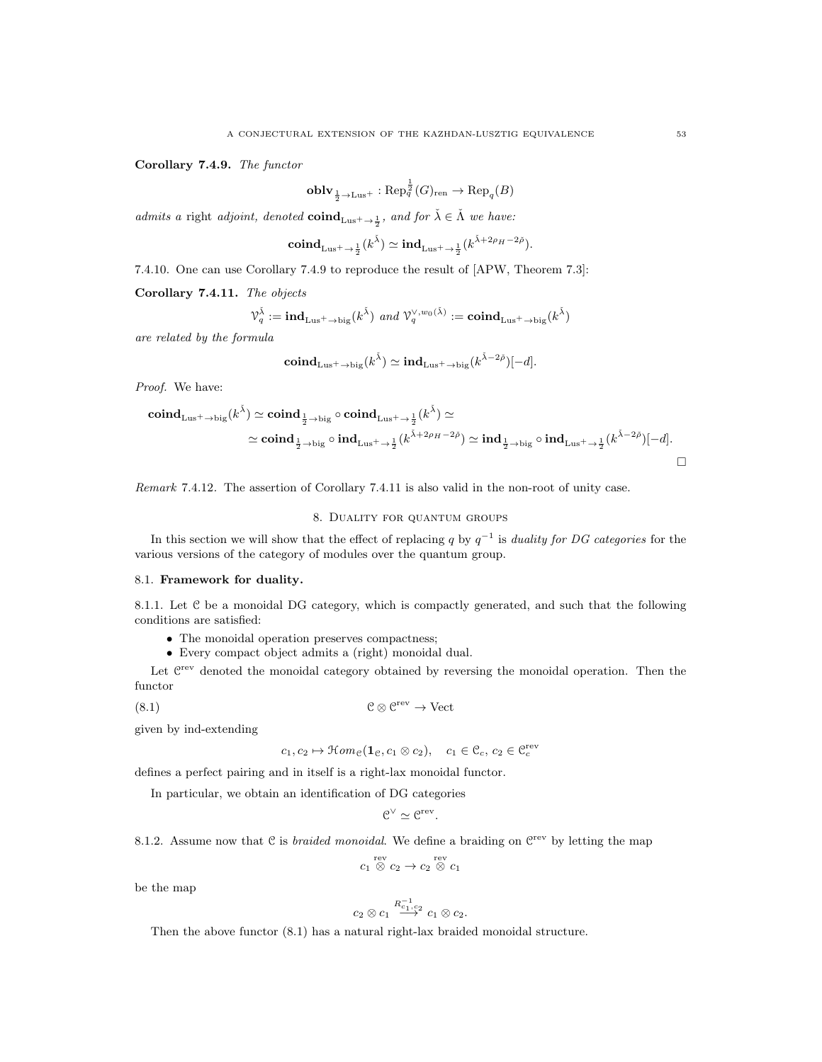**Corollary 7.4.9.** *The functor*

$$\mathbf{oblv}_{\frac{1}{2}\to \mathrm{Lus}^+} : \mathrm{Rep}_q^{\frac{1}{2}}(G)_{\mathrm{ren}} \to \mathrm{Rep}_q(B)$$

*admits a* right *adjoint, denoted* $\mathbf{coind}_{\mathrm{Lus}^+\to\frac{1}{2}}$*, and for* $\check{\lambda}\in\check{\Lambda}$ *we have:*

$$\mathbf{coind}_{\mathrm{Lus}^+\to\frac{1}{2}}(k^{\check{\lambda}}) \simeq \mathbf{ind}_{\mathrm{Lus}^+\to\frac{1}{2}}(k^{\check{\lambda}+2\rho_H-2\check{\rho}}).$$

7.4.10. One can use Corollary 7.4.9 to reproduce the result of [APW, Theorem 7.3]:

**Corollary 7.4.11.** *The objects*

$$\mathcal{V}_q^{\check{\lambda}} := \mathbf{ind}_{\mathrm{Lus}^+\to\mathrm{big}}(k^{\check{\lambda}}) \text{ and } \mathcal{V}_q^{\vee,w_0(\check{\lambda})} := \mathbf{coind}_{\mathrm{Lus}^+\to\mathrm{big}}(k^{\check{\lambda}})$$

*are related by the formula*

$$\mathbf{coind}_{\mathrm{Lus}^+\to\mathrm{big}}(k^{\check{\lambda}}) \simeq \mathbf{ind}_{\mathrm{Lus}^+\to\mathrm{big}}(k^{\check{\lambda}-2\check{\rho}})[-d].$$

*Proof.* We have:

$$\mathbf{coind}_{\mathrm{Lus}^+\to\mathrm{big}}(k^{\check{\lambda}}) \simeq \mathbf{coind}_{\frac{1}{2}\to\mathrm{big}}\circ\mathbf{coind}_{\mathrm{Lus}^+\to\frac{1}{2}}(k^{\check{\lambda}}) \simeq$$
$$\simeq \mathbf{coind}_{\frac{1}{2}\to\mathrm{big}}\circ\mathbf{ind}_{\mathrm{Lus}^+\to\frac{1}{2}}(k^{\check{\lambda}+2\rho_H-2\check{\rho}}) \simeq \mathbf{ind}_{\frac{1}{2}\to\mathrm{big}}\circ\mathbf{ind}_{\mathrm{Lus}^+\to\frac{1}{2}}(k^{\check{\lambda}-2\check{\rho}})[-d].$$

□

*Remark* 7.4.12. The assertion of Corollary 7.4.11 is also valid in the non-root of unity case.

## 8. Duality for quantum groups

In this section we will show that the effect of replacing $q$ by $q^{-1}$ is *duality for DG categories* for the various versions of the category of modules over the quantum group.

### 8.1. Framework for duality.

8.1.1. Let $\mathcal{C}$ be a monoidal DG category, which is compactly generated, and such that the following conditions are satisfied:

- The monoidal operation preserves compactness;
- Every compact object admits a (right) monoidal dual.

Let $\mathcal{C}^{\mathrm{rev}}$ denoted the monoidal category obtained by reversing the monoidal operation. Then the functor

$$\mathcal{C}\otimes\mathcal{C}^{\mathrm{rev}} \to \mathrm{Vect} \tag{8.1}$$

given by ind-extending

$$c_1, c_2 \mapsto \mathcal{H}om_{\mathcal{C}}(\mathbf{1}_{\mathcal{C}}, c_1\otimes c_2), \quad c_1\in\mathcal{C}_c,\ c_2\in\mathcal{C}^{\mathrm{rev}}_c$$

defines a perfect pairing and in itself is a right-lax monoidal functor.

In particular, we obtain an identification of DG categories

$$\mathcal{C}^\vee \simeq \mathcal{C}^{\mathrm{rev}}.$$

8.1.2. Assume now that $\mathcal{C}$ is *braided monoidal*. We define a braiding on $\mathcal{C}^{\mathrm{rev}}$ by letting the map

$$c_1 \overset{\mathrm{rev}}{\otimes} c_2 \to c_2 \overset{\mathrm{rev}}{\otimes} c_1$$

be the map

$$c_2\otimes c_1 \overset{R^{-1}_{c_1,c_2}}{\longrightarrow} c_1\otimes c_2.$$

Then the above functor (8.1) has a natural right-lax braided monoidal structure.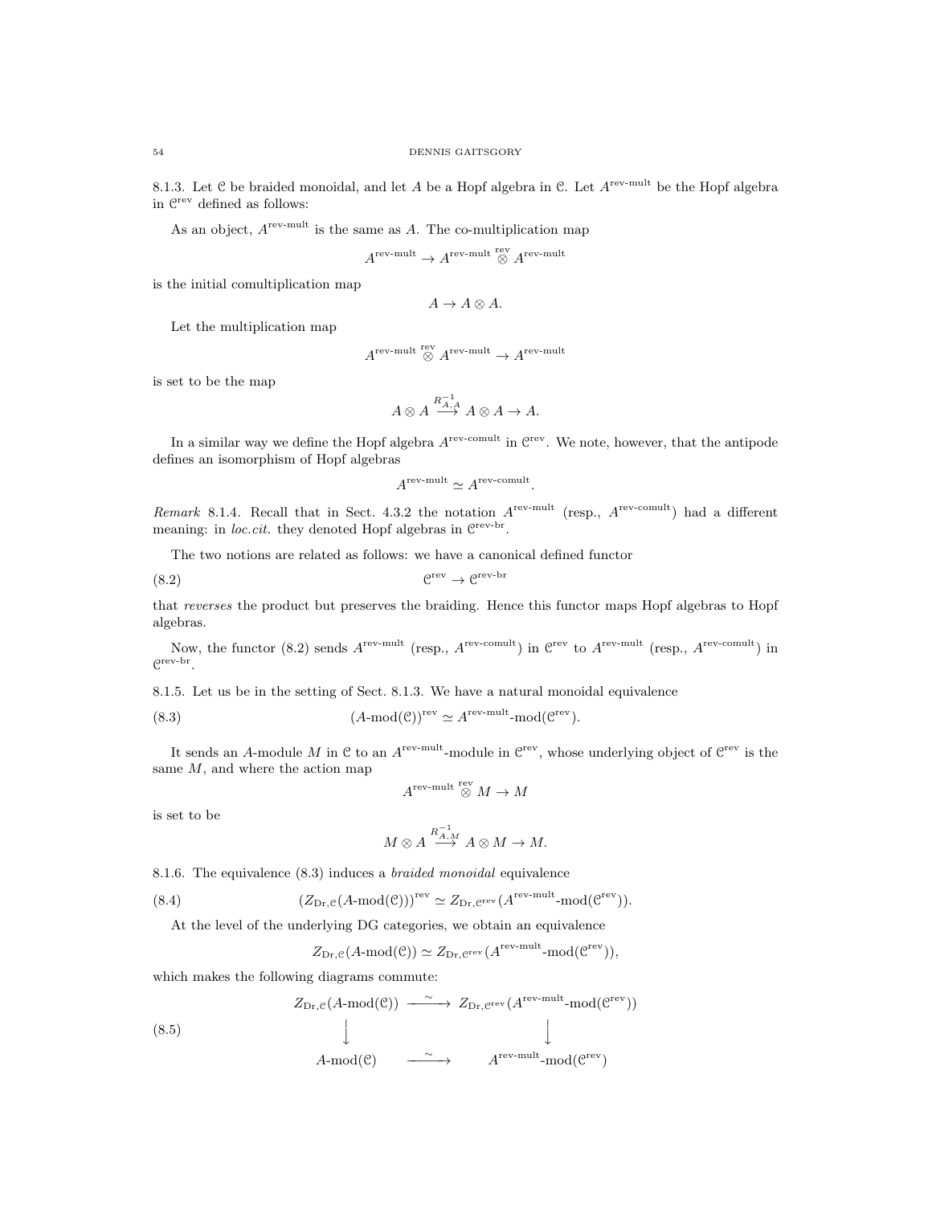8.1.3. Let $\mathcal{C}$ be braided monoidal, and let $A$ be a Hopf algebra in $\mathcal{C}$. Let $A^{\text{rev-mult}}$ be the Hopf algebra in $\mathcal{C}^{\text{rev}}$ defined as follows:

As an object, $A^{\text{rev-mult}}$ is the same as $A$. The co-multiplication map

$$A^{\text{rev-mult}} \to A^{\text{rev-mult}} \overset{\text{rev}}{\otimes} A^{\text{rev-mult}}$$

is the initial comultiplication map

$$A \to A \otimes A.$$

Let the multiplication map

$$A^{\text{rev-mult}} \overset{\text{rev}}{\otimes} A^{\text{rev-mult}} \to A^{\text{rev-mult}}$$

is set to be the map

$$A \otimes A \overset{R^{-1}_{A,A}}{\longrightarrow} A \otimes A \to A.$$

In a similar way we define the Hopf algebra $A^{\text{rev-comult}}$ in $\mathcal{C}^{\text{rev}}$. We note, however, that the antipode defines an isomorphism of Hopf algebras

$$A^{\text{rev-mult}} \simeq A^{\text{rev-comult}}.$$

*Remark* 8.1.4. Recall that in Sect. 4.3.2 the notation $A^{\text{rev-mult}}$ (resp., $A^{\text{rev-comult}}$) had a different meaning: in *loc.cit.* they denoted Hopf algebras in $\mathcal{C}^{\text{rev-br}}$.

The two notions are related as follows: we have a canonical defined functor

$$\mathcal{C}^{\text{rev}} \to \mathcal{C}^{\text{rev-br}} \tag{8.2}$$

that *reverses* the product but preserves the braiding. Hence this functor maps Hopf algebras to Hopf algebras.

Now, the functor (8.2) sends $A^{\text{rev-mult}}$ (resp., $A^{\text{rev-comult}}$) in $\mathcal{C}^{\text{rev}}$ to $A^{\text{rev-mult}}$ (resp., $A^{\text{rev-comult}}$) in $\mathcal{C}^{\text{rev-br}}$.

8.1.5. Let us be in the setting of Sect. 8.1.3. We have a natural monoidal equivalence

$$(A\text{-mod}(\mathcal{C}))^{\text{rev}} \simeq A^{\text{rev-mult}}\text{-mod}(\mathcal{C}^{\text{rev}}). \tag{8.3}$$

It sends an $A$-module $M$ in $\mathcal{C}$ to an $A^{\text{rev-mult}}$-module in $\mathcal{C}^{\text{rev}}$, whose underlying object of $\mathcal{C}^{\text{rev}}$ is the same $M$, and where the action map

$$A^{\text{rev-mult}} \overset{\text{rev}}{\otimes} M \to M$$

is set to be

$$M \otimes A \overset{R^{-1}_{A,M}}{\longrightarrow} A \otimes M \to M.$$

8.1.6. The equivalence (8.3) induces a *braided monoidal* equivalence

$$(Z_{\text{Dr},\mathcal{C}}(A\text{-mod}(\mathcal{C})))^{\text{rev}} \simeq Z_{\text{Dr},\mathcal{C}^{\text{rev}}}(A^{\text{rev-mult}}\text{-mod}(\mathcal{C}^{\text{rev}})). \tag{8.4}$$

At the level of the underlying DG categories, we obtain an equivalence

$$Z_{\text{Dr},\mathcal{C}}(A\text{-mod}(\mathcal{C})) \simeq Z_{\text{Dr},\mathcal{C}^{\text{rev}}}(A^{\text{rev-mult}}\text{-mod}(\mathcal{C}^{\text{rev}})),$$

which makes the following diagrams commute:

$$\begin{array}{ccc}
Z_{\text{Dr},\mathcal{C}}(A\text{-mod}(\mathcal{C})) & \overset{\sim}{\longrightarrow} & Z_{\text{Dr},\mathcal{C}^{\text{rev}}}(A^{\text{rev-mult}}\text{-mod}(\mathcal{C}^{\text{rev}})) \\
\downarrow & & \downarrow \\
A\text{-mod}(\mathcal{C}) & \overset{\sim}{\longrightarrow} & A^{\text{rev-mult}}\text{-mod}(\mathcal{C}^{\text{rev}})
\end{array} \tag{8.5}$$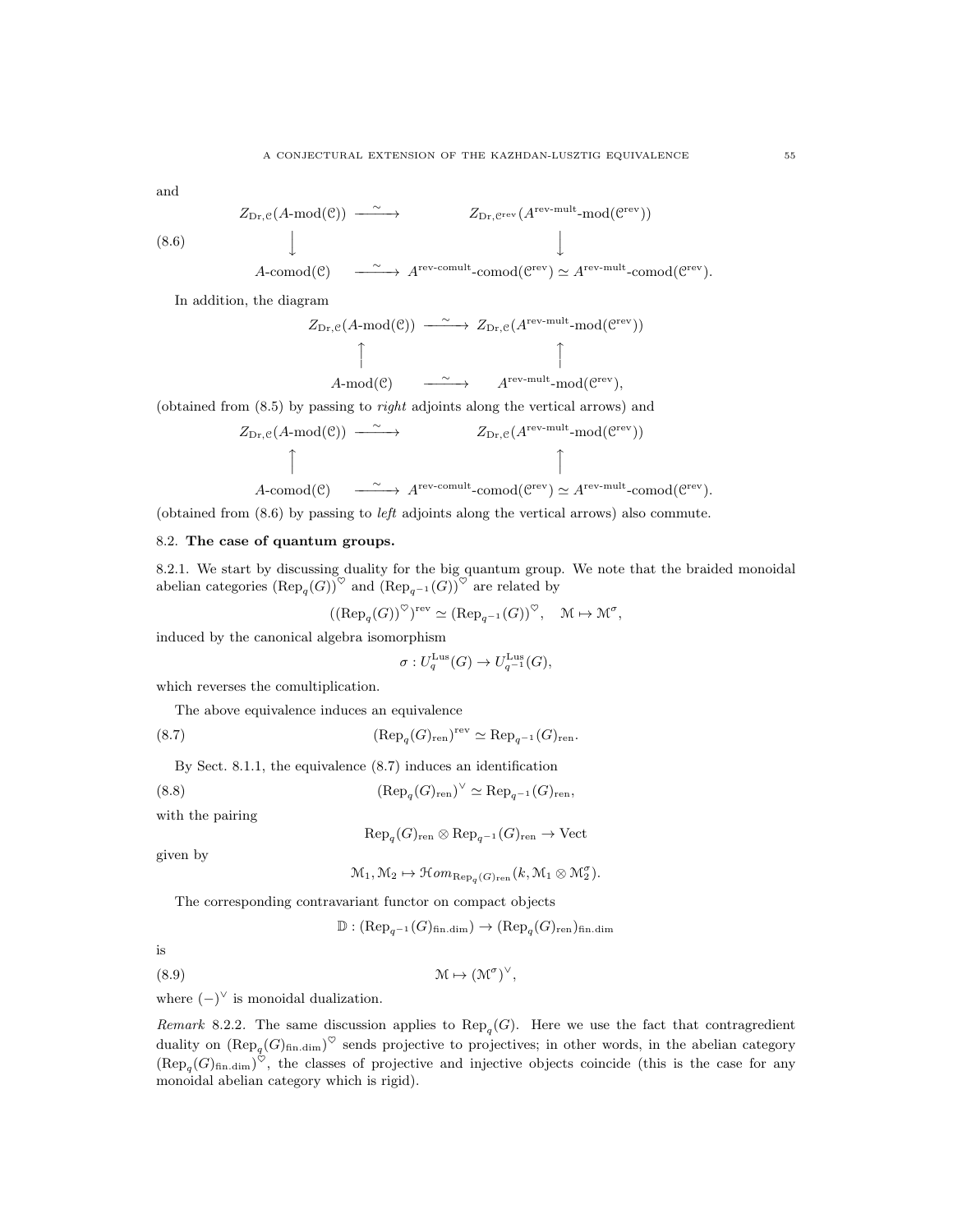and

$$
\begin{array}{ccc}
Z_{\mathrm{Dr},\mathcal{C}}(A\text{-mod}(\mathcal{C})) & \xrightarrow{\sim} & Z_{\mathrm{Dr},\mathcal{C}^{\mathrm{rev}}}(A^{\mathrm{rev\text{-}mult}}\text{-mod}(\mathcal{C}^{\mathrm{rev}})) \\
\big\downarrow & & \big\downarrow \\
A\text{-comod}(\mathcal{C}) & \xrightarrow{\sim} & A^{\mathrm{rev\text{-}comult}}\text{-comod}(\mathcal{C}^{\mathrm{rev}}) \simeq A^{\mathrm{rev\text{-}mult}}\text{-comod}(\mathcal{C}^{\mathrm{rev}}).
\end{array} \tag{8.6}
$$

In addition, the diagram

$$
\begin{array}{ccc}
Z_{\mathrm{Dr},\mathcal{C}}(A\text{-mod}(\mathcal{C})) & \xrightarrow{\sim} & Z_{\mathrm{Dr},\mathcal{C}}(A^{\mathrm{rev\text{-}mult}}\text{-mod}(\mathcal{C}^{\mathrm{rev}})) \\
\big\uparrow & & \big\uparrow \\
A\text{-mod}(\mathcal{C}) & \xrightarrow{\sim} & A^{\mathrm{rev\text{-}mult}}\text{-mod}(\mathcal{C}^{\mathrm{rev}}),
\end{array}
$$

(obtained from (8.5) by passing to *right* adjoints along the vertical arrows) and

$$
\begin{array}{ccc}
Z_{\mathrm{Dr},\mathcal{C}}(A\text{-mod}(\mathcal{C})) & \xrightarrow{\sim} & Z_{\mathrm{Dr},\mathcal{C}}(A^{\mathrm{rev\text{-}mult}}\text{-mod}(\mathcal{C}^{\mathrm{rev}})) \\
\big\uparrow & & \big\uparrow \\
A\text{-comod}(\mathcal{C}) & \xrightarrow{\sim} & A^{\mathrm{rev\text{-}comult}}\text{-comod}(\mathcal{C}^{\mathrm{rev}}) \simeq A^{\mathrm{rev\text{-}mult}}\text{-comod}(\mathcal{C}^{\mathrm{rev}}).
\end{array}
$$

(obtained from (8.6) by passing to *left* adjoints along the vertical arrows) also commute.

## 8.2. The case of quantum groups.

8.2.1. We start by discussing duality for the big quantum group. We note that the braided monoidal abelian categories $(\mathrm{Rep}_q(G))^\heartsuit$ and $(\mathrm{Rep}_{q^{-1}}(G))^\heartsuit$ are related by

$$
((\mathrm{Rep}_q(G))^\heartsuit)^{\mathrm{rev}} \simeq (\mathrm{Rep}_{q^{-1}}(G))^\heartsuit, \quad \mathcal{M} \mapsto \mathcal{M}^\sigma,
$$

induced by the canonical algebra isomorphism

$$
\sigma : U_q^{\mathrm{Lus}}(G) \to U_{q^{-1}}^{\mathrm{Lus}}(G),
$$

which reverses the comultiplication.

The above equivalence induces an equivalence

$$
(\mathrm{Rep}_q(G)_{\mathrm{ren}})^{\mathrm{rev}} \simeq \mathrm{Rep}_{q^{-1}}(G)_{\mathrm{ren}}. \tag{8.7}
$$

By Sect. 8.1.1, the equivalence (8.7) induces an identification

$$
(\mathrm{Rep}_q(G)_{\mathrm{ren}})^\vee \simeq \mathrm{Rep}_{q^{-1}}(G)_{\mathrm{ren}}, \tag{8.8}
$$

with the pairing

$$
\mathrm{Rep}_q(G)_{\mathrm{ren}} \otimes \mathrm{Rep}_{q^{-1}}(G)_{\mathrm{ren}} \to \mathrm{Vect}
$$

given by

$$
\mathcal{M}_1, \mathcal{M}_2 \mapsto \mathcal{H}om_{\mathrm{Rep}_q(G)_{\mathrm{ren}}}(k, \mathcal{M}_1 \otimes \mathcal{M}_2^\sigma).
$$

The corresponding contravariant functor on compact objects

$$
\mathbb{D} : (\mathrm{Rep}_{q^{-1}}(G)_{\mathrm{fin.dim}}) \to (\mathrm{Rep}_q(G)_{\mathrm{ren}})_{\mathrm{fin.dim}}
$$

is

$$
\mathcal{M} \mapsto (\mathcal{M}^\sigma)^\vee, \tag{8.9}
$$

where $(-)^\vee$ is monoidal dualization.

*Remark* 8.2.2. The same discussion applies to $\mathrm{Rep}_q(G)$. Here we use the fact that contragredient duality on $(\mathrm{Rep}_q(G)_{\mathrm{fin.dim}})^\heartsuit$ sends projective to projectives; in other words, in the abelian category $(\mathrm{Rep}_q(G)_{\mathrm{fin.dim}})^\heartsuit$, the classes of projective and injective objects coincide (this is the case for any monoidal abelian category which is rigid).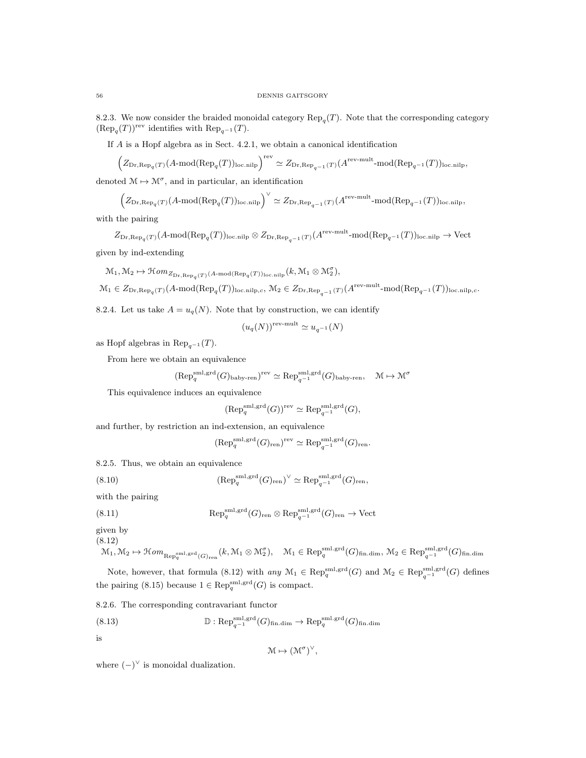8.2.3. We now consider the braided monoidal category $\operatorname{Rep}_q(T)$. Note that the corresponding category $(\operatorname{Rep}_q(T))^{\operatorname{rev}}$ identifies with $\operatorname{Rep}_{q^{-1}}(T)$.

If $A$ is a Hopf algebra as in Sect. 4.2.1, we obtain a canonical identification

$$\left(Z_{\operatorname{Dr},\operatorname{Rep}_q(T)}(A\text{-mod}(\operatorname{Rep}_q(T))_{\operatorname{loc.nilp}}\right)^{\operatorname{rev}} \simeq Z_{\operatorname{Dr},\operatorname{Rep}_{q^{-1}}(T)}(A^{\operatorname{rev-mult}}\text{-mod}(\operatorname{Rep}_{q^{-1}}(T))_{\operatorname{loc.nilp}},$$

denoted $\mathcal{M} \mapsto \mathcal{M}^\sigma$, and in particular, an identification

$$\left(Z_{\operatorname{Dr},\operatorname{Rep}_q(T)}(A\text{-mod}(\operatorname{Rep}_q(T))_{\operatorname{loc.nilp}}\right)^{\vee} \simeq Z_{\operatorname{Dr},\operatorname{Rep}_{q^{-1}}(T)}(A^{\operatorname{rev-mult}}\text{-mod}(\operatorname{Rep}_{q^{-1}}(T))_{\operatorname{loc.nilp}},$$

with the pairing

$$Z_{\operatorname{Dr},\operatorname{Rep}_q(T)}(A\text{-mod}(\operatorname{Rep}_q(T))_{\operatorname{loc.nilp}} \otimes Z_{\operatorname{Dr},\operatorname{Rep}_{q^{-1}}(T)}(A^{\operatorname{rev-mult}}\text{-mod}(\operatorname{Rep}_{q^{-1}}(T))_{\operatorname{loc.nilp}} \to \operatorname{Vect}$$

given by ind-extending

$$\mathcal{M}_1, \mathcal{M}_2 \mapsto \mathcal{H}om_{Z_{\operatorname{Dr},\operatorname{Rep}_q(T)}(A\text{-mod}(\operatorname{Rep}_q(T))_{\operatorname{loc.nilp}}}(k, \mathcal{M}_1 \otimes \mathcal{M}_2^\sigma),$$

$$\mathcal{M}_1 \in Z_{\operatorname{Dr},\operatorname{Rep}_q(T)}(A\text{-mod}(\operatorname{Rep}_q(T))_{\operatorname{loc.nilp},c},\ \mathcal{M}_2 \in Z_{\operatorname{Dr},\operatorname{Rep}_{q^{-1}}(T)}(A^{\operatorname{rev-mult}}\text{-mod}(\operatorname{Rep}_{q^{-1}}(T))_{\operatorname{loc.nilp},c}.$$

8.2.4. Let us take $A = u_q(N)$. Note that by construction, we can identify

$$(u_q(N))^{\operatorname{rev-mult}} \simeq u_{q^{-1}}(N)$$

as Hopf algebras in $\operatorname{Rep}_{q^{-1}}(T)$.

From here we obtain an equivalence

$$(\operatorname{Rep}_q^{\operatorname{sml,grd}}(G)_{\operatorname{baby-ren}})^{\operatorname{rev}} \simeq \operatorname{Rep}_{q^{-1}}^{\operatorname{sml,grd}}(G)_{\operatorname{baby-ren}}, \quad \mathcal{M} \mapsto \mathcal{M}^\sigma$$

This equivalence induces an equivalence

$$(\operatorname{Rep}_q^{\operatorname{sml,grd}}(G))^{\operatorname{rev}} \simeq \operatorname{Rep}_{q^{-1}}^{\operatorname{sml,grd}}(G),$$

and further, by restriction an ind-extension, an equivalence

$$(\operatorname{Rep}_q^{\operatorname{sml,grd}}(G)_{\operatorname{ren}})^{\operatorname{rev}} \simeq \operatorname{Rep}_{q^{-1}}^{\operatorname{sml,grd}}(G)_{\operatorname{ren}}.$$

8.2.5. Thus, we obtain an equivalence

$$(\operatorname{Rep}_q^{\operatorname{sml,grd}}(G)_{\operatorname{ren}})^{\vee} \simeq \operatorname{Rep}_{q^{-1}}^{\operatorname{sml,grd}}(G)_{\operatorname{ren}}, \tag{8.10}$$

with the pairing

$$\operatorname{Rep}_q^{\operatorname{sml,grd}}(G)_{\operatorname{ren}} \otimes \operatorname{Rep}_{q^{-1}}^{\operatorname{sml,grd}}(G)_{\operatorname{ren}} \to \operatorname{Vect} \tag{8.11}$$

given by

$$\mathcal{M}_1, \mathcal{M}_2 \mapsto \mathcal{H}om_{\operatorname{Rep}_q^{\operatorname{sml,grd}}(G)_{\operatorname{ren}}}(k, \mathcal{M}_1 \otimes \mathcal{M}_2^\sigma), \quad \mathcal{M}_1 \in \operatorname{Rep}_q^{\operatorname{sml.grd}}(G)_{\operatorname{fin.dim}},\ \mathcal{M}_2 \in \operatorname{Rep}_{q^{-1}}^{\operatorname{sml,grd}}(G)_{\operatorname{fin.dim}} \tag{8.12}$$

Note, however, that formula (8.12) with *any* $\mathcal{M}_1 \in \operatorname{Rep}_q^{\operatorname{sml,grd}}(G)$ and $\mathcal{M}_2 \in \operatorname{Rep}_{q^{-1}}^{\operatorname{sml,grd}}(G)$ defines the pairing (8.15) because $1 \in \operatorname{Rep}_q^{\operatorname{sml,grd}}(G)$ is compact.

8.2.6. The corresponding contravariant functor

$$\mathbb{D} : \operatorname{Rep}_{q^{-1}}^{\operatorname{sml,grd}}(G)_{\operatorname{fin.dim}} \to \operatorname{Rep}_q^{\operatorname{sml.grd}}(G)_{\operatorname{fin.dim}} \tag{8.13}$$

is

$$\mathcal{M} \mapsto (\mathcal{M}^\sigma)^\vee,$$

where $(-)^\vee$ is monoidal dualization.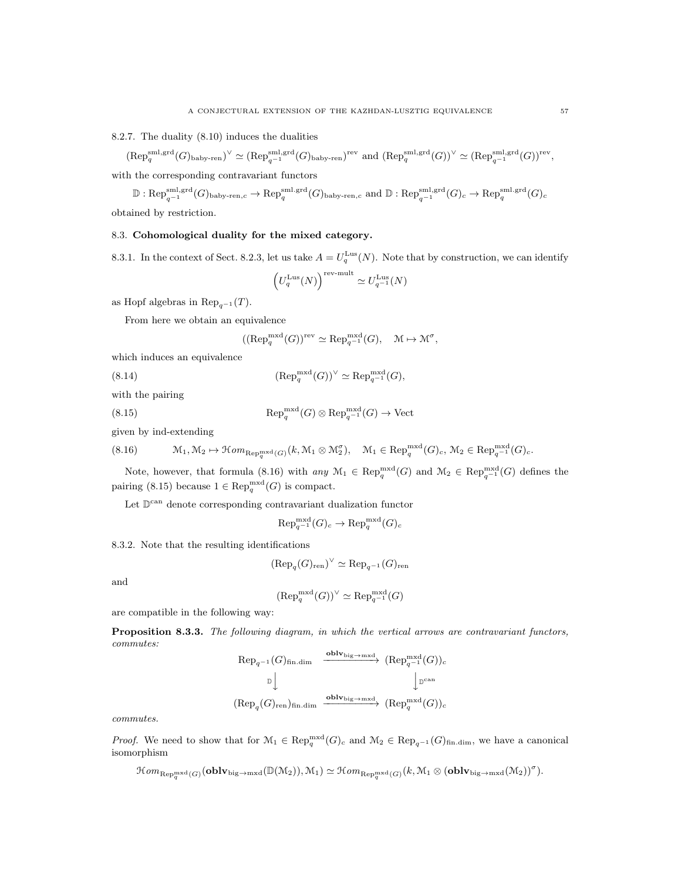8.2.7. The duality (8.10) induces the dualities

$$(\mathrm{Rep}_q^{\mathrm{sml,grd}}(G)_{\mathrm{baby\text{-}ren}})^\vee \simeq (\mathrm{Rep}_{q^{-1}}^{\mathrm{sml,grd}}(G)_{\mathrm{baby\text{-}ren}})^{\mathrm{rev}} \text{ and } (\mathrm{Rep}_q^{\mathrm{sml,grd}}(G))^\vee \simeq (\mathrm{Rep}_{q^{-1}}^{\mathrm{sml,grd}}(G))^{\mathrm{rev}},$$

with the corresponding contravariant functors

$$\mathbb{D} : \mathrm{Rep}_{q^{-1}}^{\mathrm{sml,grd}}(G)_{\mathrm{baby\text{-}ren},c} \to \mathrm{Rep}_q^{\mathrm{sml.grd}}(G)_{\mathrm{baby\text{-}ren},c} \text{ and } \mathbb{D} : \mathrm{Rep}_{q^{-1}}^{\mathrm{sml,grd}}(G)_c \to \mathrm{Rep}_q^{\mathrm{sml.grd}}(G)_c$$

obtained by restriction.

## 8.3. Cohomological duality for the mixed category.

8.3.1. In the context of Sect. 8.2.3, let us take $A = U_q^{\mathrm{Lus}}(N)$. Note that by construction, we can identify

$$\left(U_q^{\mathrm{Lus}}(N)\right)^{\mathrm{rev\text{-}mult}} \simeq U_{q^{-1}}^{\mathrm{Lus}}(N)$$

as Hopf algebras in $\mathrm{Rep}_{q^{-1}}(T)$.

From here we obtain an equivalence

$$((\mathrm{Rep}_q^{\mathrm{mxd}}(G))^{\mathrm{rev}} \simeq \mathrm{Rep}_{q^{-1}}^{\mathrm{mxd}}(G), \quad \mathcal{M} \mapsto \mathcal{M}^\sigma,$$

which induces an equivalence

$$(\mathrm{Rep}_q^{\mathrm{mxd}}(G))^\vee \simeq \mathrm{Rep}_{q^{-1}}^{\mathrm{mxd}}(G), \tag{8.14}$$

with the pairing

$$\mathrm{Rep}_q^{\mathrm{mxd}}(G) \otimes \mathrm{Rep}_{q^{-1}}^{\mathrm{mxd}}(G) \to \mathrm{Vect} \tag{8.15}$$

given by ind-extending

$$\mathcal{M}_1, \mathcal{M}_2 \mapsto \mathcal{H}om_{\mathrm{Rep}_q^{\mathrm{mxd}}(G)}(k, \mathcal{M}_1 \otimes \mathcal{M}_2^\sigma), \quad \mathcal{M}_1 \in \mathrm{Rep}_q^{\mathrm{mxd}}(G)_c,\ \mathcal{M}_2 \in \mathrm{Rep}_{q^{-1}}^{\mathrm{mxd}}(G)_c. \tag{8.16}$$

Note, however, that formula (8.16) with *any* $\mathcal{M}_1 \in \mathrm{Rep}_q^{\mathrm{mxd}}(G)$ and $\mathcal{M}_2 \in \mathrm{Rep}_{q^{-1}}^{\mathrm{mxd}}(G)$ defines the pairing (8.15) because $1 \in \mathrm{Rep}_q^{\mathrm{mxd}}(G)$ is compact.

Let $\mathbb{D}^{\mathrm{can}}$ denote corresponding contravariant dualization functor

$$\mathrm{Rep}_{q^{-1}}^{\mathrm{mxd}}(G)_c \to \mathrm{Rep}_q^{\mathrm{mxd}}(G)_c$$

8.3.2. Note that the resulting identifications

$$(\mathrm{Rep}_q(G)_{\mathrm{ren}})^\vee \simeq \mathrm{Rep}_{q^{-1}}(G)_{\mathrm{ren}}$$

and

$$(\mathrm{Rep}_q^{\mathrm{mxd}}(G))^\vee \simeq \mathrm{Rep}_{q^{-1}}^{\mathrm{mxd}}(G)$$

are compatible in the following way:

**Proposition 8.3.3.** *The following diagram, in which the vertical arrows are contravariant functors, commutes:*

$$\begin{array}{ccc}
\mathrm{Rep}_{q^{-1}}(G)_{\mathrm{fin.dim}} & \xrightarrow{\mathbf{oblv}_{\mathrm{big}\to\mathrm{mxd}}} & (\mathrm{Rep}_{q^{-1}}^{\mathrm{mxd}}(G))_c \\
{\scriptstyle\mathbb{D}}\big\downarrow & & \big\downarrow{\scriptstyle\mathbb{D}^{\mathrm{can}}} \\
(\mathrm{Rep}_q(G)_{\mathrm{ren}})_{\mathrm{fin.dim}} & \xrightarrow{\mathbf{oblv}_{\mathrm{big}\to\mathrm{mxd}}} & (\mathrm{Rep}_q^{\mathrm{mxd}}(G))_c
\end{array}$$

*commutes.*

*Proof.* We need to show that for $\mathcal{M}_1 \in \mathrm{Rep}_q^{\mathrm{mxd}}(G)_c$ and $\mathcal{M}_2 \in \mathrm{Rep}_{q^{-1}}(G)_{\mathrm{fin.dim}}$, we have a canonical isomorphism

$$\mathcal{H}om_{\mathrm{Rep}_q^{\mathrm{mxd}}(G)}(\mathbf{oblv}_{\mathrm{big}\to\mathrm{mxd}}(\mathbb{D}(\mathcal{M}_2)), \mathcal{M}_1) \simeq \mathcal{H}om_{\mathrm{Rep}_q^{\mathrm{mxd}}(G)}(k, \mathcal{M}_1 \otimes (\mathbf{oblv}_{\mathrm{big}\to\mathrm{mxd}}(\mathcal{M}_2))^\sigma).$$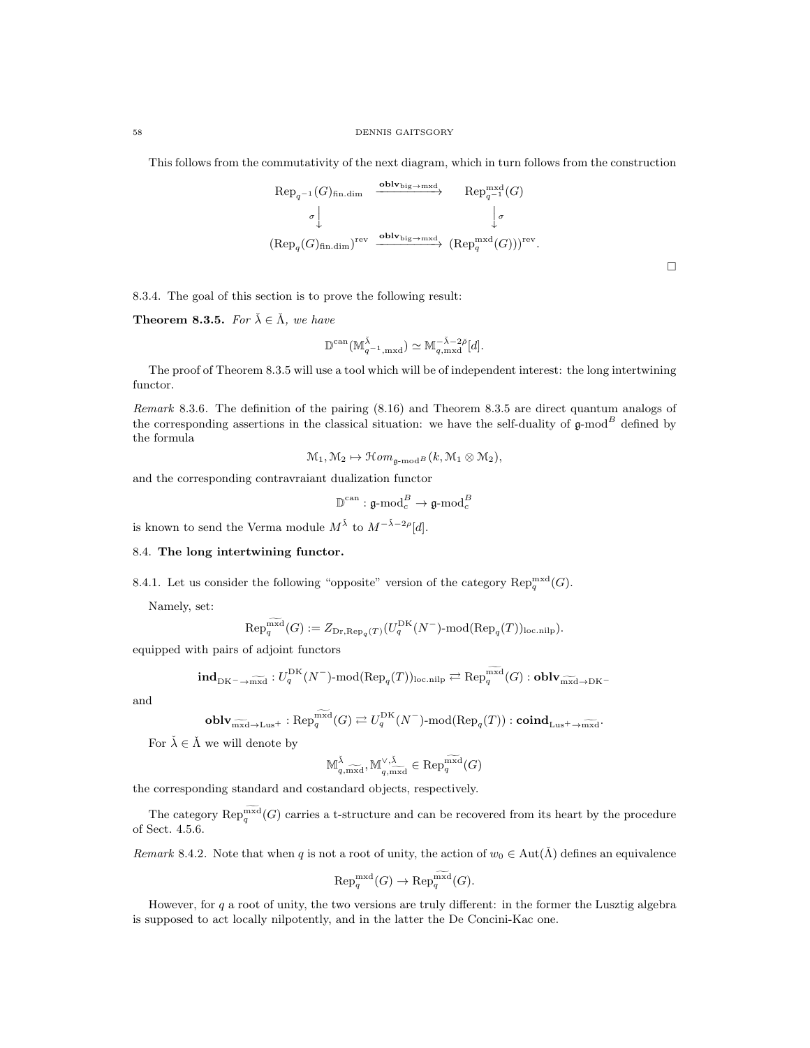This follows from the commutativity of the next diagram, which in turn follows from the construction

$$\begin{array}{ccc}
\operatorname{Rep}_{q^{-1}}(G)_{\text{fin.dim}} & \xrightarrow{\textbf{oblv}_{\text{big}\to\text{mxd}}} & \operatorname{Rep}^{\text{mxd}}_{q^{-1}}(G) \\
\sigma \Big\downarrow & & \Big\downarrow \sigma \\
(\operatorname{Rep}_q(G)_{\text{fin.dim}})^{\text{rev}} & \xrightarrow{\textbf{oblv}_{\text{big}\to\text{mxd}}} & (\operatorname{Rep}^{\text{mxd}}_q(G)))^{\text{rev}}.
\end{array}$$

□

8.3.4. The goal of this section is to prove the following result:

**Theorem 8.3.5.** *For $\check{\lambda} \in \check{\Lambda}$, we have*

$$\mathbb{D}^{\text{can}}(\mathbb{M}^{\check{\lambda}}_{q^{-1},\text{mxd}}) \simeq \mathbb{M}^{-\check{\lambda}-2\check{\rho}}_{q,\text{mxd}}[d].$$

The proof of Theorem 8.3.5 will use a tool which will be of independent interest: the long intertwining functor.

*Remark* 8.3.6. The definition of the pairing (8.16) and Theorem 8.3.5 are direct quantum analogs of the corresponding assertions in the classical situation: we have the self-duality of $\mathfrak{g}\text{-mod}^B$ defined by the formula

$$\mathcal{M}_1, \mathcal{M}_2 \mapsto \mathcal{H}om_{\mathfrak{g}\text{-mod}^B}(k, \mathcal{M}_1 \otimes \mathcal{M}_2),$$

and the corresponding contravraiant dualization functor

$$\mathbb{D}^{\text{can}} : \mathfrak{g}\text{-mod}^B_c \to \mathfrak{g}\text{-mod}^B_c$$

is known to send the Verma module $M^{\check{\lambda}}$ to $M^{-\check{\lambda}-2\rho}[d]$.

## 8.4. The long intertwining functor.

8.4.1. Let us consider the following "opposite" version of the category $\operatorname{Rep}^{\text{mxd}}_q(G)$.

Namely, set:

$$\operatorname{Rep}^{\widetilde{\text{mxd}}}_q(G) := Z_{\text{Dr},\operatorname{Rep}_q(T)}(U^{\text{DK}}_q(N^-)\text{-mod}(\operatorname{Rep}_q(T))_{\text{loc.nilp}}).$$

equipped with pairs of adjoint functors

$$\textbf{ind}_{\text{DK}^-\to\widetilde{\text{mxd}}} : U^{\text{DK}}_q(N^-)\text{-mod}(\operatorname{Rep}_q(T))_{\text{loc.nilp}} \rightleftarrows \operatorname{Rep}^{\widetilde{\text{mxd}}}_q(G) : \textbf{oblv}_{\widetilde{\text{mxd}}\to\text{DK}^-}$$

and

$$\textbf{oblv}_{\widetilde{\text{mxd}}\to\text{Lus}^+} : \operatorname{Rep}^{\widetilde{\text{mxd}}}_q(G) \rightleftarrows U^{\text{DK}}_q(N^-)\text{-mod}(\operatorname{Rep}_q(T)) : \textbf{coind}_{\text{Lus}^+\to\widetilde{\text{mxd}}}.$$

For $\check{\lambda} \in \check{\Lambda}$ we will denote by

$$\mathbb{M}^{\check{\lambda}}_{q,\widetilde{\text{mxd}}}, \mathbb{M}^{\vee,\check{\lambda}}_{q,\widetilde{\text{mxd}}} \in \operatorname{Rep}^{\widetilde{\text{mxd}}}_q(G)$$

the corresponding standard and costandard objects, respectively.

The category $\operatorname{Rep}^{\widetilde{\text{mxd}}}_q(G)$ carries a t-structure and can be recovered from its heart by the procedure of Sect. 4.5.6.

*Remark* 8.4.2. Note that when $q$ is not a root of unity, the action of $w_0 \in \operatorname{Aut}(\check{\Lambda})$ defines an equivalence

$$\operatorname{Rep}^{\text{mxd}}_q(G) \to \operatorname{Rep}^{\widetilde{\text{mxd}}}_q(G).$$

However, for $q$ a root of unity, the two versions are truly different: in the former the Lusztig algebra is supposed to act locally nilpotently, and in the latter the De Concini-Kac one.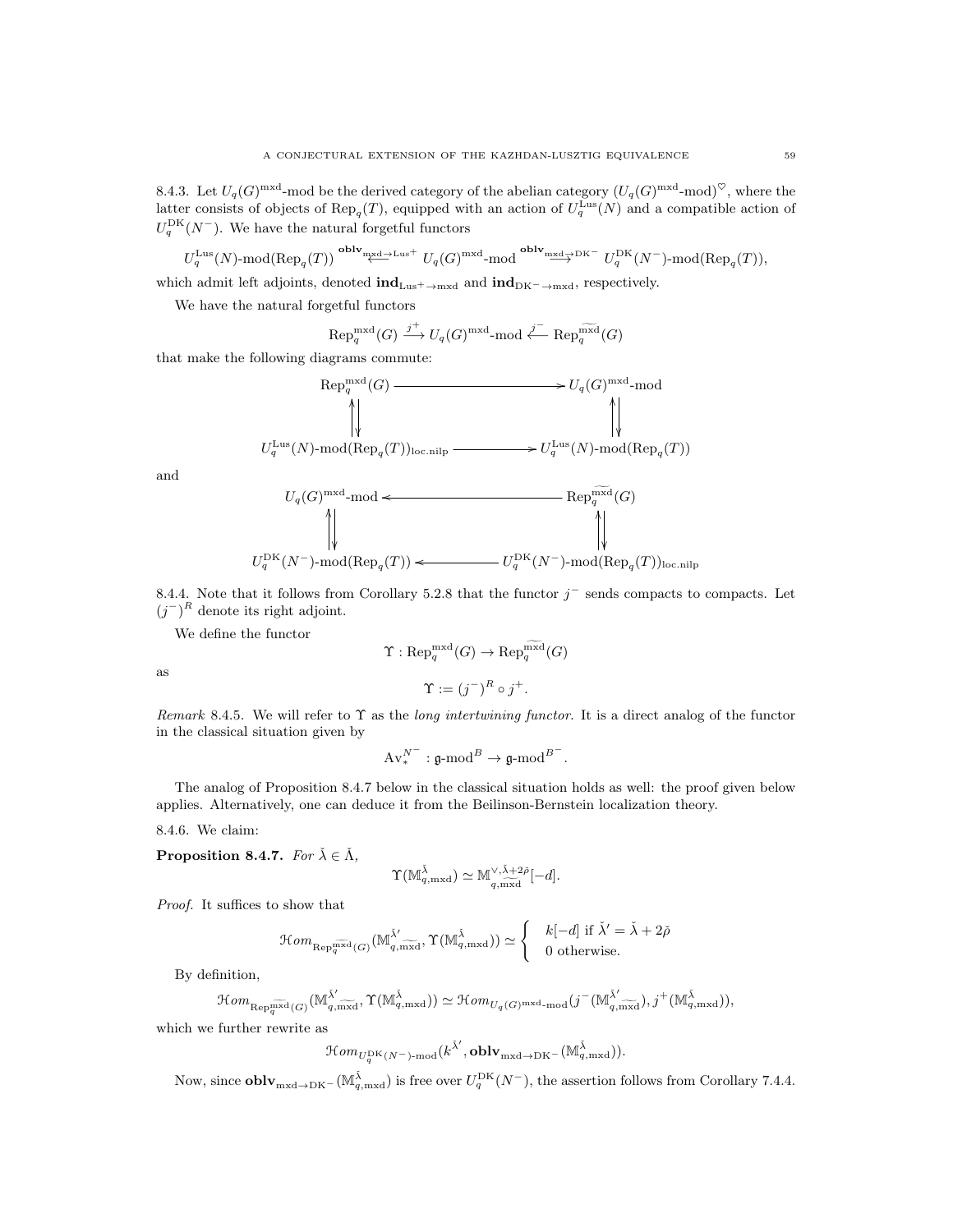8.4.3. Let $U_q(G)^{\text{mxd}}$-mod be the derived category of the abelian category $(U_q(G)^{\text{mxd}}\text{-mod})^\heartsuit$, where the latter consists of objects of $\text{Rep}_q(T)$, equipped with an action of $U_q^{\text{Lus}}(N)$ and a compatible action of $U_q^{\text{DK}}(N^-)$. We have the natural forgetful functors

$$U_q^{\text{Lus}}(N)\text{-mod}(\text{Rep}_q(T)) \overset{\mathbf{oblv}_{\text{mxd}\to\text{Lus}^+}}{\longleftarrow} U_q(G)^{\text{mxd}}\text{-mod} \overset{\mathbf{oblv}_{\text{mxd}\to\text{DK}^-}}{\longrightarrow} U_q^{\text{DK}}(N^-)\text{-mod}(\text{Rep}_q(T)),$$

which admit left adjoints, denoted $\mathbf{ind}_{\text{Lus}^+\to\text{mxd}}$ and $\mathbf{ind}_{\text{DK}^-\to\text{mxd}}$, respectively.

We have the natural forgetful functors

$$\text{Rep}_q^{\text{mxd}}(G) \xrightarrow{j^+} U_q(G)^{\text{mxd}}\text{-mod} \xleftarrow{j^-} \text{Rep}_q^{\widetilde{\text{mxd}}}(G)$$

that make the following diagrams commute:

$$\begin{array}{ccc}
\text{Rep}_q^{\text{mxd}}(G) & \longrightarrow & U_q(G)^{\text{mxd}}\text{-mod} \\
\uparrow\downarrow & & \uparrow\downarrow \\
U_q^{\text{Lus}}(N)\text{-mod}(\text{Rep}_q(T))_{\text{loc.nilp}} & \longrightarrow & U_q^{\text{Lus}}(N)\text{-mod}(\text{Rep}_q(T))
\end{array}$$

and

$$\begin{array}{ccc}
U_q(G)^{\text{mxd}}\text{-mod} & \longleftarrow & \text{Rep}_q^{\widetilde{\text{mxd}}}(G) \\
\uparrow\downarrow & & \uparrow\downarrow \\
U_q^{\text{DK}}(N^-)\text{-mod}(\text{Rep}_q(T)) & \longleftarrow & U_q^{\text{DK}}(N^-)\text{-mod}(\text{Rep}_q(T))_{\text{loc.nilp}}
\end{array}$$

8.4.4. Note that it follows from Corollary 5.2.8 that the functor $j^-$ sends compacts to compacts. Let $(j^-)^R$ denote its right adjoint.

We define the functor

$$\Upsilon : \text{Rep}_q^{\text{mxd}}(G) \to \text{Rep}_q^{\widetilde{\text{mxd}}}(G)$$

as

$$\Upsilon := (j^-)^R \circ j^+.$$

*Remark* 8.4.5. We will refer to $\Upsilon$ as the *long intertwining functor*. It is a direct analog of the functor in the classical situation given by

$$\text{Av}_*^{N^-} : \mathfrak{g}\text{-mod}^B \to \mathfrak{g}\text{-mod}^{B^-}.$$

The analog of Proposition 8.4.7 below in the classical situation holds as well: the proof given below applies. Alternatively, one can deduce it from the Beilinson-Bernstein localization theory.

8.4.6. We claim:

**Proposition 8.4.7.** *For* $\check{\lambda} \in \check{\Lambda}$,

$$\Upsilon(\mathbb{M}_{q,\text{mxd}}^{\check{\lambda}}) \simeq \mathbb{M}_{q,\widetilde{\text{mxd}}}^{\vee,\check{\lambda}+2\check{\rho}}[-d].$$

*Proof.* It suffices to show that

$$\mathcal{H}om_{\text{Rep}_q^{\widetilde{\text{mxd}}}(G)}(\mathbb{M}_{q,\widetilde{\text{mxd}}}^{\check{\lambda}'}, \Upsilon(\mathbb{M}_{q,\text{mxd}}^{\check{\lambda}})) \simeq \begin{cases} k[-d] \text{ if } \check{\lambda}' = \check{\lambda} + 2\check{\rho} \\ 0 \text{ otherwise.} \end{cases}$$

By definition,

$$\mathcal{H}om_{\text{Rep}_q^{\widetilde{\text{mxd}}}(G)}(\mathbb{M}_{q,\widetilde{\text{mxd}}}^{\check{\lambda}'}, \Upsilon(\mathbb{M}_{q,\text{mxd}}^{\check{\lambda}})) \simeq \mathcal{H}om_{U_q(G)^{\text{mxd}}\text{-mod}}(j^-(\mathbb{M}_{q,\widetilde{\text{mxd}}}^{\check{\lambda}'}), j^+(\mathbb{M}_{q,\text{mxd}}^{\check{\lambda}})),$$

which we further rewrite as

$$\mathcal{H}om_{U_q^{\text{DK}}(N^-)\text{-mod}}(k^{\check{\lambda}'}, \mathbf{oblv}_{\text{mxd}\to\text{DK}^-}(\mathbb{M}_{q,\text{mxd}}^{\check{\lambda}})).$$

Now, since $\mathbf{oblv}_{\text{mxd}\to\text{DK}^-}(\mathbb{M}_{q,\text{mxd}}^{\check{\lambda}})$ is free over $U_q^{\text{DK}}(N^-)$, the assertion follows from Corollary 7.4.4.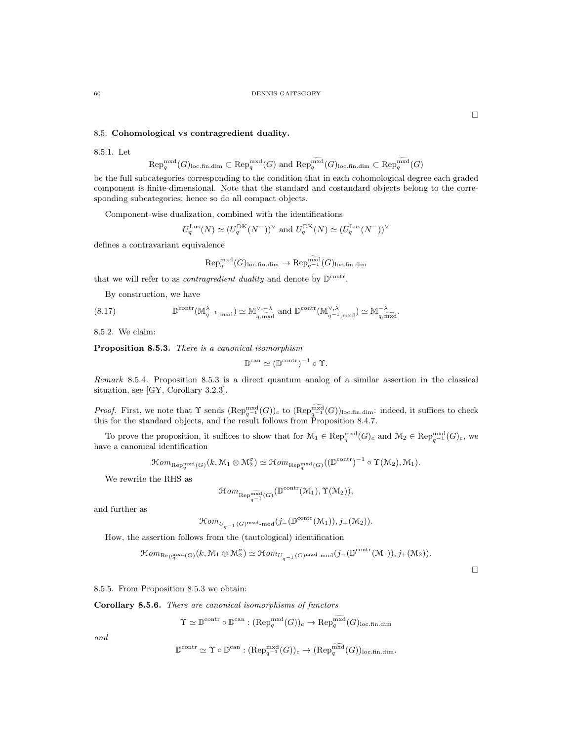□

## 8.5. Cohomological vs contragredient duality.

8.5.1. Let

$$\mathrm{Rep}_q^{\mathrm{mxd}}(G)_{\mathrm{loc.fin.dim}} \subset \mathrm{Rep}_q^{\mathrm{mxd}}(G) \text{ and } \mathrm{Rep}_q^{\widetilde{\mathrm{mxd}}}(G)_{\mathrm{loc.fin.dim}} \subset \mathrm{Rep}_q^{\widetilde{\mathrm{mxd}}}(G)$$

be the full subcategories corresponding to the condition that in each cohomological degree each graded component is finite-dimensional. Note that the standard and costandard objects belong to the corresponding subcategories; hence so do all compact objects.

Component-wise dualization, combined with the identifications

$$U_q^{\mathrm{Lus}}(N) \simeq (U_q^{\mathrm{DK}}(N^-))^\vee \text{ and } U_q^{\mathrm{DK}}(N) \simeq (U_q^{\mathrm{Lus}}(N^-))^\vee$$

defines a contravariant equivalence

$$\mathrm{Rep}_q^{\mathrm{mxd}}(G)_{\mathrm{loc.fin.dim}} \to \mathrm{Rep}_{q^{-1}}^{\widetilde{\mathrm{mxd}}}(G)_{\mathrm{loc.fin.dim}}$$

that we will refer to as *contragredient duality* and denote by $\mathbb{D}^{\mathrm{contr}}$.

By construction, we have

$$\mathbb{D}^{\mathrm{contr}}(\mathbb{M}^{\check{\lambda}}_{q^{-1},\mathrm{mxd}}) \simeq \mathbb{M}^{\vee,-\check{\lambda}}_{q,\widetilde{\mathrm{mxd}}} \text{ and } \mathbb{D}^{\mathrm{contr}}(\mathbb{M}^{\vee,\check{\lambda}}_{q^{-1},\mathrm{mxd}}) \simeq \mathbb{M}^{-\check{\lambda}}_{q,\widetilde{\mathrm{mxd}}}. \tag{8.17}$$

8.5.2. We claim:

**Proposition 8.5.3.** *There is a canonical isomorphism*

$$\mathbb{D}^{\mathrm{can}} \simeq (\mathbb{D}^{\mathrm{contr}})^{-1} \circ \Upsilon.$$

*Remark* 8.5.4. Proposition 8.5.3 is a direct quantum analog of a similar assertion in the classical situation, see [GY, Corollary 3.2.3].

*Proof.* First, we note that $\Upsilon$ sends $(\mathrm{Rep}_{q^{-1}}^{\mathrm{mxd}}(G))_c$ to $(\mathrm{Rep}_{q^{-1}}^{\widetilde{\mathrm{mxd}}}(G))_{\mathrm{loc.fin.dim}}$: indeed, it suffices to check this for the standard objects, and the result follows from Proposition 8.4.7.

To prove the proposition, it suffices to show that for $\mathcal{M}_1 \in \mathrm{Rep}_q^{\mathrm{mxd}}(G)_c$ and $\mathcal{M}_2 \in \mathrm{Rep}_{q^{-1}}^{\mathrm{mxd}}(G)_c$, we have a canonical identification

$$\mathcal{H}om_{\mathrm{Rep}_q^{\mathrm{mxd}}(G)}(k, \mathcal{M}_1 \otimes \mathcal{M}_2^\sigma) \simeq \mathcal{H}om_{\mathrm{Rep}_q^{\mathrm{mxd}}(G)}((\mathbb{D}^{\mathrm{contr}})^{-1} \circ \Upsilon(\mathcal{M}_2), \mathcal{M}_1).$$

We rewrite the RHS as

$$\mathcal{H}om_{\mathrm{Rep}_{q^{-1}}^{\widetilde{\mathrm{mxd}}}(G)}(\mathbb{D}^{\mathrm{contr}}(\mathcal{M}_1), \Upsilon(\mathcal{M}_2)),$$

and further as

$$\mathcal{H}om_{U_{q^{-1}}(G)^{\mathrm{mxd}}\text{-mod}}(j_-(\mathbb{D}^{\mathrm{contr}}(\mathcal{M}_1)), j_+(\mathcal{M}_2)).$$

How, the assertion follows from the (tautological) identification

$$\mathcal{H}om_{\mathrm{Rep}_q^{\mathrm{mxd}}(G)}(k, \mathcal{M}_1 \otimes \mathcal{M}_2^\sigma) \simeq \mathcal{H}om_{U_{q^{-1}}(G)^{\mathrm{mxd}}\text{-mod}}(j_-(\mathbb{D}^{\mathrm{contr}}(\mathcal{M}_1)), j_+(\mathcal{M}_2)).$$

□

8.5.5. From Proposition 8.5.3 we obtain:

**Corollary 8.5.6.** *There are canonical isomorphisms of functors*

$$\Upsilon \simeq \mathbb{D}^{\mathrm{contr}} \circ \mathbb{D}^{\mathrm{can}} : (\mathrm{Rep}_q^{\mathrm{mxd}}(G))_c \to \mathrm{Rep}_q^{\widetilde{\mathrm{mxd}}}(G)_{\mathrm{loc.fin.dim}}$$

*and*

$$\mathbb{D}^{\mathrm{contr}} \simeq \Upsilon \circ \mathbb{D}^{\mathrm{can}} : (\mathrm{Rep}_{q^{-1}}^{\mathrm{mxd}}(G))_c \to (\mathrm{Rep}_q^{\widetilde{\mathrm{mxd}}}(G))_{\mathrm{loc.fin.dim}}.$$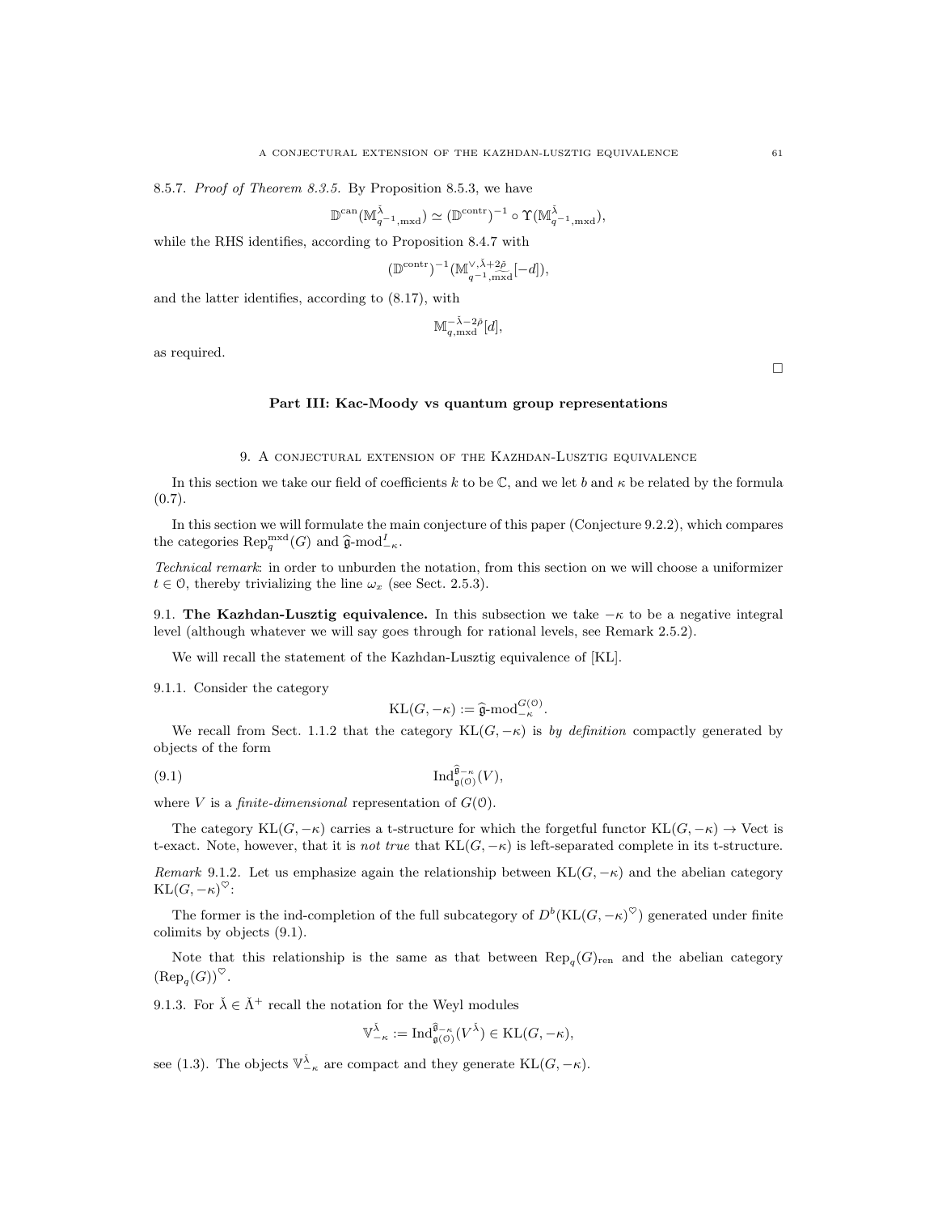8.5.7. *Proof of Theorem 8.3.5.* By Proposition 8.5.3, we have

$$\mathbb{D}^{\mathrm{can}}(\mathbb{M}^{\check{\lambda}}_{q^{-1},\mathrm{mxd}}) \simeq (\mathbb{D}^{\mathrm{contr}})^{-1} \circ \Upsilon(\mathbb{M}^{\check{\lambda}}_{q^{-1},\mathrm{mxd}}),$$

while the RHS identifies, according to Proposition 8.4.7 with

$$(\mathbb{D}^{\mathrm{contr}})^{-1}(\mathbb{M}^{\vee,\check{\lambda}+2\check{\rho}}_{q^{-1},\mathrm{mxd}}[-d]),$$

and the latter identifies, according to (8.17), with

$$\mathbb{M}^{-\check{\lambda}-2\check{\rho}}_{q,\mathrm{mxd}}[d],$$

as required.

□

## Part III: Kac-Moody vs quantum group representations

### 9. A conjectural extension of the Kazhdan-Lusztig equivalence

In this section we take our field of coefficients $k$ to be $\mathbb{C}$, and we let $b$ and $\kappa$ be related by the formula (0.7).

In this section we will formulate the main conjecture of this paper (Conjecture 9.2.2), which compares the categories $\mathrm{Rep}^{\mathrm{mxd}}_q(G)$ and $\widehat{\mathfrak{g}}\text{-mod}^I_{-\kappa}$.

*Technical remark*: in order to unburden the notation, from this section on we will choose a uniformizer $t \in \mathcal{O}$, thereby trivializing the line $\omega_x$ (see Sect. 2.5.3).

9.1. **The Kazhdan-Lusztig equivalence.** In this subsection we take $-\kappa$ to be a negative integral level (although whatever we will say goes through for rational levels, see Remark 2.5.2).

We will recall the statement of the Kazhdan-Lusztig equivalence of [KL].

9.1.1. Consider the category

$$\mathrm{KL}(G,-\kappa) := \widehat{\mathfrak{g}}\text{-mod}^{G(\mathcal{O})}_{-\kappa}.$$

We recall from Sect. 1.1.2 that the category $\mathrm{KL}(G,-\kappa)$ is *by definition* compactly generated by objects of the form

$$\mathrm{Ind}^{\widehat{\mathfrak{g}}_{-\kappa}}_{\mathfrak{g}(\mathcal{O})}(V), \tag{9.1}$$

where $V$ is a *finite-dimensional* representation of $G(\mathcal{O})$.

The category $\mathrm{KL}(G,-\kappa)$ carries a t-structure for which the forgetful functor $\mathrm{KL}(G,-\kappa) \to \mathrm{Vect}$ is t-exact. Note, however, that it is *not true* that $\mathrm{KL}(G,-\kappa)$ is left-separated complete in its t-structure.

*Remark* 9.1.2. Let us emphasize again the relationship between $\mathrm{KL}(G,-\kappa)$ and the abelian category $\mathrm{KL}(G,-\kappa)^{\heartsuit}$:

The former is the ind-completion of the full subcategory of $D^b(\mathrm{KL}(G,-\kappa)^{\heartsuit})$ generated under finite colimits by objects (9.1).

Note that this relationship is the same as that between $\mathrm{Rep}_q(G)_{\mathrm{ren}}$ and the abelian category $(\mathrm{Rep}_q(G))^{\heartsuit}$.

9.1.3. For $\check{\lambda} \in \check{\Lambda}^+$ recall the notation for the Weyl modules

$$\mathbb{V}^{\check{\lambda}}_{-\kappa} := \mathrm{Ind}^{\widehat{\mathfrak{g}}_{-\kappa}}_{\mathfrak{g}(\mathcal{O})}(V^{\check{\lambda}}) \in \mathrm{KL}(G,-\kappa),$$

see (1.3). The objects $\mathbb{V}^{\check{\lambda}}_{-\kappa}$ are compact and they generate $\mathrm{KL}(G,-\kappa)$.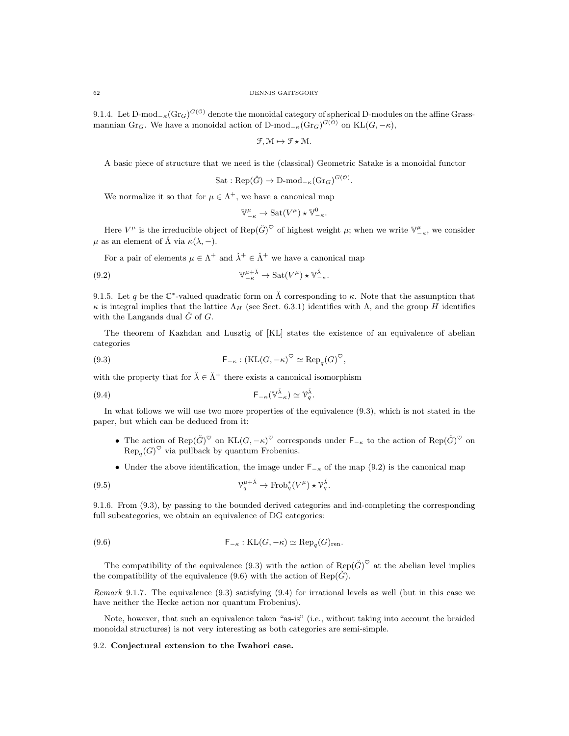9.1.4. Let $\text{D-mod}_{-\kappa}(\text{Gr}_G)^{G(\mathcal{O})}$ denote the monoidal category of spherical D-modules on the affine Grassmannian $\text{Gr}_G$. We have a monoidal action of $\text{D-mod}_{-\kappa}(\text{Gr}_G)^{G(\mathcal{O})}$ on $\text{KL}(G,-\kappa)$,

$$\mathcal{F}, \mathcal{M} \mapsto \mathcal{F} \star \mathcal{M}.$$

A basic piece of structure that we need is the (classical) Geometric Satake is a monoidal functor

$$\text{Sat} : \text{Rep}(\check{G}) \to \text{D-mod}_{-\kappa}(\text{Gr}_G)^{G(\mathcal{O})}.$$

We normalize it so that for $\mu \in \Lambda^+$, we have a canonical map

$$\mathbb{V}^{\mu}_{-\kappa} \to \text{Sat}(V^\mu) \star \mathbb{V}^0_{-\kappa}.$$

Here $V^\mu$ is the irreducible object of $\text{Rep}(\check{G})^\heartsuit$ of highest weight $\mu$; when we write $\mathbb{V}^\mu_{-\kappa}$, we consider $\mu$ as an element of $\check{\Lambda}$ via $\kappa(\lambda, -)$.

For a pair of elements $\mu \in \Lambda^+$ and $\check{\lambda}^+ \in \check{\Lambda}^+$ we have a canonical map

$$\mathbb{V}^{\mu+\check{\lambda}}_{-\kappa} \to \text{Sat}(V^\mu) \star \mathbb{V}^{\check{\lambda}}_{-\kappa}. \tag{9.2}$$

9.1.5. Let $q$ be the $\mathbb{C}^*$-valued quadratic form on $\check{\Lambda}$ corresponding to $\kappa$. Note that the assumption that $\kappa$ is integral implies that the lattice $\Lambda_H$ (see Sect. 6.3.1) identifies with $\Lambda$, and the group $H$ identifies with the Langands dual $\check{G}$ of $G$.

The theorem of Kazhdan and Lusztig of [KL] states the existence of an equivalence of abelian categories

$$\mathsf{F}_{-\kappa} : (\text{KL}(G,-\kappa)^\heartsuit \simeq \text{Rep}_q(G)^\heartsuit, \tag{9.3}$$

with the property that for $\check{\lambda} \in \check{\Lambda}^+$ there exists a canonical isomorphism

$$\mathsf{F}_{-\kappa}(\mathbb{V}^{\check{\lambda}}_{-\kappa}) \simeq \mathcal{V}^{\check{\lambda}}_q. \tag{9.4}$$

In what follows we will use two more properties of the equivalence (9.3), which is not stated in the paper, but which can be deduced from it:

- The action of $\text{Rep}(\check{G})^\heartsuit$ on $\text{KL}(G,-\kappa)^\heartsuit$ corresponds under $\mathsf{F}_{-\kappa}$ to the action of $\text{Rep}(\check{G})^\heartsuit$ on $\text{Rep}_q(G)^\heartsuit$ via pullback by quantum Frobenius.
- Under the above identification, the image under $\mathsf{F}_{-\kappa}$ of the map (9.2) is the canonical map

$$\mathcal{V}^{\mu+\check{\lambda}}_q \to \text{Frob}^*_q(V^\mu) \star \mathcal{V}^{\check{\lambda}}_q. \tag{9.5}$$

9.1.6. From (9.3), by passing to the bounded derived categories and ind-completing the corresponding full subcategories, we obtain an equivalence of DG categories:

$$\mathsf{F}_{-\kappa} : \text{KL}(G,-\kappa) \simeq \text{Rep}_q(G)_{\text{ren}}. \tag{9.6}$$

The compatibility of the equivalence (9.3) with the action of $\text{Rep}(\check{G})^\heartsuit$ at the abelian level implies the compatibility of the equivalence (9.6) with the action of $\text{Rep}(\check{G})$.

*Remark* 9.1.7. The equivalence (9.3) satisfying (9.4) for irrational levels as well (but in this case we have neither the Hecke action nor quantum Frobenius).

Note, however, that such an equivalence taken "as-is" (i.e., without taking into account the braided monoidal structures) is not very interesting as both categories are semi-simple.

## 9.2. Conjectural extension to the Iwahori case.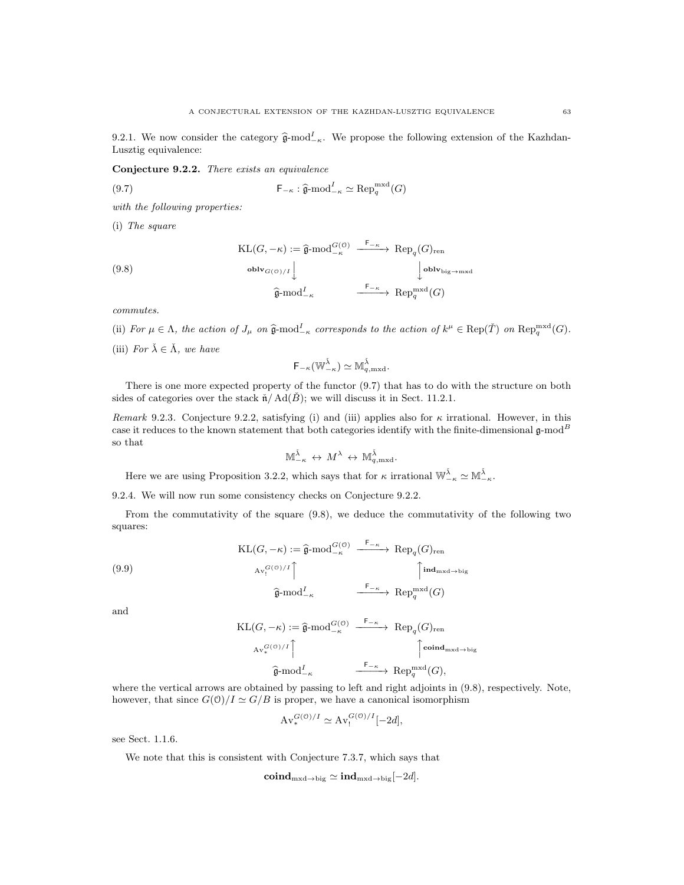9.2.1. We now consider the category $\widehat{\mathfrak{g}}\text{-mod}^I_{-\kappa}$. We propose the following extension of the Kazhdan-Lusztig equivalence:

**Conjecture 9.2.2.** *There exists an equivalence*

$$\mathsf{F}_{-\kappa} : \widehat{\mathfrak{g}}\text{-mod}^I_{-\kappa} \simeq \text{Rep}_q^{\text{mxd}}(G) \tag{9.7}$$

*with the following properties:*

(i) *The square*

$$\begin{array}{ccc} \text{KL}(G,-\kappa) := \widehat{\mathfrak{g}}\text{-mod}^{G(\mathcal{O})}_{-\kappa} & \xrightarrow{\mathsf{F}_{-\kappa}} & \text{Rep}_q(G)_{\text{ren}} \\ \Big\downarrow {\scriptstyle \mathbf{oblv}_{G(\mathcal{O})/I}} & & \Big\downarrow {\scriptstyle \mathbf{oblv}_{\text{big}\to\text{mxd}}} \\ \widehat{\mathfrak{g}}\text{-mod}^I_{-\kappa} & \xrightarrow{\mathsf{F}_{-\kappa}} & \text{Rep}_q^{\text{mxd}}(G) \end{array} \tag{9.8}$$

*commutes.*

(ii) *For $\mu \in \Lambda$, the action of $J_\mu$ on $\widehat{\mathfrak{g}}\text{-mod}^I_{-\kappa}$ corresponds to the action of $k^\mu \in \text{Rep}(\check{T})$ on $\text{Rep}_q^{\text{mxd}}(G)$.*

(iii) *For $\check{\lambda} \in \check{\Lambda}$, we have*

$$\mathsf{F}_{-\kappa}(\mathbb{W}^{\check{\lambda}}_{-\kappa}) \simeq \mathbb{M}^{\check{\lambda}}_{q,\text{mxd}}.$$

There is one more expected property of the functor (9.7) that has to do with the structure on both sides of categories over the stack $\check{\mathfrak{n}}/\text{Ad}(\check{B})$; we will discuss it in Sect. 11.2.1.

*Remark* 9.2.3. Conjecture 9.2.2, satisfying (i) and (iii) applies also for $\kappa$ irrational. However, in this case it reduces to the known statement that both categories identify with the finite-dimensional $\mathfrak{g}\text{-mod}^B$ so that

$$\mathbb{M}^{\check{\lambda}}_{-\kappa} \leftrightarrow M^\lambda \leftrightarrow \mathbb{M}^{\check{\lambda}}_{q,\text{mxd}}.$$

Here we are using Proposition 3.2.2, which says that for $\kappa$ irrational $\mathbb{W}^{\check{\lambda}}_{-\kappa} \simeq \mathbb{M}^{\check{\lambda}}_{-\kappa}$.

9.2.4. We will now run some consistency checks on Conjecture 9.2.2.

From the commutativity of the square (9.8), we deduce the commutativity of the following two squares:

$$\begin{array}{ccc} \text{KL}(G,-\kappa) := \widehat{\mathfrak{g}}\text{-mod}^{G(\mathcal{O})}_{-\kappa} & \xrightarrow{\mathsf{F}_{-\kappa}} & \text{Rep}_q(G)_{\text{ren}} \\ \Big\uparrow {\scriptstyle \text{Av}_!^{G(\mathcal{O})/I}} & & \Big\uparrow {\scriptstyle \mathbf{ind}_{\text{mxd}\to\text{big}}} \\ \widehat{\mathfrak{g}}\text{-mod}^I_{-\kappa} & \xrightarrow{\mathsf{F}_{-\kappa}} & \text{Rep}_q^{\text{mxd}}(G) \end{array} \tag{9.9}$$

and

$$\begin{array}{ccc} \text{KL}(G,-\kappa) := \widehat{\mathfrak{g}}\text{-mod}^{G(\mathcal{O})}_{-\kappa} & \xrightarrow{\mathsf{F}_{-\kappa}} & \text{Rep}_q(G)_{\text{ren}} \\ \Big\uparrow {\scriptstyle \text{Av}_*^{G(\mathcal{O})/I}} & & \Big\uparrow {\scriptstyle \mathbf{coind}_{\text{mxd}\to\text{big}}} \\ \widehat{\mathfrak{g}}\text{-mod}^I_{-\kappa} & \xrightarrow{\mathsf{F}_{-\kappa}} & \text{Rep}_q^{\text{mxd}}(G), \end{array}$$

where the vertical arrows are obtained by passing to left and right adjoints in (9.8), respectively. Note, however, that since $G(\mathcal{O})/I \simeq G/B$ is proper, we have a canonical isomorphism

$$\text{Av}_*^{G(\mathcal{O})/I} \simeq \text{Av}_!^{G(\mathcal{O})/I}[-2d],$$

see Sect. 1.1.6.

We note that this is consistent with Conjecture 7.3.7, which says that

$$\mathbf{coind}_{\text{mxd}\to\text{big}} \simeq \mathbf{ind}_{\text{mxd}\to\text{big}}[-2d].$$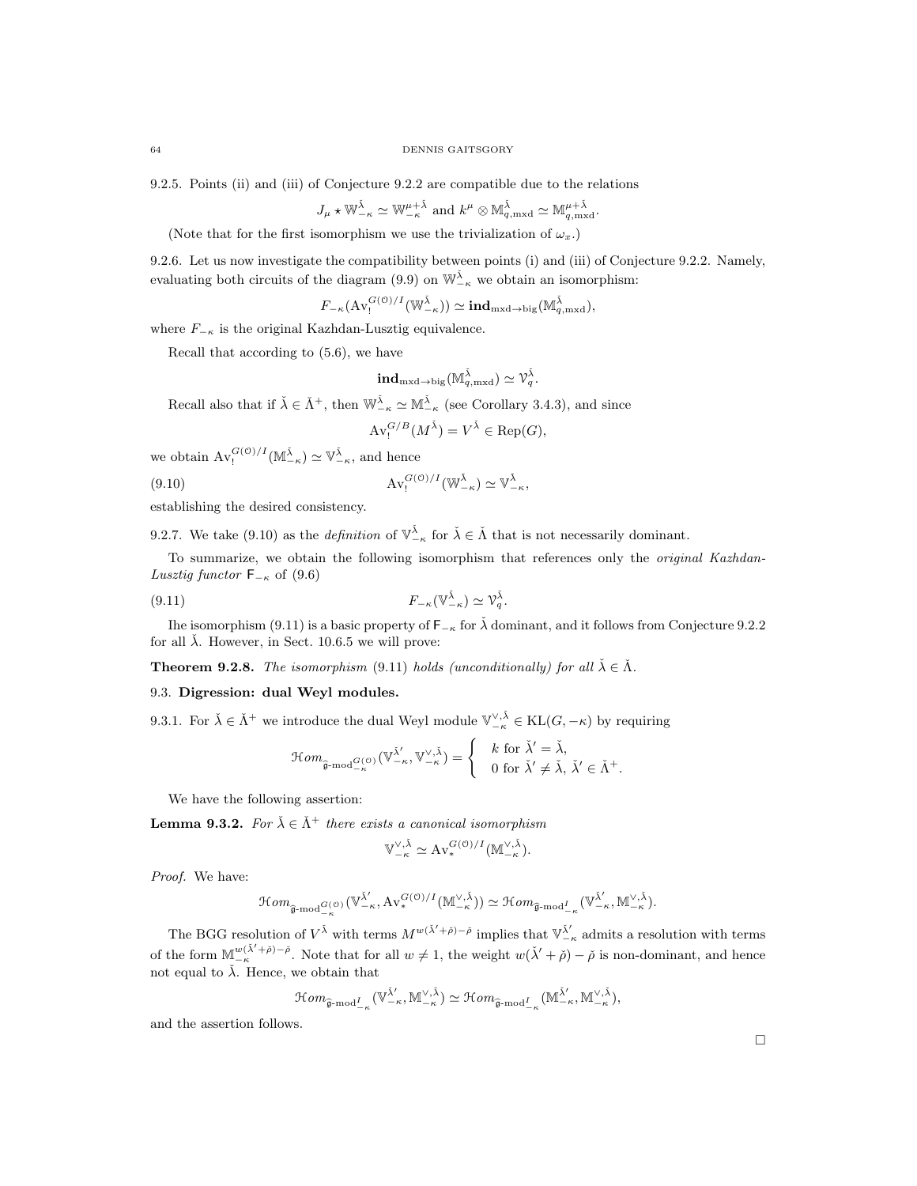9.2.5. Points (ii) and (iii) of Conjecture 9.2.2 are compatible due to the relations

$$J_\mu \star \mathbb{W}^{\check{\lambda}}_{-\kappa} \simeq \mathbb{W}^{\mu+\check{\lambda}}_{-\kappa} \text{ and } k^\mu \otimes \mathbb{M}^{\check{\lambda}}_{q,\mathrm{mxd}} \simeq \mathbb{M}^{\mu+\check{\lambda}}_{q,\mathrm{mxd}}.$$

(Note that for the first isomorphism we use the trivialization of $\omega_x$.)

9.2.6. Let us now investigate the compatibility between points (i) and (iii) of Conjecture 9.2.2. Namely, evaluating both circuits of the diagram (9.9) on $\mathbb{W}^{\check{\lambda}}_{-\kappa}$ we obtain an isomorphism:

$$F_{-\kappa}(\mathrm{Av}_!^{G(\mathcal{O})/I}(\mathbb{W}^{\check{\lambda}}_{-\kappa})) \simeq \mathbf{ind}_{\mathrm{mxd}\to\mathrm{big}}(\mathbb{M}^{\check{\lambda}}_{q,\mathrm{mxd}}),$$

where $F_{-\kappa}$ is the original Kazhdan-Lusztig equivalence.

Recall that according to (5.6), we have

$$\mathbf{ind}_{\mathrm{mxd}\to\mathrm{big}}(\mathbb{M}^{\check{\lambda}}_{q,\mathrm{mxd}}) \simeq \mathcal{V}^{\check{\lambda}}_q.$$

Recall also that if $\check{\lambda} \in \check{\Lambda}^+$, then $\mathbb{W}^{\check{\lambda}}_{-\kappa} \simeq \mathbb{M}^{\check{\lambda}}_{-\kappa}$ (see Corollary 3.4.3), and since

$$\mathrm{Av}_!^{G/B}(M^{\check{\lambda}}) = V^{\check{\lambda}} \in \mathrm{Rep}(G),$$

we obtain $\mathrm{Av}_!^{G(\mathcal{O})/I}(\mathbb{M}^{\check{\lambda}}_{-\kappa}) \simeq \mathbb{V}^{\check{\lambda}}_{-\kappa}$, and hence

$$\mathrm{Av}_!^{G(\mathcal{O})/I}(\mathbb{W}^{\check{\lambda}}_{-\kappa}) \simeq \mathbb{V}^{\check{\lambda}}_{-\kappa}, \tag{9.10}$$

establishing the desired consistency.

9.2.7. We take (9.10) as the *definition* of $\mathbb{V}^{\check{\lambda}}_{-\kappa}$ for $\check{\lambda} \in \check{\Lambda}$ that is not necessarily dominant.

To summarize, we obtain the following isomorphism that references only the *original Kazhdan-Lusztig functor* $\mathsf{F}_{-\kappa}$ of (9.6)

$$F_{-\kappa}(\mathbb{V}^{\check{\lambda}}_{-\kappa}) \simeq \mathcal{V}^{\check{\lambda}}_q. \tag{9.11}$$

Ihe isomorphism (9.11) is a basic property of $\mathsf{F}_{-\kappa}$ for $\check{\lambda}$ dominant, and it follows from Conjecture 9.2.2 for all $\check{\lambda}$. However, in Sect. 10.6.5 we will prove:

**Theorem 9.2.8.** *The isomorphism* (9.11) *holds (unconditionally) for all* $\check{\lambda} \in \check{\Lambda}$.

### 9.3. Digression: dual Weyl modules.

9.3.1. For $\check{\lambda} \in \check{\Lambda}^+$ we introduce the dual Weyl module $\mathbb{V}^{\vee,\check{\lambda}}_{-\kappa} \in \mathrm{KL}(G,-\kappa)$ by requiring

$$\mathcal{H}om_{\widehat{\mathfrak{g}}\text{-mod}^{G(\mathcal{O})}_{-\kappa}}(\mathbb{V}^{\check{\lambda}'}_{-\kappa}, \mathbb{V}^{\vee,\check{\lambda}}_{-\kappa}) = \begin{cases} k \text{ for } \check{\lambda}' = \check{\lambda}, \\ 0 \text{ for } \check{\lambda}' \neq \check{\lambda},\ \check{\lambda}' \in \check{\Lambda}^+. \end{cases}$$

We have the following assertion:

**Lemma 9.3.2.** *For $\check{\lambda} \in \check{\Lambda}^+$ there exists a canonical isomorphism*

$$\mathbb{V}^{\vee,\check{\lambda}}_{-\kappa} \simeq \mathrm{Av}_*^{G(\mathcal{O})/I}(\mathbb{M}^{\vee,\check{\lambda}}_{-\kappa}).$$

*Proof.* We have:

$$\mathcal{H}om_{\widehat{\mathfrak{g}}\text{-mod}^{G(\mathcal{O})}_{-\kappa}}(\mathbb{V}^{\check{\lambda}'}_{-\kappa}, \mathrm{Av}_*^{G(\mathcal{O})/I}(\mathbb{M}^{\vee,\check{\lambda}}_{-\kappa})) \simeq \mathcal{H}om_{\widehat{\mathfrak{g}}\text{-mod}^{I}_{-\kappa}}(\mathbb{V}^{\check{\lambda}'}_{-\kappa}, \mathbb{M}^{\vee,\check{\lambda}}_{-\kappa}).$$

The BGG resolution of $V^{\check{\lambda}}$ with terms $M^{w(\check{\lambda}'+\check{\rho})-\check{\rho}}$ implies that $\mathbb{V}^{\check{\lambda}'}_{-\kappa}$ admits a resolution with terms of the form $\mathbb{M}^{w(\check{\lambda}'+\check{\rho})-\check{\rho}}_{-\kappa}$. Note that for all $w \neq 1$, the weight $w(\check{\lambda}'+\check{\rho})-\check{\rho}$ is non-dominant, and hence not equal to $\check{\lambda}$. Hence, we obtain that

$$\mathcal{H}om_{\widehat{\mathfrak{g}}\text{-mod}^{I}_{-\kappa}}(\mathbb{V}^{\check{\lambda}'}_{-\kappa}, \mathbb{M}^{\vee,\check{\lambda}}_{-\kappa}) \simeq \mathcal{H}om_{\widehat{\mathfrak{g}}\text{-mod}^{I}_{-\kappa}}(\mathbb{M}^{\check{\lambda}'}_{-\kappa}, \mathbb{M}^{\vee,\check{\lambda}}_{-\kappa}),$$

and the assertion follows.

□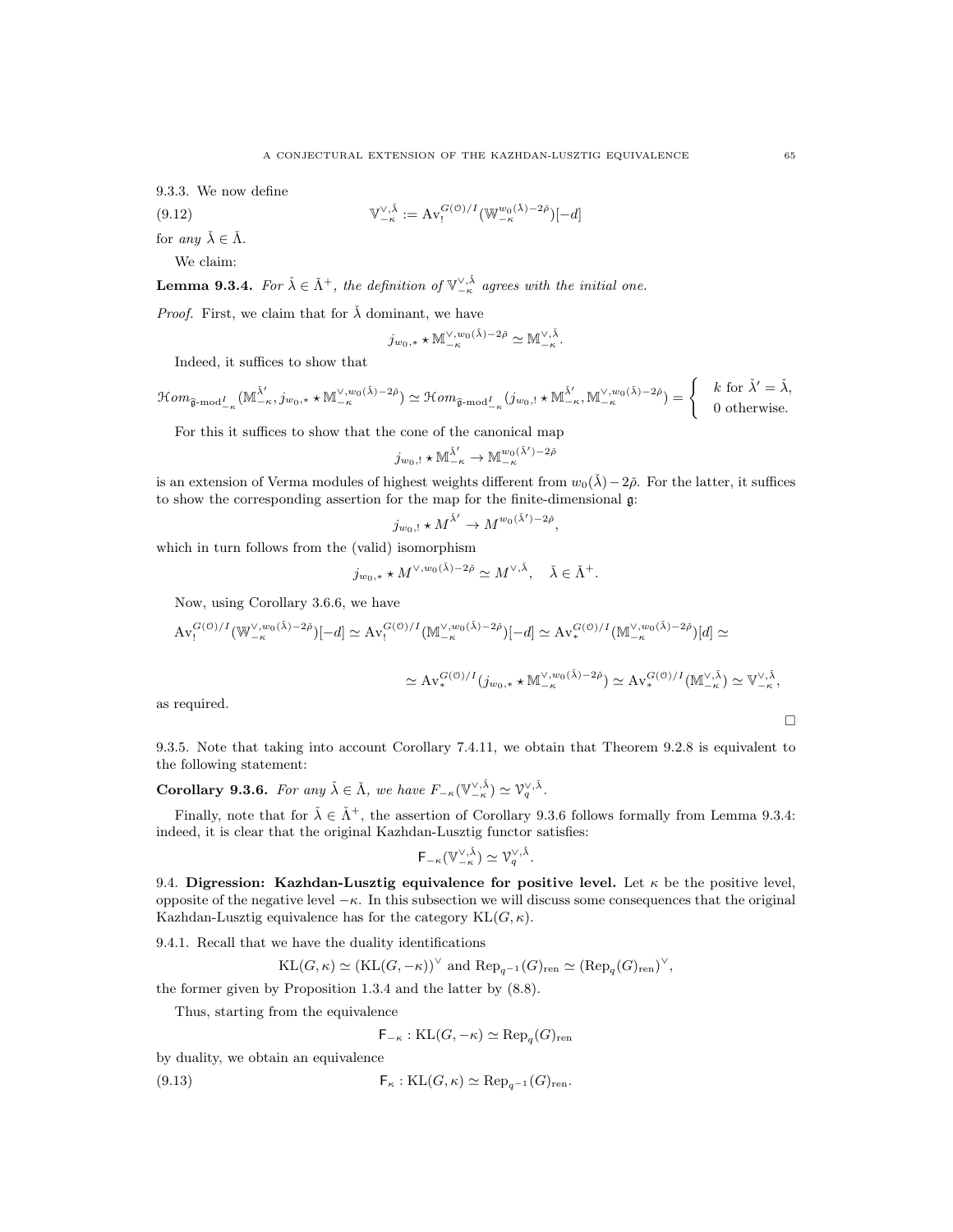9.3.3. We now define

$$\mathbb{V}^{\vee,\check{\lambda}}_{-\kappa} := \mathrm{Av}^{G(\mathcal{O})/I}_!(\mathbb{W}^{w_0(\check{\lambda})-2\check{\rho}}_{-\kappa})[-d] \tag{9.12}$$

for *any* $\check{\lambda} \in \check{\Lambda}$.

We claim:

**Lemma 9.3.4.** *For $\check{\lambda} \in \check{\Lambda}^+$, the definition of $\mathbb{V}^{\vee,\check{\lambda}}_{-\kappa}$ agrees with the initial one.*

*Proof.* First, we claim that for $\check{\lambda}$ dominant, we have

$$j_{w_0,*} \star \mathbb{M}^{\vee,w_0(\check{\lambda})-2\check{\rho}}_{-\kappa} \simeq \mathbb{M}^{\vee,\check{\lambda}}_{-\kappa}.$$

Indeed, it suffices to show that

$$\mathcal{H}om_{\hat{\mathfrak{g}}\text{-mod}^I_{-\kappa}}(\mathbb{M}^{\check{\lambda}'}_{-\kappa}, j_{w_0,*} \star \mathbb{M}^{\vee,w_0(\check{\lambda})-2\check{\rho}}_{-\kappa}) \simeq \mathcal{H}om_{\hat{\mathfrak{g}}\text{-mod}^I_{-\kappa}}(j_{w_0,!} \star \mathbb{M}^{\check{\lambda}'}_{-\kappa}, \mathbb{M}^{\vee,w_0(\check{\lambda})-2\check{\rho}}_{-\kappa}) = \begin{cases} k \text{ for } \check{\lambda}' = \check{\lambda}, \\ 0 \text{ otherwise.} \end{cases}$$

For this it suffices to show that the cone of the canonical map

$$j_{w_0,!} \star \mathbb{M}^{\check{\lambda}'}_{-\kappa} \to \mathbb{M}^{w_0(\check{\lambda}')-2\check{\rho}}_{-\kappa}$$

is an extension of Verma modules of highest weights different from $w_0(\check{\lambda})-2\check{\rho}$. For the latter, it suffices to show the corresponding assertion for the map for the finite-dimensional $\mathfrak{g}$:

$$j_{w_0,!} \star M^{\check{\lambda}'} \to M^{w_0(\check{\lambda}')-2\check{\rho}},$$

which in turn follows from the (valid) isomorphism

$$j_{w_0,*} \star M^{\vee,w_0(\check{\lambda})-2\check{\rho}} \simeq M^{\vee,\check{\lambda}}, \quad \check{\lambda} \in \check{\Lambda}^+.$$

Now, using Corollary 3.6.6, we have

$$\mathrm{Av}^{G(\mathcal{O})/I}_!(\mathbb{W}^{\vee,w_0(\check{\lambda})-2\check{\rho}}_{-\kappa})[-d] \simeq \mathrm{Av}^{G(\mathcal{O})/I}_!(\mathbb{M}^{\vee,w_0(\check{\lambda})-2\check{\rho}}_{-\kappa})[-d] \simeq \mathrm{Av}^{G(\mathcal{O})/I}_*(\mathbb{M}^{\vee,w_0(\check{\lambda})-2\check{\rho}}_{-\kappa})[d] \simeq$$

$$\simeq \mathrm{Av}^{G(\mathcal{O})/I}_*(j_{w_0,*} \star \mathbb{M}^{\vee,w_0(\check{\lambda})-2\check{\rho}}_{-\kappa}) \simeq \mathrm{Av}^{G(\mathcal{O})/I}_*(\mathbb{M}^{\vee,\check{\lambda}}_{-\kappa}) \simeq \mathbb{V}^{\vee,\check{\lambda}}_{-\kappa},$$

as required. ∎

9.3.5. Note that taking into account Corollary 7.4.11, we obtain that Theorem 9.2.8 is equivalent to the following statement:

**Corollary 9.3.6.** *For any $\check{\lambda} \in \check{\Lambda}$, we have $F_{-\kappa}(\mathbb{V}^{\vee,\check{\lambda}}_{-\kappa}) \simeq \mathcal{V}^{\vee,\check{\lambda}}_q$.*

Finally, note that for $\check{\lambda} \in \check{\Lambda}^+$, the assertion of Corollary 9.3.6 follows formally from Lemma 9.3.4: indeed, it is clear that the original Kazhdan-Lusztig functor satisfies:

$$\mathsf{F}_{-\kappa}(\mathbb{V}^{\vee,\check{\lambda}}_{-\kappa}) \simeq \mathcal{V}^{\vee,\check{\lambda}}_q.$$

9.4. **Digression: Kazhdan-Lusztig equivalence for positive level.** Let $\kappa$ be the positive level, opposite of the negative level $-\kappa$. In this subsection we will discuss some consequences that the original Kazhdan-Lusztig equivalence has for the category $\mathrm{KL}(G,\kappa)$.

9.4.1. Recall that we have the duality identifications

$$\mathrm{KL}(G,\kappa) \simeq (\mathrm{KL}(G,-\kappa))^\vee \text{ and } \mathrm{Rep}_{q^{-1}}(G)_{\mathrm{ren}} \simeq (\mathrm{Rep}_q(G)_{\mathrm{ren}})^\vee,$$

the former given by Proposition 1.3.4 and the latter by (8.8).

Thus, starting from the equivalence

$$\mathsf{F}_{-\kappa} : \mathrm{KL}(G,-\kappa) \simeq \mathrm{Rep}_q(G)_{\mathrm{ren}}$$

by duality, we obtain an equivalence

$$\mathsf{F}_{\kappa} : \mathrm{KL}(G,\kappa) \simeq \mathrm{Rep}_{q^{-1}}(G)_{\mathrm{ren}}. \tag{9.13}$$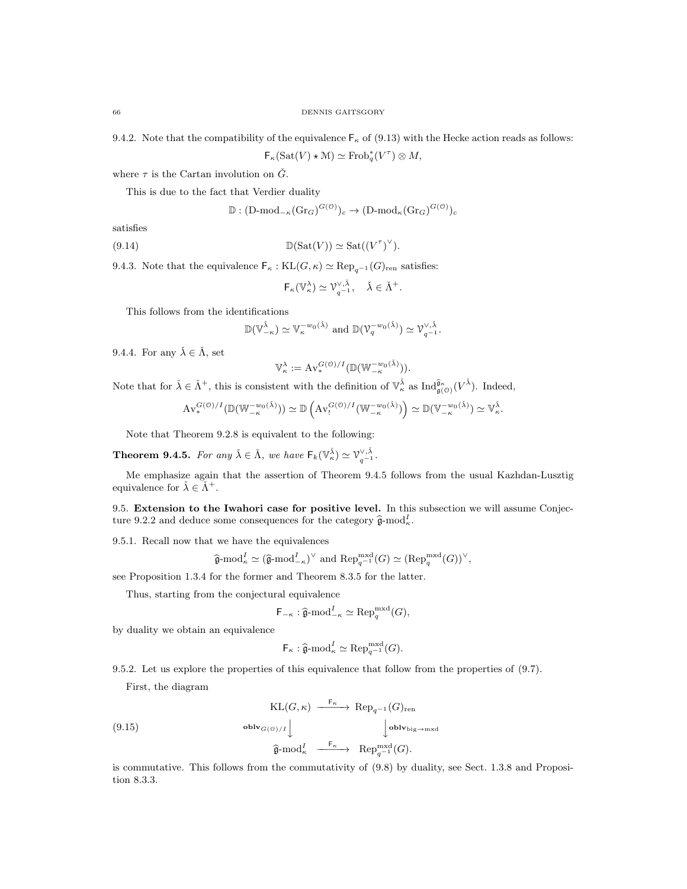9.4.2. Note that the compatibility of the equivalence $\mathsf{F}_\kappa$ of (9.13) with the Hecke action reads as follows:

$$\mathsf{F}_\kappa(\mathrm{Sat}(V) \star \mathcal{M}) \simeq \mathrm{Frob}_q^*(V^\tau) \otimes M,$$

where $\tau$ is the Cartan involution on $\check{G}$.

This is due to the fact that Verdier duality

$$\mathbb{D} : (\text{D-mod}_{-\kappa}(\mathrm{Gr}_G)^{G(\mathcal{O})})_c \to (\text{D-mod}_\kappa(\mathrm{Gr}_G)^{G(\mathcal{O})})_c$$

satisfies

$$\mathbb{D}(\mathrm{Sat}(V)) \simeq \mathrm{Sat}((V^\tau)^\vee). \tag{9.14}$$

9.4.3. Note that the equivalence $\mathsf{F}_\kappa : \mathrm{KL}(G,\kappa) \simeq \mathrm{Rep}_{q^{-1}}(G)_{\mathrm{ren}}$ satisfies:

$$\mathsf{F}_\kappa(\mathbb{V}_\kappa^\lambda) \simeq \mathcal{V}_{q^{-1}}^{\vee,\check{\lambda}}, \quad \check{\lambda} \in \check{\Lambda}^+.$$

This follows from the identifications

$$\mathbb{D}(\mathbb{V}_{-\kappa}^{\check{\lambda}}) \simeq \mathbb{V}_\kappa^{-w_0(\check{\lambda})} \text{ and } \mathbb{D}(\mathcal{V}_q^{-w_0(\check{\lambda})}) \simeq \mathcal{V}_{q^{-1}}^{\vee,\check{\lambda}}.$$

9.4.4. For any $\check{\lambda} \in \check{\Lambda}$, set

$$\mathbb{V}_\kappa^\lambda := \mathrm{Av}_*^{G(\mathcal{O})/I}(\mathbb{D}(\mathbb{W}_{-\kappa}^{-w_0(\check{\lambda})})).$$

Note that for $\check{\lambda} \in \check{\Lambda}^+$, this is consistent with the definition of $\mathbb{V}_\kappa^{\check{\lambda}}$ as $\mathrm{Ind}_{\mathfrak{g}(\mathcal{O})}^{\widehat{\mathfrak{g}}_\kappa}(V^{\check{\lambda}})$. Indeed,

$$\mathrm{Av}_*^{G(\mathcal{O})/I}(\mathbb{D}(\mathbb{W}_{-\kappa}^{-w_0(\check{\lambda})})) \simeq \mathbb{D}\left(\mathrm{Av}_!^{G(\mathcal{O})/I}(\mathbb{W}_{-\kappa}^{-w_0(\check{\lambda})})\right) \simeq \mathbb{D}(\mathbb{V}_{-\kappa}^{-w_0(\check{\lambda})}) \simeq \mathbb{V}_\kappa^{\check{\lambda}}.$$

Note that Theorem 9.2.8 is equivalent to the following:

**Theorem 9.4.5.** *For any $\check{\lambda} \in \check{\Lambda}$, we have $\mathsf{F}_k(\mathbb{V}_\kappa^{\check{\lambda}}) \simeq \mathcal{V}_{q^{-1}}^{\vee,\check{\lambda}}$.*

Me emphasize again that the assertion of Theorem 9.4.5 follows from the usual Kazhdan-Lusztig equivalence for $\check{\lambda} \in \check{\Lambda}^+$.

## 9.5. Extension to the Iwahori case for positive level.

In this subsection we will assume Conjecture 9.2.2 and deduce some consequences for the category $\widehat{\mathfrak{g}}\text{-mod}_\kappa^I$.

9.5.1. Recall now that we have the equivalences

$$\widehat{\mathfrak{g}}\text{-mod}_\kappa^I \simeq (\widehat{\mathfrak{g}}\text{-mod}_{-\kappa}^I)^\vee \text{ and } \mathrm{Rep}_{q^{-1}}^{\mathrm{mxd}}(G) \simeq (\mathrm{Rep}_q^{\mathrm{mxd}}(G))^\vee,$$

see Proposition 1.3.4 for the former and Theorem 8.3.5 for the latter.

Thus, starting from the conjectural equivalence

$$\mathsf{F}_{-\kappa} : \widehat{\mathfrak{g}}\text{-mod}_{-\kappa}^I \simeq \mathrm{Rep}_q^{\mathrm{mxd}}(G),$$

by duality we obtain an equivalence

$$\mathsf{F}_\kappa : \widehat{\mathfrak{g}}\text{-mod}_\kappa^I \simeq \mathrm{Rep}_{q^{-1}}^{\mathrm{mxd}}(G).$$

9.5.2. Let us explore the properties of this equivalence that follow from the properties of (9.7).

First, the diagram

$$\begin{array}{ccc} \mathrm{KL}(G,\kappa) & \xrightarrow{\mathsf{F}_\kappa} & \mathrm{Rep}_{q^{-1}}(G)_{\mathrm{ren}} \\ {\scriptstyle \mathbf{oblv}_{G(\mathcal{O})/I}}\downarrow & & \downarrow{\scriptstyle \mathbf{oblv}_{\mathrm{big}\to\mathrm{mxd}}} \\ \widehat{\mathfrak{g}}\text{-mod}_\kappa^I & \xrightarrow{\mathsf{F}_\kappa} & \mathrm{Rep}_{q^{-1}}^{\mathrm{mxd}}(G). \end{array} \tag{9.15}$$

is commutative. This follows from the commutativity of (9.8) by duality, see Sect. 1.3.8 and Proposition 8.3.3.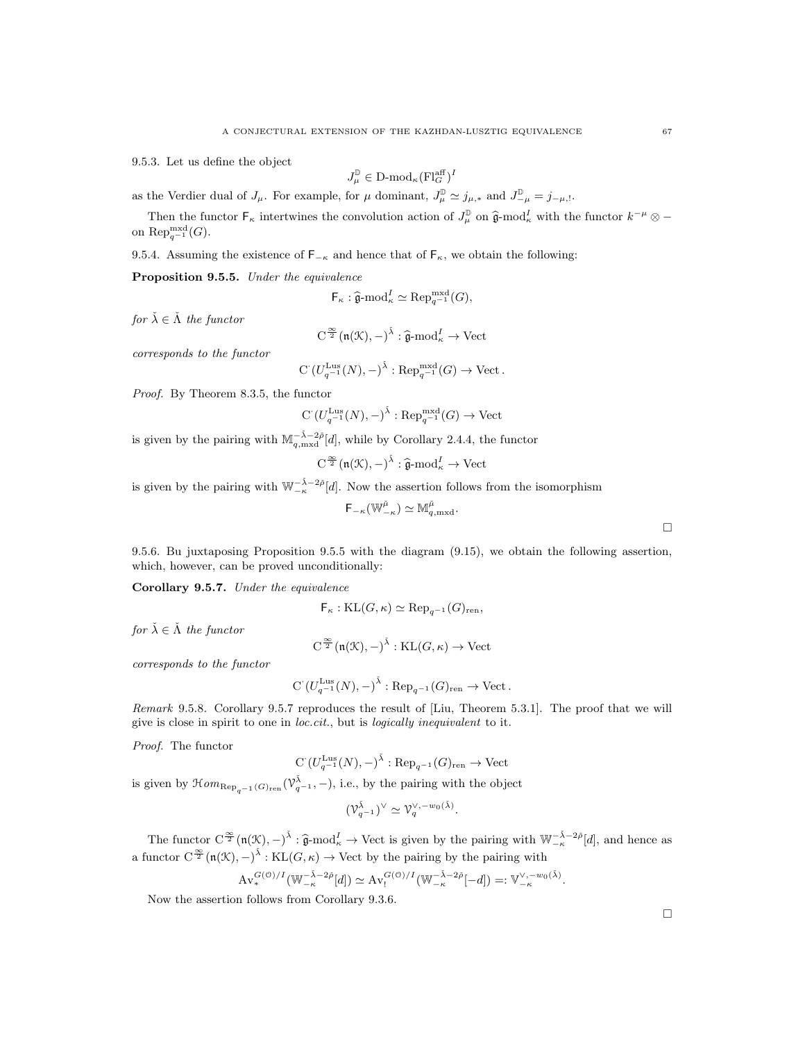9.5.3. Let us define the object

$$J^{\mathbb{D}}_\mu \in \text{D-mod}_\kappa(\text{Fl}^{\text{aff}}_G)^I$$

as the Verdier dual of $J_\mu$. For example, for $\mu$ dominant, $J^{\mathbb{D}}_\mu \simeq j_{\mu,*}$ and $J^{\mathbb{D}}_{-\mu} = j_{-\mu,!}$.

Then the functor $\mathsf{F}_\kappa$ intertwines the convolution action of $J^{\mathbb{D}}_\mu$ on $\widehat{\mathfrak{g}}\text{-mod}^I_\kappa$ with the functor $k^{-\mu} \otimes -$ on $\text{Rep}^{\text{mxd}}_{q^{-1}}(G)$.

9.5.4. Assuming the existence of $\mathsf{F}_{-\kappa}$ and hence that of $\mathsf{F}_\kappa$, we obtain the following:

**Proposition 9.5.5.** *Under the equivalence*

$$\mathsf{F}_\kappa : \widehat{\mathfrak{g}}\text{-mod}^I_\kappa \simeq \text{Rep}^{\text{mxd}}_{q^{-1}}(G),$$

*for* $\check{\lambda} \in \check{\Lambda}$ *the functor*

$$\mathrm{C}^{\frac{\infty}{2}}(\mathfrak{n}(\mathcal{K}), -)^{\check{\lambda}} : \widehat{\mathfrak{g}}\text{-mod}^I_\kappa \to \text{Vect}$$

*corresponds to the functor*

$$\mathrm{C}^{\cdot}(U^{\text{Lus}}_{q^{-1}}(N), -)^{\check{\lambda}} : \text{Rep}^{\text{mxd}}_{q^{-1}}(G) \to \text{Vect}\,.$$

*Proof.* By Theorem 8.3.5, the functor

$$\mathrm{C}^{\cdot}(U^{\text{Lus}}_{q^{-1}}(N), -)^{\check{\lambda}} : \text{Rep}^{\text{mxd}}_{q^{-1}}(G) \to \text{Vect}$$

is given by the pairing with $\mathbb{M}^{-\check{\lambda}-2\check{\rho}}_{q,\text{mxd}}[d]$, while by Corollary 2.4.4, the functor

$$\mathrm{C}^{\frac{\infty}{2}}(\mathfrak{n}(\mathcal{K}), -)^{\check{\lambda}} : \widehat{\mathfrak{g}}\text{-mod}^I_\kappa \to \text{Vect}$$

is given by the pairing with $\mathbb{W}^{-\check{\lambda}-2\check{\rho}}_{-\kappa}[d]$. Now the assertion follows from the isomorphism

$$\mathsf{F}_{-\kappa}(\mathbb{W}^{\check{\mu}}_{-\kappa}) \simeq \mathbb{M}^{\check{\mu}}_{q,\text{mxd}}.$$

□

9.5.6. Bu juxtaposing Proposition 9.5.5 with the diagram (9.15), we obtain the following assertion, which, however, can be proved unconditionally:

**Corollary 9.5.7.** *Under the equivalence*

$$\mathsf{F}_\kappa : \text{KL}(G, \kappa) \simeq \text{Rep}_{q^{-1}}(G)_{\text{ren}},$$

*for* $\check{\lambda} \in \check{\Lambda}$ *the functor*

$$\mathrm{C}^{\frac{\infty}{2}}(\mathfrak{n}(\mathcal{K}), -)^{\check{\lambda}} : \text{KL}(G, \kappa) \to \text{Vect}$$

*corresponds to the functor*

$$\mathrm{C}^{\cdot}(U^{\text{Lus}}_{q^{-1}}(N), -)^{\check{\lambda}} : \text{Rep}_{q^{-1}}(G)_{\text{ren}} \to \text{Vect}\,.$$

*Remark* 9.5.8. Corollary 9.5.7 reproduces the result of [Liu, Theorem 5.3.1]. The proof that we will give is close in spirit to one in *loc.cit.*, but is *logically inequivalent* to it.

*Proof.* The functor

$$\mathrm{C}^{\cdot}(U^{\text{Lus}}_{q^{-1}}(N), -)^{\check{\lambda}} : \text{Rep}_{q^{-1}}(G)_{\text{ren}} \to \text{Vect}$$

is given by $\mathcal{H}om_{\text{Rep}_{q^{-1}}(G)_{\text{ren}}}(\mathcal{V}^{\check{\lambda}}_{q^{-1}}, -)$, i.e., by the pairing with the object

$$(\mathcal{V}^{\check{\lambda}}_{q^{-1}})^\vee \simeq \mathcal{V}^{\vee, -w_0(\check{\lambda})}_q.$$

The functor $\mathrm{C}^{\frac{\infty}{2}}(\mathfrak{n}(\mathcal{K}), -)^{\check{\lambda}} : \widehat{\mathfrak{g}}\text{-mod}^I_\kappa \to \text{Vect}$ is given by the pairing with $\mathbb{W}^{-\check{\lambda}-2\check{\rho}}_{-\kappa}[d]$, and hence as a functor $\mathrm{C}^{\frac{\infty}{2}}(\mathfrak{n}(\mathcal{K}), -)^{\check{\lambda}} : \text{KL}(G, \kappa) \to \text{Vect}$ by the pairing by the pairing with

$$\text{Av}^{G(\mathcal{O})/I}_*(\mathbb{W}^{-\check{\lambda}-2\check{\rho}}_{-\kappa}[d]) \simeq \text{Av}^{G(\mathcal{O})/I}_!(\mathbb{W}^{-\check{\lambda}-2\check{\rho}}_{-\kappa}[-d]) =: \mathbb{V}^{\vee, -w_0(\check{\lambda})}_{-\kappa}.$$

Now the assertion follows from Corollary 9.3.6.

□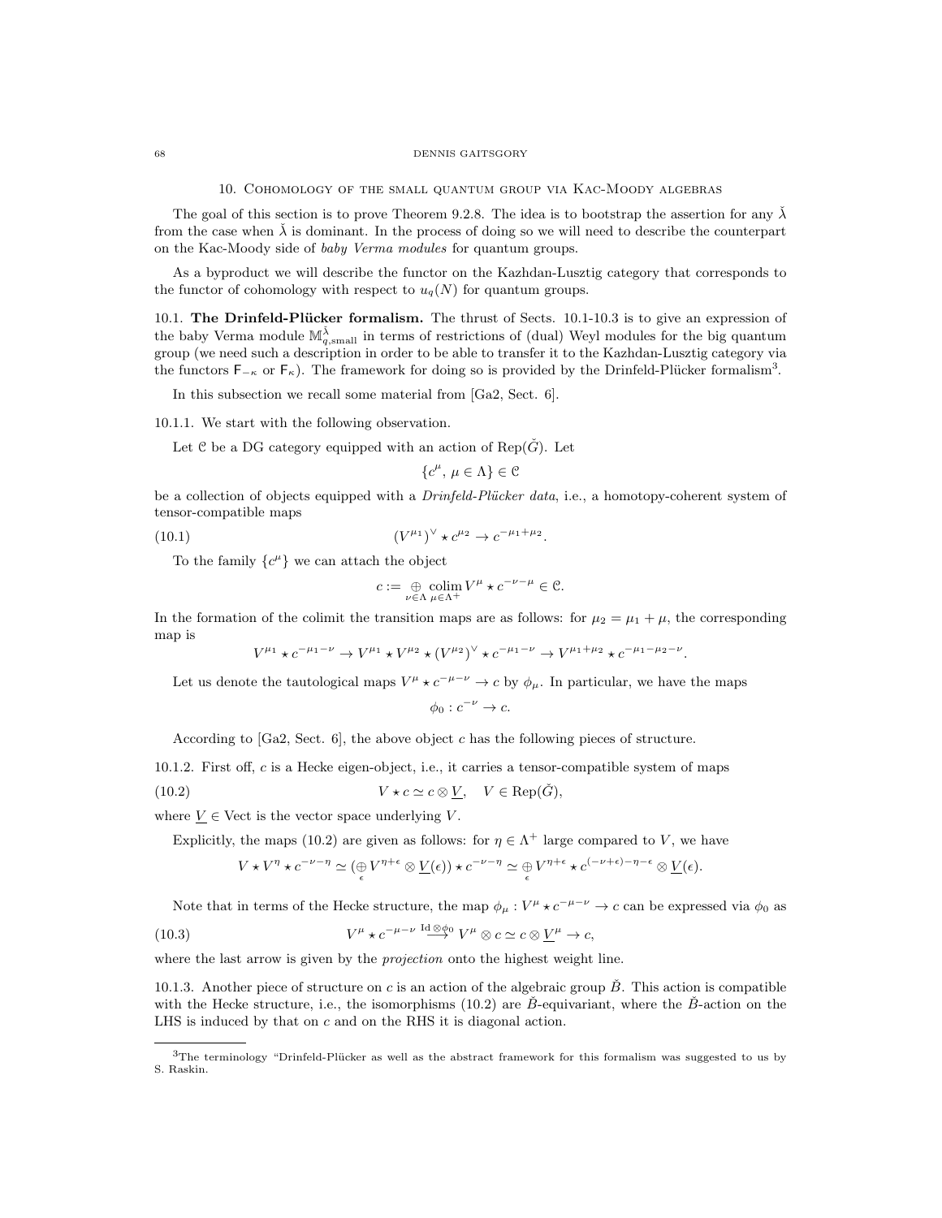## 10. Cohomology of the small quantum group via Kac-Moody algebras

The goal of this section is to prove Theorem 9.2.8. The idea is to bootstrap the assertion for any $\check{\lambda}$ from the case when $\check{\lambda}$ is dominant. In the process of doing so we will need to describe the counterpart on the Kac-Moody side of *baby Verma modules* for quantum groups.

As a byproduct we will describe the functor on the Kazhdan-Lusztig category that corresponds to the functor of cohomology with respect to $u_q(N)$ for quantum groups.

### 10.1. The Drinfeld-Plücker formalism.

The thrust of Sects. 10.1-10.3 is to give an expression of the baby Verma module $\mathbb{M}^{\check{\lambda}}_{q,\text{small}}$ in terms of restrictions of (dual) Weyl modules for the big quantum group (we need such a description in order to be able to transfer it to the Kazhdan-Lusztig category via the functors $\mathsf{F}_{-\kappa}$ or $\mathsf{F}_{\kappa}$). The framework for doing so is provided by the Drinfeld-Plücker formalism[3].

In this subsection we recall some material from [Ga2, Sect. 6].

10.1.1. We start with the following observation.

Let $\mathcal{C}$ be a DG category equipped with an action of $\text{Rep}(\check{G})$. Let

$$\{c^{\mu},\, \mu \in \Lambda\} \in \mathcal{C}$$

be a collection of objects equipped with a *Drinfeld-Plücker data*, i.e., a homotopy-coherent system of tensor-compatible maps

$$(V^{\mu_1})^{\vee} \star c^{\mu_2} \to c^{-\mu_1+\mu_2}. \tag{10.1}$$

To the family $\{c^{\mu}\}$ we can attach the object

$$c := \underset{\nu\in\Lambda}{\oplus}\, \underset{\mu\in\Lambda^+}{\text{colim}}\, V^{\mu} \star c^{-\nu-\mu} \in \mathcal{C}.$$

In the formation of the colimit the transition maps are as follows: for $\mu_2 = \mu_1 + \mu$, the corresponding map is

$$V^{\mu_1} \star c^{-\mu_1-\nu} \to V^{\mu_1} \star V^{\mu_2} \star (V^{\mu_2})^{\vee} \star c^{-\mu_1-\nu} \to V^{\mu_1+\mu_2} \star c^{-\mu_1-\mu_2-\nu}.$$

Let us denote the tautological maps $V^{\mu} \star c^{-\mu-\nu} \to c$ by $\phi_{\mu}$. In particular, we have the maps

$$\phi_0 : c^{-\nu} \to c.$$

According to [Ga2, Sect. 6], the above object $c$ has the following pieces of structure.

10.1.2. First off, $c$ is a Hecke eigen-object, i.e., it carries a tensor-compatible system of maps

$$V \star c \simeq c \otimes \underline{V}, \quad V \in \text{Rep}(\check{G}), \tag{10.2}$$

where $\underline{V} \in \text{Vect}$ is the vector space underlying $V$.

Explicitly, the maps (10.2) are given as follows: for $\eta \in \Lambda^+$ large compared to $V$, we have

$$V \star V^{\eta} \star c^{-\nu-\eta} \simeq (\underset{\epsilon}{\oplus} V^{\eta+\epsilon} \otimes \underline{V}(\epsilon)) \star c^{-\nu-\eta} \simeq \underset{\epsilon}{\oplus} V^{\eta+\epsilon} \star c^{(-\nu+\epsilon)-\eta-\epsilon} \otimes \underline{V}(\epsilon).$$

Note that in terms of the Hecke structure, the map $\phi_{\mu} : V^{\mu} \star c^{-\mu-\nu} \to c$ can be expressed via $\phi_0$ as

$$V^{\mu} \star c^{-\mu-\nu} \overset{\text{Id}\otimes\phi_0}{\longrightarrow} V^{\mu} \otimes c \simeq c \otimes \underline{V}^{\mu} \to c, \tag{10.3}$$

where the last arrow is given by the *projection* onto the highest weight line.

10.1.3. Another piece of structure on $c$ is an action of the algebraic group $\check{B}$. This action is compatible with the Hecke structure, i.e., the isomorphisms (10.2) are $\check{B}$-equivariant, where the $\check{B}$-action on the LHS is induced by that on $c$ and on the RHS it is diagonal action.

---

[3] The terminology "Drinfeld-Plücker as well as the abstract framework for this formalism was suggested to us by S. Raskin.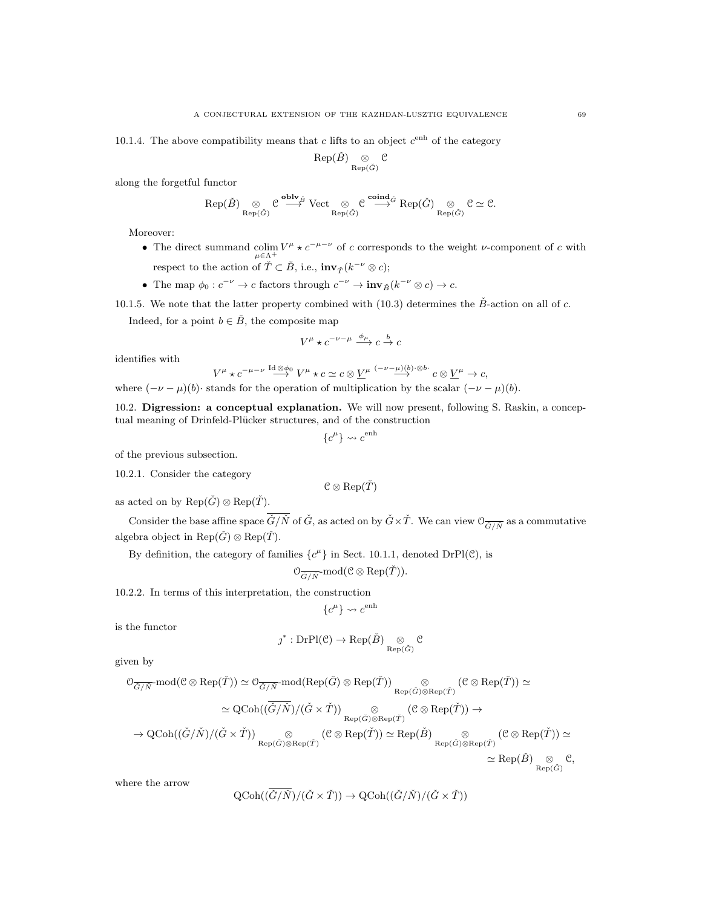10.1.4. The above compatibility means that $c$ lifts to an object $c^{\mathrm{enh}}$ of the category

$$\mathrm{Rep}(\check{B}) \underset{\mathrm{Rep}(\check{G})}{\otimes} \mathcal{C}$$

along the forgetful functor

$$\mathrm{Rep}(\check{B}) \underset{\mathrm{Rep}(\check{G})}{\otimes} \mathcal{C} \overset{\mathbf{oblv}_{\check{B}}}{\longrightarrow} \mathrm{Vect} \underset{\mathrm{Rep}(\check{G})}{\otimes} \mathcal{C} \overset{\mathbf{coind}_{\check{G}}}{\longrightarrow} \mathrm{Rep}(\check{G}) \underset{\mathrm{Rep}(\check{G})}{\otimes} \mathcal{C} \simeq \mathcal{C}.$$

Moreover:

- The direct summand $\underset{\mu\in\Lambda^+}{\mathrm{colim}}\, V^\mu \star c^{-\mu-\nu}$ of $c$ corresponds to the weight $\nu$-component of $c$ with respect to the action of $\check{T} \subset \check{B}$, i.e., $\mathbf{inv}_{\check{T}}(k^{-\nu} \otimes c)$;
- The map $\phi_0 : c^{-\nu} \to c$ factors through $c^{-\nu} \to \mathbf{inv}_{\check{B}}(k^{-\nu} \otimes c) \to c$.

10.1.5. We note that the latter property combined with (10.3) determines the $\check{B}$-action on all of $c$.

Indeed, for a point $b \in \check{B}$, the composite map

$$V^\mu \star c^{-\nu-\mu} \overset{\phi_\mu}{\longrightarrow} c \overset{b}{\to} c$$

identifies with

$$V^\mu \star c^{-\mu-\nu} \overset{\mathrm{Id}\otimes\phi_0}{\longrightarrow} V^\mu \star c \simeq c \otimes \underline{V}^\mu \overset{(-\nu-\mu)(b)\cdot \otimes b\cdot}{\longrightarrow} c \otimes \underline{V}^\mu \to c,$$

where $(-\nu-\mu)(b)\cdot$ stands for the operation of multiplication by the scalar $(-\nu-\mu)(b)$.

10.2. **Digression: a conceptual explanation.** We will now present, following S. Raskin, a conceptual meaning of Drinfeld-Plücker structures, and of the construction

$$\{c^\mu\} \rightsquigarrow c^{\mathrm{enh}}$$

of the previous subsection.

10.2.1. Consider the category

$$\mathcal{C} \otimes \mathrm{Rep}(\check{T})$$

as acted on by $\mathrm{Rep}(\check{G}) \otimes \mathrm{Rep}(\check{T})$.

Consider the base affine space $\overline{\check{G}/\check{N}}$ of $\check{G}$, as acted on by $\check{G}\times\check{T}$. We can view $\mathcal{O}_{\overline{\check{G}/\check{N}}}$ as a commutative algebra object in $\mathrm{Rep}(\check{G}) \otimes \mathrm{Rep}(\check{T})$.

By definition, the category of families $\{c^\mu\}$ in Sect. 10.1.1, denoted $\mathrm{DrPl}(\mathcal{C})$, is

$$\mathcal{O}_{\overline{\check{G}/\check{N}}}\text{-mod}(\mathcal{C} \otimes \mathrm{Rep}(\check{T})).$$

10.2.2. In terms of this interpretation, the construction

$$\{c^\mu\} \rightsquigarrow c^{\mathrm{enh}}$$

is the functor

$$\jmath^* : \mathrm{DrPl}(\mathcal{C}) \to \mathrm{Rep}(\check{B}) \underset{\mathrm{Rep}(\check{G})}{\otimes} \mathcal{C}$$

given by

$$\begin{aligned}
\mathcal{O}_{\overline{\check{G}/\check{N}}}\text{-mod}(\mathcal{C} \otimes \mathrm{Rep}(\check{T})) &\simeq \mathcal{O}_{\overline{\check{G}/\check{N}}}\text{-mod}(\mathrm{Rep}(\check{G}) \otimes \mathrm{Rep}(\check{T})) \underset{\mathrm{Rep}(\check{G})\otimes\mathrm{Rep}(\check{T})}{\otimes} (\mathcal{C} \otimes \mathrm{Rep}(\check{T})) \simeq \\
&\simeq \mathrm{QCoh}((\overline{\check{G}/\check{N}})/(\check{G}\times\check{T})) \underset{\mathrm{Rep}(\check{G})\otimes\mathrm{Rep}(\check{T})}{\otimes} (\mathcal{C} \otimes \mathrm{Rep}(\check{T})) \to \\
\to \mathrm{QCoh}((\check{G}/\check{N})/(\check{G}\times\check{T})) &\underset{\mathrm{Rep}(\check{G})\otimes\mathrm{Rep}(\check{T})}{\otimes} (\mathcal{C} \otimes \mathrm{Rep}(\check{T})) \simeq \mathrm{Rep}(\check{B}) \underset{\mathrm{Rep}(\check{G})\otimes\mathrm{Rep}(\check{T})}{\otimes} (\mathcal{C} \otimes \mathrm{Rep}(\check{T})) \simeq \\
&\simeq \mathrm{Rep}(\check{B}) \underset{\mathrm{Rep}(\check{G})}{\otimes} \mathcal{C},
\end{aligned}$$

where the arrow

$$\mathrm{QCoh}((\overline{\check{G}/\check{N}})/(\check{G}\times\check{T})) \to \mathrm{QCoh}((\check{G}/\check{N})/(\check{G}\times\check{T}))$$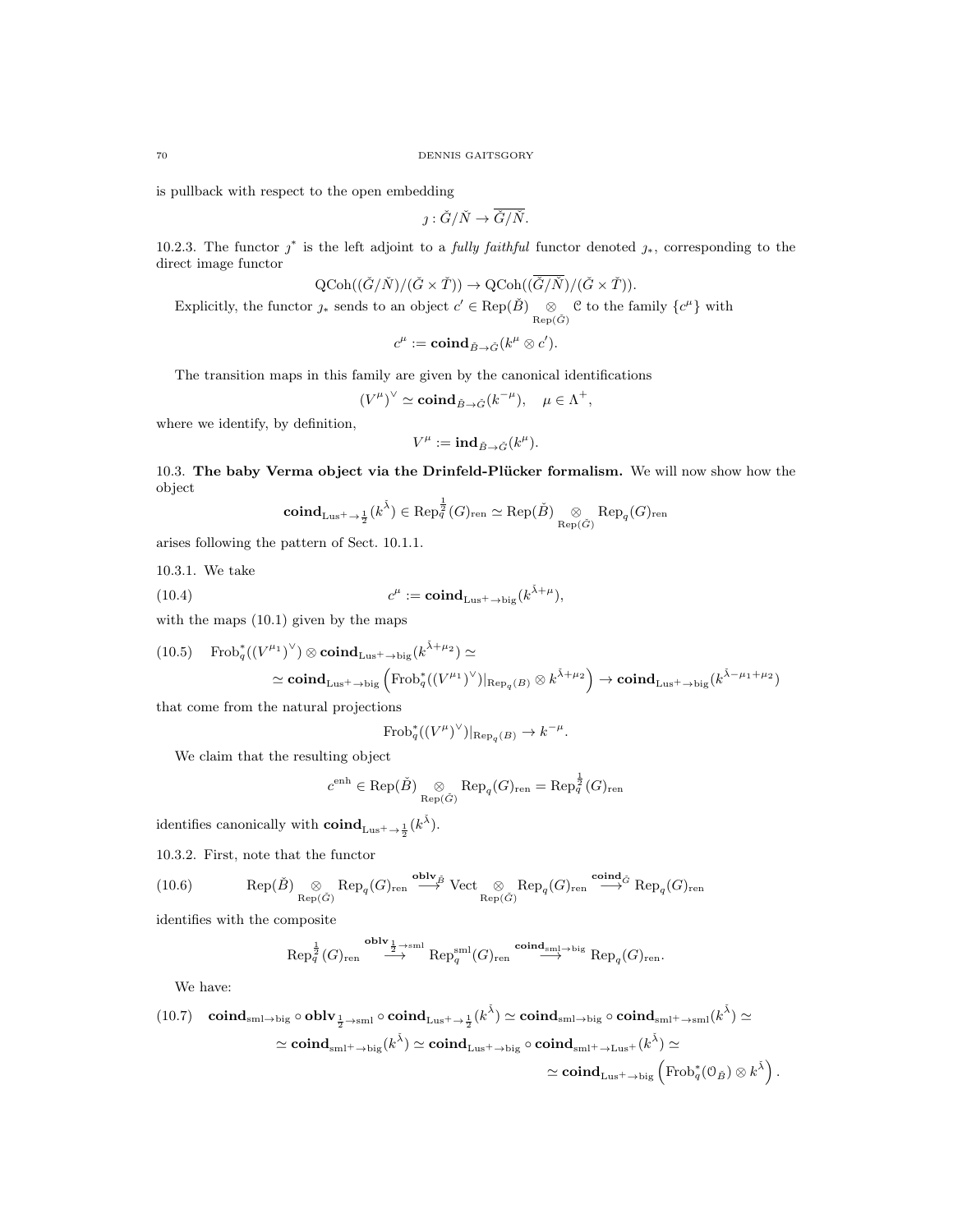is pullback with respect to the open embedding

$$\jmath : \check{G}/\check{N} \to \overline{\check{G}/\check{N}}.$$

10.2.3. The functor $\jmath^*$ is the left adjoint to a *fully faithful* functor denoted $\jmath_*$, corresponding to the direct image functor

$$\mathrm{QCoh}((\check{G}/\check{N})/(\check{G}\times\check{T})) \to \mathrm{QCoh}((\overline{\check{G}/\check{N}})/(\check{G}\times\check{T})).$$

Explicitly, the functor $\jmath_*$ sends to an object $c' \in \mathrm{Rep}(\check{B}) \underset{\mathrm{Rep}(\check{G})}{\otimes} \mathcal{C}$ to the family $\{c^\mu\}$ with

$$c^\mu := \mathbf{coind}_{\check{B}\to\check{G}}(k^\mu \otimes c').$$

The transition maps in this family are given by the canonical identifications

$$(V^\mu)^\vee \simeq \mathbf{coind}_{\check{B}\to\check{G}}(k^{-\mu}), \quad \mu \in \Lambda^+,$$

where we identify, by definition,

$$V^\mu := \mathbf{ind}_{\check{B}\to\check{G}}(k^\mu).$$

10.3. **The baby Verma object via the Drinfeld-Plücker formalism.** We will now show how the object

$$\mathbf{coind}_{\mathrm{Lus}^+\to\frac{1}{2}}(k^{\check{\lambda}}) \in \mathrm{Rep}_q^{\frac{1}{2}}(G)_{\mathrm{ren}} \simeq \mathrm{Rep}(\check{B}) \underset{\mathrm{Rep}(\check{G})}{\otimes} \mathrm{Rep}_q(G)_{\mathrm{ren}}$$

arises following the pattern of Sect. 10.1.1.

10.3.1. We take

$$c^\mu := \mathbf{coind}_{\mathrm{Lus}^+\to\mathrm{big}}(k^{\check{\lambda}+\mu}), \tag{10.4}$$

with the maps (10.1) given by the maps

$$\begin{aligned}(10.5)\quad &\mathrm{Frob}_q^*((V^{\mu_1})^\vee)\otimes \mathbf{coind}_{\mathrm{Lus}^+\to\mathrm{big}}(k^{\check{\lambda}+\mu_2}) \simeq \\ &\simeq \mathbf{coind}_{\mathrm{Lus}^+\to\mathrm{big}}\left(\mathrm{Frob}_q^*((V^{\mu_1})^\vee)|_{\mathrm{Rep}_q(B)}\otimes k^{\check{\lambda}+\mu_2}\right) \to \mathbf{coind}_{\mathrm{Lus}^+\to\mathrm{big}}(k^{\check{\lambda}-\mu_1+\mu_2})\end{aligned}$$

that come from the natural projections

$$\mathrm{Frob}_q^*((V^\mu)^\vee)|_{\mathrm{Rep}_q(B)} \to k^{-\mu}.$$

We claim that the resulting object

$$c^{\mathrm{enh}} \in \mathrm{Rep}(\check{B}) \underset{\mathrm{Rep}(\check{G})}{\otimes} \mathrm{Rep}_q(G)_{\mathrm{ren}} = \mathrm{Rep}_q^{\frac{1}{2}}(G)_{\mathrm{ren}}$$

identifies canonically with $\mathbf{coind}_{\mathrm{Lus}^+\to\frac{1}{2}}(k^{\check{\lambda}})$.

10.3.2. First, note that the functor

$$\mathrm{Rep}(\check{B}) \underset{\mathrm{Rep}(\check{G})}{\otimes} \mathrm{Rep}_q(G)_{\mathrm{ren}} \overset{\mathbf{oblv}_{\check{B}}}{\longrightarrow} \mathrm{Vect} \underset{\mathrm{Rep}(\check{G})}{\otimes} \mathrm{Rep}_q(G)_{\mathrm{ren}} \overset{\mathbf{coind}_{\check{G}}}{\longrightarrow} \mathrm{Rep}_q(G)_{\mathrm{ren}} \tag{10.6}$$

identifies with the composite

$$\mathrm{Rep}_q^{\frac{1}{2}}(G)_{\mathrm{ren}} \overset{\mathbf{oblv}_{\frac{1}{2}\to\mathrm{sml}}}{\longrightarrow} \mathrm{Rep}_q^{\mathrm{sml}}(G)_{\mathrm{ren}} \overset{\mathbf{coind}_{\mathrm{sml}\to\mathrm{big}}}{\longrightarrow} \mathrm{Rep}_q(G)_{\mathrm{ren}}.$$

We have:

$$\begin{aligned}(10.7)\quad &\mathbf{coind}_{\mathrm{sml}\to\mathrm{big}}\circ\mathbf{oblv}_{\frac{1}{2}\to\mathrm{sml}}\circ\mathbf{coind}_{\mathrm{Lus}^+\to\frac{1}{2}}(k^{\check{\lambda}}) \simeq \mathbf{coind}_{\mathrm{sml}\to\mathrm{big}}\circ\mathbf{coind}_{\mathrm{sml}^+\to\mathrm{sml}}(k^{\check{\lambda}}) \simeq \\ &\simeq \mathbf{coind}_{\mathrm{sml}^+\to\mathrm{big}}(k^{\check{\lambda}}) \simeq \mathbf{coind}_{\mathrm{Lus}^+\to\mathrm{big}}\circ\mathbf{coind}_{\mathrm{sml}^+\to\mathrm{Lus}^+}(k^{\check{\lambda}}) \simeq \\ &\simeq \mathbf{coind}_{\mathrm{Lus}^+\to\mathrm{big}}\left(\mathrm{Frob}_q^*(\mathcal{O}_{\check{B}})\otimes k^{\check{\lambda}}\right).\end{aligned}$$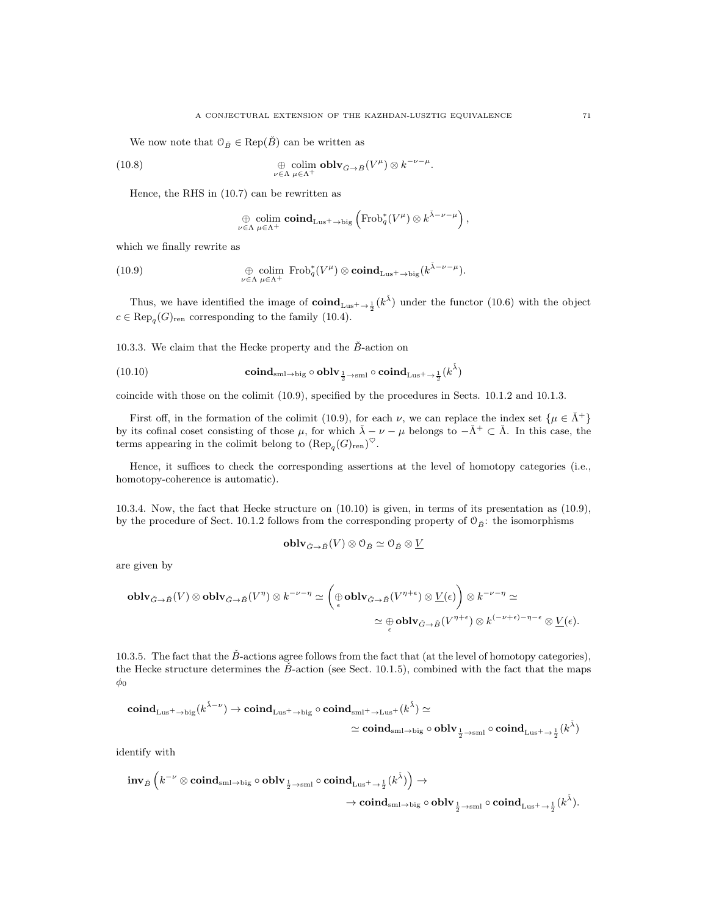We now note that $\mathcal{O}_{\check{B}} \in \mathrm{Rep}(\check{B})$ can be written as

$$\underset{\nu \in \Lambda}{\oplus} \underset{\mu \in \Lambda^+}{\mathrm{colim}}\, \mathbf{oblv}_{\check{G}\to\check{B}}(V^\mu) \otimes k^{-\nu-\mu}. \tag{10.8}$$

Hence, the RHS in (10.7) can be rewritten as

$$\underset{\nu \in \Lambda}{\oplus} \underset{\mu \in \Lambda^+}{\mathrm{colim}}\, \mathbf{coind}_{\mathrm{Lus}^+\to\mathrm{big}}\left(\mathrm{Frob}_q^*(V^\mu) \otimes k^{\check{\lambda}-\nu-\mu}\right),$$

which we finally rewrite as

$$\underset{\nu \in \Lambda}{\oplus} \underset{\mu \in \Lambda^+}{\mathrm{colim}}\, \mathrm{Frob}_q^*(V^\mu) \otimes \mathbf{coind}_{\mathrm{Lus}^+\to\mathrm{big}}(k^{\check{\lambda}-\nu-\mu}). \tag{10.9}$$

Thus, we have identified the image of $\mathbf{coind}_{\mathrm{Lus}^+\to\frac{1}{2}}(k^{\check{\lambda}})$ under the functor (10.6) with the object $c \in \mathrm{Rep}_q(G)_{\mathrm{ren}}$ corresponding to the family (10.4).

10.3.3. We claim that the Hecke property and the $\check{B}$-action on

$$\mathbf{coind}_{\mathrm{sml}\to\mathrm{big}} \circ \mathbf{oblv}_{\frac{1}{2}\to\mathrm{sml}} \circ \mathbf{coind}_{\mathrm{Lus}^+\to\frac{1}{2}}(k^{\check{\lambda}}) \tag{10.10}$$

coincide with those on the colimit (10.9), specified by the procedures in Sects. 10.1.2 and 10.1.3.

First off, in the formation of the colimit (10.9), for each $\nu$, we can replace the index set $\{\mu \in \check{\Lambda}^+\}$ by its cofinal coset consisting of those $\mu$, for which $\check{\lambda} - \nu - \mu$ belongs to $-\check{\Lambda}^+ \subset \check{\Lambda}$. In this case, the terms appearing in the colimit belong to $(\mathrm{Rep}_q(G)_{\mathrm{ren}})^{\heartsuit}$.

Hence, it suffices to check the corresponding assertions at the level of homotopy categories (i.e., homotopy-coherence is automatic).

10.3.4. Now, the fact that Hecke structure on (10.10) is given, in terms of its presentation as (10.9), by the procedure of Sect. 10.1.2 follows from the corresponding property of $\mathcal{O}_{\check{B}}$: the isomorphisms

$$\mathbf{oblv}_{\check{G}\to\check{B}}(V) \otimes \mathcal{O}_{\check{B}} \simeq \mathcal{O}_{\check{B}} \otimes \underline{V}$$

are given by

$$\mathbf{oblv}_{\check{G}\to\check{B}}(V) \otimes \mathbf{oblv}_{\check{G}\to\check{B}}(V^\eta) \otimes k^{-\nu-\eta} \simeq \left(\underset{\epsilon}{\oplus} \mathbf{oblv}_{\check{G}\to\check{B}}(V^{\eta+\epsilon}) \otimes \underline{V}(\epsilon)\right) \otimes k^{-\nu-\eta} \simeq$$
$$\simeq \underset{\epsilon}{\oplus} \mathbf{oblv}_{\check{G}\to\check{B}}(V^{\eta+\epsilon}) \otimes k^{(-\nu+\epsilon)-\eta-\epsilon} \otimes \underline{V}(\epsilon).$$

10.3.5. The fact that the $\check{B}$-actions agree follows from the fact that (at the level of homotopy categories), the Hecke structure determines the $\check{B}$-action (see Sect. 10.1.5), combined with the fact that the maps $\phi_0$

$$\mathbf{coind}_{\mathrm{Lus}^+\to\mathrm{big}}(k^{\check{\lambda}-\nu}) \to \mathbf{coind}_{\mathrm{Lus}^+\to\mathrm{big}} \circ \mathbf{coind}_{\mathrm{sml}^+\to\mathrm{Lus}^+}(k^{\check{\lambda}}) \simeq$$
$$\simeq \mathbf{coind}_{\mathrm{sml}\to\mathrm{big}} \circ \mathbf{oblv}_{\frac{1}{2}\to\mathrm{sml}} \circ \mathbf{coind}_{\mathrm{Lus}^+\to\frac{1}{2}}(k^{\check{\lambda}})$$

identify with

$$\mathbf{inv}_{\check{B}}\left(k^{-\nu} \otimes \mathbf{coind}_{\mathrm{sml}\to\mathrm{big}} \circ \mathbf{oblv}_{\frac{1}{2}\to\mathrm{sml}} \circ \mathbf{coind}_{\mathrm{Lus}^+\to\frac{1}{2}}(k^{\check{\lambda}})\right) \to$$
$$\to \mathbf{coind}_{\mathrm{sml}\to\mathrm{big}} \circ \mathbf{oblv}_{\frac{1}{2}\to\mathrm{sml}} \circ \mathbf{coind}_{\mathrm{Lus}^+\to\frac{1}{2}}(k^{\check{\lambda}}).$$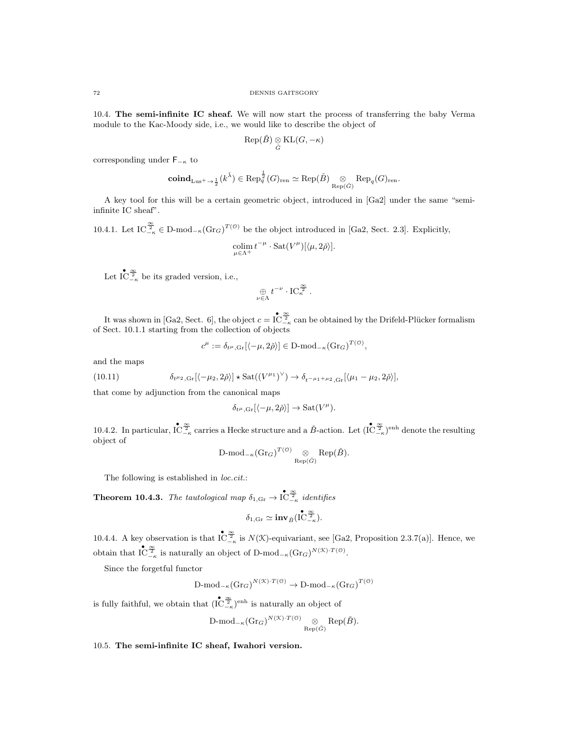## 10.4. The semi-infinite IC sheaf.

We will now start the process of transferring the baby Verma module to the Kac-Moody side, i.e., we would like to describe the object of

$$\mathrm{Rep}(\check{B}) \underset{\check{G}}{\otimes} \mathrm{KL}(G, -\kappa)$$

corresponding under $\mathsf{F}_{-\kappa}$ to

$$\mathbf{coind}_{\mathrm{Lus}^+ \to \frac{1}{2}}(k^{\tilde{\lambda}}) \in \mathrm{Rep}_q^{\frac{1}{2}}(G)_{\mathrm{ren}} \simeq \mathrm{Rep}(\check{B}) \underset{\mathrm{Rep}(\check{G})}{\otimes} \mathrm{Rep}_q(G)_{\mathrm{ren}}.$$

A key tool for this will be a certain geometric object, introduced in [Ga2] under the same "semi-infinite IC sheaf".

10.4.1. Let $\mathrm{IC}^{\frac{\infty}{2}}_{-\kappa} \in \mathrm{D\text{-}mod}_{-\kappa}(\mathrm{Gr}_G)^{T(\mathcal{O})}$ be the object introduced in [Ga2, Sect. 2.3]. Explicitly,

$$\underset{\mu \in \Lambda^+}{\mathrm{colim}}\, t^{-\mu} \cdot \mathrm{Sat}(V^\mu)[\langle \mu, 2\check{\rho}\rangle].$$

Let $\overset{\bullet}{\mathrm{IC}}{}^{\frac{\infty}{2}}_{-\kappa}$ be its graded version, i.e.,

$$\underset{\nu \in \Lambda}{\oplus}\, t^{-\nu} \cdot \mathrm{IC}^{\frac{\infty}{2}}_{\kappa}.$$

It was shown in [Ga2, Sect. 6], the object $c = \overset{\bullet}{\mathrm{IC}}{}^{\frac{\infty}{2}}_{-\kappa}$ can be obtained by the Drifeld-Plücker formalism of Sect. 10.1.1 starting from the collection of objects

$$c^\mu := \delta_{t^\mu, \mathrm{Gr}}[\langle -\mu, 2\check{\rho}\rangle] \in \mathrm{D\text{-}mod}_{-\kappa}(\mathrm{Gr}_G)^{T(\mathcal{O})},$$

and the maps

$$\delta_{t^{\mu_2}, \mathrm{Gr}}[\langle -\mu_2, 2\check{\rho}\rangle] \star \mathrm{Sat}((V^{\mu_1})^\vee) \to \delta_{t^{-\mu_1+\mu_2}, \mathrm{Gr}}[\langle \mu_1 - \mu_2, 2\check{\rho}\rangle], \tag{10.11}$$

that come by adjunction from the canonical maps

$$\delta_{t^\mu, \mathrm{Gr}}[\langle -\mu, 2\check{\rho}\rangle] \to \mathrm{Sat}(V^\mu).$$

10.4.2. In particular, $\overset{\bullet}{\mathrm{IC}}{}^{\frac{\infty}{2}}_{-\kappa}$ carries a Hecke structure and a $\check{B}$-action. Let $(\overset{\bullet}{\mathrm{IC}}{}^{\frac{\infty}{2}}_{-\kappa})^{\mathrm{enh}}$ denote the resulting object of

$$\mathrm{D\text{-}mod}_{-\kappa}(\mathrm{Gr}_G)^{T(\mathcal{O})} \underset{\mathrm{Rep}(\check{G})}{\otimes} \mathrm{Rep}(\check{B}).$$

The following is established in *loc.cit.*:

**Theorem 10.4.3.** *The tautological map* $\delta_{1,\mathrm{Gr}} \to \overset{\bullet}{\mathrm{IC}}{}^{\frac{\infty}{2}}_{-\kappa}$ *identifies*

$$\delta_{1,\mathrm{Gr}} \simeq \mathbf{inv}_{\check{B}}(\overset{\bullet}{\mathrm{IC}}{}^{\frac{\infty}{2}}_{-\kappa}).$$

10.4.4. A key observation is that $\overset{\bullet}{\mathrm{IC}}{}^{\frac{\infty}{2}}_{-\kappa}$ is $N(\mathcal{K})$-equivariant, see [Ga2, Proposition 2.3.7(a)]. Hence, we obtain that $\overset{\bullet}{\mathrm{IC}}{}^{\frac{\infty}{2}}_{-\kappa}$ is naturally an object of $\mathrm{D\text{-}mod}_{-\kappa}(\mathrm{Gr}_G)^{N(\mathcal{K})\cdot T(\mathcal{O})}$.

Since the forgetful functor

$$\mathrm{D\text{-}mod}_{-\kappa}(\mathrm{Gr}_G)^{N(\mathcal{K})\cdot T(\mathcal{O})} \to \mathrm{D\text{-}mod}_{-\kappa}(\mathrm{Gr}_G)^{T(\mathcal{O})}$$

is fully faithful, we obtain that $(\overset{\bullet}{\mathrm{IC}}{}^{\frac{\infty}{2}}_{-\kappa})^{\mathrm{enh}}$ is naturally an object of

$$\mathrm{D\text{-}mod}_{-\kappa}(\mathrm{Gr}_G)^{N(\mathcal{K})\cdot T(\mathcal{O})} \underset{\mathrm{Rep}(\check{G})}{\otimes} \mathrm{Rep}(\check{B}).$$

## 10.5. The semi-infinite IC sheaf, Iwahori version.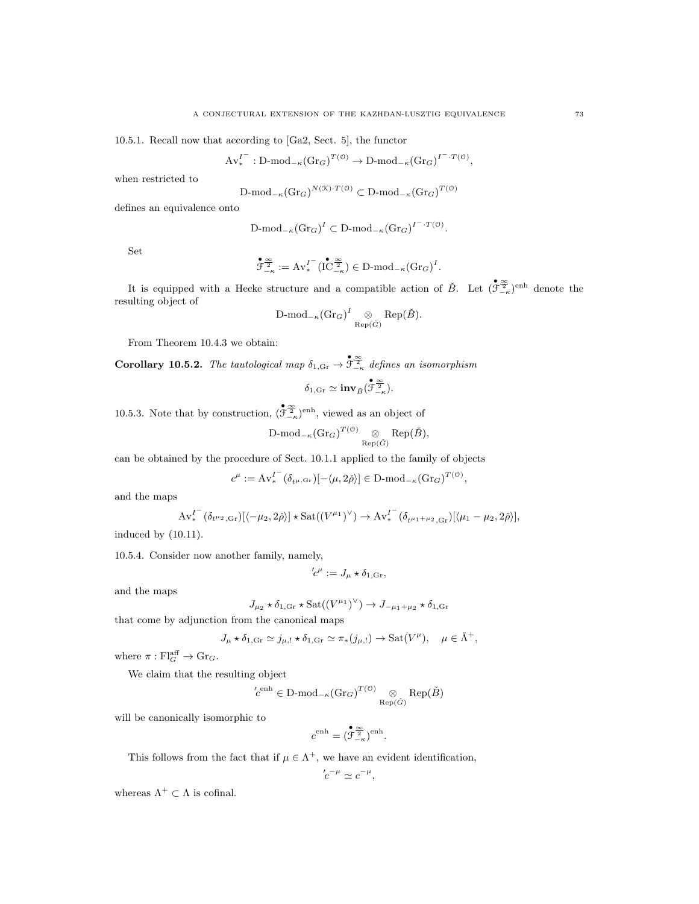10.5.1. Recall now that according to [Ga2, Sect. 5], the functor

$$\mathrm{Av}_*^{I^-} : \text{D-mod}_{-\kappa}(\mathrm{Gr}_G)^{T(\mathcal{O})} \to \text{D-mod}_{-\kappa}(\mathrm{Gr}_G)^{I^- \cdot T(\mathcal{O})},$$

when restricted to

$$\text{D-mod}_{-\kappa}(\mathrm{Gr}_G)^{N(\mathcal{K})\cdot T(\mathcal{O})} \subset \text{D-mod}_{-\kappa}(\mathrm{Gr}_G)^{T(\mathcal{O})}$$

defines an equivalence onto

$$\text{D-mod}_{-\kappa}(\mathrm{Gr}_G)^{I} \subset \text{D-mod}_{-\kappa}(\mathrm{Gr}_G)^{I^- \cdot T(\mathcal{O})}.$$

Set

$$\overset{\bullet}{\mathcal{F}}{}^{\frac{\infty}{2}}_{-\kappa} := \mathrm{Av}_*^{I^-}(\overset{\bullet}{\mathrm{IC}}{}^{\frac{\infty}{2}}_{-\kappa}) \in \text{D-mod}_{-\kappa}(\mathrm{Gr}_G)^{I}.$$

It is equipped with a Hecke structure and a compatible action of $\check{B}$. Let $(\overset{\bullet}{\mathcal{F}}{}^{\frac{\infty}{2}}_{-\kappa})^{\mathrm{enh}}$ denote the resulting object of

$$\text{D-mod}_{-\kappa}(\mathrm{Gr}_G)^{I} \underset{\mathrm{Rep}(\check{G})}{\otimes} \mathrm{Rep}(\check{B}).$$

From Theorem 10.4.3 we obtain:

**Corollary 10.5.2.** *The tautological map $\delta_{1,\mathrm{Gr}} \to \overset{\bullet}{\mathcal{F}}{}^{\frac{\infty}{2}}_{-\kappa}$ defines an isomorphism*

$$\delta_{1,\mathrm{Gr}} \simeq \mathbf{inv}_{\check{B}}(\overset{\bullet}{\mathcal{F}}{}^{\frac{\infty}{2}}_{-\kappa}).$$

10.5.3. Note that by construction, $(\overset{\bullet}{\mathcal{F}}{}^{\frac{\infty}{2}}_{-\kappa})^{\mathrm{enh}}$, viewed as an object of

$$\text{D-mod}_{-\kappa}(\mathrm{Gr}_G)^{T(\mathcal{O})} \underset{\mathrm{Rep}(\check{G})}{\otimes} \mathrm{Rep}(\check{B}),$$

can be obtained by the procedure of Sect. 10.1.1 applied to the family of objects

$$c^\mu := \mathrm{Av}_*^{I^-}(\delta_{t^\mu,\mathrm{Gr}})[-\langle \mu, 2\check{\rho}\rangle] \in \text{D-mod}_{-\kappa}(\mathrm{Gr}_G)^{T(\mathcal{O})},$$

and the maps

$$\mathrm{Av}_*^{I^-}(\delta_{t^{\mu_2},\mathrm{Gr}})[\langle -\mu_2, 2\check{\rho}\rangle] \star \mathrm{Sat}((V^{\mu_1})^\vee) \to \mathrm{Av}_*^{I^-}(\delta_{t^{\mu_1+\mu_2},\mathrm{Gr}})[\langle \mu_1 - \mu_2, 2\check{\rho}\rangle],$$

induced by (10.11).

10.5.4. Consider now another family, namely,

$${}'c^\mu := J_\mu \star \delta_{1,\mathrm{Gr}},$$

and the maps

$$J_{\mu_2} \star \delta_{1,\mathrm{Gr}} \star \mathrm{Sat}((V^{\mu_1})^\vee) \to J_{-\mu_1+\mu_2} \star \delta_{1,\mathrm{Gr}}$$

that come by adjunction from the canonical maps

$$J_\mu \star \delta_{1,\mathrm{Gr}} \simeq j_{\mu,!} \star \delta_{1,\mathrm{Gr}} \simeq \pi_*(j_{\mu,!}) \to \mathrm{Sat}(V^\mu), \quad \mu \in \check{\Lambda}^+,$$

where $\pi : \mathrm{Fl}^{\mathrm{aff}}_G \to \mathrm{Gr}_G$.

We claim that the resulting object

$${}'c^{\mathrm{enh}} \in \text{D-mod}_{-\kappa}(\mathrm{Gr}_G)^{T(\mathcal{O})} \underset{\mathrm{Rep}(\check{G})}{\otimes} \mathrm{Rep}(\check{B})$$

will be canonically isomorphic to

$$c^{\mathrm{enh}} = (\overset{\bullet}{\mathcal{F}}{}^{\frac{\infty}{2}}_{-\kappa})^{\mathrm{enh}}.$$

This follows from the fact that if $\mu \in \Lambda^+$, we have an evident identification,

$${}'c^{-\mu} \simeq c^{-\mu},$$

whereas $\Lambda^+ \subset \Lambda$ is cofinal.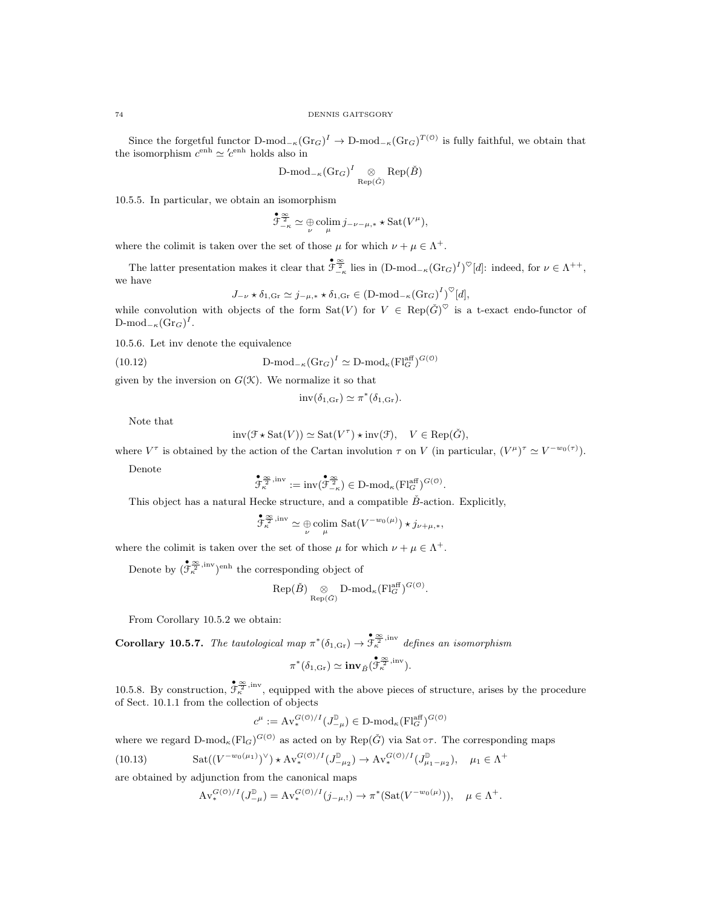Since the forgetful functor $\text{D-mod}_{-\kappa}(\text{Gr}_G)^I \to \text{D-mod}_{-\kappa}(\text{Gr}_G)^{T(\mathcal{O})}$ is fully faithful, we obtain that the isomorphism $c^{\text{enh}} \simeq {}'c^{\text{enh}}$ holds also in

$$\text{D-mod}_{-\kappa}(\text{Gr}_G)^I \underset{\text{Rep}(\check{G})}{\otimes} \text{Rep}(\check{B})$$

10.5.5. In particular, we obtain an isomorphism

$$\overset{\bullet}{\mathcal{F}}{}^{\frac{\infty}{2}}_{-\kappa} \simeq \underset{\nu}{\oplus} \underset{\mu}{\text{colim}}\, j_{-\nu-\mu,*} \star \text{Sat}(V^\mu),$$

where the colimit is taken over the set of those $\mu$ for which $\nu + \mu \in \Lambda^+$.

The latter presentation makes it clear that $\overset{\bullet}{\mathcal{F}}{}^{\frac{\infty}{2}}_{-\kappa}$ lies in $(\text{D-mod}_{-\kappa}(\text{Gr}_G)^I)^\heartsuit[d]$: indeed, for $\nu \in \Lambda^{++}$, we have

$$J_{-\nu} \star \delta_{1,\text{Gr}} \simeq j_{-\mu,*} \star \delta_{1,\text{Gr}} \in (\text{D-mod}_{-\kappa}(\text{Gr}_G)^I)^\heartsuit[d],$$

while convolution with objects of the form $\text{Sat}(V)$ for $V \in \text{Rep}(\check{G})^\heartsuit$ is a t-exact endo-functor of $\text{D-mod}_{-\kappa}(\text{Gr}_G)^I$.

10.5.6. Let inv denote the equivalence

$$\text{D-mod}_{-\kappa}(\text{Gr}_G)^I \simeq \text{D-mod}_\kappa(\text{Fl}_G^{\text{aff}})^{G(\mathcal{O})} \tag{10.12}$$

given by the inversion on $G(\mathcal{K})$. We normalize it so that

$$\text{inv}(\delta_{1,\text{Gr}}) \simeq \pi^*(\delta_{1,\text{Gr}}).$$

Note that

$$\text{inv}(\mathcal{F} \star \text{Sat}(V)) \simeq \text{Sat}(V^\tau) \star \text{inv}(\mathcal{F}), \quad V \in \text{Rep}(\check{G}),$$

where $V^\tau$ is obtained by the action of the Cartan involution $\tau$ on $V$ (in particular, $(V^\mu)^\tau \simeq V^{-w_0(\tau)}$).

Denote

$$\overset{\bullet}{\mathcal{F}}{}^{\frac{\infty}{2},\text{inv}}_{\kappa} := \text{inv}(\overset{\bullet}{\mathcal{F}}{}^{\frac{\infty}{2}}_{-\kappa}) \in \text{D-mod}_\kappa(\text{Fl}_G^{\text{aff}})^{G(\mathcal{O})}.$$

This object has a natural Hecke structure, and a compatible $\check{B}$-action. Explicitly,

$$\overset{\bullet}{\mathcal{F}}{}^{\frac{\infty}{2},\text{inv}}_{\kappa} \simeq \underset{\nu}{\oplus} \underset{\mu}{\text{colim}}\, \text{Sat}(V^{-w_0(\mu)}) \star j_{\nu+\mu,*},$$

where the colimit is taken over the set of those $\mu$ for which $\nu + \mu \in \Lambda^+$.

Denote by $(\overset{\bullet}{\mathcal{F}}{}^{\frac{\infty}{2},\text{inv}}_{\kappa})^{\text{enh}}$ the corresponding object of

$$\text{Rep}(\check{B}) \underset{\text{Rep}(\check{G})}{\otimes} \text{D-mod}_\kappa(\text{Fl}_G^{\text{aff}})^{G(\mathcal{O})}.$$

From Corollary 10.5.2 we obtain:

**Corollary 10.5.7.** *The tautological map $\pi^*(\delta_{1,\text{Gr}}) \to \overset{\bullet}{\mathcal{F}}{}^{\frac{\infty}{2},\text{inv}}_{\kappa}$ defines an isomorphism*

$$\pi^*(\delta_{1,\text{Gr}}) \simeq \mathbf{inv}_{\check{B}}(\overset{\bullet}{\mathcal{F}}{}^{\frac{\infty}{2},\text{inv}}_{\kappa}).$$

10.5.8. By construction, $\overset{\bullet}{\mathcal{F}}{}^{\frac{\infty}{2},\text{inv}}_{\kappa}$, equipped with the above pieces of structure, arises by the procedure of Sect. 10.1.1 from the collection of objects

$$c^\mu := \text{Av}_*^{G(\mathcal{O})/I}(J^{\mathbb{D}}_{-\mu}) \in \text{D-mod}_\kappa(\text{Fl}_G^{\text{aff}})^{G(\mathcal{O})}$$

where we regard $\text{D-mod}_\kappa(\text{Fl}_G)^{G(\mathcal{O})}$ as acted on by $\text{Rep}(\check{G})$ via $\text{Sat} \circ \tau$. The corresponding maps

$$\text{Sat}((V^{-w_0(\mu_1)})^\vee) \star \text{Av}_*^{G(\mathcal{O})/I}(J^{\mathbb{D}}_{-\mu_2}) \to \text{Av}_*^{G(\mathcal{O})/I}(J^{\mathbb{D}}_{\mu_1-\mu_2}), \quad \mu_1 \in \Lambda^+ \tag{10.13}$$

are obtained by adjunction from the canonical maps

$$\text{Av}_*^{G(\mathcal{O})/I}(J^{\mathbb{D}}_{-\mu}) = \text{Av}_*^{G(\mathcal{O})/I}(j_{-\mu,!}) \to \pi^*(\text{Sat}(V^{-w_0(\mu)})), \quad \mu \in \Lambda^+.$$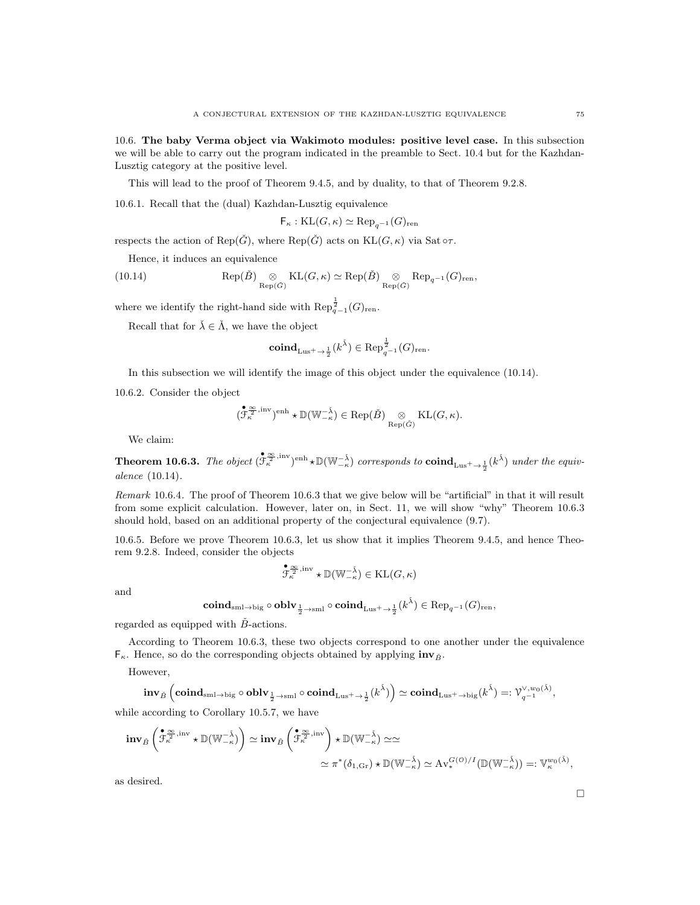10.6. **The baby Verma object via Wakimoto modules: positive level case.** In this subsection we will be able to carry out the program indicated in the preamble to Sect. 10.4 but for the Kazhdan-Lusztig category at the positive level.

This will lead to the proof of Theorem 9.4.5, and by duality, to that of Theorem 9.2.8.

10.6.1. Recall that the (dual) Kazhdan-Lusztig equivalence

$$\mathsf{F}_\kappa : \mathrm{KL}(G,\kappa) \simeq \mathrm{Rep}_{q^{-1}}(G)_{\mathrm{ren}}$$

respects the action of $\mathrm{Rep}(\check{G})$, where $\mathrm{Rep}(\check{G})$ acts on $\mathrm{KL}(G,\kappa)$ via $\mathrm{Sat}\circ\tau$.

Hence, it induces an equivalence

$$\mathrm{Rep}(\check{B}) \underset{\mathrm{Rep}(\check{G})}{\otimes} \mathrm{KL}(G,\kappa) \simeq \mathrm{Rep}(\check{B}) \underset{\mathrm{Rep}(\check{G})}{\otimes} \mathrm{Rep}_{q^{-1}}(G)_{\mathrm{ren}}, \tag{10.14}$$

where we identify the right-hand side with $\mathrm{Rep}^{\frac{1}{2}}_{q^{-1}}(G)_{\mathrm{ren}}$.

Recall that for $\check{\lambda} \in \check{\Lambda}$, we have the object

$$\mathbf{coind}_{\mathrm{Lus}^+\to\frac{1}{2}}(k^{\check{\lambda}}) \in \mathrm{Rep}^{\frac{1}{2}}_{q^{-1}}(G)_{\mathrm{ren}}.$$

In this subsection we will identify the image of this object under the equivalence (10.14).

10.6.2. Consider the object

$$(\overset{\bullet}{\mathcal{F}}{}^{\frac{\infty}{2},\mathrm{inv}}_{\kappa})^{\mathrm{enh}} \star \mathbb{D}(\mathbb{W}^{-\check{\lambda}}_{-\kappa}) \in \mathrm{Rep}(\check{B}) \underset{\mathrm{Rep}(\check{G})}{\otimes} \mathrm{KL}(G,\kappa).$$

We claim:

**Theorem 10.6.3.** *The object* $(\overset{\bullet}{\mathcal{F}}{}^{\frac{\infty}{2},\mathrm{inv}}_{\kappa})^{\mathrm{enh}} \star \mathbb{D}(\mathbb{W}^{-\check{\lambda}}_{-\kappa})$ *corresponds to* $\mathbf{coind}_{\mathrm{Lus}^+\to\frac{1}{2}}(k^{\check{\lambda}})$ *under the equivalence* (10.14).

*Remark* 10.6.4. The proof of Theorem 10.6.3 that we give below will be "artificial" in that it will result from some explicit calculation. However, later on, in Sect. 11, we will show "why" Theorem 10.6.3 should hold, based on an additional property of the conjectural equivalence (9.7).

10.6.5. Before we prove Theorem 10.6.3, let us show that it implies Theorem 9.4.5, and hence Theorem 9.2.8. Indeed, consider the objects

$$\overset{\bullet}{\mathcal{F}}{}^{\frac{\infty}{2},\mathrm{inv}}_{\kappa} \star \mathbb{D}(\mathbb{W}^{-\check{\lambda}}_{-\kappa}) \in \mathrm{KL}(G,\kappa)$$

and

$$\mathbf{coind}_{\mathrm{sml}\to\mathrm{big}} \circ \mathbf{oblv}_{\frac{1}{2}\to\mathrm{sml}} \circ \mathbf{coind}_{\mathrm{Lus}^+\to\frac{1}{2}}(k^{\check{\lambda}}) \in \mathrm{Rep}_{q^{-1}}(G)_{\mathrm{ren}},$$

regarded as equipped with $\check{B}$-actions.

According to Theorem 10.6.3, these two objects correspond to one another under the equivalence $\mathsf{F}_\kappa$. Hence, so do the corresponding objects obtained by applying $\mathbf{inv}_{\check{B}}$.

However,

$$\mathbf{inv}_{\check{B}}\left(\mathbf{coind}_{\mathrm{sml}\to\mathrm{big}} \circ \mathbf{oblv}_{\frac{1}{2}\to\mathrm{sml}} \circ \mathbf{coind}_{\mathrm{Lus}^+\to\frac{1}{2}}(k^{\check{\lambda}})\right) \simeq \mathbf{coind}_{\mathrm{Lus}^+\to\mathrm{big}}(k^{\check{\lambda}}) =: \mathcal{V}^{\vee,w_0(\check{\lambda})}_{q^{-1}},$$

while according to Corollary 10.5.7, we have

$$\mathbf{inv}_{\check{B}}\left(\overset{\bullet}{\mathcal{F}}{}^{\frac{\infty}{2},\mathrm{inv}}_{\kappa} \star \mathbb{D}(\mathbb{W}^{-\check{\lambda}}_{-\kappa})\right) \simeq \mathbf{inv}_{\check{B}}\left(\overset{\bullet}{\mathcal{F}}{}^{\frac{\infty}{2},\mathrm{inv}}_{\kappa}\right) \star \mathbb{D}(\mathbb{W}^{-\check{\lambda}}_{-\kappa}) \simeq\simeq$$

$$\simeq \pi^*(\delta_{1,\mathrm{Gr}}) \star \mathbb{D}(\mathbb{W}^{-\check{\lambda}}_{-\kappa}) \simeq \mathrm{Av}_*^{G(\mathcal{O})/I}(\mathbb{D}(\mathbb{W}^{-\check{\lambda}}_{-\kappa})) =: \mathbb{V}^{w_0(\check{\lambda})}_{\kappa},$$

as desired.

□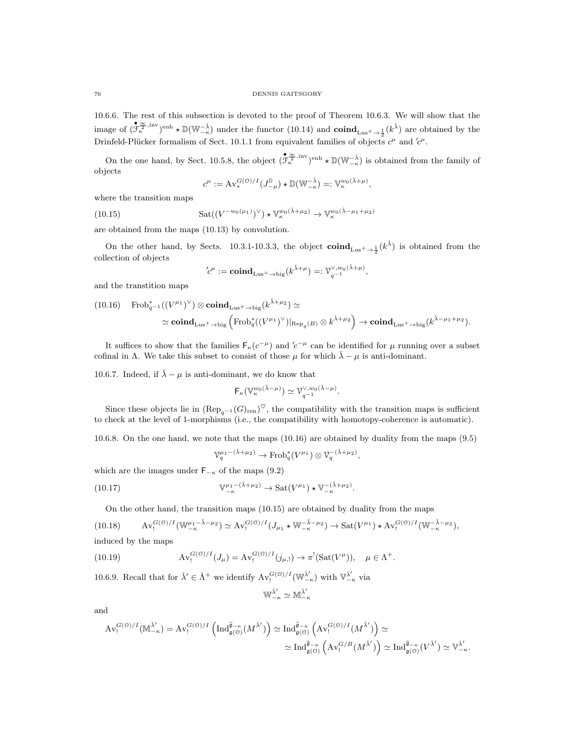10.6.6. The rest of this subsection is devoted to the proof of Theorem 10.6.3. We will show that the image of $(\overset{\bullet}{\mathcal{F}}{}_\kappa^{\frac{\infty}{2},\mathrm{inv}})^{\mathrm{enh}} \star \mathbb{D}(\mathbb{W}_{-\kappa}^{-\check{\lambda}})$ under the functor (10.14) and $\mathbf{coind}_{\mathrm{Lus}^+\to\frac{1}{2}}(k^{\check{\lambda}})$ are obtained by the Drinfeld-Plücker formalism of Sect. 10.1.1 from equivalent families of objects $c^\mu$ and $'c^\mu$.

On the one hand, by Sect. 10.5.8, the object $(\overset{\bullet}{\mathcal{F}}{}_\kappa^{\frac{\infty}{2},\mathrm{inv}})^{\mathrm{enh}} \star \mathbb{D}(\mathbb{W}_{-\kappa}^{-\check{\lambda}})$ is obtained from the family of objects

$$c^\mu := \mathrm{Av}_*^{G(\mathcal{O})/I}(J_{-\mu}^{\mathbb{D}}) \star \mathbb{D}(\mathbb{W}_{-\kappa}^{-\check{\lambda}}) =: \mathbb{V}_\kappa^{w_0(\check{\lambda}+\mu)},$$

where the transition maps

$$\mathrm{Sat}((V^{-w_0(\mu_1)})^\vee) \star \mathbb{V}_\kappa^{w_0(\check{\lambda}+\mu_2)} \to \mathbb{V}_\kappa^{w_0(\check{\lambda}-\mu_1+\mu_2)} \tag{10.15}$$

are obtained from the maps (10.13) by convolution.

On the other hand, by Sects. 10.3.1-10.3.3, the object $\mathbf{coind}_{\mathrm{Lus}^+\to\frac{1}{2}}(k^{\check{\lambda}})$ is obtained from the collection of objects

$$'c^\mu := \mathbf{coind}_{\mathrm{Lus}^+\to\mathrm{big}}(k^{\check{\lambda}+\mu}) =: \mathcal{V}_{q^{-1}}^{\vee,w_0(\check{\lambda}+\mu)},$$

and the transtition maps

$$\begin{aligned}
&\mathrm{Frob}_{q^{-1}}^*((V^{\mu_1})^\vee) \otimes \mathbf{coind}_{\mathrm{Lus}^+\to\mathrm{big}}(k^{\check{\lambda}+\mu_2}) \simeq \\
&\simeq \mathbf{coind}_{\mathrm{Lus}^+\to\mathrm{big}}\left(\mathrm{Frob}_q^*((V^{\mu_1})^\vee)|_{\mathrm{Rep}_q(B)} \otimes k^{\check{\lambda}+\mu_2}\right) \to \mathbf{coind}_{\mathrm{Lus}^+\to\mathrm{big}}(k^{\check{\lambda}-\mu_1+\mu_2}).
\end{aligned} \tag{10.16}$$

It suffices to show that the families $\mathsf{F}_\kappa(c^{-\mu})$ and $'c^{-\mu}$ can be identified for $\mu$ running over a subset cofinal in $\Lambda$. We take this subset to consist of those $\mu$ for which $\check{\lambda}-\mu$ is anti-dominant.

10.6.7. Indeed, if $\check{\lambda}-\mu$ is anti-dominant, we do know that

$$\mathsf{F}_\kappa(\mathbb{V}_\kappa^{w_0(\check{\lambda}-\mu)}) \simeq \mathcal{V}_{q^{-1}}^{\vee,w_0(\check{\lambda}-\mu)}.$$

Since these objects lie in $(\mathrm{Rep}_{q^{-1}}(G)_{\mathrm{ren}})^\heartsuit$, the compatibility with the transition maps is sufficient to check at the level of 1-morphisms (i.e., the compatibility with homotopy-coherence is automatic).

10.6.8. On the one hand, we note that the maps (10.16) are obtained by duality from the maps (9.5)

$$\mathcal{V}_q^{\mu_1-(\check{\lambda}+\mu_2)} \to \mathrm{Frob}_q^*(V^{\mu_1}) \otimes \mathcal{V}_q^{-(\check{\lambda}+\mu_2)},$$

which are the images under $\mathsf{F}_{-\kappa}$ of the maps (9.2)

$$\mathbb{V}_{-\kappa}^{\mu_1-(\check{\lambda}+\mu_2)} \to \mathrm{Sat}(V^{\mu_1}) \star \mathbb{V}_{-\kappa}^{-(\check{\lambda}+\mu_2)}. \tag{10.17}$$

On the other hand, the transition maps (10.15) are obtained by duality from the maps

$$\mathrm{Av}_!^{G(\mathcal{O})/I}(\mathbb{W}_{-\kappa}^{\mu_1-\check{\lambda}-\mu_2}) \simeq \mathrm{Av}_!^{G(\mathcal{O})/I}(J_{\mu_1} \star \mathbb{W}_{-\kappa}^{-\check{\lambda}-\mu_2}) \to \mathrm{Sat}(V^{\mu_1}) \star \mathrm{Av}_!^{G(\mathcal{O})/I}(\mathbb{W}_{-\kappa}^{-\check{\lambda}-\mu_2}), \tag{10.18}$$

induced by the maps

$$\mathrm{Av}_!^{G(\mathcal{O})/I}(J_\mu) = \mathrm{Av}_!^{G(\mathcal{O})/I}(j_{\mu,!}) \to \pi^!(\mathrm{Sat}(V^\mu)), \quad \mu \in \Lambda^+. \tag{10.19}$$

10.6.9. Recall that for $\check{\lambda}' \in \check{\Lambda}^+$ we identify $\mathrm{Av}_!^{G(\mathcal{O})/I}(\mathbb{W}_{-\kappa}^{\check{\lambda}'})$ with $\mathbb{V}_{-\kappa}^{\check{\lambda}'}$ via

$$\mathbb{W}_{-\kappa}^{\check{\lambda}'} \simeq \mathbb{M}_{-\kappa}^{\check{\lambda}'}$$

and

$$\begin{aligned}
\mathrm{Av}_!^{G(\mathcal{O})/I}(\mathbb{M}_{-\kappa}^{\check{\lambda}'}) = \mathrm{Av}_!^{G(\mathcal{O})/I}\left(\mathrm{Ind}_{\mathfrak{g}(\mathcal{O})}^{\widehat{\mathfrak{g}}_{-\kappa}}(M^{\check{\lambda}'})\right) \simeq \mathrm{Ind}_{\mathfrak{g}(\mathcal{O})}^{\widehat{\mathfrak{g}}_{-\kappa}}\left(\mathrm{Av}_!^{G(\mathcal{O})/I}(M^{\check{\lambda}'})\right) \simeq \\
\simeq \mathrm{Ind}_{\mathfrak{g}(\mathcal{O})}^{\widehat{\mathfrak{g}}_{-\kappa}}\left(\mathrm{Av}_!^{G/B}(M^{\check{\lambda}'})\right) \simeq \mathrm{Ind}_{\mathfrak{g}(\mathcal{O})}^{\widehat{\mathfrak{g}}_{-\kappa}}(V^{\check{\lambda}'}) \simeq \mathbb{V}_{-\kappa}^{\check{\lambda}'}.
\end{aligned}$$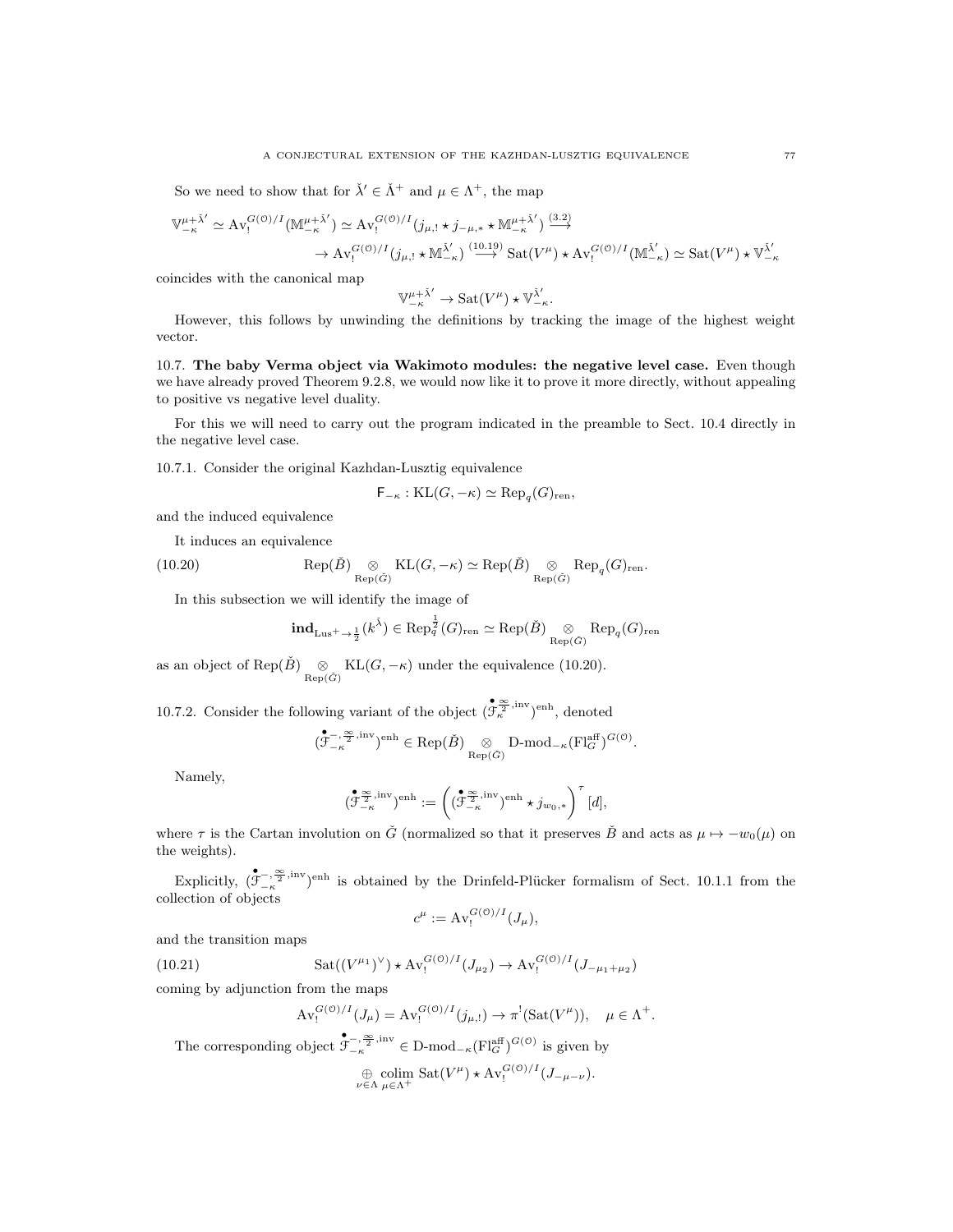So we need to show that for $\check{\lambda}' \in \check{\Lambda}^+$ and $\mu \in \Lambda^+$, the map

$$\mathbb{V}_{-\kappa}^{\mu+\check{\lambda}'} \simeq \mathrm{Av}_!^{G(\mathcal{O})/I}(\mathbb{M}_{-\kappa}^{\mu+\check{\lambda}'}) \simeq \mathrm{Av}_!^{G(\mathcal{O})/I}(j_{\mu,!} \star j_{-\mu,*} \star \mathbb{M}_{-\kappa}^{\mu+\check{\lambda}'}) \overset{(3.2)}{\longrightarrow}$$
$$\to \mathrm{Av}_!^{G(\mathcal{O})/I}(j_{\mu,!} \star \mathbb{M}_{-\kappa}^{\check{\lambda}'}) \overset{(10.19)}{\longrightarrow} \mathrm{Sat}(V^\mu) \star \mathrm{Av}_!^{G(\mathcal{O})/I}(\mathbb{M}_{-\kappa}^{\check{\lambda}'}) \simeq \mathrm{Sat}(V^\mu) \star \mathbb{V}_{-\kappa}^{\check{\lambda}'}$$

coincides with the canonical map

$$\mathbb{V}_{-\kappa}^{\mu+\check{\lambda}'} \to \mathrm{Sat}(V^\mu) \star \mathbb{V}_{-\kappa}^{\check{\lambda}'}.$$

However, this follows by unwinding the definitions by tracking the image of the highest weight vector.

**10.7. The baby Verma object via Wakimoto modules: the negative level case.** Even though we have already proved Theorem 9.2.8, we would now like it to prove it more directly, without appealing to positive vs negative level duality.

For this we will need to carry out the program indicated in the preamble to Sect. 10.4 directly in the negative level case.

10.7.1. Consider the original Kazhdan-Lusztig equivalence

$$\mathsf{F}_{-\kappa} : \mathrm{KL}(G, -\kappa) \simeq \mathrm{Rep}_q(G)_{\mathrm{ren}},$$

and the induced equivalence

It induces an equivalence

$$\mathrm{Rep}(\check{B}) \underset{\mathrm{Rep}(\check{G})}{\otimes} \mathrm{KL}(G, -\kappa) \simeq \mathrm{Rep}(\check{B}) \underset{\mathrm{Rep}(\check{G})}{\otimes} \mathrm{Rep}_q(G)_{\mathrm{ren}}. \tag{10.20}$$

In this subsection we will identify the image of

$$\mathbf{ind}_{\mathrm{Lus}^+ \to \frac{1}{2}}(k^{\check{\lambda}}) \in \mathrm{Rep}_q^{\frac{1}{2}}(G)_{\mathrm{ren}} \simeq \mathrm{Rep}(\check{B}) \underset{\mathrm{Rep}(\check{G})}{\otimes} \mathrm{Rep}_q(G)_{\mathrm{ren}}$$

as an object of $\mathrm{Rep}(\check{B}) \underset{\mathrm{Rep}(\check{G})}{\otimes} \mathrm{KL}(G, -\kappa)$ under the equivalence (10.20).

10.7.2. Consider the following variant of the object $(\overset{\bullet}{\mathcal{F}}{}_{\kappa}^{\frac{\infty}{2},\mathrm{inv}})^{\mathrm{enh}}$, denoted

$$(\overset{\bullet}{\mathcal{F}}{}_{-\kappa}^{-,\frac{\infty}{2},\mathrm{inv}})^{\mathrm{enh}} \in \mathrm{Rep}(\check{B}) \underset{\mathrm{Rep}(\check{G})}{\otimes} \text{D-mod}_{-\kappa}(\mathrm{Fl}_G^{\mathrm{aff}})^{G(\mathcal{O})}.$$

Namely,

$$(\overset{\bullet}{\mathcal{F}}{}_{-\kappa}^{\frac{\infty}{2},\mathrm{inv}})^{\mathrm{enh}} := \left( (\overset{\bullet}{\mathcal{F}}{}_{-\kappa}^{\frac{\infty}{2},\mathrm{inv}})^{\mathrm{enh}} \star j_{w_0,*} \right)^{\tau} [d],$$

where $\tau$ is the Cartan involution on $\check{G}$ (normalized so that it preserves $\check{B}$ and acts as $\mu \mapsto -w_0(\mu)$ on the weights).

Explicitly, $(\overset{\bullet}{\mathcal{F}}{}_{-\kappa}^{-,\frac{\infty}{2},\mathrm{inv}})^{\mathrm{enh}}$ is obtained by the Drinfeld-Plücker formalism of Sect. 10.1.1 from the collection of objects

$$c^\mu := \mathrm{Av}_!^{G(\mathcal{O})/I}(J_\mu),$$

and the transition maps

$$\mathrm{Sat}((V^{\mu_1})^\vee) \star \mathrm{Av}_!^{G(\mathcal{O})/I}(J_{\mu_2}) \to \mathrm{Av}_!^{G(\mathcal{O})/I}(J_{-\mu_1+\mu_2}) \tag{10.21}$$

coming by adjunction from the maps

$$\mathrm{Av}_!^{G(\mathcal{O})/I}(J_\mu) = \mathrm{Av}_!^{G(\mathcal{O})/I}(j_{\mu,!}) \to \pi^!(\mathrm{Sat}(V^\mu)), \quad \mu \in \Lambda^+.$$

The corresponding object $\overset{\bullet}{\mathcal{F}}{}_{-\kappa}^{-,\frac{\infty}{2},\mathrm{inv}} \in \text{D-mod}_{-\kappa}(\mathrm{Fl}_G^{\mathrm{aff}})^{G(\mathcal{O})}$ is given by

$$\underset{\nu \in \Lambda}{\oplus} \underset{\mu \in \Lambda^+}{\mathrm{colim}}\, \mathrm{Sat}(V^\mu) \star \mathrm{Av}_!^{G(\mathcal{O})/I}(J_{-\mu-\nu}).$$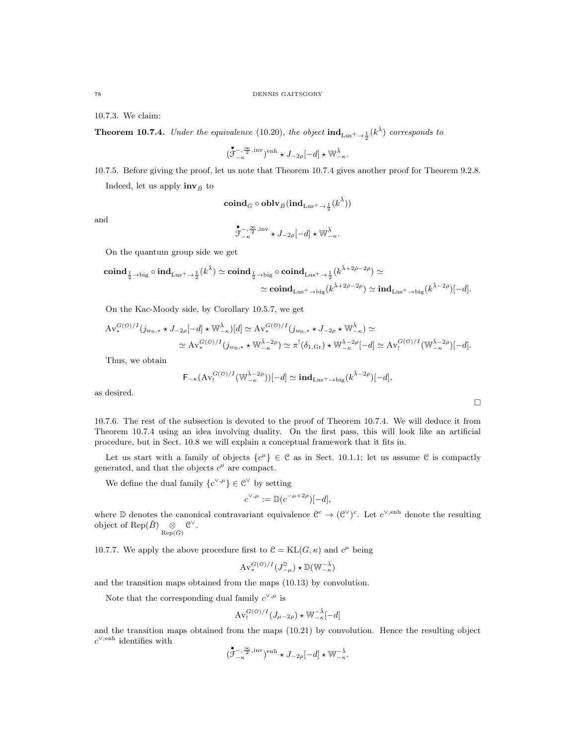10.7.3. We claim:

**Theorem 10.7.4.** *Under the equivalence* (10.20)*, the object* $\mathbf{ind}_{\mathrm{Lus}^+\to\frac{1}{2}}(k^{\check\lambda})$ *corresponds to*

$$(\overset{\bullet}{\mathcal{F}}{}^{-,\frac{\infty}{2},\mathrm{inv}}_{-\kappa})^{\mathrm{enh}} \star J_{-2\rho}[-d] \star \mathbb{W}^{\check\lambda}_{-\kappa}.$$

10.7.5. Before giving the proof, let us note that Theorem 10.7.4 gives another proof for Theorem 9.2.8.

Indeed, let us apply $\mathbf{inv}_{\check B}$ to

$$\mathbf{coind}_{\check G}\circ \mathbf{oblv}_{\check B}(\mathbf{ind}_{\mathrm{Lus}^+\to\frac{1}{2}}(k^{\check\lambda}))$$

and

$$\overset{\bullet}{\mathcal{F}}{}^{-,\frac{\infty}{2},\mathrm{inv}}_{-\kappa} \star J_{-2\rho}[-d] \star \mathbb{W}^{\check\lambda}_{-\kappa}.$$

On the quantum group side we get

$$\mathbf{coind}_{\frac{1}{2}\to\mathrm{big}}\circ \mathbf{ind}_{\mathrm{Lus}^+\to\frac{1}{2}}(k^{\check\lambda}) \simeq \mathbf{coind}_{\frac{1}{2}\to\mathrm{big}}\circ \mathbf{coind}_{\mathrm{Lus}^+\to\frac{1}{2}}(k^{\check\lambda+2\check\rho-2\rho}) \simeq$$
$$\simeq \mathbf{coind}_{\mathrm{Lus}^+\to\mathrm{big}}(k^{\check\lambda+2\check\rho-2\rho}) \simeq \mathbf{ind}_{\mathrm{Lus}^+\to\mathrm{big}}(k^{\check\lambda-2\rho})[-d].$$

On the Kac-Moody side, by Corollary 10.5.7, we get

$$\mathrm{Av}_*^{G(\mathcal{O})/I}(j_{w_0,*}\star J_{-2\rho}[-d]\star \mathbb{W}^{\check\lambda}_{-\kappa})[d] \simeq \mathrm{Av}_*^{G(\mathcal{O})/I}(j_{w_0,*}\star J_{-2\rho}\star \mathbb{W}^{\check\lambda}_{-\kappa}) \simeq$$
$$\simeq \mathrm{Av}_*^{G(\mathcal{O})/I}(j_{w_0,*}\star \mathbb{W}^{\check\lambda-2\rho}_{-\kappa}) \simeq \pi^!(\delta_{1,\mathrm{Gr}})\star \mathbb{W}^{\check\lambda-2\rho}_{-\kappa}[-d] \simeq \mathrm{Av}_!^{G(\mathcal{O})/I}(\mathbb{W}^{\check\lambda-2\rho}_{-\kappa})[-d].$$

Thus, we obtain

$$\mathsf{F}_{-\kappa}(\mathrm{Av}_!^{G(\mathcal{O})/I}(\mathbb{W}^{\check\lambda-2\rho}_{-\kappa}))[-d] \simeq \mathbf{ind}_{\mathrm{Lus}^+\to\mathrm{big}}(k^{\check\lambda-2\rho})[-d],$$

as desired.

□

10.7.6. The rest of the subsection is devoted to the proof of Theorem 10.7.4. We will deduce it from Theorem 10.7.4 using an idea involving duality. On the first pass, this will look like an artificial procedure, but in Sect. 10.8 we will explain a conceptual framework that it fits in.

Let us start with a family of objects $\{c^\mu\}\in\mathcal{C}$ as in Sect. 10.1.1; let us assume $\mathcal{C}$ is compactly generated, and that the objects $c^\mu$ are compact.

We define the dual family $\{c^{\vee,\mu}\}\in\mathcal{C}^\vee$ by setting

$$c^{\vee,\mu} := \mathbb{D}(c^{-\mu+2\rho})[-d],$$

where $\mathbb{D}$ denotes the canonical contravariant equivalence $\mathcal{C}^c\to(\mathcal{C}^\vee)^c$. Let $c^{\vee,\mathrm{enh}}$ denote the resulting object of $\mathrm{Rep}(\check B)\underset{\mathrm{Rep}(G)}{\otimes}\mathcal{C}^\vee$.

10.7.7. We apply the above procedure first to $\mathcal{C}=\mathrm{KL}(G,\kappa)$ and $c^\mu$ being

$$\mathrm{Av}_*^{G(\mathcal{O})/I}(J^{\mathbb{D}}_{-\mu})\star\mathbb{D}(\mathbb{W}^{-\check\lambda}_{-\kappa})$$

and the transition maps obtained from the maps (10.13) by convolution.

Note that the corresponding dual family $c^{\vee,\mu}$ is

$$\mathrm{Av}_!^{G(\mathcal{O})/I}(J_{\mu-2\rho})\star\mathbb{W}^{-\check\lambda}_{-\kappa}[-d]$$

and the transition maps obtained from the maps (10.21) by convolution. Hence the resulting object $c^{\vee,\mathrm{enh}}$ identifies with

$$(\overset{\bullet}{\mathcal{F}}{}^{-,\frac{\infty}{2},\mathrm{inv}}_{-\kappa})^{\mathrm{enh}} \star J_{-2\rho}[-d] \star \mathbb{W}^{-\check\lambda}_{-\kappa}.$$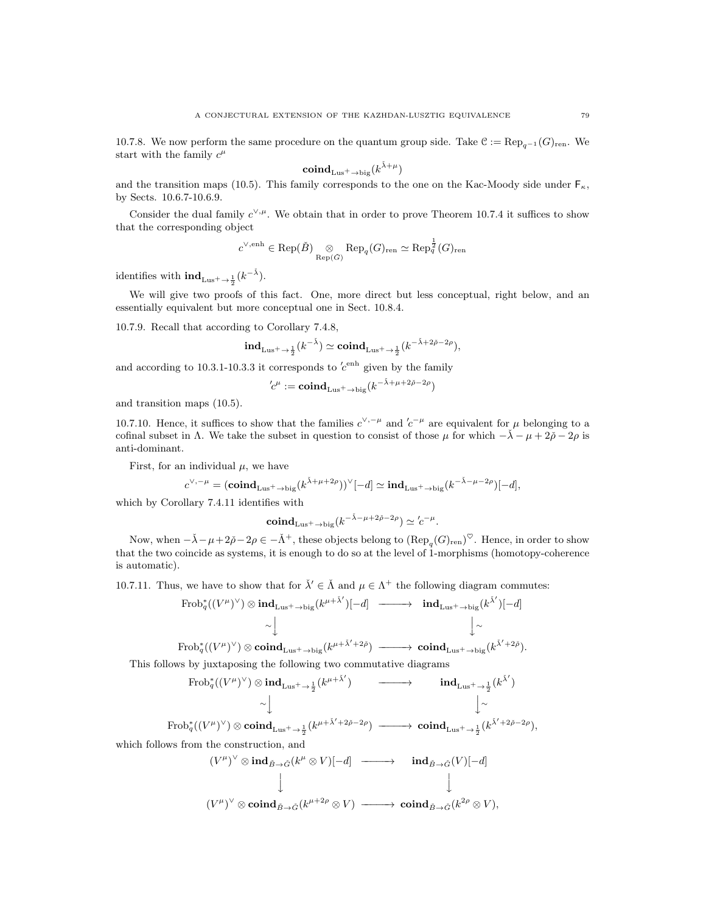10.7.8. We now perform the same procedure on the quantum group side. Take $\mathcal{C} := \mathrm{Rep}_{q^{-1}}(G)_{\mathrm{ren}}$. We start with the family $c^\mu$

$$\mathbf{coind}_{\mathrm{Lus}^+\to\mathrm{big}}(k^{\check{\lambda}+\mu})$$

and the transition maps (10.5). This family corresponds to the one on the Kac-Moody side under $\mathsf{F}_\kappa$, by Sects. 10.6.7-10.6.9.

Consider the dual family $c^{\vee,\mu}$. We obtain that in order to prove Theorem 10.7.4 it suffices to show that the corresponding object

$$c^{\vee,\mathrm{enh}} \in \mathrm{Rep}(\check{B}) \underset{\mathrm{Rep}(G)}{\otimes} \mathrm{Rep}_q(G)_{\mathrm{ren}} \simeq \mathrm{Rep}_q^{\frac{1}{2}}(G)_{\mathrm{ren}}$$

identifies with $\mathbf{ind}_{\mathrm{Lus}^+\to\frac{1}{2}}(k^{-\check{\lambda}})$.

We will give two proofs of this fact. One, more direct but less conceptual, right below, and an essentially equivalent but more conceptual one in Sect. 10.8.4.

10.7.9. Recall that according to Corollary 7.4.8,

$$\mathbf{ind}_{\mathrm{Lus}^+\to\frac{1}{2}}(k^{-\check{\lambda}}) \simeq \mathbf{coind}_{\mathrm{Lus}^+\to\frac{1}{2}}(k^{-\check{\lambda}+2\check{\rho}-2\rho}),$$

and according to 10.3.1-10.3.3 it corresponds to $'c^{\mathrm{enh}}$ given by the family

$$'c^\mu := \mathbf{coind}_{\mathrm{Lus}^+\to\mathrm{big}}(k^{-\check{\lambda}+\mu+2\check{\rho}-2\rho})$$

and transition maps (10.5).

10.7.10. Hence, it suffices to show that the families $c^{\vee,-\mu}$ and $'c^{-\mu}$ are equivalent for $\mu$ belonging to a cofinal subset in $\Lambda$. We take the subset in question to consist of those $\mu$ for which $-\check{\lambda}-\mu+2\check{\rho}-2\rho$ is anti-dominant.

First, for an individual $\mu$, we have

$$c^{\vee,-\mu} = (\mathbf{coind}_{\mathrm{Lus}^+\to\mathrm{big}}(k^{\check{\lambda}+\mu+2\rho}))^\vee[-d] \simeq \mathbf{ind}_{\mathrm{Lus}^+\to\mathrm{big}}(k^{-\check{\lambda}-\mu-2\rho})[-d],$$

which by Corollary 7.4.11 identifies with

$$\mathbf{coind}_{\mathrm{Lus}^+\to\mathrm{big}}(k^{-\check{\lambda}-\mu+2\check{\rho}-2\rho}) \simeq {}'c^{-\mu}.$$

Now, when $-\check{\lambda}-\mu+2\check{\rho}-2\rho \in -\check{\Lambda}^+$, these objects belong to $(\mathrm{Rep}_q(G)_{\mathrm{ren}})^\heartsuit$. Hence, in order to show that the two coincide as systems, it is enough to do so at the level of 1-morphisms (homotopy-coherence is automatic).

10.7.11. Thus, we have to show that for $\check{\lambda}' \in \check{\Lambda}$ and $\mu \in \Lambda^+$ the following diagram commutes:

$$\begin{array}{ccc}
\mathrm{Frob}_q^*((V^\mu)^\vee) \otimes \mathbf{ind}_{\mathrm{Lus}^+\to\mathrm{big}}(k^{\mu+\check{\lambda}'})[-d] & \longrightarrow & \mathbf{ind}_{\mathrm{Lus}^+\to\mathrm{big}}(k^{\check{\lambda}'})[-d] \\
\sim\downarrow & & \downarrow\sim \\
\mathrm{Frob}_q^*((V^\mu)^\vee) \otimes \mathbf{coind}_{\mathrm{Lus}^+\to\mathrm{big}}(k^{\mu+\check{\lambda}'+2\check{\rho}}) & \longrightarrow & \mathbf{coind}_{\mathrm{Lus}^+\to\mathrm{big}}(k^{\check{\lambda}'+2\check{\rho}}).
\end{array}$$

This follows by juxtaposing the following two commutative diagrams

$$\begin{array}{ccc}
\mathrm{Frob}_q^*((V^\mu)^\vee) \otimes \mathbf{ind}_{\mathrm{Lus}^+\to\frac{1}{2}}(k^{\mu+\check{\lambda}'}) & \longrightarrow & \mathbf{ind}_{\mathrm{Lus}^+\to\frac{1}{2}}(k^{\check{\lambda}'}) \\
\sim\downarrow & & \downarrow\sim \\
\mathrm{Frob}_q^*((V^\mu)^\vee) \otimes \mathbf{coind}_{\mathrm{Lus}^+\to\frac{1}{2}}(k^{\mu+\check{\lambda}'+2\check{\rho}-2\rho}) & \longrightarrow & \mathbf{coind}_{\mathrm{Lus}^+\to\frac{1}{2}}(k^{\check{\lambda}'+2\check{\rho}-2\rho}),
\end{array}$$

which follows from the construction, and

$$\begin{array}{ccc}
(V^\mu)^\vee \otimes \mathbf{ind}_{\check{B}\to\check{G}}(k^\mu \otimes V)[-d] & \longrightarrow & \mathbf{ind}_{\check{B}\to\check{G}}(V)[-d] \\
\downarrow & & \downarrow \\
(V^\mu)^\vee \otimes \mathbf{coind}_{\check{B}\to\check{G}}(k^{\mu+2\rho} \otimes V) & \longrightarrow & \mathbf{coind}_{\check{B}\to\check{G}}(k^{2\rho} \otimes V),
\end{array}$$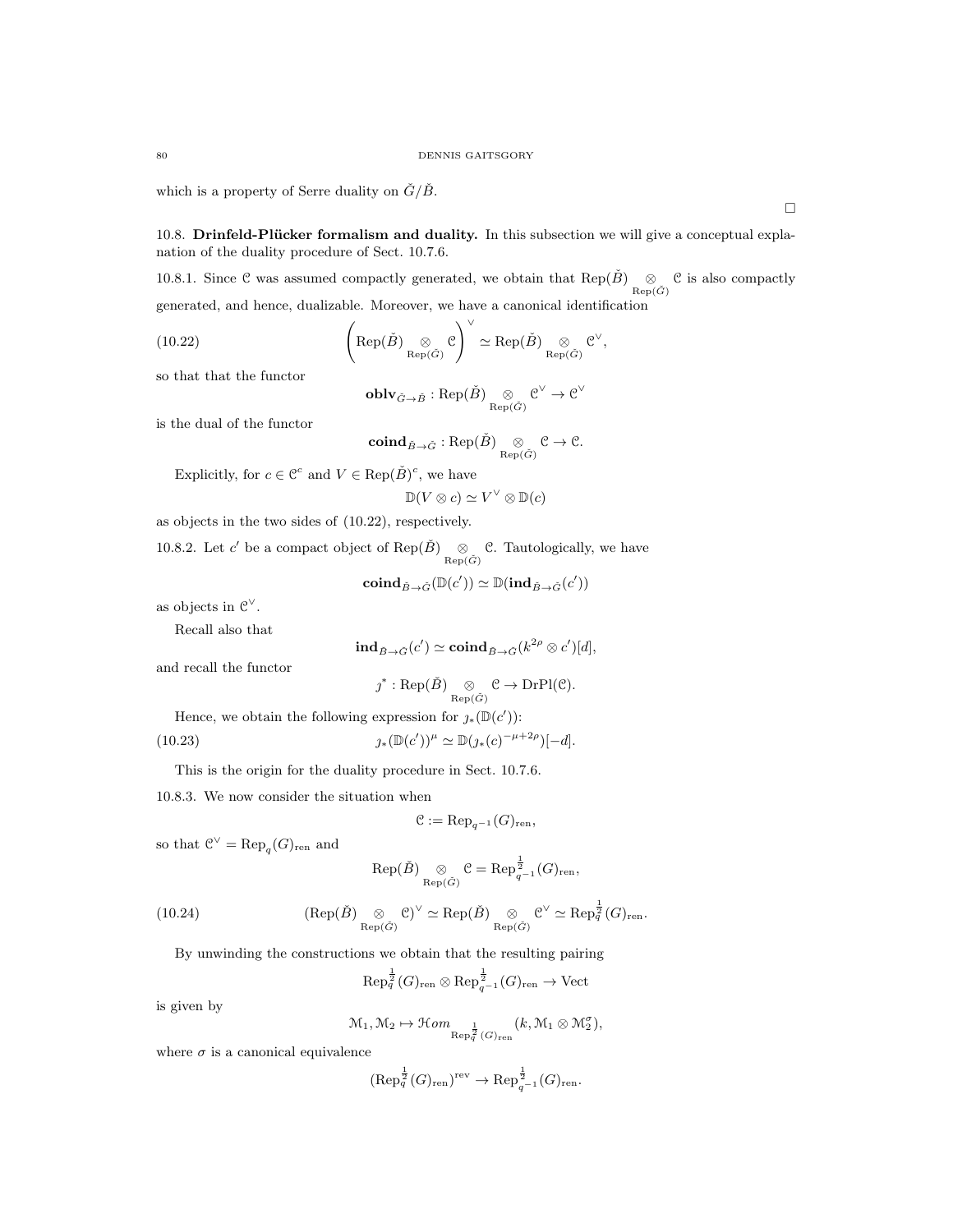which is a property of Serre duality on $\check{G}/\check{B}$.

$\square$

**10.8. Drinfeld-Plücker formalism and duality.** In this subsection we will give a conceptual explanation of the duality procedure of Sect. 10.7.6.

10.8.1. Since $\mathcal{C}$ was assumed compactly generated, we obtain that $\operatorname{Rep}(\check{B}) \underset{\operatorname{Rep}(\check{G})}{\otimes} \mathcal{C}$ is also compactly generated, and hence, dualizable. Moreover, we have a canonical identification

$$\left(\operatorname{Rep}(\check{B}) \underset{\operatorname{Rep}(\check{G})}{\otimes} \mathcal{C}\right)^{\vee} \simeq \operatorname{Rep}(\check{B}) \underset{\operatorname{Rep}(\check{G})}{\otimes} \mathcal{C}^{\vee}, \tag{10.22}$$

so that that the functor

$$\mathbf{oblv}_{\check{G}\to\check{B}} : \operatorname{Rep}(\check{B}) \underset{\operatorname{Rep}(\check{G})}{\otimes} \mathcal{C}^{\vee} \to \mathcal{C}^{\vee}$$

is the dual of the functor

$$\mathbf{coind}_{\check{B}\to\check{G}} : \operatorname{Rep}(\check{B}) \underset{\operatorname{Rep}(\check{G})}{\otimes} \mathcal{C} \to \mathcal{C}.$$

Explicitly, for $c \in \mathcal{C}^c$ and $V \in \operatorname{Rep}(\check{B})^c$, we have

$$\mathbb{D}(V \otimes c) \simeq V^{\vee} \otimes \mathbb{D}(c)$$

as objects in the two sides of (10.22), respectively.

10.8.2. Let $c'$ be a compact object of $\operatorname{Rep}(\check{B}) \underset{\operatorname{Rep}(\check{G})}{\otimes} \mathcal{C}$. Tautologically, we have

$$\mathbf{coind}_{\check{B}\to\check{G}}(\mathbb{D}(c')) \simeq \mathbb{D}(\mathbf{ind}_{\check{B}\to\check{G}}(c'))$$

as objects in $\mathcal{C}^{\vee}$.

Recall also that

$$\mathbf{ind}_{\check{B}\to\check{G}}(c') \simeq \mathbf{coind}_{\check{B}\to\check{G}}(k^{2\rho} \otimes c')[d],$$

and recall the functor

$$\jmath^* : \operatorname{Rep}(\check{B}) \underset{\operatorname{Rep}(\check{G})}{\otimes} \mathcal{C} \to \operatorname{DrPl}(\mathcal{C}).$$

Hence, we obtain the following expression for $\jmath_*(\mathbb{D}(c'))$:

$$\jmath_*(\mathbb{D}(c'))^{\mu} \simeq \mathbb{D}(\jmath_*(c)^{-\mu+2\rho})[-d]. \tag{10.23}$$

This is the origin for the duality procedure in Sect. 10.7.6.

10.8.3. We now consider the situation when

$$\mathcal{C} := \operatorname{Rep}_{q^{-1}}(G)_{\mathrm{ren}},$$

so that $\mathcal{C}^{\vee} = \operatorname{Rep}_q(G)_{\mathrm{ren}}$ and

$$\operatorname{Rep}(\check{B}) \underset{\operatorname{Rep}(\check{G})}{\otimes} \mathcal{C} = \operatorname{Rep}^{\frac{1}{2}}_{q^{-1}}(G)_{\mathrm{ren}},$$

$$(\operatorname{Rep}(\check{B}) \underset{\operatorname{Rep}(\check{G})}{\otimes} \mathcal{C})^{\vee} \simeq \operatorname{Rep}(\check{B}) \underset{\operatorname{Rep}(\check{G})}{\otimes} \mathcal{C}^{\vee} \simeq \operatorname{Rep}^{\frac{1}{2}}_{q}(G)_{\mathrm{ren}}. \tag{10.24}$$

By unwinding the constructions we obtain that the resulting pairing

$$\operatorname{Rep}^{\frac{1}{2}}_{q}(G)_{\mathrm{ren}} \otimes \operatorname{Rep}^{\frac{1}{2}}_{q^{-1}}(G)_{\mathrm{ren}} \to \operatorname{Vect}$$

is given by

$$\mathcal{M}_1, \mathcal{M}_2 \mapsto \mathcal{H}om_{\operatorname{Rep}^{\frac{1}{2}}_{q}(G)_{\mathrm{ren}}}(k, \mathcal{M}_1 \otimes \mathcal{M}_2^{\sigma}),$$

where $\sigma$ is a canonical equivalence

$$(\operatorname{Rep}^{\frac{1}{2}}_{q}(G)_{\mathrm{ren}})^{\mathrm{rev}} \to \operatorname{Rep}^{\frac{1}{2}}_{q^{-1}}(G)_{\mathrm{ren}}.$$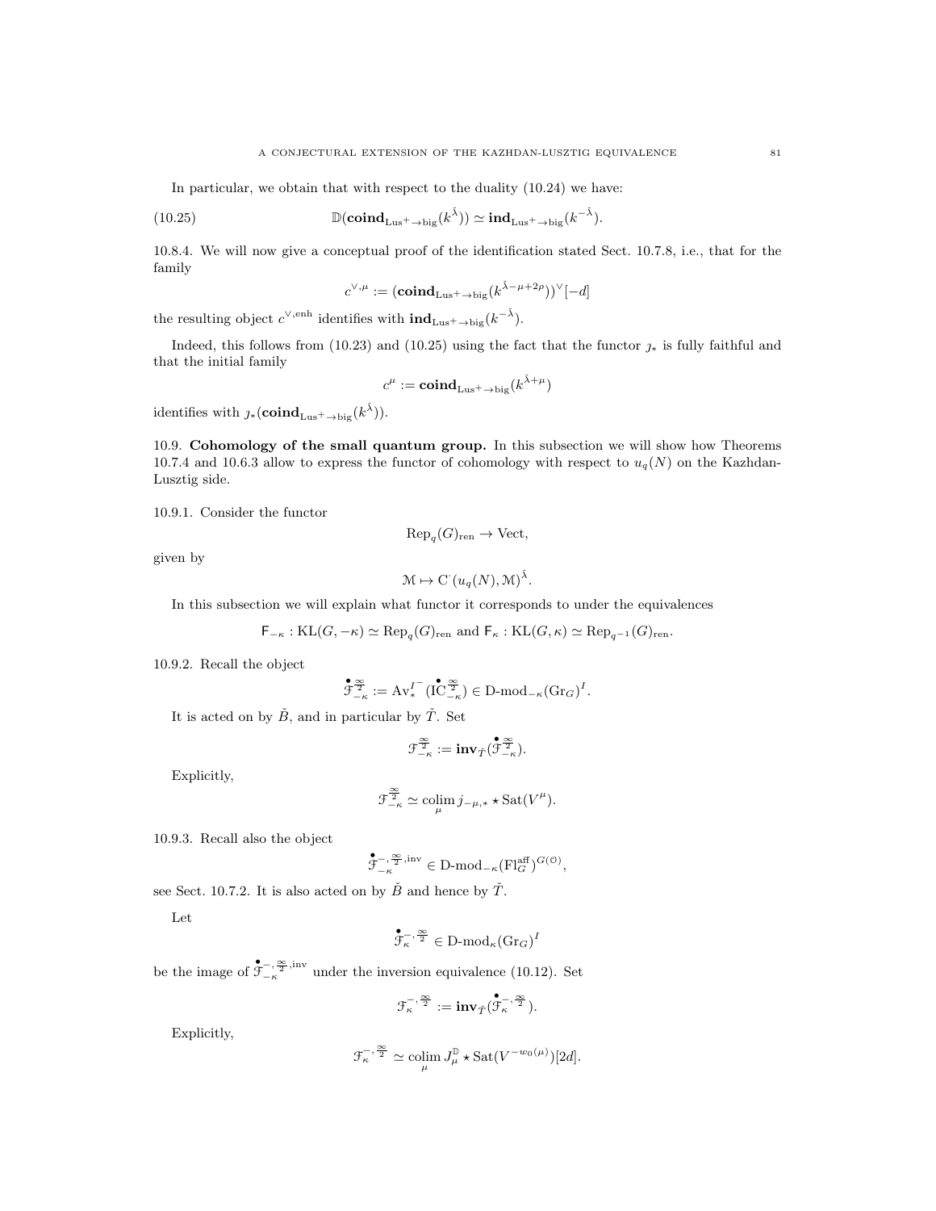In particular, we obtain that with respect to the duality (10.24) we have:

$$\mathbb{D}(\mathbf{coind}_{\mathrm{Lus}^+\to\mathrm{big}}(k^{\check{\lambda}})) \simeq \mathbf{ind}_{\mathrm{Lus}^+\to\mathrm{big}}(k^{-\check{\lambda}}). \tag{10.25}$$

10.8.4. We will now give a conceptual proof of the identification stated Sect. 10.7.8, i.e., that for the family

$$c^{\vee,\mu} := (\mathbf{coind}_{\mathrm{Lus}^+\to\mathrm{big}}(k^{\check{\lambda}-\mu+2\rho}))^\vee[-d]$$

the resulting object $c^{\vee,\mathrm{enh}}$ identifies with $\mathbf{ind}_{\mathrm{Lus}^+\to\mathrm{big}}(k^{-\check{\lambda}})$.

Indeed, this follows from (10.23) and (10.25) using the fact that the functor $\jmath_*$ is fully faithful and that the initial family

$$c^{\mu} := \mathbf{coind}_{\mathrm{Lus}^+\to\mathrm{big}}(k^{\check{\lambda}+\mu})$$

identifies with $\jmath_*(\mathbf{coind}_{\mathrm{Lus}^+\to\mathrm{big}}(k^{\check{\lambda}}))$.

## 10.9. Cohomology of the small quantum group.

In this subsection we will show how Theorems 10.7.4 and 10.6.3 allow to express the functor of cohomology with respect to $u_q(N)$ on the Kazhdan-Lusztig side.

10.9.1. Consider the functor

$$\mathrm{Rep}_q(G)_{\mathrm{ren}} \to \mathrm{Vect},$$

given by

$$\mathcal{M} \mapsto \mathrm{C}^\cdot(u_q(N), \mathcal{M})^{\check{\lambda}}.$$

In this subsection we will explain what functor it corresponds to under the equivalences

$$\mathsf{F}_{-\kappa} : \mathrm{KL}(G, -\kappa) \simeq \mathrm{Rep}_q(G)_{\mathrm{ren}} \text{ and } \mathsf{F}_{\kappa} : \mathrm{KL}(G, \kappa) \simeq \mathrm{Rep}_{q^{-1}}(G)_{\mathrm{ren}}.$$

10.9.2. Recall the object

$$\overset{\bullet}{\mathcal{F}}{}^{\frac{\infty}{2}}_{-\kappa} := \mathrm{Av}_*^{I^-}(\overset{\bullet}{\mathrm{IC}}{}^{\frac{\infty}{2}}_{-\kappa}) \in \text{D-mod}_{-\kappa}(\mathrm{Gr}_G)^I.$$

It is acted on by $\check{B}$, and in particular by $\check{T}$. Set

$$\mathcal{F}^{\frac{\infty}{2}}_{-\kappa} := \mathbf{inv}_{\check{T}}(\overset{\bullet}{\mathcal{F}}{}^{\frac{\infty}{2}}_{-\kappa}).$$

Explicitly,

$$\mathcal{F}^{\frac{\infty}{2}}_{-\kappa} \simeq \underset{\mu}{\mathrm{colim}}\, j_{-\mu,*} \star \mathrm{Sat}(V^{\mu}).$$

10.9.3. Recall also the object

$$\overset{\bullet}{\mathcal{F}}{}^{-,\frac{\infty}{2},\mathrm{inv}}_{-\kappa} \in \text{D-mod}_{-\kappa}(\mathrm{Fl}^{\mathrm{aff}}_G)^{G(\mathcal{O})},$$

see Sect. 10.7.2. It is also acted on by $\check{B}$ and hence by $\check{T}$.

Let

$$\overset{\bullet}{\mathcal{F}}{}^{-,\frac{\infty}{2}}_{\kappa} \in \text{D-mod}_{\kappa}(\mathrm{Gr}_G)^I$$

be the image of $\overset{\bullet}{\mathcal{F}}{}^{-,\frac{\infty}{2},\mathrm{inv}}_{-\kappa}$ under the inversion equivalence (10.12). Set

$$\mathcal{F}^{-,\frac{\infty}{2}}_{\kappa} := \mathbf{inv}_{\check{T}}(\overset{\bullet}{\mathcal{F}}{}^{-,\frac{\infty}{2}}_{\kappa}).$$

Explicitly,

$$\mathcal{F}^{-,\frac{\infty}{2}}_{\kappa} \simeq \underset{\mu}{\mathrm{colim}}\, J^{\mathbb{D}}_{\mu} \star \mathrm{Sat}(V^{-w_0(\mu)})[2d].$$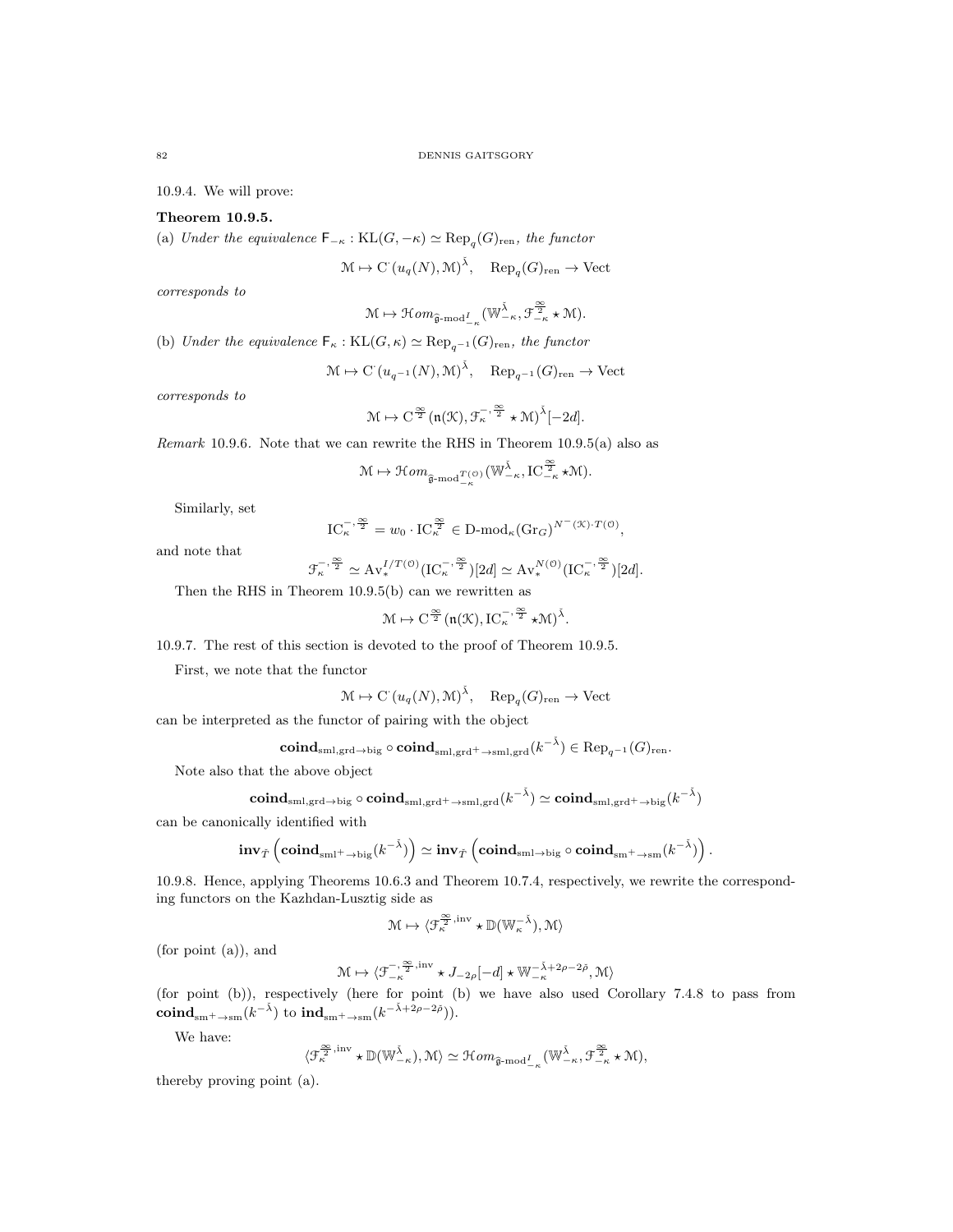10.9.4. We will prove:

**Theorem 10.9.5.**
(a) *Under the equivalence* $\mathsf{F}_{-\kappa} : \mathrm{KL}(G, -\kappa) \simeq \mathrm{Rep}_q(G)_{\mathrm{ren}}$*, the functor*

$$\mathcal{M} \mapsto \mathrm{C}^{\cdot}(u_q(N), \mathcal{M})^{\check{\lambda}}, \quad \mathrm{Rep}_q(G)_{\mathrm{ren}} \to \mathrm{Vect}$$

*corresponds to*

$$\mathcal{M} \mapsto \mathcal{H}om_{\hat{\mathfrak{g}}\text{-mod}^I_{-\kappa}}(\mathbb{W}^{\check{\lambda}}_{-\kappa}, \mathcal{F}^{\frac{\infty}{2}}_{-\kappa} \star \mathcal{M}).$$

(b) *Under the equivalence* $\mathsf{F}_{\kappa} : \mathrm{KL}(G, \kappa) \simeq \mathrm{Rep}_{q^{-1}}(G)_{\mathrm{ren}}$*, the functor*

$$\mathcal{M} \mapsto \mathrm{C}^{\cdot}(u_{q^{-1}}(N), \mathcal{M})^{\check{\lambda}}, \quad \mathrm{Rep}_{q^{-1}}(G)_{\mathrm{ren}} \to \mathrm{Vect}$$

*corresponds to*

$$\mathcal{M} \mapsto \mathrm{C}^{\frac{\infty}{2}}(\mathfrak{n}(\mathcal{K}), \mathcal{F}^{-,\frac{\infty}{2}}_{\kappa} \star \mathcal{M})^{\check{\lambda}}[-2d].$$

*Remark* 10.9.6. Note that we can rewrite the RHS in Theorem 10.9.5(a) also as

$$\mathcal{M} \mapsto \mathcal{H}om_{\hat{\mathfrak{g}}\text{-mod}^{T(\mathcal{O})}_{-\kappa}}(\mathbb{W}^{\check{\lambda}}_{-\kappa}, \mathrm{IC}^{\frac{\infty}{2}}_{-\kappa} \star \mathcal{M}).$$

Similarly, set

$$\mathrm{IC}^{-,\frac{\infty}{2}}_{\kappa} = w_0 \cdot \mathrm{IC}^{\frac{\infty}{2}}_{\kappa} \in \mathrm{D}\text{-mod}_{\kappa}(\mathrm{Gr}_G)^{N^-(\mathcal{K}) \cdot T(\mathcal{O})},$$

and note that

$$\mathcal{F}^{-,\frac{\infty}{2}}_{\kappa} \simeq \mathrm{Av}^{I/T(\mathcal{O})}_*(\mathrm{IC}^{-,\frac{\infty}{2}}_{\kappa})[2d] \simeq \mathrm{Av}^{N(\mathcal{O})}_*(\mathrm{IC}^{-,\frac{\infty}{2}}_{\kappa})[2d].$$

Then the RHS in Theorem 10.9.5(b) can we rewritten as

$$\mathcal{M} \mapsto \mathrm{C}^{\frac{\infty}{2}}(\mathfrak{n}(\mathcal{K}), \mathrm{IC}^{-,\frac{\infty}{2}}_{\kappa} \star \mathcal{M})^{\check{\lambda}}.$$

10.9.7. The rest of this section is devoted to the proof of Theorem 10.9.5.

First, we note that the functor

$$\mathcal{M} \mapsto \mathrm{C}^{\cdot}(u_q(N), \mathcal{M})^{\check{\lambda}}, \quad \mathrm{Rep}_q(G)_{\mathrm{ren}} \to \mathrm{Vect}$$

can be interpreted as the functor of pairing with the object

$$\mathbf{coind}_{\mathrm{sml,grd}\to\mathrm{big}} \circ \mathbf{coind}_{\mathrm{sml,grd}^+\to\mathrm{sml,grd}}(k^{-\check{\lambda}}) \in \mathrm{Rep}_{q^{-1}}(G)_{\mathrm{ren}}.$$

Note also that the above object

$$\mathbf{coind}_{\mathrm{sml,grd}\to\mathrm{big}} \circ \mathbf{coind}_{\mathrm{sml,grd}^+\to\mathrm{sml,grd}}(k^{-\check{\lambda}}) \simeq \mathbf{coind}_{\mathrm{sml,grd}^+\to\mathrm{big}}(k^{-\check{\lambda}})$$

can be canonically identified with

$$\mathbf{inv}_{\check{T}}\left(\mathbf{coind}_{\mathrm{sml}^+\to\mathrm{big}}(k^{-\check{\lambda}})\right) \simeq \mathbf{inv}_{\check{T}}\left(\mathbf{coind}_{\mathrm{sml}\to\mathrm{big}} \circ \mathbf{coind}_{\mathrm{sm}^+\to\mathrm{sm}}(k^{-\check{\lambda}})\right).$$

10.9.8. Hence, applying Theorems 10.6.3 and Theorem 10.7.4, respectively, we rewrite the corresponding functors on the Kazhdan-Lusztig side as

$$\mathcal{M} \mapsto \langle \mathcal{F}^{\frac{\infty}{2},\mathrm{inv}}_{\kappa} \star \mathbb{D}(\mathbb{W}^{-\check{\lambda}}_{\kappa}), \mathcal{M}\rangle$$

(for point (a)), and

$$\mathcal{M} \mapsto \langle \mathcal{F}^{-,\frac{\infty}{2},\mathrm{inv}}_{-\kappa} \star J_{-2\rho}[-d] \star \mathbb{W}^{-\check{\lambda}+2\rho-2\check{\rho}}_{-\kappa}, \mathcal{M}\rangle$$

(for point (b)), respectively (here for point (b) we have also used Corollary 7.4.8 to pass from $\mathbf{coind}_{\mathrm{sm}^+\to\mathrm{sm}}(k^{-\check{\lambda}})$ to $\mathbf{ind}_{\mathrm{sm}^+\to\mathrm{sm}}(k^{-\check{\lambda}+2\rho-2\check{\rho}})$).

We have:

$$\langle \mathcal{F}^{\frac{\infty}{2},\mathrm{inv}}_{\kappa} \star \mathbb{D}(\mathbb{W}^{\check{\lambda}}_{-\kappa}), \mathcal{M}\rangle \simeq \mathcal{H}om_{\hat{\mathfrak{g}}\text{-mod}^I_{-\kappa}}(\mathbb{W}^{\check{\lambda}}_{-\kappa}, \mathcal{F}^{\frac{\infty}{2}}_{-\kappa} \star \mathcal{M}),$$

thereby proving point (a).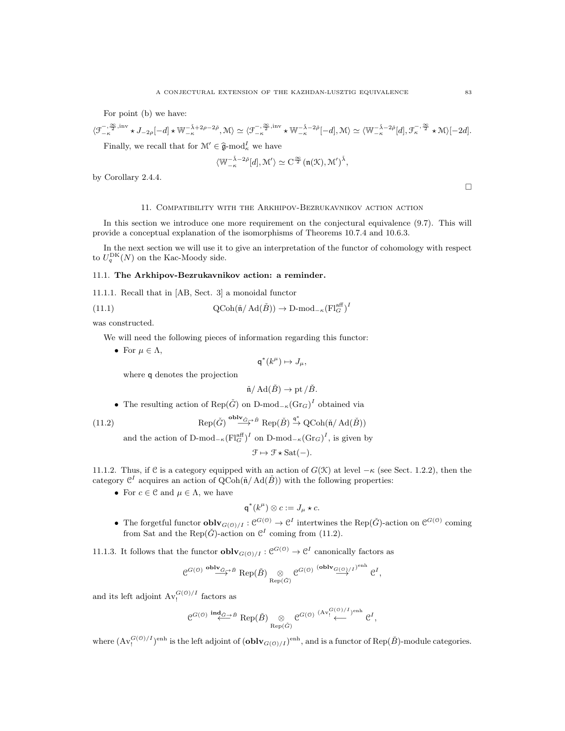For point (b) we have:

$$\langle \mathcal{F}^{-,\frac{\infty}{2},\mathrm{inv}}_{-\kappa} \star J_{-2\rho}[-d] \star \mathbb{W}^{-\check{\lambda}+2\rho-2\check{\rho}}_{-\kappa}, \mathcal{M}\rangle \simeq \langle \mathcal{F}^{-,\frac{\infty}{2},\mathrm{inv}}_{-\kappa} \star \mathbb{W}^{-\check{\lambda}-2\check{\rho}}_{-\kappa}[-d], \mathcal{M}\rangle \simeq \langle \mathbb{W}^{-\check{\lambda}-2\check{\rho}}_{-\kappa}[d], \mathcal{F}^{-,\frac{\infty}{2}}_{\kappa} \star \mathcal{M}\rangle[-2d].$$

Finally, we recall that for $\mathcal{M}' \in \widehat{\mathfrak{g}}\text{-mod}^I_\kappa$ we have

$$\langle \mathbb{W}^{-\check{\lambda}-2\check{\rho}}_{-\kappa}[d], \mathcal{M}'\rangle \simeq \mathrm{C}^{\frac{\infty}{2}}(\mathfrak{n}(\mathcal{K}), \mathcal{M}')^{\check{\lambda}},$$

by Corollary 2.4.4.

□

## 11. Compatibility with the Arkhipov-Bezrukavnikov action action

In this section we introduce one more requirement on the conjectural equivalence (9.7). This will provide a conceptual explanation of the isomorphisms of Theorems 10.7.4 and 10.6.3.

In the next section we will use it to give an interpretation of the functor of cohomology with respect to $U_q^{\mathrm{DK}}(N)$ on the Kac-Moody side.

### 11.1. The Arkhipov-Bezrukavnikov action: a reminder.

11.1.1. Recall that in [AB, Sect. 3] a monoidal functor

$$\mathrm{QCoh}(\check{\mathfrak{n}}/\mathrm{Ad}(\check{B})) \to \mathrm{D\text{-}mod}_{-\kappa}(\mathrm{Fl}^{\mathrm{aff}}_G)^I \tag{11.1}$$

was constructed.

We will need the following pieces of information regarding this functor:

- For $\mu \in \Lambda$,
$$\mathsf{q}^*(k^\mu) \mapsto J_\mu,$$
where $\mathsf{q}$ denotes the projection
$$\check{\mathfrak{n}}/\mathrm{Ad}(\check{B}) \to \mathrm{pt}/\check{B}.$$
- The resulting action of $\mathrm{Rep}(\check{G})$ on $\mathrm{D\text{-}mod}_{-\kappa}(\mathrm{Gr}_G)^I$ obtained via
$$\mathrm{Rep}(\check{G}) \overset{\mathbf{oblv}_{\check{G}\to\check{B}}}{\longrightarrow} \mathrm{Rep}(\check{B}) \overset{\mathsf{q}^*}{\to} \mathrm{QCoh}(\check{\mathfrak{n}}/\mathrm{Ad}(\check{B})) \tag{11.2}$$
and the action of $\mathrm{D\text{-}mod}_{-\kappa}(\mathrm{Fl}^{\mathrm{aff}}_G)^I$ on $\mathrm{D\text{-}mod}_{-\kappa}(\mathrm{Gr}_G)^I$, is given by
$$\mathcal{F} \mapsto \mathcal{F} \star \mathrm{Sat}(-).$$

11.1.2. Thus, if $\mathcal{C}$ is a category equipped with an action of $G(\mathcal{K})$ at level $-\kappa$ (see Sect. 1.2.2), then the category $\mathcal{C}^I$ acquires an action of $\mathrm{QCoh}(\check{\mathfrak{n}}/\mathrm{Ad}(\check{B}))$ with the following properties:

- For $c \in \mathcal{C}$ and $\mu \in \Lambda$, we have
$$\mathsf{q}^*(k^\mu) \otimes c := J_\mu \star c.$$
- The forgetful functor $\mathbf{oblv}_{G(\mathcal{O})/I} : \mathcal{C}^{G(\mathcal{O})} \to \mathcal{C}^I$ intertwines the $\mathrm{Rep}(\check{G})$-action on $\mathcal{C}^{G(\mathcal{O})}$ coming from Sat and the $\mathrm{Rep}(\check{G})$-action on $\mathcal{C}^I$ coming from (11.2).

11.1.3. It follows that the functor $\mathbf{oblv}_{G(\mathcal{O})/I} : \mathcal{C}^{G(\mathcal{O})} \to \mathcal{C}^I$ canonically factors as

$$\mathcal{C}^{G(\mathcal{O})} \overset{\mathbf{oblv}_{\check{G}\to\check{B}}}{\longrightarrow} \mathrm{Rep}(\check{B}) \underset{\mathrm{Rep}(\check{G})}{\otimes} \mathcal{C}^{G(\mathcal{O})} \overset{(\mathbf{oblv}_{G(\mathcal{O})/I})^{\mathrm{enh}}}{\longrightarrow} \mathcal{C}^I,$$

and its left adjoint $\mathrm{Av}_!^{G(\mathcal{O})/I}$ factors as

$$\mathcal{C}^{G(\mathcal{O})} \overset{\mathbf{ind}_{\check{G}\to\check{B}}}{\longleftarrow} \mathrm{Rep}(\check{B}) \underset{\mathrm{Rep}(\check{G})}{\otimes} \mathcal{C}^{G(\mathcal{O})} \overset{(\mathrm{Av}_!^{G(\mathcal{O})/I})^{\mathrm{enh}}}{\longleftarrow} \mathcal{C}^I,$$

where $(\mathrm{Av}_!^{G(\mathcal{O})/I})^{\mathrm{enh}}$ is the left adjoint of $(\mathbf{oblv}_{G(\mathcal{O})/I})^{\mathrm{enh}}$, and is a functor of $\mathrm{Rep}(\check{B})$-module categories.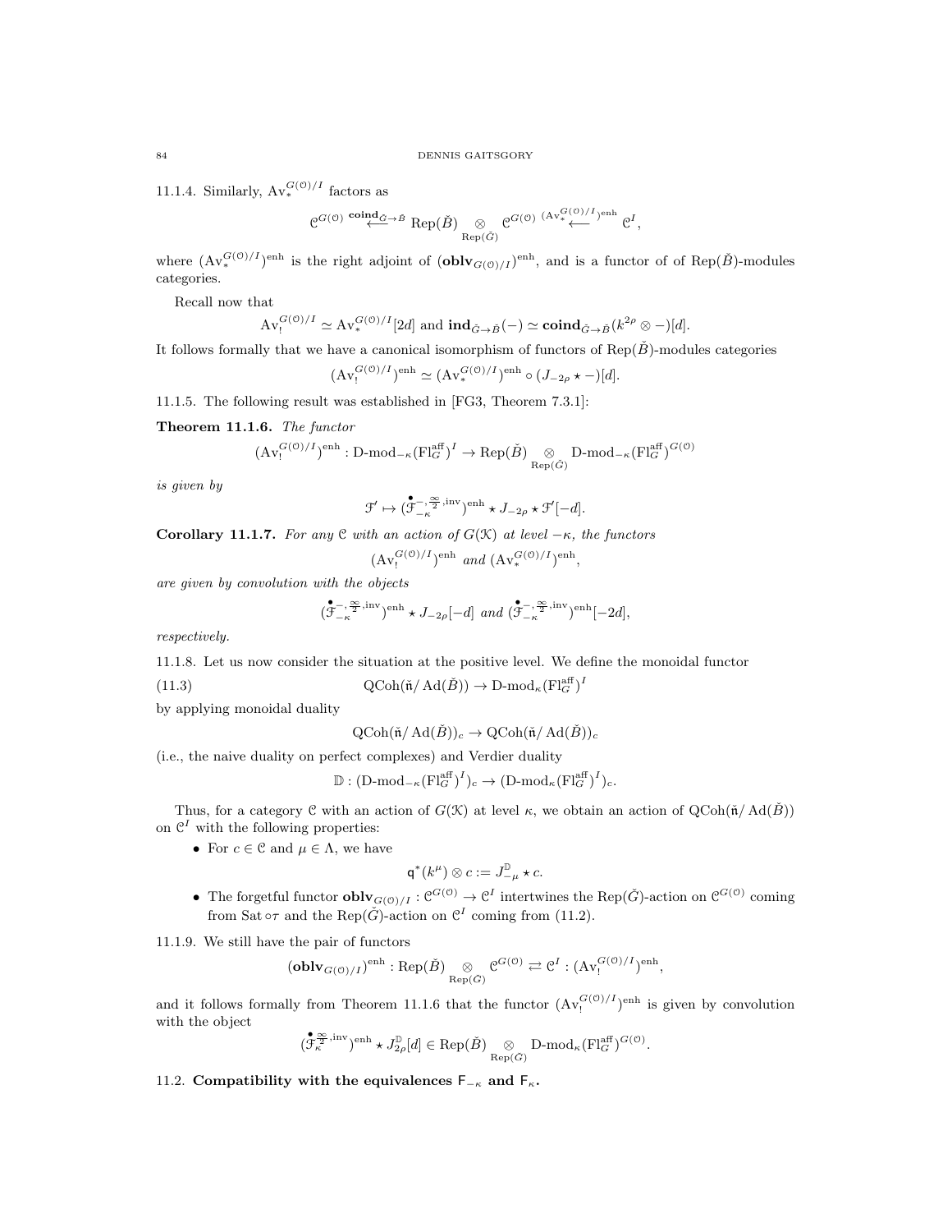11.1.4. Similarly, $\mathrm{Av}_*^{G(\mathcal{O})/I}$ factors as

$$\mathcal{C}^{G(\mathcal{O})} \overset{\mathbf{coind}_{\check{G}\to\check{B}}}{\longleftarrow} \mathrm{Rep}(\check{B}) \underset{\mathrm{Rep}(\check{G})}{\otimes} \mathcal{C}^{G(\mathcal{O})} \overset{(\mathrm{Av}_*^{G(\mathcal{O})/I})^{\mathrm{enh}}}{\longleftarrow} \mathcal{C}^I,$$

where $(\mathrm{Av}_*^{G(\mathcal{O})/I})^{\mathrm{enh}}$ is the right adjoint of $(\mathbf{oblv}_{G(\mathcal{O})/I})^{\mathrm{enh}}$, and is a functor of of $\mathrm{Rep}(\check{B})$-modules categories.

Recall now that

$$\mathrm{Av}_!^{G(\mathcal{O})/I} \simeq \mathrm{Av}_*^{G(\mathcal{O})/I}[2d] \text{ and } \mathbf{ind}_{\check{G}\to\check{B}}(-) \simeq \mathbf{coind}_{\check{G}\to\check{B}}(k^{2\rho} \otimes -)[d].$$

It follows formally that we have a canonical isomorphism of functors of $\mathrm{Rep}(\check{B})$-modules categories

$$(\mathrm{Av}_!^{G(\mathcal{O})/I})^{\mathrm{enh}} \simeq (\mathrm{Av}_*^{G(\mathcal{O})/I})^{\mathrm{enh}} \circ (J_{-2\rho} \star -)[d].$$

11.1.5. The following result was established in [FG3, Theorem 7.3.1]:

**Theorem 11.1.6.** *The functor*

$$(\mathrm{Av}_!^{G(\mathcal{O})/I})^{\mathrm{enh}} : \text{D-mod}_{-\kappa}(\mathrm{Fl}_G^{\mathrm{aff}})^I \to \mathrm{Rep}(\check{B}) \underset{\mathrm{Rep}(\check{G})}{\otimes} \text{D-mod}_{-\kappa}(\mathrm{Fl}_G^{\mathrm{aff}})^{G(\mathcal{O})}$$

*is given by*

$$\mathcal{F}' \mapsto (\overset{\bullet}{\mathcal{F}}{}^{-,\frac{\infty}{2},\mathrm{inv}}_{-\kappa})^{\mathrm{enh}} \star J_{-2\rho} \star \mathcal{F}'[-d].$$

**Corollary 11.1.7.** *For any $\mathcal{C}$ with an action of $G(\mathcal{K})$ at level $-\kappa$, the functors*

$$(\mathrm{Av}_!^{G(\mathcal{O})/I})^{\mathrm{enh}} \text{ and } (\mathrm{Av}_*^{G(\mathcal{O})/I})^{\mathrm{enh}},$$

*are given by convolution with the objects*

$$(\overset{\bullet}{\mathcal{F}}{}^{-,\frac{\infty}{2},\mathrm{inv}}_{-\kappa})^{\mathrm{enh}} \star J_{-2\rho}[-d] \text{ and } (\overset{\bullet}{\mathcal{F}}{}^{-,\frac{\infty}{2},\mathrm{inv}}_{-\kappa})^{\mathrm{enh}}[-2d],$$

*respectively.*

11.1.8. Let us now consider the situation at the positive level. We define the monoidal functor

$$\mathrm{QCoh}(\check{\mathfrak{n}}/\mathrm{Ad}(\check{B})) \to \text{D-mod}_{\kappa}(\mathrm{Fl}_G^{\mathrm{aff}})^I \tag{11.3}$$

by applying monoidal duality

$$\mathrm{QCoh}(\check{\mathfrak{n}}/\mathrm{Ad}(\check{B}))_c \to \mathrm{QCoh}(\check{\mathfrak{n}}/\mathrm{Ad}(\check{B}))_c$$

(i.e., the naive duality on perfect complexes) and Verdier duality

$$\mathbb{D} : (\text{D-mod}_{-\kappa}(\mathrm{Fl}_G^{\mathrm{aff}})^I)_c \to (\text{D-mod}_{\kappa}(\mathrm{Fl}_G^{\mathrm{aff}})^I)_c.$$

Thus, for a category $\mathcal{C}$ with an action of $G(\mathcal{K})$ at level $\kappa$, we obtain an action of $\mathrm{QCoh}(\check{\mathfrak{n}}/\mathrm{Ad}(\check{B}))$ on $\mathcal{C}^I$ with the following properties:

- For $c \in \mathcal{C}$ and $\mu \in \Lambda$, we have
$$\mathsf{q}^*(k^\mu) \otimes c := J^{\mathbb{D}}_{-\mu} \star c.$$
- The forgetful functor $\mathbf{oblv}_{G(\mathcal{O})/I} : \mathcal{C}^{G(\mathcal{O})} \to \mathcal{C}^I$ intertwines the $\mathrm{Rep}(\check{G})$-action on $\mathcal{C}^{G(\mathcal{O})}$ coming from $\mathrm{Sat} \circ \tau$ and the $\mathrm{Rep}(\check{G})$-action on $\mathcal{C}^I$ coming from (11.2).

11.1.9. We still have the pair of functors

$$(\mathbf{oblv}_{G(\mathcal{O})/I})^{\mathrm{enh}} : \mathrm{Rep}(\check{B}) \underset{\mathrm{Rep}(\check{G})}{\otimes} \mathcal{C}^{G(\mathcal{O})} \rightleftarrows \mathcal{C}^I : (\mathrm{Av}_!^{G(\mathcal{O})/I})^{\mathrm{enh}},$$

and it follows formally from Theorem 11.1.6 that the functor $(\mathrm{Av}_!^{G(\mathcal{O})/I})^{\mathrm{enh}}$ is given by convolution with the object

$$(\overset{\bullet}{\mathcal{F}}{}^{\frac{\infty}{2},\mathrm{inv}}_{\kappa})^{\mathrm{enh}} \star J^{\mathbb{D}}_{2\rho}[d] \in \mathrm{Rep}(\check{B}) \underset{\mathrm{Rep}(\check{G})}{\otimes} \text{D-mod}_{\kappa}(\mathrm{Fl}_G^{\mathrm{aff}})^{G(\mathcal{O})}.$$

## 11.2. Compatibility with the equivalences $\mathsf{F}_{-\kappa}$ and $\mathsf{F}_{\kappa}$.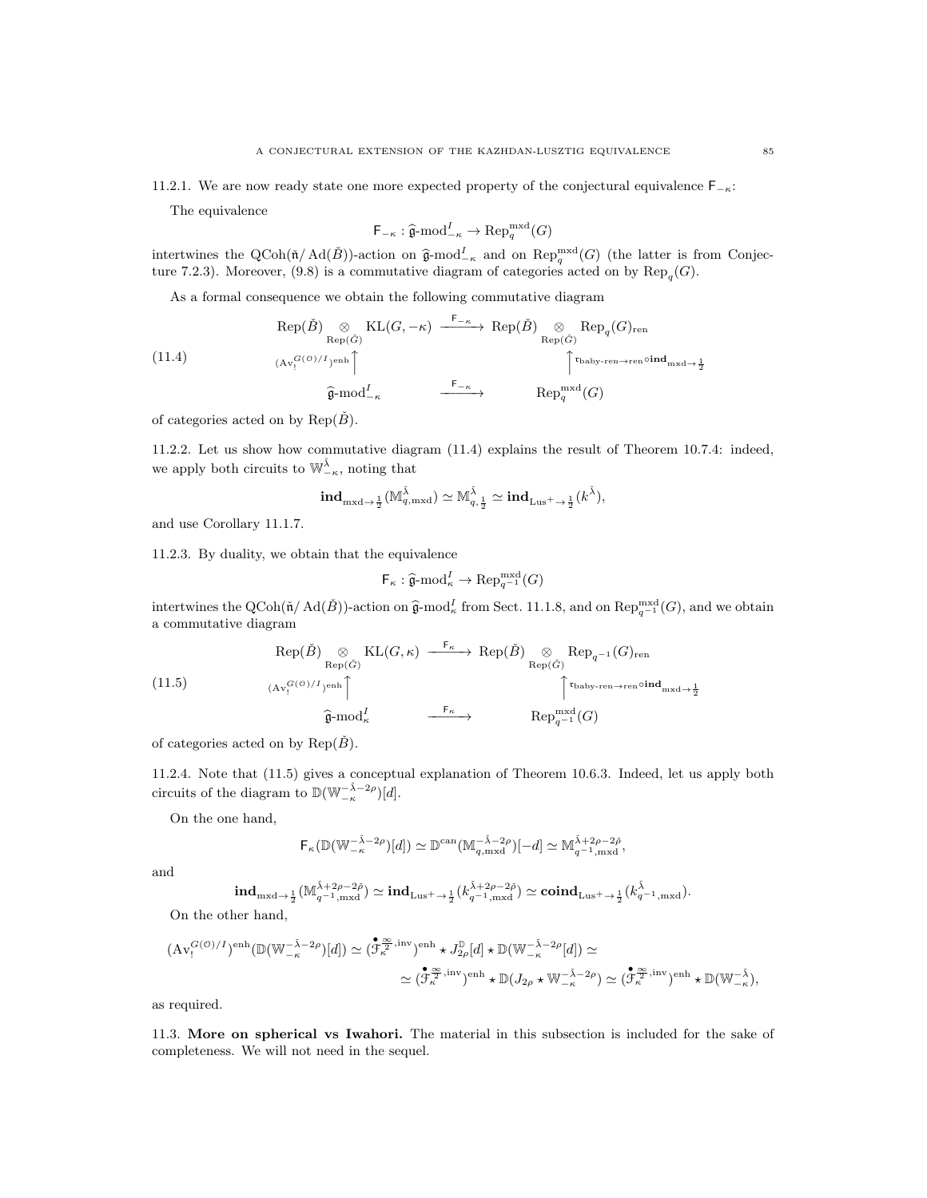11.2.1. We are now ready state one more expected property of the conjectural equivalence $\mathsf{F}_{-\kappa}$:

The equivalence

$$\mathsf{F}_{-\kappa} : \widehat{\mathfrak{g}}\text{-mod}^I_{-\kappa} \to \mathrm{Rep}^{\mathrm{mxd}}_q(G)$$

intertwines the $\mathrm{QCoh}(\check{\mathfrak{n}}/\mathrm{Ad}(\check{B}))$-action on $\widehat{\mathfrak{g}}\text{-mod}^I_{-\kappa}$ and on $\mathrm{Rep}^{\mathrm{mxd}}_q(G)$ (the latter is from Conjecture 7.2.3). Moreover, (9.8) is a commutative diagram of categories acted on by $\mathrm{Rep}_q(G)$.

As a formal consequence we obtain the following commutative diagram

$$(11.4)\qquad \begin{array}{ccc} \mathrm{Rep}(\check{B}) \underset{\mathrm{Rep}(\check{G})}{\otimes} \mathrm{KL}(G,-\kappa) & \xrightarrow{\mathsf{F}_{-\kappa}} & \mathrm{Rep}(\check{B}) \underset{\mathrm{Rep}(\check{G})}{\otimes} \mathrm{Rep}_q(G)_{\mathrm{ren}} \\ {\scriptstyle (\mathrm{Av}^{G(\mathcal{O})/I}_!)^{\mathrm{enh}}}\uparrow & & \uparrow{\scriptstyle \mathfrak{r}_{\text{baby-ren}\to\mathrm{ren}}\circ \mathbf{ind}_{\mathrm{mxd}\to\frac{1}{2}}} \\ \widehat{\mathfrak{g}}\text{-mod}^I_{-\kappa} & \xrightarrow{\mathsf{F}_{-\kappa}} & \mathrm{Rep}^{\mathrm{mxd}}_q(G) \end{array}$$

of categories acted on by $\mathrm{Rep}(\check{B})$.

11.2.2. Let us show how commutative diagram (11.4) explains the result of Theorem 10.7.4: indeed, we apply both circuits to $\mathbb{W}^{\check{\lambda}}_{-\kappa}$, noting that

$$\mathbf{ind}_{\mathrm{mxd}\to\frac{1}{2}}(\mathbb{M}^{\check{\lambda}}_{q,\mathrm{mxd}}) \simeq \mathbb{M}^{\check{\lambda}}_{q,\frac{1}{2}} \simeq \mathbf{ind}_{\mathrm{Lus}^+\to\frac{1}{2}}(k^{\check{\lambda}}),$$

and use Corollary 11.1.7.

11.2.3. By duality, we obtain that the equivalence

$$\mathsf{F}_{\kappa} : \widehat{\mathfrak{g}}\text{-mod}^I_{\kappa} \to \mathrm{Rep}^{\mathrm{mxd}}_{q^{-1}}(G)$$

intertwines the $\mathrm{QCoh}(\check{\mathfrak{n}}/\mathrm{Ad}(\check{B}))$-action $\widehat{\mathfrak{g}}\text{-mod}^I_{\kappa}$ from Sect. 11.1.8, and on $\mathrm{Rep}^{\mathrm{mxd}}_{q^{-1}}(G)$, and we obtain a commutative diagram

$$(11.5)\qquad \begin{array}{ccc} \mathrm{Rep}(\check{B}) \underset{\mathrm{Rep}(\check{G})}{\otimes} \mathrm{KL}(G,\kappa) & \xrightarrow{\mathsf{F}_{\kappa}} & \mathrm{Rep}(\check{B}) \underset{\mathrm{Rep}(\check{G})}{\otimes} \mathrm{Rep}_{q^{-1}}(G)_{\mathrm{ren}} \\ {\scriptstyle (\mathrm{Av}^{G(\mathcal{O})/I}_!)^{\mathrm{enh}}}\uparrow & & \uparrow{\scriptstyle \mathfrak{r}_{\text{baby-ren}\to\mathrm{ren}}\circ \mathbf{ind}_{\mathrm{mxd}\to\frac{1}{2}}} \\ \widehat{\mathfrak{g}}\text{-mod}^I_{\kappa} & \xrightarrow{\mathsf{F}_{\kappa}} & \mathrm{Rep}^{\mathrm{mxd}}_{q^{-1}}(G) \end{array}$$

of categories acted on by $\mathrm{Rep}(\check{B})$.

11.2.4. Note that (11.5) gives a conceptual explanation of Theorem 10.6.3. Indeed, let us apply both circuits of the diagram to $\mathbb{D}(\mathbb{W}^{-\check{\lambda}-2\rho}_{-\kappa})[d]$.

On the one hand,

$$\mathsf{F}_{\kappa}(\mathbb{D}(\mathbb{W}^{-\check{\lambda}-2\rho}_{-\kappa})[d]) \simeq \mathbb{D}^{\mathrm{can}}(\mathbb{M}^{-\check{\lambda}-2\rho}_{q,\mathrm{mxd}})[-d] \simeq \mathbb{M}^{\check{\lambda}+2\rho-2\check{\rho}}_{q^{-1},\mathrm{mxd}},$$

and

$$\mathbf{ind}_{\mathrm{mxd}\to\frac{1}{2}}(\mathbb{M}^{\check{\lambda}+2\rho-2\check{\rho}}_{q^{-1},\mathrm{mxd}}) \simeq \mathbf{ind}_{\mathrm{Lus}^+\to\frac{1}{2}}(k^{\check{\lambda}+2\rho-2\check{\rho}}_{q^{-1},\mathrm{mxd}}) \simeq \mathbf{coind}_{\mathrm{Lus}^+\to\frac{1}{2}}(k^{\check{\lambda}}_{q^{-1},\mathrm{mxd}}).$$

On the other hand,

$$(\mathrm{Av}^{G(\mathcal{O})/I}_!)^{\mathrm{enh}}(\mathbb{D}(\mathbb{W}^{-\check{\lambda}-2\rho}_{-\kappa})[d]) \simeq (\overset{\bullet}{\mathcal{F}}{}^{\frac{\infty}{2},\mathrm{inv}}_{\kappa})^{\mathrm{enh}} \star J^{\mathbb{D}}_{2\rho}[d] \star \mathbb{D}(\mathbb{W}^{-\check{\lambda}-2\rho}_{-\kappa}[d]) \simeq$$

$$\simeq (\overset{\bullet}{\mathcal{F}}{}^{\frac{\infty}{2},\mathrm{inv}}_{\kappa})^{\mathrm{enh}} \star \mathbb{D}(J_{2\rho} \star \mathbb{W}^{-\check{\lambda}-2\rho}_{-\kappa}) \simeq (\overset{\bullet}{\mathcal{F}}{}^{\frac{\infty}{2},\mathrm{inv}}_{\kappa})^{\mathrm{enh}} \star \mathbb{D}(\mathbb{W}^{-\check{\lambda}}_{-\kappa}),$$

as required.

11.3. **More on spherical vs Iwahori.** The material in this subsection is included for the sake of completeness. We will not need in the sequel.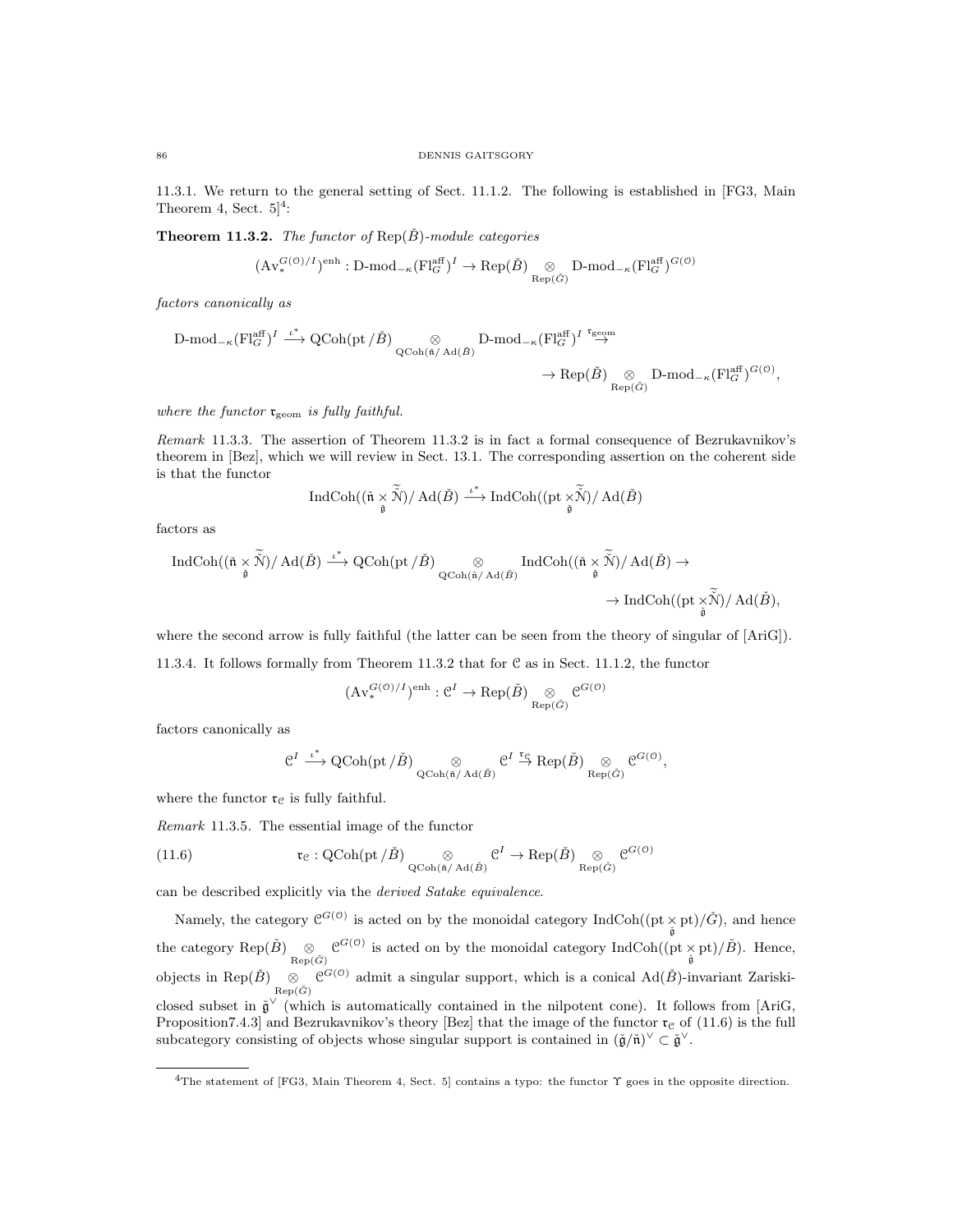11.3.1. We return to the general setting of Sect. 11.1.2. The following is established in [FG3, Main Theorem 4, Sect. 5][4]:

**Theorem 11.3.2.** *The functor of* $\mathrm{Rep}(\check{B})$*-module categories*

$$(\mathrm{Av}_*^{G(\mathcal{O})/I})^{\mathrm{enh}} : \text{D-mod}_{-\kappa}(\mathrm{Fl}_G^{\mathrm{aff}})^I \to \mathrm{Rep}(\check{B}) \underset{\mathrm{Rep}(\check{G})}{\otimes} \text{D-mod}_{-\kappa}(\mathrm{Fl}_G^{\mathrm{aff}})^{G(\mathcal{O})}$$

*factors canonically as*

$$\text{D-mod}_{-\kappa}(\mathrm{Fl}_G^{\mathrm{aff}})^I \xrightarrow{\iota^*} \mathrm{QCoh}(\mathrm{pt}/\check{B}) \underset{\mathrm{QCoh}(\check{\mathfrak{n}}/\mathrm{Ad}(\check{B}))}{\otimes} \text{D-mod}_{-\kappa}(\mathrm{Fl}_G^{\mathrm{aff}})^I \overset{\mathfrak{r}_{\mathrm{geom}}}{\to}$$
$$\to \mathrm{Rep}(\check{B}) \underset{\mathrm{Rep}(\check{G})}{\otimes} \text{D-mod}_{-\kappa}(\mathrm{Fl}_G^{\mathrm{aff}})^{G(\mathcal{O})},$$

*where the functor* $\mathfrak{r}_{\mathrm{geom}}$ *is fully faithful.*

*Remark* 11.3.3. The assertion of Theorem 11.3.2 is in fact a formal consequence of Bezrukavnikov's theorem in [Bez], which we will review in Sect. 13.1. The corresponding assertion on the coherent side is that the functor

$$\mathrm{IndCoh}((\check{\mathfrak{n}} \underset{\check{\mathfrak{g}}}{\times} \widetilde{\check{\mathcal{N}}})/\mathrm{Ad}(\check{B}) \xrightarrow{\iota^*} \mathrm{IndCoh}((\mathrm{pt} \underset{\check{\mathfrak{g}}}{\times} \widetilde{\check{\mathcal{N}}})/\mathrm{Ad}(\check{B})$$

factors as

$$\mathrm{IndCoh}((\check{\mathfrak{n}} \underset{\check{\mathfrak{g}}}{\times} \widetilde{\check{\mathcal{N}}})/\mathrm{Ad}(\check{B}) \xrightarrow{\iota^*} \mathrm{QCoh}(\mathrm{pt}/\check{B}) \underset{\mathrm{QCoh}(\check{\mathfrak{n}}/\mathrm{Ad}(\check{B}))}{\otimes} \mathrm{IndCoh}((\check{\mathfrak{n}} \underset{\check{\mathfrak{g}}}{\times} \widetilde{\check{\mathcal{N}}})/\mathrm{Ad}(\check{B}) \to$$
$$\to \mathrm{IndCoh}((\mathrm{pt} \underset{\check{\mathfrak{g}}}{\times} \widetilde{\check{\mathcal{N}}})/\mathrm{Ad}(\check{B}),$$

where the second arrow is fully faithful (the latter can be seen from the theory of singular of [AriG]).

11.3.4. It follows formally from Theorem 11.3.2 that for $\mathcal{C}$ as in Sect. 11.1.2, the functor

$$(\mathrm{Av}_*^{G(\mathcal{O})/I})^{\mathrm{enh}} : \mathcal{C}^I \to \mathrm{Rep}(\check{B}) \underset{\mathrm{Rep}(\check{G})}{\otimes} \mathcal{C}^{G(\mathcal{O})}$$

factors canonically as

$$\mathcal{C}^I \xrightarrow{\iota^*} \mathrm{QCoh}(\mathrm{pt}/\check{B}) \underset{\mathrm{QCoh}(\check{\mathfrak{n}}/\mathrm{Ad}(\check{B}))}{\otimes} \mathcal{C}^I \overset{\mathfrak{r}_{\mathcal{C}}}{\to} \mathrm{Rep}(\check{B}) \underset{\mathrm{Rep}(\check{G})}{\otimes} \mathcal{C}^{G(\mathcal{O})},$$

where the functor $\mathfrak{r}_{\mathcal{C}}$ is fully faithful.

*Remark* 11.3.5. The essential image of the functor

$$\mathfrak{r}_{\mathcal{C}} : \mathrm{QCoh}(\mathrm{pt}/\check{B}) \underset{\mathrm{QCoh}(\check{\mathfrak{n}}/\mathrm{Ad}(\check{B}))}{\otimes} \mathcal{C}^I \to \mathrm{Rep}(\check{B}) \underset{\mathrm{Rep}(\check{G})}{\otimes} \mathcal{C}^{G(\mathcal{O})} \tag{11.6}$$

can be described explicitly via the *derived Satake equivalence*.

Namely, the category $\mathcal{C}^{G(\mathcal{O})}$ is acted on by the monoidal category $\mathrm{IndCoh}((\mathrm{pt} \underset{\check{\mathfrak{g}}}{\times} \mathrm{pt})/\check{G})$, and hence the category $\mathrm{Rep}(\check{B}) \underset{\mathrm{Rep}(\check{G})}{\otimes} \mathcal{C}^{G(\mathcal{O})}$ is acted on by the monoidal category $\mathrm{IndCoh}((\mathrm{pt} \underset{\check{\mathfrak{g}}}{\times} \mathrm{pt})/\check{B})$. Hence, objects in $\mathrm{Rep}(\check{B}) \underset{\mathrm{Rep}(\check{G})}{\otimes} \mathcal{C}^{G(\mathcal{O})}$ admit a singular support, which is a conical $\mathrm{Ad}(\check{B})$-invariant Zariski-closed subset in $\check{\mathfrak{g}}^\vee$ (which is automatically contained in the nilpotent cone). It follows from [AriG, Proposition7.4.3] and Bezrukavnikov's theory [Bez] that the image of the functor $\mathfrak{r}_{\mathcal{C}}$ of (11.6) is the full subcategory consisting of objects whose singular support is contained in $(\check{\mathfrak{g}}/\check{\mathfrak{n}})^\vee \subset \check{\mathfrak{g}}^\vee$.

[4]The statement of [FG3, Main Theorem 4, Sect. 5] contains a typo: the functor $\Upsilon$ goes in the opposite direction.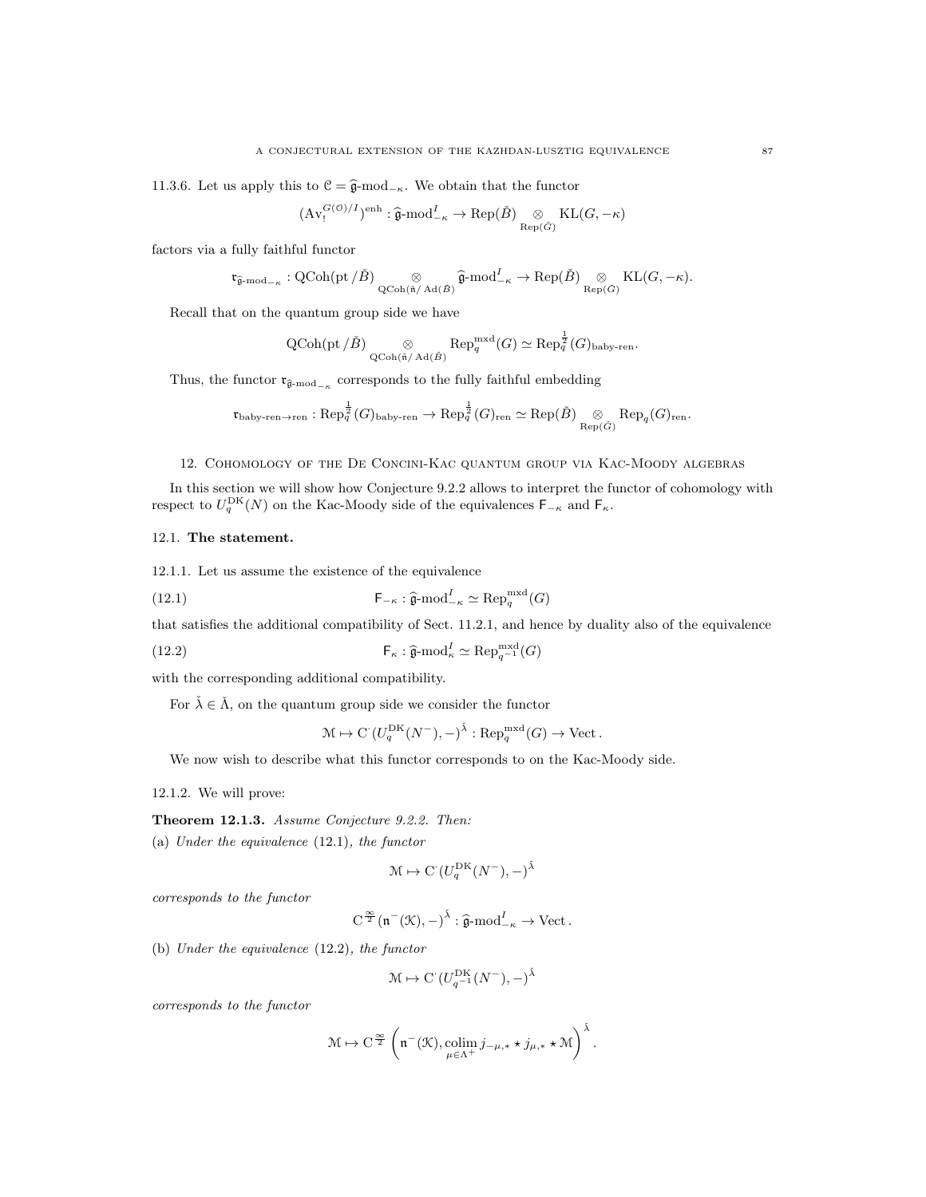11.3.6. Let us apply this to $\mathcal{C} = \widehat{\mathfrak{g}}\text{-mod}_{-\kappa}$. We obtain that the functor

$$(\mathrm{Av}_!^{G(\mathcal{O})/I})^{\mathrm{enh}} : \widehat{\mathfrak{g}}\text{-mod}_{-\kappa}^I \to \mathrm{Rep}(\check{B}) \underset{\mathrm{Rep}(\check{G})}{\otimes} \mathrm{KL}(G, -\kappa)$$

factors via a fully faithful functor

$$\mathfrak{r}_{\widehat{\mathfrak{g}}\text{-mod}_{-\kappa}} : \mathrm{QCoh}(\mathrm{pt}/\check{B}) \underset{\mathrm{QCoh}(\check{\mathfrak{n}}/\mathrm{Ad}(\check{B}))}{\otimes} \widehat{\mathfrak{g}}\text{-mod}_{-\kappa}^I \to \mathrm{Rep}(\check{B}) \underset{\mathrm{Rep}(\check{G})}{\otimes} \mathrm{KL}(G, -\kappa).$$

Recall that on the quantum group side we have

$$\mathrm{QCoh}(\mathrm{pt}/\check{B}) \underset{\mathrm{QCoh}(\check{\mathfrak{n}}/\mathrm{Ad}(\check{B}))}{\otimes} \mathrm{Rep}_q^{\mathrm{mxd}}(G) \simeq \mathrm{Rep}_q^{\frac{1}{2}}(G)_{\text{baby-ren}}.$$

Thus, the functor $\mathfrak{r}_{\widehat{\mathfrak{g}}\text{-mod}_{-\kappa}}$ corresponds to the fully faithful embedding

$$\mathfrak{r}_{\text{baby-ren}\to\text{ren}} : \mathrm{Rep}_q^{\frac{1}{2}}(G)_{\text{baby-ren}} \to \mathrm{Rep}_q^{\frac{1}{2}}(G)_{\text{ren}} \simeq \mathrm{Rep}(\check{B}) \underset{\mathrm{Rep}(\check{G})}{\otimes} \mathrm{Rep}_q(G)_{\text{ren}}.$$

## 12. Cohomology of the De Concini-Kac quantum group via Kac-Moody algebras

In this section we will show how Conjecture 9.2.2 allows to interpret the functor of cohomology with respect to $U_q^{\mathrm{DK}}(N)$ on the Kac-Moody side of the equivalences $\mathsf{F}_{-\kappa}$ and $\mathsf{F}_\kappa$.

### 12.1. The statement.

12.1.1. Let us assume the existence of the equivalence

$$\mathsf{F}_{-\kappa} : \widehat{\mathfrak{g}}\text{-mod}_{-\kappa}^I \simeq \mathrm{Rep}_q^{\mathrm{mxd}}(G) \tag{12.1}$$

that satisfies the additional compatibility of Sect. 11.2.1, and hence by duality also of the equivalence

$$\mathsf{F}_{\kappa} : \widehat{\mathfrak{g}}\text{-mod}_{\kappa}^I \simeq \mathrm{Rep}_{q^{-1}}^{\mathrm{mxd}}(G) \tag{12.2}$$

with the corresponding additional compatibility.

For $\check{\lambda} \in \check{\Lambda}$, on the quantum group side we consider the functor

$$\mathcal{M} \mapsto \mathrm{C}^{\cdot}(U_q^{\mathrm{DK}}(N^-), -)^{\check{\lambda}} : \mathrm{Rep}_q^{\mathrm{mxd}}(G) \to \mathrm{Vect}.$$

We now wish to describe what this functor corresponds to on the Kac-Moody side.

12.1.2. We will prove:

**Theorem 12.1.3.** *Assume Conjecture 9.2.2. Then:*
(a) *Under the equivalence* (12.1)*, the functor*

$$\mathcal{M} \mapsto \mathrm{C}^{\cdot}(U_q^{\mathrm{DK}}(N^-), -)^{\check{\lambda}}$$

*corresponds to the functor*

$$\mathrm{C}^{\frac{\infty}{2}}(\mathfrak{n}^-(\mathcal{K}), -)^{\check{\lambda}} : \widehat{\mathfrak{g}}\text{-mod}_{-\kappa}^I \to \mathrm{Vect}.$$

(b) *Under the equivalence* (12.2)*, the functor*

$$\mathcal{M} \mapsto \mathrm{C}^{\cdot}(U_{q^{-1}}^{\mathrm{DK}}(N^-), -)^{\check{\lambda}}$$

*corresponds to the functor*

$$\mathcal{M} \mapsto \mathrm{C}^{\frac{\infty}{2}}\left(\mathfrak{n}^-(\mathcal{K}), \underset{\mu \in \Lambda^+}{\mathrm{colim}}\, j_{-\mu,*} \star j_{\mu,*} \star \mathcal{M}\right)^{\check{\lambda}}.$$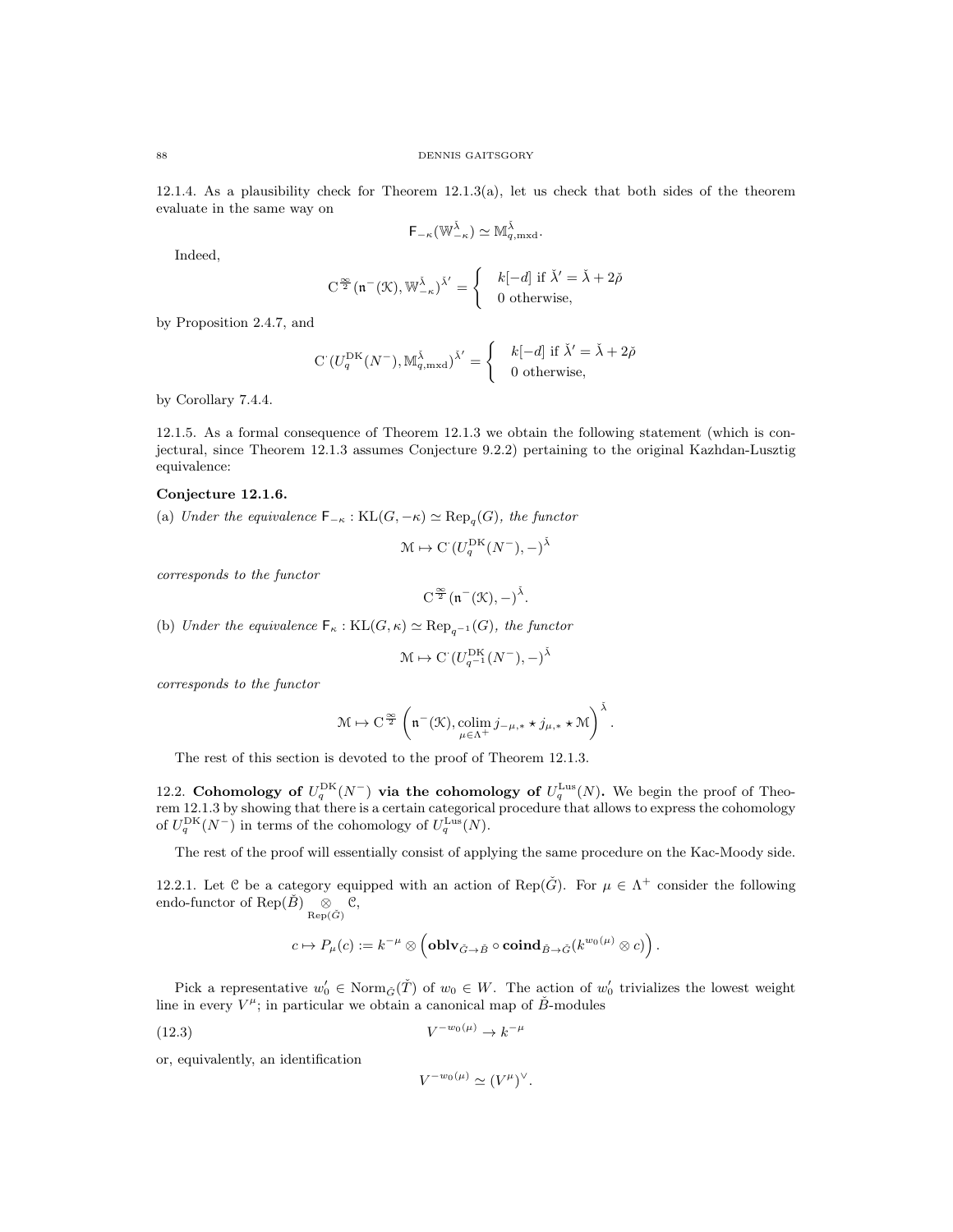12.1.4. As a plausibility check for Theorem 12.1.3(a), let us check that both sides of the theorem evaluate in the same way on

$$\mathsf{F}_{-\kappa}(\mathbb{W}^{\check{\lambda}}_{-\kappa}) \simeq \mathbb{M}^{\check{\lambda}}_{q,\mathrm{mxd}}.$$

Indeed,

$$\mathrm{C}^{\frac{\infty}{2}}(\mathfrak{n}^-(\mathcal{K}), \mathbb{W}^{\check{\lambda}}_{-\kappa})^{\check{\lambda}'} = \begin{cases} k[-d] \text{ if } \check{\lambda}' = \check{\lambda} + 2\check{\rho} \\ 0 \text{ otherwise,} \end{cases}$$

by Proposition 2.4.7, and

$$\mathrm{C}^{\cdot}(U^{\mathrm{DK}}_q(N^-), \mathbb{M}^{\check{\lambda}}_{q,\mathrm{mxd}})^{\check{\lambda}'} = \begin{cases} k[-d] \text{ if } \check{\lambda}' = \check{\lambda} + 2\check{\rho} \\ 0 \text{ otherwise,} \end{cases}$$

by Corollary 7.4.4.

12.1.5. As a formal consequence of Theorem 12.1.3 we obtain the following statement (which is conjectural, since Theorem 12.1.3 assumes Conjecture 9.2.2) pertaining to the original Kazhdan-Lusztig equivalence:

**Conjecture 12.1.6.**

(a) *Under the equivalence* $\mathsf{F}_{-\kappa} : \mathrm{KL}(G, -\kappa) \simeq \mathrm{Rep}_q(G)$, *the functor*

$$\mathcal{M} \mapsto \mathrm{C}^{\cdot}(U^{\mathrm{DK}}_q(N^-), -)^{\check{\lambda}}$$

*corresponds to the functor*

$$\mathrm{C}^{\frac{\infty}{2}}(\mathfrak{n}^-(\mathcal{K}), -)^{\check{\lambda}}.$$

(b) *Under the equivalence* $\mathsf{F}_{\kappa} : \mathrm{KL}(G, \kappa) \simeq \mathrm{Rep}_{q^{-1}}(G)$, *the functor*

$$\mathcal{M} \mapsto \mathrm{C}^{\cdot}(U^{\mathrm{DK}}_{q^{-1}}(N^-), -)^{\check{\lambda}}$$

*corresponds to the functor*

$$\mathcal{M} \mapsto \mathrm{C}^{\frac{\infty}{2}}\left(\mathfrak{n}^-(\mathcal{K}), \underset{\mu \in \Lambda^+}{\mathrm{colim}}\, j_{-\mu,*} \star j_{\mu,*} \star \mathcal{M}\right)^{\check{\lambda}}.$$

The rest of this section is devoted to the proof of Theorem 12.1.3.

12.2. **Cohomology of $U^{\mathrm{DK}}_q(N^-)$ via the cohomology of $U^{\mathrm{Lus}}_q(N)$.** We begin the proof of Theorem 12.1.3 by showing that there is a certain categorical procedure that allows to express the cohomology of $U^{\mathrm{DK}}_q(N^-)$ in terms of the cohomology of $U^{\mathrm{Lus}}_q(N)$.

The rest of the proof will essentially consist of applying the same procedure on the Kac-Moody side.

12.2.1. Let $\mathcal{C}$ be a category equipped with an action of $\mathrm{Rep}(\check{G})$. For $\mu \in \Lambda^+$ consider the following endo-functor of $\mathrm{Rep}(\check{B}) \underset{\mathrm{Rep}(\check{G})}{\otimes} \mathcal{C}$,

$$c \mapsto P_\mu(c) := k^{-\mu} \otimes \left(\mathbf{oblv}_{\check{G}\to\check{B}} \circ \mathbf{coind}_{\check{B}\to\check{G}}(k^{w_0(\mu)} \otimes c)\right).$$

Pick a representative $w_0' \in \mathrm{Norm}_{\check{G}}(\check{T})$ of $w_0 \in W$. The action of $w_0'$ trivializes the lowest weight line in every $V^\mu$; in particular we obtain a canonical map of $\check{B}$-modules

$$V^{-w_0(\mu)} \to k^{-\mu} \tag{12.3}$$

or, equivalently, an identification

$$V^{-w_0(\mu)} \simeq (V^\mu)^\vee.$$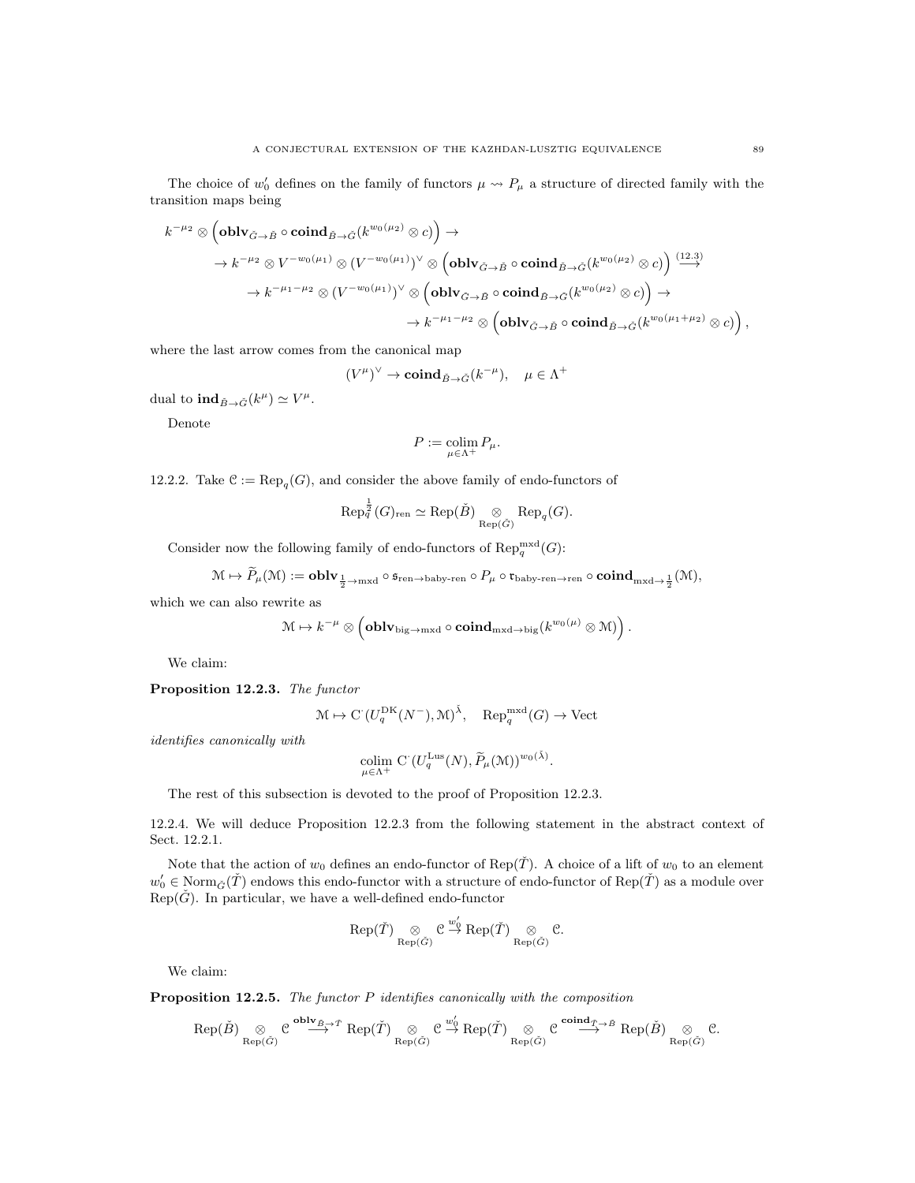The choice of $w_0'$ defines on the family of functors $\mu \rightsquigarrow P_\mu$ a structure of directed family with the transition maps being

$$
\begin{aligned}
k^{-\mu_2} \otimes \Big(\mathbf{oblv}_{\check{G}\to\check{B}} \circ \mathbf{coind}_{\check{B}\to\check{G}}(k^{w_0(\mu_2)} \otimes c)\Big) \to \\
\to k^{-\mu_2} \otimes V^{-w_0(\mu_1)} \otimes (V^{-w_0(\mu_1)})^\vee \otimes \Big(\mathbf{oblv}_{\check{G}\to\check{B}} \circ \mathbf{coind}_{\check{B}\to\check{G}}(k^{w_0(\mu_2)} \otimes c)\Big) \overset{(12.3)}{\longrightarrow} \\
\to k^{-\mu_1-\mu_2} \otimes (V^{-w_0(\mu_1)})^\vee \otimes \Big(\mathbf{oblv}_{\check{G}\to\check{B}} \circ \mathbf{coind}_{\check{B}\to\check{G}}(k^{w_0(\mu_2)} \otimes c)\Big) \to \\
\to k^{-\mu_1-\mu_2} \otimes \Big(\mathbf{oblv}_{\check{G}\to\check{B}} \circ \mathbf{coind}_{\check{B}\to\check{G}}(k^{w_0(\mu_1+\mu_2)} \otimes c)\Big),
\end{aligned}
$$

where the last arrow comes from the canonical map

$$(V^\mu)^\vee \to \mathbf{coind}_{\check{B}\to\check{G}}(k^{-\mu}), \quad \mu \in \Lambda^+$$

dual to $\mathbf{ind}_{\check{B}\to\check{G}}(k^\mu) \simeq V^\mu$.

Denote

$$P := \underset{\mu\in\Lambda^+}{\operatorname{colim}}\, P_\mu.$$

12.2.2. Take $\mathcal{C} := \operatorname{Rep}_q(G)$, and consider the above family of endo-functors of

$$\operatorname{Rep}_q^{\frac{1}{2}}(G)_{\text{ren}} \simeq \operatorname{Rep}(\check{B}) \underset{\operatorname{Rep}(\check{G})}{\otimes} \operatorname{Rep}_q(G).$$

Consider now the following family of endo-functors of $\operatorname{Rep}_q^{\text{mxd}}(G)$:

$$\mathcal{M} \mapsto \widetilde{P}_\mu(\mathcal{M}) := \mathbf{oblv}_{\frac{1}{2}\to\text{mxd}} \circ \mathfrak{s}_{\text{ren}\to\text{baby-ren}} \circ P_\mu \circ \mathfrak{r}_{\text{baby-ren}\to\text{ren}} \circ \mathbf{coind}_{\text{mxd}\to\frac{1}{2}}(\mathcal{M}),$$

which we can also rewrite as

$$\mathcal{M} \mapsto k^{-\mu} \otimes \Big(\mathbf{oblv}_{\text{big}\to\text{mxd}} \circ \mathbf{coind}_{\text{mxd}\to\text{big}}(k^{w_0(\mu)} \otimes \mathcal{M})\Big).$$

We claim:

**Proposition 12.2.3.** *The functor*

$$\mathcal{M} \mapsto \mathrm{C}^\cdot(U_q^{\text{DK}}(N^-), \mathcal{M})^{\check{\lambda}}, \quad \operatorname{Rep}_q^{\text{mxd}}(G) \to \operatorname{Vect}$$

*identifies canonically with*

$$\underset{\mu\in\Lambda^+}{\operatorname{colim}}\, \mathrm{C}^\cdot(U_q^{\text{Lus}}(N), \widetilde{P}_\mu(\mathcal{M}))^{w_0(\check{\lambda})}.$$

The rest of this subsection is devoted to the proof of Proposition 12.2.3.

12.2.4. We will deduce Proposition 12.2.3 from the following statement in the abstract context of Sect. 12.2.1.

Note that the action of $w_0$ defines an endo-functor of $\operatorname{Rep}(\check{T})$. A choice of a lift of $w_0$ to an element $w_0' \in \operatorname{Norm}_{\check{G}}(\check{T})$ endows this endo-functor with a structure of endo-functor of $\operatorname{Rep}(\check{T})$ as a module over $\operatorname{Rep}(\check{G})$. In particular, we have a well-defined endo-functor

$$\operatorname{Rep}(\check{T}) \underset{\operatorname{Rep}(\check{G})}{\otimes} \mathcal{C} \overset{w_0'}{\to} \operatorname{Rep}(\check{T}) \underset{\operatorname{Rep}(\check{G})}{\otimes} \mathcal{C}.$$

We claim:

**Proposition 12.2.5.** *The functor $P$ identifies canonically with the composition*

$$\operatorname{Rep}(\check{B}) \underset{\operatorname{Rep}(\check{G})}{\otimes} \mathcal{C} \overset{\mathbf{oblv}_{\check{B}\to\check{T}}}{\longrightarrow} \operatorname{Rep}(\check{T}) \underset{\operatorname{Rep}(\check{G})}{\otimes} \mathcal{C} \overset{w_0'}{\to} \operatorname{Rep}(\check{T}) \underset{\operatorname{Rep}(\check{G})}{\otimes} \mathcal{C} \overset{\mathbf{coind}_{\check{T}\to\check{B}}}{\longrightarrow} \operatorname{Rep}(\check{B}) \underset{\operatorname{Rep}(\check{G})}{\otimes} \mathcal{C}.$$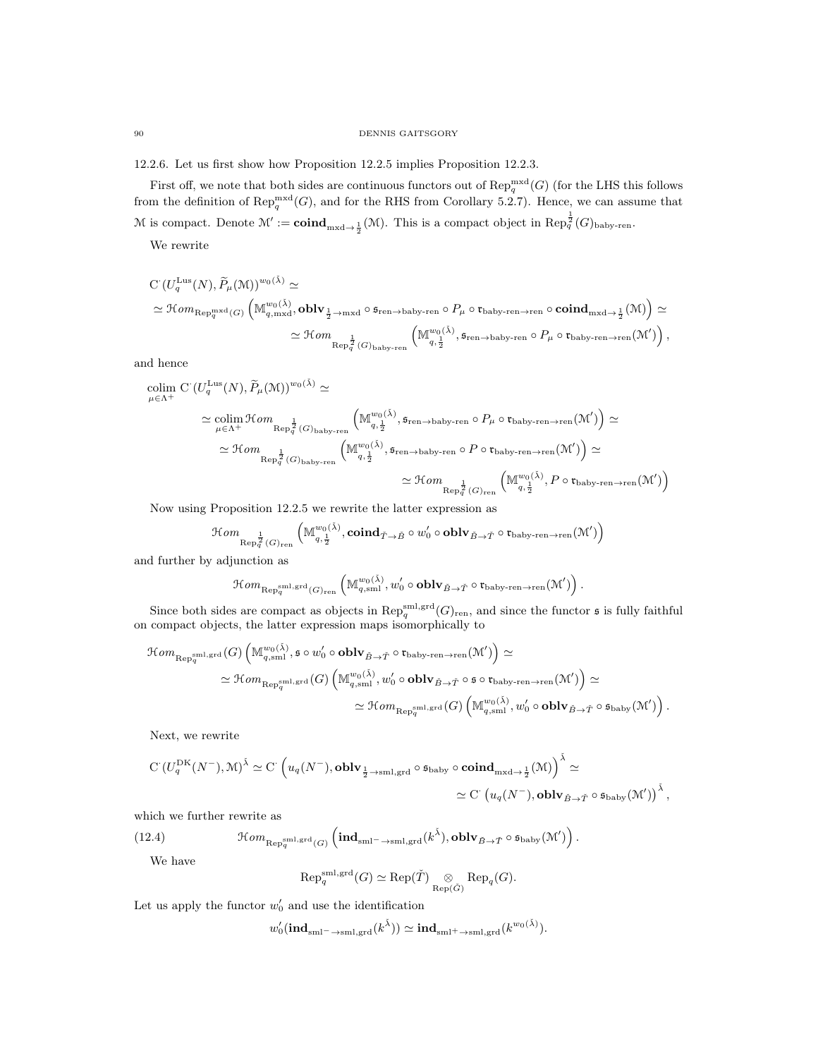12.2.6. Let us first show how Proposition 12.2.5 implies Proposition 12.2.3.

First off, we note that both sides are continuous functors out of $\mathrm{Rep}_q^{\mathrm{mxd}}(G)$ (for the LHS this follows from the definition of $\mathrm{Rep}_q^{\mathrm{mxd}}(G)$, and for the RHS from Corollary 5.2.7). Hence, we can assume that $\mathcal{M}$ is compact. Denote $\mathcal{M}' := \mathbf{coind}_{\mathrm{mxd}\to\frac{1}{2}}(\mathcal{M})$. This is a compact object in $\mathrm{Rep}_q^{\frac{1}{2}}(G)_{\mathrm{baby\text{-}ren}}$.

We rewrite

$$
\begin{aligned}
&\mathrm{C}^\cdot(U_q^{\mathrm{Lus}}(N), \widetilde{P}_\mu(\mathcal{M}))^{w_0(\check{\lambda})} \simeq \\
&\simeq \mathcal{H}om_{\mathrm{Rep}_q^{\mathrm{mxd}}(G)}\left(\mathbb{M}^{w_0(\check{\lambda})}_{q,\mathrm{mxd}}, \mathbf{oblv}_{\frac{1}{2}\to\mathrm{mxd}} \circ \mathfrak{s}_{\mathrm{ren}\to\mathrm{baby\text{-}ren}} \circ P_\mu \circ \mathfrak{r}_{\mathrm{baby\text{-}ren}\to\mathrm{ren}} \circ \mathbf{coind}_{\mathrm{mxd}\to\frac{1}{2}}(\mathcal{M})\right) \simeq \\
&\simeq \mathcal{H}om_{\mathrm{Rep}_q^{\frac{1}{2}}(G)_{\mathrm{baby\text{-}ren}}}\left(\mathbb{M}^{w_0(\check{\lambda})}_{q,\frac{1}{2}}, \mathfrak{s}_{\mathrm{ren}\to\mathrm{baby\text{-}ren}} \circ P_\mu \circ \mathfrak{r}_{\mathrm{baby\text{-}ren}\to\mathrm{ren}}(\mathcal{M}')\right),
\end{aligned}
$$

and hence

$$
\begin{aligned}
&\underset{\mu\in\Lambda^+}{\mathrm{colim}}\, \mathrm{C}^\cdot(U_q^{\mathrm{Lus}}(N), \widetilde{P}_\mu(\mathcal{M}))^{w_0(\check{\lambda})} \simeq \\
&\simeq \underset{\mu\in\Lambda^+}{\mathrm{colim}}\, \mathcal{H}om_{\mathrm{Rep}_q^{\frac{1}{2}}(G)_{\mathrm{baby\text{-}ren}}}\left(\mathbb{M}^{w_0(\check{\lambda})}_{q,\frac{1}{2}}, \mathfrak{s}_{\mathrm{ren}\to\mathrm{baby\text{-}ren}} \circ P_\mu \circ \mathfrak{r}_{\mathrm{baby\text{-}ren}\to\mathrm{ren}}(\mathcal{M}')\right) \simeq \\
&\simeq \mathcal{H}om_{\mathrm{Rep}_q^{\frac{1}{2}}(G)_{\mathrm{baby\text{-}ren}}}\left(\mathbb{M}^{w_0(\check{\lambda})}_{q,\frac{1}{2}}, \mathfrak{s}_{\mathrm{ren}\to\mathrm{baby\text{-}ren}} \circ P \circ \mathfrak{r}_{\mathrm{baby\text{-}ren}\to\mathrm{ren}}(\mathcal{M}')\right) \simeq \\
&\simeq \mathcal{H}om_{\mathrm{Rep}_q^{\frac{1}{2}}(G)_{\mathrm{ren}}}\left(\mathbb{M}^{w_0(\check{\lambda})}_{q,\frac{1}{2}}, P \circ \mathfrak{r}_{\mathrm{baby\text{-}ren}\to\mathrm{ren}}(\mathcal{M}')\right)
\end{aligned}
$$

Now using Proposition 12.2.5 we rewrite the latter expression as

$$
\mathcal{H}om_{\mathrm{Rep}_q^{\frac{1}{2}}(G)_{\mathrm{ren}}}\left(\mathbb{M}^{w_0(\check{\lambda})}_{q,\frac{1}{2}}, \mathbf{coind}_{\check{T}\to\check{B}} \circ w_0' \circ \mathbf{oblv}_{\check{B}\to\check{T}} \circ \mathfrak{r}_{\mathrm{baby\text{-}ren}\to\mathrm{ren}}(\mathcal{M}')\right)
$$

and further by adjunction as

$$
\mathcal{H}om_{\mathrm{Rep}_q^{\mathrm{sml,grd}}(G)_{\mathrm{ren}}}\left(\mathbb{M}^{w_0(\check{\lambda})}_{q,\mathrm{sml}}, w_0' \circ \mathbf{oblv}_{\check{B}\to\check{T}} \circ \mathfrak{r}_{\mathrm{baby\text{-}ren}\to\mathrm{ren}}(\mathcal{M}')\right).
$$

Since both sides are compact as objects in $\mathrm{Rep}_q^{\mathrm{sml,grd}}(G)_{\mathrm{ren}}$, and since the functor $\mathfrak{s}$ is fully faithful on compact objects, the latter expression maps isomorphically to

$$
\begin{aligned}
&\mathcal{H}om_{\mathrm{Rep}_q^{\mathrm{sml,grd}}(G)}\left(\mathbb{M}^{w_0(\check{\lambda})}_{q,\mathrm{sml}}, \mathfrak{s} \circ w_0' \circ \mathbf{oblv}_{\check{B}\to\check{T}} \circ \mathfrak{r}_{\mathrm{baby\text{-}ren}\to\mathrm{ren}}(\mathcal{M}')\right) \simeq \\
&\simeq \mathcal{H}om_{\mathrm{Rep}_q^{\mathrm{sml,grd}}(G)}\left(\mathbb{M}^{w_0(\check{\lambda})}_{q,\mathrm{sml}}, w_0' \circ \mathbf{oblv}_{\check{B}\to\check{T}} \circ \mathfrak{s} \circ \mathfrak{r}_{\mathrm{baby\text{-}ren}\to\mathrm{ren}}(\mathcal{M}')\right) \simeq \\
&\simeq \mathcal{H}om_{\mathrm{Rep}_q^{\mathrm{sml,grd}}(G)}\left(\mathbb{M}^{w_0(\check{\lambda})}_{q,\mathrm{sml}}, w_0' \circ \mathbf{oblv}_{\check{B}\to\check{T}} \circ \mathfrak{s}_{\mathrm{baby}}(\mathcal{M}')\right).
\end{aligned}
$$

Next, we rewrite

$$
\begin{aligned}
\mathrm{C}^\cdot(U_q^{\mathrm{DK}}(N^-), \mathcal{M})^{\check{\lambda}} &\simeq \mathrm{C}^\cdot\left(u_q(N^-), \mathbf{oblv}_{\frac{1}{2}\to\mathrm{sml,grd}} \circ \mathfrak{s}_{\mathrm{baby}} \circ \mathbf{coind}_{\mathrm{mxd}\to\frac{1}{2}}(\mathcal{M})\right)^{\check{\lambda}} \simeq \\
&\simeq \mathrm{C}^\cdot\left(u_q(N^-), \mathbf{oblv}_{\check{B}\to\check{T}} \circ \mathfrak{s}_{\mathrm{baby}}(\mathcal{M}')\right)^{\check{\lambda}},
\end{aligned}
$$

which we further rewrite as

$$
\mathcal{H}om_{\mathrm{Rep}_q^{\mathrm{sml,grd}}(G)}\left(\mathbf{ind}_{\mathrm{sml}^-\to\mathrm{sml,grd}}(k^{\check{\lambda}}), \mathbf{oblv}_{\check{B}\to\check{T}} \circ \mathfrak{s}_{\mathrm{baby}}(\mathcal{M}')\right). \tag{12.4}
$$

We have

$$
\mathrm{Rep}_q^{\mathrm{sml,grd}}(G) \simeq \mathrm{Rep}(\check{T}) \underset{\mathrm{Rep}(\check{G})}{\otimes} \mathrm{Rep}_q(G).
$$

Let us apply the functor $w_0'$ and use the identification

$$
w_0'(\mathbf{ind}_{\mathrm{sml}^-\to\mathrm{sml,grd}}(k^{\check{\lambda}})) \simeq \mathbf{ind}_{\mathrm{sml}^+\to\mathrm{sml,grd}}(k^{w_0(\check{\lambda})}).
$$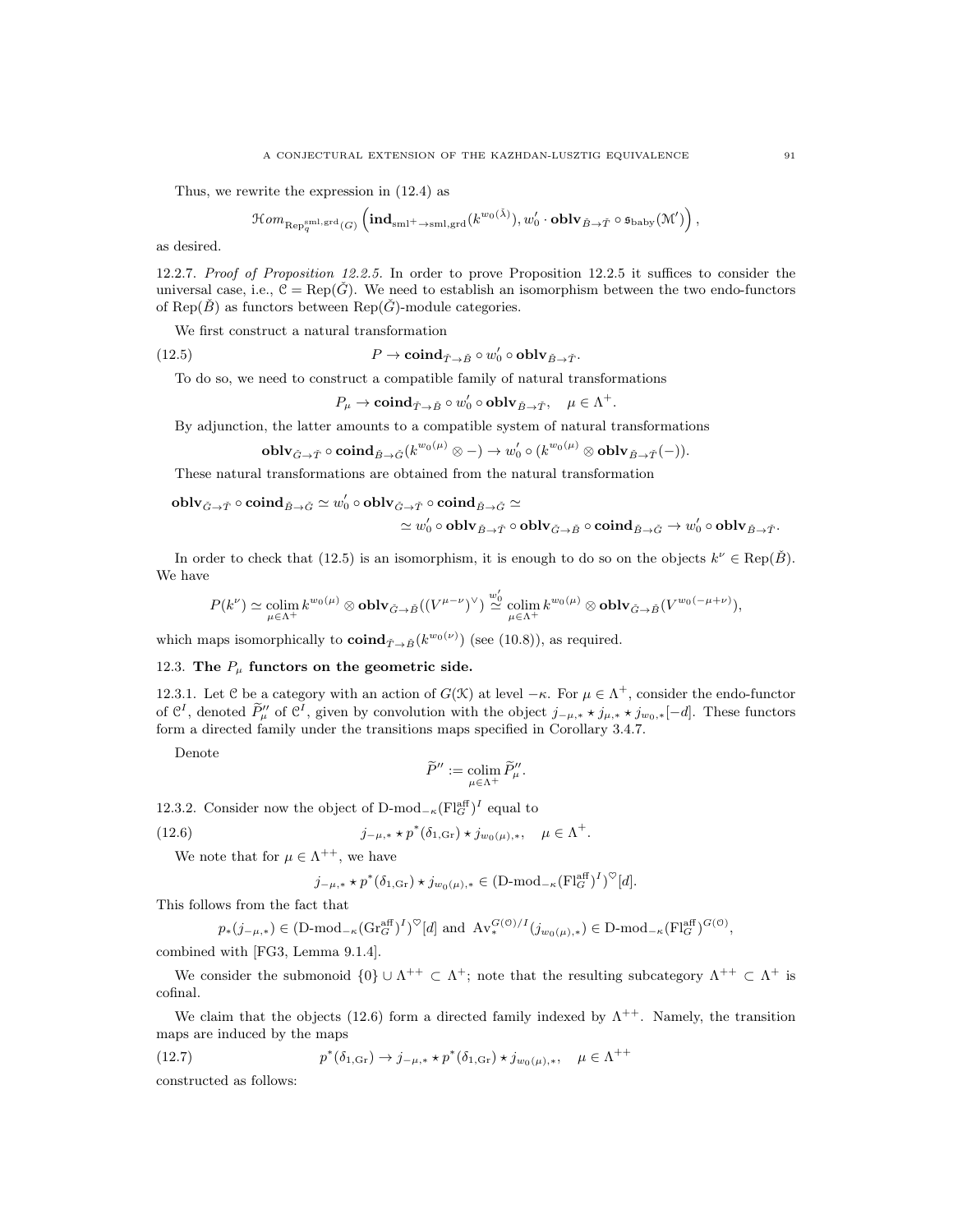Thus, we rewrite the expression in (12.4) as

$$\mathcal{H}om_{\mathrm{Rep}_q^{\mathrm{sml,grd}}(G)}\left(\mathbf{ind}_{\mathrm{sml}^+\to\mathrm{sml,grd}}(k^{w_0(\check{\lambda})}), w_0'\cdot \mathbf{oblv}_{\check{B}\to\check{T}}\circ \mathfrak{s}_{\mathrm{baby}}(\mathcal{M}')\right),$$

as desired.

12.2.7. *Proof of Proposition 12.2.5.* In order to prove Proposition 12.2.5 it suffices to consider the universal case, i.e., $\mathcal{C} = \mathrm{Rep}(\check{G})$. We need to establish an isomorphism between the two endo-functors of $\mathrm{Rep}(\check{B})$ as functors between $\mathrm{Rep}(\check{G})$-module categories.

We first construct a natural transformation

$$P \to \mathbf{coind}_{\check{T}\to\check{B}}\circ w_0'\circ \mathbf{oblv}_{\check{B}\to\check{T}}. \tag{12.5}$$

To do so, we need to construct a compatible family of natural transformations

$$P_\mu \to \mathbf{coind}_{\check{T}\to\check{B}}\circ w_0'\circ \mathbf{oblv}_{\check{B}\to\check{T}}, \quad \mu\in\Lambda^+.$$

By adjunction, the latter amounts to a compatible system of natural transformations

$$\mathbf{oblv}_{\check{G}\to\check{T}}\circ \mathbf{coind}_{\check{B}\to\check{G}}(k^{w_0(\mu)}\otimes -)\to w_0'\circ (k^{w_0(\mu)}\otimes \mathbf{oblv}_{\check{B}\to\check{T}}(-)).$$

These natural transformations are obtained from the natural transformation

$$\mathbf{oblv}_{\check{G}\to\check{T}}\circ \mathbf{coind}_{\check{B}\to\check{G}} \simeq w_0'\circ \mathbf{oblv}_{\check{G}\to\check{T}}\circ \mathbf{coind}_{\check{B}\to\check{G}} \simeq$$
$$\simeq w_0'\circ \mathbf{oblv}_{\check{B}\to\check{T}}\circ \mathbf{oblv}_{\check{G}\to\check{B}}\circ \mathbf{coind}_{\check{B}\to\check{G}} \to w_0'\circ \mathbf{oblv}_{\check{B}\to\check{T}}.$$

In order to check that (12.5) is an isomorphism, it is enough to do so on the objects $k^\nu\in\mathrm{Rep}(\check{B})$. We have

$$P(k^\nu)\simeq \underset{\mu\in\Lambda^+}{\mathrm{colim}}\, k^{w_0(\mu)}\otimes \mathbf{oblv}_{\check{G}\to\check{B}}((V^{\mu-\nu})^\vee) \overset{w_0'}{\simeq} \underset{\mu\in\Lambda^+}{\mathrm{colim}}\, k^{w_0(\mu)}\otimes \mathbf{oblv}_{\check{G}\to\check{B}}(V^{w_0(-\mu+\nu)}),$$

which maps isomorphically to $\mathbf{coind}_{\check{T}\to\check{B}}(k^{w_0(\nu)})$ (see (10.8)), as required.

## 12.3. The $P_\mu$ functors on the geometric side.

12.3.1. Let $\mathcal{C}$ be a category with an action of $G(\mathcal{K})$ at level $-\kappa$. For $\mu\in\Lambda^+$, consider the endo-functor of $\mathcal{C}^I$, denoted $\widetilde{P}''_\mu$ of $\mathcal{C}^I$, given by convolution with the object $j_{-\mu,*}\star j_{\mu,*}\star j_{w_0,*}[-d]$. These functors form a directed family under the transitions maps specified in Corollary 3.4.7.

Denote

$$\widetilde{P}'' := \underset{\mu\in\Lambda^+}{\mathrm{colim}}\, \widetilde{P}''_\mu.$$

12.3.2. Consider now the object of $\mathrm{D\text{-}mod}_{-\kappa}(\mathrm{Fl}_G^{\mathrm{aff}})^I$ equal to

$$j_{-\mu,*}\star p^*(\delta_{1,\mathrm{Gr}})\star j_{w_0(\mu),*}, \quad \mu\in\Lambda^+. \tag{12.6}$$

We note that for $\mu\in\Lambda^{++}$, we have

$$j_{-\mu,*}\star p^*(\delta_{1,\mathrm{Gr}})\star j_{w_0(\mu),*}\in (\mathrm{D\text{-}mod}_{-\kappa}(\mathrm{Fl}_G^{\mathrm{aff}})^I)^\heartsuit[d].$$

This follows from the fact that

$$p_*(j_{-\mu,*})\in (\mathrm{D\text{-}mod}_{-\kappa}(\mathrm{Gr}_G^{\mathrm{aff}})^I)^\heartsuit[d] \text{ and } \mathrm{Av}_*^{G(\mathcal{O})/I}(j_{w_0(\mu),*})\in \mathrm{D\text{-}mod}_{-\kappa}(\mathrm{Fl}_G^{\mathrm{aff}})^{G(\mathcal{O})},$$

combined with [FG3, Lemma 9.1.4].

We consider the submonoid $\{0\}\cup\Lambda^{++}\subset\Lambda^+$; note that the resulting subcategory $\Lambda^{++}\subset\Lambda^+$ is cofinal.

We claim that the objects (12.6) form a directed family indexed by $\Lambda^{++}$. Namely, the transition maps are induced by the maps

$$p^*(\delta_{1,\mathrm{Gr}})\to j_{-\mu,*}\star p^*(\delta_{1,\mathrm{Gr}})\star j_{w_0(\mu),*}, \quad \mu\in\Lambda^{++} \tag{12.7}$$

constructed as follows: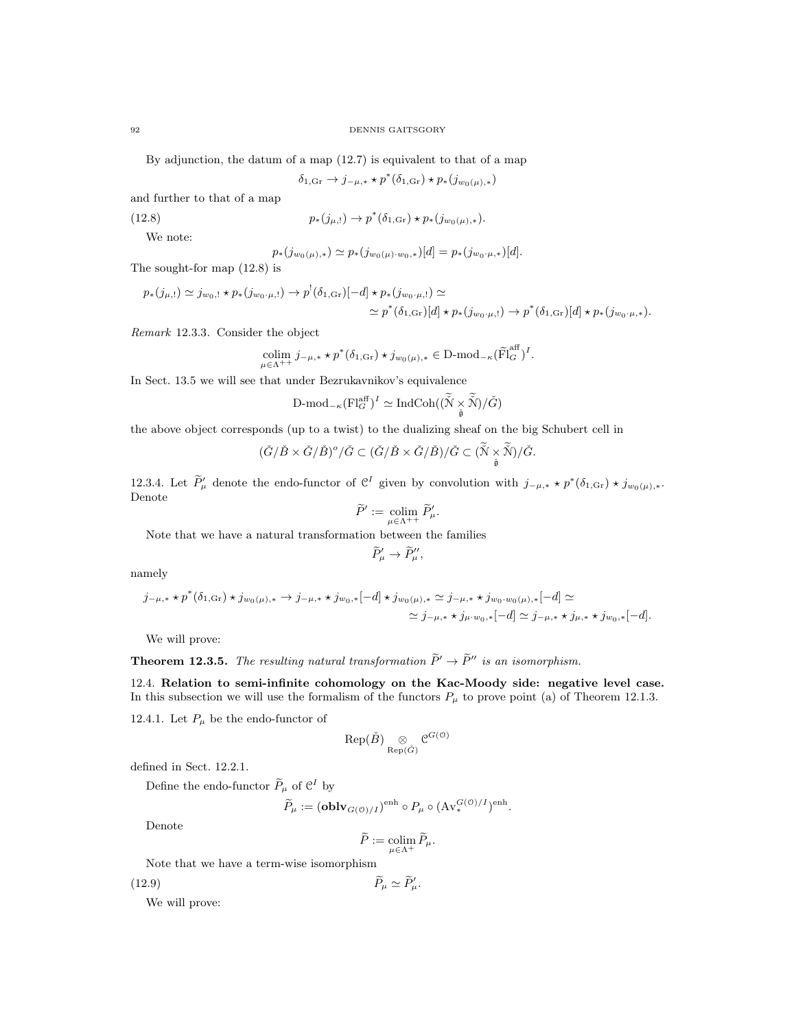By adjunction, the datum of a map (12.7) is equivalent to that of a map

$$\delta_{1,\mathrm{Gr}} \to j_{-\mu,*} \star p^*(\delta_{1,\mathrm{Gr}}) \star p_*(j_{w_0(\mu),*})$$

and further to that of a map

$$p_*(j_{\mu,!}) \to p^*(\delta_{1,\mathrm{Gr}}) \star p_*(j_{w_0(\mu),*}). \tag{12.8}$$

We note:

$$p_*(j_{w_0(\mu),*}) \simeq p_*(j_{w_0(\mu)\cdot w_0,*})[d] = p_*(j_{w_0\cdot\mu,*})[d].$$

The sought-for map (12.8) is

$$p_*(j_{\mu,!}) \simeq j_{w_0,!} \star p_*(j_{w_0\cdot\mu,!}) \to p^!(\delta_{1,\mathrm{Gr}})[-d] \star p_*(j_{w_0\cdot\mu,!}) \simeq$$
$$\simeq p^*(\delta_{1,\mathrm{Gr}})[d] \star p_*(j_{w_0\cdot\mu,!}) \to p^*(\delta_{1,\mathrm{Gr}})[d] \star p_*(j_{w_0\cdot\mu,*}).$$

*Remark* 12.3.3. Consider the object

$$\underset{\mu\in\Lambda^{++}}{\mathrm{colim}}\, j_{-\mu,*} \star p^*(\delta_{1,\mathrm{Gr}}) \star j_{w_0(\mu),*} \in \text{D-mod}_{-\kappa}(\widetilde{\mathrm{Fl}}^{\mathrm{aff}}_G)^I.$$

In Sect. 13.5 we will see that under Bezrukavnikov's equivalence

$$\text{D-mod}_{-\kappa}(\mathrm{Fl}^{\mathrm{aff}}_G)^I \simeq \mathrm{IndCoh}((\widetilde{\check{\mathcal{N}}} \underset{\check{\mathfrak{g}}}{\times} \widetilde{\check{\mathcal{N}}})/\check{G})$$

the above object corresponds (up to a twist) to the dualizing sheaf on the big Schubert cell in

$$(\check{G}/\check{B} \times \check{G}/\check{B})^o/\check{G} \subset (\check{G}/\check{B} \times \check{G}/\check{B})/\check{G} \subset (\widetilde{\check{\mathcal{N}}} \underset{\check{\mathfrak{g}}}{\times} \widetilde{\check{\mathcal{N}}})/\check{G}.$$

12.3.4. Let $\widetilde{P}'_\mu$ denote the endo-functor of $\mathcal{C}^I$ given by convolution with $j_{-\mu,*} \star p^*(\delta_{1,\mathrm{Gr}}) \star j_{w_0(\mu),*}$. Denote

$$\widetilde{P}' := \underset{\mu\in\Lambda^{++}}{\mathrm{colim}}\, \widetilde{P}'_\mu.$$

Note that we have a natural transformation between the families

$$\widetilde{P}'_\mu \to \widetilde{P}''_\mu,$$

namely

$$j_{-\mu,*} \star p^*(\delta_{1,\mathrm{Gr}}) \star j_{w_0(\mu),*} \to j_{-\mu,*} \star j_{w_0,*}[-d] \star j_{w_0(\mu),*} \simeq j_{-\mu,*} \star j_{w_0\cdot w_0(\mu),*}[-d] \simeq$$
$$\simeq j_{-\mu,*} \star j_{\mu\cdot w_0,*}[-d] \simeq j_{-\mu,*} \star j_{\mu,*} \star j_{w_0,*}[-d].$$

We will prove:

**Theorem 12.3.5.** *The resulting natural transformation $\widetilde{P}' \to \widetilde{P}''$ is an isomorphism.*

## 12.4. Relation to semi-infinite cohomology on the Kac-Moody side: negative level case.

In this subsection we will use the formalism of the functors $P_\mu$ to prove point (a) of Theorem 12.1.3.

12.4.1. Let $P_\mu$ be the endo-functor of

$$\mathrm{Rep}(\check{B}) \underset{\mathrm{Rep}(\check{G})}{\otimes} \mathcal{C}^{G(\mathcal{O})}$$

defined in Sect. 12.2.1.

Define the endo-functor $\widetilde{P}_\mu$ of $\mathcal{C}^I$ by

$$\widetilde{P}_\mu := (\mathbf{oblv}_{G(\mathcal{O})/I})^{\mathrm{enh}} \circ P_\mu \circ (\mathrm{Av}_*^{G(\mathcal{O})/I})^{\mathrm{enh}}.$$

Denote

$$\widetilde{P} := \underset{\mu\in\Lambda^{+}}{\mathrm{colim}}\, \widetilde{P}_\mu.$$

Note that we have a term-wise isomorphism

$$\widetilde{P}_\mu \simeq \widetilde{P}'_\mu. \tag{12.9}$$

We will prove: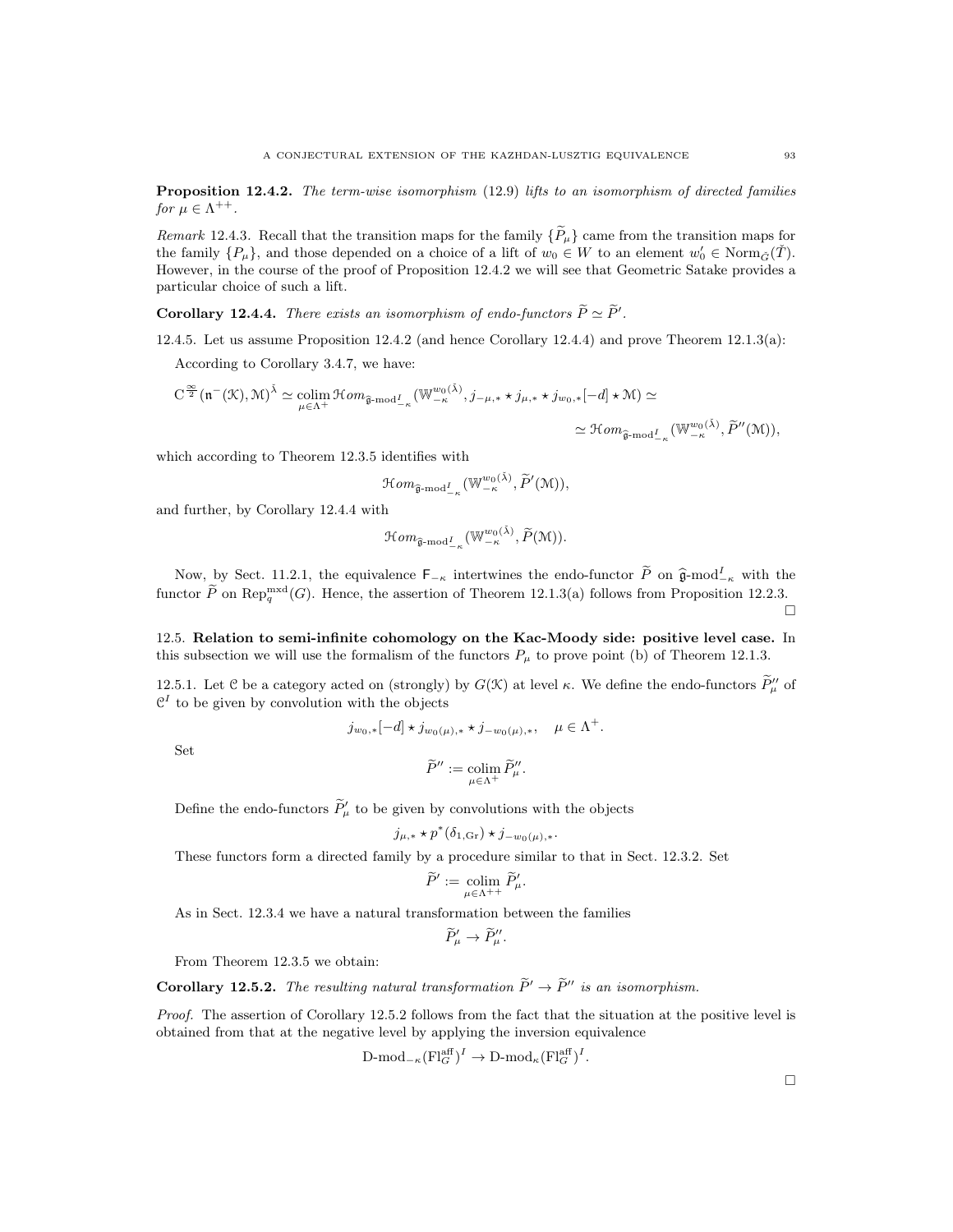**Proposition 12.4.2.** *The term-wise isomorphism* (12.9) *lifts to an isomorphism of directed families for* $\mu \in \Lambda^{++}$.

*Remark* 12.4.3. Recall that the transition maps for the family $\{\widetilde{P}_\mu\}$ came from the transition maps for the family $\{P_\mu\}$, and those depended on a choice of a lift of $w_0 \in W$ to an element $w_0' \in \mathrm{Norm}_{\check{G}}(\check{T})$. However, in the course of the proof of Proposition 12.4.2 we will see that Geometric Satake provides a particular choice of such a lift.

**Corollary 12.4.4.** *There exists an isomorphism of endo-functors* $\widetilde{P} \simeq \widetilde{P}'$.

12.4.5. Let us assume Proposition 12.4.2 (and hence Corollary 12.4.4) and prove Theorem 12.1.3(a):

According to Corollary 3.4.7, we have:

$$\mathrm{C}^{\frac{\infty}{2}}(\mathfrak{n}^-(\mathcal{K}), \mathcal{M})^{\check{\lambda}} \simeq \underset{\mu\in\Lambda^+}{\mathrm{colim}}\, \mathcal{H}om_{\widehat{\mathfrak{g}}\text{-mod}^I_{-\kappa}}(\mathbb{W}^{w_0(\check{\lambda})}_{-\kappa}, j_{-\mu,*} \star j_{\mu,*} \star j_{w_0,*}[-d] \star \mathcal{M}) \simeq$$

$$\simeq \mathcal{H}om_{\widehat{\mathfrak{g}}\text{-mod}^I_{-\kappa}}(\mathbb{W}^{w_0(\check{\lambda})}_{-\kappa}, \widetilde{P}''(\mathcal{M})),$$

which according to Theorem 12.3.5 identifies with

$$\mathcal{H}om_{\widehat{\mathfrak{g}}\text{-mod}^I_{-\kappa}}(\mathbb{W}^{w_0(\check{\lambda})}_{-\kappa}, \widetilde{P}'(\mathcal{M})),$$

and further, by Corollary 12.4.4 with

$$\mathcal{H}om_{\widehat{\mathfrak{g}}\text{-mod}^I_{-\kappa}}(\mathbb{W}^{w_0(\check{\lambda})}_{-\kappa}, \widetilde{P}(\mathcal{M})).$$

Now, by Sect. 11.2.1, the equivalence $\mathsf{F}_{-\kappa}$ intertwines the endo-functor $\widetilde{P}$ on $\widehat{\mathfrak{g}}\text{-mod}^I_{-\kappa}$ with the functor $\widetilde{P}$ on $\mathrm{Rep}^{\mathrm{mxd}}_q(G)$. Hence, the assertion of Theorem 12.1.3(a) follows from Proposition 12.2.3. □

12.5. **Relation to semi-infinite cohomology on the Kac-Moody side: positive level case.** In this subsection we will use the formalism of the functors $P_\mu$ to prove point (b) of Theorem 12.1.3.

12.5.1. Let $\mathcal{C}$ be a category acted on (strongly) by $G(\mathcal{K})$ at level $\kappa$. We define the endo-functors $\widetilde{P}''_\mu$ of $\mathcal{C}^I$ to be given by convolution with the objects

$$j_{w_0,*}[-d] \star j_{w_0(\mu),*} \star j_{-w_0(\mu),*}, \quad \mu \in \Lambda^+.$$

Set

$$\widetilde{P}'' := \underset{\mu\in\Lambda^+}{\mathrm{colim}}\, \widetilde{P}''_\mu.$$

Define the endo-functors $\widetilde{P}'_\mu$ to be given by convolutions with the objects

$$j_{\mu,*} \star p^*(\delta_{1,\mathrm{Gr}}) \star j_{-w_0(\mu),*}.$$

These functors form a directed family by a procedure similar to that in Sect. 12.3.2. Set

$$\widetilde{P}' := \underset{\mu\in\Lambda^{++}}{\mathrm{colim}}\, \widetilde{P}'_\mu.$$

As in Sect. 12.3.4 we have a natural transformation between the families

$$\widetilde{P}'_\mu \to \widetilde{P}''_\mu.$$

From Theorem 12.3.5 we obtain:

**Corollary 12.5.2.** *The resulting natural transformation* $\widetilde{P}' \to \widetilde{P}''$ *is an isomorphism.*

*Proof.* The assertion of Corollary 12.5.2 follows from the fact that the situation at the positive level is obtained from that at the negative level by applying the inversion equivalence

$$\mathrm{D}\text{-mod}_{-\kappa}(\mathrm{Fl}^{\mathrm{aff}}_G)^I \to \mathrm{D}\text{-mod}_{\kappa}(\mathrm{Fl}^{\mathrm{aff}}_G)^I.$$

□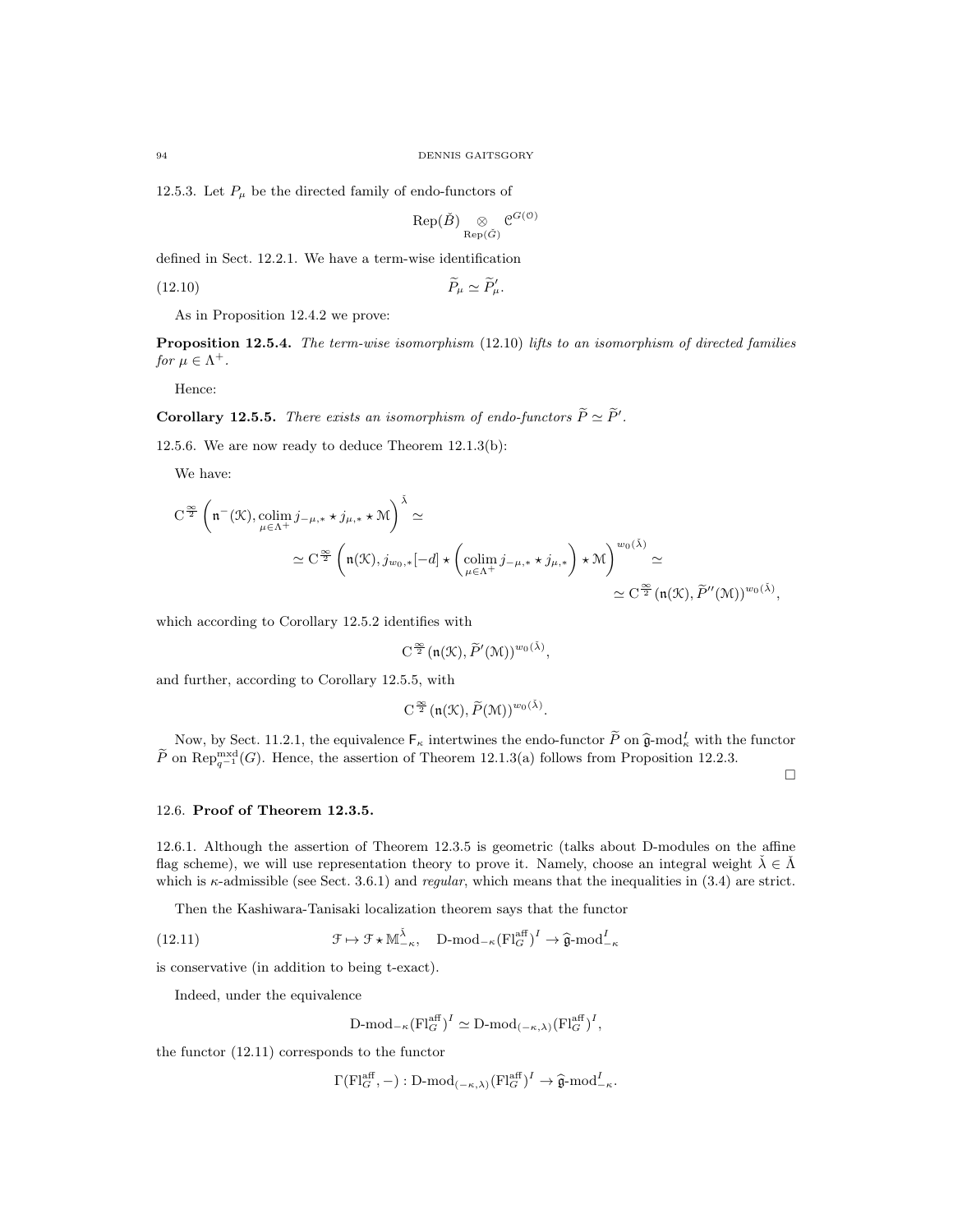12.5.3. Let $P_\mu$ be the directed family of endo-functors of

$$\mathrm{Rep}(\check{B}) \underset{\mathrm{Rep}(\check{G})}{\otimes} \mathcal{C}^{G(\mathcal{O})}$$

defined in Sect. 12.2.1. We have a term-wise identification

$$\widetilde{P}_\mu \simeq \widetilde{P}'_\mu. \tag{12.10}$$

As in Proposition 12.4.2 we prove:

**Proposition 12.5.4.** *The term-wise isomorphism* (12.10) *lifts to an isomorphism of directed families for $\mu \in \Lambda^+$.*

Hence:

**Corollary 12.5.5.** *There exists an isomorphism of endo-functors $\widetilde{P} \simeq \widetilde{P}'$.*

12.5.6. We are now ready to deduce Theorem 12.1.3(b):

We have:

$$\mathrm{C}^{\frac{\infty}{2}}\left(\mathfrak{n}^-(\mathcal{K}), \underset{\mu\in\Lambda^+}{\mathrm{colim}}\, j_{-\mu,*} \star j_{\mu,*} \star \mathcal{M}\right)^{\check{\lambda}} \simeq$$

$$\simeq \mathrm{C}^{\frac{\infty}{2}}\left(\mathfrak{n}(\mathcal{K}), j_{w_0,*}[-d] \star \left(\underset{\mu\in\Lambda^+}{\mathrm{colim}}\, j_{-\mu,*} \star j_{\mu,*}\right) \star \mathcal{M}\right)^{w_0(\check{\lambda})} \simeq$$

$$\simeq \mathrm{C}^{\frac{\infty}{2}}(\mathfrak{n}(\mathcal{K}), \widetilde{P}''(\mathcal{M}))^{w_0(\check{\lambda})},$$

which according to Corollary 12.5.2 identifies with

$$\mathrm{C}^{\frac{\infty}{2}}(\mathfrak{n}(\mathcal{K}), \widetilde{P}'(\mathcal{M}))^{w_0(\check{\lambda})},$$

and further, according to Corollary 12.5.5, with

$$\mathrm{C}^{\frac{\infty}{2}}(\mathfrak{n}(\mathcal{K}), \widetilde{P}(\mathcal{M}))^{w_0(\check{\lambda})}.$$

Now, by Sect. 11.2.1, the equivalence $\mathsf{F}_\kappa$ intertwines the endo-functor $\widetilde{P}$ on $\widehat{\mathfrak{g}}\text{-mod}_\kappa^I$ with the functor $\widetilde{P}$ on $\mathrm{Rep}^{\mathrm{mxd}}_{q^{-1}}(G)$. Hence, the assertion of Theorem 12.1.3(a) follows from Proposition 12.2.3.

□

## 12.6. Proof of Theorem 12.3.5.

12.6.1. Although the assertion of Theorem 12.3.5 is geometric (talks about D-modules on the affine flag scheme), we will use representation theory to prove it. Namely, choose an integral weight $\check{\lambda} \in \check{\Lambda}$ which is $\kappa$-admissible (see Sect. 3.6.1) and *regular*, which means that the inequalities in (3.4) are strict.

Then the Kashiwara-Tanisaki localization theorem says that the functor

$$\mathcal{F} \mapsto \mathcal{F} \star \mathbb{M}^{\check{\lambda}}_{-\kappa}, \quad \mathrm{D\text{-}mod}_{-\kappa}(\mathrm{Fl}^{\mathrm{aff}}_G)^I \to \widehat{\mathfrak{g}}\text{-mod}^I_{-\kappa} \tag{12.11}$$

is conservative (in addition to being t-exact).

Indeed, under the equivalence

$$\mathrm{D\text{-}mod}_{-\kappa}(\mathrm{Fl}^{\mathrm{aff}}_G)^I \simeq \mathrm{D\text{-}mod}_{(-\kappa,\lambda)}(\mathrm{Fl}^{\mathrm{aff}}_G)^I,$$

the functor (12.11) corresponds to the functor

$$\Gamma(\mathrm{Fl}^{\mathrm{aff}}_G, -) : \mathrm{D\text{-}mod}_{(-\kappa,\lambda)}(\mathrm{Fl}^{\mathrm{aff}}_G)^I \to \widehat{\mathfrak{g}}\text{-mod}^I_{-\kappa}.$$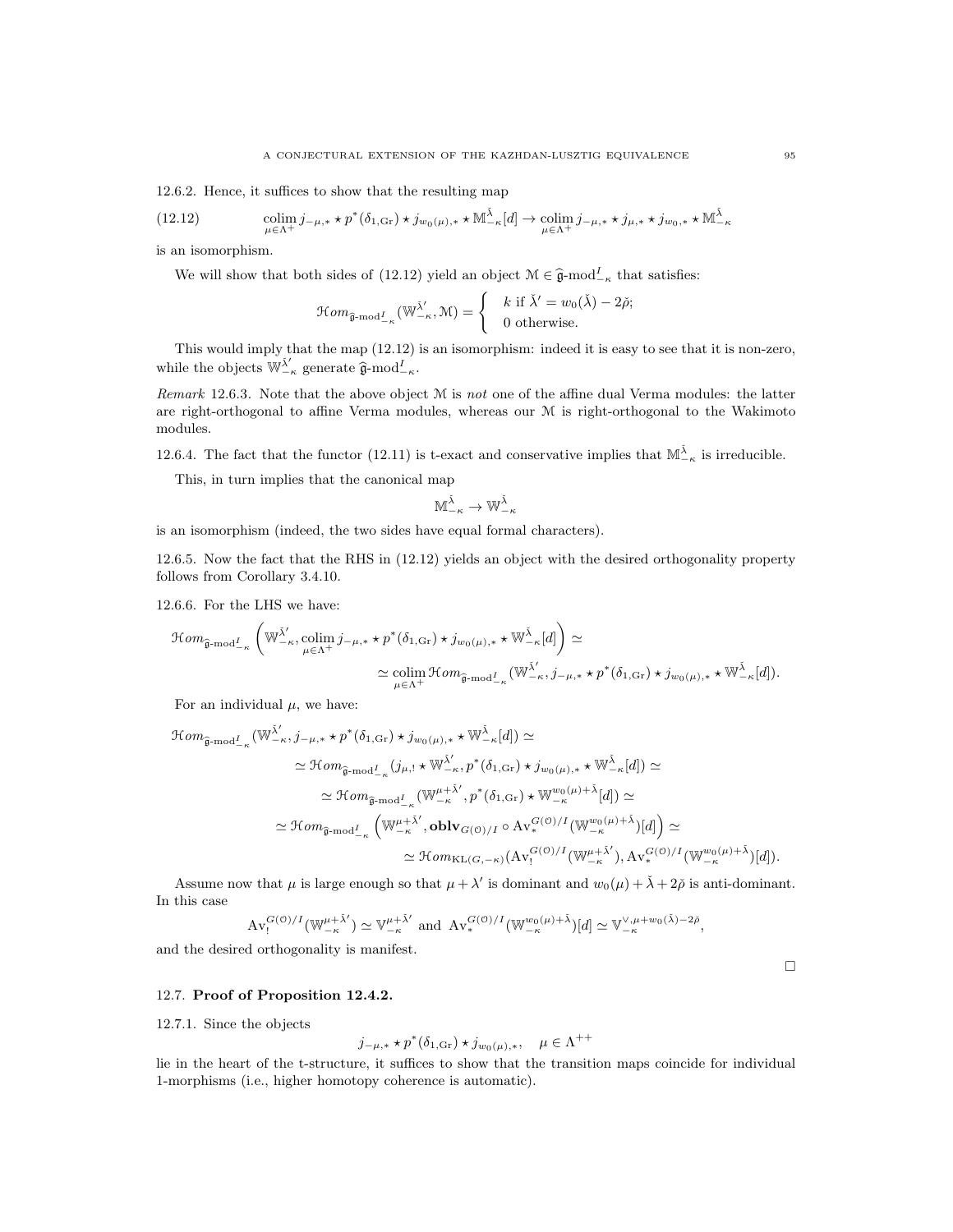12.6.2. Hence, it suffices to show that the resulting map

$$\underset{\mu \in \Lambda^+}{\operatorname{colim}}\, j_{-\mu,*} \star p^*(\delta_{1,\mathrm{Gr}}) \star j_{w_0(\mu),*} \star \mathbb{M}^{\check{\lambda}}_{-\kappa}[d] \to \underset{\mu \in \Lambda^+}{\operatorname{colim}}\, j_{-\mu,*} \star j_{\mu,*} \star j_{w_0,*} \star \mathbb{M}^{\check{\lambda}}_{-\kappa} \tag{12.12}$$

is an isomorphism.

We will show that both sides of (12.12) yield an object $\mathcal{M} \in \widehat{\mathfrak{g}}\text{-mod}^I_{-\kappa}$ that satisfies:

$$\mathcal{H}om_{\widehat{\mathfrak{g}}\text{-mod}^I_{-\kappa}}(\mathbb{W}^{\check{\lambda}'}_{-\kappa}, \mathcal{M}) = \begin{cases} k \text{ if } \check{\lambda}' = w_0(\check{\lambda}) - 2\check{\rho}; \\ 0 \text{ otherwise.} \end{cases}$$

This would imply that the map (12.12) is an isomorphism: indeed it is easy to see that it is non-zero, while the objects $\mathbb{W}^{\check{\lambda}'}_{-\kappa}$ generate $\widehat{\mathfrak{g}}\text{-mod}^I_{-\kappa}$.

*Remark* 12.6.3. Note that the above object $\mathcal{M}$ is *not* one of the affine dual Verma modules: the latter are right-orthogonal to affine Verma modules, whereas our $\mathcal{M}$ is right-orthogonal to the Wakimoto modules.

12.6.4. The fact that the functor (12.11) is t-exact and conservative implies that $\mathbb{M}^{\check{\lambda}}_{-\kappa}$ is irreducible.

This, in turn implies that the canonical map

$$\mathbb{M}^{\check{\lambda}}_{-\kappa} \to \mathbb{W}^{\check{\lambda}}_{-\kappa}$$

is an isomorphism (indeed, the two sides have equal formal characters).

12.6.5. Now the fact that the RHS in (12.12) yields an object with the desired orthogonality property follows from Corollary 3.4.10.

12.6.6. For the LHS we have:

$$\mathcal{H}om_{\widehat{\mathfrak{g}}\text{-mod}^I_{-\kappa}}\left(\mathbb{W}^{\check{\lambda}'}_{-\kappa}, \underset{\mu \in \Lambda^+}{\operatorname{colim}}\, j_{-\mu,*} \star p^*(\delta_{1,\mathrm{Gr}}) \star j_{w_0(\mu),*} \star \mathbb{W}^{\check{\lambda}}_{-\kappa}[d]\right) \simeq$$
$$\simeq \underset{\mu \in \Lambda^+}{\operatorname{colim}}\, \mathcal{H}om_{\widehat{\mathfrak{g}}\text{-mod}^I_{-\kappa}}(\mathbb{W}^{\check{\lambda}'}_{-\kappa}, j_{-\mu,*} \star p^*(\delta_{1,\mathrm{Gr}}) \star j_{w_0(\mu),*} \star \mathbb{W}^{\check{\lambda}}_{-\kappa}[d]).$$

For an individual $\mu$, we have:

$$\mathcal{H}om_{\widehat{\mathfrak{g}}\text{-mod}^I_{-\kappa}}(\mathbb{W}^{\check{\lambda}'}_{-\kappa}, j_{-\mu,*} \star p^*(\delta_{1,\mathrm{Gr}}) \star j_{w_0(\mu),*} \star \mathbb{W}^{\check{\lambda}}_{-\kappa}[d]) \simeq$$
$$\simeq \mathcal{H}om_{\widehat{\mathfrak{g}}\text{-mod}^I_{-\kappa}}(j_{\mu,!} \star \mathbb{W}^{\check{\lambda}'}_{-\kappa}, p^*(\delta_{1,\mathrm{Gr}}) \star j_{w_0(\mu),*} \star \mathbb{W}^{\check{\lambda}}_{-\kappa}[d]) \simeq$$
$$\simeq \mathcal{H}om_{\widehat{\mathfrak{g}}\text{-mod}^I_{-\kappa}}(\mathbb{W}^{\mu+\check{\lambda}'}_{-\kappa}, p^*(\delta_{1,\mathrm{Gr}}) \star \mathbb{W}^{w_0(\mu)+\check{\lambda}}_{-\kappa}[d]) \simeq$$
$$\simeq \mathcal{H}om_{\widehat{\mathfrak{g}}\text{-mod}^I_{-\kappa}}\left(\mathbb{W}^{\mu+\check{\lambda}'}_{-\kappa}, \mathbf{oblv}_{G(\mathcal{O})/I} \circ \mathrm{Av}^{G(\mathcal{O})/I}_*(\mathbb{W}^{w_0(\mu)+\check{\lambda}}_{-\kappa})[d]\right) \simeq$$
$$\simeq \mathcal{H}om_{\mathrm{KL}(G,-\kappa)}(\mathrm{Av}^{G(\mathcal{O})/I}_!(\mathbb{W}^{\mu+\check{\lambda}'}_{-\kappa}), \mathrm{Av}^{G(\mathcal{O})/I}_*(\mathbb{W}^{w_0(\mu)+\check{\lambda}}_{-\kappa})[d]).$$

Assume now that $\mu$ is large enough so that $\mu + \lambda'$ is dominant and $w_0(\mu) + \check{\lambda} + 2\check{\rho}$ is anti-dominant. In this case

$$\mathrm{Av}^{G(\mathcal{O})/I}_!(\mathbb{W}^{\mu+\check{\lambda}'}_{-\kappa}) \simeq \mathbb{V}^{\mu+\check{\lambda}'}_{-\kappa} \text{ and } \mathrm{Av}^{G(\mathcal{O})/I}_*(\mathbb{W}^{w_0(\mu)+\check{\lambda}}_{-\kappa})[d] \simeq \mathbb{V}^{\vee,\mu+w_0(\check{\lambda})-2\check{\rho}}_{-\kappa},$$

and the desired orthogonality is manifest.

□

## 12.7. Proof of Proposition 12.4.2.

12.7.1. Since the objects

$$j_{-\mu,*} \star p^*(\delta_{1,\mathrm{Gr}}) \star j_{w_0(\mu),*}, \quad \mu \in \Lambda^{++}$$

lie in the heart of the t-structure, it suffices to show that the transition maps coincide for individual 1-morphisms (i.e., higher homotopy coherence is automatic).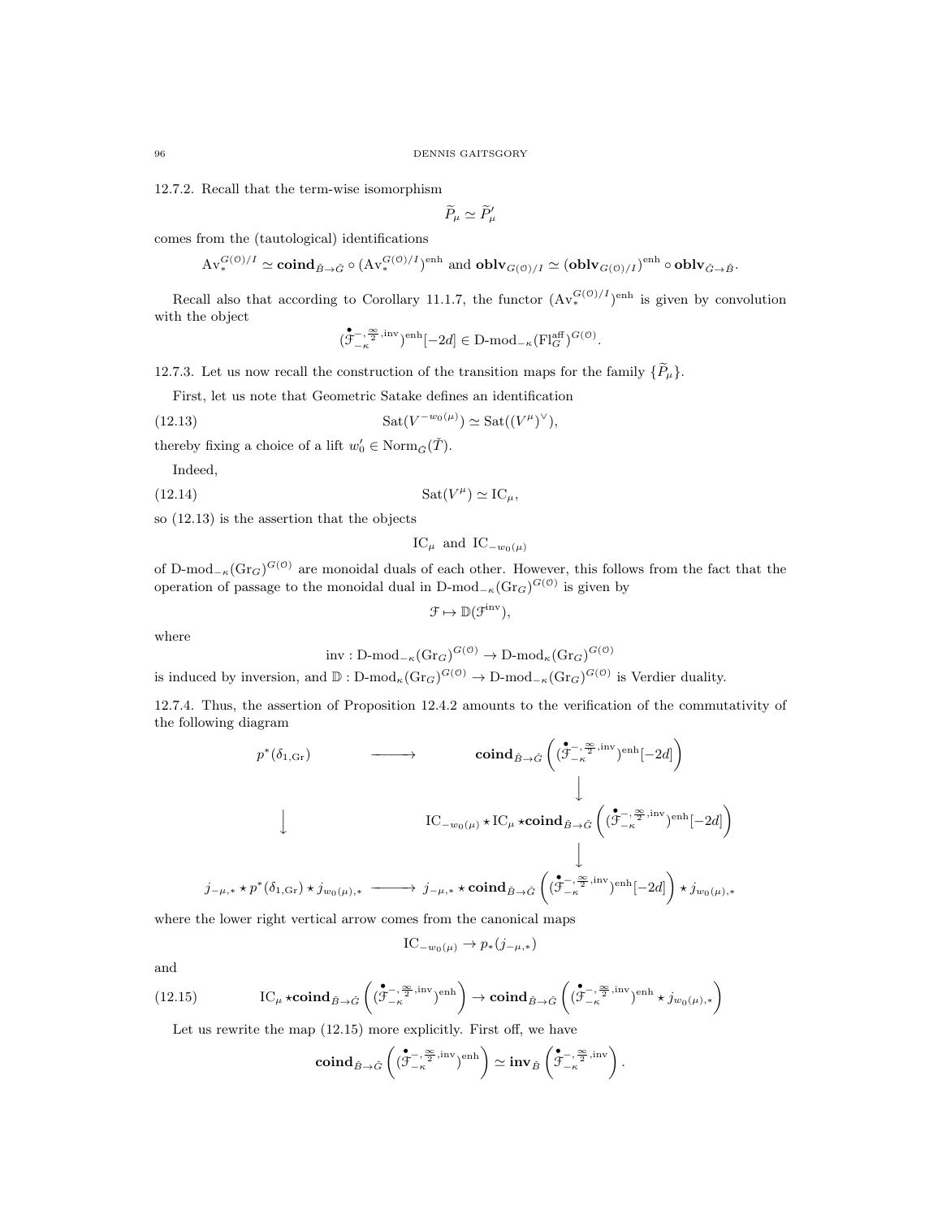12.7.2. Recall that the term-wise isomorphism

$$\widetilde{P}_\mu \simeq \widetilde{P}'_\mu$$

comes from the (tautological) identifications

$$\mathrm{Av}_*^{G(\mathcal{O})/I} \simeq \mathbf{coind}_{\check{B}\to\check{G}} \circ (\mathrm{Av}_*^{G(\mathcal{O})/I})^{\mathrm{enh}} \text{ and } \mathbf{oblv}_{G(\mathcal{O})/I} \simeq (\mathbf{oblv}_{G(\mathcal{O})/I})^{\mathrm{enh}} \circ \mathbf{oblv}_{\check{G}\to\check{B}}.$$

Recall also that according to Corollary 11.1.7, the functor $(\mathrm{Av}_*^{G(\mathcal{O})/I})^{\mathrm{enh}}$ is given by convolution with the object

$$(\overset{\bullet}{\mathcal{F}}{}^{-,\frac{\infty}{2},\mathrm{inv}}_{-\kappa})^{\mathrm{enh}}[-2d] \in \text{D-mod}_{-\kappa}(\mathrm{Fl}^{\mathrm{aff}}_G)^{G(\mathcal{O})}.$$

12.7.3. Let us now recall the construction of the transition maps for the family $\{\widetilde{P}_\mu\}$.

First, let us note that Geometric Satake defines an identification

$$\mathrm{Sat}(V^{-w_0(\mu)}) \simeq \mathrm{Sat}((V^\mu)^\vee), \tag{12.13}$$

thereby fixing a choice of a lift $w_0' \in \mathrm{Norm}_{\check{G}}(\check{T})$.

Indeed,

$$\mathrm{Sat}(V^\mu) \simeq \mathrm{IC}_\mu, \tag{12.14}$$

so (12.13) is the assertion that the objects

$$\mathrm{IC}_\mu \text{ and } \mathrm{IC}_{-w_0(\mu)}$$

of $\text{D-mod}_{-\kappa}(\mathrm{Gr}_G)^{G(\mathcal{O})}$ are monoidal duals of each other. However, this follows from the fact that the operation of passage to the monoidal dual in $\text{D-mod}_{-\kappa}(\mathrm{Gr}_G)^{G(\mathcal{O})}$ is given by

$$\mathcal{F} \mapsto \mathbb{D}(\mathcal{F}^{\mathrm{inv}}),$$

where

$$\mathrm{inv} : \text{D-mod}_{-\kappa}(\mathrm{Gr}_G)^{G(\mathcal{O})} \to \text{D-mod}_{\kappa}(\mathrm{Gr}_G)^{G(\mathcal{O})}$$

is induced by inversion, and $\mathbb{D} : \text{D-mod}_{\kappa}(\mathrm{Gr}_G)^{G(\mathcal{O})} \to \text{D-mod}_{-\kappa}(\mathrm{Gr}_G)^{G(\mathcal{O})}$ is Verdier duality.

12.7.4. Thus, the assertion of Proposition 12.4.2 amounts to the verification of the commutativity of the following diagram

$$\begin{array}{ccc}
p^*(\delta_{1,\mathrm{Gr}}) & \longrightarrow & \mathbf{coind}_{\check{B}\to\check{G}}\left((\overset{\bullet}{\mathcal{F}}{}^{-,\frac{\infty}{2},\mathrm{inv}}_{-\kappa})^{\mathrm{enh}}[-2d]\right) \\
& & \downarrow \\
\downarrow & & \mathrm{IC}_{-w_0(\mu)} \star \mathrm{IC}_\mu \star \mathbf{coind}_{\check{B}\to\check{G}}\left((\overset{\bullet}{\mathcal{F}}{}^{-,\frac{\infty}{2},\mathrm{inv}}_{-\kappa})^{\mathrm{enh}}[-2d]\right) \\
& & \downarrow \\
j_{-\mu,*} \star p^*(\delta_{1,\mathrm{Gr}}) \star j_{w_0(\mu),*} & \longrightarrow & j_{-\mu,*} \star \mathbf{coind}_{\check{B}\to\check{G}}\left((\overset{\bullet}{\mathcal{F}}{}^{-,\frac{\infty}{2},\mathrm{inv}}_{-\kappa})^{\mathrm{enh}}[-2d]\right) \star j_{w_0(\mu),*}
\end{array}$$

where the lower right vertical arrow comes from the canonical maps

$$\mathrm{IC}_{-w_0(\mu)} \to p_*(j_{-\mu,*})$$

and

$$\mathrm{IC}_\mu \star \mathbf{coind}_{\check{B}\to\check{G}}\left((\overset{\bullet}{\mathcal{F}}{}^{-,\frac{\infty}{2},\mathrm{inv}}_{-\kappa})^{\mathrm{enh}}\right) \to \mathbf{coind}_{\check{B}\to\check{G}}\left((\overset{\bullet}{\mathcal{F}}{}^{-,\frac{\infty}{2},\mathrm{inv}}_{-\kappa})^{\mathrm{enh}} \star j_{w_0(\mu),*}\right) \tag{12.15}$$

Let us rewrite the map (12.15) more explicitly. First off, we have

$$\mathbf{coind}_{\check{B}\to\check{G}}\left((\overset{\bullet}{\mathcal{F}}{}^{-,\frac{\infty}{2},\mathrm{inv}}_{-\kappa})^{\mathrm{enh}}\right) \simeq \mathbf{inv}_{\check{B}}\left(\overset{\bullet}{\mathcal{F}}{}^{-,\frac{\infty}{2},\mathrm{inv}}_{-\kappa}\right).$$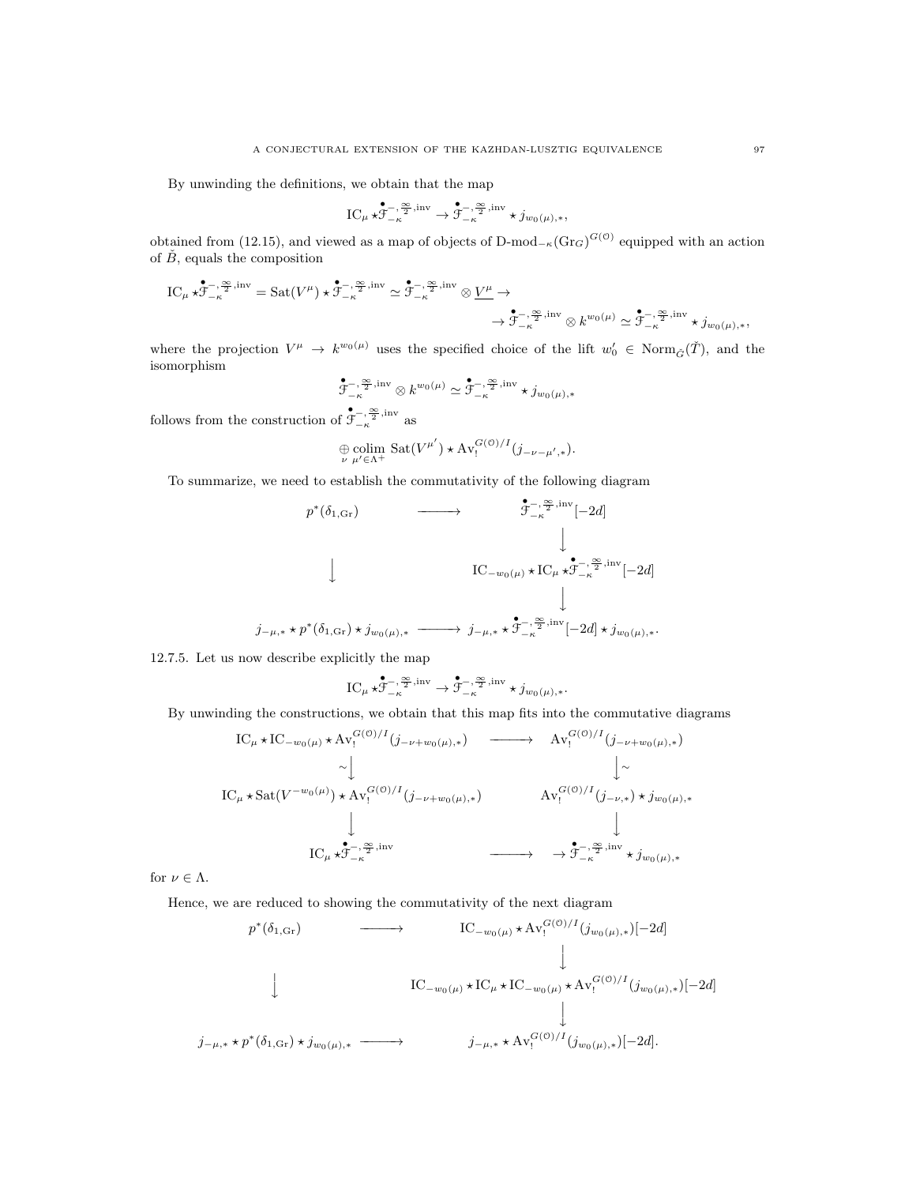By unwinding the definitions, we obtain that the map

$$\mathrm{IC}_\mu \star \overset{\bullet}{\mathcal{F}}{}^{-,\frac{\infty}{2},\mathrm{inv}}_{-\kappa} \to \overset{\bullet}{\mathcal{F}}{}^{-,\frac{\infty}{2},\mathrm{inv}}_{-\kappa} \star j_{w_0(\mu),*},$$

obtained from (12.15), and viewed as a map of objects of $\mathrm{D\text{-}mod}_{-\kappa}(\mathrm{Gr}_G)^{G(\mathcal{O})}$ equipped with an action of $\check{B}$, equals the composition

$$\mathrm{IC}_\mu \star \overset{\bullet}{\mathcal{F}}{}^{-,\frac{\infty}{2},\mathrm{inv}}_{-\kappa} = \mathrm{Sat}(V^\mu) \star \overset{\bullet}{\mathcal{F}}{}^{-,\frac{\infty}{2},\mathrm{inv}}_{-\kappa} \simeq \overset{\bullet}{\mathcal{F}}{}^{-,\frac{\infty}{2},\mathrm{inv}}_{-\kappa} \otimes \underline{V^\mu} \to$$
$$\to \overset{\bullet}{\mathcal{F}}{}^{-,\frac{\infty}{2},\mathrm{inv}}_{-\kappa} \otimes k^{w_0(\mu)} \simeq \overset{\bullet}{\mathcal{F}}{}^{-,\frac{\infty}{2},\mathrm{inv}}_{-\kappa} \star j_{w_0(\mu),*},$$

where the projection $V^\mu \to k^{w_0(\mu)}$ uses the specified choice of the lift $w_0' \in \mathrm{Norm}_{\check{G}}(\check{T})$, and the isomorphism

$$\overset{\bullet}{\mathcal{F}}{}^{-,\frac{\infty}{2},\mathrm{inv}}_{-\kappa} \otimes k^{w_0(\mu)} \simeq \overset{\bullet}{\mathcal{F}}{}^{-,\frac{\infty}{2},\mathrm{inv}}_{-\kappa} \star j_{w_0(\mu),*}$$

follows from the construction of $\overset{\bullet}{\mathcal{F}}{}^{-,\frac{\infty}{2},\mathrm{inv}}_{-\kappa}$ as

$$\underset{\nu}{\oplus} \underset{\mu' \in \Lambda^+}{\mathrm{colim}}\ \mathrm{Sat}(V^{\mu'}) \star \mathrm{Av}_!^{G(\mathcal{O})/I}(j_{-\nu-\mu',*}).$$

To summarize, we need to establish the commutativity of the following diagram

$$\begin{array}{ccc}
p^*(\delta_{1,\mathrm{Gr}}) & \longrightarrow & \overset{\bullet}{\mathcal{F}}{}^{-,\frac{\infty}{2},\mathrm{inv}}_{-\kappa}[-2d] \\
 & & \downarrow \\
\downarrow & & \mathrm{IC}_{-w_0(\mu)} \star \mathrm{IC}_\mu \star \overset{\bullet}{\mathcal{F}}{}^{-,\frac{\infty}{2},\mathrm{inv}}_{-\kappa}[-2d] \\
 & & \downarrow \\
j_{-\mu,*} \star p^*(\delta_{1,\mathrm{Gr}}) \star j_{w_0(\mu),*} & \longrightarrow & j_{-\mu,*} \star \overset{\bullet}{\mathcal{F}}{}^{-,\frac{\infty}{2},\mathrm{inv}}_{-\kappa}[-2d] \star j_{w_0(\mu),*}.
\end{array}$$

12.7.5. Let us now describe explicitly the map

$$\mathrm{IC}_\mu \star \overset{\bullet}{\mathcal{F}}{}^{-,\frac{\infty}{2},\mathrm{inv}}_{-\kappa} \to \overset{\bullet}{\mathcal{F}}{}^{-,\frac{\infty}{2},\mathrm{inv}}_{-\kappa} \star j_{w_0(\mu),*}.$$

By unwinding the constructions, we obtain that this map fits into the commutative diagrams

$$\begin{array}{ccc}
\mathrm{IC}_\mu \star \mathrm{IC}_{-w_0(\mu)} \star \mathrm{Av}_!^{G(\mathcal{O})/I}(j_{-\nu+w_0(\mu),*}) & \longrightarrow & \mathrm{Av}_!^{G(\mathcal{O})/I}(j_{-\nu+w_0(\mu),*}) \\
\sim\downarrow & & \downarrow\sim \\
\mathrm{IC}_\mu \star \mathrm{Sat}(V^{-w_0(\mu)}) \star \mathrm{Av}_!^{G(\mathcal{O})/I}(j_{-\nu+w_0(\mu),*}) & & \mathrm{Av}_!^{G(\mathcal{O})/I}(j_{-\nu,*}) \star j_{w_0(\mu),*} \\
\downarrow & & \downarrow \\
\mathrm{IC}_\mu \star \overset{\bullet}{\mathcal{F}}{}^{-,\frac{\infty}{2},\mathrm{inv}}_{-\kappa} & \longrightarrow & \to \overset{\bullet}{\mathcal{F}}{}^{-,\frac{\infty}{2},\mathrm{inv}}_{-\kappa} \star j_{w_0(\mu),*}
\end{array}$$

for $\nu \in \Lambda$.

Hence, we are reduced to showing the commutativity of the next diagram

$$\begin{array}{ccc}
p^*(\delta_{1,\mathrm{Gr}}) & \longrightarrow & \mathrm{IC}_{-w_0(\mu)} \star \mathrm{Av}_!^{G(\mathcal{O})/I}(j_{w_0(\mu),*})[-2d] \\
 & & \downarrow \\
\downarrow & & \mathrm{IC}_{-w_0(\mu)} \star \mathrm{IC}_\mu \star \mathrm{IC}_{-w_0(\mu)} \star \mathrm{Av}_!^{G(\mathcal{O})/I}(j_{w_0(\mu),*})[-2d] \\
 & & \downarrow \\
j_{-\mu,*} \star p^*(\delta_{1,\mathrm{Gr}}) \star j_{w_0(\mu),*} & \longrightarrow & j_{-\mu,*} \star \mathrm{Av}_!^{G(\mathcal{O})/I}(j_{w_0(\mu),*})[-2d].
\end{array}$$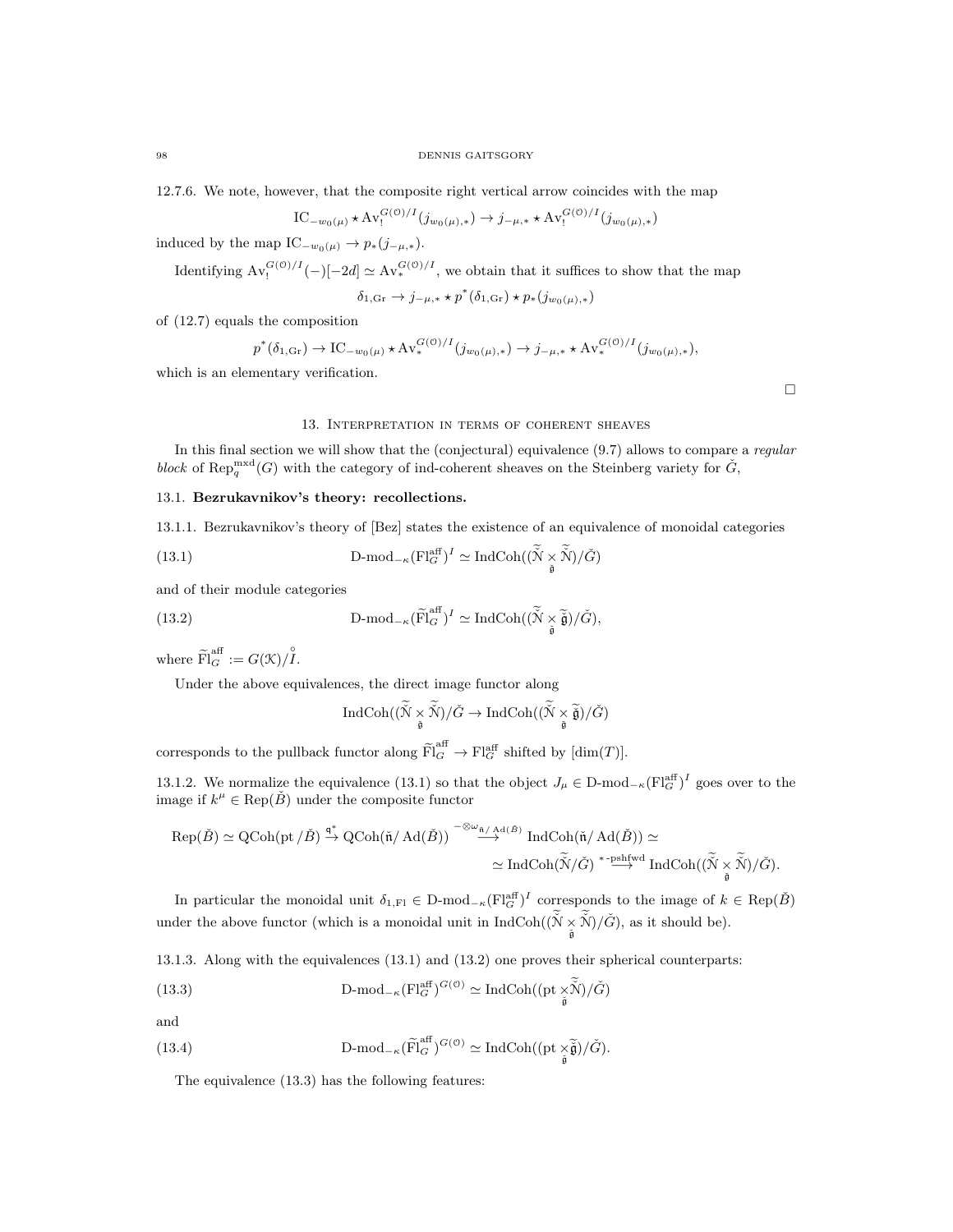12.7.6. We note, however, that the composite right vertical arrow coincides with the map

$$\mathrm{IC}_{-w_0(\mu)} \star \mathrm{Av}_!^{G(\mathcal{O})/I}(j_{w_0(\mu),*}) \to j_{-\mu,*} \star \mathrm{Av}_!^{G(\mathcal{O})/I}(j_{w_0(\mu),*})$$

induced by the map $\mathrm{IC}_{-w_0(\mu)} \to p_*(j_{-\mu,*})$.

Identifying $\mathrm{Av}_!^{G(\mathcal{O})/I}(-)[-2d] \simeq \mathrm{Av}_*^{G(\mathcal{O})/I}$, we obtain that it suffices to show that the map

$$\delta_{1,\mathrm{Gr}} \to j_{-\mu,*} \star p^*(\delta_{1,\mathrm{Gr}}) \star p_*(j_{w_0(\mu),*})$$

of (12.7) equals the composition

$$p^*(\delta_{1,\mathrm{Gr}}) \to \mathrm{IC}_{-w_0(\mu)} \star \mathrm{Av}_*^{G(\mathcal{O})/I}(j_{w_0(\mu),*}) \to j_{-\mu,*} \star \mathrm{Av}_*^{G(\mathcal{O})/I}(j_{w_0(\mu),*}),$$

which is an elementary verification.

□

## 13. Interpretation in terms of coherent sheaves

In this final section we will show that the (conjectural) equivalence (9.7) allows to compare a *regular block* of $\mathrm{Rep}_q^{\mathrm{mxd}}(G)$ with the category of ind-coherent sheaves on the Steinberg variety for $\check{G}$,

### 13.1. Bezrukavnikov's theory: recollections.

13.1.1. Bezrukavnikov's theory of [Bez] states the existence of an equivalence of monoidal categories

$$\text{D-mod}_{-\kappa}(\mathrm{Fl}_G^{\mathrm{aff}})^I \simeq \mathrm{IndCoh}((\widetilde{\check{\mathcal{N}}} \underset{\check{\mathfrak{g}}}{\times} \widetilde{\check{\mathcal{N}}})/\check{G}) \tag{13.1}$$

and of their module categories

$$\text{D-mod}_{-\kappa}(\widetilde{\mathrm{Fl}}_G^{\mathrm{aff}})^I \simeq \mathrm{IndCoh}((\widetilde{\check{\mathcal{N}}} \underset{\check{\mathfrak{g}}}{\times} \widetilde{\check{\mathfrak{g}}})/\check{G}), \tag{13.2}$$

where $\widetilde{\mathrm{Fl}}_G^{\mathrm{aff}} := G(\mathcal{K})/\overset{\circ}{I}$.

Under the above equivalences, the direct image functor along

$$\mathrm{IndCoh}((\widetilde{\check{\mathcal{N}}} \underset{\check{\mathfrak{g}}}{\times} \widetilde{\check{\mathcal{N}}})/\check{G} \to \mathrm{IndCoh}((\widetilde{\check{\mathcal{N}}} \underset{\check{\mathfrak{g}}}{\times} \widetilde{\check{\mathfrak{g}}})/\check{G})$$

corresponds to the pullback functor along $\widetilde{\mathrm{Fl}}_G^{\mathrm{aff}} \to \mathrm{Fl}_G^{\mathrm{aff}}$ shifted by $[\dim(T)]$.

13.1.2. We normalize the equivalence (13.1) so that the object $J_\mu \in \text{D-mod}_{-\kappa}(\mathrm{Fl}_G^{\mathrm{aff}})^I$ goes over to the image if $k^\mu \in \mathrm{Rep}(\check{B})$ under the composite functor

$$\mathrm{Rep}(\check{B}) \simeq \mathrm{QCoh}(\mathrm{pt}/\check{B}) \overset{\mathfrak{q}^*}{\to} \mathrm{QCoh}(\check{\mathfrak{n}}/\mathrm{Ad}(\check{B})) \overset{-\otimes\omega_{\check{\mathfrak{n}}/\mathrm{Ad}(\check{B})}}{\longrightarrow} \mathrm{IndCoh}(\check{\mathfrak{n}}/\mathrm{Ad}(\check{B})) \simeq$$
$$\simeq \mathrm{IndCoh}(\widetilde{\check{\mathcal{N}}}/\check{G}) \overset{*\text{-pshfwd}}{\longrightarrow} \mathrm{IndCoh}((\widetilde{\check{\mathcal{N}}} \underset{\check{\mathfrak{g}}}{\times} \widetilde{\check{\mathcal{N}}})/\check{G}).$$

In particular the monoidal unit $\delta_{1,\mathrm{Fl}} \in \text{D-mod}_{-\kappa}(\mathrm{Fl}_G^{\mathrm{aff}})^I$ corresponds to the image of $k \in \mathrm{Rep}(\check{B})$ under the above functor (which is a monoidal unit in $\mathrm{IndCoh}((\widetilde{\check{\mathcal{N}}} \underset{\check{\mathfrak{g}}}{\times} \widetilde{\check{\mathcal{N}}})/\check{G})$, as it should be).

13.1.3. Along with the equivalences (13.1) and (13.2) one proves their spherical counterparts:

$$\text{D-mod}_{-\kappa}(\mathrm{Fl}_G^{\mathrm{aff}})^{G(\mathcal{O})} \simeq \mathrm{IndCoh}((\mathrm{pt} \underset{\check{\mathfrak{g}}}{\times} \widetilde{\check{\mathcal{N}}})/\check{G}) \tag{13.3}$$

and

$$\text{D-mod}_{-\kappa}(\widetilde{\mathrm{Fl}}_G^{\mathrm{aff}})^{G(\mathcal{O})} \simeq \mathrm{IndCoh}((\mathrm{pt} \underset{\check{\mathfrak{g}}}{\times} \widetilde{\check{\mathfrak{g}}})/\check{G}). \tag{13.4}$$

The equivalence (13.3) has the following features: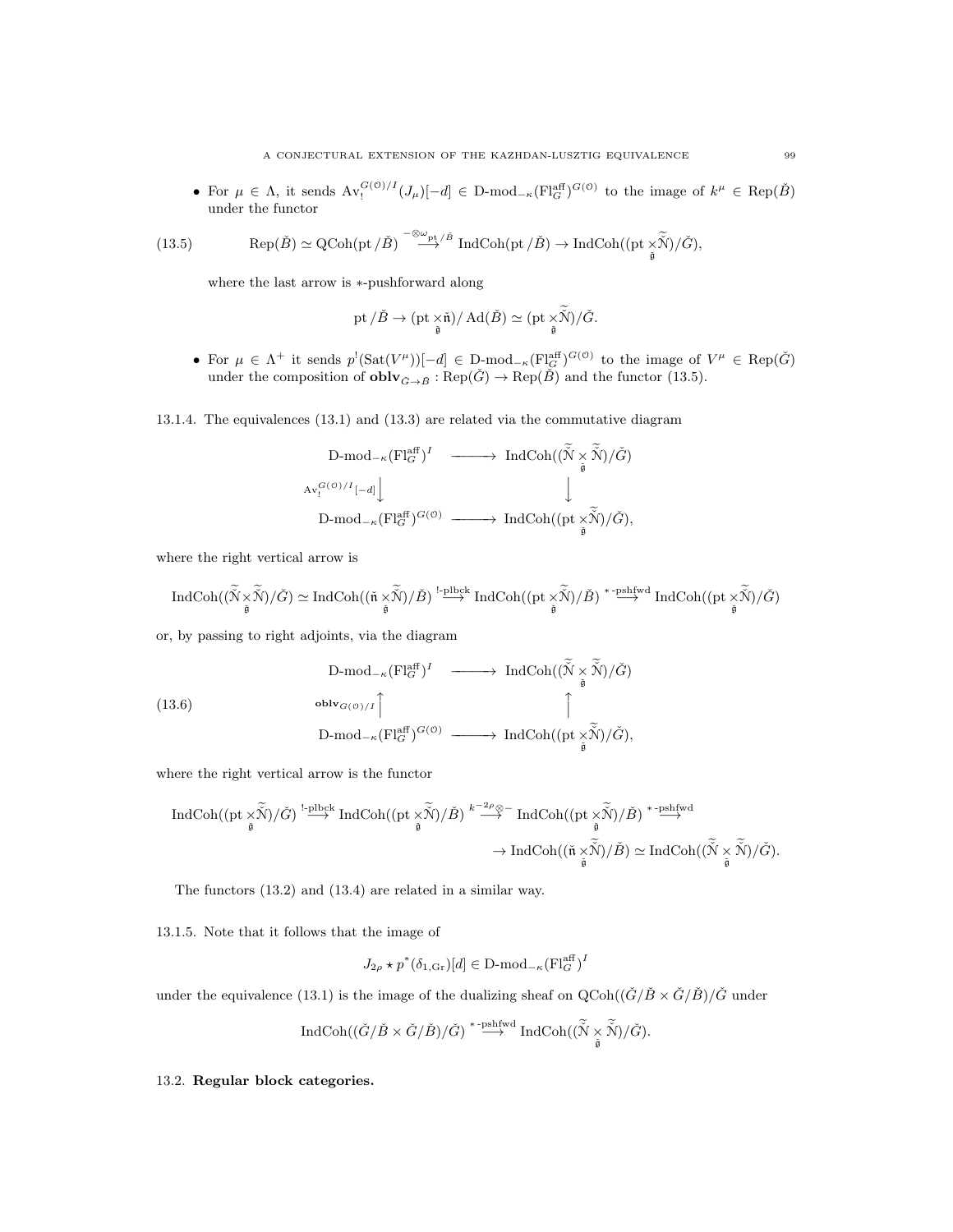- For $\mu \in \Lambda$, it sends $\mathrm{Av}_!^{G(\mathcal{O})/I}(J_\mu)[-d] \in \text{D-mod}_{-\kappa}(\mathrm{Fl}_G^{\mathrm{aff}})^{G(\mathcal{O})}$ to the image of $k^\mu \in \mathrm{Rep}(\check{B})$ under the functor

$$\mathrm{Rep}(\check{B}) \simeq \mathrm{QCoh}(\mathrm{pt}/\check{B}) \overset{-\otimes\omega_{\mathrm{pt}/\check{B}}}{\longrightarrow} \mathrm{IndCoh}(\mathrm{pt}/\check{B}) \to \mathrm{IndCoh}((\mathrm{pt} \underset{\check{\mathfrak{g}}}{\times} \widetilde{\widetilde{\mathcal{N}}})/\check{G}), \tag{13.5}$$

where the last arrow is $*$-pushforward along

$$\mathrm{pt}/\check{B} \to (\mathrm{pt} \underset{\check{\mathfrak{g}}}{\times} \check{\mathfrak{n}})/\mathrm{Ad}(\check{B}) \simeq (\mathrm{pt} \underset{\check{\mathfrak{g}}}{\times} \widetilde{\widetilde{\mathcal{N}}})/\check{G}.$$

- For $\mu \in \Lambda^+$ it sends $p^!(\mathrm{Sat}(V^\mu))[-d] \in \text{D-mod}_{-\kappa}(\mathrm{Fl}_G^{\mathrm{aff}})^{G(\mathcal{O})}$ to the image of $V^\mu \in \mathrm{Rep}(\check{G})$ under the composition of $\mathbf{oblv}_{\check{G}\to\check{B}} : \mathrm{Rep}(\check{G}) \to \mathrm{Rep}(\check{B})$ and the functor (13.5).

13.1.4. The equivalences (13.1) and (13.3) are related via the commutative diagram

$$\begin{array}{ccc} \text{D-mod}_{-\kappa}(\mathrm{Fl}_G^{\mathrm{aff}})^I & \longrightarrow & \mathrm{IndCoh}((\widetilde{\widetilde{\mathcal{N}}} \underset{\check{\mathfrak{g}}}{\times} \widetilde{\widetilde{\mathcal{N}}})/\check{G}) \\ {\scriptstyle \mathrm{Av}_!^{G(\mathcal{O})/I}[-d]}\big\downarrow & & \big\downarrow \\ \text{D-mod}_{-\kappa}(\mathrm{Fl}_G^{\mathrm{aff}})^{G(\mathcal{O})} & \longrightarrow & \mathrm{IndCoh}((\mathrm{pt} \underset{\check{\mathfrak{g}}}{\times} \widetilde{\widetilde{\mathcal{N}}})/\check{G}), \end{array}$$

where the right vertical arrow is

$$\mathrm{IndCoh}((\widetilde{\widetilde{\mathcal{N}}} \underset{\check{\mathfrak{g}}}{\times} \widetilde{\widetilde{\mathcal{N}}})/\check{G}) \simeq \mathrm{IndCoh}((\check{\mathfrak{n}} \underset{\check{\mathfrak{g}}}{\times} \widetilde{\widetilde{\mathcal{N}}})/\check{B}) \overset{!\text{-plbck}}{\longrightarrow} \mathrm{IndCoh}((\mathrm{pt} \underset{\check{\mathfrak{g}}}{\times} \widetilde{\widetilde{\mathcal{N}}})/\check{B}) \overset{*\text{-pshfwd}}{\longrightarrow} \mathrm{IndCoh}((\mathrm{pt} \underset{\check{\mathfrak{g}}}{\times} \widetilde{\widetilde{\mathcal{N}}})/\check{G})$$

or, by passing to right adjoints, via the diagram

$$\begin{array}{ccc} \text{D-mod}_{-\kappa}(\mathrm{Fl}_G^{\mathrm{aff}})^I & \longrightarrow & \mathrm{IndCoh}((\widetilde{\widetilde{\mathcal{N}}} \underset{\check{\mathfrak{g}}}{\times} \widetilde{\widetilde{\mathcal{N}}})/\check{G}) \\ {\scriptstyle \mathbf{oblv}_{G(\mathcal{O})/I}}\big\uparrow & & \big\uparrow \\ \text{D-mod}_{-\kappa}(\mathrm{Fl}_G^{\mathrm{aff}})^{G(\mathcal{O})} & \longrightarrow & \mathrm{IndCoh}((\mathrm{pt} \underset{\check{\mathfrak{g}}}{\times} \widetilde{\widetilde{\mathcal{N}}})/\check{G}), \end{array} \tag{13.6}$$

where the right vertical arrow is the functor

$$\mathrm{IndCoh}((\mathrm{pt} \underset{\check{\mathfrak{g}}}{\times} \widetilde{\widetilde{\mathcal{N}}})/\check{G}) \overset{!\text{-plbck}}{\longrightarrow} \mathrm{IndCoh}((\mathrm{pt} \underset{\check{\mathfrak{g}}}{\times} \widetilde{\widetilde{\mathcal{N}}})/\check{B}) \overset{k^{-2\rho}\otimes-}{\longrightarrow} \mathrm{IndCoh}((\mathrm{pt} \underset{\check{\mathfrak{g}}}{\times} \widetilde{\widetilde{\mathcal{N}}})/\check{B}) \overset{*\text{-pshfwd}}{\longrightarrow}$$
$$\to \mathrm{IndCoh}((\check{\mathfrak{n}} \underset{\check{\mathfrak{g}}}{\times} \widetilde{\widetilde{\mathcal{N}}})/\check{B}) \simeq \mathrm{IndCoh}((\widetilde{\widetilde{\mathcal{N}}} \underset{\check{\mathfrak{g}}}{\times} \widetilde{\widetilde{\mathcal{N}}})/\check{G}).$$

The functors (13.2) and (13.4) are related in a similar way.

13.1.5. Note that it follows that the image of

$$J_{2\rho} \star p^*(\delta_{1,\mathrm{Gr}})[d] \in \text{D-mod}_{-\kappa}(\mathrm{Fl}_G^{\mathrm{aff}})^I$$

under the equivalence (13.1) is the image of the dualizing sheaf on $\mathrm{QCoh}((\check{G}/\check{B} \times \check{G}/\check{B})/\check{G}$ under

$$\mathrm{IndCoh}((\check{G}/\check{B} \times \check{G}/\check{B})/\check{G}) \overset{*\text{-pshfwd}}{\longrightarrow} \mathrm{IndCoh}((\widetilde{\widetilde{\mathcal{N}}} \underset{\check{\mathfrak{g}}}{\times} \widetilde{\widetilde{\mathcal{N}}})/\check{G}).$$

## 13.2. Regular block categories.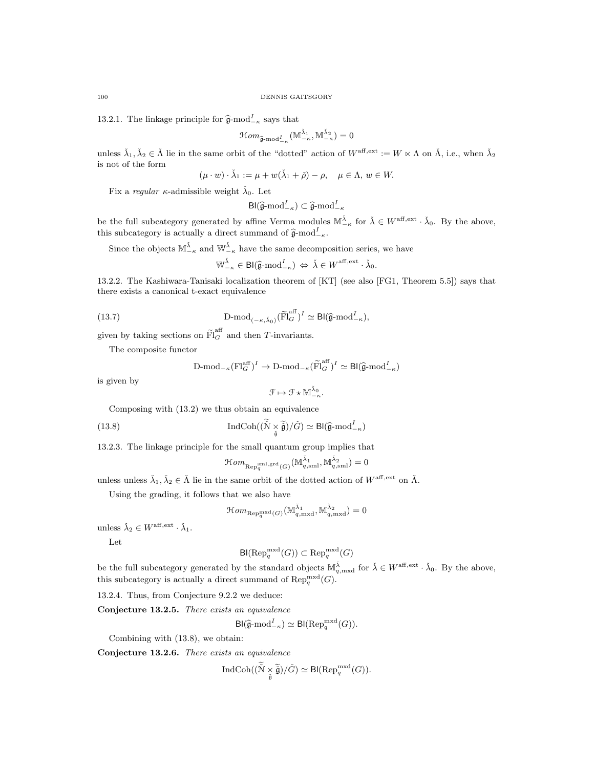13.2.1. The linkage principle for $\widehat{\mathfrak{g}}\text{-mod}^I_{-\kappa}$ says that

$$\mathcal{H}om_{\widehat{\mathfrak{g}}\text{-mod}^I_{-\kappa}}(\mathbb{M}^{\check{\lambda}_1}_{-\kappa}, \mathbb{M}^{\check{\lambda}_2}_{-\kappa}) = 0$$

unless $\check{\lambda}_1, \check{\lambda}_2 \in \check{\Lambda}$ lie in the same orbit of the "dotted" action of $W^{\text{aff,ext}} := W \ltimes \Lambda$ on $\check{\Lambda}$, i.e., when $\check{\lambda}_2$ is not of the form

$$(\mu \cdot w) \cdot \check{\lambda}_1 := \mu + w(\check{\lambda}_1 + \check{\rho}) - \rho, \quad \mu \in \Lambda,\ w \in W.$$

Fix a *regular* $\kappa$-admissible weight $\check{\lambda}_0$. Let

$$\mathsf{Bl}(\widehat{\mathfrak{g}}\text{-mod}^I_{-\kappa}) \subset \widehat{\mathfrak{g}}\text{-mod}^I_{-\kappa}$$

be the full subcategory generated by affine Verma modules $\mathbb{M}^{\check{\lambda}}_{-\kappa}$ for $\check{\lambda} \in W^{\text{aff,ext}} \cdot \check{\lambda}_0$. By the above, this subcategory is actually a direct summand of $\widehat{\mathfrak{g}}\text{-mod}^I_{-\kappa}$.

Since the objects $\mathbb{M}^{\check{\lambda}}_{-\kappa}$ and $\mathbb{W}^{\check{\lambda}}_{-\kappa}$ have the same decomposition series, we have

$$\mathbb{W}^{\check{\lambda}}_{-\kappa} \in \mathsf{Bl}(\widehat{\mathfrak{g}}\text{-mod}^I_{-\kappa}) \Leftrightarrow \check{\lambda} \in W^{\text{aff,ext}} \cdot \check{\lambda}_0.$$

13.2.2. The Kashiwara-Tanisaki localization theorem of [KT] (see also [FG1, Theorem 5.5]) says that there exists a canonical t-exact equivalence

$$\text{D-mod}_{(-\kappa,\check{\lambda}_0)}(\widetilde{\text{Fl}}^{\text{aff}}_G)^I \simeq \mathsf{Bl}(\widehat{\mathfrak{g}}\text{-mod}^I_{-\kappa}), \tag{13.7}$$

given by taking sections on $\widetilde{\text{Fl}}^{\text{aff}}_G$ and then $T$-invariants.

The composite functor

$$\text{D-mod}_{-\kappa}(\text{Fl}^{\text{aff}}_G)^I \to \text{D-mod}_{-\kappa}(\widetilde{\text{Fl}}^{\text{aff}}_G)^I \simeq \mathsf{Bl}(\widehat{\mathfrak{g}}\text{-mod}^I_{-\kappa})$$

is given by

$$\mathcal{F} \mapsto \mathcal{F} \star \mathbb{M}^{\check{\lambda}_0}_{-\kappa}.$$

Composing with (13.2) we thus obtain an equivalence

$$\text{IndCoh}((\widetilde{\check{\mathcal{N}}} \underset{\check{\mathfrak{g}}}{\times} \widetilde{\check{\mathfrak{g}}})/\check{G}) \simeq \mathsf{Bl}(\widehat{\mathfrak{g}}\text{-mod}^I_{-\kappa}) \tag{13.8}$$

13.2.3. The linkage principle for the small quantum group implies that

$$\mathcal{H}om_{\text{Rep}^{\text{sml,grd}}_q(G)}(\mathbb{M}^{\check{\lambda}_1}_{q,\text{sml}}, \mathbb{M}^{\check{\lambda}_2}_{q,\text{sml}}) = 0$$

unless unless $\check{\lambda}_1, \check{\lambda}_2 \in \check{\Lambda}$ lie in the same orbit of the dotted action of $W^{\text{aff,ext}}$ on $\check{\Lambda}$.

Using the grading, it follows that we also have

$$\mathcal{H}om_{\text{Rep}^{\text{mxd}}_q(G)}(\mathbb{M}^{\check{\lambda}_1}_{q,\text{mxd}}, \mathbb{M}^{\check{\lambda}_2}_{q,\text{mxd}}) = 0$$

unless $\check{\lambda}_2 \in W^{\text{aff,ext}} \cdot \check{\lambda}_1$.

Let

$$\mathsf{Bl}(\text{Rep}^{\text{mxd}}_q(G)) \subset \text{Rep}^{\text{mxd}}_q(G)$$

be the full subcategory generated by the standard objects $\mathbb{M}^{\check{\lambda}}_{q,\text{mxd}}$ for $\check{\lambda} \in W^{\text{aff,ext}} \cdot \check{\lambda}_0$. By the above, this subcategory is actually a direct summand of $\text{Rep}^{\text{mxd}}_q(G)$.

13.2.4. Thus, from Conjecture 9.2.2 we deduce:

**Conjecture 13.2.5.** *There exists an equivalence*

$$\mathsf{Bl}(\widehat{\mathfrak{g}}\text{-mod}^I_{-\kappa}) \simeq \mathsf{Bl}(\text{Rep}^{\text{mxd}}_q(G)).$$

Combining with (13.8), we obtain:

**Conjecture 13.2.6.** *There exists an equivalence*

$$\text{IndCoh}((\widetilde{\check{\mathcal{N}}} \underset{\check{\mathfrak{g}}}{\times} \widetilde{\check{\mathfrak{g}}})/\check{G}) \simeq \mathsf{Bl}(\text{Rep}^{\text{mxd}}_q(G)).$$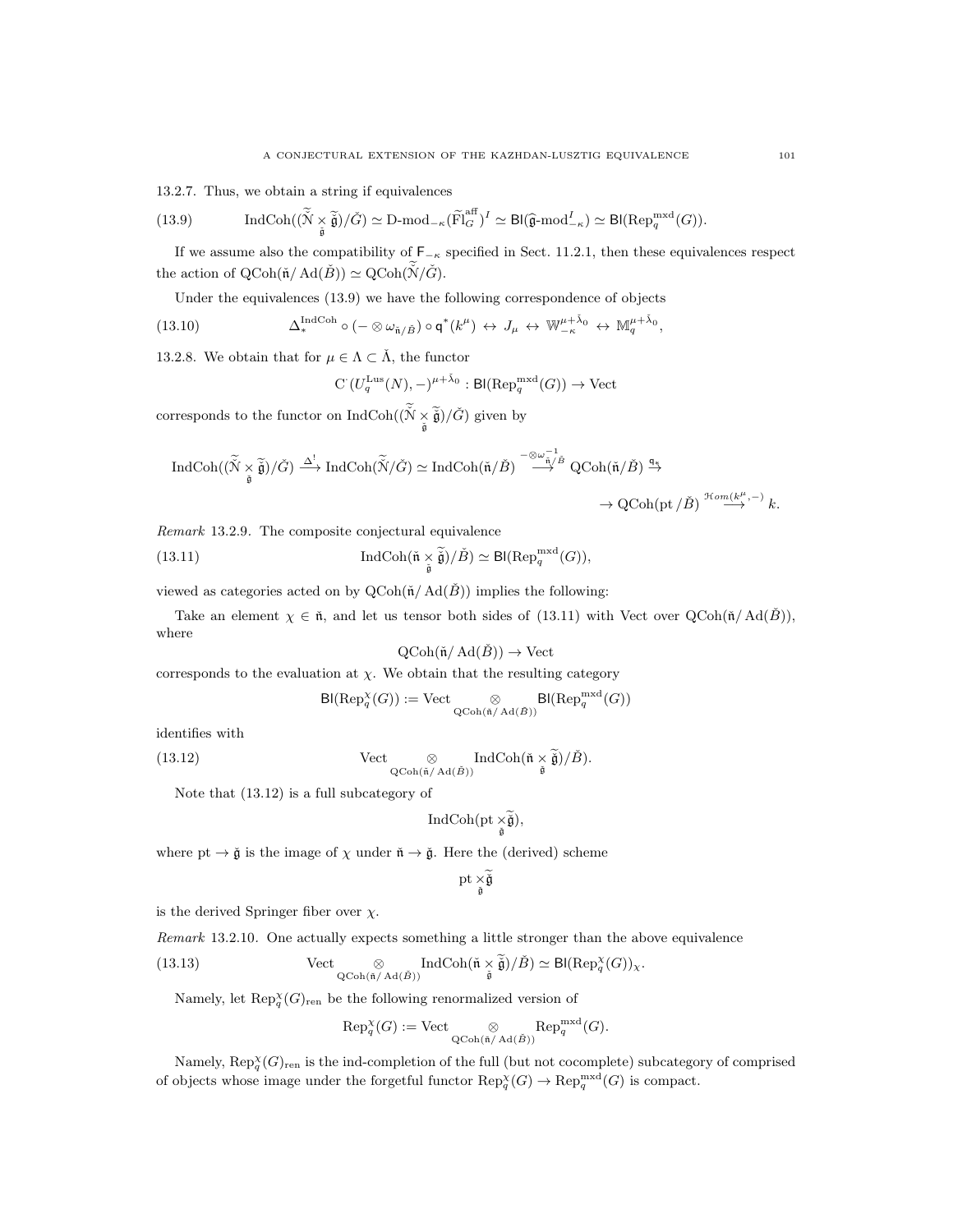13.2.7. Thus, we obtain a string if equivalences

$$\mathrm{IndCoh}((\widetilde{\check{\mathcal{N}}} \underset{\check{\mathfrak{g}}}{\times} \widetilde{\check{\mathfrak{g}}})/\check{G}) \simeq \text{D-mod}_{-\kappa}(\widetilde{\mathrm{Fl}}^{\mathrm{aff}}_G)^I \simeq \mathsf{Bl}(\widehat{\mathfrak{g}}\text{-mod}^I_{-\kappa}) \simeq \mathsf{Bl}(\mathrm{Rep}^{\mathrm{mxd}}_q(G)). \tag{13.9}$$

If we assume also the compatibility of $\mathsf{F}_{-\kappa}$ specified in Sect. 11.2.1, then these equivalences respect the action of $\mathrm{QCoh}(\check{\mathfrak{n}}/\mathrm{Ad}(\check{B})) \simeq \mathrm{QCoh}(\widetilde{\check{\mathcal{N}}}/\check{G})$.

Under the equivalences (13.9) we have the following correspondence of objects

$$\Delta^{\mathrm{IndCoh}}_* \circ (- \otimes \omega_{\check{\mathfrak{n}}/\check{B}}) \circ \mathsf{q}^*(k^\mu) \leftrightarrow J_\mu \leftrightarrow \mathbb{W}^{\mu+\check{\lambda}_0}_{-\kappa} \leftrightarrow \mathbb{M}^{\mu+\check{\lambda}_0}_q, \tag{13.10}$$

13.2.8. We obtain that for $\mu \in \Lambda \subset \check{\Lambda}$, the functor

$$\mathrm{C}^\cdot(U^{\mathrm{Lus}}_q(N), -)^{\mu+\check{\lambda}_0} : \mathsf{Bl}(\mathrm{Rep}^{\mathrm{mxd}}_q(G)) \to \mathrm{Vect}$$

corresponds to the functor on $\mathrm{IndCoh}((\widetilde{\check{\mathcal{N}}} \underset{\check{\mathfrak{g}}}{\times} \widetilde{\check{\mathfrak{g}}})/\check{G})$ given by

$$\mathrm{IndCoh}((\widetilde{\check{\mathcal{N}}} \underset{\check{\mathfrak{g}}}{\times} \widetilde{\check{\mathfrak{g}}})/\check{G}) \xrightarrow{\Delta^!} \mathrm{IndCoh}(\widetilde{\check{\mathcal{N}}}/\check{G}) \simeq \mathrm{IndCoh}(\check{\mathfrak{n}}/\check{B}) \xrightarrow{-\otimes \omega^{-1}_{\check{\mathfrak{n}}/\check{B}}} \mathrm{QCoh}(\check{\mathfrak{n}}/\check{B}) \xrightarrow{\mathsf{q}_*}$$

$$\to \mathrm{QCoh}(\mathrm{pt}/\check{B}) \xrightarrow{\mathcal{H}om(k^\mu,-)} k.$$

*Remark* 13.2.9. The composite conjectural equivalence

$$\mathrm{IndCoh}(\check{\mathfrak{n}} \underset{\check{\mathfrak{g}}}{\times} \widetilde{\check{\mathfrak{g}}})/\check{B}) \simeq \mathsf{Bl}(\mathrm{Rep}^{\mathrm{mxd}}_q(G)), \tag{13.11}$$

viewed as categories acted on by $\mathrm{QCoh}(\check{\mathfrak{n}}/\mathrm{Ad}(\check{B}))$ implies the following:

Take an element $\chi \in \check{\mathfrak{n}}$, and let us tensor both sides of (13.11) with Vect over $\mathrm{QCoh}(\check{\mathfrak{n}}/\mathrm{Ad}(\check{B}))$, where

$$\mathrm{QCoh}(\check{\mathfrak{n}}/\mathrm{Ad}(\check{B})) \to \mathrm{Vect}$$

corresponds to the evaluation at $\chi$. We obtain that the resulting category

$$\mathsf{Bl}(\mathrm{Rep}^\chi_q(G)) := \mathrm{Vect} \underset{\mathrm{QCoh}(\check{\mathfrak{n}}/\mathrm{Ad}(\check{B}))}{\otimes} \mathsf{Bl}(\mathrm{Rep}^{\mathrm{mxd}}_q(G))$$

identifies with

$$\mathrm{Vect} \underset{\mathrm{QCoh}(\check{\mathfrak{n}}/\mathrm{Ad}(\check{B}))}{\otimes} \mathrm{IndCoh}(\check{\mathfrak{n}} \underset{\check{\mathfrak{g}}}{\times} \widetilde{\check{\mathfrak{g}}})/\check{B}). \tag{13.12}$$

Note that (13.12) is a full subcategory of

$$\mathrm{IndCoh}(\mathrm{pt} \underset{\check{\mathfrak{g}}}{\times} \widetilde{\check{\mathfrak{g}}}),$$

where $\mathrm{pt} \to \check{\mathfrak{g}}$ is the image of $\chi$ under $\check{\mathfrak{n}} \to \check{\mathfrak{g}}$. Here the (derived) scheme

$$\mathrm{pt} \underset{\check{\mathfrak{g}}}{\times} \widetilde{\check{\mathfrak{g}}}$$

is the derived Springer fiber over $\chi$.

*Remark* 13.2.10. One actually expects something a little stronger than the above equivalence

$$\mathrm{Vect} \underset{\mathrm{QCoh}(\check{\mathfrak{n}}/\mathrm{Ad}(\check{B}))}{\otimes} \mathrm{IndCoh}(\check{\mathfrak{n}} \underset{\check{\mathfrak{g}}}{\times} \widetilde{\check{\mathfrak{g}}})/\check{B}) \simeq \mathsf{Bl}(\mathrm{Rep}^\chi_q(G))_\chi. \tag{13.13}$$

Namely, let $\mathrm{Rep}^\chi_q(G)_{\mathrm{ren}}$ be the following renormalized version of

$$\mathrm{Rep}^\chi_q(G) := \mathrm{Vect} \underset{\mathrm{QCoh}(\check{\mathfrak{n}}/\mathrm{Ad}(\check{B}))}{\otimes} \mathrm{Rep}^{\mathrm{mxd}}_q(G).$$

Namely, $\mathrm{Rep}^\chi_q(G)_{\mathrm{ren}}$ is the ind-completion of the full (but not cocomplete) subcategory of comprised of objects whose image under the forgetful functor $\mathrm{Rep}^\chi_q(G) \to \mathrm{Rep}^{\mathrm{mxd}}_q(G)$ is compact.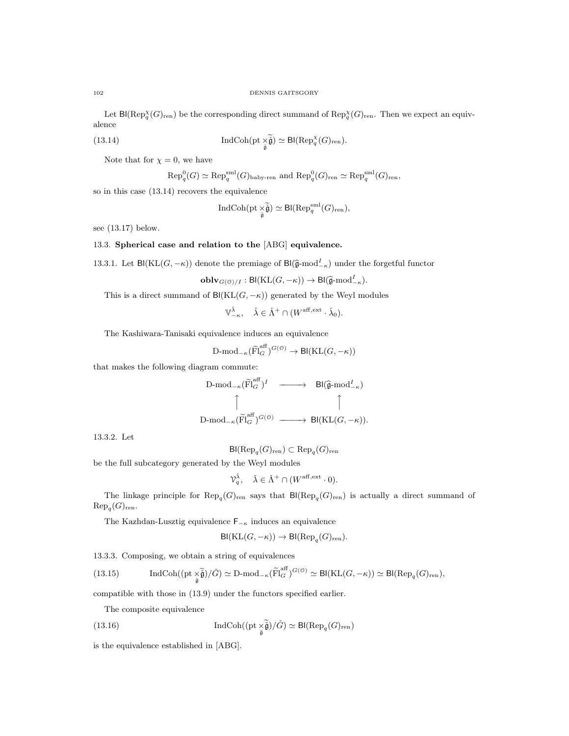Let $\mathsf{Bl}(\mathrm{Rep}_q^\chi(G)_{\mathrm{ren}})$ be the corresponding direct summand of $\mathrm{Rep}_q^\chi(G)_{\mathrm{ren}}$. Then we expect an equivalence

$$\mathrm{IndCoh}(\mathrm{pt} \underset{\check{\mathfrak{g}}}{\times} \widetilde{\check{\mathfrak{g}}}) \simeq \mathsf{Bl}(\mathrm{Rep}_q^\chi(G)_{\mathrm{ren}}). \tag{13.14}$$

Note that for $\chi = 0$, we have

$$\mathrm{Rep}_q^0(G) \simeq \mathrm{Rep}_q^{\mathrm{sml}}(G)_{\mathrm{baby\text{-}ren}} \text{ and } \mathrm{Rep}_q^0(G)_{\mathrm{ren}} \simeq \mathrm{Rep}_q^{\mathrm{sml}}(G)_{\mathrm{ren}},$$

so in this case (13.14) recovers the equivalence

$$\mathrm{IndCoh}(\mathrm{pt} \underset{\check{\mathfrak{g}}}{\times} \widetilde{\check{\mathfrak{g}}}) \simeq \mathsf{Bl}(\mathrm{Rep}_q^{\mathrm{sml}}(G)_{\mathrm{ren}}),$$

see (13.17) below.

## 13.3. Spherical case and relation to the [ABG] equivalence.

13.3.1. Let $\mathsf{Bl}(\mathrm{KL}(G, -\kappa))$ denote the premiage of $\mathsf{Bl}(\widehat{\mathfrak{g}}\text{-mod}^I_{-\kappa})$ under the forgetful functor

$$\mathbf{oblv}_{G(\mathcal{O})/I} : \mathsf{Bl}(\mathrm{KL}(G, -\kappa)) \to \mathsf{Bl}(\widehat{\mathfrak{g}}\text{-mod}^I_{-\kappa}).$$

This is a direct summand of $\mathsf{Bl}(\mathrm{KL}(G, -\kappa))$ generated by the Weyl modules

$$\mathbb{V}^{\check{\lambda}}_{-\kappa}, \quad \check{\lambda} \in \check{\Lambda}^+ \cap (W^{\mathrm{aff,ext}} \cdot \check{\lambda}_0).$$

The Kashiwara-Tanisaki equivalence induces an equivalence

$$\text{D-mod}_{-\kappa}(\widetilde{\mathrm{Fl}}^{\mathrm{aff}}_G)^{G(\mathcal{O})} \to \mathsf{Bl}(\mathrm{KL}(G, -\kappa))$$

that makes the following diagram commute:

$$\begin{array}{ccc}
\text{D-mod}_{-\kappa}(\widetilde{\mathrm{Fl}}^{\mathrm{aff}}_G)^I & \longrightarrow & \mathsf{Bl}(\widehat{\mathfrak{g}}\text{-mod}^I_{-\kappa}) \\
\uparrow & & \uparrow \\
\text{D-mod}_{-\kappa}(\widetilde{\mathrm{Fl}}^{\mathrm{aff}}_G)^{G(\mathcal{O})} & \longrightarrow & \mathsf{Bl}(\mathrm{KL}(G, -\kappa)).
\end{array}$$

13.3.2. Let

$$\mathsf{Bl}(\mathrm{Rep}_q(G)_{\mathrm{ren}}) \subset \mathrm{Rep}_q(G)_{\mathrm{ren}}$$

be the full subcategory generated by the Weyl modules

$$\mathcal{V}^{\check{\lambda}}_q, \quad \check{\lambda} \in \check{\Lambda}^+ \cap (W^{\mathrm{aff,ext}} \cdot 0).$$

The linkage principle for $\mathrm{Rep}_q(G)_{\mathrm{ren}}$ says that $\mathsf{Bl}(\mathrm{Rep}_q(G)_{\mathrm{ren}})$ is actually a direct summand of $\mathrm{Rep}_q(G)_{\mathrm{ren}}$.

The Kazhdan-Lusztig equivalence $\mathsf{F}_{-\kappa}$ induces an equivalence

$$\mathsf{Bl}(\mathrm{KL}(G, -\kappa)) \to \mathsf{Bl}(\mathrm{Rep}_q(G)_{\mathrm{ren}}).$$

13.3.3. Composing, we obtain a string of equivalences

$$\mathrm{IndCoh}((\mathrm{pt} \underset{\check{\mathfrak{g}}}{\times} \widetilde{\check{\mathfrak{g}}})/\check{G}) \simeq \text{D-mod}_{-\kappa}(\widetilde{\mathrm{Fl}}^{\mathrm{aff}}_G)^{G(\mathcal{O})} \simeq \mathsf{Bl}(\mathrm{KL}(G, -\kappa)) \simeq \mathsf{Bl}(\mathrm{Rep}_q(G)_{\mathrm{ren}}), \tag{13.15}$$

compatible with those in (13.9) under the functors specified earlier.

The composite equivalence

$$\mathrm{IndCoh}((\mathrm{pt} \underset{\check{\mathfrak{g}}}{\times} \widetilde{\check{\mathfrak{g}}})/\check{G}) \simeq \mathsf{Bl}(\mathrm{Rep}_q(G)_{\mathrm{ren}}) \tag{13.16}$$

is the equivalence established in [ABG].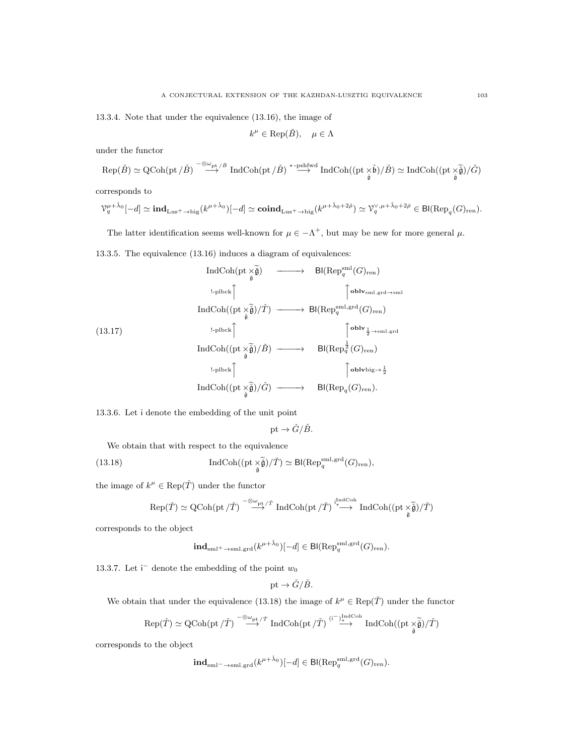13.3.4. Note that under the equivalence (13.16), the image of

$$k^\mu \in \operatorname{Rep}(\check{B}), \quad \mu \in \Lambda$$

under the functor

$$\operatorname{Rep}(\check{B}) \simeq \operatorname{QCoh}(\operatorname{pt}/\check{B}) \overset{-\otimes\omega_{\operatorname{pt}/\check{B}}}{\longrightarrow} \operatorname{IndCoh}(\operatorname{pt}/\check{B}) \overset{*\text{-pshfwd}}{\longrightarrow} \operatorname{IndCoh}((\operatorname{pt} \underset{\check{\mathfrak{g}}}{\times} \check{\mathfrak{b}})/\check{B}) \simeq \operatorname{IndCoh}((\operatorname{pt} \underset{\check{\mathfrak{g}}}{\times} \widetilde{\check{\mathfrak{g}}})/\check{G})$$

corresponds to

$$\mathcal{V}_q^{\mu+\check{\lambda}_0}[-d] \simeq \mathbf{ind}_{\operatorname{Lus}^+\to\operatorname{big}}(k^{\mu+\check{\lambda}_0})[-d] \simeq \mathbf{coind}_{\operatorname{Lus}^+\to\operatorname{big}}(k^{\mu+\check{\lambda}_0+2\check{\rho}}) \simeq \mathcal{V}_q^{\vee,\mu+\check{\lambda}_0+2\check{\rho}} \in \mathsf{Bl}(\operatorname{Rep}_q(G)_{\operatorname{ren}}).$$

The latter identification seems well-known for $\mu \in -\Lambda^+$, but may be new for more general $\mu$.

13.3.5. The equivalence (13.16) induces a diagram of equivalences:

$$
\begin{array}{ccc}
\operatorname{IndCoh}(\operatorname{pt} \underset{\check{\mathfrak{g}}}{\times} \widetilde{\check{\mathfrak{g}}}) & \longrightarrow & \mathsf{Bl}(\operatorname{Rep}_q^{\operatorname{sml}}(G)_{\operatorname{ren}}) \\
{\scriptstyle !\text{-plbck}}\uparrow & & \uparrow{\scriptstyle \mathbf{oblv}_{\operatorname{sml.grd}\to\operatorname{sml}}} \\
\operatorname{IndCoh}((\operatorname{pt} \underset{\check{\mathfrak{g}}}{\times} \widetilde{\check{\mathfrak{g}}})/\check{T}) & \longrightarrow & \mathsf{Bl}(\operatorname{Rep}_q^{\operatorname{sml,grd}}(G)_{\operatorname{ren}}) \\
{\scriptstyle !\text{-plbck}}\uparrow & & \uparrow{\scriptstyle \mathbf{oblv}_{\frac{1}{2}\to\operatorname{sml.grd}}} \\
\operatorname{IndCoh}((\operatorname{pt} \underset{\check{\mathfrak{g}}}{\times} \widetilde{\check{\mathfrak{g}}})/\check{B}) & \longrightarrow & \mathsf{Bl}(\operatorname{Rep}_q^{\frac{1}{2}}(G)_{\operatorname{ren}}) \\
{\scriptstyle !\text{-plbck}}\uparrow & & \uparrow{\scriptstyle \mathbf{oblv}_{\operatorname{big}\to\frac{1}{2}}} \\
\operatorname{IndCoh}((\operatorname{pt} \underset{\check{\mathfrak{g}}}{\times} \widetilde{\check{\mathfrak{g}}})/\check{G}) & \longrightarrow & \mathsf{Bl}(\operatorname{Rep}_q(G)_{\operatorname{ren}}).
\end{array}
\tag{13.17}
$$

13.3.6. Let $\mathsf{i}$ denote the embedding of the unit point

$$\operatorname{pt} \to \check{G}/\check{B}.$$

We obtain that with respect to the equivalence

$$\operatorname{IndCoh}((\operatorname{pt} \underset{\check{\mathfrak{g}}}{\times} \widetilde{\check{\mathfrak{g}}})/\check{T}) \simeq \mathsf{Bl}(\operatorname{Rep}_q^{\operatorname{sml,grd}}(G)_{\operatorname{ren}}), \tag{13.18}$$

the image of $k^\mu \in \operatorname{Rep}(\check{T})$ under the functor

$$\operatorname{Rep}(\check{T}) \simeq \operatorname{QCoh}(\operatorname{pt}/\check{T}) \overset{-\otimes\omega_{\operatorname{pt}/\check{T}}}{\longrightarrow} \operatorname{IndCoh}(\operatorname{pt}/\check{T}) \overset{\mathsf{i}_*^{\operatorname{IndCoh}}}{\longrightarrow} \operatorname{IndCoh}((\operatorname{pt} \underset{\check{\mathfrak{g}}}{\times} \widetilde{\check{\mathfrak{g}}})/\check{T})$$

corresponds to the object

$$\mathbf{ind}_{\operatorname{sml}^+\to\operatorname{sml.grd}}(k^{\mu+\check{\lambda}_0})[-d] \in \mathsf{Bl}(\operatorname{Rep}_q^{\operatorname{sml,grd}}(G)_{\operatorname{ren}}).$$

13.3.7. Let $\mathsf{i}^-$ denote the embedding of the point $w_0$

$$\operatorname{pt} \to \check{G}/\check{B}.$$

We obtain that under the equivalence (13.18) the image of $k^\mu \in \operatorname{Rep}(\check{T})$ under the functor

$$\operatorname{Rep}(\check{T}) \simeq \operatorname{QCoh}(\operatorname{pt}/\check{T}) \overset{-\otimes\omega_{\operatorname{pt}/\check{T}}}{\longrightarrow} \operatorname{IndCoh}(\operatorname{pt}/\check{T}) \overset{(\mathsf{i}^-)_*^{\operatorname{IndCoh}}}{\longrightarrow} \operatorname{IndCoh}((\operatorname{pt} \underset{\check{\mathfrak{g}}}{\times} \widetilde{\check{\mathfrak{g}}})/\check{T})$$

corresponds to the object

$$\mathbf{ind}_{\operatorname{sml}^-\to\operatorname{sml.grd}}(k^{\mu+\check{\lambda}_0})[-d] \in \mathsf{Bl}(\operatorname{Rep}_q^{\operatorname{sml,grd}}(G)_{\operatorname{ren}}).$$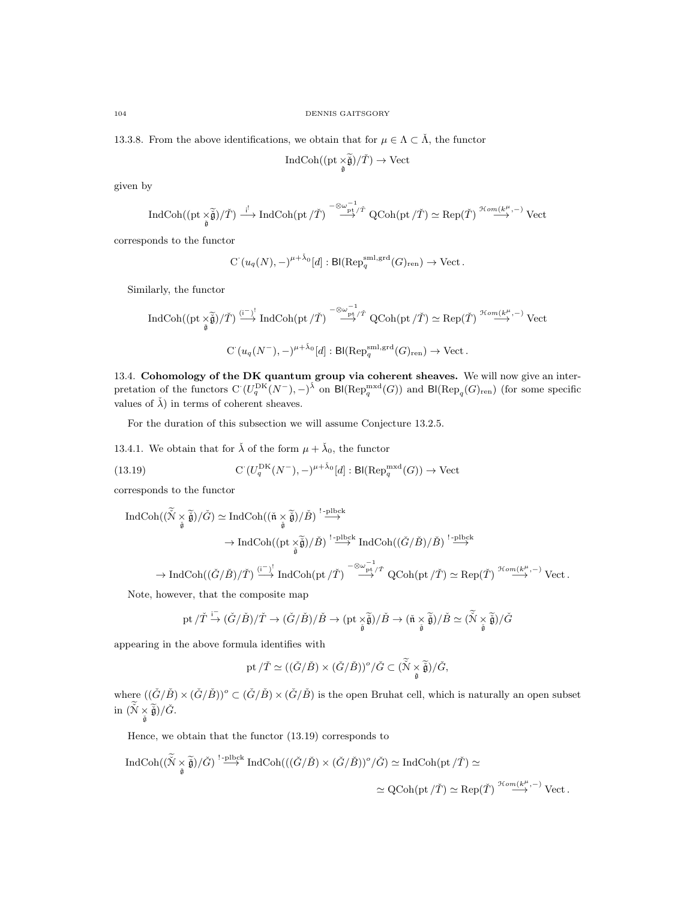13.3.8. From the above identifications, we obtain that for $\mu \in \Lambda \subset \check{\Lambda}$, the functor

$$\mathrm{IndCoh}((\mathrm{pt} \underset{\check{\mathfrak{g}}}{\times} \widetilde{\check{\mathfrak{g}}})/\check{T}) \to \mathrm{Vect}$$

given by

$$\mathrm{IndCoh}((\mathrm{pt} \underset{\check{\mathfrak{g}}}{\times} \widetilde{\check{\mathfrak{g}}})/\check{T}) \overset{\mathrm{i}^!}{\longrightarrow} \mathrm{IndCoh}(\mathrm{pt}/\check{T}) \overset{-\otimes \omega^{-1}_{\mathrm{pt}/\check{T}}}{\longrightarrow} \mathrm{QCoh}(\mathrm{pt}/\check{T}) \simeq \mathrm{Rep}(\check{T}) \overset{\mathcal{H}om(k^\mu, -)}{\longrightarrow} \mathrm{Vect}$$

corresponds to the functor

$$\mathrm{C}^\cdot(u_q(N), -)^{\mu + \check{\lambda}_0}[d] : \mathsf{Bl}(\mathrm{Rep}_q^{\mathrm{sml,grd}}(G)_{\mathrm{ren}}) \to \mathrm{Vect}.$$

Similarly, the functor

$$\mathrm{IndCoh}((\mathrm{pt} \underset{\check{\mathfrak{g}}}{\times} \widetilde{\check{\mathfrak{g}}})/\check{T}) \overset{(\mathrm{i}^-)^!}{\longrightarrow} \mathrm{IndCoh}(\mathrm{pt}/\check{T}) \overset{-\otimes \omega^{-1}_{\mathrm{pt}/\check{T}}}{\longrightarrow} \mathrm{QCoh}(\mathrm{pt}/\check{T}) \simeq \mathrm{Rep}(\check{T}) \overset{\mathcal{H}om(k^\mu, -)}{\longrightarrow} \mathrm{Vect}$$

$$\mathrm{C}^\cdot(u_q(N^-), -)^{\mu + \check{\lambda}_0}[d] : \mathsf{Bl}(\mathrm{Rep}_q^{\mathrm{sml,grd}}(G)_{\mathrm{ren}}) \to \mathrm{Vect}.$$

## 13.4. Cohomology of the DK quantum group via coherent sheaves.

We will now give an interpretation of the functors $\mathrm{C}^\cdot(U_q^{\mathrm{DK}}(N^-), -)^{\check{\lambda}}$ on $\mathsf{Bl}(\mathrm{Rep}_q^{\mathrm{mxd}}(G))$ and $\mathsf{Bl}(\mathrm{Rep}_q(G)_{\mathrm{ren}})$ (for some specific values of $\check{\lambda}$) in terms of coherent sheaves.

For the duration of this subsection we will assume Conjecture 13.2.5.

13.4.1. We obtain that for $\check{\lambda}$ of the form $\mu + \check{\lambda}_0$, the functor

$$\mathrm{C}^\cdot(U_q^{\mathrm{DK}}(N^-), -)^{\mu + \check{\lambda}_0}[d] : \mathsf{Bl}(\mathrm{Rep}_q^{\mathrm{mxd}}(G)) \to \mathrm{Vect} \tag{13.19}$$

corresponds to the functor

$$\mathrm{IndCoh}((\widetilde{\check{\mathcal{N}}} \underset{\check{\mathfrak{g}}}{\times} \widetilde{\check{\mathfrak{g}}})/\check{G}) \simeq \mathrm{IndCoh}((\check{\mathfrak{n}} \underset{\check{\mathfrak{g}}}{\times} \widetilde{\check{\mathfrak{g}}})/\check{B}) \overset{!\text{-plbck}}{\longrightarrow}$$

$$\to \mathrm{IndCoh}((\mathrm{pt} \underset{\check{\mathfrak{g}}}{\times} \widetilde{\check{\mathfrak{g}}})/\check{B}) \overset{!\text{-plbck}}{\longrightarrow} \mathrm{IndCoh}((\check{G}/\check{B})/\check{B}) \overset{!\text{-plbck}}{\longrightarrow}$$

$$\to \mathrm{IndCoh}((\check{G}/\check{B})/\check{T}) \overset{(\mathrm{i}^-)^!}{\longrightarrow} \mathrm{IndCoh}(\mathrm{pt}/\check{T}) \overset{-\otimes \omega^{-1}_{\mathrm{pt}/\check{T}}}{\longrightarrow} \mathrm{QCoh}(\mathrm{pt}/\check{T}) \simeq \mathrm{Rep}(\check{T}) \overset{\mathcal{H}om(k^\mu, -)}{\longrightarrow} \mathrm{Vect}.$$

Note, however, that the composite map

$$\mathrm{pt}/\check{T} \overset{\mathrm{i}^-}{\to} (\check{G}/\check{B})/\check{T} \to (\check{G}/\check{B})/\check{B} \to (\mathrm{pt} \underset{\check{\mathfrak{g}}}{\times} \widetilde{\check{\mathfrak{g}}})/\check{B} \to (\check{\mathfrak{n}} \underset{\check{\mathfrak{g}}}{\times} \widetilde{\check{\mathfrak{g}}})/\check{B} \simeq (\widetilde{\check{\mathcal{N}}} \underset{\check{\mathfrak{g}}}{\times} \widetilde{\check{\mathfrak{g}}})/\check{G}$$

appearing in the above formula identifies with

$$\mathrm{pt}/\check{T} \simeq ((\check{G}/\check{B}) \times (\check{G}/\check{B}))^o/\check{G} \subset (\widetilde{\check{\mathcal{N}}} \underset{\check{\mathfrak{g}}}{\times} \widetilde{\check{\mathfrak{g}}})/\check{G},$$

where $((\check{G}/\check{B}) \times (\check{G}/\check{B}))^o \subset (\check{G}/\check{B}) \times (\check{G}/\check{B})$ is the open Bruhat cell, which is naturally an open subset in $(\widetilde{\check{\mathcal{N}}} \underset{\check{\mathfrak{g}}}{\times} \widetilde{\check{\mathfrak{g}}})/\check{G}$.

Hence, we obtain that the functor (13.19) corresponds to

$$\mathrm{IndCoh}((\widetilde{\check{\mathcal{N}}} \underset{\check{\mathfrak{g}}}{\times} \widetilde{\check{\mathfrak{g}}})/\check{G}) \overset{!\text{-plbck}}{\longrightarrow} \mathrm{IndCoh}(((\check{G}/\check{B}) \times (\check{G}/\check{B}))^o/\check{G}) \simeq \mathrm{IndCoh}(\mathrm{pt}/\check{T}) \simeq$$

$$\simeq \mathrm{QCoh}(\mathrm{pt}/\check{T}) \simeq \mathrm{Rep}(\check{T}) \overset{\mathcal{H}om(k^\mu, -)}{\longrightarrow} \mathrm{Vect}.$$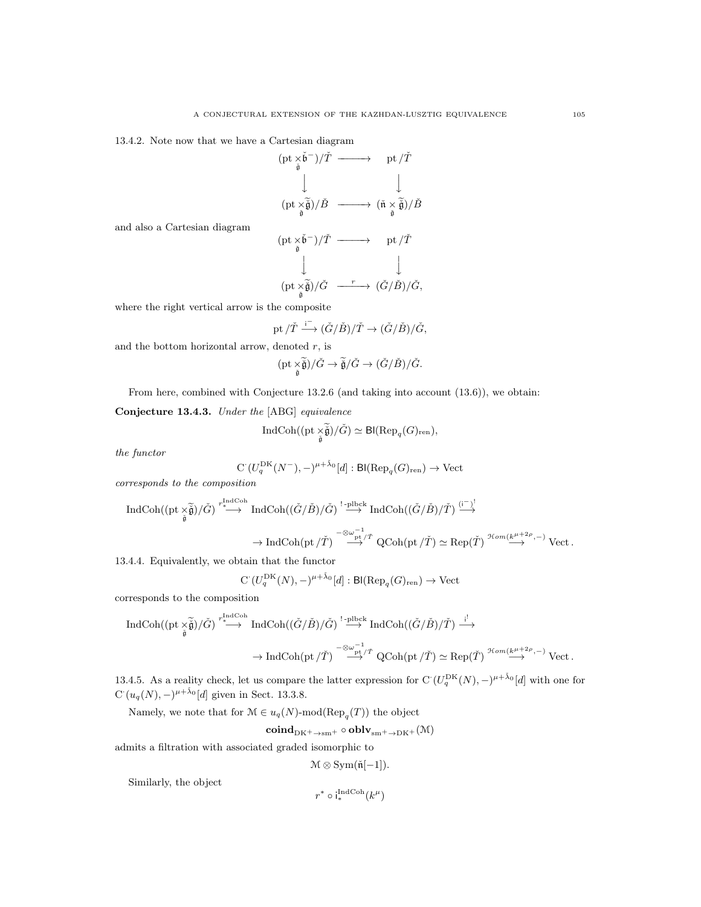13.4.2. Note now that we have a Cartesian diagram

$$\begin{array}{ccc} (\mathrm{pt} \underset{\check{\mathfrak{g}}}{\times} \check{\mathfrak{b}}^-)/\check{T} & \longrightarrow & \mathrm{pt}/\check{T} \\ \downarrow & & \downarrow \\ (\mathrm{pt} \underset{\check{\mathfrak{g}}}{\times} \widetilde{\check{\mathfrak{g}}})/\check{B} & \longrightarrow & (\check{\mathfrak{n}} \underset{\check{\mathfrak{g}}}{\times} \widetilde{\check{\mathfrak{g}}})/\check{B} \end{array}$$

and also a Cartesian diagram

$$\begin{array}{ccc} (\mathrm{pt} \underset{\check{\mathfrak{g}}}{\times} \check{\mathfrak{b}}^-)/\check{T} & \longrightarrow & \mathrm{pt}/\check{T} \\ \downarrow & & \downarrow \\ (\mathrm{pt} \underset{\check{\mathfrak{g}}}{\times} \widetilde{\check{\mathfrak{g}}})/\check{G} & \xrightarrow{r} & (\check{G}/\check{B})/\check{G}, \end{array}$$

where the right vertical arrow is the composite

$$\mathrm{pt}/\check{T} \xrightarrow{\mathfrak{i}^-} (\check{G}/\check{B})/\check{T} \to (\check{G}/\check{B})/\check{G},$$

and the bottom horizontal arrow, denoted $r$, is

$$(\mathrm{pt} \underset{\check{\mathfrak{g}}}{\times} \widetilde{\check{\mathfrak{g}}})/\check{G} \to \widetilde{\check{\mathfrak{g}}}/\check{G} \to (\check{G}/\check{B})/\check{G}.$$

From here, combined with Conjecture 13.2.6 (and taking into account (13.6)), we obtain:

**Conjecture 13.4.3.** *Under the* [ABG] *equivalence*

$$\mathrm{IndCoh}((\mathrm{pt} \underset{\check{\mathfrak{g}}}{\times} \widetilde{\check{\mathfrak{g}}})/\check{G}) \simeq \mathsf{Bl}(\mathrm{Rep}_q(G)_{\mathrm{ren}}),$$

*the functor*

$$\mathrm{C}^\cdot(U_q^{\mathrm{DK}}(N^-), -)^{\mu+\check{\lambda}_0}[d] : \mathsf{Bl}(\mathrm{Rep}_q(G)_{\mathrm{ren}}) \to \mathrm{Vect}$$

*corresponds to the composition*

$$\mathrm{IndCoh}((\mathrm{pt} \underset{\check{\mathfrak{g}}}{\times} \widetilde{\check{\mathfrak{g}}})/\check{G}) \xrightarrow{r_*^{\mathrm{IndCoh}}} \mathrm{IndCoh}((\check{G}/\check{B})/\check{G}) \xrightarrow{!\text{-plbck}} \mathrm{IndCoh}((\check{G}/\check{B})/\check{T}) \xrightarrow{(\mathfrak{i}^-)^!}$$

$$\to \mathrm{IndCoh}(\mathrm{pt}/\check{T}) \xrightarrow{-\otimes \omega^{-1}_{\mathrm{pt}/\check{T}}} \mathrm{QCoh}(\mathrm{pt}/\check{T}) \simeq \mathrm{Rep}(\check{T}) \xrightarrow{\mathcal{H}om(k^{\mu+2\rho},-)} \mathrm{Vect}.$$

13.4.4. Equivalently, we obtain that the functor

$$\mathrm{C}^\cdot(U_q^{\mathrm{DK}}(N), -)^{\mu+\check{\lambda}_0}[d] : \mathsf{Bl}(\mathrm{Rep}_q(G)_{\mathrm{ren}}) \to \mathrm{Vect}$$

corresponds to the composition

$$\mathrm{IndCoh}((\mathrm{pt} \underset{\check{\mathfrak{g}}}{\times} \widetilde{\check{\mathfrak{g}}})/\check{G}) \xrightarrow{r_*^{\mathrm{IndCoh}}} \mathrm{IndCoh}((\check{G}/\check{B})/\check{G}) \xrightarrow{!\text{-plbck}} \mathrm{IndCoh}((\check{G}/\check{B})/\check{T}) \xrightarrow{\mathfrak{i}^!}$$

$$\to \mathrm{IndCoh}(\mathrm{pt}/\check{T}) \xrightarrow{-\otimes \omega^{-1}_{\mathrm{pt}/\check{T}}} \mathrm{QCoh}(\mathrm{pt}/\check{T}) \simeq \mathrm{Rep}(\check{T}) \xrightarrow{\mathcal{H}om(k^{\mu+2\rho},-)} \mathrm{Vect}.$$

13.4.5. As a reality check, let us compare the latter expression for $\mathrm{C}^\cdot(U_q^{\mathrm{DK}}(N), -)^{\mu+\check{\lambda}_0}[d]$ with one for $\mathrm{C}^\cdot(u_q(N), -)^{\mu+\check{\lambda}_0}[d]$ given in Sect. 13.3.8.

Namely, we note that for $\mathcal{M} \in u_q(N)\text{-mod}(\mathrm{Rep}_q(T))$ the object

$$\mathbf{coind}_{\mathrm{DK}^+ \to \mathrm{sm}^+} \circ \mathbf{oblv}_{\mathrm{sm}^+ \to \mathrm{DK}^+}(\mathcal{M})$$

admits a filtration with associated graded isomorphic to

$$\mathcal{M} \otimes \mathrm{Sym}(\check{\mathfrak{n}}[-1]).$$

Similarly, the object

$$r^* \circ \mathfrak{i}_*^{\mathrm{IndCoh}}(k^\mu)$$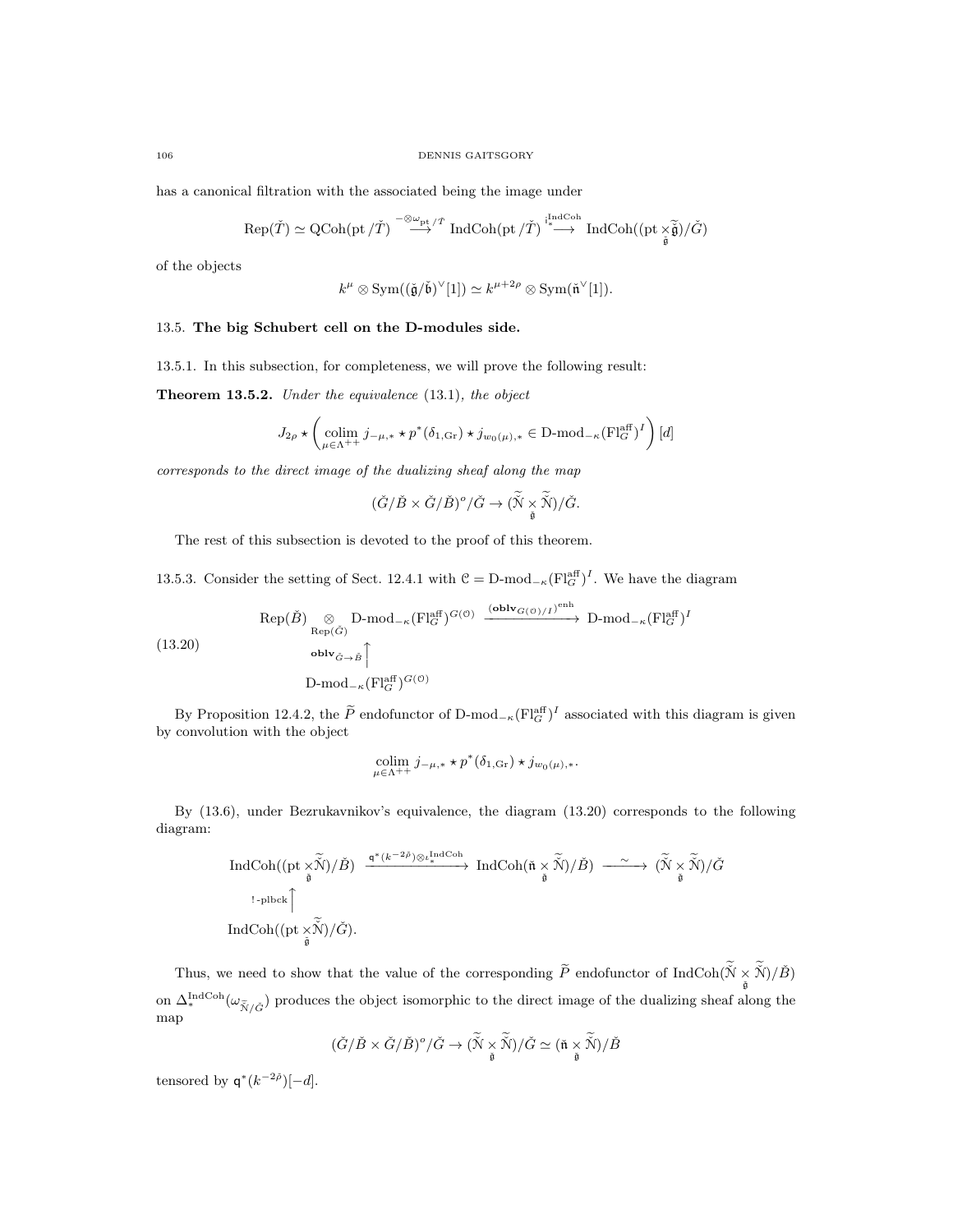has a canonical filtration with the associated being the image under

$$\operatorname{Rep}(\check{T}) \simeq \operatorname{QCoh}(\operatorname{pt}/\check{T}) \overset{-\otimes \omega_{\operatorname{pt}/\check{T}}}{\longrightarrow} \operatorname{IndCoh}(\operatorname{pt}/\check{T}) \overset{\mathrm{i}_*^{\operatorname{IndCoh}}}{\longrightarrow} \operatorname{IndCoh}((\operatorname{pt} \underset{\check{\mathfrak{g}}}{\times} \widetilde{\check{\mathfrak{g}}})/\check{G})$$

of the objects

$$k^\mu \otimes \operatorname{Sym}((\check{\mathfrak{g}}/\check{\mathfrak{b}})^\vee[1]) \simeq k^{\mu+2\rho} \otimes \operatorname{Sym}(\check{\mathfrak{n}}^\vee[1]).$$

## 13.5. The big Schubert cell on the D-modules side.

13.5.1. In this subsection, for completeness, we will prove the following result:

**Theorem 13.5.2.** *Under the equivalence* (13.1)*, the object*

$$J_{2\rho} \star \left( \underset{\mu \in \Lambda^{++}}{\operatorname{colim}}\, j_{-\mu,*} \star p^*(\delta_{1,\operatorname{Gr}}) \star j_{w_0(\mu),*} \in \operatorname{D-mod}_{-\kappa}(\operatorname{Fl}_G^{\operatorname{aff}})^I \right)[d]$$

*corresponds to the direct image of the dualizing sheaf along the map*

$$(\check{G}/\check{B} \times \check{G}/\check{B})^o/\check{G} \to (\widetilde{\check{\mathcal{N}}} \underset{\check{\mathfrak{g}}}{\times} \widetilde{\check{\mathcal{N}}})/\check{G}.$$

The rest of this subsection is devoted to the proof of this theorem.

13.5.3. Consider the setting of Sect. 12.4.1 with $\mathcal{C} = \operatorname{D-mod}_{-\kappa}(\operatorname{Fl}_G^{\operatorname{aff}})^I$. We have the diagram

$$(13.20)\qquad \begin{array}{ccc} \operatorname{Rep}(\check{B}) \underset{\operatorname{Rep}(\check{G})}{\otimes} \operatorname{D-mod}_{-\kappa}(\operatorname{Fl}_G^{\operatorname{aff}})^{G(\mathcal{O})} & \xrightarrow{(\mathbf{oblv}_{G(\mathcal{O})/I})^{\operatorname{enh}}} & \operatorname{D-mod}_{-\kappa}(\operatorname{Fl}_G^{\operatorname{aff}})^I \\ \mathbf{oblv}_{\check{G}\to\check{B}} \uparrow & & \\ \operatorname{D-mod}_{-\kappa}(\operatorname{Fl}_G^{\operatorname{aff}})^{G(\mathcal{O})} & & \end{array}$$

By Proposition 12.4.2, the $\widetilde{P}$ endofunctor of $\operatorname{D-mod}_{-\kappa}(\operatorname{Fl}_G^{\operatorname{aff}})^I$ associated with this diagram is given by convolution with the object

$$\underset{\mu \in \Lambda^{++}}{\operatorname{colim}}\, j_{-\mu,*} \star p^*(\delta_{1,\operatorname{Gr}}) \star j_{w_0(\mu),*}.$$

By (13.6), under Bezrukavnikov's equivalence, the diagram (13.20) corresponds to the following diagram:

$$\begin{array}{ccccc} \operatorname{IndCoh}((\operatorname{pt} \underset{\check{\mathfrak{g}}}{\times} \widetilde{\check{\mathcal{N}}})/\check{B}) & \xrightarrow{\mathsf{q}^*(k^{-2\check{\rho}}) \otimes \iota_*^{\operatorname{IndCoh}}} & \operatorname{IndCoh}(\check{\mathfrak{n}} \underset{\check{\mathfrak{g}}}{\times} \widetilde{\check{\mathcal{N}}})/\check{B}) & \xrightarrow{\sim} & (\widetilde{\check{\mathcal{N}}} \underset{\check{\mathfrak{g}}}{\times} \widetilde{\check{\mathcal{N}}})/\check{G} \\ !\text{-plbck} \uparrow & & & & \\ \operatorname{IndCoh}((\operatorname{pt} \underset{\check{\mathfrak{g}}}{\times} \widetilde{\check{\mathcal{N}}})/\check{G}). & & & & \end{array}$$

Thus, we need to show that the value of the corresponding $\widetilde{P}$ endofunctor of $\operatorname{IndCoh}(\widetilde{\check{\mathcal{N}}} \underset{\check{\mathfrak{g}}}{\times} \widetilde{\check{\mathcal{N}}})/\check{B})$ on $\Delta_*^{\operatorname{IndCoh}}(\omega_{\widetilde{\check{\mathcal{N}}}/\check{G}})$ produces the object isomorphic to the direct image of the dualizing sheaf along the map

$$(\check{G}/\check{B} \times \check{G}/\check{B})^o/\check{G} \to (\widetilde{\check{\mathcal{N}}} \underset{\check{\mathfrak{g}}}{\times} \widetilde{\check{\mathcal{N}}})/\check{G} \simeq (\check{\mathfrak{n}} \underset{\check{\mathfrak{g}}}{\times} \widetilde{\check{\mathcal{N}}})/\check{B}$$

tensored by $\mathsf{q}^*(k^{-2\check{\rho}})[-d]$.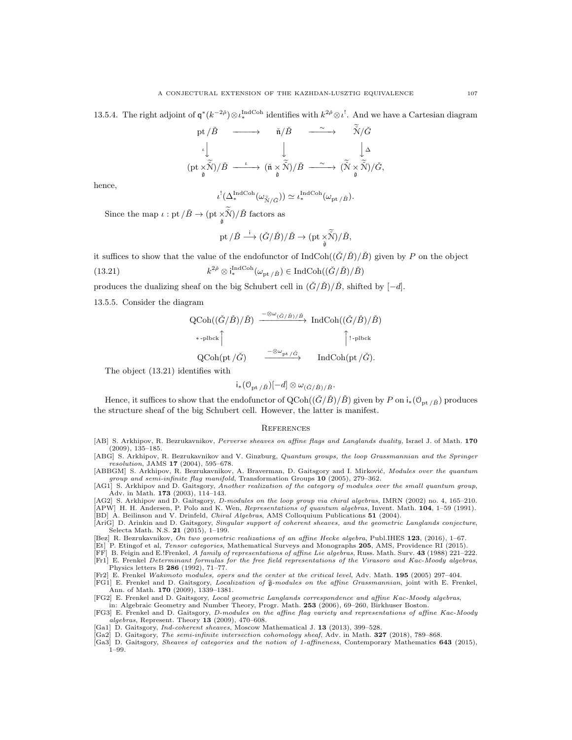13.5.4. The right adjoint of $\mathfrak{q}^*(k^{-2\check{\rho}}) \otimes \iota_*^{\text{IndCoh}}$ identifies with $k^{2\check{\rho}} \otimes \iota^!$. And we have a Cartesian diagram

$$
\begin{array}{ccccc}
\text{pt}/\check{B} & \longrightarrow & \check{\mathfrak{n}}/\check{B} & \xrightarrow{\sim} & \widetilde{\widetilde{\mathcal{N}}}/\check{G} \\
\iota \Big\downarrow & & \Big\downarrow & & \Big\downarrow \Delta \\
(\text{pt} \underset{\check{\mathfrak{g}}}{\times} \widetilde{\widetilde{\mathcal{N}}})/\check{B} & \xrightarrow{\iota} & (\check{\mathfrak{n}} \underset{\check{\mathfrak{g}}}{\times} \widetilde{\widetilde{\mathcal{N}}})/\check{B} & \xrightarrow{\sim} & (\widetilde{\widetilde{\mathcal{N}}} \underset{\check{\mathfrak{g}}}{\times} \widetilde{\widetilde{\mathcal{N}}})/\check{G},
\end{array}
$$

hence,

$$\iota^!(\Delta_*^{\text{IndCoh}}(\omega_{\widetilde{\widetilde{\mathcal{N}}}/\check{G}})) \simeq \iota_*^{\text{IndCoh}}(\omega_{\text{pt}/\check{B}}).$$

Since the map $\iota : \text{pt}/\check{B} \to (\text{pt} \underset{\check{\mathfrak{g}}}{\times} \widetilde{\widetilde{\mathcal{N}}})/\check{B}$ factors as

$$\text{pt}/\check{B} \xrightarrow{\mathsf{i}} (\check{G}/\check{B})/\check{B} \to (\text{pt} \underset{\check{\mathfrak{g}}}{\times} \widetilde{\widetilde{\mathcal{N}}})/\check{B},$$

it suffices to show that the value of the endofunctor of $\text{IndCoh}((\check{G}/\check{B})/\check{B})$ given by $P$ on the object

$$k^{2\check{\rho}} \otimes \mathsf{i}_*^{\text{IndCoh}}(\omega_{\text{pt}/\check{B}}) \in \text{IndCoh}((\check{G}/\check{B})/\check{B}) \tag{13.21}$$

produces the dualizing sheaf on the big Schubert cell in $(\check{G}/\check{B})/\check{B}$, shifted by $[-d]$.

13.5.5. Consider the diagram

$$
\begin{array}{ccc}
\text{QCoh}((\check{G}/\check{B})/\check{B}) & \xrightarrow{-\otimes\omega_{(\check{G}/\check{B})/\check{B}}} & \text{IndCoh}((\check{G}/\check{B})/\check{B}) \\
{}^{*\text{-plbck}}\Big\uparrow & & \Big\uparrow{}^{!\text{-plbck}} \\
\text{QCoh}(\text{pt}/\check{G}) & \xrightarrow{-\otimes\omega_{\text{pt}/\check{G}}} & \text{IndCoh}(\text{pt}/\check{G}).
\end{array}
$$

The object (13.21) identifies with

$$\mathsf{i}_*(\mathcal{O}_{\text{pt}/\check{B}})[-d] \otimes \omega_{(\check{G}/\check{B})/\check{B}}.$$

Hence, it suffices to show that the endofunctor of $\text{QCoh}((\check{G}/\check{B})/\check{B})$ given by $P$ on $\mathsf{i}_*(\mathcal{O}_{\text{pt}/\check{B}})$ produces the structure sheaf of the big Schubert cell. However, the latter is manifest.

## References

[AB] S. Arkhipov, R. Bezrukavnikov, *Perverse sheaves on affine flags and Langlands duality*, Israel J. of Math. **170** (2009), 135–185.

[ABG] S. Arkhipov, R. Bezrukavnikov and V. Ginzburg, *Quantum groups, the loop Grassmannian and the Springer resolution*, JAMS **17** (2004), 595–678.

[ABBGM] S. Arkhipov, R. Bezrukavnikov, A. Braverman, D. Gaitsgory and I. Mirković, *Modules over the quantum group and semi-infinite flag manifold*, Transformation Groups **10** (2005), 279–362.

[AG1] S. Arkhipov and D. Gaitsgory, *Another realization of the category of modules over the small quantum group*, Adv. in Math. **173** (2003), 114–143.

[AG2] S. Arkhipov and D. Gaitsgory, *D-modules on the loop group via chiral algebras*, IMRN (2002) no. 4, 165–210.

[APW] H. H. Andersen, P. Polo and K. Wen, *Representations of quantum algebras*, Invent. Math. **104**, 1–59 (1991).

[BD] A. Beilinson and V. Drinfeld, *Chiral Algebras*, AMS Colloquium Publications **51** (2004).

[AriG] D. Arinkin and D. Gaitsgory, *Singular support of coherent sheaves, and the geometric Langlands conjecture*, Selecta Math. N.S. **21** (2015), 1–199.

[Bez] R. Bezrukavnikov, *On two geometric realizations of an affine Hecke algebra*, Publ.IHES **123**, (2016), 1–67.

[Et] P. Etingof et al, *Tensor categories*, Mathematical Surveys and Monographs **205**, AMS, Providence RI (2015).

[FF] B. Feigin and E.!Frenkel, *A family of representations of affine Lie algebras*, Russ. Math. Surv. **43** (1988) 221–222.

[Fr1] E. Frenkel *Determinant formulas for the free field representations of the Virasoro and Kac-Moody algebras*, Physics letters B **286** (1992), 71–77.

[Fr2] E. Frenkel *Wakimoto modules, opers and the center at the critical level*, Adv. Math. **195** (2005) 297–404.

[FG1] E. Frenkel and D. Gaitsgory, *Localization of $\widehat{\mathfrak{g}}$-modules on the affine Grassmannian*, joint with E. Frenkel, Ann. of Math. **170** (2009), 1339–1381.

[FG2] E. Frenkel and D. Gaitsgory, *Local geometric Langlands correspondence and affine Kac-Moody algebras*, in: Algebraic Geometry and Number Theory, Progr. Math. **253** (2006), 69–260, Birkhuser Boston.

[FG3] E. Frenkel and D. Gaitsgory, *D-modules on the affine flag variety and representations of affine Kac-Moody algebras*, Represent. Theory **13** (2009), 470–608.

[Ga1] D. Gaitsgory, *Ind-coherent sheaves*, Moscow Mathematical J. **13** (2013), 399–528.

[Ga2] D. Gaitsgory, *The semi-infinite intersection cohomology sheaf*, Adv. in Math. **327** (2018), 789–868.

[Ga3] D. Gaitsgory, *Sheaves of categories and the notion of 1-affineness*, Contemporary Mathematics **643** (2015), 1–99.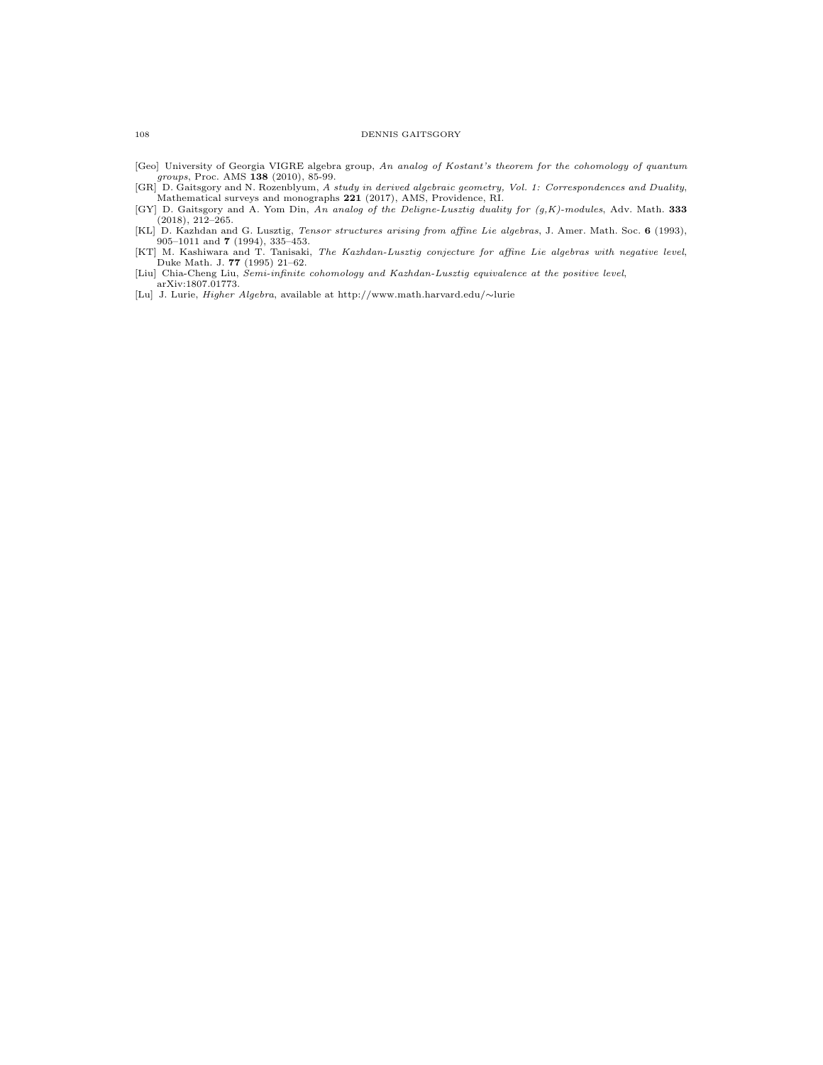[Geo] University of Georgia VIGRE algebra group, *An analog of Kostant's theorem for the cohomology of quantum groups*, Proc. AMS **138** (2010), 85-99.

[GR] D. Gaitsgory and N. Rozenblyum, *A study in derived algebraic geometry, Vol. 1: Correspondences and Duality*, Mathematical surveys and monographs **221** (2017), AMS, Providence, RI.

[GY] D. Gaitsgory and A. Yom Din, *An analog of the Deligne-Lusztig duality for (g,K)-modules*, Adv. Math. **333** (2018), 212–265.

[KL] D. Kazhdan and G. Lusztig, *Tensor structures arising from affine Lie algebras*, J. Amer. Math. Soc. **6** (1993), 905–1011 and **7** (1994), 335–453.

[KT] M. Kashiwara and T. Tanisaki, *The Kazhdan-Lusztig conjecture for affine Lie algebras with negative level*, Duke Math. J. **77** (1995) 21–62.

[Liu] Chia-Cheng Liu, *Semi-infinite cohomology and Kazhdan-Lusztig equivalence at the positive level*, arXiv:1807.01773.

[Lu] J. Lurie, *Higher Algebra*, available at http://www.math.harvard.edu/~lurie